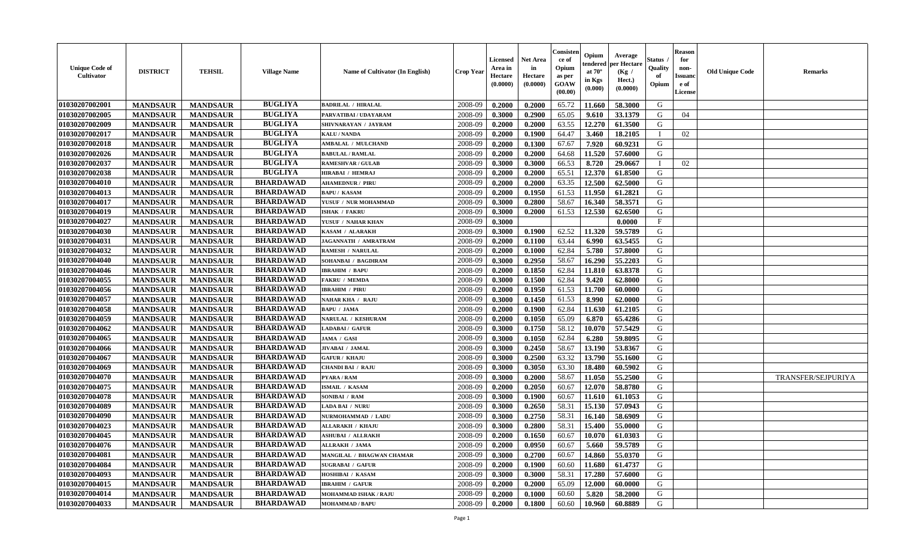| Unique Code of Cultivator | DISTRICT | TEHSIL | Village Name | Name of Cultivator (In English) | Crop Year | Licensed Area in Hectare (0.0000) | Net Area in Hectare (0.0000) | Consistence of Opium as per GOAW (00.00) | Opium tendered at 70° in Kgs (0.000) | Average per Hectare (Kg / Hect.) (0.0000) | Status / Quality of Opium | Reason for non-Issuance of License | Old Unique Code | Remarks |
|---|---|---|---|---|---|---|---|---|---|---|---|---|---|---|
| 01030207002001 | MANDSAUR | MANDSAUR | BUGLIYA | BADRILAL / HIRALAL | 2008-09 | 0.2000 | 0.2000 | 65.72 | 11.660 | 58.3000 | G | | | |
| 01030207002005 | MANDSAUR | MANDSAUR | BUGLIYA | PARVATIBAI / UDAYARAM | 2008-09 | 0.3000 | 0.2900 | 65.05 | 9.610 | 33.1379 | G | 04 | | |
| 01030207002009 | MANDSAUR | MANDSAUR | BUGLIYA | SHIVNARAYAN / JAYRAM | 2008-09 | 0.2000 | 0.2000 | 63.55 | 12.270 | 61.3500 | G | | | |
| 01030207002017 | MANDSAUR | MANDSAUR | BUGLIYA | KALU / NANDA | 2008-09 | 0.2000 | 0.1900 | 64.47 | 3.460 | 18.2105 | I | 02 | | |
| 01030207002018 | MANDSAUR | MANDSAUR | BUGLIYA | AMBALAL / MULCHAND | 2008-09 | 0.2000 | 0.1300 | 67.67 | 7.920 | 60.9231 | G | | | |
| 01030207002026 | MANDSAUR | MANDSAUR | BUGLIYA | BABULAL / RAMLAL | 2008-09 | 0.2000 | 0.2000 | 64.68 | 11.520 | 57.6000 | G | | | |
| 01030207002037 | MANDSAUR | MANDSAUR | BUGLIYA | RAMESHVAR / GULAB | 2008-09 | 0.3000 | 0.3000 | 66.53 | 8.720 | 29.0667 | I | 02 | | |
| 01030207002038 | MANDSAUR | MANDSAUR | BUGLIYA | HIRABAI / HEMRAJ | 2008-09 | 0.2000 | 0.2000 | 65.51 | 12.370 | 61.8500 | G | | | |
| 01030207004010 | MANDSAUR | MANDSAUR | BHARDAWAD | AHAMEDNUR / PIRU | 2008-09 | 0.2000 | 0.2000 | 63.35 | 12.500 | 62.5000 | G | | | |
| 01030207004013 | MANDSAUR | MANDSAUR | BHARDAWAD | BAPU / KASAM | 2008-09 | 0.2000 | 0.1950 | 61.53 | 11.950 | 61.2821 | G | | | |
| 01030207004017 | MANDSAUR | MANDSAUR | BHARDAWAD | YUSUF / NUR MOHAMMAD | 2008-09 | 0.3000 | 0.2800 | 58.67 | 16.340 | 58.3571 | G | | | |
| 01030207004019 | MANDSAUR | MANDSAUR | BHARDAWAD | ISHAK / FAKRU | 2008-09 | 0.3000 | 0.2000 | 61.53 | 12.530 | 62.6500 | G | | | |
| 01030207004027 | MANDSAUR | MANDSAUR | BHARDAWAD | YUSUF / NAHAR KHAN | 2008-09 | 0.3000 | | | | 0.0000 | F | | | |
| 01030207004030 | MANDSAUR | MANDSAUR | BHARDAWAD | KASAM / ALARAKH | 2008-09 | 0.3000 | 0.1900 | 62.52 | 11.320 | 59.5789 | G | | | |
| 01030207004031 | MANDSAUR | MANDSAUR | BHARDAWAD | JAGANNATH / AMRATRAM | 2008-09 | 0.2000 | 0.1100 | 63.44 | 6.990 | 63.5455 | G | | | |
| 01030207004032 | MANDSAUR | MANDSAUR | BHARDAWAD | RAMESH / NARULAL | 2008-09 | 0.2000 | 0.1000 | 62.84 | 5.780 | 57.8000 | G | | | |
| 01030207004040 | MANDSAUR | MANDSAUR | BHARDAWAD | SOHANBAI / BAGDIRAM | 2008-09 | 0.3000 | 0.2950 | 58.67 | 16.290 | 55.2203 | G | | | |
| 01030207004046 | MANDSAUR | MANDSAUR | BHARDAWAD | IBRAHIM / BAPU | 2008-09 | 0.2000 | 0.1850 | 62.84 | 11.810 | 63.8378 | G | | | |
| 01030207004055 | MANDSAUR | MANDSAUR | BHARDAWAD | FAKRU / MEMDA | 2008-09 | 0.3000 | 0.1500 | 62.84 | 9.420 | 62.8000 | G | | | |
| 01030207004056 | MANDSAUR | MANDSAUR | BHARDAWAD | IBRAHIM / PIRU | 2008-09 | 0.2000 | 0.1950 | 61.53 | 11.700 | 60.0000 | G | | | |
| 01030207004057 | MANDSAUR | MANDSAUR | BHARDAWAD | NAHAR KHA / RAJU | 2008-09 | 0.3000 | 0.1450 | 61.53 | 8.990 | 62.0000 | G | | | |
| 01030207004058 | MANDSAUR | MANDSAUR | BHARDAWAD | BAPU / JAMA | 2008-09 | 0.2000 | 0.1900 | 62.84 | 11.630 | 61.2105 | G | | | |
| 01030207004059 | MANDSAUR | MANDSAUR | BHARDAWAD | NARULAL / KESHURAM | 2008-09 | 0.2000 | 0.1050 | 65.09 | 6.870 | 65.4286 | G | | | |
| 01030207004062 | MANDSAUR | MANDSAUR | BHARDAWAD | LADABAI / GAFUR | 2008-09 | 0.3000 | 0.1750 | 58.12 | 10.070 | 57.5429 | G | | | |
| 01030207004065 | MANDSAUR | MANDSAUR | BHARDAWAD | JAMA / GASI | 2008-09 | 0.3000 | 0.1050 | 62.84 | 6.280 | 59.8095 | G | | | |
| 01030207004066 | MANDSAUR | MANDSAUR | BHARDAWAD | JIVABAI / JAMAL | 2008-09 | 0.3000 | 0.2450 | 58.67 | 13.190 | 53.8367 | G | | | |
| 01030207004067 | MANDSAUR | MANDSAUR | BHARDAWAD | GAFUR / KHAJU | 2008-09 | 0.3000 | 0.2500 | 63.32 | 13.790 | 55.1600 | G | | | |
| 01030207004069 | MANDSAUR | MANDSAUR | BHARDAWAD | CHANDI BAI / RAJU | 2008-09 | 0.3000 | 0.3050 | 63.30 | 18.480 | 60.5902 | G | | | |
| 01030207004070 | MANDSAUR | MANDSAUR | BHARDAWAD | PYARA / RAM | 2008-09 | 0.3000 | 0.2000 | 58.67 | 11.050 | 55.2500 | G | | | TRANSFER/SEJPURIYA |
| 01030207004075 | MANDSAUR | MANDSAUR | BHARDAWAD | ISMAIL / KASAM | 2008-09 | 0.2000 | 0.2050 | 60.67 | 12.070 | 58.8780 | G | | | |
| 01030207004078 | MANDSAUR | MANDSAUR | BHARDAWAD | SONIBAI / RAM | 2008-09 | 0.3000 | 0.1900 | 60.67 | 11.610 | 61.1053 | G | | | |
| 01030207004089 | MANDSAUR | MANDSAUR | BHARDAWAD | LADA BAI / NURU | 2008-09 | 0.3000 | 0.2650 | 58.31 | 15.130 | 57.0943 | G | | | |
| 01030207004090 | MANDSAUR | MANDSAUR | BHARDAWAD | NURMOHAMMAD / LADU | 2008-09 | 0.3000 | 0.2750 | 58.31 | 16.140 | 58.6909 | G | | | |
| 01030207004023 | MANDSAUR | MANDSAUR | BHARDAWAD | ALLARAKH / KHAJU | 2008-09 | 0.3000 | 0.2800 | 58.31 | 15.400 | 55.0000 | G | | | |
| 01030207004045 | MANDSAUR | MANDSAUR | BHARDAWAD | ASHUBAI / ALLRAKH | 2008-09 | 0.2000 | 0.1650 | 60.67 | 10.070 | 61.0303 | G | | | |
| 01030207004076 | MANDSAUR | MANDSAUR | BHARDAWAD | ALLRAKH / JAMA | 2008-09 | 0.2000 | 0.0950 | 60.67 | 5.660 | 59.5789 | G | | | |
| 01030207004081 | MANDSAUR | MANDSAUR | BHARDAWAD | MANGILAL / BHAGWAN CHAMAR | 2008-09 | 0.3000 | 0.2700 | 60.67 | 14.860 | 55.0370 | G | | | |
| 01030207004084 | MANDSAUR | MANDSAUR | BHARDAWAD | SUGRABAI / GAFUR | 2008-09 | 0.2000 | 0.1900 | 60.60 | 11.680 | 61.4737 | G | | | |
| 01030207004093 | MANDSAUR | MANDSAUR | BHARDAWAD | HOSHIBAI / KASAM | 2008-09 | 0.3000 | 0.3000 | 58.31 | 17.280 | 57.6000 | G | | | |
| 01030207004015 | MANDSAUR | MANDSAUR | BHARDAWAD | IBRAHIM / GAFUR | 2008-09 | 0.2000 | 0.2000 | 65.09 | 12.000 | 60.0000 | G | | | |
| 01030207004014 | MANDSAUR | MANDSAUR | BHARDAWAD | MOHAMMAD ISHAK / RAJU | 2008-09 | 0.2000 | 0.1000 | 60.60 | 5.820 | 58.2000 | G | | | |
| 01030207004033 | MANDSAUR | MANDSAUR | BHARDAWAD | MOHAMMAD / BAPU | 2008-09 | 0.2000 | 0.1800 | 60.60 | 10.960 | 60.8889 | G | | | |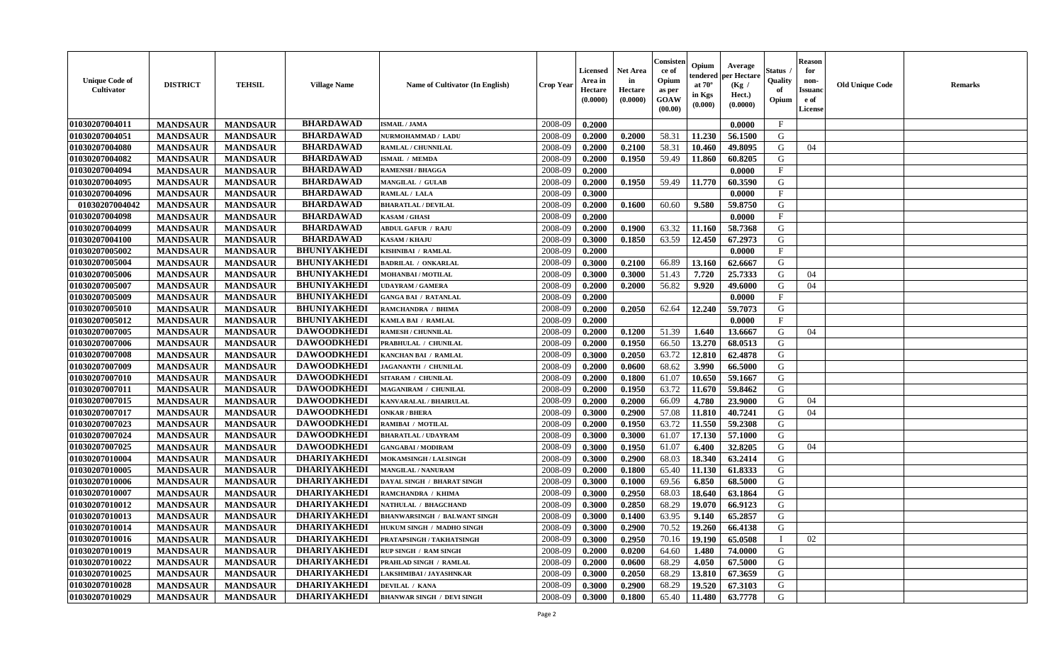| Unique Code of Cultivator | DISTRICT | TEHSIL | Village Name | Name of Cultivator (In English) | Crop Year | Licensed Area in Hectare (0.0000) | Net Area in Hectare (0.0000) | Consistence of Opium as per GOAW (00.00) | Opium tendered at 70° in Kgs (0.000) | Average per Hectare (Kg / Hect.) (0.0000) | Status / Quality of Opium | Reason for non-Issuance of License | Old Unique Code | Remarks |
|---|---|---|---|---|---|---|---|---|---|---|---|---|---|---|
| 01030207004011 | MANDSAUR | MANDSAUR | BHARDAWAD | ISMAIL / JAMA | 2008-09 | 0.2000 | | | | 0.0000 | F | | | |
| 01030207004051 | MANDSAUR | MANDSAUR | BHARDAWAD | NURMOHAMMAD / LADU | 2008-09 | 0.2000 | 0.2000 | 58.31 | 11.230 | 56.1500 | G | | | |
| 01030207004080 | MANDSAUR | MANDSAUR | BHARDAWAD | RAMLAL / CHUNNILAL | 2008-09 | 0.2000 | 0.2100 | 58.31 | 10.460 | 49.8095 | G | 04 | | |
| 01030207004082 | MANDSAUR | MANDSAUR | BHARDAWAD | ISMAIL / MEMDA | 2008-09 | 0.2000 | 0.1950 | 59.49 | 11.860 | 60.8205 | G | | | |
| 01030207004094 | MANDSAUR | MANDSAUR | BHARDAWAD | RAMENSH / BHAGGA | 2008-09 | 0.2000 | | | | 0.0000 | F | | | |
| 01030207004095 | MANDSAUR | MANDSAUR | BHARDAWAD | MANGILAL / GULAB | 2008-09 | 0.2000 | 0.1950 | 59.49 | 11.770 | 60.3590 | G | | | |
| 01030207004096 | MANDSAUR | MANDSAUR | BHARDAWAD | RAMLAL / LALA | 2008-09 | 0.3000 | | | | 0.0000 | F | | | |
| 01030207004042 | MANDSAUR | MANDSAUR | BHARDAWAD | BHARATLAL / DEVILAL | 2008-09 | 0.2000 | 0.1600 | 60.60 | 9.580 | 59.8750 | G | | | |
| 01030207004098 | MANDSAUR | MANDSAUR | BHARDAWAD | KASAM / GHASI | 2008-09 | 0.2000 | | | | 0.0000 | F | | | |
| 01030207004099 | MANDSAUR | MANDSAUR | BHARDAWAD | ABDUL GAFUR / RAJU | 2008-09 | 0.2000 | 0.1900 | 63.32 | 11.160 | 58.7368 | G | | | |
| 01030207004100 | MANDSAUR | MANDSAUR | BHARDAWAD | KASAM / KHAJU | 2008-09 | 0.3000 | 0.1850 | 63.59 | 12.450 | 67.2973 | G | | | |
| 01030207005002 | MANDSAUR | MANDSAUR | BHUNIYAKHEDI | KISHNIBAI / RAMLAL | 2008-09 | 0.2000 | | | | 0.0000 | F | | | |
| 01030207005004 | MANDSAUR | MANDSAUR | BHUNIYAKHEDI | BADRILAL / ONKARLAL | 2008-09 | 0.3000 | 0.2100 | 66.89 | 13.160 | 62.6667 | G | | | |
| 01030207005006 | MANDSAUR | MANDSAUR | BHUNIYAKHEDI | MOHANBAI / MOTILAL | 2008-09 | 0.3000 | 0.3000 | 51.43 | 7.720 | 25.7333 | G | 04 | | |
| 01030207005007 | MANDSAUR | MANDSAUR | BHUNIYAKHEDI | UDAYRAM / GAMERA | 2008-09 | 0.2000 | 0.2000 | 56.82 | 9.920 | 49.6000 | G | 04 | | |
| 01030207005009 | MANDSAUR | MANDSAUR | BHUNIYAKHEDI | GANGA BAI / RATANLAL | 2008-09 | 0.2000 | | | | 0.0000 | F | | | |
| 01030207005010 | MANDSAUR | MANDSAUR | BHUNIYAKHEDI | RAMCHANDRA / BHIMA | 2008-09 | 0.2000 | 0.2050 | 62.64 | 12.240 | 59.7073 | G | | | |
| 01030207005012 | MANDSAUR | MANDSAUR | BHUNIYAKHEDI | KAMLA BAI / RAMLAL | 2008-09 | 0.2000 | | | | 0.0000 | F | | | |
| 01030207007005 | MANDSAUR | MANDSAUR | DAWOODKHEDI | RAMESH / CHUNNILAL | 2008-09 | 0.2000 | 0.1200 | 51.39 | 1.640 | 13.6667 | G | 04 | | |
| 01030207007006 | MANDSAUR | MANDSAUR | DAWOODKHEDI | PRABHULAL / CHUNILAL | 2008-09 | 0.2000 | 0.1950 | 66.50 | 13.270 | 68.0513 | G | | | |
| 01030207007008 | MANDSAUR | MANDSAUR | DAWOODKHEDI | KANCHAN BAI / RAMLAL | 2008-09 | 0.3000 | 0.2050 | 63.72 | 12.810 | 62.4878 | G | | | |
| 01030207007009 | MANDSAUR | MANDSAUR | DAWOODKHEDI | JAGANANTH / CHUNILAL | 2008-09 | 0.2000 | 0.0600 | 68.62 | 3.990 | 66.5000 | G | | | |
| 01030207007010 | MANDSAUR | MANDSAUR | DAWOODKHEDI | SITARAM / CHUNILAL | 2008-09 | 0.2000 | 0.1800 | 61.07 | 10.650 | 59.1667 | G | | | |
| 01030207007011 | MANDSAUR | MANDSAUR | DAWOODKHEDI | MAGANIRAM / CHUNILAL | 2008-09 | 0.2000 | 0.1950 | 63.72 | 11.670 | 59.8462 | G | | | |
| 01030207007015 | MANDSAUR | MANDSAUR | DAWOODKHEDI | KANVARALAL / BHAIRULAL | 2008-09 | 0.2000 | 0.2000 | 66.09 | 4.780 | 23.9000 | G | 04 | | |
| 01030207007017 | MANDSAUR | MANDSAUR | DAWOODKHEDI | ONKAR / BHERA | 2008-09 | 0.3000 | 0.2900 | 57.08 | 11.810 | 40.7241 | G | 04 | | |
| 01030207007023 | MANDSAUR | MANDSAUR | DAWOODKHEDI | RAMIBAI / MOTILAL | 2008-09 | 0.2000 | 0.1950 | 63.72 | 11.550 | 59.2308 | G | | | |
| 01030207007024 | MANDSAUR | MANDSAUR | DAWOODKHEDI | BHARATLAL / UDAYRAM | 2008-09 | 0.3000 | 0.3000 | 61.07 | 17.130 | 57.1000 | G | | | |
| 01030207007025 | MANDSAUR | MANDSAUR | DAWOODKHEDI | GANGABAI / MODIRAM | 2008-09 | 0.3000 | 0.1950 | 61.07 | 6.400 | 32.8205 | G | 04 | | |
| 01030207010004 | MANDSAUR | MANDSAUR | DHARIYAKHEDI | MOKAMSINGH / LALSINGH | 2008-09 | 0.3000 | 0.2900 | 68.03 | 18.340 | 63.2414 | G | | | |
| 01030207010005 | MANDSAUR | MANDSAUR | DHARIYAKHEDI | MANGILAL / NANURAM | 2008-09 | 0.2000 | 0.1800 | 65.40 | 11.130 | 61.8333 | G | | | |
| 01030207010006 | MANDSAUR | MANDSAUR | DHARIYAKHEDI | DAYAL SINGH / BHARAT SINGH | 2008-09 | 0.3000 | 0.1000 | 69.56 | 6.850 | 68.5000 | G | | | |
| 01030207010007 | MANDSAUR | MANDSAUR | DHARIYAKHEDI | RAMCHANDRA / KHIMA | 2008-09 | 0.3000 | 0.2950 | 68.03 | 18.640 | 63.1864 | G | | | |
| 01030207010012 | MANDSAUR | MANDSAUR | DHARIYAKHEDI | NATHULAL / BHAGCHAND | 2008-09 | 0.3000 | 0.2850 | 68.29 | 19.070 | 66.9123 | G | | | |
| 01030207010013 | MANDSAUR | MANDSAUR | DHARIYAKHEDI | BHANWARSINGH / BALWANT SINGH | 2008-09 | 0.3000 | 0.1400 | 63.95 | 9.140 | 65.2857 | G | | | |
| 01030207010014 | MANDSAUR | MANDSAUR | DHARIYAKHEDI | HUKUM SINGH / MADHO SINGH | 2008-09 | 0.3000 | 0.2900 | 70.52 | 19.260 | 66.4138 | G | | | |
| 01030207010016 | MANDSAUR | MANDSAUR | DHARIYAKHEDI | PRATAPSINGH / TAKHATSINGH | 2008-09 | 0.3000 | 0.2950 | 70.16 | 19.190 | 65.0508 | I | 02 | | |
| 01030207010019 | MANDSAUR | MANDSAUR | DHARIYAKHEDI | RUP SINGH / RAM SINGH | 2008-09 | 0.2000 | 0.0200 | 64.60 | 1.480 | 74.0000 | G | | | |
| 01030207010022 | MANDSAUR | MANDSAUR | DHARIYAKHEDI | PRAHLAD SINGH / RAMLAL | 2008-09 | 0.2000 | 0.0600 | 68.29 | 4.050 | 67.5000 | G | | | |
| 01030207010025 | MANDSAUR | MANDSAUR | DHARIYAKHEDI | LAKSHMIBAI / JAYASHNKAR | 2008-09 | 0.3000 | 0.2050 | 68.29 | 13.810 | 67.3659 | G | | | |
| 01030207010028 | MANDSAUR | MANDSAUR | DHARIYAKHEDI | DEVILAL / KANA | 2008-09 | 0.3000 | 0.2900 | 68.29 | 19.520 | 67.3103 | G | | | |
| 01030207010029 | MANDSAUR | MANDSAUR | DHARIYAKHEDI | BHANWAR SINGH / DEVI SINGH | 2008-09 | 0.3000 | 0.1800 | 65.40 | 11.480 | 63.7778 | G | | | |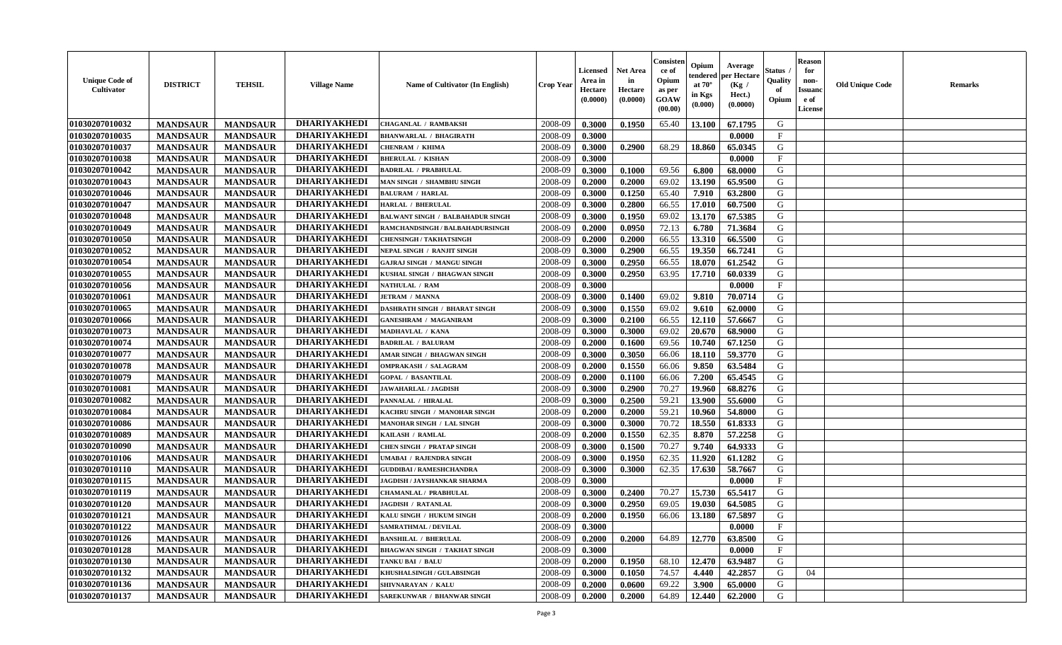| Unique Code of Cultivator | DISTRICT | TEHSIL | Village Name | Name of Cultivator (In English) | Crop Year | Licensed Area in Hectare (0.0000) | Net Area in Hectare (0.0000) | Consistence of Opium as per GOAW (00.00) | Opium tendered at 70° in Kgs (0.000) | Average per Hectare (Kg / Hect.) (0.0000) | Status / Quality of Opium | Reason for non-Issuance of License | Old Unique Code | Remarks |
|---|---|---|---|---|---|---|---|---|---|---|---|---|---|---|
| 01030207010032 | MANDSAUR | MANDSAUR | DHARIYAKHEDI | CHAGANLAL / RAMBAKSH | 2008-09 | 0.3000 | 0.1950 | 65.40 | 13.100 | 67.1795 | G | | | |
| 01030207010035 | MANDSAUR | MANDSAUR | DHARIYAKHEDI | BHANWARLAL / BHAGIRATH | 2008-09 | 0.3000 | | | | 0.0000 | F | | | |
| 01030207010037 | MANDSAUR | MANDSAUR | DHARIYAKHEDI | CHENRAM / KHIMA | 2008-09 | 0.3000 | 0.2900 | 68.29 | 18.860 | 65.0345 | G | | | |
| 01030207010038 | MANDSAUR | MANDSAUR | DHARIYAKHEDI | BHERULAL / KISHAN | 2008-09 | 0.3000 | | | | 0.0000 | F | | | |
| 01030207010042 | MANDSAUR | MANDSAUR | DHARIYAKHEDI | BADRILAL / PRABHULAL | 2008-09 | 0.3000 | 0.1000 | 69.56 | 6.800 | 68.0000 | G | | | |
| 01030207010043 | MANDSAUR | MANDSAUR | DHARIYAKHEDI | MAN SINGH / SHAMBHU SINGH | 2008-09 | 0.2000 | 0.2000 | 69.02 | 13.190 | 65.9500 | G | | | |
| 01030207010046 | MANDSAUR | MANDSAUR | DHARIYAKHEDI | BALURAM / HARLAL | 2008-09 | 0.3000 | 0.1250 | 65.40 | 7.910 | 63.2800 | G | | | |
| 01030207010047 | MANDSAUR | MANDSAUR | DHARIYAKHEDI | HARLAL / BHERULAL | 2008-09 | 0.3000 | 0.2800 | 66.55 | 17.010 | 60.7500 | G | | | |
| 01030207010048 | MANDSAUR | MANDSAUR | DHARIYAKHEDI | BALWANT SINGH / BALBAHADUR SINGH | 2008-09 | 0.3000 | 0.1950 | 69.02 | 13.170 | 67.5385 | G | | | |
| 01030207010049 | MANDSAUR | MANDSAUR | DHARIYAKHEDI | RAMCHANDSINGH / BALBAHADURSINGH | 2008-09 | 0.2000 | 0.0950 | 72.13 | 6.780 | 71.3684 | G | | | |
| 01030207010050 | MANDSAUR | MANDSAUR | DHARIYAKHEDI | CHENSINGH / TAKHATSINGH | 2008-09 | 0.2000 | 0.2000 | 66.55 | 13.310 | 66.5500 | G | | | |
| 01030207010052 | MANDSAUR | MANDSAUR | DHARIYAKHEDI | NEPAL SINGH / RANJIT SINGH | 2008-09 | 0.3000 | 0.2900 | 66.55 | 19.350 | 66.7241 | G | | | |
| 01030207010054 | MANDSAUR | MANDSAUR | DHARIYAKHEDI | GAJRAJ SINGH / MANGU SINGH | 2008-09 | 0.3000 | 0.2950 | 66.55 | 18.070 | 61.2542 | G | | | |
| 01030207010055 | MANDSAUR | MANDSAUR | DHARIYAKHEDI | KUSHAL SINGH / BHAGWAN SINGH | 2008-09 | 0.3000 | 0.2950 | 63.95 | 17.710 | 60.0339 | G | | | |
| 01030207010056 | MANDSAUR | MANDSAUR | DHARIYAKHEDI | NATHULAL / RAM | 2008-09 | 0.3000 | | | | 0.0000 | F | | | |
| 01030207010061 | MANDSAUR | MANDSAUR | DHARIYAKHEDI | JETRAM / MANNA | 2008-09 | 0.3000 | 0.1400 | 69.02 | 9.810 | 70.0714 | G | | | |
| 01030207010065 | MANDSAUR | MANDSAUR | DHARIYAKHEDI | DASHRATH SINGH / BHARAT SINGH | 2008-09 | 0.3000 | 0.1550 | 69.02 | 9.610 | 62.0000 | G | | | |
| 01030207010066 | MANDSAUR | MANDSAUR | DHARIYAKHEDI | GANESHRAM / MAGANIRAM | 2008-09 | 0.3000 | 0.2100 | 66.55 | 12.110 | 57.6667 | G | | | |
| 01030207010073 | MANDSAUR | MANDSAUR | DHARIYAKHEDI | MADHAVLAL / KANA | 2008-09 | 0.3000 | 0.3000 | 69.02 | 20.670 | 68.9000 | G | | | |
| 01030207010074 | MANDSAUR | MANDSAUR | DHARIYAKHEDI | BADRILAL / BALURAM | 2008-09 | 0.2000 | 0.1600 | 69.56 | 10.740 | 67.1250 | G | | | |
| 01030207010077 | MANDSAUR | MANDSAUR | DHARIYAKHEDI | AMAR SINGH / BHAGWAN SINGH | 2008-09 | 0.3000 | 0.3050 | 66.06 | 18.110 | 59.3770 | G | | | |
| 01030207010078 | MANDSAUR | MANDSAUR | DHARIYAKHEDI | OMPRAKASH / SALAGRAM | 2008-09 | 0.2000 | 0.1550 | 66.06 | 9.850 | 63.5484 | G | | | |
| 01030207010079 | MANDSAUR | MANDSAUR | DHARIYAKHEDI | GOPAL / BASANTILAL | 2008-09 | 0.2000 | 0.1100 | 66.06 | 7.200 | 65.4545 | G | | | |
| 01030207010081 | MANDSAUR | MANDSAUR | DHARIYAKHEDI | JAWAHARLAL / JAGDISH | 2008-09 | 0.3000 | 0.2900 | 70.27 | 19.960 | 68.8276 | G | | | |
| 01030207010082 | MANDSAUR | MANDSAUR | DHARIYAKHEDI | PANNALAL / HIRALAL | 2008-09 | 0.3000 | 0.2500 | 59.21 | 13.900 | 55.6000 | G | | | |
| 01030207010084 | MANDSAUR | MANDSAUR | DHARIYAKHEDI | KACHRU SINGH / MANOHAR SINGH | 2008-09 | 0.2000 | 0.2000 | 59.21 | 10.960 | 54.8000 | G | | | |
| 01030207010086 | MANDSAUR | MANDSAUR | DHARIYAKHEDI | MANOHAR SINGH / LAL SINGH | 2008-09 | 0.3000 | 0.3000 | 70.72 | 18.550 | 61.8333 | G | | | |
| 01030207010089 | MANDSAUR | MANDSAUR | DHARIYAKHEDI | KAILASH / RAMLAL | 2008-09 | 0.2000 | 0.1550 | 62.35 | 8.870 | 57.2258 | G | | | |
| 01030207010090 | MANDSAUR | MANDSAUR | DHARIYAKHEDI | CHEN SINGH / PRATAP SINGH | 2008-09 | 0.3000 | 0.1500 | 70.27 | 9.740 | 64.9333 | G | | | |
| 01030207010106 | MANDSAUR | MANDSAUR | DHARIYAKHEDI | UMABAI / RAJENDRA SINGH | 2008-09 | 0.3000 | 0.1950 | 62.35 | 11.920 | 61.1282 | G | | | |
| 01030207010110 | MANDSAUR | MANDSAUR | DHARIYAKHEDI | GUDDIBAI / RAMESHCHANDRA | 2008-09 | 0.3000 | 0.3000 | 62.35 | 17.630 | 58.7667 | G | | | |
| 01030207010115 | MANDSAUR | MANDSAUR | DHARIYAKHEDI | JAGDISH / JAYSHANKAR SHARMA | 2008-09 | 0.3000 | | | | 0.0000 | F | | | |
| 01030207010119 | MANDSAUR | MANDSAUR | DHARIYAKHEDI | CHAMANLAL / PRABHULAL | 2008-09 | 0.3000 | 0.2400 | 70.27 | 15.730 | 65.5417 | G | | | |
| 01030207010120 | MANDSAUR | MANDSAUR | DHARIYAKHEDI | JAGDISH / RATANLAL | 2008-09 | 0.3000 | 0.2950 | 69.05 | 19.030 | 64.5085 | G | | | |
| 01030207010121 | MANDSAUR | MANDSAUR | DHARIYAKHEDI | KALU SINGH / HUKUM SINGH | 2008-09 | 0.2000 | 0.1950 | 66.06 | 13.180 | 67.5897 | G | | | |
| 01030207010122 | MANDSAUR | MANDSAUR | DHARIYAKHEDI | SAMRATHMAL / DEVILAL | 2008-09 | 0.3000 | | | | 0.0000 | F | | | |
| 01030207010126 | MANDSAUR | MANDSAUR | DHARIYAKHEDI | BANSHILAL / BHERULAL | 2008-09 | 0.2000 | 0.2000 | 64.89 | 12.770 | 63.8500 | G | | | |
| 01030207010128 | MANDSAUR | MANDSAUR | DHARIYAKHEDI | BHAGWAN SINGH / TAKHAT SINGH | 2008-09 | 0.3000 | | | | 0.0000 | F | | | |
| 01030207010130 | MANDSAUR | MANDSAUR | DHARIYAKHEDI | TANKU BAI / BALU | 2008-09 | 0.2000 | 0.1950 | 68.10 | 12.470 | 63.9487 | G | | | |
| 01030207010132 | MANDSAUR | MANDSAUR | DHARIYAKHEDI | KHUSHALSINGH / GULABSINGH | 2008-09 | 0.3000 | 0.1050 | 74.57 | 4.440 | 42.2857 | G | 04 | | |
| 01030207010136 | MANDSAUR | MANDSAUR | DHARIYAKHEDI | SHIVNARAYAN / KALU | 2008-09 | 0.2000 | 0.0600 | 69.22 | 3.900 | 65.0000 | G | | | |
| 01030207010137 | MANDSAUR | MANDSAUR | DHARIYAKHEDI | SAREKUNWAR / BHANWAR SINGH | 2008-09 | 0.2000 | 0.2000 | 64.89 | 12.440 | 62.2000 | G | | | |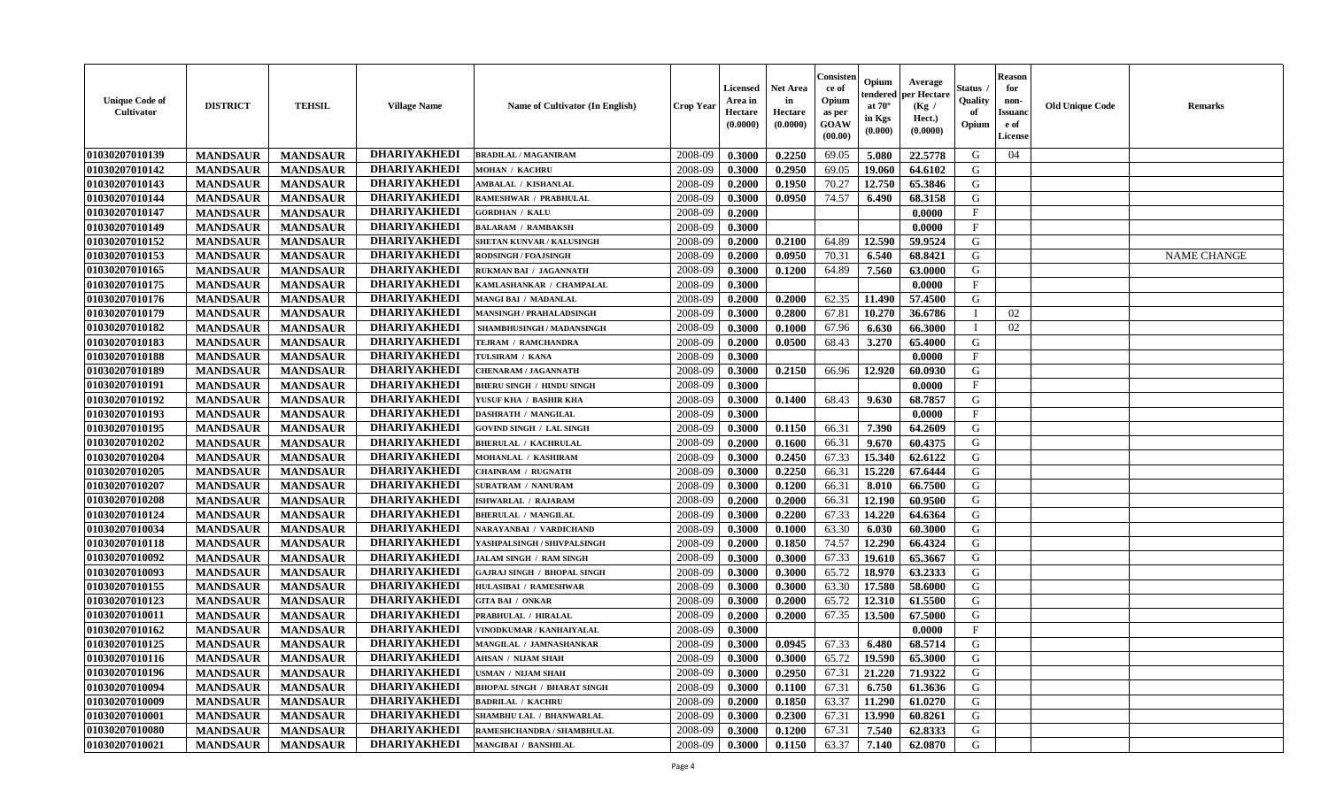| Unique Code of Cultivator | DISTRICT | TEHSIL | Village Name | Name of Cultivator (In English) | Crop Year | Licensed Area in Hectare (0.0000) | Net Area in Hectare (0.0000) | Consistence of Opium as per GOAW (00.00) | Opium tendered at 70° in Kgs (0.000) | Average per Hectare (Kg / Hect.) (0.0000) | Status / Quality of Opium | Reason for non-Issuance of License | Old Unique Code | Remarks |
|---|---|---|---|---|---|---|---|---|---|---|---|---|---|---|
| 01030207010139 | MANDSAUR | MANDSAUR | DHARIYAKHEDI | BRADILAL / MAGANIRAM | 2008-09 | 0.3000 | 0.2250 | 69.05 | 5.080 | 22.5778 | G | 04 | | |
| 01030207010142 | MANDSAUR | MANDSAUR | DHARIYAKHEDI | MOHAN / KACHRU | 2008-09 | 0.3000 | 0.2950 | 69.05 | 19.060 | 64.6102 | G | | | |
| 01030207010143 | MANDSAUR | MANDSAUR | DHARIYAKHEDI | AMBALAL / KISHANLAL | 2008-09 | 0.2000 | 0.1950 | 70.27 | 12.750 | 65.3846 | G | | | |
| 01030207010144 | MANDSAUR | MANDSAUR | DHARIYAKHEDI | RAMESHWAR / PRABHULAL | 2008-09 | 0.3000 | 0.0950 | 74.57 | 6.490 | 68.3158 | G | | | |
| 01030207010147 | MANDSAUR | MANDSAUR | DHARIYAKHEDI | GORDHAN / KALU | 2008-09 | 0.2000 | | | | 0.0000 | F | | | |
| 01030207010149 | MANDSAUR | MANDSAUR | DHARIYAKHEDI | BALARAM / RAMBAKSH | 2008-09 | 0.3000 | | | | 0.0000 | F | | | |
| 01030207010152 | MANDSAUR | MANDSAUR | DHARIYAKHEDI | SHETAN KUNVAR / KALUSINGH | 2008-09 | 0.2000 | 0.2100 | 64.89 | 12.590 | 59.9524 | G | | | |
| 01030207010153 | MANDSAUR | MANDSAUR | DHARIYAKHEDI | RODSINGH / FOAJSINGH | 2008-09 | 0.2000 | 0.0950 | 70.31 | 6.540 | 68.8421 | G | | | NAME CHANGE |
| 01030207010165 | MANDSAUR | MANDSAUR | DHARIYAKHEDI | RUKMAN BAI / JAGANNATH | 2008-09 | 0.3000 | 0.1200 | 64.89 | 7.560 | 63.0000 | G | | | |
| 01030207010175 | MANDSAUR | MANDSAUR | DHARIYAKHEDI | KAMLASHANKAR / CHAMPALAL | 2008-09 | 0.3000 | | | | 0.0000 | F | | | |
| 01030207010176 | MANDSAUR | MANDSAUR | DHARIYAKHEDI | MANGI BAI / MADANLAL | 2008-09 | 0.2000 | 0.2000 | 62.35 | 11.490 | 57.4500 | G | | | |
| 01030207010179 | MANDSAUR | MANDSAUR | DHARIYAKHEDI | MANSINGH / PRAHALADSINGH | 2008-09 | 0.3000 | 0.2800 | 67.81 | 10.270 | 36.6786 | I | 02 | | |
| 01030207010182 | MANDSAUR | MANDSAUR | DHARIYAKHEDI | SHAMBHUSINGH / MADANSINGH | 2008-09 | 0.3000 | 0.1000 | 67.96 | 6.630 | 66.3000 | I | 02 | | |
| 01030207010183 | MANDSAUR | MANDSAUR | DHARIYAKHEDI | TEJRAM / RAMCHANDRA | 2008-09 | 0.2000 | 0.0500 | 68.43 | 3.270 | 65.4000 | G | | | |
| 01030207010188 | MANDSAUR | MANDSAUR | DHARIYAKHEDI | TULSIRAM / KANA | 2008-09 | 0.3000 | | | | 0.0000 | F | | | |
| 01030207010189 | MANDSAUR | MANDSAUR | DHARIYAKHEDI | CHENARAM / JAGANNATH | 2008-09 | 0.3000 | 0.2150 | 66.96 | 12.920 | 60.0930 | G | | | |
| 01030207010191 | MANDSAUR | MANDSAUR | DHARIYAKHEDI | BHERU SINGH / HINDU SINGH | 2008-09 | 0.3000 | | | | 0.0000 | F | | | |
| 01030207010192 | MANDSAUR | MANDSAUR | DHARIYAKHEDI | YUSUF KHA / BASHIR KHA | 2008-09 | 0.3000 | 0.1400 | 68.43 | 9.630 | 68.7857 | G | | | |
| 01030207010193 | MANDSAUR | MANDSAUR | DHARIYAKHEDI | DASHRATH / MANGILAL | 2008-09 | 0.3000 | | | | 0.0000 | F | | | |
| 01030207010195 | MANDSAUR | MANDSAUR | DHARIYAKHEDI | GOVIND SINGH / LAL SINGH | 2008-09 | 0.3000 | 0.1150 | 66.31 | 7.390 | 64.2609 | G | | | |
| 01030207010202 | MANDSAUR | MANDSAUR | DHARIYAKHEDI | BHERULAL / KACHRULAL | 2008-09 | 0.2000 | 0.1600 | 66.31 | 9.670 | 60.4375 | G | | | |
| 01030207010204 | MANDSAUR | MANDSAUR | DHARIYAKHEDI | MOHANLAL / KASHIRAM | 2008-09 | 0.3000 | 0.2450 | 67.33 | 15.340 | 62.6122 | G | | | |
| 01030207010205 | MANDSAUR | MANDSAUR | DHARIYAKHEDI | CHAINRAM / RUGNATH | 2008-09 | 0.3000 | 0.2250 | 66.31 | 15.220 | 67.6444 | G | | | |
| 01030207010207 | MANDSAUR | MANDSAUR | DHARIYAKHEDI | SURATRAM / NANURAM | 2008-09 | 0.3000 | 0.1200 | 66.31 | 8.010 | 66.7500 | G | | | |
| 01030207010208 | MANDSAUR | MANDSAUR | DHARIYAKHEDI | ISHWARLAL / RAJARAM | 2008-09 | 0.2000 | 0.2000 | 66.31 | 12.190 | 60.9500 | G | | | |
| 01030207010124 | MANDSAUR | MANDSAUR | DHARIYAKHEDI | BHERULAL / MANGILAL | 2008-09 | 0.3000 | 0.2200 | 67.33 | 14.220 | 64.6364 | G | | | |
| 01030207010034 | MANDSAUR | MANDSAUR | DHARIYAKHEDI | NARAYANBAI / VARDICHAND | 2008-09 | 0.3000 | 0.1000 | 63.30 | 6.030 | 60.3000 | G | | | |
| 01030207010118 | MANDSAUR | MANDSAUR | DHARIYAKHEDI | YASHPALSINGH / SHIVPALSINGH | 2008-09 | 0.2000 | 0.1850 | 74.57 | 12.290 | 66.4324 | G | | | |
| 01030207010092 | MANDSAUR | MANDSAUR | DHARIYAKHEDI | JALAM SINGH / RAM SINGH | 2008-09 | 0.3000 | 0.3000 | 67.33 | 19.610 | 65.3667 | G | | | |
| 01030207010093 | MANDSAUR | MANDSAUR | DHARIYAKHEDI | GAJRAJ SINGH / BHOPAL SINGH | 2008-09 | 0.3000 | 0.3000 | 65.72 | 18.970 | 63.2333 | G | | | |
| 01030207010155 | MANDSAUR | MANDSAUR | DHARIYAKHEDI | HULASIBAI / RAMESHWAR | 2008-09 | 0.3000 | 0.3000 | 63.30 | 17.580 | 58.6000 | G | | | |
| 01030207010123 | MANDSAUR | MANDSAUR | DHARIYAKHEDI | GITA BAI / ONKAR | 2008-09 | 0.3000 | 0.2000 | 65.72 | 12.310 | 61.5500 | G | | | |
| 01030207010011 | MANDSAUR | MANDSAUR | DHARIYAKHEDI | PRABHULAL / HIRALAL | 2008-09 | 0.2000 | 0.2000 | 67.35 | 13.500 | 67.5000 | G | | | |
| 01030207010162 | MANDSAUR | MANDSAUR | DHARIYAKHEDI | VINODKUMAR / KANHAIYALAL | 2008-09 | 0.3000 | | | | 0.0000 | F | | | |
| 01030207010125 | MANDSAUR | MANDSAUR | DHARIYAKHEDI | MANGILAL / JAMNASHANKAR | 2008-09 | 0.3000 | 0.0945 | 67.33 | 6.480 | 68.5714 | G | | | |
| 01030207010116 | MANDSAUR | MANDSAUR | DHARIYAKHEDI | AHSAN / NIJAM SHAH | 2008-09 | 0.3000 | 0.3000 | 65.72 | 19.590 | 65.3000 | G | | | |
| 01030207010196 | MANDSAUR | MANDSAUR | DHARIYAKHEDI | USMAN / NIJAM SHAH | 2008-09 | 0.3000 | 0.2950 | 67.31 | 21.220 | 71.9322 | G | | | |
| 01030207010094 | MANDSAUR | MANDSAUR | DHARIYAKHEDI | BHOPAL SINGH / BHARAT SINGH | 2008-09 | 0.3000 | 0.1100 | 67.31 | 6.750 | 61.3636 | G | | | |
| 01030207010009 | MANDSAUR | MANDSAUR | DHARIYAKHEDI | BADRILAL / KACHRU | 2008-09 | 0.2000 | 0.1850 | 63.37 | 11.290 | 61.0270 | G | | | |
| 01030207010001 | MANDSAUR | MANDSAUR | DHARIYAKHEDI | SHAMBHU LAL / BHANWARLAL | 2008-09 | 0.3000 | 0.2300 | 67.31 | 13.990 | 60.8261 | G | | | |
| 01030207010080 | MANDSAUR | MANDSAUR | DHARIYAKHEDI | RAMESHCHANDRA / SHAMBHULAL | 2008-09 | 0.3000 | 0.1200 | 67.31 | 7.540 | 62.8333 | G | | | |
| 01030207010021 | MANDSAUR | MANDSAUR | DHARIYAKHEDI | MANGIBAI / BANSHILAL | 2008-09 | 0.3000 | 0.1150 | 63.37 | 7.140 | 62.0870 | G | | | |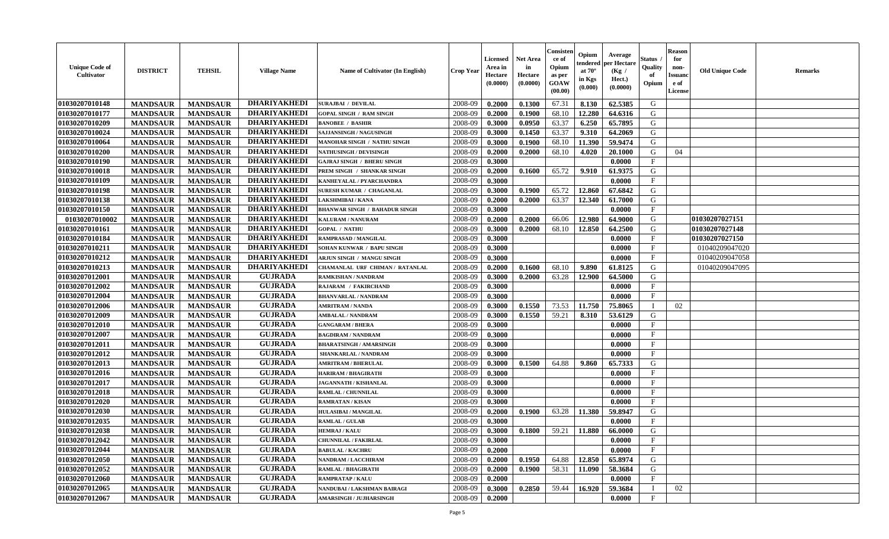| Unique Code of Cultivator | DISTRICT | TEHSIL | Village Name | Name of Cultivator (In English) | Crop Year | Licensed Area in Hectare (0.0000) | Net Area in Hectare (0.0000) | Consistence of Opium as per GOAW (00.00) | Opium tendered at 70° in Kgs (0.000) | Average per Hectare (Kg / Hect.) (0.0000) | Status / Quality of Opium | Reason for non-Issuance of License | Old Unique Code | Remarks |
|---|---|---|---|---|---|---|---|---|---|---|---|---|---|---|
| 01030207010148 | MANDSAUR | MANDSAUR | DHARIYAKHEDI | SURAJBAI / DEVILAL | 2008-09 | 0.2000 | 0.1300 | 67.31 | 8.130 | 62.5385 | G | | | |
| 01030207010177 | MANDSAUR | MANDSAUR | DHARIYAKHEDI | GOPAL SINGH / RAM SINGH | 2008-09 | 0.2000 | 0.1900 | 68.10 | 12.280 | 64.6316 | G | | | |
| 01030207010209 | MANDSAUR | MANDSAUR | DHARIYAKHEDI | BANOBEE / BASHIR | 2008-09 | 0.3000 | 0.0950 | 63.37 | 6.250 | 65.7895 | G | | | |
| 01030207010024 | MANDSAUR | MANDSAUR | DHARIYAKHEDI | SAJJANSINGH / NAGUSINGH | 2008-09 | 0.3000 | 0.1450 | 63.37 | 9.310 | 64.2069 | G | | | |
| 01030207010064 | MANDSAUR | MANDSAUR | DHARIYAKHEDI | MANOHAR SINGH / NATHU SINGH | 2008-09 | 0.3000 | 0.1900 | 68.10 | 11.390 | 59.9474 | G | | | |
| 01030207010200 | MANDSAUR | MANDSAUR | DHARIYAKHEDI | NATHUSINGH / DEVISINGH | 2008-09 | 0.2000 | 0.2000 | 68.10 | 4.020 | 20.1000 | G | 04 | | |
| 01030207010190 | MANDSAUR | MANDSAUR | DHARIYAKHEDI | GAJRAJ SINGH / BHERU SINGH | 2008-09 | 0.3000 | | | | 0.0000 | F | | | |
| 01030207010018 | MANDSAUR | MANDSAUR | DHARIYAKHEDI | PREM SINGH / SHANKAR SINGH | 2008-09 | 0.2000 | 0.1600 | 65.72 | 9.910 | 61.9375 | G | | | |
| 01030207010109 | MANDSAUR | MANDSAUR | DHARIYAKHEDI | KANHEYALAL / PYARCHANDRA | 2008-09 | 0.3000 | | | | 0.0000 | F | | | |
| 01030207010198 | MANDSAUR | MANDSAUR | DHARIYAKHEDI | SURESH KUMAR / CHAGANLAL | 2008-09 | 0.3000 | 0.1900 | 65.72 | 12.860 | 67.6842 | G | | | |
| 01030207010138 | MANDSAUR | MANDSAUR | DHARIYAKHEDI | LAKSHMIBAI / KANA | 2008-09 | 0.2000 | 0.2000 | 63.37 | 12.340 | 61.7000 | G | | | |
| 01030207010150 | MANDSAUR | MANDSAUR | DHARIYAKHEDI | BHANWAR SINGH / BAHADUR SINGH | 2008-09 | 0.3000 | | | | 0.0000 | F | | | |
| 01030207010002 | MANDSAUR | MANDSAUR | DHARIYAKHEDI | KALURAM / NANURAM | 2008-09 | 0.2000 | 0.2000 | 66.06 | 12.980 | 64.9000 | G | | 01030207027151 | |
| 01030207010161 | MANDSAUR | MANDSAUR | DHARIYAKHEDI | GOPAL / NATHU | 2008-09 | 0.3000 | 0.2000 | 68.10 | 12.850 | 64.2500 | G | | 01030207027148 | |
| 01030207010184 | MANDSAUR | MANDSAUR | DHARIYAKHEDI | RAMPRASAD / MANGILAL | 2008-09 | 0.3000 | | | | 0.0000 | F | | 01030207027150 | |
| 01030207010211 | MANDSAUR | MANDSAUR | DHARIYAKHEDI | SOHAN KUNWAR / BAPU SINGH | 2008-09 | 0.3000 | | | | 0.0000 | F | | 01040209047020 | |
| 01030207010212 | MANDSAUR | MANDSAUR | DHARIYAKHEDI | ARJUN SINGH / MANGU SINGH | 2008-09 | 0.3000 | | | | 0.0000 | F | | 01040209047058 | |
| 01030207010213 | MANDSAUR | MANDSAUR | DHARIYAKHEDI | CHAMANLAL URF CHIMAN / RATANLAL | 2008-09 | 0.2000 | 0.1600 | 68.10 | 9.890 | 61.8125 | G | | 01040209047095 | |
| 01030207012001 | MANDSAUR | MANDSAUR | GUJRADA | RAMKISHAN / NANDRAM | 2008-09 | 0.3000 | 0.2000 | 63.28 | 12.900 | 64.5000 | G | | | |
| 01030207012002 | MANDSAUR | MANDSAUR | GUJRADA | RAJARAM / FAKIRCHAND | 2008-09 | 0.3000 | | | | 0.0000 | F | | | |
| 01030207012004 | MANDSAUR | MANDSAUR | GUJRADA | BHANVARLAL / NANDRAM | 2008-09 | 0.3000 | | | | 0.0000 | F | | | |
| 01030207012006 | MANDSAUR | MANDSAUR | GUJRADA | AMRITRAM / NANDA | 2008-09 | 0.3000 | 0.1550 | 73.53 | 11.750 | 75.8065 | I | 02 | | |
| 01030207012009 | MANDSAUR | MANDSAUR | GUJRADA | AMBALAL / NANDRAM | 2008-09 | 0.3000 | 0.1550 | 59.21 | 8.310 | 53.6129 | G | | | |
| 01030207012010 | MANDSAUR | MANDSAUR | GUJRADA | GANGARAM / BHERA | 2008-09 | 0.3000 | | | | 0.0000 | F | | | |
| 01030207012007 | MANDSAUR | MANDSAUR | GUJRADA | BAGDIRAM / NANDRAM | 2008-09 | 0.3000 | | | | 0.0000 | F | | | |
| 01030207012011 | MANDSAUR | MANDSAUR | GUJRADA | BHARATSINGH / AMARSINGH | 2008-09 | 0.3000 | | | | 0.0000 | F | | | |
| 01030207012012 | MANDSAUR | MANDSAUR | GUJRADA | SHANKARLAL / NANDRAM | 2008-09 | 0.3000 | | | | 0.0000 | F | | | |
| 01030207012013 | MANDSAUR | MANDSAUR | GUJRADA | AMRITRAM / BHERULAL | 2008-09 | 0.3000 | 0.1500 | 64.88 | 9.860 | 65.7333 | G | | | |
| 01030207012016 | MANDSAUR | MANDSAUR | GUJRADA | HARIRAM / BHAGIRATH | 2008-09 | 0.3000 | | | | 0.0000 | F | | | |
| 01030207012017 | MANDSAUR | MANDSAUR | GUJRADA | JAGANNATH / KISHANLAL | 2008-09 | 0.3000 | | | | 0.0000 | F | | | |
| 01030207012018 | MANDSAUR | MANDSAUR | GUJRADA | RAMLAL / CHUNNILAL | 2008-09 | 0.3000 | | | | 0.0000 | F | | | |
| 01030207012020 | MANDSAUR | MANDSAUR | GUJRADA | RAMRATAN / KISAN | 2008-09 | 0.3000 | | | | 0.0000 | F | | | |
| 01030207012030 | MANDSAUR | MANDSAUR | GUJRADA | HULASIBAI / MANGILAL | 2008-09 | 0.2000 | 0.1900 | 63.28 | 11.380 | 59.8947 | G | | | |
| 01030207012035 | MANDSAUR | MANDSAUR | GUJRADA | RAMLAL / GULAB | 2008-09 | 0.3000 | | | | 0.0000 | F | | | |
| 01030207012038 | MANDSAUR | MANDSAUR | GUJRADA | HEMRAJ / KALU | 2008-09 | 0.3000 | 0.1800 | 59.21 | 11.880 | 66.0000 | G | | | |
| 01030207012042 | MANDSAUR | MANDSAUR | GUJRADA | CHUNNILAL / FAKIRLAL | 2008-09 | 0.3000 | | | | 0.0000 | F | | | |
| 01030207012044 | MANDSAUR | MANDSAUR | GUJRADA | BABULAL / KACHRU | 2008-09 | 0.2000 | | | | 0.0000 | F | | | |
| 01030207012050 | MANDSAUR | MANDSAUR | GUJRADA | NANDRAM / LACCHIRAM | 2008-09 | 0.2000 | 0.1950 | 64.88 | 12.850 | 65.8974 | G | | | |
| 01030207012052 | MANDSAUR | MANDSAUR | GUJRADA | RAMLAL / BHAGIRATH | 2008-09 | 0.2000 | 0.1900 | 58.31 | 11.090 | 58.3684 | G | | | |
| 01030207012060 | MANDSAUR | MANDSAUR | GUJRADA | RAMPRATAP / KALU | 2008-09 | 0.2000 | | | | 0.0000 | F | | | |
| 01030207012065 | MANDSAUR | MANDSAUR | GUJRADA | NANDUBAI / LAKSHMAN BAIRAGI | 2008-09 | 0.3000 | 0.2850 | 59.44 | 16.920 | 59.3684 | I | 02 | | |
| 01030207012067 | MANDSAUR | MANDSAUR | GUJRADA | AMARSINGH / JUJHARSINGH | 2008-09 | 0.2000 | | | | 0.0000 | F | | | |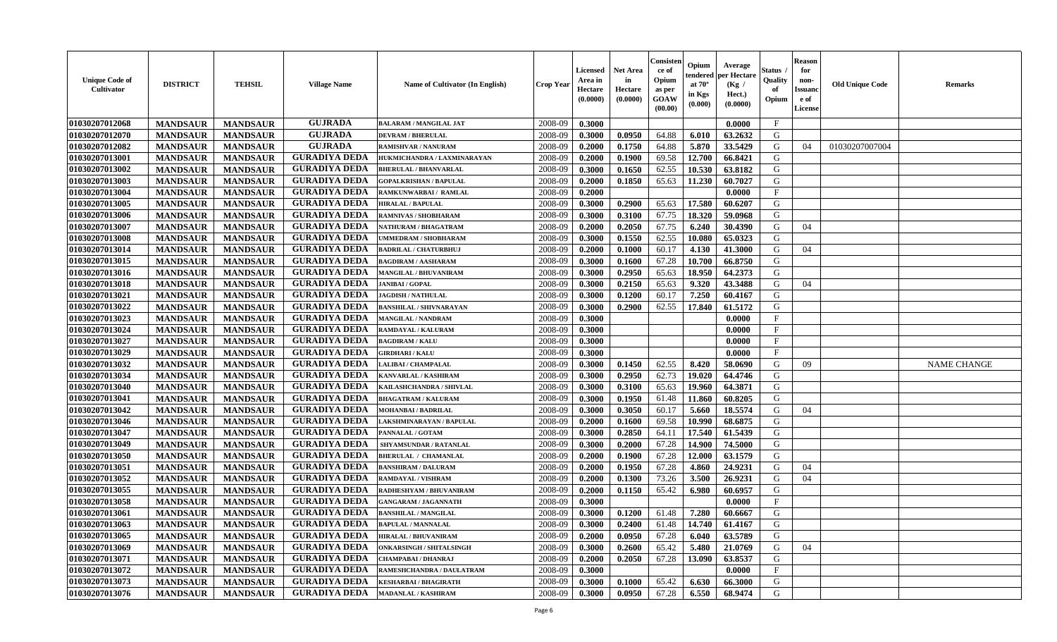| Unique Code of Cultivator | DISTRICT | TEHSIL | Village Name | Name of Cultivator (In English) | Crop Year | Licensed Area in Hectare (0.0000) | Net Area in Hectare (0.0000) | Consistence of Opium as per GOAW (00.00) | Opium tendered at 70° in Kgs (0.000) | Average per Hectare (Kg / Hect.) (0.0000) | Status / Quality of Opium | Reason for non-Issuance of License | Old Unique Code | Remarks |
|---|---|---|---|---|---|---|---|---|---|---|---|---|---|---|
| 01030207012068 | MANDSAUR | MANDSAUR | GUJRADA | BALARAM / MANGILAL JAT | 2008-09 | 0.3000 | | | | 0.0000 | F | | | |
| 01030207012070 | MANDSAUR | MANDSAUR | GUJRADA | DEVRAM / BHERULAL | 2008-09 | 0.3000 | 0.0950 | 64.88 | 6.010 | 63.2632 | G | | | |
| 01030207012082 | MANDSAUR | MANDSAUR | GUJRADA | RAMISHVAR / NANURAM | 2008-09 | 0.2000 | 0.1750 | 64.88 | 5.870 | 33.5429 | G | 04 | 01030207007004 | |
| 01030207013001 | MANDSAUR | MANDSAUR | GURADIYA DEDA | HUKMICHANDRA / LAXMINARAYAN | 2008-09 | 0.2000 | 0.1900 | 69.58 | 12.700 | 66.8421 | G | | | |
| 01030207013002 | MANDSAUR | MANDSAUR | GURADIYA DEDA | BHERULAL / BHANVARLAL | 2008-09 | 0.3000 | 0.1650 | 62.55 | 10.530 | 63.8182 | G | | | |
| 01030207013003 | MANDSAUR | MANDSAUR | GURADIYA DEDA | GOPALKRISHAN / BAPULAL | 2008-09 | 0.2000 | 0.1850 | 65.63 | 11.230 | 60.7027 | G | | | |
| 01030207013004 | MANDSAUR | MANDSAUR | GURADIYA DEDA | RAMKUNWARBAI / RAMLAL | 2008-09 | 0.2000 | | | | 0.0000 | F | | | |
| 01030207013005 | MANDSAUR | MANDSAUR | GURADIYA DEDA | HIRALAL / BAPULAL | 2008-09 | 0.3000 | 0.2900 | 65.63 | 17.580 | 60.6207 | G | | | |
| 01030207013006 | MANDSAUR | MANDSAUR | GURADIYA DEDA | RAMNIVAS / SHOBHARAM | 2008-09 | 0.3000 | 0.3100 | 67.75 | 18.320 | 59.0968 | G | | | |
| 01030207013007 | MANDSAUR | MANDSAUR | GURADIYA DEDA | NATHURAM / BHAGATRAM | 2008-09 | 0.2000 | 0.2050 | 67.75 | 6.240 | 30.4390 | G | 04 | | |
| 01030207013008 | MANDSAUR | MANDSAUR | GURADIYA DEDA | UMMEDRAM / SHOBHARAM | 2008-09 | 0.3000 | 0.1550 | 62.55 | 10.080 | 65.0323 | G | | | |
| 01030207013014 | MANDSAUR | MANDSAUR | GURADIYA DEDA | BADRILAL / CHATURBHUJ | 2008-09 | 0.2000 | 0.1000 | 60.17 | 4.130 | 41.3000 | G | 04 | | |
| 01030207013015 | MANDSAUR | MANDSAUR | GURADIYA DEDA | BAGDIRAM / AASHARAM | 2008-09 | 0.3000 | 0.1600 | 67.28 | 10.700 | 66.8750 | G | | | |
| 01030207013016 | MANDSAUR | MANDSAUR | GURADIYA DEDA | MANGILAL / BHUVANIRAM | 2008-09 | 0.3000 | 0.2950 | 65.63 | 18.950 | 64.2373 | G | | | |
| 01030207013018 | MANDSAUR | MANDSAUR | GURADIYA DEDA | JANIBAI / GOPAL | 2008-09 | 0.3000 | 0.2150 | 65.63 | 9.320 | 43.3488 | G | 04 | | |
| 01030207013021 | MANDSAUR | MANDSAUR | GURADIYA DEDA | JAGDISH / NATHULAL | 2008-09 | 0.3000 | 0.1200 | 60.17 | 7.250 | 60.4167 | G | | | |
| 01030207013022 | MANDSAUR | MANDSAUR | GURADIYA DEDA | BANSHILAL / SHIVNARAYAN | 2008-09 | 0.3000 | 0.2900 | 62.55 | 17.840 | 61.5172 | G | | | |
| 01030207013023 | MANDSAUR | MANDSAUR | GURADIYA DEDA | MANGILAL / NANDRAM | 2008-09 | 0.3000 | | | | 0.0000 | F | | | |
| 01030207013024 | MANDSAUR | MANDSAUR | GURADIYA DEDA | RAMDAYAL / KALURAM | 2008-09 | 0.3000 | | | | 0.0000 | F | | | |
| 01030207013027 | MANDSAUR | MANDSAUR | GURADIYA DEDA | BAGDIRAM / KALU | 2008-09 | 0.3000 | | | | 0.0000 | F | | | |
| 01030207013029 | MANDSAUR | MANDSAUR | GURADIYA DEDA | GIRDHARI / KALU | 2008-09 | 0.3000 | | | | 0.0000 | F | | | |
| 01030207013032 | MANDSAUR | MANDSAUR | GURADIYA DEDA | LALIBAI / CHAMPALAL | 2008-09 | 0.3000 | 0.1450 | 62.55 | 8.420 | 58.0690 | G | 09 | | NAME CHANGE |
| 01030207013034 | MANDSAUR | MANDSAUR | GURADIYA DEDA | KANVARLAL / KASHIRAM | 2008-09 | 0.3000 | 0.2950 | 62.73 | 19.020 | 64.4746 | G | | | |
| 01030207013040 | MANDSAUR | MANDSAUR | GURADIYA DEDA | KAILASHCHANDRA / SHIVLAL | 2008-09 | 0.3000 | 0.3100 | 65.63 | 19.960 | 64.3871 | G | | | |
| 01030207013041 | MANDSAUR | MANDSAUR | GURADIYA DEDA | BHAGATRAM / KALURAM | 2008-09 | 0.3000 | 0.1950 | 61.48 | 11.860 | 60.8205 | G | | | |
| 01030207013042 | MANDSAUR | MANDSAUR | GURADIYA DEDA | MOHANBAI / BADRILAL | 2008-09 | 0.3000 | 0.3050 | 60.17 | 5.660 | 18.5574 | G | 04 | | |
| 01030207013046 | MANDSAUR | MANDSAUR | GURADIYA DEDA | LAKSHMINARAYAN / BAPULAL | 2008-09 | 0.2000 | 0.1600 | 69.58 | 10.990 | 68.6875 | G | | | |
| 01030207013047 | MANDSAUR | MANDSAUR | GURADIYA DEDA | PANNALAL / GOTAM | 2008-09 | 0.3000 | 0.2850 | 64.11 | 17.540 | 61.5439 | G | | | |
| 01030207013049 | MANDSAUR | MANDSAUR | GURADIYA DEDA | SHYAMSUNDAR / RATANLAL | 2008-09 | 0.3000 | 0.2000 | 67.28 | 14.900 | 74.5000 | G | | | |
| 01030207013050 | MANDSAUR | MANDSAUR | GURADIYA DEDA | BHERULAL / CHAMANLAL | 2008-09 | 0.2000 | 0.1900 | 67.28 | 12.000 | 63.1579 | G | | | |
| 01030207013051 | MANDSAUR | MANDSAUR | GURADIYA DEDA | BANSHIRAM / DALURAM | 2008-09 | 0.2000 | 0.1950 | 67.28 | 4.860 | 24.9231 | G | 04 | | |
| 01030207013052 | MANDSAUR | MANDSAUR | GURADIYA DEDA | RAMDAYAL / VISHRAM | 2008-09 | 0.2000 | 0.1300 | 73.26 | 3.500 | 26.9231 | G | 04 | | |
| 01030207013055 | MANDSAUR | MANDSAUR | GURADIYA DEDA | RADHESHYAM / BHUVANIRAM | 2008-09 | 0.2000 | 0.1150 | 65.42 | 6.980 | 60.6957 | G | | | |
| 01030207013058 | MANDSAUR | MANDSAUR | GURADIYA DEDA | GANGARAM / JAGANNATH | 2008-09 | 0.3000 | | | | 0.0000 | F | | | |
| 01030207013061 | MANDSAUR | MANDSAUR | GURADIYA DEDA | BANSHILAL / MANGILAL | 2008-09 | 0.3000 | 0.1200 | 61.48 | 7.280 | 60.6667 | G | | | |
| 01030207013063 | MANDSAUR | MANDSAUR | GURADIYA DEDA | BAPULAL / MANNALAL | 2008-09 | 0.3000 | 0.2400 | 61.48 | 14.740 | 61.4167 | G | | | |
| 01030207013065 | MANDSAUR | MANDSAUR | GURADIYA DEDA | HIRALAL / BHUVANIRAM | 2008-09 | 0.2000 | 0.0950 | 67.28 | 6.040 | 63.5789 | G | | | |
| 01030207013069 | MANDSAUR | MANDSAUR | GURADIYA DEDA | ONKARSINGH / SHITALSINGH | 2008-09 | 0.3000 | 0.2600 | 65.42 | 5.480 | 21.0769 | G | 04 | | |
| 01030207013071 | MANDSAUR | MANDSAUR | GURADIYA DEDA | CHAMPABAI / DHANRAJ | 2008-09 | 0.2000 | 0.2050 | 67.28 | 13.090 | 63.8537 | G | | | |
| 01030207013072 | MANDSAUR | MANDSAUR | GURADIYA DEDA | RAMESHCHANDRA / DAULATRAM | 2008-09 | 0.3000 | | | | 0.0000 | F | | | |
| 01030207013073 | MANDSAUR | MANDSAUR | GURADIYA DEDA | KESHARBAI / BHAGIRATH | 2008-09 | 0.3000 | 0.1000 | 65.42 | 6.630 | 66.3000 | G | | | |
| 01030207013076 | MANDSAUR | MANDSAUR | GURADIYA DEDA | MADANLAL / KASHIRAM | 2008-09 | 0.3000 | 0.0950 | 67.28 | 6.550 | 68.9474 | G | | | |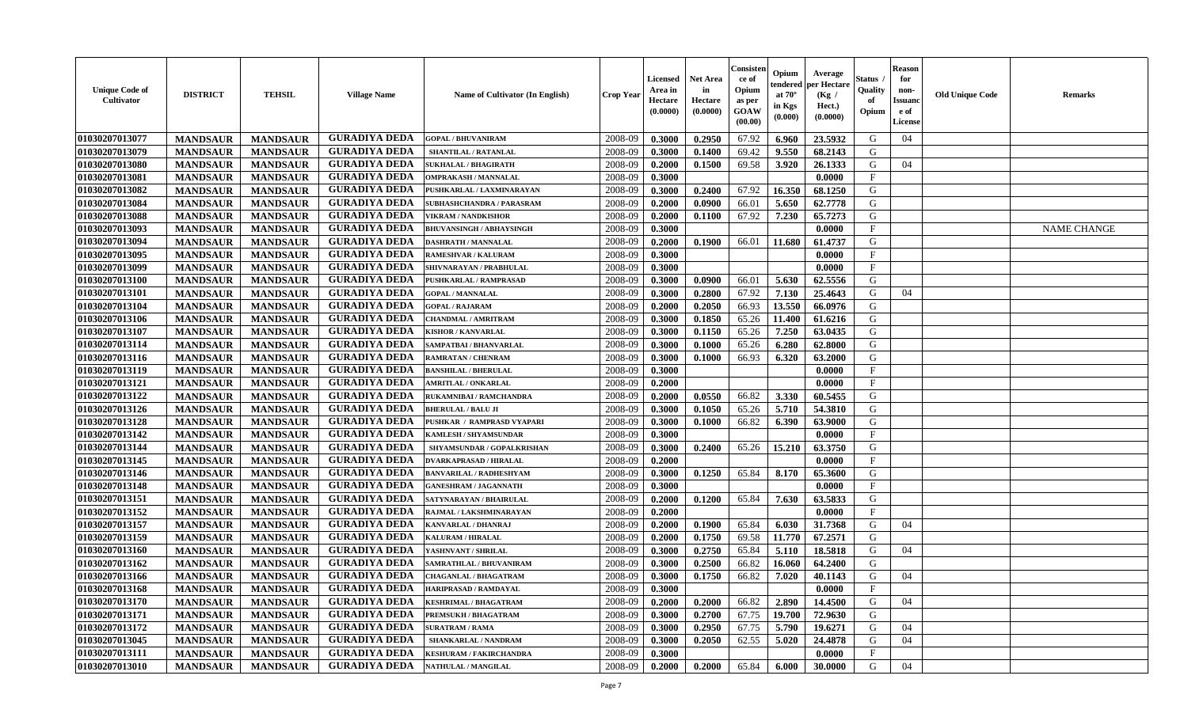| Unique Code of Cultivator | DISTRICT | TEHSIL | Village Name | Name of Cultivator (In English) | Crop Year | Licensed Area in Hectare (0.0000) | Net Area in Hectare (0.0000) | Consistence of Opium as per GOAW (00.00) | Opium tendered at 70° in Kgs (0.000) | Average per Hectare (Kg / Hect.) (0.0000) | Status / Quality of Opium | Reason for non-Issuance of License | Old Unique Code | Remarks |
|---|---|---|---|---|---|---|---|---|---|---|---|---|---|---|
| 01030207013077 | MANDSAUR | MANDSAUR | GURADIYA DEDA | GOPAL / BHUVANIRAM | 2008-09 | 0.3000 | 0.2950 | 67.92 | 6.960 | 23.5932 | G | 04 | | |
| 01030207013079 | MANDSAUR | MANDSAUR | GURADIYA DEDA | SHANTILAL / RATANLAL | 2008-09 | 0.3000 | 0.1400 | 69.42 | 9.550 | 68.2143 | G | | | |
| 01030207013080 | MANDSAUR | MANDSAUR | GURADIYA DEDA | SUKHALAL / BHAGIRATH | 2008-09 | 0.2000 | 0.1500 | 69.58 | 3.920 | 26.1333 | G | 04 | | |
| 01030207013081 | MANDSAUR | MANDSAUR | GURADIYA DEDA | OMPRAKASH / MANNALAL | 2008-09 | 0.3000 | | | | 0.0000 | F | | | |
| 01030207013082 | MANDSAUR | MANDSAUR | GURADIYA DEDA | PUSHKARLAL / LAXMINARAYAN | 2008-09 | 0.3000 | 0.2400 | 67.92 | 16.350 | 68.1250 | G | | | |
| 01030207013084 | MANDSAUR | MANDSAUR | GURADIYA DEDA | SUBHASHCHANDRA / PARASRAM | 2008-09 | 0.2000 | 0.0900 | 66.01 | 5.650 | 62.7778 | G | | | |
| 01030207013088 | MANDSAUR | MANDSAUR | GURADIYA DEDA | VIKRAM / NANDKISHOR | 2008-09 | 0.2000 | 0.1100 | 67.92 | 7.230 | 65.7273 | G | | | |
| 01030207013093 | MANDSAUR | MANDSAUR | GURADIYA DEDA | BHUVANSINGH / ABHAYSINGH | 2008-09 | 0.3000 | | | | 0.0000 | F | | | NAME CHANGE |
| 01030207013094 | MANDSAUR | MANDSAUR | GURADIYA DEDA | DASHRATH / MANNALAL | 2008-09 | 0.2000 | 0.1900 | 66.01 | 11.680 | 61.4737 | G | | | |
| 01030207013095 | MANDSAUR | MANDSAUR | GURADIYA DEDA | RAMESHVAR / KALURAM | 2008-09 | 0.3000 | | | | 0.0000 | F | | | |
| 01030207013099 | MANDSAUR | MANDSAUR | GURADIYA DEDA | SHIVNARAYAN / PRABHULAL | 2008-09 | 0.3000 | | | | 0.0000 | F | | | |
| 01030207013100 | MANDSAUR | MANDSAUR | GURADIYA DEDA | PUSHKARLAL / RAMPRASAD | 2008-09 | 0.3000 | 0.0900 | 66.01 | 5.630 | 62.5556 | G | | | |
| 01030207013101 | MANDSAUR | MANDSAUR | GURADIYA DEDA | GOPAL / MANNALAL | 2008-09 | 0.3000 | 0.2800 | 67.92 | 7.130 | 25.4643 | G | 04 | | |
| 01030207013104 | MANDSAUR | MANDSAUR | GURADIYA DEDA | GOPAL / RAJARAM | 2008-09 | 0.2000 | 0.2050 | 66.93 | 13.550 | 66.0976 | G | | | |
| 01030207013106 | MANDSAUR | MANDSAUR | GURADIYA DEDA | CHANDMAL / AMRITRAM | 2008-09 | 0.3000 | 0.1850 | 65.26 | 11.400 | 61.6216 | G | | | |
| 01030207013107 | MANDSAUR | MANDSAUR | GURADIYA DEDA | KISHOR / KANVARLAL | 2008-09 | 0.3000 | 0.1150 | 65.26 | 7.250 | 63.0435 | G | | | |
| 01030207013114 | MANDSAUR | MANDSAUR | GURADIYA DEDA | SAMPATBAI / BHANVARLAL | 2008-09 | 0.3000 | 0.1000 | 65.26 | 6.280 | 62.8000 | G | | | |
| 01030207013116 | MANDSAUR | MANDSAUR | GURADIYA DEDA | RAMRATAN / CHENRAM | 2008-09 | 0.3000 | 0.1000 | 66.93 | 6.320 | 63.2000 | G | | | |
| 01030207013119 | MANDSAUR | MANDSAUR | GURADIYA DEDA | BANSHILAL / BHERULAL | 2008-09 | 0.3000 | | | | 0.0000 | F | | | |
| 01030207013121 | MANDSAUR | MANDSAUR | GURADIYA DEDA | AMRITLAL / ONKARLAL | 2008-09 | 0.2000 | | | | 0.0000 | F | | | |
| 01030207013122 | MANDSAUR | MANDSAUR | GURADIYA DEDA | RUKAMNIBAI / RAMCHANDRA | 2008-09 | 0.2000 | 0.0550 | 66.82 | 3.330 | 60.5455 | G | | | |
| 01030207013126 | MANDSAUR | MANDSAUR | GURADIYA DEDA | BHERULAL / BALU JI | 2008-09 | 0.3000 | 0.1050 | 65.26 | 5.710 | 54.3810 | G | | | |
| 01030207013128 | MANDSAUR | MANDSAUR | GURADIYA DEDA | PUSHKAR / RAMPRASD VYAPARI | 2008-09 | 0.3000 | 0.1000 | 66.82 | 6.390 | 63.9000 | G | | | |
| 01030207013142 | MANDSAUR | MANDSAUR | GURADIYA DEDA | KAMLESH / SHYAMSUNDAR | 2008-09 | 0.3000 | | | | 0.0000 | F | | | |
| 01030207013144 | MANDSAUR | MANDSAUR | GURADIYA DEDA | SHYAMSUNDAR / GOPALKRISHAN | 2008-09 | 0.3000 | 0.2400 | 65.26 | 15.210 | 63.3750 | G | | | |
| 01030207013145 | MANDSAUR | MANDSAUR | GURADIYA DEDA | DVARKAPRASAD / HIRALAL | 2008-09 | 0.2000 | | | | 0.0000 | F | | | |
| 01030207013146 | MANDSAUR | MANDSAUR | GURADIYA DEDA | BANVARILAL / RADHESHYAM | 2008-09 | 0.3000 | 0.1250 | 65.84 | 8.170 | 65.3600 | G | | | |
| 01030207013148 | MANDSAUR | MANDSAUR | GURADIYA DEDA | GANESHRAM / JAGANNATH | 2008-09 | 0.3000 | | | | 0.0000 | F | | | |
| 01030207013151 | MANDSAUR | MANDSAUR | GURADIYA DEDA | SATYNARAYAN / BHAIRULAL | 2008-09 | 0.2000 | 0.1200 | 65.84 | 7.630 | 63.5833 | G | | | |
| 01030207013152 | MANDSAUR | MANDSAUR | GURADIYA DEDA | RAJMAL / LAKSHMINARAYAN | 2008-09 | 0.2000 | | | | 0.0000 | F | | | |
| 01030207013157 | MANDSAUR | MANDSAUR | GURADIYA DEDA | KANVARLAL / DHANRAJ | 2008-09 | 0.2000 | 0.1900 | 65.84 | 6.030 | 31.7368 | G | 04 | | |
| 01030207013159 | MANDSAUR | MANDSAUR | GURADIYA DEDA | KALURAM / HIRALAL | 2008-09 | 0.2000 | 0.1750 | 69.58 | 11.770 | 67.2571 | G | | | |
| 01030207013160 | MANDSAUR | MANDSAUR | GURADIYA DEDA | YASHNVANT / SHRILAL | 2008-09 | 0.3000 | 0.2750 | 65.84 | 5.110 | 18.5818 | G | 04 | | |
| 01030207013162 | MANDSAUR | MANDSAUR | GURADIYA DEDA | SAMRATHLAL / BHUVANIRAM | 2008-09 | 0.3000 | 0.2500 | 66.82 | 16.060 | 64.2400 | G | | | |
| 01030207013166 | MANDSAUR | MANDSAUR | GURADIYA DEDA | CHAGANLAL / BHAGATRAM | 2008-09 | 0.3000 | 0.1750 | 66.82 | 7.020 | 40.1143 | G | 04 | | |
| 01030207013168 | MANDSAUR | MANDSAUR | GURADIYA DEDA | HARIPRASAD / RAMDAYAL | 2008-09 | 0.3000 | | | | 0.0000 | F | | | |
| 01030207013170 | MANDSAUR | MANDSAUR | GURADIYA DEDA | KESHRIMAL / BHAGATRAM | 2008-09 | 0.2000 | 0.2000 | 66.82 | 2.890 | 14.4500 | G | 04 | | |
| 01030207013171 | MANDSAUR | MANDSAUR | GURADIYA DEDA | PREMSUKH / BHAGATRAM | 2008-09 | 0.3000 | 0.2700 | 67.75 | 19.700 | 72.9630 | G | | | |
| 01030207013172 | MANDSAUR | MANDSAUR | GURADIYA DEDA | SURATRAM / RAMA | 2008-09 | 0.3000 | 0.2950 | 67.75 | 5.790 | 19.6271 | G | 04 | | |
| 01030207013045 | MANDSAUR | MANDSAUR | GURADIYA DEDA | SHANKARLAL / NANDRAM | 2008-09 | 0.3000 | 0.2050 | 62.55 | 5.020 | 24.4878 | G | 04 | | |
| 01030207013111 | MANDSAUR | MANDSAUR | GURADIYA DEDA | KESHURAM / FAKIRCHANDRA | 2008-09 | 0.3000 | | | | 0.0000 | F | | | |
| 01030207013010 | MANDSAUR | MANDSAUR | GURADIYA DEDA | NATHULAL / MANGILAL | 2008-09 | 0.2000 | 0.2000 | 65.84 | 6.000 | 30.0000 | G | 04 | | |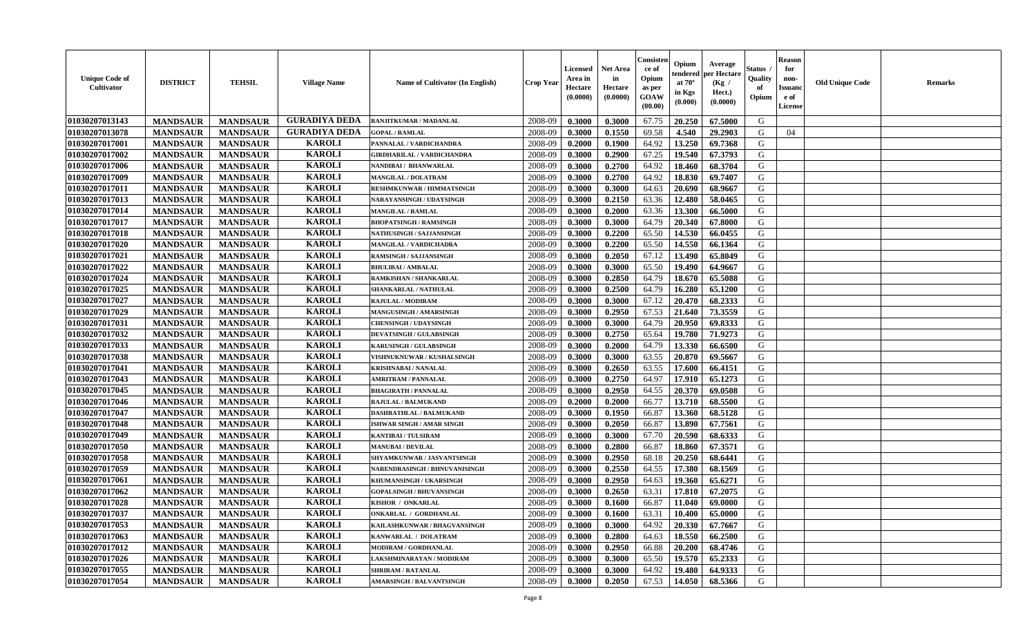| Unique Code of Cultivator | DISTRICT | TEHSIL | Village Name | Name of Cultivator (In English) | Crop Year | Licensed Area in Hectare (0.0000) | Net Area in Hectare (0.0000) | Consistence of Opium as per GOAW (00.00) | Opium tendered at 70° in Kgs (0.000) | Average per Hectare (Kg / Hect.) (0.0000) | Status / Quality of Opium | Reason for non-Issuance of License | Old Unique Code | Remarks |
|---|---|---|---|---|---|---|---|---|---|---|---|---|---|---|
| 01030207013143 | MANDSAUR | MANDSAUR | GURADIYA DEDA | RANJITKUMAR / MADANLAL | 2008-09 | 0.3000 | 0.3000 | 67.75 | 20.250 | 67.5000 | G | | | |
| 01030207013078 | MANDSAUR | MANDSAUR | GURADIYA DEDA | GOPAL / RAMLAL | 2008-09 | 0.3000 | 0.1550 | 69.58 | 4.540 | 29.2903 | G | 04 | | |
| 01030207017001 | MANDSAUR | MANDSAUR | KAROLI | PANNALAL / VARDICHANDRA | 2008-09 | 0.2000 | 0.1900 | 64.92 | 13.250 | 69.7368 | G | | | |
| 01030207017002 | MANDSAUR | MANDSAUR | KAROLI | GIRDHARILAL / VARDICHANDRA | 2008-09 | 0.3000 | 0.2900 | 67.25 | 19.540 | 67.3793 | G | | | |
| 01030207017006 | MANDSAUR | MANDSAUR | KAROLI | NANDIBAI / BHANWARLAL | 2008-09 | 0.3000 | 0.2700 | 64.92 | 18.460 | 68.3704 | G | | | |
| 01030207017009 | MANDSAUR | MANDSAUR | KAROLI | MANGILAL / DOLATRAM | 2008-09 | 0.3000 | 0.2700 | 64.92 | 18.830 | 69.7407 | G | | | |
| 01030207017011 | MANDSAUR | MANDSAUR | KAROLI | RESHMKUNWAR / HIMMATSINGH | 2008-09 | 0.3000 | 0.3000 | 64.63 | 20.690 | 68.9667 | G | | | |
| 01030207017013 | MANDSAUR | MANDSAUR | KAROLI | NARAYANSINGH / UDAYSINGH | 2008-09 | 0.3000 | 0.2150 | 63.36 | 12.480 | 58.0465 | G | | | |
| 01030207017014 | MANDSAUR | MANDSAUR | KAROLI | MANGILAL / RAMLAL | 2008-09 | 0.3000 | 0.2000 | 63.36 | 13.300 | 66.5000 | G | | | |
| 01030207017017 | MANDSAUR | MANDSAUR | KAROLI | BHOPATSINGH / RAMSINGH | 2008-09 | 0.3000 | 0.3000 | 64.79 | 20.340 | 67.8000 | G | | | |
| 01030207017018 | MANDSAUR | MANDSAUR | KAROLI | NATHUSINGH / SAJJANSINGH | 2008-09 | 0.3000 | 0.2200 | 65.50 | 14.530 | 66.0455 | G | | | |
| 01030207017020 | MANDSAUR | MANDSAUR | KAROLI | MANGILAL / VARDICHADRA | 2008-09 | 0.3000 | 0.2200 | 65.50 | 14.550 | 66.1364 | G | | | |
| 01030207017021 | MANDSAUR | MANDSAUR | KAROLI | RAMSINGH / SAJJANSINGH | 2008-09 | 0.3000 | 0.2050 | 67.12 | 13.490 | 65.8049 | G | | | |
| 01030207017022 | MANDSAUR | MANDSAUR | KAROLI | BHULIBAI / AMBALAL | 2008-09 | 0.3000 | 0.3000 | 65.50 | 19.490 | 64.9667 | G | | | |
| 01030207017024 | MANDSAUR | MANDSAUR | KAROLI | RAMKISHAN / SHANKARLAL | 2008-09 | 0.3000 | 0.2850 | 64.79 | 18.670 | 65.5088 | G | | | |
| 01030207017025 | MANDSAUR | MANDSAUR | KAROLI | SHANKARLAL / NATHULAL | 2008-09 | 0.3000 | 0.2500 | 64.79 | 16.280 | 65.1200 | G | | | |
| 01030207017027 | MANDSAUR | MANDSAUR | KAROLI | RAJULAL / MODIRAM | 2008-09 | 0.3000 | 0.3000 | 67.12 | 20.470 | 68.2333 | G | | | |
| 01030207017029 | MANDSAUR | MANDSAUR | KAROLI | MANGUSINGH / AMARSINGH | 2008-09 | 0.3000 | 0.2950 | 67.53 | 21.640 | 73.3559 | G | | | |
| 01030207017031 | MANDSAUR | MANDSAUR | KAROLI | CHENSINGH / UDAYSINGH | 2008-09 | 0.3000 | 0.3000 | 64.79 | 20.950 | 69.8333 | G | | | |
| 01030207017032 | MANDSAUR | MANDSAUR | KAROLI | DEVATSINGH / GULABSINGH | 2008-09 | 0.3000 | 0.2750 | 65.64 | 19.780 | 71.9273 | G | | | |
| 01030207017033 | MANDSAUR | MANDSAUR | KAROLI | KARUSINGH / GULABSINGH | 2008-09 | 0.3000 | 0.2000 | 64.79 | 13.330 | 66.6500 | G | | | |
| 01030207017038 | MANDSAUR | MANDSAUR | KAROLI | VISHNUKNUWAR / KUSHALSINGH | 2008-09 | 0.3000 | 0.3000 | 63.55 | 20.870 | 69.5667 | G | | | |
| 01030207017041 | MANDSAUR | MANDSAUR | KAROLI | KRISHNABAI / NANALAL | 2008-09 | 0.3000 | 0.2650 | 63.55 | 17.600 | 66.4151 | G | | | |
| 01030207017043 | MANDSAUR | MANDSAUR | KAROLI | AMRITRAM / PANNALAL | 2008-09 | 0.3000 | 0.2750 | 64.97 | 17.910 | 65.1273 | G | | | |
| 01030207017045 | MANDSAUR | MANDSAUR | KAROLI | BHAGIRATH / PANNALAL | 2008-09 | 0.3000 | 0.2950 | 64.55 | 20.370 | 69.0508 | G | | | |
| 01030207017046 | MANDSAUR | MANDSAUR | KAROLI | RAJULAL / BALMUKAND | 2008-09 | 0.2000 | 0.2000 | 66.77 | 13.710 | 68.5500 | G | | | |
| 01030207017047 | MANDSAUR | MANDSAUR | KAROLI | DASHRATHLAL / BALMUKAND | 2008-09 | 0.3000 | 0.1950 | 66.87 | 13.360 | 68.5128 | G | | | |
| 01030207017048 | MANDSAUR | MANDSAUR | KAROLI | ISHWAR SINGH / AMAR SINGH | 2008-09 | 0.3000 | 0.2050 | 66.87 | 13.890 | 67.7561 | G | | | |
| 01030207017049 | MANDSAUR | MANDSAUR | KAROLI | KANTIBAI / TULSIRAM | 2008-09 | 0.3000 | 0.3000 | 67.70 | 20.590 | 68.6333 | G | | | |
| 01030207017050 | MANDSAUR | MANDSAUR | KAROLI | MANUBAI / DEVILAL | 2008-09 | 0.3000 | 0.2800 | 66.87 | 18.860 | 67.3571 | G | | | |
| 01030207017058 | MANDSAUR | MANDSAUR | KAROLI | SHYAMKUNWAR / JASVANTSINGH | 2008-09 | 0.3000 | 0.2950 | 68.18 | 20.250 | 68.6441 | G | | | |
| 01030207017059 | MANDSAUR | MANDSAUR | KAROLI | NARENDRASINGH / BHNUVANISINGH | 2008-09 | 0.3000 | 0.2550 | 64.55 | 17.380 | 68.1569 | G | | | |
| 01030207017061 | MANDSAUR | MANDSAUR | KAROLI | KHUMANSINGH / UKARSINGH | 2008-09 | 0.3000 | 0.2950 | 64.63 | 19.360 | 65.6271 | G | | | |
| 01030207017062 | MANDSAUR | MANDSAUR | KAROLI | GOPALSINGH / BHUVANSINGH | 2008-09 | 0.3000 | 0.2650 | 63.31 | 17.810 | 67.2075 | G | | | |
| 01030207017028 | MANDSAUR | MANDSAUR | KAROLI | KISHOR / ONKARLAL | 2008-09 | 0.3000 | 0.1600 | 66.87 | 11.040 | 69.0000 | G | | | |
| 01030207017037 | MANDSAUR | MANDSAUR | KAROLI | ONKARLAL / GORDHANLAL | 2008-09 | 0.3000 | 0.1600 | 63.31 | 10.400 | 65.0000 | G | | | |
| 01030207017053 | MANDSAUR | MANDSAUR | KAROLI | KAILASHKUNWAR / BHAGVANSINGH | 2008-09 | 0.3000 | 0.3000 | 64.92 | 20.330 | 67.7667 | G | | | |
| 01030207017063 | MANDSAUR | MANDSAUR | KAROLI | KANWARLAL / DOLATRAM | 2008-09 | 0.3000 | 0.2800 | 64.63 | 18.550 | 66.2500 | G | | | |
| 01030207017012 | MANDSAUR | MANDSAUR | KAROLI | MODIRAM / GORDHANLAL | 2008-09 | 0.3000 | 0.2950 | 66.88 | 20.200 | 68.4746 | G | | | |
| 01030207017026 | MANDSAUR | MANDSAUR | KAROLI | LAKSHMINARAYAN / MODIRAM | 2008-09 | 0.3000 | 0.3000 | 65.50 | 19.570 | 65.2333 | G | | | |
| 01030207017055 | MANDSAUR | MANDSAUR | KAROLI | SHRIRAM / RATANLAL | 2008-09 | 0.3000 | 0.3000 | 64.92 | 19.480 | 64.9333 | G | | | |
| 01030207017054 | MANDSAUR | MANDSAUR | KAROLI | AMARSINGH / BALVANTSINGH | 2008-09 | 0.3000 | 0.2050 | 67.53 | 14.050 | 68.5366 | G | | | |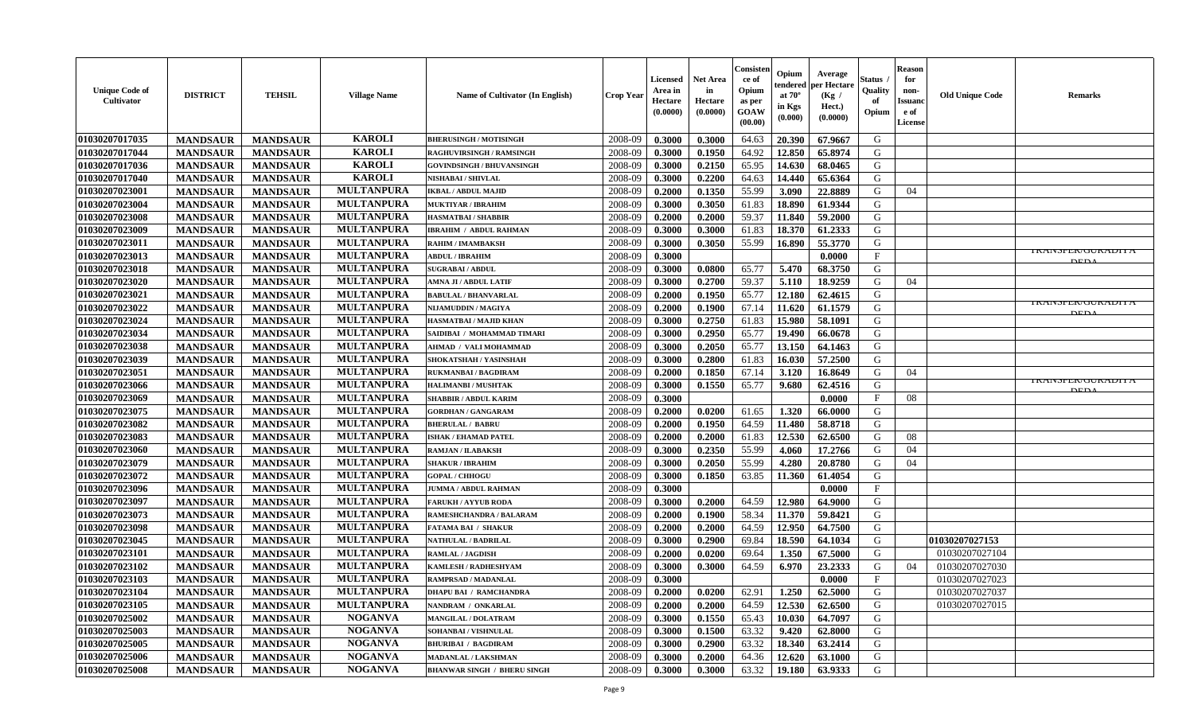| Unique Code of Cultivator | DISTRICT | TEHSIL | Village Name | Name of Cultivator (In English) | Crop Year | Licensed Area in Hectare (0.0000) | Net Area in Hectare (0.0000) | Consistence of Opium as per GOAW (00.00) | Opium tendered at 70° in Kgs (0.000) | Average per Hectare (Kg / Hect.) (0.0000) | Status / Quality of Opium | Reason for non-Issuance of License | Old Unique Code | Remarks |
|---|---|---|---|---|---|---|---|---|---|---|---|---|---|---|
| 01030207017035 | MANDSAUR | MANDSAUR | KAROLI | BHERUSINGH / MOTISINGH | 2008-09 | 0.3000 | 0.3000 | 64.63 | 20.390 | 67.9667 | G | | | |
| 01030207017044 | MANDSAUR | MANDSAUR | KAROLI | RAGHUVIRSINGH / RAMSINGH | 2008-09 | 0.3000 | 0.1950 | 64.92 | 12.850 | 65.8974 | G | | | |
| 01030207017036 | MANDSAUR | MANDSAUR | KAROLI | GOVINDSINGH / BHUVANSINGH | 2008-09 | 0.3000 | 0.2150 | 65.95 | 14.630 | 68.0465 | G | | | |
| 01030207017040 | MANDSAUR | MANDSAUR | KAROLI | NISHABAI / SHIVLAL | 2008-09 | 0.3000 | 0.2200 | 64.63 | 14.440 | 65.6364 | G | | | |
| 01030207023001 | MANDSAUR | MANDSAUR | MULTANPURA | IKBAL / ABDUL MAJID | 2008-09 | 0.2000 | 0.1350 | 55.99 | 3.090 | 22.8889 | G | 04 | | |
| 01030207023004 | MANDSAUR | MANDSAUR | MULTANPURA | MUKTIYAR / IBRAHIM | 2008-09 | 0.3000 | 0.3050 | 61.83 | 18.890 | 61.9344 | G | | | |
| 01030207023008 | MANDSAUR | MANDSAUR | MULTANPURA | HASMATBAI / SHABBIR | 2008-09 | 0.2000 | 0.2000 | 59.37 | 11.840 | 59.2000 | G | | | |
| 01030207023009 | MANDSAUR | MANDSAUR | MULTANPURA | IBRAHIM / ABDUL RAHMAN | 2008-09 | 0.3000 | 0.3000 | 61.83 | 18.370 | 61.2333 | G | | | |
| 01030207023011 | MANDSAUR | MANDSAUR | MULTANPURA | RAHIM / IMAMBAKSH | 2008-09 | 0.3000 | 0.3050 | 55.99 | 16.890 | 55.3770 | G | | | |
| 01030207023013 | MANDSAUR | MANDSAUR | MULTANPURA | ABDUL / IBRAHIM | 2008-09 | 0.3000 | | | | 0.0000 | F | | | TRANSFER/GURADIYA DEDA |
| 01030207023018 | MANDSAUR | MANDSAUR | MULTANPURA | SUGRABAI / ABDUL | 2008-09 | 0.3000 | 0.0800 | 65.77 | 5.470 | 68.3750 | G | | | |
| 01030207023020 | MANDSAUR | MANDSAUR | MULTANPURA | AMNA JI / ABDUL LATIF | 2008-09 | 0.3000 | 0.2700 | 59.37 | 5.110 | 18.9259 | G | 04 | | |
| 01030207023021 | MANDSAUR | MANDSAUR | MULTANPURA | BABULAL / BHANVARLAL | 2008-09 | 0.2000 | 0.1950 | 65.77 | 12.180 | 62.4615 | G | | | |
| 01030207023022 | MANDSAUR | MANDSAUR | MULTANPURA | NIJAMUDDIN / MAGIYA | 2008-09 | 0.2000 | 0.1900 | 67.14 | 11.620 | 61.1579 | G | | | TRANSFER/GURADIYA DEDA |
| 01030207023024 | MANDSAUR | MANDSAUR | MULTANPURA | HASMATBAI / MAJID KHAN | 2008-09 | 0.3000 | 0.2750 | 61.83 | 15.980 | 58.1091 | G | | | |
| 01030207023034 | MANDSAUR | MANDSAUR | MULTANPURA | SAIDIBAI / MOHAMMAD TIMARI | 2008-09 | 0.3000 | 0.2950 | 65.77 | 19.490 | 66.0678 | G | | | |
| 01030207023038 | MANDSAUR | MANDSAUR | MULTANPURA | AHMAD / VALI MOHAMMAD | 2008-09 | 0.3000 | 0.2050 | 65.77 | 13.150 | 64.1463 | G | | | |
| 01030207023039 | MANDSAUR | MANDSAUR | MULTANPURA | SHOKATSHAH / YASINSHAH | 2008-09 | 0.3000 | 0.2800 | 61.83 | 16.030 | 57.2500 | G | | | |
| 01030207023051 | MANDSAUR | MANDSAUR | MULTANPURA | RUKMANBAI / BAGDIRAM | 2008-09 | 0.2000 | 0.1850 | 67.14 | 3.120 | 16.8649 | G | 04 | | |
| 01030207023066 | MANDSAUR | MANDSAUR | MULTANPURA | HALIMANBI / MUSHTAK | 2008-09 | 0.3000 | 0.1550 | 65.77 | 9.680 | 62.4516 | G | | | TRANSFER/GURADIYA DEDA |
| 01030207023069 | MANDSAUR | MANDSAUR | MULTANPURA | SHABBIR / ABDUL KARIM | 2008-09 | 0.3000 | | | | 0.0000 | F | 08 | | |
| 01030207023075 | MANDSAUR | MANDSAUR | MULTANPURA | GORDHAN / GANGARAM | 2008-09 | 0.2000 | 0.0200 | 61.65 | 1.320 | 66.0000 | G | | | |
| 01030207023082 | MANDSAUR | MANDSAUR | MULTANPURA | BHERULAL / BABRU | 2008-09 | 0.2000 | 0.1950 | 64.59 | 11.480 | 58.8718 | G | | | |
| 01030207023083 | MANDSAUR | MANDSAUR | MULTANPURA | ISHAK / EHAMAD PATEL | 2008-09 | 0.2000 | 0.2000 | 61.83 | 12.530 | 62.6500 | G | 08 | | |
| 01030207023060 | MANDSAUR | MANDSAUR | MULTANPURA | RAMJAN / ILABAKSH | 2008-09 | 0.3000 | 0.2350 | 55.99 | 4.060 | 17.2766 | G | 04 | | |
| 01030207023079 | MANDSAUR | MANDSAUR | MULTANPURA | SHAKUR / IBRAHIM | 2008-09 | 0.3000 | 0.2050 | 55.99 | 4.280 | 20.8780 | G | 04 | | |
| 01030207023072 | MANDSAUR | MANDSAUR | MULTANPURA | GOPAL / CHHOGU | 2008-09 | 0.3000 | 0.1850 | 63.85 | 11.360 | 61.4054 | G | | | |
| 01030207023096 | MANDSAUR | MANDSAUR | MULTANPURA | JUMMA / ABDUL RAHMAN | 2008-09 | 0.3000 | | | | 0.0000 | F | | | |
| 01030207023097 | MANDSAUR | MANDSAUR | MULTANPURA | FARUKH / AYYUB RODA | 2008-09 | 0.3000 | 0.2000 | 64.59 | 12.980 | 64.9000 | G | | | |
| 01030207023073 | MANDSAUR | MANDSAUR | MULTANPURA | RAMESHCHANDRA / BALARAM | 2008-09 | 0.2000 | 0.1900 | 58.34 | 11.370 | 59.8421 | G | | | |
| 01030207023098 | MANDSAUR | MANDSAUR | MULTANPURA | FATAMA BAI / SHAKUR | 2008-09 | 0.2000 | 0.2000 | 64.59 | 12.950 | 64.7500 | G | | | |
| 01030207023045 | MANDSAUR | MANDSAUR | MULTANPURA | NATHULAL / BADRILAL | 2008-09 | 0.3000 | 0.2900 | 69.84 | 18.590 | 64.1034 | G | | 01030207027153 | |
| 01030207023101 | MANDSAUR | MANDSAUR | MULTANPURA | RAMLAL / JAGDISH | 2008-09 | 0.2000 | 0.0200 | 69.64 | 1.350 | 67.5000 | G | | 01030207027104 | |
| 01030207023102 | MANDSAUR | MANDSAUR | MULTANPURA | KAMLESH / RADHESHYAM | 2008-09 | 0.3000 | 0.3000 | 64.59 | 6.970 | 23.2333 | G | 04 | 01030207027030 | |
| 01030207023103 | MANDSAUR | MANDSAUR | MULTANPURA | RAMPRSAD / MADANLAL | 2008-09 | 0.3000 | | | | 0.0000 | F | | 01030207027023 | |
| 01030207023104 | MANDSAUR | MANDSAUR | MULTANPURA | DHAPU BAI / RAMCHANDRA | 2008-09 | 0.2000 | 0.0200 | 62.91 | 1.250 | 62.5000 | G | | 01030207027037 | |
| 01030207023105 | MANDSAUR | MANDSAUR | MULTANPURA | NANDRAM / ONKARLAL | 2008-09 | 0.2000 | 0.2000 | 64.59 | 12.530 | 62.6500 | G | | 01030207027015 | |
| 01030207025002 | MANDSAUR | MANDSAUR | NOGANVA | MANGILAL / DOLATRAM | 2008-09 | 0.3000 | 0.1550 | 65.43 | 10.030 | 64.7097 | G | | | |
| 01030207025003 | MANDSAUR | MANDSAUR | NOGANVA | SOHANBAI / VISHNULAL | 2008-09 | 0.3000 | 0.1500 | 63.32 | 9.420 | 62.8000 | G | | | |
| 01030207025005 | MANDSAUR | MANDSAUR | NOGANVA | BHURIBAI / BAGDIRAM | 2008-09 | 0.3000 | 0.2900 | 63.32 | 18.340 | 63.2414 | G | | | |
| 01030207025006 | MANDSAUR | MANDSAUR | NOGANVA | MADANLAL / LAKSHMAN | 2008-09 | 0.3000 | 0.2000 | 64.36 | 12.620 | 63.1000 | G | | | |
| 01030207025008 | MANDSAUR | MANDSAUR | NOGANVA | BHANWAR SINGH / BHERU SINGH | 2008-09 | 0.3000 | 0.3000 | 63.32 | 19.180 | 63.9333 | G | | | |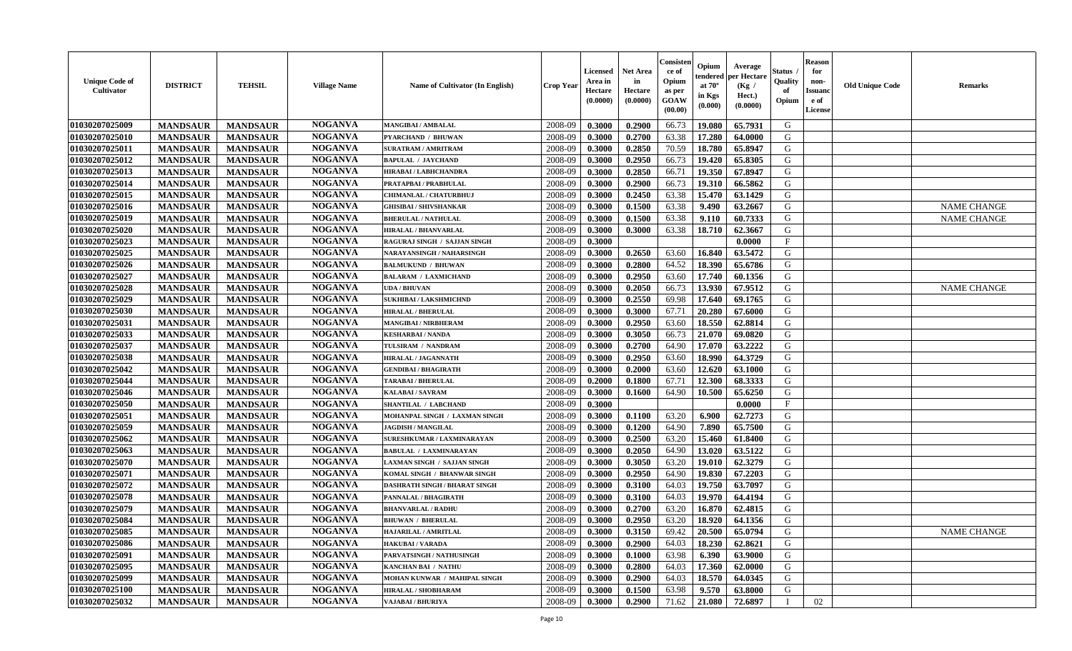| Unique Code of Cultivator | DISTRICT | TEHSIL | Village Name | Name of Cultivator (In English) | Crop Year | Licensed Area in Hectare (0.0000) | Net Area in Hectare (0.0000) | Consistence of Opium as per GOAW (00.00) | Opium tendered at 70° in Kgs (0.000) | Average per Hectare (Kg / Hect.) (0.0000) | Status / Quality of Opium | Reason for non-Issuance of License | Old Unique Code | Remarks |
|---|---|---|---|---|---|---|---|---|---|---|---|---|---|---|
| 01030207025009 | MANDSAUR | MANDSAUR | NOGANVA | MANGIBAI / AMBALAL | 2008-09 | 0.3000 | 0.2900 | 66.73 | 19.080 | 65.7931 | G | | | |
| 01030207025010 | MANDSAUR | MANDSAUR | NOGANVA | PYARCHAND / BHUWAN | 2008-09 | 0.3000 | 0.2700 | 63.38 | 17.280 | 64.0000 | G | | | |
| 01030207025011 | MANDSAUR | MANDSAUR | NOGANVA | SURATRAM / AMRITRAM | 2008-09 | 0.3000 | 0.2850 | 70.59 | 18.780 | 65.8947 | G | | | |
| 01030207025012 | MANDSAUR | MANDSAUR | NOGANVA | BAPULAL / JAYCHAND | 2008-09 | 0.3000 | 0.2950 | 66.73 | 19.420 | 65.8305 | G | | | |
| 01030207025013 | MANDSAUR | MANDSAUR | NOGANVA | HIRABAI / LABHCHANDRA | 2008-09 | 0.3000 | 0.2850 | 66.71 | 19.350 | 67.8947 | G | | | |
| 01030207025014 | MANDSAUR | MANDSAUR | NOGANVA | PRATAPBAI / PRABHULAL | 2008-09 | 0.3000 | 0.2900 | 66.73 | 19.310 | 66.5862 | G | | | |
| 01030207025015 | MANDSAUR | MANDSAUR | NOGANVA | CHIMANLAL / CHATURBHUJ | 2008-09 | 0.3000 | 0.2450 | 63.38 | 15.470 | 63.1429 | G | | | |
| 01030207025016 | MANDSAUR | MANDSAUR | NOGANVA | GHISIBAI / SHIVSHANKAR | 2008-09 | 0.3000 | 0.1500 | 63.38 | 9.490 | 63.2667 | G | | | NAME CHANGE |
| 01030207025019 | MANDSAUR | MANDSAUR | NOGANVA | BHERULAL / NATHULAL | 2008-09 | 0.3000 | 0.1500 | 63.38 | 9.110 | 60.7333 | G | | | NAME CHANGE |
| 01030207025020 | MANDSAUR | MANDSAUR | NOGANVA | HIRALAL / BHANVARLAL | 2008-09 | 0.3000 | 0.3000 | 63.38 | 18.710 | 62.3667 | G | | | |
| 01030207025023 | MANDSAUR | MANDSAUR | NOGANVA | RAGURAJ SINGH / SAJJAN SINGH | 2008-09 | 0.3000 | | | | 0.0000 | F | | | |
| 01030207025025 | MANDSAUR | MANDSAUR | NOGANVA | NARAYANSINGH / NAHARSINGH | 2008-09 | 0.3000 | 0.2650 | 63.60 | 16.840 | 63.5472 | G | | | |
| 01030207025026 | MANDSAUR | MANDSAUR | NOGANVA | BALMUKUND / BHUWAN | 2008-09 | 0.3000 | 0.2800 | 64.52 | 18.390 | 65.6786 | G | | | |
| 01030207025027 | MANDSAUR | MANDSAUR | NOGANVA | BALARAM / LAXMICHAND | 2008-09 | 0.3000 | 0.2950 | 63.60 | 17.740 | 60.1356 | G | | | |
| 01030207025028 | MANDSAUR | MANDSAUR | NOGANVA | UDA / BHUVAN | 2008-09 | 0.3000 | 0.2050 | 66.73 | 13.930 | 67.9512 | G | | | NAME CHANGE |
| 01030207025029 | MANDSAUR | MANDSAUR | NOGANVA | SUKHIBAI / LAKSHMICHND | 2008-09 | 0.3000 | 0.2550 | 69.98 | 17.640 | 69.1765 | G | | | |
| 01030207025030 | MANDSAUR | MANDSAUR | NOGANVA | HIRALAL / BHERULAL | 2008-09 | 0.3000 | 0.3000 | 67.71 | 20.280 | 67.6000 | G | | | |
| 01030207025031 | MANDSAUR | MANDSAUR | NOGANVA | MANGIBAI / NIRBHERAM | 2008-09 | 0.3000 | 0.2950 | 63.60 | 18.550 | 62.8814 | G | | | |
| 01030207025033 | MANDSAUR | MANDSAUR | NOGANVA | KESHARBAI / NANDA | 2008-09 | 0.3000 | 0.3050 | 66.73 | 21.070 | 69.0820 | G | | | |
| 01030207025037 | MANDSAUR | MANDSAUR | NOGANVA | TULSIRAM / NANDRAM | 2008-09 | 0.3000 | 0.2700 | 64.90 | 17.070 | 63.2222 | G | | | |
| 01030207025038 | MANDSAUR | MANDSAUR | NOGANVA | HIRALAL / JAGANNATH | 2008-09 | 0.3000 | 0.2950 | 63.60 | 18.990 | 64.3729 | G | | | |
| 01030207025042 | MANDSAUR | MANDSAUR | NOGANVA | GENDIBAI / BHAGIRATH | 2008-09 | 0.3000 | 0.2000 | 63.60 | 12.620 | 63.1000 | G | | | |
| 01030207025044 | MANDSAUR | MANDSAUR | NOGANVA | TARABAI / BHERULAL | 2008-09 | 0.2000 | 0.1800 | 67.71 | 12.300 | 68.3333 | G | | | |
| 01030207025046 | MANDSAUR | MANDSAUR | NOGANVA | KALABAI / SAVRAM | 2008-09 | 0.3000 | 0.1600 | 64.90 | 10.500 | 65.6250 | G | | | |
| 01030207025050 | MANDSAUR | MANDSAUR | NOGANVA | SHANTILAL / LABCHAND | 2008-09 | 0.3000 | | | | 0.0000 | F | | | |
| 01030207025051 | MANDSAUR | MANDSAUR | NOGANVA | MOHANPAL SINGH / LAXMAN SINGH | 2008-09 | 0.3000 | 0.1100 | 63.20 | 6.900 | 62.7273 | G | | | |
| 01030207025059 | MANDSAUR | MANDSAUR | NOGANVA | JAGDISH / MANGILAL | 2008-09 | 0.3000 | 0.1200 | 64.90 | 7.890 | 65.7500 | G | | | |
| 01030207025062 | MANDSAUR | MANDSAUR | NOGANVA | SURESHKUMAR / LAXMINARAYAN | 2008-09 | 0.3000 | 0.2500 | 63.20 | 15.460 | 61.8400 | G | | | |
| 01030207025063 | MANDSAUR | MANDSAUR | NOGANVA | BABULAL / LAXMINARAYAN | 2008-09 | 0.3000 | 0.2050 | 64.90 | 13.020 | 63.5122 | G | | | |
| 01030207025070 | MANDSAUR | MANDSAUR | NOGANVA | LAXMAN SINGH / SAJJAN SINGH | 2008-09 | 0.3000 | 0.3050 | 63.20 | 19.010 | 62.3279 | G | | | |
| 01030207025071 | MANDSAUR | MANDSAUR | NOGANVA | KOMAL SINGH / BHANWAR SINGH | 2008-09 | 0.3000 | 0.2950 | 64.90 | 19.830 | 67.2203 | G | | | |
| 01030207025072 | MANDSAUR | MANDSAUR | NOGANVA | DASHRATH SINGH / BHARAT SINGH | 2008-09 | 0.3000 | 0.3100 | 64.03 | 19.750 | 63.7097 | G | | | |
| 01030207025078 | MANDSAUR | MANDSAUR | NOGANVA | PANNALAL / BHAGIRATH | 2008-09 | 0.3000 | 0.3100 | 64.03 | 19.970 | 64.4194 | G | | | |
| 01030207025079 | MANDSAUR | MANDSAUR | NOGANVA | BHANVARLAL / RADHU | 2008-09 | 0.3000 | 0.2700 | 63.20 | 16.870 | 62.4815 | G | | | |
| 01030207025084 | MANDSAUR | MANDSAUR | NOGANVA | BHUWAN / BHERULAL | 2008-09 | 0.3000 | 0.2950 | 63.20 | 18.920 | 64.1356 | G | | | |
| 01030207025085 | MANDSAUR | MANDSAUR | NOGANVA | HAJARILAL / AMRITLAL | 2008-09 | 0.3000 | 0.3150 | 69.42 | 20.500 | 65.0794 | G | | | NAME CHANGE |
| 01030207025086 | MANDSAUR | MANDSAUR | NOGANVA | HAKUBAI / VARADA | 2008-09 | 0.3000 | 0.2900 | 64.03 | 18.230 | 62.8621 | G | | | |
| 01030207025091 | MANDSAUR | MANDSAUR | NOGANVA | PARVATSINGH / NATHUSINGH | 2008-09 | 0.3000 | 0.1000 | 63.98 | 6.390 | 63.9000 | G | | | |
| 01030207025095 | MANDSAUR | MANDSAUR | NOGANVA | KANCHAN BAI / NATHU | 2008-09 | 0.3000 | 0.2800 | 64.03 | 17.360 | 62.0000 | G | | | |
| 01030207025099 | MANDSAUR | MANDSAUR | NOGANVA | MOHAN KUNWAR / MAHIPAL SINGH | 2008-09 | 0.3000 | 0.2900 | 64.03 | 18.570 | 64.0345 | G | | | |
| 01030207025100 | MANDSAUR | MANDSAUR | NOGANVA | HIRALAL / SHOBHARAM | 2008-09 | 0.3000 | 0.1500 | 63.98 | 9.570 | 63.8000 | G | | | |
| 01030207025032 | MANDSAUR | MANDSAUR | NOGANVA | VAJABAI / BHURIYA | 2008-09 | 0.3000 | 0.2900 | 71.62 | 21.080 | 72.6897 | I | 02 | | |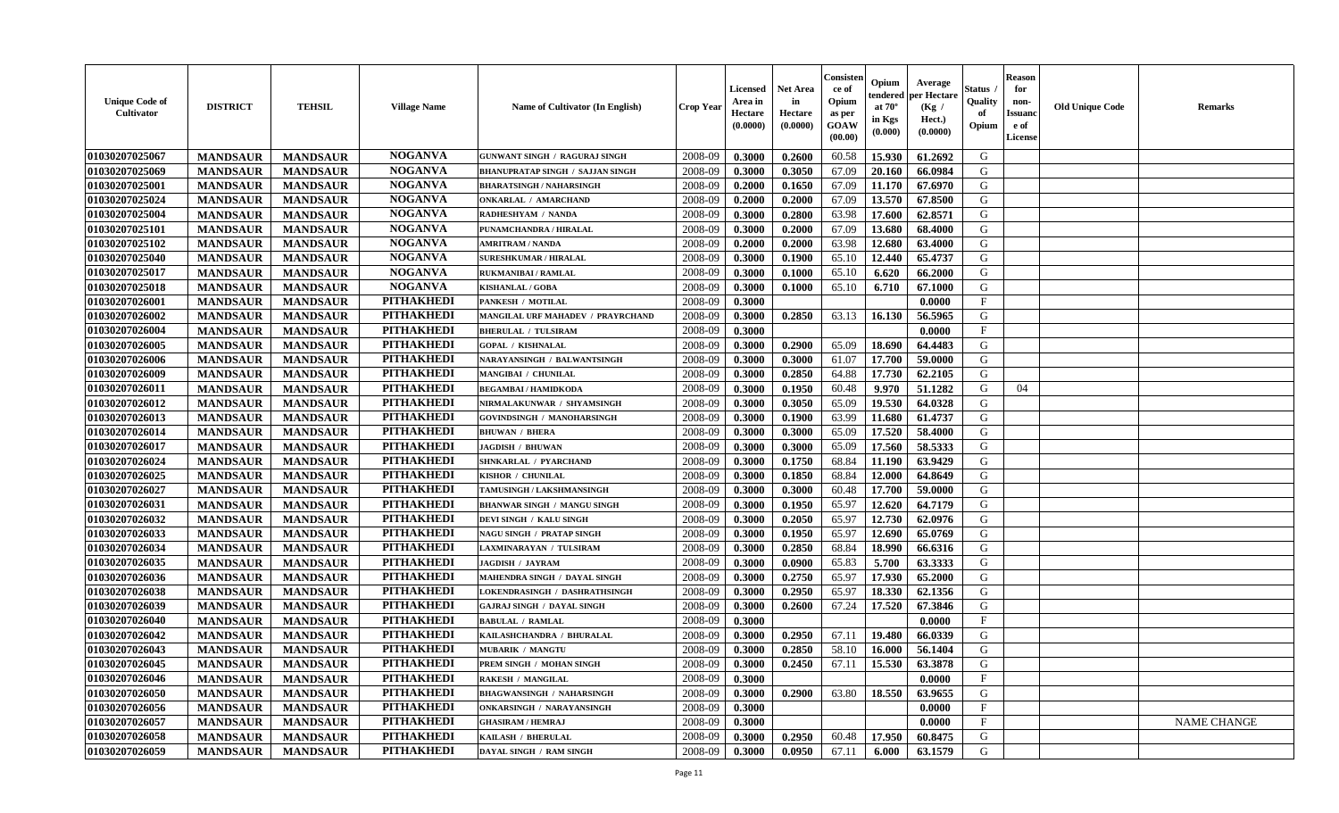| Unique Code of Cultivator | DISTRICT | TEHSIL | Village Name | Name of Cultivator (In English) | Crop Year | Licensed Area in Hectare (0.0000) | Net Area in Hectare (0.0000) | Consistence of Opium as per GOAW (00.00) | Opium tendered at 70° in Kgs (0.000) | Average per Hectare (Kg / Hect.) (0.0000) | Status / Quality of Opium | Reason for non-Issuance of License | Old Unique Code | Remarks |
|---|---|---|---|---|---|---|---|---|---|---|---|---|---|---|
| 01030207025067 | MANDSAUR | MANDSAUR | NOGANVA | GUNWANT SINGH / RAGURAJ SINGH | 2008-09 | 0.3000 | 0.2600 | 60.58 | 15.930 | 61.2692 | G | | | |
| 01030207025069 | MANDSAUR | MANDSAUR | NOGANVA | BHANUPRATAP SINGH / SAJJAN SINGH | 2008-09 | 0.3000 | 0.3050 | 67.09 | 20.160 | 66.0984 | G | | | |
| 01030207025001 | MANDSAUR | MANDSAUR | NOGANVA | BHARATSINGH / NAHARSINGH | 2008-09 | 0.2000 | 0.1650 | 67.09 | 11.170 | 67.6970 | G | | | |
| 01030207025024 | MANDSAUR | MANDSAUR | NOGANVA | ONKARLAL / AMARCHAND | 2008-09 | 0.2000 | 0.2000 | 67.09 | 13.570 | 67.8500 | G | | | |
| 01030207025004 | MANDSAUR | MANDSAUR | NOGANVA | RADHESHYAM / NANDA | 2008-09 | 0.3000 | 0.2800 | 63.98 | 17.600 | 62.8571 | G | | | |
| 01030207025101 | MANDSAUR | MANDSAUR | NOGANVA | PUNAMCHANDRA / HIRALAL | 2008-09 | 0.3000 | 0.2000 | 67.09 | 13.680 | 68.4000 | G | | | |
| 01030207025102 | MANDSAUR | MANDSAUR | NOGANVA | AMRITRAM / NANDA | 2008-09 | 0.2000 | 0.2000 | 63.98 | 12.680 | 63.4000 | G | | | |
| 01030207025040 | MANDSAUR | MANDSAUR | NOGANVA | SURESHKUMAR / HIRALAL | 2008-09 | 0.3000 | 0.1900 | 65.10 | 12.440 | 65.4737 | G | | | |
| 01030207025017 | MANDSAUR | MANDSAUR | NOGANVA | RUKMANIBAI / RAMLAL | 2008-09 | 0.3000 | 0.1000 | 65.10 | 6.620 | 66.2000 | G | | | |
| 01030207025018 | MANDSAUR | MANDSAUR | NOGANVA | KISHANLAL / GOBA | 2008-09 | 0.3000 | 0.1000 | 65.10 | 6.710 | 67.1000 | G | | | |
| 01030207026001 | MANDSAUR | MANDSAUR | PITHAKHEDI | PANKESH / MOTILAL | 2008-09 | 0.3000 | | | | 0.0000 | F | | | |
| 01030207026002 | MANDSAUR | MANDSAUR | PITHAKHEDI | MANGILAL URF MAHADEV / PRAYRCHAND | 2008-09 | 0.3000 | 0.2850 | 63.13 | 16.130 | 56.5965 | G | | | |
| 01030207026004 | MANDSAUR | MANDSAUR | PITHAKHEDI | BHERULAL / TULSIRAM | 2008-09 | 0.3000 | | | | 0.0000 | F | | | |
| 01030207026005 | MANDSAUR | MANDSAUR | PITHAKHEDI | GOPAL / KISHNALAL | 2008-09 | 0.3000 | 0.2900 | 65.09 | 18.690 | 64.4483 | G | | | |
| 01030207026006 | MANDSAUR | MANDSAUR | PITHAKHEDI | NARAYANSINGH / BALWANTSINGH | 2008-09 | 0.3000 | 0.3000 | 61.07 | 17.700 | 59.0000 | G | | | |
| 01030207026009 | MANDSAUR | MANDSAUR | PITHAKHEDI | MANGIBAI / CHUNILAL | 2008-09 | 0.3000 | 0.2850 | 64.88 | 17.730 | 62.2105 | G | | | |
| 01030207026011 | MANDSAUR | MANDSAUR | PITHAKHEDI | BEGAMBAI / HAMIDKODA | 2008-09 | 0.3000 | 0.1950 | 60.48 | 9.970 | 51.1282 | G | 04 | | |
| 01030207026012 | MANDSAUR | MANDSAUR | PITHAKHEDI | NIRMALAKUNWAR / SHYAMSINGH | 2008-09 | 0.3000 | 0.3050 | 65.09 | 19.530 | 64.0328 | G | | | |
| 01030207026013 | MANDSAUR | MANDSAUR | PITHAKHEDI | GOVINDSINGH / MANOHARSINGH | 2008-09 | 0.3000 | 0.1900 | 63.99 | 11.680 | 61.4737 | G | | | |
| 01030207026014 | MANDSAUR | MANDSAUR | PITHAKHEDI | BHUWAN / BHERA | 2008-09 | 0.3000 | 0.3000 | 65.09 | 17.520 | 58.4000 | G | | | |
| 01030207026017 | MANDSAUR | MANDSAUR | PITHAKHEDI | JAGDISH / BHUWAN | 2008-09 | 0.3000 | 0.3000 | 65.09 | 17.560 | 58.5333 | G | | | |
| 01030207026024 | MANDSAUR | MANDSAUR | PITHAKHEDI | SHNKARLAL / PYARCHAND | 2008-09 | 0.3000 | 0.1750 | 68.84 | 11.190 | 63.9429 | G | | | |
| 01030207026025 | MANDSAUR | MANDSAUR | PITHAKHEDI | KISHOR / CHUNILAL | 2008-09 | 0.3000 | 0.1850 | 68.84 | 12.000 | 64.8649 | G | | | |
| 01030207026027 | MANDSAUR | MANDSAUR | PITHAKHEDI | TAMUSINGH / LAKSHMANSINGH | 2008-09 | 0.3000 | 0.3000 | 60.48 | 17.700 | 59.0000 | G | | | |
| 01030207026031 | MANDSAUR | MANDSAUR | PITHAKHEDI | BHANWAR SINGH / MANGU SINGH | 2008-09 | 0.3000 | 0.1950 | 65.97 | 12.620 | 64.7179 | G | | | |
| 01030207026032 | MANDSAUR | MANDSAUR | PITHAKHEDI | DEVI SINGH / KALU SINGH | 2008-09 | 0.3000 | 0.2050 | 65.97 | 12.730 | 62.0976 | G | | | |
| 01030207026033 | MANDSAUR | MANDSAUR | PITHAKHEDI | NAGU SINGH / PRATAP SINGH | 2008-09 | 0.3000 | 0.1950 | 65.97 | 12.690 | 65.0769 | G | | | |
| 01030207026034 | MANDSAUR | MANDSAUR | PITHAKHEDI | LAXMINARAYAN / TULSIRAM | 2008-09 | 0.3000 | 0.2850 | 68.84 | 18.990 | 66.6316 | G | | | |
| 01030207026035 | MANDSAUR | MANDSAUR | PITHAKHEDI | JAGDISH / JAYRAM | 2008-09 | 0.3000 | 0.0900 | 65.83 | 5.700 | 63.3333 | G | | | |
| 01030207026036 | MANDSAUR | MANDSAUR | PITHAKHEDI | MAHENDRA SINGH / DAYAL SINGH | 2008-09 | 0.3000 | 0.2750 | 65.97 | 17.930 | 65.2000 | G | | | |
| 01030207026038 | MANDSAUR | MANDSAUR | PITHAKHEDI | LOKENDRASINGH / DASHRATHSINGH | 2008-09 | 0.3000 | 0.2950 | 65.97 | 18.330 | 62.1356 | G | | | |
| 01030207026039 | MANDSAUR | MANDSAUR | PITHAKHEDI | GAJRAJ SINGH / DAYAL SINGH | 2008-09 | 0.3000 | 0.2600 | 67.24 | 17.520 | 67.3846 | G | | | |
| 01030207026040 | MANDSAUR | MANDSAUR | PITHAKHEDI | BABULAL / RAMLAL | 2008-09 | 0.3000 | | | | 0.0000 | F | | | |
| 01030207026042 | MANDSAUR | MANDSAUR | PITHAKHEDI | KAILASHCHANDRA / BHURALAL | 2008-09 | 0.3000 | 0.2950 | 67.11 | 19.480 | 66.0339 | G | | | |
| 01030207026043 | MANDSAUR | MANDSAUR | PITHAKHEDI | MUBARIK / MANGTU | 2008-09 | 0.3000 | 0.2850 | 58.10 | 16.000 | 56.1404 | G | | | |
| 01030207026045 | MANDSAUR | MANDSAUR | PITHAKHEDI | PREM SINGH / MOHAN SINGH | 2008-09 | 0.3000 | 0.2450 | 67.11 | 15.530 | 63.3878 | G | | | |
| 01030207026046 | MANDSAUR | MANDSAUR | PITHAKHEDI | RAKESH / MANGILAL | 2008-09 | 0.3000 | | | | 0.0000 | F | | | |
| 01030207026050 | MANDSAUR | MANDSAUR | PITHAKHEDI | BHAGWANSINGH / NAHARSINGH | 2008-09 | 0.3000 | 0.2900 | 63.80 | 18.550 | 63.9655 | G | | | |
| 01030207026056 | MANDSAUR | MANDSAUR | PITHAKHEDI | ONKARSINGH / NARAYANSINGH | 2008-09 | 0.3000 | | | | 0.0000 | F | | | |
| 01030207026057 | MANDSAUR | MANDSAUR | PITHAKHEDI | GHASIRAM / HEMRAJ | 2008-09 | 0.3000 | | | | 0.0000 | F | | | NAME CHANGE |
| 01030207026058 | MANDSAUR | MANDSAUR | PITHAKHEDI | KAILASH / BHERULAL | 2008-09 | 0.3000 | 0.2950 | 60.48 | 17.950 | 60.8475 | G | | | |
| 01030207026059 | MANDSAUR | MANDSAUR | PITHAKHEDI | DAYAL SINGH / RAM SINGH | 2008-09 | 0.3000 | 0.0950 | 67.11 | 6.000 | 63.1579 | G | | | |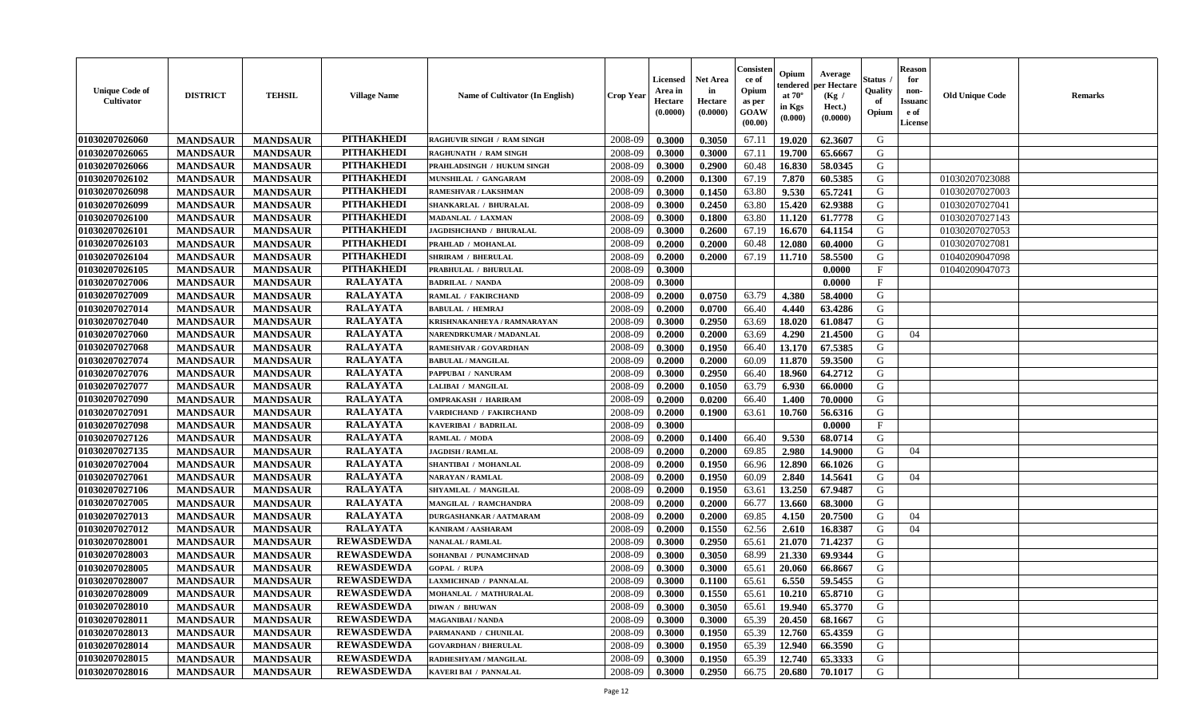| Unique Code of Cultivator | DISTRICT | TEHSIL | Village Name | Name of Cultivator (In English) | Crop Year | Licensed Area in Hectare (0.0000) | Net Area in Hectare (0.0000) | Consistence of Opium as per GOAW (00.00) | Opium tendered at 70° in Kgs (0.000) | Average per Hectare (Kg / Hect.) (0.0000) | Status / Quality of Opium | Reason for non-Issuance of License | Old Unique Code | Remarks |
|---|---|---|---|---|---|---|---|---|---|---|---|---|---|---|
| 01030207026060 | MANDSAUR | MANDSAUR | PITHAKHEDI | RAGHUVIR SINGH / RAM SINGH | 2008-09 | 0.3000 | 0.3050 | 67.11 | 19.020 | 62.3607 | G | | | |
| 01030207026065 | MANDSAUR | MANDSAUR | PITHAKHEDI | RAGHUNATH / RAM SINGH | 2008-09 | 0.3000 | 0.3000 | 67.11 | 19.700 | 65.6667 | G | | | |
| 01030207026066 | MANDSAUR | MANDSAUR | PITHAKHEDI | PRAHLADSINGH / HUKUM SINGH | 2008-09 | 0.3000 | 0.2900 | 60.48 | 16.830 | 58.0345 | G | | | |
| 01030207026102 | MANDSAUR | MANDSAUR | PITHAKHEDI | MUNSHILAL / GANGARAM | 2008-09 | 0.2000 | 0.1300 | 67.19 | 7.870 | 60.5385 | G | | 01030207023088 | |
| 01030207026098 | MANDSAUR | MANDSAUR | PITHAKHEDI | RAMESHVAR / LAKSHMAN | 2008-09 | 0.3000 | 0.1450 | 63.80 | 9.530 | 65.7241 | G | | 01030207027003 | |
| 01030207026099 | MANDSAUR | MANDSAUR | PITHAKHEDI | SHANKARLAL / BHURALAL | 2008-09 | 0.3000 | 0.2450 | 63.80 | 15.420 | 62.9388 | G | | 01030207027041 | |
| 01030207026100 | MANDSAUR | MANDSAUR | PITHAKHEDI | MADANLAL / LAXMAN | 2008-09 | 0.3000 | 0.1800 | 63.80 | 11.120 | 61.7778 | G | | 01030207027143 | |
| 01030207026101 | MANDSAUR | MANDSAUR | PITHAKHEDI | JAGDISHCHAND / BHURALAL | 2008-09 | 0.3000 | 0.2600 | 67.19 | 16.670 | 64.1154 | G | | 01030207027053 | |
| 01030207026103 | MANDSAUR | MANDSAUR | PITHAKHEDI | PRAHLAD / MOHANLAL | 2008-09 | 0.2000 | 0.2000 | 60.48 | 12.080 | 60.4000 | G | | 01030207027081 | |
| 01030207026104 | MANDSAUR | MANDSAUR | PITHAKHEDI | SHRIRAM / BHERULAL | 2008-09 | 0.2000 | 0.2000 | 67.19 | 11.710 | 58.5500 | G | | 01040209047098 | |
| 01030207026105 | MANDSAUR | MANDSAUR | PITHAKHEDI | PRABHULAL / BHURULAL | 2008-09 | 0.3000 | | | | 0.0000 | F | | 01040209047073 | |
| 01030207027006 | MANDSAUR | MANDSAUR | RALAYATA | BADRILAL / NANDA | 2008-09 | 0.3000 | | | | 0.0000 | F | | | |
| 01030207027009 | MANDSAUR | MANDSAUR | RALAYATA | RAMLAL / FAKIRCHAND | 2008-09 | 0.2000 | 0.0750 | 63.79 | 4.380 | 58.4000 | G | | | |
| 01030207027014 | MANDSAUR | MANDSAUR | RALAYATA | BABULAL / HEMRAJ | 2008-09 | 0.2000 | 0.0700 | 66.40 | 4.440 | 63.4286 | G | | | |
| 01030207027040 | MANDSAUR | MANDSAUR | RALAYATA | KRISHNAKANHEYA / RAMNARAYAN | 2008-09 | 0.3000 | 0.2950 | 63.69 | 18.020 | 61.0847 | G | | | |
| 01030207027060 | MANDSAUR | MANDSAUR | RALAYATA | NARENDRKUMAR / MADANLAL | 2008-09 | 0.2000 | 0.2000 | 63.69 | 4.290 | 21.4500 | G | 04 | | |
| 01030207027068 | MANDSAUR | MANDSAUR | RALAYATA | RAMESHVAR / GOVARDHAN | 2008-09 | 0.3000 | 0.1950 | 66.40 | 13.170 | 67.5385 | G | | | |
| 01030207027074 | MANDSAUR | MANDSAUR | RALAYATA | BABULAL / MANGILAL | 2008-09 | 0.2000 | 0.2000 | 60.09 | 11.870 | 59.3500 | G | | | |
| 01030207027076 | MANDSAUR | MANDSAUR | RALAYATA | PAPPUBAI / NANURAM | 2008-09 | 0.3000 | 0.2950 | 66.40 | 18.960 | 64.2712 | G | | | |
| 01030207027077 | MANDSAUR | MANDSAUR | RALAYATA | LALIBAI / MANGILAL | 2008-09 | 0.2000 | 0.1050 | 63.79 | 6.930 | 66.0000 | G | | | |
| 01030207027090 | MANDSAUR | MANDSAUR | RALAYATA | OMPRAKASH / HARIRAM | 2008-09 | 0.2000 | 0.0200 | 66.40 | 1.400 | 70.0000 | G | | | |
| 01030207027091 | MANDSAUR | MANDSAUR | RALAYATA | VARDICHAND / FAKIRCHAND | 2008-09 | 0.2000 | 0.1900 | 63.61 | 10.760 | 56.6316 | G | | | |
| 01030207027098 | MANDSAUR | MANDSAUR | RALAYATA | KAVERIBAI / BADRILAL | 2008-09 | 0.3000 | | | | 0.0000 | F | | | |
| 01030207027126 | MANDSAUR | MANDSAUR | RALAYATA | RAMLAL / MODA | 2008-09 | 0.2000 | 0.1400 | 66.40 | 9.530 | 68.0714 | G | | | |
| 01030207027135 | MANDSAUR | MANDSAUR | RALAYATA | JAGDISH / RAMLAL | 2008-09 | 0.2000 | 0.2000 | 69.85 | 2.980 | 14.9000 | G | 04 | | |
| 01030207027004 | MANDSAUR | MANDSAUR | RALAYATA | SHANTIBAI / MOHANLAL | 2008-09 | 0.2000 | 0.1950 | 66.96 | 12.890 | 66.1026 | G | | | |
| 01030207027061 | MANDSAUR | MANDSAUR | RALAYATA | NARAYAN / RAMLAL | 2008-09 | 0.2000 | 0.1950 | 60.09 | 2.840 | 14.5641 | G | 04 | | |
| 01030207027106 | MANDSAUR | MANDSAUR | RALAYATA | SHYAMLAL / MANGILAL | 2008-09 | 0.2000 | 0.1950 | 63.61 | 13.250 | 67.9487 | G | | | |
| 01030207027005 | MANDSAUR | MANDSAUR | RALAYATA | MANGILAL / RAMCHANDRA | 2008-09 | 0.2000 | 0.2000 | 66.77 | 13.660 | 68.3000 | G | | | |
| 01030207027013 | MANDSAUR | MANDSAUR | RALAYATA | DURGASHANKAR / AATMARAM | 2008-09 | 0.2000 | 0.2000 | 69.85 | 4.150 | 20.7500 | G | 04 | | |
| 01030207027012 | MANDSAUR | MANDSAUR | RALAYATA | KANIRAM / AASHARAM | 2008-09 | 0.2000 | 0.1550 | 62.56 | 2.610 | 16.8387 | G | 04 | | |
| 01030207028001 | MANDSAUR | MANDSAUR | REWASDEWDA | NANALAL / RAMLAL | 2008-09 | 0.3000 | 0.2950 | 65.61 | 21.070 | 71.4237 | G | | | |
| 01030207028003 | MANDSAUR | MANDSAUR | REWASDEWDA | SOHANBAI / PUNAMCHNAD | 2008-09 | 0.3000 | 0.3050 | 68.99 | 21.330 | 69.9344 | G | | | |
| 01030207028005 | MANDSAUR | MANDSAUR | REWASDEWDA | GOPAL / RUPA | 2008-09 | 0.3000 | 0.3000 | 65.61 | 20.060 | 66.8667 | G | | | |
| 01030207028007 | MANDSAUR | MANDSAUR | REWASDEWDA | LAXMICHNAD / PANNALAL | 2008-09 | 0.3000 | 0.1100 | 65.61 | 6.550 | 59.5455 | G | | | |
| 01030207028009 | MANDSAUR | MANDSAUR | REWASDEWDA | MOHANLAL / MATHURALAL | 2008-09 | 0.3000 | 0.1550 | 65.61 | 10.210 | 65.8710 | G | | | |
| 01030207028010 | MANDSAUR | MANDSAUR | REWASDEWDA | DIWAN / BHUWAN | 2008-09 | 0.3000 | 0.3050 | 65.61 | 19.940 | 65.3770 | G | | | |
| 01030207028011 | MANDSAUR | MANDSAUR | REWASDEWDA | MAGANIBAI / NANDA | 2008-09 | 0.3000 | 0.3000 | 65.39 | 20.450 | 68.1667 | G | | | |
| 01030207028013 | MANDSAUR | MANDSAUR | REWASDEWDA | PARMANAND / CHUNILAL | 2008-09 | 0.3000 | 0.1950 | 65.39 | 12.760 | 65.4359 | G | | | |
| 01030207028014 | MANDSAUR | MANDSAUR | REWASDEWDA | GOVARDHAN / BHERULAL | 2008-09 | 0.3000 | 0.1950 | 65.39 | 12.940 | 66.3590 | G | | | |
| 01030207028015 | MANDSAUR | MANDSAUR | REWASDEWDA | RADHESHYAM / MANGILAL | 2008-09 | 0.3000 | 0.1950 | 65.39 | 12.740 | 65.3333 | G | | | |
| 01030207028016 | MANDSAUR | MANDSAUR | REWASDEWDA | KAVERI BAI / PANNALAL | 2008-09 | 0.3000 | 0.2950 | 66.75 | 20.680 | 70.1017 | G | | | |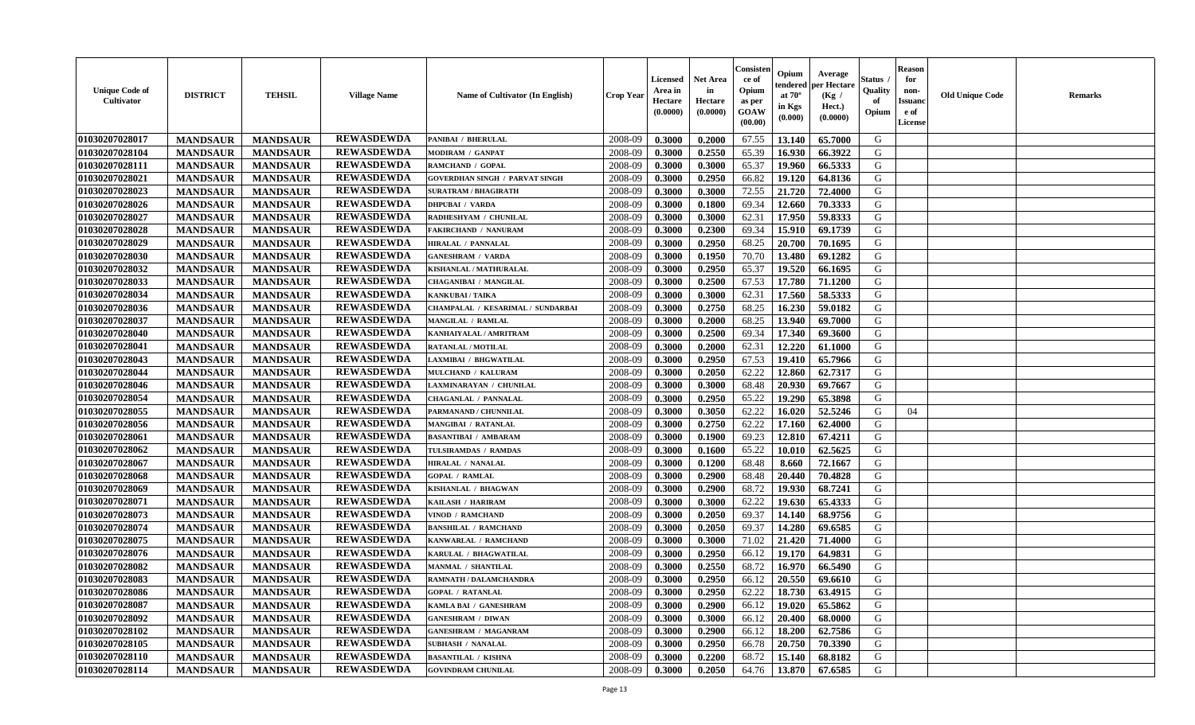| Unique Code of Cultivator | DISTRICT | TEHSIL | Village Name | Name of Cultivator (In English) | Crop Year | Licensed Area in Hectare (0.0000) | Net Area in Hectare (0.0000) | Consistence of Opium as per GOAW (00.00) | Opium tendered at 70° in Kgs (0.000) | Average per Hectare (Kg / Hect.) (0.0000) | Status / Quality of Opium | Reason for non-Issuance of License | Old Unique Code | Remarks |
|---|---|---|---|---|---|---|---|---|---|---|---|---|---|---|
| 01030207028017 | MANDSAUR | MANDSAUR | REWASDEWDA | PANIBAI / BHERULAL | 2008-09 | 0.3000 | 0.2000 | 67.55 | 13.140 | 65.7000 | G | | | |
| 01030207028104 | MANDSAUR | MANDSAUR | REWASDEWDA | MODIRAM / GANPAT | 2008-09 | 0.3000 | 0.2550 | 65.39 | 16.930 | 66.3922 | G | | | |
| 01030207028111 | MANDSAUR | MANDSAUR | REWASDEWDA | RAMCHAND / GOPAL | 2008-09 | 0.3000 | 0.3000 | 65.37 | 19.960 | 66.5333 | G | | | |
| 01030207028021 | MANDSAUR | MANDSAUR | REWASDEWDA | GOVERDHAN SINGH / PARVAT SINGH | 2008-09 | 0.3000 | 0.2950 | 66.82 | 19.120 | 64.8136 | G | | | |
| 01030207028023 | MANDSAUR | MANDSAUR | REWASDEWDA | SURATRAM / BHAGIRATH | 2008-09 | 0.3000 | 0.3000 | 72.55 | 21.720 | 72.4000 | G | | | |
| 01030207028026 | MANDSAUR | MANDSAUR | REWASDEWDA | DHPUBAI / VARDA | 2008-09 | 0.3000 | 0.1800 | 69.34 | 12.660 | 70.3333 | G | | | |
| 01030207028027 | MANDSAUR | MANDSAUR | REWASDEWDA | RADHESHYAM / CHUNILAL | 2008-09 | 0.3000 | 0.3000 | 62.31 | 17.950 | 59.8333 | G | | | |
| 01030207028028 | MANDSAUR | MANDSAUR | REWASDEWDA | FAKIRCHAND / NANURAM | 2008-09 | 0.3000 | 0.2300 | 69.34 | 15.910 | 69.1739 | G | | | |
| 01030207028029 | MANDSAUR | MANDSAUR | REWASDEWDA | HIRALAL / PANNALAL | 2008-09 | 0.3000 | 0.2950 | 68.25 | 20.700 | 70.1695 | G | | | |
| 01030207028030 | MANDSAUR | MANDSAUR | REWASDEWDA | GANESHRAM / VARDA | 2008-09 | 0.3000 | 0.1950 | 70.70 | 13.480 | 69.1282 | G | | | |
| 01030207028032 | MANDSAUR | MANDSAUR | REWASDEWDA | KISHANLAL / MATHURALAL | 2008-09 | 0.3000 | 0.2950 | 65.37 | 19.520 | 66.1695 | G | | | |
| 01030207028033 | MANDSAUR | MANDSAUR | REWASDEWDA | CHAGANIBAI / MANGILAL | 2008-09 | 0.3000 | 0.2500 | 67.53 | 17.780 | 71.1200 | G | | | |
| 01030207028034 | MANDSAUR | MANDSAUR | REWASDEWDA | KANKUBAI / TAIKA | 2008-09 | 0.3000 | 0.3000 | 62.31 | 17.560 | 58.5333 | G | | | |
| 01030207028036 | MANDSAUR | MANDSAUR | REWASDEWDA | CHAMPALAL / KESARIMAL / SUNDARBAI | 2008-09 | 0.3000 | 0.2750 | 68.25 | 16.230 | 59.0182 | G | | | |
| 01030207028037 | MANDSAUR | MANDSAUR | REWASDEWDA | MANGILAL / RAMLAL | 2008-09 | 0.3000 | 0.2000 | 68.25 | 13.940 | 69.7000 | G | | | |
| 01030207028040 | MANDSAUR | MANDSAUR | REWASDEWDA | KANHAIYALAL / AMRITRAM | 2008-09 | 0.3000 | 0.2500 | 69.34 | 17.340 | 69.3600 | G | | | |
| 01030207028041 | MANDSAUR | MANDSAUR | REWASDEWDA | RATANLAL / MOTILAL | 2008-09 | 0.3000 | 0.2000 | 62.31 | 12.220 | 61.1000 | G | | | |
| 01030207028043 | MANDSAUR | MANDSAUR | REWASDEWDA | LAXMIBAI / BHGWATILAL | 2008-09 | 0.3000 | 0.2950 | 67.53 | 19.410 | 65.7966 | G | | | |
| 01030207028044 | MANDSAUR | MANDSAUR | REWASDEWDA | MULCHAND / KALURAM | 2008-09 | 0.3000 | 0.2050 | 62.22 | 12.860 | 62.7317 | G | | | |
| 01030207028046 | MANDSAUR | MANDSAUR | REWASDEWDA | LAXMINARAYAN / CHUNILAL | 2008-09 | 0.3000 | 0.3000 | 68.48 | 20.930 | 69.7667 | G | | | |
| 01030207028054 | MANDSAUR | MANDSAUR | REWASDEWDA | CHAGANLAL / PANNALAL | 2008-09 | 0.3000 | 0.2950 | 65.22 | 19.290 | 65.3898 | G | | | |
| 01030207028055 | MANDSAUR | MANDSAUR | REWASDEWDA | PARMANAND / CHUNNILAL | 2008-09 | 0.3000 | 0.3050 | 62.22 | 16.020 | 52.5246 | G | 04 | | |
| 01030207028056 | MANDSAUR | MANDSAUR | REWASDEWDA | MANGIBAI / RATANLAL | 2008-09 | 0.3000 | 0.2750 | 62.22 | 17.160 | 62.4000 | G | | | |
| 01030207028061 | MANDSAUR | MANDSAUR | REWASDEWDA | BASANTIBAI / AMBARAM | 2008-09 | 0.3000 | 0.1900 | 69.23 | 12.810 | 67.4211 | G | | | |
| 01030207028062 | MANDSAUR | MANDSAUR | REWASDEWDA | TULSIRAMDAS / RAMDAS | 2008-09 | 0.3000 | 0.1600 | 65.22 | 10.010 | 62.5625 | G | | | |
| 01030207028067 | MANDSAUR | MANDSAUR | REWASDEWDA | HIRALAL / NANALAL | 2008-09 | 0.3000 | 0.1200 | 68.48 | 8.660 | 72.1667 | G | | | |
| 01030207028068 | MANDSAUR | MANDSAUR | REWASDEWDA | GOPAL / RAMLAL | 2008-09 | 0.3000 | 0.2900 | 68.48 | 20.440 | 70.4828 | G | | | |
| 01030207028069 | MANDSAUR | MANDSAUR | REWASDEWDA | KISHANLAL / BHAGWAN | 2008-09 | 0.3000 | 0.2900 | 68.72 | 19.930 | 68.7241 | G | | | |
| 01030207028071 | MANDSAUR | MANDSAUR | REWASDEWDA | KAILASH / HARIRAM | 2008-09 | 0.3000 | 0.3000 | 62.22 | 19.630 | 65.4333 | G | | | |
| 01030207028073 | MANDSAUR | MANDSAUR | REWASDEWDA | VINOD / RAMCHAND | 2008-09 | 0.3000 | 0.2050 | 69.37 | 14.140 | 68.9756 | G | | | |
| 01030207028074 | MANDSAUR | MANDSAUR | REWASDEWDA | BANSHILAL / RAMCHAND | 2008-09 | 0.3000 | 0.2050 | 69.37 | 14.280 | 69.6585 | G | | | |
| 01030207028075 | MANDSAUR | MANDSAUR | REWASDEWDA | KANWARLAL / RAMCHAND | 2008-09 | 0.3000 | 0.3000 | 71.02 | 21.420 | 71.4000 | G | | | |
| 01030207028076 | MANDSAUR | MANDSAUR | REWASDEWDA | KARULAL / BHAGWATILAL | 2008-09 | 0.3000 | 0.2950 | 66.12 | 19.170 | 64.9831 | G | | | |
| 01030207028082 | MANDSAUR | MANDSAUR | REWASDEWDA | MANMAL / SHANTILAL | 2008-09 | 0.3000 | 0.2550 | 68.72 | 16.970 | 66.5490 | G | | | |
| 01030207028083 | MANDSAUR | MANDSAUR | REWASDEWDA | RAMNATH / DALAMCHANDRA | 2008-09 | 0.3000 | 0.2950 | 66.12 | 20.550 | 69.6610 | G | | | |
| 01030207028086 | MANDSAUR | MANDSAUR | REWASDEWDA | GOPAL / RATANLAL | 2008-09 | 0.3000 | 0.2950 | 62.22 | 18.730 | 63.4915 | G | | | |
| 01030207028087 | MANDSAUR | MANDSAUR | REWASDEWDA | KAMLA BAI / GANESHRAM | 2008-09 | 0.3000 | 0.2900 | 66.12 | 19.020 | 65.5862 | G | | | |
| 01030207028092 | MANDSAUR | MANDSAUR | REWASDEWDA | GANESHRAM / DIWAN | 2008-09 | 0.3000 | 0.3000 | 66.12 | 20.400 | 68.0000 | G | | | |
| 01030207028102 | MANDSAUR | MANDSAUR | REWASDEWDA | GANESHRAM / MAGANRAM | 2008-09 | 0.3000 | 0.2900 | 66.12 | 18.200 | 62.7586 | G | | | |
| 01030207028105 | MANDSAUR | MANDSAUR | REWASDEWDA | SUBHASH / NANALAL | 2008-09 | 0.3000 | 0.2950 | 66.78 | 20.750 | 70.3390 | G | | | |
| 01030207028110 | MANDSAUR | MANDSAUR | REWASDEWDA | BASANTILAL / KISHNA | 2008-09 | 0.3000 | 0.2200 | 68.72 | 15.140 | 68.8182 | G | | | |
| 01030207028114 | MANDSAUR | MANDSAUR | REWASDEWDA | GOVINDRAM CHUNILAL | 2008-09 | 0.3000 | 0.2050 | 64.76 | 13.870 | 67.6585 | G | | | |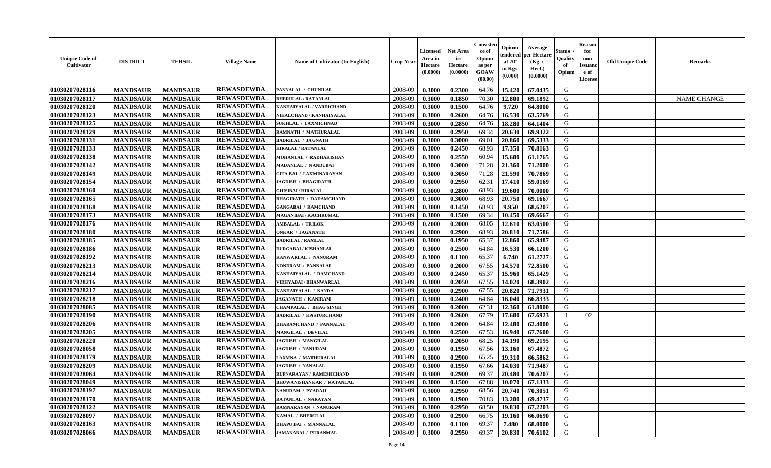| Unique Code of Cultivator | DISTRICT | TEHSIL | Village Name | Name of Cultivator (In English) | Crop Year | Licensed Area in Hectare (0.0000) | Net Area in Hectare (0.0000) | Consistence of Opium as per GOAW (00.00) | Opium tendered at 70° in Kgs (0.000) | Average per Hectare (Kg / Hect.) (0.0000) | Status / Quality of Opium | Reason for non-Issuance of License | Old Unique Code | Remarks |
|---|---|---|---|---|---|---|---|---|---|---|---|---|---|---|
| 01030207028116 | MANDSAUR | MANDSAUR | REWASDEWDA | PANNALAL / CHUNILAL | 2008-09 | 0.3000 | 0.2300 | 64.76 | 15.420 | 67.0435 | G | | | |
| 01030207028117 | MANDSAUR | MANDSAUR | REWASDEWDA | BHERULAL / RATANLAL | 2008-09 | 0.3000 | 0.1850 | 70.30 | 12.800 | 69.1892 | G | | | NAME CHANGE |
| 01030207028120 | MANDSAUR | MANDSAUR | REWASDEWDA | KANHAIYALAL / VARDICHAND | 2008-09 | 0.3000 | 0.1500 | 64.76 | 9.720 | 64.8000 | G | | | |
| 01030207028123 | MANDSAUR | MANDSAUR | REWASDEWDA | NIHALCHAND / KANHAIYALAL | 2008-09 | 0.3000 | 0.2600 | 64.76 | 16.530 | 63.5769 | G | | | |
| 01030207028125 | MANDSAUR | MANDSAUR | REWASDEWDA | SUKHLAL / LAXMICHNAD | 2008-09 | 0.3000 | 0.2850 | 64.76 | 18.280 | 64.1404 | G | | | |
| 01030207028129 | MANDSAUR | MANDSAUR | REWASDEWDA | RAMNATH / MATHURALAL | 2008-09 | 0.3000 | 0.2950 | 69.34 | 20.630 | 69.9322 | G | | | |
| 01030207028131 | MANDSAUR | MANDSAUR | REWASDEWDA | BADRILAL / JAGNATH | 2008-09 | 0.3000 | 0.3000 | 69.01 | 20.860 | 69.5333 | G | | | |
| 01030207028133 | MANDSAUR | MANDSAUR | REWASDEWDA | HIRALAL / RATANLAL | 2008-09 | 0.3000 | 0.2450 | 68.93 | 17.350 | 70.8163 | G | | | |
| 01030207028138 | MANDSAUR | MANDSAUR | REWASDEWDA | MOHANLAL / RADHAKISHAN | 2008-09 | 0.3000 | 0.2550 | 60.94 | 15.600 | 61.1765 | G | | | |
| 01030207028142 | MANDSAUR | MANDSAUR | REWASDEWDA | MADANLAL / NANDUBAI | 2008-09 | 0.3000 | 0.3000 | 71.28 | 21.360 | 71.2000 | G | | | |
| 01030207028149 | MANDSAUR | MANDSAUR | REWASDEWDA | GITA BAI / LAXMINARAYAN | 2008-09 | 0.3000 | 0.3050 | 71.28 | 21.590 | 70.7869 | G | | | |
| 01030207028154 | MANDSAUR | MANDSAUR | REWASDEWDA | JAGDISH / BHAGIRATH | 2008-09 | 0.3000 | 0.2950 | 62.31 | 17.410 | 59.0169 | G | | | |
| 01030207028160 | MANDSAUR | MANDSAUR | REWASDEWDA | GHISIBAI / HIRALAL | 2008-09 | 0.3000 | 0.2800 | 68.93 | 19.600 | 70.0000 | G | | | |
| 01030207028165 | MANDSAUR | MANDSAUR | REWASDEWDA | BHAGIRATH / DADAMCHAND | 2008-09 | 0.3000 | 0.3000 | 68.93 | 20.750 | 69.1667 | G | | | |
| 01030207028168 | MANDSAUR | MANDSAUR | REWASDEWDA | GANGABAI / RAMCHAND | 2008-09 | 0.3000 | 0.1450 | 68.93 | 9.950 | 68.6207 | G | | | |
| 01030207028173 | MANDSAUR | MANDSAUR | REWASDEWDA | MAGANIBAI / KACHRUMAL | 2008-09 | 0.3000 | 0.1500 | 69.34 | 10.450 | 69.6667 | G | | | |
| 01030207028176 | MANDSAUR | MANDSAUR | REWASDEWDA | AMBALAL / TRILOK | 2008-09 | 0.2000 | 0.2000 | 68.05 | 12.610 | 63.0500 | G | | | |
| 01030207028180 | MANDSAUR | MANDSAUR | REWASDEWDA | ONKAR / JAGANATH | 2008-09 | 0.3000 | 0.2900 | 68.93 | 20.810 | 71.7586 | G | | | |
| 01030207028185 | MANDSAUR | MANDSAUR | REWASDEWDA | BADRILAL / RAMLAL | 2008-09 | 0.3000 | 0.1950 | 65.37 | 12.860 | 65.9487 | G | | | |
| 01030207028186 | MANDSAUR | MANDSAUR | REWASDEWDA | DURGABAI / KISHANLAL | 2008-09 | 0.3000 | 0.2500 | 64.84 | 16.530 | 66.1200 | G | | | |
| 01030207028192 | MANDSAUR | MANDSAUR | REWASDEWDA | KANWARLAL / NANURAM | 2008-09 | 0.3000 | 0.1100 | 65.37 | 6.740 | 61.2727 | G | | | |
| 01030207028213 | MANDSAUR | MANDSAUR | REWASDEWDA | NONDRAM / PANNALAL | 2008-09 | 0.3000 | 0.2000 | 67.55 | 14.570 | 72.8500 | G | | | |
| 01030207028214 | MANDSAUR | MANDSAUR | REWASDEWDA | KANHAIYALAL / RAMCHAND | 2008-09 | 0.3000 | 0.2450 | 65.37 | 15.960 | 65.1429 | G | | | |
| 01030207028216 | MANDSAUR | MANDSAUR | REWASDEWDA | VIDHYABAI / BHANWARLAL | 2008-09 | 0.3000 | 0.2050 | 67.55 | 14.020 | 68.3902 | G | | | |
| 01030207028217 | MANDSAUR | MANDSAUR | REWASDEWDA | KANHAIYALAL / NANDA | 2008-09 | 0.3000 | 0.2900 | 67.55 | 20.820 | 71.7931 | G | | | |
| 01030207028218 | MANDSAUR | MANDSAUR | REWASDEWDA | JAGANATH / KANIRAM | 2008-09 | 0.3000 | 0.2400 | 64.84 | 16.040 | 66.8333 | G | | | |
| 01030207028085 | MANDSAUR | MANDSAUR | REWASDEWDA | CHAMPALAL / BHAG SINGH | 2008-09 | 0.3000 | 0.2000 | 62.31 | 12.360 | 61.8000 | G | | | |
| 01030207028190 | MANDSAUR | MANDSAUR | REWASDEWDA | BADRILAL / KASTURCHAND | 2008-09 | 0.3000 | 0.2600 | 67.79 | 17.600 | 67.6923 | I | 02 | | |
| 01030207028206 | MANDSAUR | MANDSAUR | REWASDEWDA | DHARAMCHAND / PANNALAL | 2008-09 | 0.3000 | 0.2000 | 64.84 | 12.480 | 62.4000 | G | | | |
| 01030207028205 | MANDSAUR | MANDSAUR | REWASDEWDA | MANGILAL / DEVILAL | 2008-09 | 0.3000 | 0.2500 | 67.53 | 16.940 | 67.7600 | G | | | |
| 01030207028220 | MANDSAUR | MANDSAUR | REWASDEWDA | JAGDISH / MANGILAL | 2008-09 | 0.3000 | 0.2050 | 68.25 | 14.190 | 69.2195 | G | | | |
| 01030207028058 | MANDSAUR | MANDSAUR | REWASDEWDA | JAGDISH / NANURAM | 2008-09 | 0.3000 | 0.1950 | 67.56 | 13.160 | 67.4872 | G | | | |
| 01030207028179 | MANDSAUR | MANDSAUR | REWASDEWDA | LAXMNA / MATHURALAL | 2008-09 | 0.3000 | 0.2900 | 65.25 | 19.310 | 66.5862 | G | | | |
| 01030207028209 | MANDSAUR | MANDSAUR | REWASDEWDA | JAGDISH / NANALAL | 2008-09 | 0.3000 | 0.1950 | 67.66 | 14.030 | 71.9487 | G | | | |
| 01030207028064 | MANDSAUR | MANDSAUR | REWASDEWDA | RUPNARAYAN / RAMESHCHAND | 2008-09 | 0.3000 | 0.2900 | 69.37 | 20.480 | 70.6207 | G | | | |
| 01030207028049 | MANDSAUR | MANDSAUR | REWASDEWDA | BHUWANISHANKAR / RATANLAL | 2008-09 | 0.3000 | 0.1500 | 67.88 | 10.070 | 67.1333 | G | | | |
| 01030207028197 | MANDSAUR | MANDSAUR | REWASDEWDA | NANURAM / PYARAJI | 2008-09 | 0.3000 | 0.2950 | 68.56 | 20.740 | 70.3051 | G | | | |
| 01030207028170 | MANDSAUR | MANDSAUR | REWASDEWDA | RATANLAL / NARAYAN | 2008-09 | 0.3000 | 0.1900 | 70.83 | 13.200 | 69.4737 | G | | | |
| 01030207028122 | MANDSAUR | MANDSAUR | REWASDEWDA | RAMNARAYAN / NANURAM | 2008-09 | 0.3000 | 0.2950 | 68.50 | 19.830 | 67.2203 | G | | | |
| 01030207028097 | MANDSAUR | MANDSAUR | REWASDEWDA | KAMAL / BHERULAL | 2008-09 | 0.3000 | 0.2900 | 66.75 | 19.160 | 66.0690 | G | | | |
| 01030207028163 | MANDSAUR | MANDSAUR | REWASDEWDA | DHAPU BAI / MANNALAL | 2008-09 | 0.2000 | 0.1100 | 69.37 | 7.480 | 68.0000 | G | | | |
| 01030207028066 | MANDSAUR | MANDSAUR | REWASDEWDA | JAMANABAI / PURANMAL | 2008-09 | 0.3000 | 0.2950 | 69.37 | 20.830 | 70.6102 | G | | | |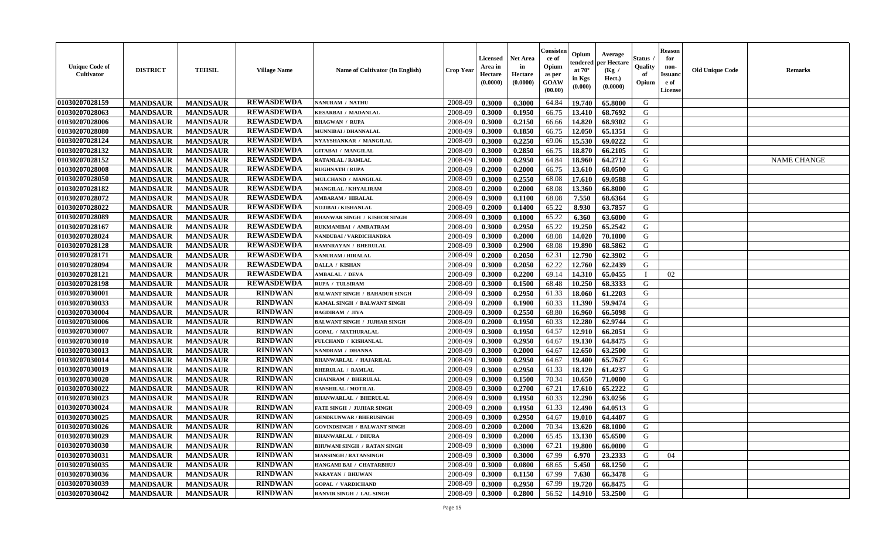| Unique Code of Cultivator | DISTRICT | TEHSIL | Village Name | Name of Cultivator (In English) | Crop Year | Licensed Area in Hectare (0.0000) | Net Area in Hectare (0.0000) | Consistence of Opium as per GOAW (00.00) | Opium tendered at 70° in Kgs (0.000) | Average per Hectare (Kg / Hect.) (0.0000) | Status / Quality of Opium | Reason for non-Issuance of License | Old Unique Code | Remarks |
|---|---|---|---|---|---|---|---|---|---|---|---|---|---|---|
| 01030207028159 | MANDSAUR | MANDSAUR | REWASDEWDA | NANURAM / NATHU | 2008-09 | 0.3000 | 0.3000 | 64.84 | 19.740 | 65.8000 | G | | | |
| 01030207028063 | MANDSAUR | MANDSAUR | REWASDEWDA | KESARBAI / MADANLAL | 2008-09 | 0.3000 | 0.1950 | 66.75 | 13.410 | 68.7692 | G | | | |
| 01030207028006 | MANDSAUR | MANDSAUR | REWASDEWDA | BHAGWAN / RUPA | 2008-09 | 0.3000 | 0.2150 | 66.66 | 14.820 | 68.9302 | G | | | |
| 01030207028080 | MANDSAUR | MANDSAUR | REWASDEWDA | MUNNIBAI / DHANNALAL | 2008-09 | 0.3000 | 0.1850 | 66.75 | 12.050 | 65.1351 | G | | | |
| 01030207028124 | MANDSAUR | MANDSAUR | REWASDEWDA | NYAYSHANKAR / MANGILAL | 2008-09 | 0.3000 | 0.2250 | 69.06 | 15.530 | 69.0222 | G | | | |
| 01030207028132 | MANDSAUR | MANDSAUR | REWASDEWDA | GITABAI / MANGILAL | 2008-09 | 0.3000 | 0.2850 | 66.75 | 18.870 | 66.2105 | G | | | |
| 01030207028152 | MANDSAUR | MANDSAUR | REWASDEWDA | RATANLAL / RAMLAL | 2008-09 | 0.3000 | 0.2950 | 64.84 | 18.960 | 64.2712 | G | | | NAME CHANGE |
| 01030207028008 | MANDSAUR | MANDSAUR | REWASDEWDA | RUGHNATH / RUPA | 2008-09 | 0.2000 | 0.2000 | 66.75 | 13.610 | 68.0500 | G | | | |
| 01030207028050 | MANDSAUR | MANDSAUR | REWASDEWDA | MULCHAND / MANGILAL | 2008-09 | 0.3000 | 0.2550 | 68.08 | 17.610 | 69.0588 | G | | | |
| 01030207028182 | MANDSAUR | MANDSAUR | REWASDEWDA | MANGILAL / KHYALIRAM | 2008-09 | 0.2000 | 0.2000 | 68.08 | 13.360 | 66.8000 | G | | | |
| 01030207028072 | MANDSAUR | MANDSAUR | REWASDEWDA | AMBARAM / HIRALAL | 2008-09 | 0.3000 | 0.1100 | 68.08 | 7.550 | 68.6364 | G | | | |
| 01030207028022 | MANDSAUR | MANDSAUR | REWASDEWDA | NOJIBAI / KISHANLAL | 2008-09 | 0.2000 | 0.1400 | 65.22 | 8.930 | 63.7857 | G | | | |
| 01030207028089 | MANDSAUR | MANDSAUR | REWASDEWDA | BHANWAR SINGH / KISHOR SINGH | 2008-09 | 0.3000 | 0.1000 | 65.22 | 6.360 | 63.6000 | G | | | |
| 01030207028167 | MANDSAUR | MANDSAUR | REWASDEWDA | RUKMANIBAI / AMRATRAM | 2008-09 | 0.3000 | 0.2950 | 65.22 | 19.250 | 65.2542 | G | | | |
| 01030207028024 | MANDSAUR | MANDSAUR | REWASDEWDA | NANDUBAI / VARDICHANDRA | 2008-09 | 0.3000 | 0.2000 | 68.08 | 14.020 | 70.1000 | G | | | |
| 01030207028128 | MANDSAUR | MANDSAUR | REWASDEWDA | RAMNRAYAN / BHERULAL | 2008-09 | 0.3000 | 0.2900 | 68.08 | 19.890 | 68.5862 | G | | | |
| 01030207028171 | MANDSAUR | MANDSAUR | REWASDEWDA | NANURAM / HIRALAL | 2008-09 | 0.2000 | 0.2050 | 62.31 | 12.790 | 62.3902 | G | | | |
| 01030207028094 | MANDSAUR | MANDSAUR | REWASDEWDA | DALLA / KISHAN | 2008-09 | 0.3000 | 0.2050 | 62.22 | 12.760 | 62.2439 | G | | | |
| 01030207028121 | MANDSAUR | MANDSAUR | REWASDEWDA | AMBALAL / DEVA | 2008-09 | 0.3000 | 0.2200 | 69.14 | 14.310 | 65.0455 | I | 02 | | |
| 01030207028198 | MANDSAUR | MANDSAUR | REWASDEWDA | RUPA / TULSIRAM | 2008-09 | 0.3000 | 0.1500 | 68.48 | 10.250 | 68.3333 | G | | | |
| 01030207030001 | MANDSAUR | MANDSAUR | RINDWAN | BALWANT SINGH / BAHADUR SINGH | 2008-09 | 0.3000 | 0.2950 | 61.33 | 18.060 | 61.2203 | G | | | |
| 01030207030033 | MANDSAUR | MANDSAUR | RINDWAN | KAMAL SINGH / BALWANT SINGH | 2008-09 | 0.2000 | 0.1900 | 60.33 | 11.390 | 59.9474 | G | | | |
| 01030207030004 | MANDSAUR | MANDSAUR | RINDWAN | BAGDIRAM / JIVA | 2008-09 | 0.3000 | 0.2550 | 68.80 | 16.960 | 66.5098 | G | | | |
| 01030207030006 | MANDSAUR | MANDSAUR | RINDWAN | BALWANT SINGH / JUJHAR SINGH | 2008-09 | 0.2000 | 0.1950 | 60.33 | 12.280 | 62.9744 | G | | | |
| 01030207030007 | MANDSAUR | MANDSAUR | RINDWAN | GOPAL / MATHURALAL | 2008-09 | 0.3000 | 0.1950 | 64.57 | 12.910 | 66.2051 | G | | | |
| 01030207030010 | MANDSAUR | MANDSAUR | RINDWAN | FULCHAND / KISHANLAL | 2008-09 | 0.3000 | 0.2950 | 64.67 | 19.130 | 64.8475 | G | | | |
| 01030207030013 | MANDSAUR | MANDSAUR | RINDWAN | NANDRAM / DHANNA | 2008-09 | 0.3000 | 0.2000 | 64.67 | 12.650 | 63.2500 | G | | | |
| 01030207030014 | MANDSAUR | MANDSAUR | RINDWAN | BHANWARLAL / HAJARILAL | 2008-09 | 0.3000 | 0.2950 | 64.67 | 19.400 | 65.7627 | G | | | |
| 01030207030019 | MANDSAUR | MANDSAUR | RINDWAN | BHERULAL / RAMLAL | 2008-09 | 0.3000 | 0.2950 | 61.33 | 18.120 | 61.4237 | G | | | |
| 01030207030020 | MANDSAUR | MANDSAUR | RINDWAN | CHAINRAM / BHERULAL | 2008-09 | 0.3000 | 0.1500 | 70.34 | 10.650 | 71.0000 | G | | | |
| 01030207030022 | MANDSAUR | MANDSAUR | RINDWAN | BANSHILAL / MOTILAL | 2008-09 | 0.3000 | 0.2700 | 67.21 | 17.610 | 65.2222 | G | | | |
| 01030207030023 | MANDSAUR | MANDSAUR | RINDWAN | BHANWARLAL / BHERULAL | 2008-09 | 0.3000 | 0.1950 | 60.33 | 12.290 | 63.0256 | G | | | |
| 01030207030024 | MANDSAUR | MANDSAUR | RINDWAN | FATE SINGH / JUJHAR SINGH | 2008-09 | 0.2000 | 0.1950 | 61.33 | 12.490 | 64.0513 | G | | | |
| 01030207030025 | MANDSAUR | MANDSAUR | RINDWAN | GENDKUNWAR / BHERUSINGH | 2008-09 | 0.3000 | 0.2950 | 64.67 | 19.010 | 64.4407 | G | | | |
| 01030207030026 | MANDSAUR | MANDSAUR | RINDWAN | GOVINDSINGH / BALWANT SINGH | 2008-09 | 0.2000 | 0.2000 | 70.34 | 13.620 | 68.1000 | G | | | |
| 01030207030029 | MANDSAUR | MANDSAUR | RINDWAN | BHANWARLAL / DHURA | 2008-09 | 0.3000 | 0.2000 | 65.45 | 13.130 | 65.6500 | G | | | |
| 01030207030030 | MANDSAUR | MANDSAUR | RINDWAN | BHUWANI SINGH / RATAN SINGH | 2008-09 | 0.3000 | 0.3000 | 67.21 | 19.800 | 66.0000 | G | | | |
| 01030207030031 | MANDSAUR | MANDSAUR | RINDWAN | MANSINGH / RATANSINGH | 2008-09 | 0.3000 | 0.3000 | 67.99 | 6.970 | 23.2333 | G | 04 | | |
| 01030207030035 | MANDSAUR | MANDSAUR | RINDWAN | HANGAMI BAI / CHATARBHUJ | 2008-09 | 0.3000 | 0.0800 | 68.65 | 5.450 | 68.1250 | G | | | |
| 01030207030036 | MANDSAUR | MANDSAUR | RINDWAN | NARAYAN / BHUWAN | 2008-09 | 0.3000 | 0.1150 | 67.99 | 7.630 | 66.3478 | G | | | |
| 01030207030039 | MANDSAUR | MANDSAUR | RINDWAN | GOPAL / VARDICHAND | 2008-09 | 0.3000 | 0.2950 | 67.99 | 19.720 | 66.8475 | G | | | |
| 01030207030042 | MANDSAUR | MANDSAUR | RINDWAN | RANVIR SINGH / LAL SINGH | 2008-09 | 0.3000 | 0.2800 | 56.52 | 14.910 | 53.2500 | G | | | |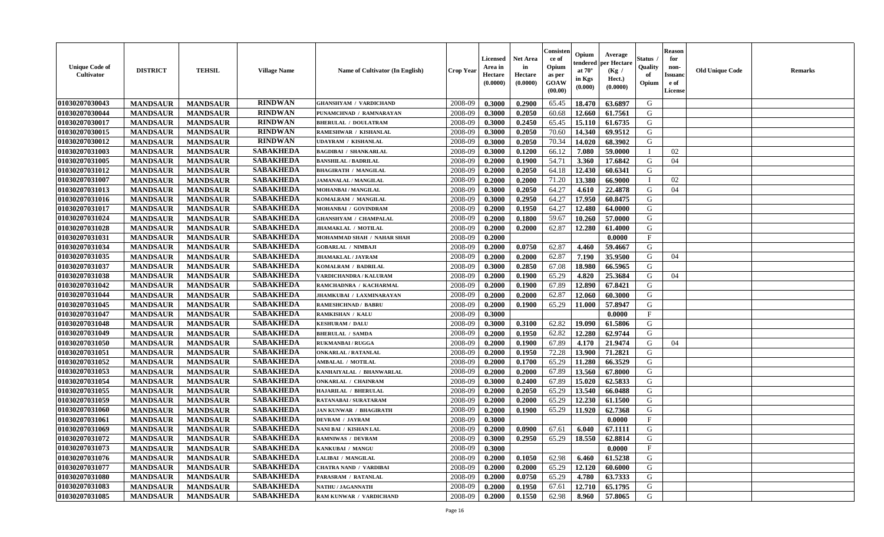| Unique Code of Cultivator | DISTRICT | TEHSIL | Village Name | Name of Cultivator (In English) | Crop Year | Licensed Area in Hectare (0.0000) | Net Area in Hectare (0.0000) | Consistence of Opium as per GOAW (00.00) | Opium tendered at 70° in Kgs (0.000) | Average per Hectare (Kg / Hect.) (0.0000) | Status / Quality of Opium | Reason for non-Issuance of License | Old Unique Code | Remarks |
|---|---|---|---|---|---|---|---|---|---|---|---|---|---|---|
| 01030207030043 | MANDSAUR | MANDSAUR | RINDWAN | GHANSHYAM / VARDICHAND | 2008-09 | 0.3000 | 0.2900 | 65.45 | 18.470 | 63.6897 | G | | | |
| 01030207030044 | MANDSAUR | MANDSAUR | RINDWAN | PUNAMCHNAD / RAMNARAYAN | 2008-09 | 0.3000 | 0.2050 | 60.68 | 12.660 | 61.7561 | G | | | |
| 01030207030017 | MANDSAUR | MANDSAUR | RINDWAN | BHERULAL / DOULATRAM | 2008-09 | 0.3000 | 0.2450 | 65.45 | 15.110 | 61.6735 | G | | | |
| 01030207030015 | MANDSAUR | MANDSAUR | RINDWAN | RAMESHWAR / KISHANLAL | 2008-09 | 0.3000 | 0.2050 | 70.60 | 14.340 | 69.9512 | G | | | |
| 01030207030012 | MANDSAUR | MANDSAUR | RINDWAN | UDAYRAM / KISHANLAL | 2008-09 | 0.3000 | 0.2050 | 70.34 | 14.020 | 68.3902 | G | | | |
| 01030207031003 | MANDSAUR | MANDSAUR | SABAKHEDA | BAGDIBAI / SHANKARLAL | 2008-09 | 0.3000 | 0.1200 | 66.12 | 7.080 | 59.0000 | I | 02 | | |
| 01030207031005 | MANDSAUR | MANDSAUR | SABAKHEDA | BANSHILAL / BADRILAL | 2008-09 | 0.2000 | 0.1900 | 54.71 | 3.360 | 17.6842 | G | 04 | | |
| 01030207031012 | MANDSAUR | MANDSAUR | SABAKHEDA | BHAGIRATH / MANGILAL | 2008-09 | 0.2000 | 0.2050 | 64.18 | 12.430 | 60.6341 | G | | | |
| 01030207031007 | MANDSAUR | MANDSAUR | SABAKHEDA | JAMANALAL / MANGILAL | 2008-09 | 0.2000 | 0.2000 | 71.20 | 13.380 | 66.9000 | I | 02 | | |
| 01030207031013 | MANDSAUR | MANDSAUR | SABAKHEDA | MOHANBAI / MANGILAL | 2008-09 | 0.3000 | 0.2050 | 64.27 | 4.610 | 22.4878 | G | 04 | | |
| 01030207031016 | MANDSAUR | MANDSAUR | SABAKHEDA | KOMALRAM / MANGILAL | 2008-09 | 0.3000 | 0.2950 | 64.27 | 17.950 | 60.8475 | G | | | |
| 01030207031017 | MANDSAUR | MANDSAUR | SABAKHEDA | MOHANBAI / GOVINDRAM | 2008-09 | 0.2000 | 0.1950 | 64.27 | 12.480 | 64.0000 | G | | | |
| 01030207031024 | MANDSAUR | MANDSAUR | SABAKHEDA | GHANSHYAM / CHAMPALAL | 2008-09 | 0.2000 | 0.1800 | 59.67 | 10.260 | 57.0000 | G | | | |
| 01030207031028 | MANDSAUR | MANDSAUR | SABAKHEDA | JHAMAKLAL / MOTILAL | 2008-09 | 0.2000 | 0.2000 | 62.87 | 12.280 | 61.4000 | G | | | |
| 01030207031031 | MANDSAUR | MANDSAUR | SABAKHEDA | MOHAMMAD SHAH / NAHAR SHAH | 2008-09 | 0.2000 | | | | 0.0000 | F | | | |
| 01030207031034 | MANDSAUR | MANDSAUR | SABAKHEDA | GOBARLAL / NIMBAJI | 2008-09 | 0.2000 | 0.0750 | 62.87 | 4.460 | 59.4667 | G | | | |
| 01030207031035 | MANDSAUR | MANDSAUR | SABAKHEDA | JHAMAKLAL / JAYRAM | 2008-09 | 0.2000 | 0.2000 | 62.87 | 7.190 | 35.9500 | G | 04 | | |
| 01030207031037 | MANDSAUR | MANDSAUR | SABAKHEDA | KOMALRAM / BADRILAL | 2008-09 | 0.3000 | 0.2850 | 67.08 | 18.980 | 66.5965 | G | | | |
| 01030207031038 | MANDSAUR | MANDSAUR | SABAKHEDA | VARDICHANDRA / KALURAM | 2008-09 | 0.2000 | 0.1900 | 65.29 | 4.820 | 25.3684 | G | 04 | | |
| 01030207031042 | MANDSAUR | MANDSAUR | SABAKHEDA | RAMCHADNRA / KACHARMAL | 2008-09 | 0.2000 | 0.1900 | 67.89 | 12.890 | 67.8421 | G | | | |
| 01030207031044 | MANDSAUR | MANDSAUR | SABAKHEDA | JHAMKUBAI / LAXMINARAYAN | 2008-09 | 0.2000 | 0.2000 | 62.87 | 12.060 | 60.3000 | G | | | |
| 01030207031045 | MANDSAUR | MANDSAUR | SABAKHEDA | RAMESHCHNAD / BABRU | 2008-09 | 0.2000 | 0.1900 | 65.29 | 11.000 | 57.8947 | G | | | |
| 01030207031047 | MANDSAUR | MANDSAUR | SABAKHEDA | RAMKISHAN / KALU | 2008-09 | 0.3000 | | | | 0.0000 | F | | | |
| 01030207031048 | MANDSAUR | MANDSAUR | SABAKHEDA | KESHURAM / DALU | 2008-09 | 0.3000 | 0.3100 | 62.82 | 19.090 | 61.5806 | G | | | |
| 01030207031049 | MANDSAUR | MANDSAUR | SABAKHEDA | BHERULAL / SAMDA | 2008-09 | 0.2000 | 0.1950 | 62.82 | 12.280 | 62.9744 | G | | | |
| 01030207031050 | MANDSAUR | MANDSAUR | SABAKHEDA | RUKMANBAI / RUGGA | 2008-09 | 0.2000 | 0.1900 | 67.89 | 4.170 | 21.9474 | G | 04 | | |
| 01030207031051 | MANDSAUR | MANDSAUR | SABAKHEDA | ONKARLAL / RATANLAL | 2008-09 | 0.2000 | 0.1950 | 72.28 | 13.900 | 71.2821 | G | | | |
| 01030207031052 | MANDSAUR | MANDSAUR | SABAKHEDA | AMBALAL / MOTILAL | 2008-09 | 0.2000 | 0.1700 | 65.29 | 11.280 | 66.3529 | G | | | |
| 01030207031053 | MANDSAUR | MANDSAUR | SABAKHEDA | KANHAIYALAL / BHANWARLAL | 2008-09 | 0.2000 | 0.2000 | 67.89 | 13.560 | 67.8000 | G | | | |
| 01030207031054 | MANDSAUR | MANDSAUR | SABAKHEDA | ONKARLAL / CHAINRAM | 2008-09 | 0.3000 | 0.2400 | 67.89 | 15.020 | 62.5833 | G | | | |
| 01030207031055 | MANDSAUR | MANDSAUR | SABAKHEDA | HAJARILAL / BHERULAL | 2008-09 | 0.2000 | 0.2050 | 65.29 | 13.540 | 66.0488 | G | | | |
| 01030207031059 | MANDSAUR | MANDSAUR | SABAKHEDA | RATANABAI / SURATARAM | 2008-09 | 0.2000 | 0.2000 | 65.29 | 12.230 | 61.1500 | G | | | |
| 01030207031060 | MANDSAUR | MANDSAUR | SABAKHEDA | JAN KUNWAR / BHAGIRATH | 2008-09 | 0.2000 | 0.1900 | 65.29 | 11.920 | 62.7368 | G | | | |
| 01030207031061 | MANDSAUR | MANDSAUR | SABAKHEDA | DEVRAM / JAYRAM | 2008-09 | 0.3000 | | | | 0.0000 | F | | | |
| 01030207031069 | MANDSAUR | MANDSAUR | SABAKHEDA | NANI BAI / KISHAN LAL | 2008-09 | 0.2000 | 0.0900 | 67.61 | 6.040 | 67.1111 | G | | | |
| 01030207031072 | MANDSAUR | MANDSAUR | SABAKHEDA | RAMNIWAS / DEVRAM | 2008-09 | 0.3000 | 0.2950 | 65.29 | 18.550 | 62.8814 | G | | | |
| 01030207031073 | MANDSAUR | MANDSAUR | SABAKHEDA | KANKUBAI / MANGU | 2008-09 | 0.3000 | | | | 0.0000 | F | | | |
| 01030207031076 | MANDSAUR | MANDSAUR | SABAKHEDA | LALIBAI / MANGILAL | 2008-09 | 0.2000 | 0.1050 | 62.98 | 6.460 | 61.5238 | G | | | |
| 01030207031077 | MANDSAUR | MANDSAUR | SABAKHEDA | CHATRA NAND / VARDIBAI | 2008-09 | 0.2000 | 0.2000 | 65.29 | 12.120 | 60.6000 | G | | | |
| 01030207031080 | MANDSAUR | MANDSAUR | SABAKHEDA | PARASRAM / RATANLAL | 2008-09 | 0.2000 | 0.0750 | 65.29 | 4.780 | 63.7333 | G | | | |
| 01030207031083 | MANDSAUR | MANDSAUR | SABAKHEDA | NATHU / JAGANNATH | 2008-09 | 0.2000 | 0.1950 | 67.61 | 12.710 | 65.1795 | G | | | |
| 01030207031085 | MANDSAUR | MANDSAUR | SABAKHEDA | RAM KUNWAR / VARDICHAND | 2008-09 | 0.2000 | 0.1550 | 62.98 | 8.960 | 57.8065 | G | | | |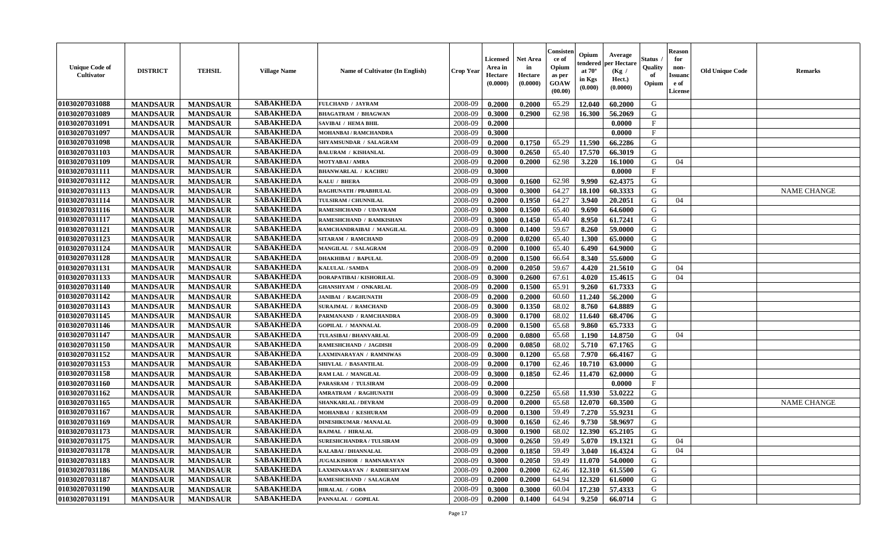| Unique Code of Cultivator | DISTRICT | TEHSIL | Village Name | Name of Cultivator (In English) | Crop Year | Licensed Area in Hectare (0.0000) | Net Area in Hectare (0.0000) | Consistence of Opium as per GOAW (00.00) | Opium tendered at 70° in Kgs (0.000) | Average per Hectare (Kg / Hect.) (0.0000) | Status / Quality of Opium | Reason for non-Issuance of License | Old Unique Code | Remarks |
|---|---|---|---|---|---|---|---|---|---|---|---|---|---|---|
| 01030207031088 | MANDSAUR | MANDSAUR | SABAKHEDA | FULCHAND / JAYRAM | 2008-09 | 0.2000 | 0.2000 | 65.29 | 12.040 | 60.2000 | G | | | |
| 01030207031089 | MANDSAUR | MANDSAUR | SABAKHEDA | BHAGATRAM / BHAGWAN | 2008-09 | 0.3000 | 0.2900 | 62.98 | 16.300 | 56.2069 | G | | | |
| 01030207031091 | MANDSAUR | MANDSAUR | SABAKHEDA | SAVIBAI / HEMA BHIL | 2008-09 | 0.2000 | | | | 0.0000 | F | | | |
| 01030207031097 | MANDSAUR | MANDSAUR | SABAKHEDA | MOHANBAI / RAMCHANDRA | 2008-09 | 0.3000 | | | | 0.0000 | F | | | |
| 01030207031098 | MANDSAUR | MANDSAUR | SABAKHEDA | SHYAMSUNDAR / SALAGRAM | 2008-09 | 0.2000 | 0.1750 | 65.29 | 11.590 | 66.2286 | G | | | |
| 01030207031103 | MANDSAUR | MANDSAUR | SABAKHEDA | BALURAM / KISHANLAL | 2008-09 | 0.3000 | 0.2650 | 65.40 | 17.570 | 66.3019 | G | | | |
| 01030207031109 | MANDSAUR | MANDSAUR | SABAKHEDA | MOTYABAI / AMRA | 2008-09 | 0.2000 | 0.2000 | 62.98 | 3.220 | 16.1000 | G | 04 | | |
| 01030207031111 | MANDSAUR | MANDSAUR | SABAKHEDA | BHANWARLAL / KACHRU | 2008-09 | 0.3000 | | | | 0.0000 | F | | | |
| 01030207031112 | MANDSAUR | MANDSAUR | SABAKHEDA | KALU / BHERA | 2008-09 | 0.3000 | 0.1600 | 62.98 | 9.990 | 62.4375 | G | | | |
| 01030207031113 | MANDSAUR | MANDSAUR | SABAKHEDA | RAGHUNATH / PRABHULAL | 2008-09 | 0.3000 | 0.3000 | 64.27 | 18.100 | 60.3333 | G | | | NAME CHANGE |
| 01030207031114 | MANDSAUR | MANDSAUR | SABAKHEDA | TULSIRAM / CHUNNILAL | 2008-09 | 0.2000 | 0.1950 | 64.27 | 3.940 | 20.2051 | G | 04 | | |
| 01030207031116 | MANDSAUR | MANDSAUR | SABAKHEDA | RAMESHCHAND / UDAYRAM | 2008-09 | 0.3000 | 0.1500 | 65.40 | 9.690 | 64.6000 | G | | | |
| 01030207031117 | MANDSAUR | MANDSAUR | SABAKHEDA | RAMESHCHAND / RAMKISHAN | 2008-09 | 0.3000 | 0.1450 | 65.40 | 8.950 | 61.7241 | G | | | |
| 01030207031121 | MANDSAUR | MANDSAUR | SABAKHEDA | RAMCHANDRAIBAI / MANGILAL | 2008-09 | 0.3000 | 0.1400 | 59.67 | 8.260 | 59.0000 | G | | | |
| 01030207031123 | MANDSAUR | MANDSAUR | SABAKHEDA | SITARAM / RAMCHAND | 2008-09 | 0.2000 | 0.0200 | 65.40 | 1.300 | 65.0000 | G | | | |
| 01030207031124 | MANDSAUR | MANDSAUR | SABAKHEDA | MANGILAL / SALAGRAM | 2008-09 | 0.2000 | 0.1000 | 65.40 | 6.490 | 64.9000 | G | | | |
| 01030207031128 | MANDSAUR | MANDSAUR | SABAKHEDA | DHAKHIBAI / BAPULAL | 2008-09 | 0.2000 | 0.1500 | 66.64 | 8.340 | 55.6000 | G | | | |
| 01030207031131 | MANDSAUR | MANDSAUR | SABAKHEDA | KALULAL / SAMDA | 2008-09 | 0.2000 | 0.2050 | 59.67 | 4.420 | 21.5610 | G | 04 | | |
| 01030207031133 | MANDSAUR | MANDSAUR | SABAKHEDA | DORAPATIBAI / KISHORILAL | 2008-09 | 0.3000 | 0.2600 | 67.61 | 4.020 | 15.4615 | G | 04 | | |
| 01030207031140 | MANDSAUR | MANDSAUR | SABAKHEDA | GHANSHYAM / ONKARLAL | 2008-09 | 0.2000 | 0.1500 | 65.91 | 9.260 | 61.7333 | G | | | |
| 01030207031142 | MANDSAUR | MANDSAUR | SABAKHEDA | JANIBAI / RAGHUNATH | 2008-09 | 0.2000 | 0.2000 | 60.60 | 11.240 | 56.2000 | G | | | |
| 01030207031143 | MANDSAUR | MANDSAUR | SABAKHEDA | SURAJMAL / RAMCHAND | 2008-09 | 0.3000 | 0.1350 | 68.02 | 8.760 | 64.8889 | G | | | |
| 01030207031145 | MANDSAUR | MANDSAUR | SABAKHEDA | PARMANAND / RAMCHANDRA | 2008-09 | 0.3000 | 0.1700 | 68.02 | 11.640 | 68.4706 | G | | | |
| 01030207031146 | MANDSAUR | MANDSAUR | SABAKHEDA | GOPILAL / MANNALAL | 2008-09 | 0.2000 | 0.1500 | 65.68 | 9.860 | 65.7333 | G | | | |
| 01030207031147 | MANDSAUR | MANDSAUR | SABAKHEDA | TULASIBAI / BHANVARLAL | 2008-09 | 0.2000 | 0.0800 | 65.68 | 1.190 | 14.8750 | G | 04 | | |
| 01030207031150 | MANDSAUR | MANDSAUR | SABAKHEDA | RAMESHCHAND / JAGDISH | 2008-09 | 0.2000 | 0.0850 | 68.02 | 5.710 | 67.1765 | G | | | |
| 01030207031152 | MANDSAUR | MANDSAUR | SABAKHEDA | LAXMINARAYAN / RAMNIWAS | 2008-09 | 0.3000 | 0.1200 | 65.68 | 7.970 | 66.4167 | G | | | |
| 01030207031153 | MANDSAUR | MANDSAUR | SABAKHEDA | SHIVLAL / BASANTILAL | 2008-09 | 0.2000 | 0.1700 | 62.46 | 10.710 | 63.0000 | G | | | |
| 01030207031158 | MANDSAUR | MANDSAUR | SABAKHEDA | RAM LAL / MANGILAL | 2008-09 | 0.3000 | 0.1850 | 62.46 | 11.470 | 62.0000 | G | | | |
| 01030207031160 | MANDSAUR | MANDSAUR | SABAKHEDA | PARASRAM / TULSIRAM | 2008-09 | 0.2000 | | | | 0.0000 | F | | | |
| 01030207031162 | MANDSAUR | MANDSAUR | SABAKHEDA | AMRATRAM / RAGHUNATH | 2008-09 | 0.3000 | 0.2250 | 65.68 | 11.930 | 53.0222 | G | | | |
| 01030207031165 | MANDSAUR | MANDSAUR | SABAKHEDA | SHANKARLAL / DEVRAM | 2008-09 | 0.2000 | 0.2000 | 65.68 | 12.070 | 60.3500 | G | | | NAME CHANGE |
| 01030207031167 | MANDSAUR | MANDSAUR | SABAKHEDA | MOHANBAI / KESHURAM | 2008-09 | 0.2000 | 0.1300 | 59.49 | 7.270 | 55.9231 | G | | | |
| 01030207031169 | MANDSAUR | MANDSAUR | SABAKHEDA | DINESHKUMAR / MANALAL | 2008-09 | 0.3000 | 0.1650 | 62.46 | 9.730 | 58.9697 | G | | | |
| 01030207031173 | MANDSAUR | MANDSAUR | SABAKHEDA | RAJMAL / HIRALAL | 2008-09 | 0.3000 | 0.1900 | 68.02 | 12.390 | 65.2105 | G | | | |
| 01030207031175 | MANDSAUR | MANDSAUR | SABAKHEDA | SURESHCHANDRA / TULSIRAM | 2008-09 | 0.3000 | 0.2650 | 59.49 | 5.070 | 19.1321 | G | 04 | | |
| 01030207031178 | MANDSAUR | MANDSAUR | SABAKHEDA | KALABAI / DHANNALAL | 2008-09 | 0.2000 | 0.1850 | 59.49 | 3.040 | 16.4324 | G | 04 | | |
| 01030207031183 | MANDSAUR | MANDSAUR | SABAKHEDA | JUGALKISHOR / RAMNARAYAN | 2008-09 | 0.3000 | 0.2050 | 59.49 | 11.070 | 54.0000 | G | | | |
| 01030207031186 | MANDSAUR | MANDSAUR | SABAKHEDA | LAXMINARAYAN / RADHESHYAM | 2008-09 | 0.2000 | 0.2000 | 62.46 | 12.310 | 61.5500 | G | | | |
| 01030207031187 | MANDSAUR | MANDSAUR | SABAKHEDA | RAMESHCHAND / SALAGRAM | 2008-09 | 0.2000 | 0.2000 | 64.94 | 12.320 | 61.6000 | G | | | |
| 01030207031190 | MANDSAUR | MANDSAUR | SABAKHEDA | HIRALAL / GOBA | 2008-09 | 0.3000 | 0.3000 | 60.04 | 17.230 | 57.4333 | G | | | |
| 01030207031191 | MANDSAUR | MANDSAUR | SABAKHEDA | PANNALAL / GOPILAL | 2008-09 | 0.2000 | 0.1400 | 64.94 | 9.250 | 66.0714 | G | | | |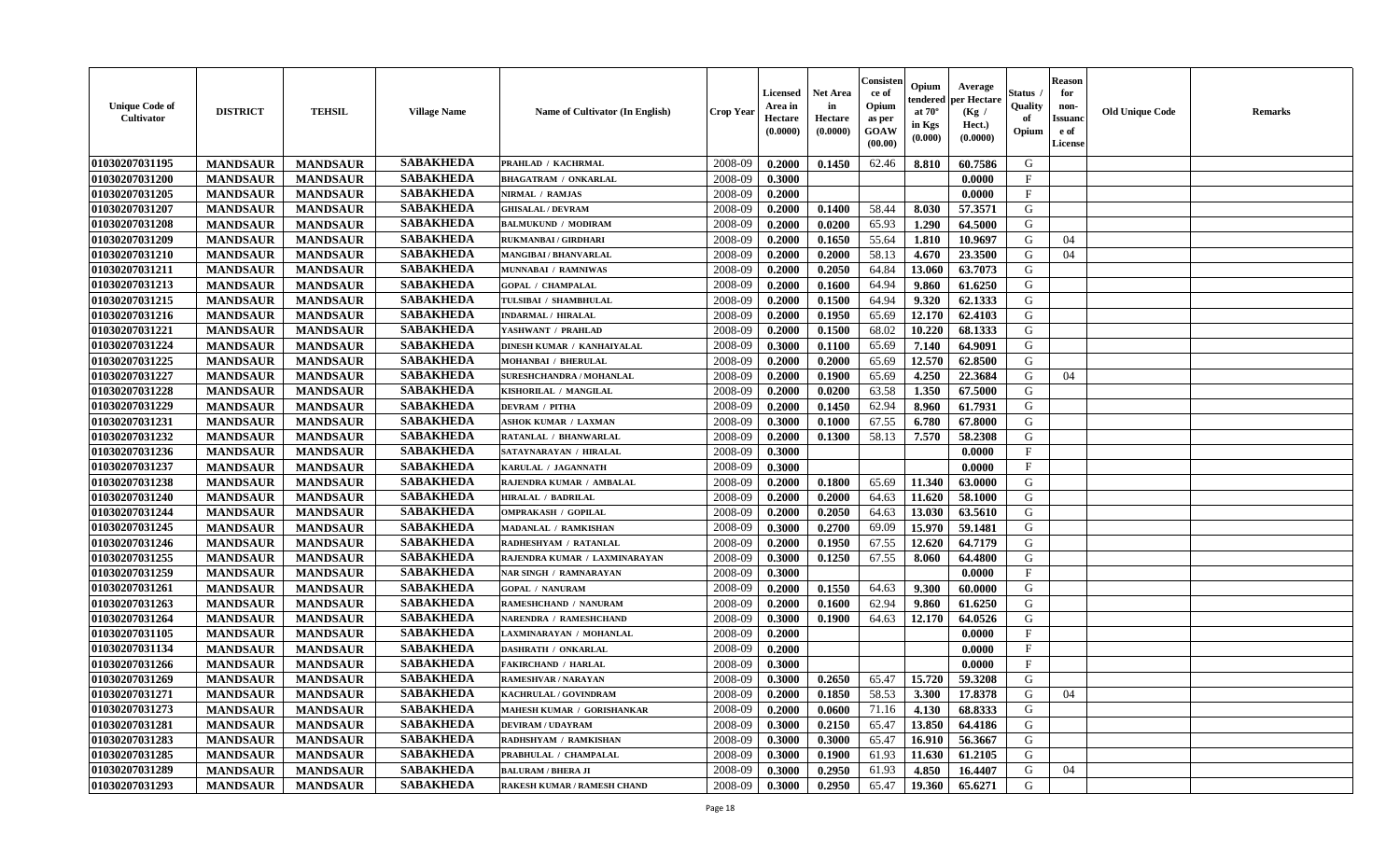| Unique Code of Cultivator | DISTRICT | TEHSIL | Village Name | Name of Cultivator (In English) | Crop Year | Licensed Area in Hectare (0.0000) | Net Area in Hectare (0.0000) | Consistence of Opium as per GOAW (00.00) | Opium tendered at 70° in Kgs (0.000) | Average per Hectare (Kg / Hect.) (0.0000) | Status / Quality of Opium | Reason for non-Issuance of License | Old Unique Code | Remarks |
|---|---|---|---|---|---|---|---|---|---|---|---|---|---|---|
| 01030207031195 | MANDSAUR | MANDSAUR | SABAKHEDA | PRAHLAD / KACHRMAL | 2008-09 | 0.2000 | 0.1450 | 62.46 | 8.810 | 60.7586 | G | | | |
| 01030207031200 | MANDSAUR | MANDSAUR | SABAKHEDA | BHAGATRAM / ONKARLAL | 2008-09 | 0.3000 | | | | 0.0000 | F | | | |
| 01030207031205 | MANDSAUR | MANDSAUR | SABAKHEDA | NIRMAL / RAMJAS | 2008-09 | 0.2000 | | | | 0.0000 | F | | | |
| 01030207031207 | MANDSAUR | MANDSAUR | SABAKHEDA | GHISALAL / DEVRAM | 2008-09 | 0.2000 | 0.1400 | 58.44 | 8.030 | 57.3571 | G | | | |
| 01030207031208 | MANDSAUR | MANDSAUR | SABAKHEDA | BALMUKUND / MODIRAM | 2008-09 | 0.2000 | 0.0200 | 65.93 | 1.290 | 64.5000 | G | | | |
| 01030207031209 | MANDSAUR | MANDSAUR | SABAKHEDA | RUKMANBAI / GIRDHARI | 2008-09 | 0.2000 | 0.1650 | 55.64 | 1.810 | 10.9697 | G | 04 | | |
| 01030207031210 | MANDSAUR | MANDSAUR | SABAKHEDA | MANGIBAI / BHANVARLAL | 2008-09 | 0.2000 | 0.2000 | 58.13 | 4.670 | 23.3500 | G | 04 | | |
| 01030207031211 | MANDSAUR | MANDSAUR | SABAKHEDA | MUNNABAI / RAMNIWAS | 2008-09 | 0.2000 | 0.2050 | 64.84 | 13.060 | 63.7073 | G | | | |
| 01030207031213 | MANDSAUR | MANDSAUR | SABAKHEDA | GOPAL / CHAMPALAL | 2008-09 | 0.2000 | 0.1600 | 64.94 | 9.860 | 61.6250 | G | | | |
| 01030207031215 | MANDSAUR | MANDSAUR | SABAKHEDA | TULSIBAI / SHAMBHULAL | 2008-09 | 0.2000 | 0.1500 | 64.94 | 9.320 | 62.1333 | G | | | |
| 01030207031216 | MANDSAUR | MANDSAUR | SABAKHEDA | INDARMAL / HIRALAL | 2008-09 | 0.2000 | 0.1950 | 65.69 | 12.170 | 62.4103 | G | | | |
| 01030207031221 | MANDSAUR | MANDSAUR | SABAKHEDA | YASHWANT / PRAHLAD | 2008-09 | 0.2000 | 0.1500 | 68.02 | 10.220 | 68.1333 | G | | | |
| 01030207031224 | MANDSAUR | MANDSAUR | SABAKHEDA | DINESH KUMAR / KANHAIYALAL | 2008-09 | 0.3000 | 0.1100 | 65.69 | 7.140 | 64.9091 | G | | | |
| 01030207031225 | MANDSAUR | MANDSAUR | SABAKHEDA | MOHANBAI / BHERULAL | 2008-09 | 0.2000 | 0.2000 | 65.69 | 12.570 | 62.8500 | G | | | |
| 01030207031227 | MANDSAUR | MANDSAUR | SABAKHEDA | SURESHCHANDRA / MOHANLAL | 2008-09 | 0.2000 | 0.1900 | 65.69 | 4.250 | 22.3684 | G | 04 | | |
| 01030207031228 | MANDSAUR | MANDSAUR | SABAKHEDA | KISHORILAL / MANGILAL | 2008-09 | 0.2000 | 0.0200 | 63.58 | 1.350 | 67.5000 | G | | | |
| 01030207031229 | MANDSAUR | MANDSAUR | SABAKHEDA | DEVRAM / PITHA | 2008-09 | 0.2000 | 0.1450 | 62.94 | 8.960 | 61.7931 | G | | | |
| 01030207031231 | MANDSAUR | MANDSAUR | SABAKHEDA | ASHOK KUMAR / LAXMAN | 2008-09 | 0.3000 | 0.1000 | 67.55 | 6.780 | 67.8000 | G | | | |
| 01030207031232 | MANDSAUR | MANDSAUR | SABAKHEDA | RATANLAL / BHANWARLAL | 2008-09 | 0.2000 | 0.1300 | 58.13 | 7.570 | 58.2308 | G | | | |
| 01030207031236 | MANDSAUR | MANDSAUR | SABAKHEDA | SATAYNARAYAN / HIRALAL | 2008-09 | 0.3000 | | | | 0.0000 | F | | | |
| 01030207031237 | MANDSAUR | MANDSAUR | SABAKHEDA | KARULAL / JAGANNATH | 2008-09 | 0.3000 | | | | 0.0000 | F | | | |
| 01030207031238 | MANDSAUR | MANDSAUR | SABAKHEDA | RAJENDRA KUMAR / AMBALAL | 2008-09 | 0.2000 | 0.1800 | 65.69 | 11.340 | 63.0000 | G | | | |
| 01030207031240 | MANDSAUR | MANDSAUR | SABAKHEDA | HIRALAL / BADRILAL | 2008-09 | 0.2000 | 0.2000 | 64.63 | 11.620 | 58.1000 | G | | | |
| 01030207031244 | MANDSAUR | MANDSAUR | SABAKHEDA | OMPRAKASH / GOPILAL | 2008-09 | 0.2000 | 0.2050 | 64.63 | 13.030 | 63.5610 | G | | | |
| 01030207031245 | MANDSAUR | MANDSAUR | SABAKHEDA | MADANLAL / RAMKISHAN | 2008-09 | 0.3000 | 0.2700 | 69.09 | 15.970 | 59.1481 | G | | | |
| 01030207031246 | MANDSAUR | MANDSAUR | SABAKHEDA | RADHESHYAM / RATANLAL | 2008-09 | 0.2000 | 0.1950 | 67.55 | 12.620 | 64.7179 | G | | | |
| 01030207031255 | MANDSAUR | MANDSAUR | SABAKHEDA | RAJENDRA KUMAR / LAXMINARAYAN | 2008-09 | 0.3000 | 0.1250 | 67.55 | 8.060 | 64.4800 | G | | | |
| 01030207031259 | MANDSAUR | MANDSAUR | SABAKHEDA | NAR SINGH / RAMNARAYAN | 2008-09 | 0.3000 | | | | 0.0000 | F | | | |
| 01030207031261 | MANDSAUR | MANDSAUR | SABAKHEDA | GOPAL / NANURAM | 2008-09 | 0.2000 | 0.1550 | 64.63 | 9.300 | 60.0000 | G | | | |
| 01030207031263 | MANDSAUR | MANDSAUR | SABAKHEDA | RAMESHCHAND / NANURAM | 2008-09 | 0.2000 | 0.1600 | 62.94 | 9.860 | 61.6250 | G | | | |
| 01030207031264 | MANDSAUR | MANDSAUR | SABAKHEDA | NARENDRA / RAMESHCHAND | 2008-09 | 0.3000 | 0.1900 | 64.63 | 12.170 | 64.0526 | G | | | |
| 01030207031105 | MANDSAUR | MANDSAUR | SABAKHEDA | LAXMINARAYAN / MOHANLAL | 2008-09 | 0.2000 | | | | 0.0000 | F | | | |
| 01030207031134 | MANDSAUR | MANDSAUR | SABAKHEDA | DASHRATH / ONKARLAL | 2008-09 | 0.2000 | | | | 0.0000 | F | | | |
| 01030207031266 | MANDSAUR | MANDSAUR | SABAKHEDA | FAKIRCHAND / HARLAL | 2008-09 | 0.3000 | | | | 0.0000 | F | | | |
| 01030207031269 | MANDSAUR | MANDSAUR | SABAKHEDA | RAMESHVAR / NARAYAN | 2008-09 | 0.3000 | 0.2650 | 65.47 | 15.720 | 59.3208 | G | | | |
| 01030207031271 | MANDSAUR | MANDSAUR | SABAKHEDA | KACHRULAL / GOVINDRAM | 2008-09 | 0.2000 | 0.1850 | 58.53 | 3.300 | 17.8378 | G | 04 | | |
| 01030207031273 | MANDSAUR | MANDSAUR | SABAKHEDA | MAHESH KUMAR / GORISHANKAR | 2008-09 | 0.2000 | 0.0600 | 71.16 | 4.130 | 68.8333 | G | | | |
| 01030207031281 | MANDSAUR | MANDSAUR | SABAKHEDA | DEVIRAM / UDAYRAM | 2008-09 | 0.3000 | 0.2150 | 65.47 | 13.850 | 64.4186 | G | | | |
| 01030207031283 | MANDSAUR | MANDSAUR | SABAKHEDA | RADHSHYAM / RAMKISHAN | 2008-09 | 0.3000 | 0.3000 | 65.47 | 16.910 | 56.3667 | G | | | |
| 01030207031285 | MANDSAUR | MANDSAUR | SABAKHEDA | PRABHULAL / CHAMPALAL | 2008-09 | 0.3000 | 0.1900 | 61.93 | 11.630 | 61.2105 | G | | | |
| 01030207031289 | MANDSAUR | MANDSAUR | SABAKHEDA | BALURAM / BHERA JI | 2008-09 | 0.3000 | 0.2950 | 61.93 | 4.850 | 16.4407 | G | 04 | | |
| 01030207031293 | MANDSAUR | MANDSAUR | SABAKHEDA | RAKESH KUMAR / RAMESH CHAND | 2008-09 | 0.3000 | 0.2950 | 65.47 | 19.360 | 65.6271 | G | | | |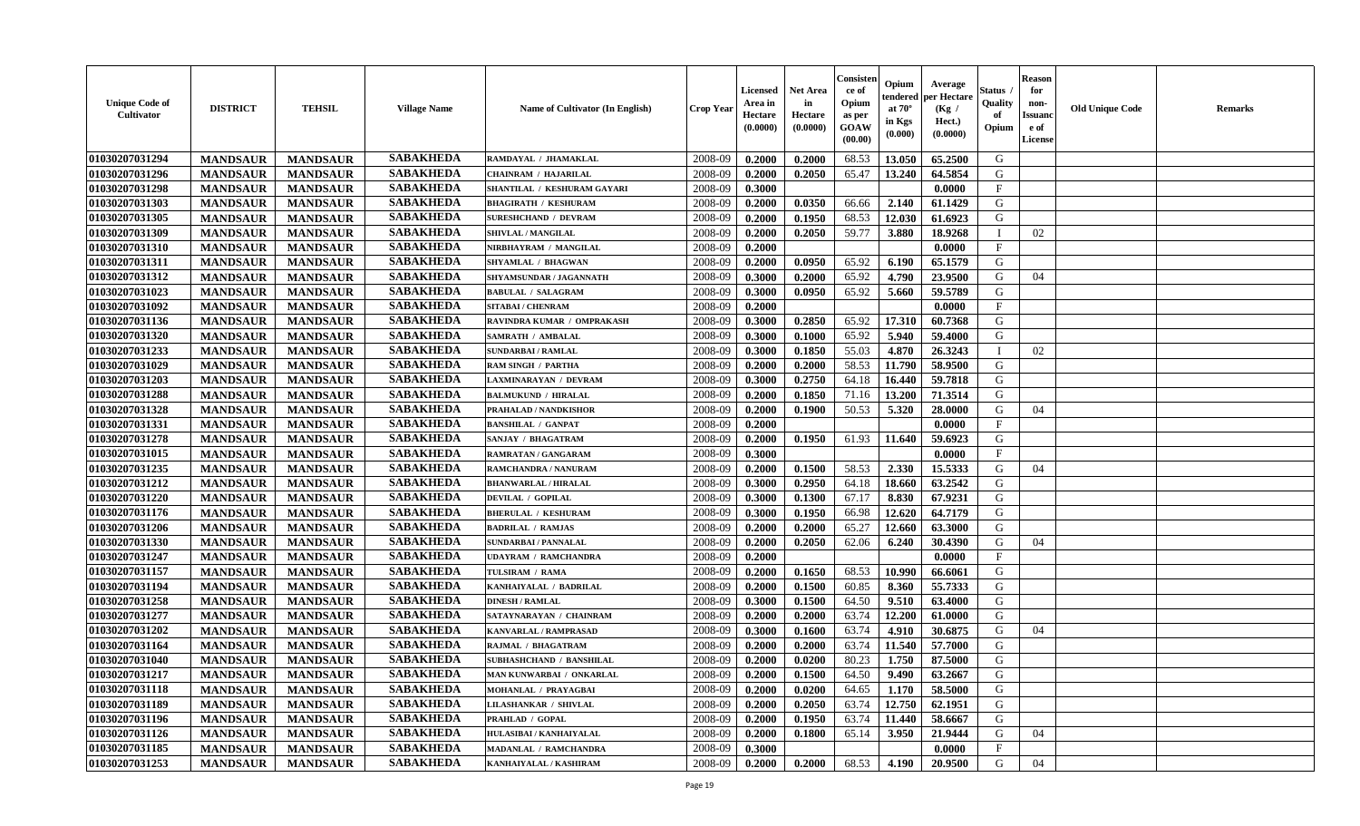| Unique Code of Cultivator | DISTRICT | TEHSIL | Village Name | Name of Cultivator (In English) | Crop Year | Licensed Area in Hectare (0.0000) | Net Area in Hectare (0.0000) | Consistence of Opium as per GOAW (00.00) | Opium tendered at 70° in Kgs (0.000) | Average per Hectare (Kg / Hect.) (0.0000) | Status / Quality of Opium | Reason for non-Issuance of License | Old Unique Code | Remarks |
|---|---|---|---|---|---|---|---|---|---|---|---|---|---|---|
| 01030207031294 | MANDSAUR | MANDSAUR | SABAKHEDA | RAMDAYAL / JHAMAKLAL | 2008-09 | 0.2000 | 0.2000 | 68.53 | 13.050 | 65.2500 | G | | | |
| 01030207031296 | MANDSAUR | MANDSAUR | SABAKHEDA | CHAINRAM / HAJARILAL | 2008-09 | 0.2000 | 0.2050 | 65.47 | 13.240 | 64.5854 | G | | | |
| 01030207031298 | MANDSAUR | MANDSAUR | SABAKHEDA | SHANTILAL / KESHURAM GAYARI | 2008-09 | 0.3000 | | | | 0.0000 | F | | | |
| 01030207031303 | MANDSAUR | MANDSAUR | SABAKHEDA | BHAGIRATH / KESHURAM | 2008-09 | 0.2000 | 0.0350 | 66.66 | 2.140 | 61.1429 | G | | | |
| 01030207031305 | MANDSAUR | MANDSAUR | SABAKHEDA | SURESHCHAND / DEVRAM | 2008-09 | 0.2000 | 0.1950 | 68.53 | 12.030 | 61.6923 | G | | | |
| 01030207031309 | MANDSAUR | MANDSAUR | SABAKHEDA | SHIVLAL / MANGILAL | 2008-09 | 0.2000 | 0.2050 | 59.77 | 3.880 | 18.9268 | I | 02 | | |
| 01030207031310 | MANDSAUR | MANDSAUR | SABAKHEDA | NIRBHAYRAM / MANGILAL | 2008-09 | 0.2000 | | | | 0.0000 | F | | | |
| 01030207031311 | MANDSAUR | MANDSAUR | SABAKHEDA | SHYAMLAL / BHAGWAN | 2008-09 | 0.2000 | 0.0950 | 65.92 | 6.190 | 65.1579 | G | | | |
| 01030207031312 | MANDSAUR | MANDSAUR | SABAKHEDA | SHYAMSUNDAR / JAGANNATH | 2008-09 | 0.3000 | 0.2000 | 65.92 | 4.790 | 23.9500 | G | 04 | | |
| 01030207031023 | MANDSAUR | MANDSAUR | SABAKHEDA | BABULAL / SALAGRAM | 2008-09 | 0.3000 | 0.0950 | 65.92 | 5.660 | 59.5789 | G | | | |
| 01030207031092 | MANDSAUR | MANDSAUR | SABAKHEDA | SITABAI / CHENRAM | 2008-09 | 0.2000 | | | | 0.0000 | F | | | |
| 01030207031136 | MANDSAUR | MANDSAUR | SABAKHEDA | RAVINDRA KUMAR / OMPRAKASH | 2008-09 | 0.3000 | 0.2850 | 65.92 | 17.310 | 60.7368 | G | | | |
| 01030207031320 | MANDSAUR | MANDSAUR | SABAKHEDA | SAMRATH / AMBALAL | 2008-09 | 0.3000 | 0.1000 | 65.92 | 5.940 | 59.4000 | G | | | |
| 01030207031233 | MANDSAUR | MANDSAUR | SABAKHEDA | SUNDARBAI / RAMLAL | 2008-09 | 0.3000 | 0.1850 | 55.03 | 4.870 | 26.3243 | I | 02 | | |
| 01030207031029 | MANDSAUR | MANDSAUR | SABAKHEDA | RAM SINGH / PARTHA | 2008-09 | 0.2000 | 0.2000 | 58.53 | 11.790 | 58.9500 | G | | | |
| 01030207031203 | MANDSAUR | MANDSAUR | SABAKHEDA | LAXMINARAYAN / DEVRAM | 2008-09 | 0.3000 | 0.2750 | 64.18 | 16.440 | 59.7818 | G | | | |
| 01030207031288 | MANDSAUR | MANDSAUR | SABAKHEDA | BALMUKUND / HIRALAL | 2008-09 | 0.2000 | 0.1850 | 71.16 | 13.200 | 71.3514 | G | | | |
| 01030207031328 | MANDSAUR | MANDSAUR | SABAKHEDA | PRAHALAD / NANDKISHOR | 2008-09 | 0.2000 | 0.1900 | 50.53 | 5.320 | 28.0000 | G | 04 | | |
| 01030207031331 | MANDSAUR | MANDSAUR | SABAKHEDA | BANSHILAL / GANPAT | 2008-09 | 0.2000 | | | | 0.0000 | F | | | |
| 01030207031278 | MANDSAUR | MANDSAUR | SABAKHEDA | SANJAY / BHAGATRAM | 2008-09 | 0.2000 | 0.1950 | 61.93 | 11.640 | 59.6923 | G | | | |
| 01030207031015 | MANDSAUR | MANDSAUR | SABAKHEDA | RAMRATAN / GANGARAM | 2008-09 | 0.3000 | | | | 0.0000 | F | | | |
| 01030207031235 | MANDSAUR | MANDSAUR | SABAKHEDA | RAMCHANDRA / NANURAM | 2008-09 | 0.2000 | 0.1500 | 58.53 | 2.330 | 15.5333 | G | 04 | | |
| 01030207031212 | MANDSAUR | MANDSAUR | SABAKHEDA | BHANWARLAL / HIRALAL | 2008-09 | 0.3000 | 0.2950 | 64.18 | 18.660 | 63.2542 | G | | | |
| 01030207031220 | MANDSAUR | MANDSAUR | SABAKHEDA | DEVILAL / GOPILAL | 2008-09 | 0.3000 | 0.1300 | 67.17 | 8.830 | 67.9231 | G | | | |
| 01030207031176 | MANDSAUR | MANDSAUR | SABAKHEDA | BHERULAL / KESHURAM | 2008-09 | 0.3000 | 0.1950 | 66.98 | 12.620 | 64.7179 | G | | | |
| 01030207031206 | MANDSAUR | MANDSAUR | SABAKHEDA | BADRILAL / RAMJAS | 2008-09 | 0.2000 | 0.2000 | 65.27 | 12.660 | 63.3000 | G | | | |
| 01030207031330 | MANDSAUR | MANDSAUR | SABAKHEDA | SUNDARBAI / PANNALAL | 2008-09 | 0.2000 | 0.2050 | 62.06 | 6.240 | 30.4390 | G | 04 | | |
| 01030207031247 | MANDSAUR | MANDSAUR | SABAKHEDA | UDAYRAM / RAMCHANDRA | 2008-09 | 0.2000 | | | | 0.0000 | F | | | |
| 01030207031157 | MANDSAUR | MANDSAUR | SABAKHEDA | TULSIRAM / RAMA | 2008-09 | 0.2000 | 0.1650 | 68.53 | 10.990 | 66.6061 | G | | | |
| 01030207031194 | MANDSAUR | MANDSAUR | SABAKHEDA | KANHAIYALAL / BADRILAL | 2008-09 | 0.2000 | 0.1500 | 60.85 | 8.360 | 55.7333 | G | | | |
| 01030207031258 | MANDSAUR | MANDSAUR | SABAKHEDA | DINESH / RAMLAL | 2008-09 | 0.3000 | 0.1500 | 64.50 | 9.510 | 63.4000 | G | | | |
| 01030207031277 | MANDSAUR | MANDSAUR | SABAKHEDA | SATAYNARAYAN / CHAINRAM | 2008-09 | 0.2000 | 0.2000 | 63.74 | 12.200 | 61.0000 | G | | | |
| 01030207031202 | MANDSAUR | MANDSAUR | SABAKHEDA | KANVARLAL / RAMPRASAD | 2008-09 | 0.3000 | 0.1600 | 63.74 | 4.910 | 30.6875 | G | 04 | | |
| 01030207031164 | MANDSAUR | MANDSAUR | SABAKHEDA | RAJMAL / BHAGATRAM | 2008-09 | 0.2000 | 0.2000 | 63.74 | 11.540 | 57.7000 | G | | | |
| 01030207031040 | MANDSAUR | MANDSAUR | SABAKHEDA | SUBHASHCHAND / BANSHILAL | 2008-09 | 0.2000 | 0.0200 | 80.23 | 1.750 | 87.5000 | G | | | |
| 01030207031217 | MANDSAUR | MANDSAUR | SABAKHEDA | MAN KUNWARBAI / ONKARLAL | 2008-09 | 0.2000 | 0.1500 | 64.50 | 9.490 | 63.2667 | G | | | |
| 01030207031118 | MANDSAUR | MANDSAUR | SABAKHEDA | MOHANLAL / PRAYAGBAI | 2008-09 | 0.2000 | 0.0200 | 64.65 | 1.170 | 58.5000 | G | | | |
| 01030207031189 | MANDSAUR | MANDSAUR | SABAKHEDA | LILASHANKAR / SHIVLAL | 2008-09 | 0.2000 | 0.2050 | 63.74 | 12.750 | 62.1951 | G | | | |
| 01030207031196 | MANDSAUR | MANDSAUR | SABAKHEDA | PRAHLAD / GOPAL | 2008-09 | 0.2000 | 0.1950 | 63.74 | 11.440 | 58.6667 | G | | | |
| 01030207031126 | MANDSAUR | MANDSAUR | SABAKHEDA | HULASIBAI / KANHAIYALAL | 2008-09 | 0.2000 | 0.1800 | 65.14 | 3.950 | 21.9444 | G | 04 | | |
| 01030207031185 | MANDSAUR | MANDSAUR | SABAKHEDA | MADANLAL / RAMCHANDRA | 2008-09 | 0.3000 | | | | 0.0000 | F | | | |
| 01030207031253 | MANDSAUR | MANDSAUR | SABAKHEDA | KANHAIYALAL / KASHIRAM | 2008-09 | 0.2000 | 0.2000 | 68.53 | 4.190 | 20.9500 | G | 04 | | |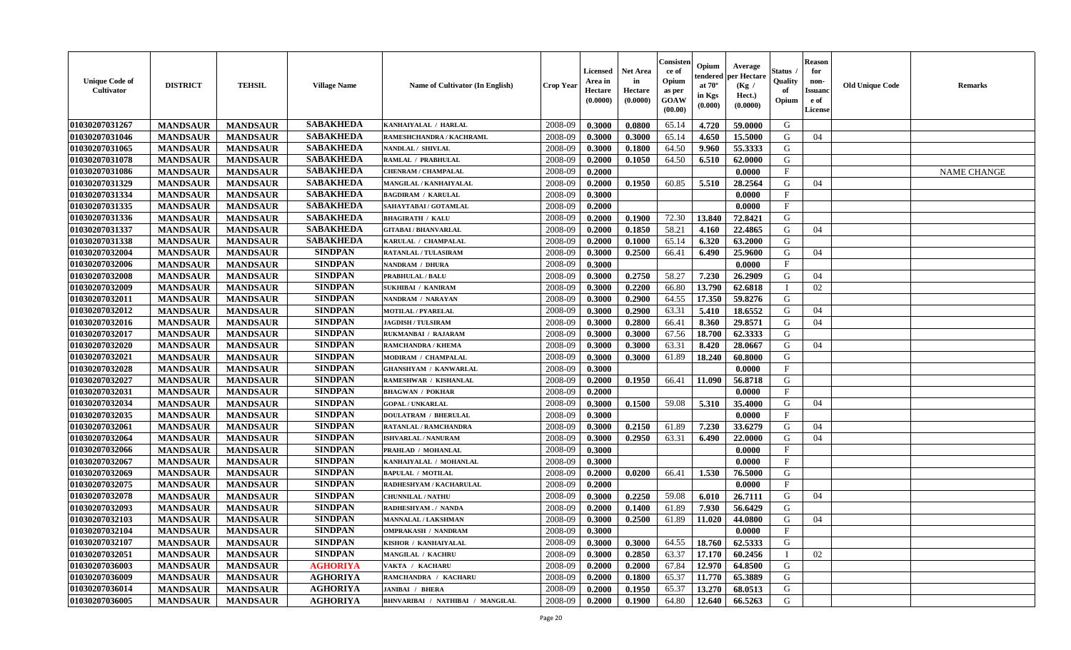| Unique Code of Cultivator | DISTRICT | TEHSIL | Village Name | Name of Cultivator (In English) | Crop Year | Licensed Area in Hectare (0.0000) | Net Area in Hectare (0.0000) | Consistence of Opium as per GOAW (00.00) | Opium tendered at 70° in Kgs (0.000) | Average per Hectare (Kg / Hect.) (0.0000) | Status / Quality of Opium | Reason for non-Issuance of License | Old Unique Code | Remarks |
|---|---|---|---|---|---|---|---|---|---|---|---|---|---|---|
| 01030207031267 | MANDSAUR | MANDSAUR | SABAKHEDA | KANHAIYALAL / HARLAL | 2008-09 | 0.3000 | 0.0800 | 65.14 | 4.720 | 59.0000 | G | | | |
| 01030207031046 | MANDSAUR | MANDSAUR | SABAKHEDA | RAMESHCHANDRA / KACHRAML | 2008-09 | 0.3000 | 0.3000 | 65.14 | 4.650 | 15.5000 | G | 04 | | |
| 01030207031065 | MANDSAUR | MANDSAUR | SABAKHEDA | NANDLAL / SHIVLAL | 2008-09 | 0.3000 | 0.1800 | 64.50 | 9.960 | 55.3333 | G | | | |
| 01030207031078 | MANDSAUR | MANDSAUR | SABAKHEDA | RAMLAL / PRABHULAL | 2008-09 | 0.2000 | 0.1050 | 64.50 | 6.510 | 62.0000 | G | | | |
| 01030207031086 | MANDSAUR | MANDSAUR | SABAKHEDA | CHENRAM / CHAMPALAL | 2008-09 | 0.2000 | | | | 0.0000 | F | | | NAME CHANGE |
| 01030207031329 | MANDSAUR | MANDSAUR | SABAKHEDA | MANGILAL / KANHAIYALAL | 2008-09 | 0.2000 | 0.1950 | 60.85 | 5.510 | 28.2564 | G | 04 | | |
| 01030207031334 | MANDSAUR | MANDSAUR | SABAKHEDA | BAGDIRAM / KARULAL | 2008-09 | 0.3000 | | | | 0.0000 | F | | | |
| 01030207031335 | MANDSAUR | MANDSAUR | SABAKHEDA | SAHAYTABAI / GOTAMLAL | 2008-09 | 0.2000 | | | | 0.0000 | F | | | |
| 01030207031336 | MANDSAUR | MANDSAUR | SABAKHEDA | BHAGIRATH / KALU | 2008-09 | 0.2000 | 0.1900 | 72.30 | 13.840 | 72.8421 | G | | | |
| 01030207031337 | MANDSAUR | MANDSAUR | SABAKHEDA | GITABAI / BHANVARLAL | 2008-09 | 0.2000 | 0.1850 | 58.21 | 4.160 | 22.4865 | G | 04 | | |
| 01030207031338 | MANDSAUR | MANDSAUR | SABAKHEDA | KARULAL / CHAMPALAL | 2008-09 | 0.2000 | 0.1000 | 65.14 | 6.320 | 63.2000 | G | | | |
| 01030207032004 | MANDSAUR | MANDSAUR | SINDPAN | RATANLAL / TULASIRAM | 2008-09 | 0.3000 | 0.2500 | 66.41 | 6.490 | 25.9600 | G | 04 | | |
| 01030207032006 | MANDSAUR | MANDSAUR | SINDPAN | NANDRAM / DHURA | 2008-09 | 0.3000 | | | | 0.0000 | F | | | |
| 01030207032008 | MANDSAUR | MANDSAUR | SINDPAN | PRABHULAL / BALU | 2008-09 | 0.3000 | 0.2750 | 58.27 | 7.230 | 26.2909 | G | 04 | | |
| 01030207032009 | MANDSAUR | MANDSAUR | SINDPAN | SUKHIBAI / KANIRAM | 2008-09 | 0.3000 | 0.2200 | 66.80 | 13.790 | 62.6818 | I | 02 | | |
| 01030207032011 | MANDSAUR | MANDSAUR | SINDPAN | NANDRAM / NARAYAN | 2008-09 | 0.3000 | 0.2900 | 64.55 | 17.350 | 59.8276 | G | | | |
| 01030207032012 | MANDSAUR | MANDSAUR | SINDPAN | MOTILAL / PYARELAL | 2008-09 | 0.3000 | 0.2900 | 63.31 | 5.410 | 18.6552 | G | 04 | | |
| 01030207032016 | MANDSAUR | MANDSAUR | SINDPAN | JAGDISH / TULSIRAM | 2008-09 | 0.3000 | 0.2800 | 66.41 | 8.360 | 29.8571 | G | 04 | | |
| 01030207032017 | MANDSAUR | MANDSAUR | SINDPAN | RUKMANBAI / RAJARAM | 2008-09 | 0.3000 | 0.3000 | 67.56 | 18.700 | 62.3333 | G | | | |
| 01030207032020 | MANDSAUR | MANDSAUR | SINDPAN | RAMCHANDRA / KHEMA | 2008-09 | 0.3000 | 0.3000 | 63.31 | 8.420 | 28.0667 | G | 04 | | |
| 01030207032021 | MANDSAUR | MANDSAUR | SINDPAN | MODIRAM / CHAMPALAL | 2008-09 | 0.3000 | 0.3000 | 61.89 | 18.240 | 60.8000 | G | | | |
| 01030207032028 | MANDSAUR | MANDSAUR | SINDPAN | GHANSHYAM / KANWARLAL | 2008-09 | 0.3000 | | | | 0.0000 | F | | | |
| 01030207032027 | MANDSAUR | MANDSAUR | SINDPAN | RAMESHWAR / KISHANLAL | 2008-09 | 0.2000 | 0.1950 | 66.41 | 11.090 | 56.8718 | G | | | |
| 01030207032031 | MANDSAUR | MANDSAUR | SINDPAN | BHAGWAN / POKHAR | 2008-09 | 0.2000 | | | | 0.0000 | F | | | |
| 01030207032034 | MANDSAUR | MANDSAUR | SINDPAN | GOPAL / UNKARLAL | 2008-09 | 0.3000 | 0.1500 | 59.08 | 5.310 | 35.4000 | G | 04 | | |
| 01030207032035 | MANDSAUR | MANDSAUR | SINDPAN | DOULATRAM / BHERULAL | 2008-09 | 0.3000 | | | | 0.0000 | F | | | |
| 01030207032061 | MANDSAUR | MANDSAUR | SINDPAN | RATANLAL / RAMCHANDRA | 2008-09 | 0.3000 | 0.2150 | 61.89 | 7.230 | 33.6279 | G | 04 | | |
| 01030207032064 | MANDSAUR | MANDSAUR | SINDPAN | ISHVARLAL / NANURAM | 2008-09 | 0.3000 | 0.2950 | 63.31 | 6.490 | 22.0000 | G | 04 | | |
| 01030207032066 | MANDSAUR | MANDSAUR | SINDPAN | PRAHLAD / MOHANLAL | 2008-09 | 0.3000 | | | | 0.0000 | F | | | |
| 01030207032067 | MANDSAUR | MANDSAUR | SINDPAN | KANHAIYALAL / MOHANLAL | 2008-09 | 0.3000 | | | | 0.0000 | F | | | |
| 01030207032069 | MANDSAUR | MANDSAUR | SINDPAN | BAPULAL / MOTILAL | 2008-09 | 0.2000 | 0.0200 | 66.41 | 1.530 | 76.5000 | G | | | |
| 01030207032075 | MANDSAUR | MANDSAUR | SINDPAN | RADHESHYAM / KACHARULAL | 2008-09 | 0.2000 | | | | 0.0000 | F | | | |
| 01030207032078 | MANDSAUR | MANDSAUR | SINDPAN | CHUNNILAL / NATHU | 2008-09 | 0.3000 | 0.2250 | 59.08 | 6.010 | 26.7111 | G | 04 | | |
| 01030207032093 | MANDSAUR | MANDSAUR | SINDPAN | RADHESHYAM . / NANDA | 2008-09 | 0.2000 | 0.1400 | 61.89 | 7.930 | 56.6429 | G | | | |
| 01030207032103 | MANDSAUR | MANDSAUR | SINDPAN | MANNALAL / LAKSHMAN | 2008-09 | 0.3000 | 0.2500 | 61.89 | 11.020 | 44.0800 | G | 04 | | |
| 01030207032104 | MANDSAUR | MANDSAUR | SINDPAN | OMPRAKASH / NANDRAM | 2008-09 | 0.3000 | | | | 0.0000 | F | | | |
| 01030207032107 | MANDSAUR | MANDSAUR | SINDPAN | KISHOR / KANHAIYALAL | 2008-09 | 0.3000 | 0.3000 | 64.55 | 18.760 | 62.5333 | G | | | |
| 01030207032051 | MANDSAUR | MANDSAUR | SINDPAN | MANGILAL / KACHRU | 2008-09 | 0.3000 | 0.2850 | 63.37 | 17.170 | 60.2456 | I | 02 | | |
| 01030207036003 | MANDSAUR | MANDSAUR | AGHORIYA | VAKTA / KACHARU | 2008-09 | 0.2000 | 0.2000 | 67.84 | 12.970 | 64.8500 | G | | | |
| 01030207036009 | MANDSAUR | MANDSAUR | AGHORIYA | RAMCHANDRA / KACHARU | 2008-09 | 0.2000 | 0.1800 | 65.37 | 11.770 | 65.3889 | G | | | |
| 01030207036014 | MANDSAUR | MANDSAUR | AGHORIYA | JANIBAI / BHERA | 2008-09 | 0.2000 | 0.1950 | 65.37 | 13.270 | 68.0513 | G | | | |
| 01030207036005 | MANDSAUR | MANDSAUR | AGHORIYA | BHNVARIBAI / NATHIBAI / MANGILAL | 2008-09 | 0.2000 | 0.1900 | 64.80 | 12.640 | 66.5263 | G | | | |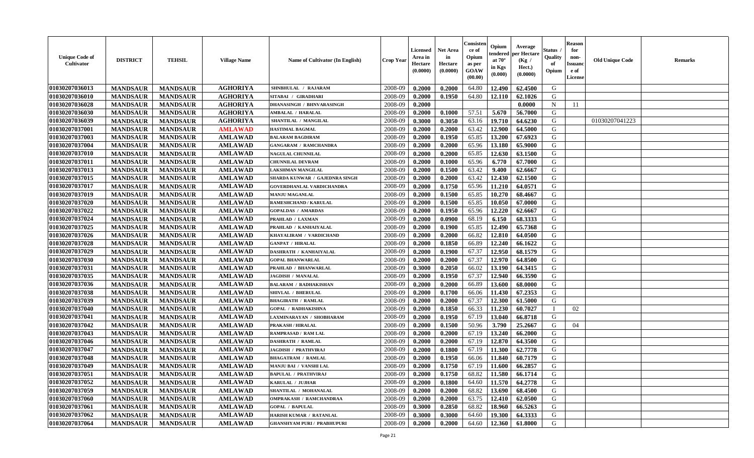| Unique Code of Cultivator | DISTRICT | TEHSIL | Village Name | Name of Cultivator (In English) | Crop Year | Licensed Area in Hectare (0.0000) | Net Area in Hectare (0.0000) | Consistence of Opium as per GOAW (00.00) | Opium tendered at 70° in Kgs (0.000) | Average per Hectare (Kg / Hect.) (0.0000) | Status / Quality of Opium | Reason for non-Issuance of License | Old Unique Code | Remarks |
|---|---|---|---|---|---|---|---|---|---|---|---|---|---|---|
| 01030207036013 | MANDSAUR | MANDSAUR | AGHORIYA | SHNBHULAL / RAJARAM | 2008-09 | 0.2000 | 0.2000 | 64.80 | 12.490 | 62.4500 | G | | | |
| 01030207036010 | MANDSAUR | MANDSAUR | AGHORIYA | SITABAI / GIRADHARI | 2008-09 | 0.2000 | 0.1950 | 64.80 | 12.110 | 62.1026 | G | | | |
| 01030207036028 | MANDSAUR | MANDSAUR | AGHORIYA | DHANASINGH / BHNVARASINGH | 2008-09 | 0.2000 | | | | 0.0000 | N | 11 | | |
| 01030207036030 | MANDSAUR | MANDSAUR | AGHORIYA | AMBALAL / HARALAL | 2008-09 | 0.2000 | 0.1000 | 57.51 | 5.670 | 56.7000 | G | | | |
| 01030207036039 | MANDSAUR | MANDSAUR | AGHORIYA | SHANTILAL / MANGILAL | 2008-09 | 0.3000 | 0.3050 | 63.16 | 19.710 | 64.6230 | G | | 01030207041223 | |
| 01030207037001 | MANDSAUR | MANDSAUR | AMLAWAD | HASTIMAL BAGMAL | 2008-09 | 0.2000 | 0.2000 | 63.42 | 12.900 | 64.5000 | G | | | |
| 01030207037003 | MANDSAUR | MANDSAUR | AMLAWAD | BALARAM BAGDIRAM | 2008-09 | 0.2000 | 0.1950 | 65.85 | 13.200 | 67.6923 | G | | | |
| 01030207037004 | MANDSAUR | MANDSAUR | AMLAWAD | GANGARAM / RAMCHANDRA | 2008-09 | 0.2000 | 0.2000 | 65.96 | 13.180 | 65.9000 | G | | | |
| 01030207037010 | MANDSAUR | MANDSAUR | AMLAWAD | NAGULAL CHUNNILAL | 2008-09 | 0.2000 | 0.2000 | 65.85 | 12.630 | 63.1500 | G | | | |
| 01030207037011 | MANDSAUR | MANDSAUR | AMLAWAD | CHUNNILAL DEVRAM | 2008-09 | 0.2000 | 0.1000 | 65.96 | 6.770 | 67.7000 | G | | | |
| 01030207037013 | MANDSAUR | MANDSAUR | AMLAWAD | LAKSHMAN MANGILAL | 2008-09 | 0.2000 | 0.1500 | 63.42 | 9.400 | 62.6667 | G | | | |
| 01030207037015 | MANDSAUR | MANDSAUR | AMLAWAD | SHARDA KUNWAR / GAJEDNRA SINGH | 2008-09 | 0.2000 | 0.2000 | 63.42 | 12.430 | 62.1500 | G | | | |
| 01030207037017 | MANDSAUR | MANDSAUR | AMLAWAD | GOVERDHANLAL VARDICHANDRA | 2008-09 | 0.2000 | 0.1750 | 65.96 | 11.210 | 64.0571 | G | | | |
| 01030207037019 | MANDSAUR | MANDSAUR | AMLAWAD | MANJU MAGANLAL | 2008-09 | 0.2000 | 0.1500 | 65.85 | 10.270 | 68.4667 | G | | | |
| 01030207037020 | MANDSAUR | MANDSAUR | AMLAWAD | RAMESHCHAND / KARULAL | 2008-09 | 0.2000 | 0.1500 | 65.85 | 10.050 | 67.0000 | G | | | |
| 01030207037022 | MANDSAUR | MANDSAUR | AMLAWAD | GOPALDAS / AMARDAS | 2008-09 | 0.2000 | 0.1950 | 65.96 | 12.220 | 62.6667 | G | | | |
| 01030207037024 | MANDSAUR | MANDSAUR | AMLAWAD | PRAHLAD / LAXMAN | 2008-09 | 0.2000 | 0.0900 | 68.19 | 6.150 | 68.3333 | G | | | |
| 01030207037025 | MANDSAUR | MANDSAUR | AMLAWAD | PRAHLAD / KANHAIYALAL | 2008-09 | 0.2000 | 0.1900 | 65.85 | 12.490 | 65.7368 | G | | | |
| 01030207037026 | MANDSAUR | MANDSAUR | AMLAWAD | KHAYALIRAM / VARDICHAND | 2008-09 | 0.2000 | 0.2000 | 66.82 | 12.810 | 64.0500 | G | | | |
| 01030207037028 | MANDSAUR | MANDSAUR | AMLAWAD | GANPAT / HIRALAL | 2008-09 | 0.2000 | 0.1850 | 66.89 | 12.240 | 66.1622 | G | | | |
| 01030207037029 | MANDSAUR | MANDSAUR | AMLAWAD | DASHRATH / KANHAIYALAL | 2008-09 | 0.2000 | 0.1900 | 67.37 | 12.950 | 68.1579 | G | | | |
| 01030207037030 | MANDSAUR | MANDSAUR | AMLAWAD | GOPAL BHANWARLAL | 2008-09 | 0.2000 | 0.2000 | 67.37 | 12.970 | 64.8500 | G | | | |
| 01030207037031 | MANDSAUR | MANDSAUR | AMLAWAD | PRAHLAD / BHANWARLAL | 2008-09 | 0.3000 | 0.2050 | 66.02 | 13.190 | 64.3415 | G | | | |
| 01030207037035 | MANDSAUR | MANDSAUR | AMLAWAD | JAGDISH / MANALAL | 2008-09 | 0.2000 | 0.1950 | 67.37 | 12.940 | 66.3590 | G | | | |
| 01030207037036 | MANDSAUR | MANDSAUR | AMLAWAD | BALARAM / RADHAKISHAN | 2008-09 | 0.2000 | 0.2000 | 66.89 | 13.600 | 68.0000 | G | | | |
| 01030207037038 | MANDSAUR | MANDSAUR | AMLAWAD | SHIVLAL / BHERULAL | 2008-09 | 0.2000 | 0.1700 | 66.06 | 11.430 | 67.2353 | G | | | |
| 01030207037039 | MANDSAUR | MANDSAUR | AMLAWAD | BHAGIRATH / RAMLAL | 2008-09 | 0.2000 | 0.2000 | 67.37 | 12.300 | 61.5000 | G | | | |
| 01030207037040 | MANDSAUR | MANDSAUR | AMLAWAD | GOPAL / RADHAKISHNA | 2008-09 | 0.2000 | 0.1850 | 66.33 | 11.230 | 60.7027 | I | 02 | | |
| 01030207037041 | MANDSAUR | MANDSAUR | AMLAWAD | LAXMINARAYAN / SHOBHARAM | 2008-09 | 0.2000 | 0.1950 | 67.19 | 13.040 | 66.8718 | G | | | |
| 01030207037042 | MANDSAUR | MANDSAUR | AMLAWAD | PRAKASH / HIRALAL | 2008-09 | 0.2000 | 0.1500 | 50.96 | 3.790 | 25.2667 | G | 04 | | |
| 01030207037043 | MANDSAUR | MANDSAUR | AMLAWAD | RAMPRASAD / RAM LAL | 2008-09 | 0.2000 | 0.2000 | 67.19 | 13.240 | 66.2000 | G | | | |
| 01030207037046 | MANDSAUR | MANDSAUR | AMLAWAD | DASHRATH / RAMLAL | 2008-09 | 0.2000 | 0.2000 | 67.19 | 12.870 | 64.3500 | G | | | |
| 01030207037047 | MANDSAUR | MANDSAUR | AMLAWAD | JAGDISH / PRATHVIRAJ | 2008-09 | 0.2000 | 0.1800 | 67.19 | 11.300 | 62.7778 | G | | | |
| 01030207037048 | MANDSAUR | MANDSAUR | AMLAWAD | BHAGATRAM / RAMLAL | 2008-09 | 0.2000 | 0.1950 | 66.06 | 11.840 | 60.7179 | G | | | |
| 01030207037049 | MANDSAUR | MANDSAUR | AMLAWAD | MANJU BAI / VANSHI LAL | 2008-09 | 0.2000 | 0.1750 | 67.19 | 11.600 | 66.2857 | G | | | |
| 01030207037051 | MANDSAUR | MANDSAUR | AMLAWAD | BAPULAL / PRATHVIRAJ | 2008-09 | 0.2000 | 0.1750 | 68.82 | 11.580 | 66.1714 | G | | | |
| 01030207037052 | MANDSAUR | MANDSAUR | AMLAWAD | KARULAL / JUJHAR | 2008-09 | 0.2000 | 0.1800 | 64.60 | 11.570 | 64.2778 | G | | | |
| 01030207037059 | MANDSAUR | MANDSAUR | AMLAWAD | SHANTILAL / MOHANALAL | 2008-09 | 0.2000 | 0.2000 | 68.82 | 13.690 | 68.4500 | G | | | |
| 01030207037060 | MANDSAUR | MANDSAUR | AMLAWAD | OMPRAKASH / RAMCHANDRAA | 2008-09 | 0.2000 | 0.2000 | 63.75 | 12.410 | 62.0500 | G | | | |
| 01030207037061 | MANDSAUR | MANDSAUR | AMLAWAD | GOPAL / BAPULAL | 2008-09 | 0.3000 | 0.2850 | 68.82 | 18.960 | 66.5263 | G | | | |
| 01030207037062 | MANDSAUR | MANDSAUR | AMLAWAD | HARISH KUMAR / RATANLAL | 2008-09 | 0.3000 | 0.3000 | 64.60 | 19.300 | 64.3333 | G | | | |
| 01030207037064 | MANDSAUR | MANDSAUR | AMLAWAD | GHANSHYAM PURI / PRABHUPURI | 2008-09 | 0.2000 | 0.2000 | 64.60 | 12.360 | 61.8000 | G | | | |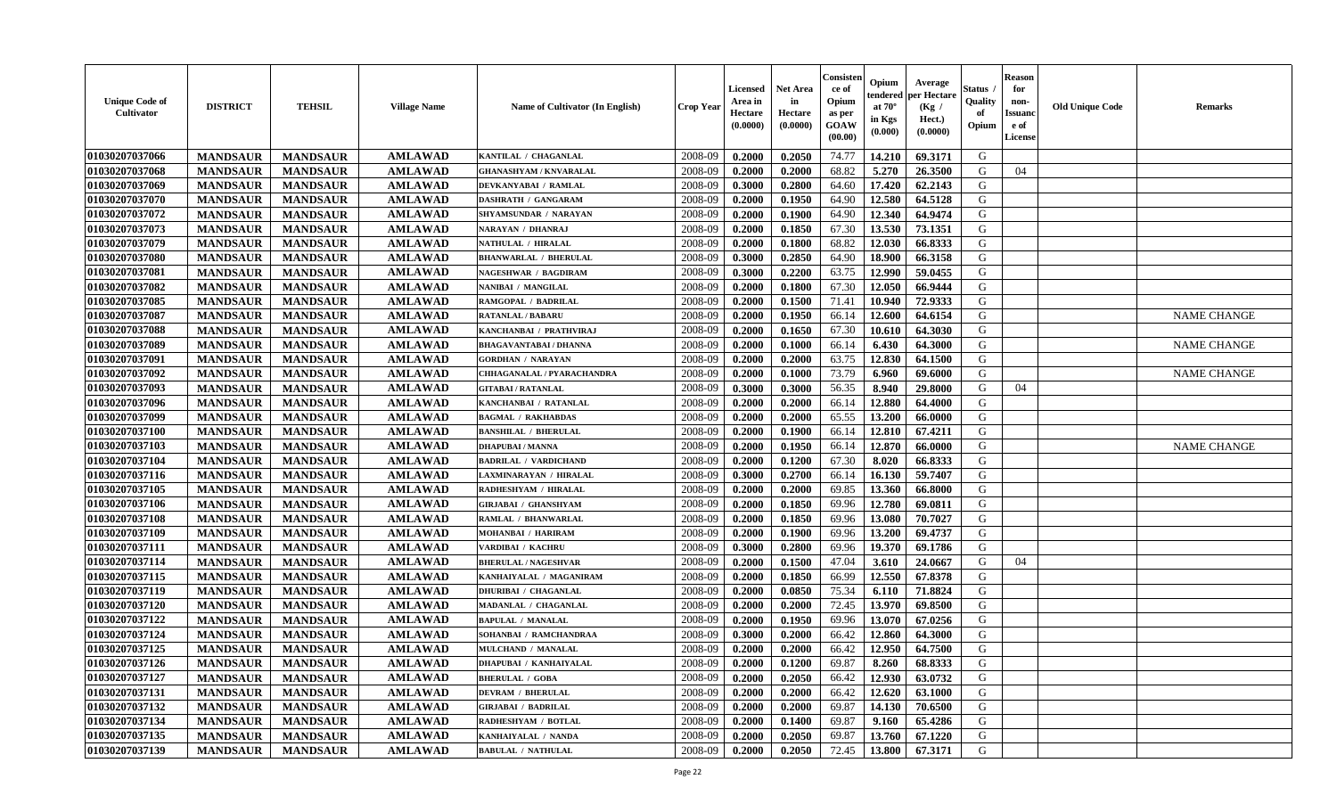| Unique Code of Cultivator | DISTRICT | TEHSIL | Village Name | Name of Cultivator (In English) | Crop Year | Licensed Area in Hectare (0.0000) | Net Area in Hectare (0.0000) | Consistence of Opium as per GOAW (00.00) | Opium tendered at 70° in Kgs (0.000) | Average per Hectare (Kg / Hect.) (0.0000) | Status / Quality of Opium | Reason for non-Issuance of License | Old Unique Code | Remarks |
|---|---|---|---|---|---|---|---|---|---|---|---|---|---|---|
| 01030207037066 | MANDSAUR | MANDSAUR | AMLAWAD | KANTILAL / CHAGANLAL | 2008-09 | 0.2000 | 0.2050 | 74.77 | 14.210 | 69.3171 | G | | | |
| 01030207037068 | MANDSAUR | MANDSAUR | AMLAWAD | GHANASHYAM / KNVARALAL | 2008-09 | 0.2000 | 0.2000 | 68.82 | 5.270 | 26.3500 | G | 04 | | |
| 01030207037069 | MANDSAUR | MANDSAUR | AMLAWAD | DEVKANYABAI / RAMLAL | 2008-09 | 0.3000 | 0.2800 | 64.60 | 17.420 | 62.2143 | G | | | |
| 01030207037070 | MANDSAUR | MANDSAUR | AMLAWAD | DASHRATH / GANGARAM | 2008-09 | 0.2000 | 0.1950 | 64.90 | 12.580 | 64.5128 | G | | | |
| 01030207037072 | MANDSAUR | MANDSAUR | AMLAWAD | SHYAMSUNDAR / NARAYAN | 2008-09 | 0.2000 | 0.1900 | 64.90 | 12.340 | 64.9474 | G | | | |
| 01030207037073 | MANDSAUR | MANDSAUR | AMLAWAD | NARAYAN / DHANRAJ | 2008-09 | 0.2000 | 0.1850 | 67.30 | 13.530 | 73.1351 | G | | | |
| 01030207037079 | MANDSAUR | MANDSAUR | AMLAWAD | NATHULAL / HIRALAL | 2008-09 | 0.2000 | 0.1800 | 68.82 | 12.030 | 66.8333 | G | | | |
| 01030207037080 | MANDSAUR | MANDSAUR | AMLAWAD | BHANWARLAL / BHERULAL | 2008-09 | 0.3000 | 0.2850 | 64.90 | 18.900 | 66.3158 | G | | | |
| 01030207037081 | MANDSAUR | MANDSAUR | AMLAWAD | NAGESHWAR / BAGDIRAM | 2008-09 | 0.3000 | 0.2200 | 63.75 | 12.990 | 59.0455 | G | | | |
| 01030207037082 | MANDSAUR | MANDSAUR | AMLAWAD | NANIBAI / MANGILAL | 2008-09 | 0.2000 | 0.1800 | 67.30 | 12.050 | 66.9444 | G | | | |
| 01030207037085 | MANDSAUR | MANDSAUR | AMLAWAD | RAMGOPAL / BADRILAL | 2008-09 | 0.2000 | 0.1500 | 71.41 | 10.940 | 72.9333 | G | | | |
| 01030207037087 | MANDSAUR | MANDSAUR | AMLAWAD | RATANLAL / BABARU | 2008-09 | 0.2000 | 0.1950 | 66.14 | 12.600 | 64.6154 | G | | | NAME CHANGE |
| 01030207037088 | MANDSAUR | MANDSAUR | AMLAWAD | KANCHANBAI / PRATHVIRAJ | 2008-09 | 0.2000 | 0.1650 | 67.30 | 10.610 | 64.3030 | G | | | |
| 01030207037089 | MANDSAUR | MANDSAUR | AMLAWAD | BHAGAVANTABAI / DHANNA | 2008-09 | 0.2000 | 0.1000 | 66.14 | 6.430 | 64.3000 | G | | | NAME CHANGE |
| 01030207037091 | MANDSAUR | MANDSAUR | AMLAWAD | GORDHAN / NARAYAN | 2008-09 | 0.2000 | 0.2000 | 63.75 | 12.830 | 64.1500 | G | | | |
| 01030207037092 | MANDSAUR | MANDSAUR | AMLAWAD | CHHAGANALAL / PYARACHANDRA | 2008-09 | 0.2000 | 0.1000 | 73.79 | 6.960 | 69.6000 | G | | | NAME CHANGE |
| 01030207037093 | MANDSAUR | MANDSAUR | AMLAWAD | GITABAI / RATANLAL | 2008-09 | 0.3000 | 0.3000 | 56.35 | 8.940 | 29.8000 | G | 04 | | |
| 01030207037096 | MANDSAUR | MANDSAUR | AMLAWAD | KANCHANBAI / RATANLAL | 2008-09 | 0.2000 | 0.2000 | 66.14 | 12.880 | 64.4000 | G | | | |
| 01030207037099 | MANDSAUR | MANDSAUR | AMLAWAD | BAGMAL / RAKHABDAS | 2008-09 | 0.2000 | 0.2000 | 65.55 | 13.200 | 66.0000 | G | | | |
| 01030207037100 | MANDSAUR | MANDSAUR | AMLAWAD | BANSHILAL / BHERULAL | 2008-09 | 0.2000 | 0.1900 | 66.14 | 12.810 | 67.4211 | G | | | |
| 01030207037103 | MANDSAUR | MANDSAUR | AMLAWAD | DHAPUBAI / MANNA | 2008-09 | 0.2000 | 0.1950 | 66.14 | 12.870 | 66.0000 | G | | | NAME CHANGE |
| 01030207037104 | MANDSAUR | MANDSAUR | AMLAWAD | BADRILAL / VARDICHAND | 2008-09 | 0.2000 | 0.1200 | 67.30 | 8.020 | 66.8333 | G | | | |
| 01030207037116 | MANDSAUR | MANDSAUR | AMLAWAD | LAXMINARAYAN / HIRALAL | 2008-09 | 0.3000 | 0.2700 | 66.14 | 16.130 | 59.7407 | G | | | |
| 01030207037105 | MANDSAUR | MANDSAUR | AMLAWAD | RADHESHYAM / HIRALAL | 2008-09 | 0.2000 | 0.2000 | 69.85 | 13.360 | 66.8000 | G | | | |
| 01030207037106 | MANDSAUR | MANDSAUR | AMLAWAD | GIRJABAI / GHANSHYAM | 2008-09 | 0.2000 | 0.1850 | 69.96 | 12.780 | 69.0811 | G | | | |
| 01030207037108 | MANDSAUR | MANDSAUR | AMLAWAD | RAMLAL / BHANWARLAL | 2008-09 | 0.2000 | 0.1850 | 69.96 | 13.080 | 70.7027 | G | | | |
| 01030207037109 | MANDSAUR | MANDSAUR | AMLAWAD | MOHANBAI / HARIRAM | 2008-09 | 0.2000 | 0.1900 | 69.96 | 13.200 | 69.4737 | G | | | |
| 01030207037111 | MANDSAUR | MANDSAUR | AMLAWAD | VARDIBAI / KACHRU | 2008-09 | 0.3000 | 0.2800 | 69.96 | 19.370 | 69.1786 | G | | | |
| 01030207037114 | MANDSAUR | MANDSAUR | AMLAWAD | BHERULAL / NAGESHVAR | 2008-09 | 0.2000 | 0.1500 | 47.04 | 3.610 | 24.0667 | G | 04 | | |
| 01030207037115 | MANDSAUR | MANDSAUR | AMLAWAD | KANHAIYALAL / MAGANIRAM | 2008-09 | 0.2000 | 0.1850 | 66.99 | 12.550 | 67.8378 | G | | | |
| 01030207037119 | MANDSAUR | MANDSAUR | AMLAWAD | DHURIBAI / CHAGANLAL | 2008-09 | 0.2000 | 0.0850 | 75.34 | 6.110 | 71.8824 | G | | | |
| 01030207037120 | MANDSAUR | MANDSAUR | AMLAWAD | MADANLAL / CHAGANLAL | 2008-09 | 0.2000 | 0.2000 | 72.45 | 13.970 | 69.8500 | G | | | |
| 01030207037122 | MANDSAUR | MANDSAUR | AMLAWAD | BAPULAL / MANALAL | 2008-09 | 0.2000 | 0.1950 | 69.96 | 13.070 | 67.0256 | G | | | |
| 01030207037124 | MANDSAUR | MANDSAUR | AMLAWAD | SOHANBAI / RAMCHANDRAA | 2008-09 | 0.3000 | 0.2000 | 66.42 | 12.860 | 64.3000 | G | | | |
| 01030207037125 | MANDSAUR | MANDSAUR | AMLAWAD | MULCHAND / MANALAL | 2008-09 | 0.2000 | 0.2000 | 66.42 | 12.950 | 64.7500 | G | | | |
| 01030207037126 | MANDSAUR | MANDSAUR | AMLAWAD | DHAPUBAI / KANHAIYALAL | 2008-09 | 0.2000 | 0.1200 | 69.87 | 8.260 | 68.8333 | G | | | |
| 01030207037127 | MANDSAUR | MANDSAUR | AMLAWAD | BHERULAL / GOBA | 2008-09 | 0.2000 | 0.2050 | 66.42 | 12.930 | 63.0732 | G | | | |
| 01030207037131 | MANDSAUR | MANDSAUR | AMLAWAD | DEVRAM / BHERULAL | 2008-09 | 0.2000 | 0.2000 | 66.42 | 12.620 | 63.1000 | G | | | |
| 01030207037132 | MANDSAUR | MANDSAUR | AMLAWAD | GIRJABAI / BADRILAL | 2008-09 | 0.2000 | 0.2000 | 69.87 | 14.130 | 70.6500 | G | | | |
| 01030207037134 | MANDSAUR | MANDSAUR | AMLAWAD | RADHESHYAM / BOTLAL | 2008-09 | 0.2000 | 0.1400 | 69.87 | 9.160 | 65.4286 | G | | | |
| 01030207037135 | MANDSAUR | MANDSAUR | AMLAWAD | KANHAIYALAL / NANDA | 2008-09 | 0.2000 | 0.2050 | 69.87 | 13.760 | 67.1220 | G | | | |
| 01030207037139 | MANDSAUR | MANDSAUR | AMLAWAD | BABULAL / NATHULAL | 2008-09 | 0.2000 | 0.2050 | 72.45 | 13.800 | 67.3171 | G | | | |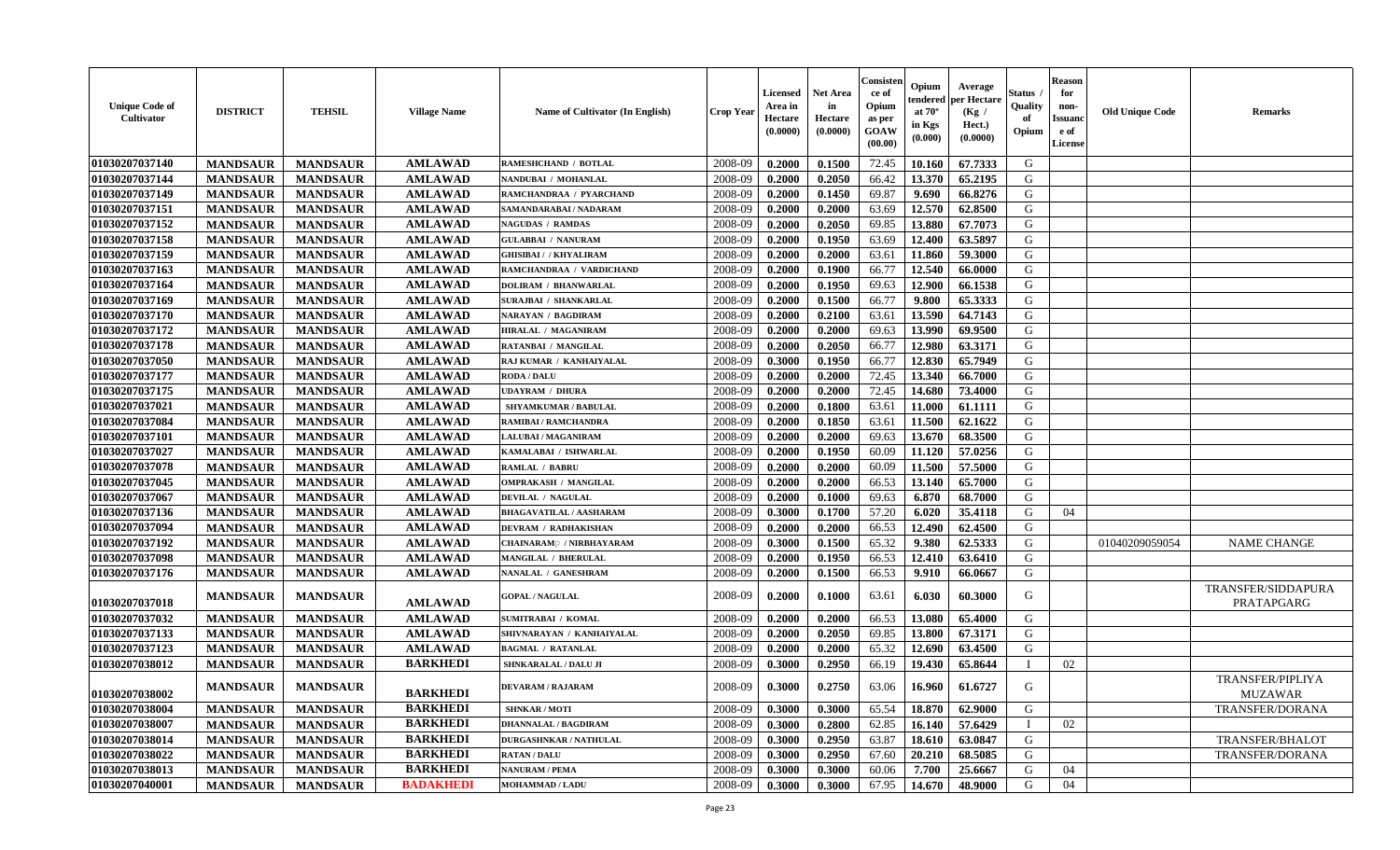| Unique Code of Cultivator | DISTRICT | TEHSIL | Village Name | Name of Cultivator (In English) | Crop Year | Licensed Area in Hectare (0.0000) | Net Area in Hectare (0.0000) | Consistence of Opium as per GOAW (00.00) | Opium tendered at 70° in Kgs (0.000) | Average per Hectare (Kg / Hect.) (0.0000) | Status / Quality of Opium | Reason for non-Issuance of License | Old Unique Code | Remarks |
|---|---|---|---|---|---|---|---|---|---|---|---|---|---|---|
| 01030207037140 | MANDSAUR | MANDSAUR | AMLAWAD | RAMESHCHAND / BOTLAL | 2008-09 | 0.2000 | 0.1500 | 72.45 | 10.160 | 67.7333 | G | | | |
| 01030207037144 | MANDSAUR | MANDSAUR | AMLAWAD | NANDUBAI / MOHANLAL | 2008-09 | 0.2000 | 0.2050 | 66.42 | 13.370 | 65.2195 | G | | | |
| 01030207037149 | MANDSAUR | MANDSAUR | AMLAWAD | RAMCHANDRAA / PYARCHAND | 2008-09 | 0.2000 | 0.1450 | 69.87 | 9.690 | 66.8276 | G | | | |
| 01030207037151 | MANDSAUR | MANDSAUR | AMLAWAD | SAMANDARABAI / NADARAM | 2008-09 | 0.2000 | 0.2000 | 63.69 | 12.570 | 62.8500 | G | | | |
| 01030207037152 | MANDSAUR | MANDSAUR | AMLAWAD | NAGUDAS / RAMDAS | 2008-09 | 0.2000 | 0.2050 | 69.85 | 13.880 | 67.7073 | G | | | |
| 01030207037158 | MANDSAUR | MANDSAUR | AMLAWAD | GULABBAI / NANURAM | 2008-09 | 0.2000 | 0.1950 | 63.69 | 12.400 | 63.5897 | G | | | |
| 01030207037159 | MANDSAUR | MANDSAUR | AMLAWAD | GHISIBAI / / KHYALIRAM | 2008-09 | 0.2000 | 0.2000 | 63.61 | 11.860 | 59.3000 | G | | | |
| 01030207037163 | MANDSAUR | MANDSAUR | AMLAWAD | RAMCHANDRAA / VARDICHAND | 2008-09 | 0.2000 | 0.1900 | 66.77 | 12.540 | 66.0000 | G | | | |
| 01030207037164 | MANDSAUR | MANDSAUR | AMLAWAD | DOLIRAM / BHANWARLAL | 2008-09 | 0.2000 | 0.1950 | 69.63 | 12.900 | 66.1538 | G | | | |
| 01030207037169 | MANDSAUR | MANDSAUR | AMLAWAD | SURAJBAI / SHANKARLAL | 2008-09 | 0.2000 | 0.1500 | 66.77 | 9.800 | 65.3333 | G | | | |
| 01030207037170 | MANDSAUR | MANDSAUR | AMLAWAD | NARAYAN / BAGDIRAM | 2008-09 | 0.2000 | 0.2100 | 63.61 | 13.590 | 64.7143 | G | | | |
| 01030207037172 | MANDSAUR | MANDSAUR | AMLAWAD | HIRALAL / MAGANIRAM | 2008-09 | 0.2000 | 0.2000 | 69.63 | 13.990 | 69.9500 | G | | | |
| 01030207037178 | MANDSAUR | MANDSAUR | AMLAWAD | RATANBAI / MANGILAL | 2008-09 | 0.2000 | 0.2050 | 66.77 | 12.980 | 63.3171 | G | | | |
| 01030207037050 | MANDSAUR | MANDSAUR | AMLAWAD | RAJ KUMAR / KANHAIYALAL | 2008-09 | 0.3000 | 0.1950 | 66.77 | 12.830 | 65.7949 | G | | | |
| 01030207037177 | MANDSAUR | MANDSAUR | AMLAWAD | RODA / DALU | 2008-09 | 0.2000 | 0.2000 | 72.45 | 13.340 | 66.7000 | G | | | |
| 01030207037175 | MANDSAUR | MANDSAUR | AMLAWAD | UDAYRAM / DHURA | 2008-09 | 0.2000 | 0.2000 | 72.45 | 14.680 | 73.4000 | G | | | |
| 01030207037021 | MANDSAUR | MANDSAUR | AMLAWAD | SHYAMKUMAR / BABULAL | 2008-09 | 0.2000 | 0.1800 | 63.61 | 11.000 | 61.1111 | G | | | |
| 01030207037084 | MANDSAUR | MANDSAUR | AMLAWAD | RAMIBAI / RAMCHANDRA | 2008-09 | 0.2000 | 0.1850 | 63.61 | 11.500 | 62.1622 | G | | | |
| 01030207037101 | MANDSAUR | MANDSAUR | AMLAWAD | LALUBAI / MAGANIRAM | 2008-09 | 0.2000 | 0.2000 | 69.63 | 13.670 | 68.3500 | G | | | |
| 01030207037027 | MANDSAUR | MANDSAUR | AMLAWAD | KAMALABAI / ISHWARLAL | 2008-09 | 0.2000 | 0.1950 | 60.09 | 11.120 | 57.0256 | G | | | |
| 01030207037078 | MANDSAUR | MANDSAUR | AMLAWAD | RAMLAL / BABRU | 2008-09 | 0.2000 | 0.2000 | 60.09 | 11.500 | 57.5000 | G | | | |
| 01030207037045 | MANDSAUR | MANDSAUR | AMLAWAD | OMPRAKASH / MANGILAL | 2008-09 | 0.2000 | 0.2000 | 66.53 | 13.140 | 65.7000 | G | | | |
| 01030207037067 | MANDSAUR | MANDSAUR | AMLAWAD | DEVILAL / NAGULAL | 2008-09 | 0.2000 | 0.1000 | 69.63 | 6.870 | 68.7000 | G | | | |
| 01030207037136 | MANDSAUR | MANDSAUR | AMLAWAD | BHAGAVATILAL / AASHARAM | 2008-09 | 0.3000 | 0.1700 | 57.20 | 6.020 | 35.4118 | G | 04 | | |
| 01030207037094 | MANDSAUR | MANDSAUR | AMLAWAD | DEVRAM / RADHAKISHAN | 2008-09 | 0.2000 | 0.2000 | 66.53 | 12.490 | 62.4500 | G | | | |
| 01030207037192 | MANDSAUR | MANDSAUR | AMLAWAD | CHAINARAM / NIRBHAYARAM | 2008-09 | 0.3000 | 0.1500 | 65.32 | 9.380 | 62.5333 | G | | 01040209059054 | NAME CHANGE |
| 01030207037098 | MANDSAUR | MANDSAUR | AMLAWAD | MANGILAL / BHERULAL | 2008-09 | 0.2000 | 0.1950 | 66.53 | 12.410 | 63.6410 | G | | | |
| 01030207037176 | MANDSAUR | MANDSAUR | AMLAWAD | NANALAL / GANESHRAM | 2008-09 | 0.2000 | 0.1500 | 66.53 | 9.910 | 66.0667 | G | | | |
| 01030207037018 | MANDSAUR | MANDSAUR | AMLAWAD | GOPAL / NAGULAL | 2008-09 | 0.2000 | 0.1000 | 63.61 | 6.030 | 60.3000 | G | | | TRANSFER/SIDDAPURA PRATAPGARG |
| 01030207037032 | MANDSAUR | MANDSAUR | AMLAWAD | SUMITRABAI / KOMAL | 2008-09 | 0.2000 | 0.2000 | 66.53 | 13.080 | 65.4000 | G | | | |
| 01030207037133 | MANDSAUR | MANDSAUR | AMLAWAD | SHIVNARAYAN / KANHAIYALAL | 2008-09 | 0.2000 | 0.2050 | 69.85 | 13.800 | 67.3171 | G | | | |
| 01030207037123 | MANDSAUR | MANDSAUR | AMLAWAD | BAGMAL / RATANLAL | 2008-09 | 0.2000 | 0.2000 | 65.32 | 12.690 | 63.4500 | G | | | |
| 01030207038012 | MANDSAUR | MANDSAUR | BARKHEDI | SHNKARALAL / DALU JI | 2008-09 | 0.3000 | 0.2950 | 66.19 | 19.430 | 65.8644 | I | 02 | | |
| 01030207038002 | MANDSAUR | MANDSAUR | BARKHEDI | DEVARAM / RAJARAM | 2008-09 | 0.3000 | 0.2750 | 63.06 | 16.960 | 61.6727 | G | | | TRANSFER/PIPLIYA MUZAWAR |
| 01030207038004 | MANDSAUR | MANDSAUR | BARKHEDI | SHNKAR / MOTI | 2008-09 | 0.3000 | 0.3000 | 65.54 | 18.870 | 62.9000 | G | | | TRANSFER/DORANA |
| 01030207038007 | MANDSAUR | MANDSAUR | BARKHEDI | DHANNALAL / BAGDIRAM | 2008-09 | 0.3000 | 0.2800 | 62.85 | 16.140 | 57.6429 | I | 02 | | |
| 01030207038014 | MANDSAUR | MANDSAUR | BARKHEDI | DURGASHNKAR / NATHULAL | 2008-09 | 0.3000 | 0.2950 | 63.87 | 18.610 | 63.0847 | G | | | TRANSFER/BHALOT |
| 01030207038022 | MANDSAUR | MANDSAUR | BARKHEDI | RATAN / DALU | 2008-09 | 0.3000 | 0.2950 | 67.60 | 20.210 | 68.5085 | G | | | TRANSFER/DORANA |
| 01030207038013 | MANDSAUR | MANDSAUR | BARKHEDI | NANURAM / PEMA | 2008-09 | 0.3000 | 0.3000 | 60.06 | 7.700 | 25.6667 | G | 04 | | |
| 01030207040001 | MANDSAUR | MANDSAUR | BADAKHEDI | MOHAMMAD / LADU | 2008-09 | 0.3000 | 0.3000 | 67.95 | 14.670 | 48.9000 | G | 04 | | |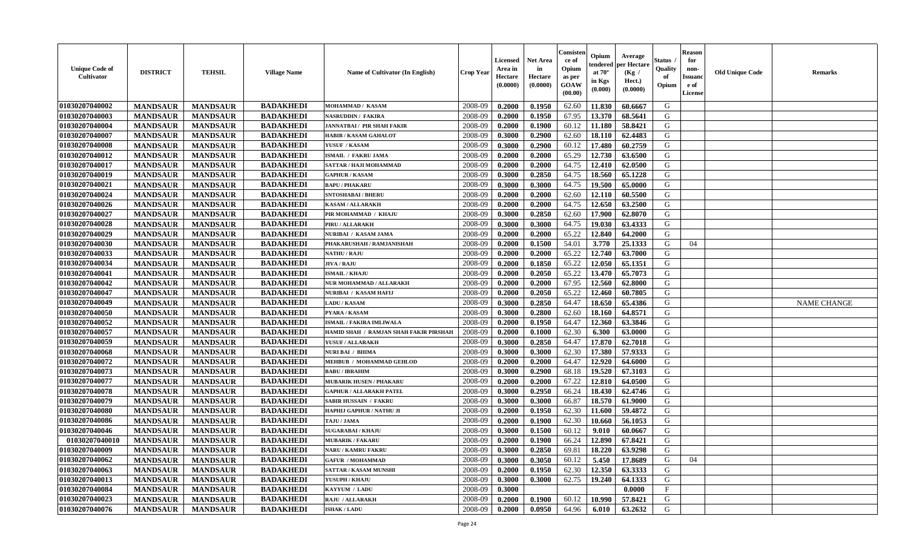| Unique Code of Cultivator | DISTRICT | TEHSIL | Village Name | Name of Cultivator (In English) | Crop Year | Licensed Area in Hectare (0.0000) | Net Area in Hectare (0.0000) | Consistence of Opium as per GOAW (00.00) | Opium tendered at 70° in Kgs (0.000) | Average per Hectare (Kg / Hect.) (0.0000) | Status / Quality of Opium | Reason for non-Issuance of License | Old Unique Code | Remarks |
|---|---|---|---|---|---|---|---|---|---|---|---|---|---|---|
| 01030207040002 | MANDSAUR | MANDSAUR | BADAKHEDI | MOHAMMAD / KASAM | 2008-09 | 0.2000 | 0.1950 | 62.60 | 11.830 | 60.6667 | G | | | |
| 01030207040003 | MANDSAUR | MANDSAUR | BADAKHEDI | NASRUDDIN / FAKIRA | 2008-09 | 0.2000 | 0.1950 | 67.95 | 13.370 | 68.5641 | G | | | |
| 01030207040004 | MANDSAUR | MANDSAUR | BADAKHEDI | JANNATBAI / PIR SHAH FAKIR | 2008-09 | 0.2000 | 0.1900 | 60.12 | 11.180 | 58.8421 | G | | | |
| 01030207040007 | MANDSAUR | MANDSAUR | BADAKHEDI | HABIB / KASAM GAHALOT | 2008-09 | 0.3000 | 0.2900 | 62.60 | 18.110 | 62.4483 | G | | | |
| 01030207040008 | MANDSAUR | MANDSAUR | BADAKHEDI | YUSUF / KASAM | 2008-09 | 0.3000 | 0.2900 | 60.12 | 17.480 | 60.2759 | G | | | |
| 01030207040012 | MANDSAUR | MANDSAUR | BADAKHEDI | ISMAIL / FAKRU JAMA | 2008-09 | 0.2000 | 0.2000 | 65.29 | 12.730 | 63.6500 | G | | | |
| 01030207040017 | MANDSAUR | MANDSAUR | BADAKHEDI | SATTAR / HAJI MOHAMMAD | 2008-09 | 0.2000 | 0.2000 | 64.75 | 12.410 | 62.0500 | G | | | |
| 01030207040019 | MANDSAUR | MANDSAUR | BADAKHEDI | GAPHUR / KASAM | 2008-09 | 0.3000 | 0.2850 | 64.75 | 18.560 | 65.1228 | G | | | |
| 01030207040021 | MANDSAUR | MANDSAUR | BADAKHEDI | BAPU / PHAKARU | 2008-09 | 0.3000 | 0.3000 | 64.75 | 19.500 | 65.0000 | G | | | |
| 01030207040024 | MANDSAUR | MANDSAUR | BADAKHEDI | SNTOSHABAI / BHERU | 2008-09 | 0.2000 | 0.2000 | 62.60 | 12.110 | 60.5500 | G | | | |
| 01030207040026 | MANDSAUR | MANDSAUR | BADAKHEDI | KASAM / ALLARAKH | 2008-09 | 0.2000 | 0.2000 | 64.75 | 12.650 | 63.2500 | G | | | |
| 01030207040027 | MANDSAUR | MANDSAUR | BADAKHEDI | PIR MOHAMMAD / KHAJU | 2008-09 | 0.3000 | 0.2850 | 62.60 | 17.900 | 62.8070 | G | | | |
| 01030207040028 | MANDSAUR | MANDSAUR | BADAKHEDI | PIRU / ALLARAKH | 2008-09 | 0.3000 | 0.3000 | 64.75 | 19.030 | 63.4333 | G | | | |
| 01030207040029 | MANDSAUR | MANDSAUR | BADAKHEDI | NURIBAI / KASAM JAMA | 2008-09 | 0.2000 | 0.2000 | 65.22 | 12.840 | 64.2000 | G | | | |
| 01030207040030 | MANDSAUR | MANDSAUR | BADAKHEDI | PHAKARUSHAH / RAMJANISHAH | 2008-09 | 0.2000 | 0.1500 | 54.01 | 3.770 | 25.1333 | G | 04 | | |
| 01030207040033 | MANDSAUR | MANDSAUR | BADAKHEDI | NATHU / RAJU | 2008-09 | 0.2000 | 0.2000 | 65.22 | 12.740 | 63.7000 | G | | | |
| 01030207040034 | MANDSAUR | MANDSAUR | BADAKHEDI | JIVA / RAJU | 2008-09 | 0.2000 | 0.1850 | 65.22 | 12.050 | 65.1351 | G | | | |
| 01030207040041 | MANDSAUR | MANDSAUR | BADAKHEDI | ISMAIL / KHAJU | 2008-09 | 0.2000 | 0.2050 | 65.22 | 13.470 | 65.7073 | G | | | |
| 01030207040042 | MANDSAUR | MANDSAUR | BADAKHEDI | NUR MOHAMMAD / ALLARAKH | 2008-09 | 0.2000 | 0.2000 | 67.95 | 12.560 | 62.8000 | G | | | |
| 01030207040047 | MANDSAUR | MANDSAUR | BADAKHEDI | NURIBAI / KASAM HAFIJ | 2008-09 | 0.2000 | 0.2050 | 65.22 | 12.460 | 60.7805 | G | | | |
| 01030207040049 | MANDSAUR | MANDSAUR | BADAKHEDI | LADU / KASAM | 2008-09 | 0.3000 | 0.2850 | 64.47 | 18.650 | 65.4386 | G | | | NAME CHANGE |
| 01030207040050 | MANDSAUR | MANDSAUR | BADAKHEDI | PYARA / KASAM | 2008-09 | 0.3000 | 0.2800 | 62.60 | 18.160 | 64.8571 | G | | | |
| 01030207040052 | MANDSAUR | MANDSAUR | BADAKHEDI | ISMAIL / FAKIRA IMLIWALA | 2008-09 | 0.2000 | 0.1950 | 64.47 | 12.360 | 63.3846 | G | | | |
| 01030207040057 | MANDSAUR | MANDSAUR | BADAKHEDI | HAMID SHAH / RAMJAN SHAH FAKIR PIRSHAH | 2008-09 | 0.2000 | 0.1000 | 62.30 | 6.300 | 63.0000 | G | | | |
| 01030207040059 | MANDSAUR | MANDSAUR | BADAKHEDI | YUSUF / ALLARAKH | 2008-09 | 0.3000 | 0.2850 | 64.47 | 17.870 | 62.7018 | G | | | |
| 01030207040068 | MANDSAUR | MANDSAUR | BADAKHEDI | NURI BAI / BHIMA | 2008-09 | 0.3000 | 0.3000 | 62.30 | 17.380 | 57.9333 | G | | | |
| 01030207040072 | MANDSAUR | MANDSAUR | BADAKHEDI | MEHBUB / MOHAMMAD GEHLOD | 2008-09 | 0.2000 | 0.2000 | 64.47 | 12.920 | 64.6000 | G | | | |
| 01030207040073 | MANDSAUR | MANDSAUR | BADAKHEDI | BABU / IBRAHIM | 2008-09 | 0.3000 | 0.2900 | 68.18 | 19.520 | 67.3103 | G | | | |
| 01030207040077 | MANDSAUR | MANDSAUR | BADAKHEDI | MUBARIK HUSEN / PHAKARU | 2008-09 | 0.2000 | 0.2000 | 67.22 | 12.810 | 64.0500 | G | | | |
| 01030207040078 | MANDSAUR | MANDSAUR | BADAKHEDI | GAPHUR / ALLARAKH PATEL | 2008-09 | 0.3000 | 0.2950 | 66.24 | 18.430 | 62.4746 | G | | | |
| 01030207040079 | MANDSAUR | MANDSAUR | BADAKHEDI | SABIR HUSSAIN / FAKRU | 2008-09 | 0.3000 | 0.3000 | 66.87 | 18.570 | 61.9000 | G | | | |
| 01030207040080 | MANDSAUR | MANDSAUR | BADAKHEDI | HAPHIJ GAPHUR / NATHU JI | 2008-09 | 0.2000 | 0.1950 | 62.30 | 11.600 | 59.4872 | G | | | |
| 01030207040086 | MANDSAUR | MANDSAUR | BADAKHEDI | TAJU / JAMA | 2008-09 | 0.2000 | 0.1900 | 62.30 | 10.660 | 56.1053 | G | | | |
| 01030207040046 | MANDSAUR | MANDSAUR | BADAKHEDI | SUGARABAI / KHAJU | 2008-09 | 0.3000 | 0.1500 | 60.12 | 9.010 | 60.0667 | G | | | |
| 01030207040010 | MANDSAUR | MANDSAUR | BADAKHEDI | MUBARIK / FAKARU | 2008-09 | 0.2000 | 0.1900 | 66.24 | 12.890 | 67.8421 | G | | | |
| 01030207040009 | MANDSAUR | MANDSAUR | BADAKHEDI | NARU / KAMRU FAKRU | 2008-09 | 0.3000 | 0.2850 | 69.81 | 18.220 | 63.9298 | G | | | |
| 01030207040062 | MANDSAUR | MANDSAUR | BADAKHEDI | GAFUR / MOHAMMAD | 2008-09 | 0.3000 | 0.3050 | 60.12 | 5.450 | 17.8689 | G | 04 | | |
| 01030207040063 | MANDSAUR | MANDSAUR | BADAKHEDI | SATTAR / KASAM MUNSHI | 2008-09 | 0.2000 | 0.1950 | 62.30 | 12.350 | 63.3333 | G | | | |
| 01030207040013 | MANDSAUR | MANDSAUR | BADAKHEDI | YUSUPH / KHAJU | 2008-09 | 0.3000 | 0.3000 | 62.75 | 19.240 | 64.1333 | G | | | |
| 01030207040084 | MANDSAUR | MANDSAUR | BADAKHEDI | KAYYUM / LADU | 2008-09 | 0.3000 | | | | 0.0000 | F | | | |
| 01030207040023 | MANDSAUR | MANDSAUR | BADAKHEDI | RAJU / ALLARAKH | 2008-09 | 0.2000 | 0.1900 | 60.12 | 10.990 | 57.8421 | G | | | |
| 01030207040076 | MANDSAUR | MANDSAUR | BADAKHEDI | ISHAK / LADU | 2008-09 | 0.2000 | 0.0950 | 64.96 | 6.010 | 63.2632 | G | | | |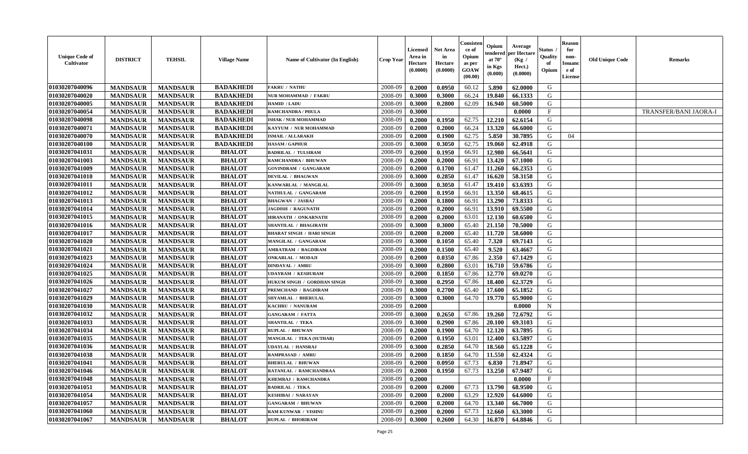| Unique Code of Cultivator | DISTRICT | TEHSIL | Village Name | Name of Cultivator (In English) | Crop Year | Licensed Area in Hectare (0.0000) | Net Area in Hectare (0.0000) | Consistence of Opium as per GOAW (00.00) | Opium tendered at 70° in Kgs (0.000) | Average per Hectare (Kg / Hect.) (0.0000) | Status / Quality of Opium | Reason for non-Issuance of License | Old Unique Code | Remarks |
|---|---|---|---|---|---|---|---|---|---|---|---|---|---|---|
| 01030207040096 | MANDSAUR | MANDSAUR | BADAKHEDI | FAKRU / NATHU | 2008-09 | 0.2000 | 0.0950 | 60.12 | 5.890 | 62.0000 | G | | | |
| 01030207040020 | MANDSAUR | MANDSAUR | BADAKHEDI | NUR MOHAMMAD / FAKRU | 2008-09 | 0.3000 | 0.3000 | 66.24 | 19.840 | 66.1333 | G | | | |
| 01030207040005 | MANDSAUR | MANDSAUR | BADAKHEDI | HAMID / LADU | 2008-09 | 0.3000 | 0.2800 | 62.09 | 16.940 | 60.5000 | G | | | |
| 01030207040054 | MANDSAUR | MANDSAUR | BADAKHEDI | RAMCHANDRA / PHULA | 2008-09 | 0.3000 | | | | 0.0000 | F | | | TRANSFER/BANI JAORA-I |
| 01030207040098 | MANDSAUR | MANDSAUR | BADAKHEDI | ISHAK / NUR MOHAMMAD | 2008-09 | 0.2000 | 0.1950 | 62.75 | 12.210 | 62.6154 | G | | | |
| 01030207040071 | MANDSAUR | MANDSAUR | BADAKHEDI | KAYYUM / NUR MOHAMMAD | 2008-09 | 0.2000 | 0.2000 | 66.24 | 13.320 | 66.6000 | G | | | |
| 01030207040070 | MANDSAUR | MANDSAUR | BADAKHEDI | ISMAIL / ALLARAKH | 2008-09 | 0.2000 | 0.1900 | 62.75 | 5.850 | 30.7895 | G | 04 | | |
| 01030207040100 | MANDSAUR | MANDSAUR | BADAKHEDI | HASAM / GAPHUR | 2008-09 | 0.3000 | 0.3050 | 62.75 | 19.060 | 62.4918 | G | | | |
| 01030207041031 | MANDSAUR | MANDSAUR | BHALOT | BADRILAL / TULSIRAM | 2008-09 | 0.2000 | 0.1950 | 66.91 | 12.980 | 66.5641 | G | | | |
| 01030207041003 | MANDSAUR | MANDSAUR | BHALOT | RAMCHANDRA / BHUWAN | 2008-09 | 0.2000 | 0.2000 | 66.91 | 13.420 | 67.1000 | G | | | |
| 01030207041009 | MANDSAUR | MANDSAUR | BHALOT | GOVINDRAM / GANGARAM | 2008-09 | 0.2000 | 0.1700 | 61.47 | 11.260 | 66.2353 | G | | | |
| 01030207041010 | MANDSAUR | MANDSAUR | BHALOT | DEVILAL / BHAGWAN | 2008-09 | 0.3000 | 0.2850 | 61.47 | 16.620 | 58.3158 | G | | | |
| 01030207041011 | MANDSAUR | MANDSAUR | BHALOT | KANWARLAL / MANGILAL | 2008-09 | 0.3000 | 0.3050 | 61.47 | 19.410 | 63.6393 | G | | | |
| 01030207041012 | MANDSAUR | MANDSAUR | BHALOT | NATHULAL / GANGARAM | 2008-09 | 0.2000 | 0.1950 | 66.91 | 13.350 | 68.4615 | G | | | |
| 01030207041013 | MANDSAUR | MANDSAUR | BHALOT | BHAGWAN / JASRAJ | 2008-09 | 0.2000 | 0.1800 | 66.91 | 13.290 | 73.8333 | G | | | |
| 01030207041014 | MANDSAUR | MANDSAUR | BHALOT | JAGDISH / RAGUNATH | 2008-09 | 0.2000 | 0.2000 | 66.91 | 13.910 | 69.5500 | G | | | |
| 01030207041015 | MANDSAUR | MANDSAUR | BHALOT | HIRANATH / ONKARNATH | 2008-09 | 0.2000 | 0.2000 | 63.01 | 12.130 | 60.6500 | G | | | |
| 01030207041016 | MANDSAUR | MANDSAUR | BHALOT | SHANTILAL / BHAGIRATH | 2008-09 | 0.3000 | 0.3000 | 65.40 | 21.150 | 70.5000 | G | | | |
| 01030207041017 | MANDSAUR | MANDSAUR | BHALOT | BHARAT SINGH / HARI SINGH | 2008-09 | 0.2000 | 0.2000 | 65.40 | 11.720 | 58.6000 | G | | | |
| 01030207041020 | MANDSAUR | MANDSAUR | BHALOT | MANGILAL / GANGARAM | 2008-09 | 0.3000 | 0.1050 | 65.40 | 7.320 | 69.7143 | G | | | |
| 01030207041021 | MANDSAUR | MANDSAUR | BHALOT | AMRATRAM / BAGDIRAM | 2008-09 | 0.2000 | 0.1500 | 65.40 | 9.520 | 63.4667 | G | | | |
| 01030207041023 | MANDSAUR | MANDSAUR | BHALOT | ONKARLAL / MODAJI | 2008-09 | 0.2000 | 0.0350 | 67.86 | 2.350 | 67.1429 | G | | | |
| 01030207041024 | MANDSAUR | MANDSAUR | BHALOT | DINDAYAL / AMRU | 2008-09 | 0.3000 | 0.2800 | 63.01 | 16.710 | 59.6786 | G | | | |
| 01030207041025 | MANDSAUR | MANDSAUR | BHALOT | UDAYRAM / KESHURAM | 2008-09 | 0.2000 | 0.1850 | 67.86 | 12.770 | 69.0270 | G | | | |
| 01030207041026 | MANDSAUR | MANDSAUR | BHALOT | HUKUM SINGH / GORDHAN SINGH | 2008-09 | 0.3000 | 0.2950 | 67.86 | 18.400 | 62.3729 | G | | | |
| 01030207041027 | MANDSAUR | MANDSAUR | BHALOT | PREMCHAND / BAGDIRAM | 2008-09 | 0.3000 | 0.2700 | 65.40 | 17.600 | 65.1852 | G | | | |
| 01030207041029 | MANDSAUR | MANDSAUR | BHALOT | SHYAMLAL / BHERULAL | 2008-09 | 0.3000 | 0.3000 | 64.70 | 19.770 | 65.9000 | G | | | |
| 01030207041030 | MANDSAUR | MANDSAUR | BHALOT | KACHRU / NANURAM | 2008-09 | 0.2000 | | | | 0.0000 | N | | | |
| 01030207041032 | MANDSAUR | MANDSAUR | BHALOT | GANGARAM / FATTA | 2008-09 | 0.3000 | 0.2650 | 67.86 | 19.260 | 72.6792 | G | | | |
| 01030207041033 | MANDSAUR | MANDSAUR | BHALOT | SHANTILAL / TEKA | 2008-09 | 0.3000 | 0.2900 | 67.86 | 20.100 | 69.3103 | G | | | |
| 01030207041034 | MANDSAUR | MANDSAUR | BHALOT | RUPLAL / BHUWAN | 2008-09 | 0.2000 | 0.1900 | 64.70 | 12.120 | 63.7895 | G | | | |
| 01030207041035 | MANDSAUR | MANDSAUR | BHALOT | MANGILAL / TEKA (SUTHAR) | 2008-09 | 0.2000 | 0.1950 | 63.01 | 12.400 | 63.5897 | G | | | |
| 01030207041036 | MANDSAUR | MANDSAUR | BHALOT | UDAYLAL / HANSRAJ | 2008-09 | 0.3000 | 0.2850 | 64.70 | 18.560 | 65.1228 | G | | | |
| 01030207041038 | MANDSAUR | MANDSAUR | BHALOT | RAMPRASAD / AMRU | 2008-09 | 0.2000 | 0.1850 | 64.70 | 11.550 | 62.4324 | G | | | |
| 01030207041041 | MANDSAUR | MANDSAUR | BHALOT | BHERULAL / BHUWAN | 2008-09 | 0.2000 | 0.0950 | 67.73 | 6.830 | 71.8947 | G | | | |
| 01030207041046 | MANDSAUR | MANDSAUR | BHALOT | RATANLAL / RAMCHANDRAA | 2008-09 | 0.2000 | 0.1950 | 67.73 | 13.250 | 67.9487 | G | | | |
| 01030207041048 | MANDSAUR | MANDSAUR | BHALOT | KHEMRAJ / RAMCHANDRA | 2008-09 | 0.2000 | | | | 0.0000 | F | | | |
| 01030207041051 | MANDSAUR | MANDSAUR | BHALOT | BADRILAL / TEKA | 2008-09 | 0.2000 | 0.2000 | 67.73 | 13.790 | 68.9500 | G | | | |
| 01030207041054 | MANDSAUR | MANDSAUR | BHALOT | KESHIBAI / NARAYAN | 2008-09 | 0.2000 | 0.2000 | 63.29 | 12.920 | 64.6000 | G | | | |
| 01030207041057 | MANDSAUR | MANDSAUR | BHALOT | GANGARAM / BHUWAN | 2008-09 | 0.2000 | 0.2000 | 64.70 | 13.340 | 66.7000 | G | | | |
| 01030207041060 | MANDSAUR | MANDSAUR | BHALOT | RAM KUNWAR / VISHNU | 2008-09 | 0.2000 | 0.2000 | 67.73 | 12.660 | 63.3000 | G | | | |
| 01030207041067 | MANDSAUR | MANDSAUR | BHALOT | RUPLAL / BHORIRAM | 2008-09 | 0.3000 | 0.2600 | 64.30 | 16.870 | 64.8846 | G | | | |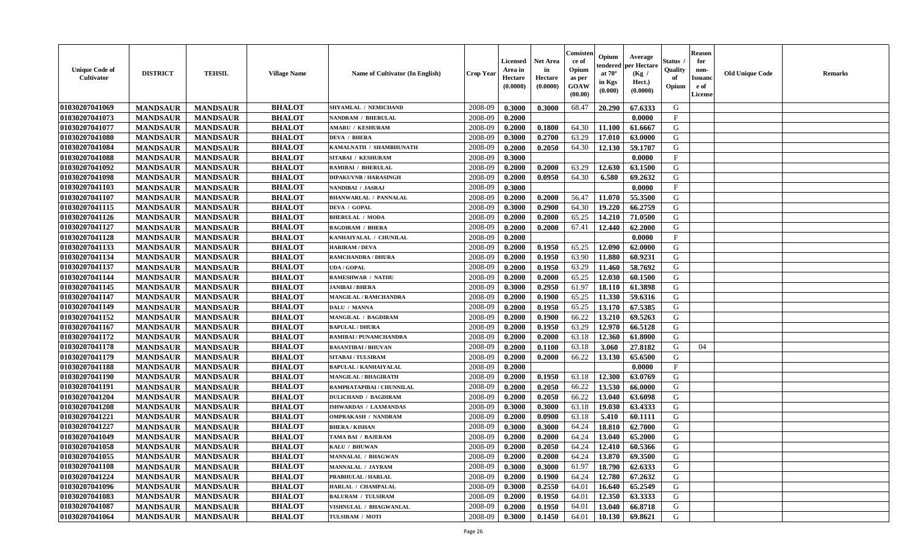| Unique Code of Cultivator | DISTRICT | TEHSIL | Village Name | Name of Cultivator (In English) | Crop Year | Licensed Area in Hectare (0.0000) | Net Area in Hectare (0.0000) | Consistence of Opium as per GOAW (00.00) | Opium tendered at 70° in Kgs (0.000) | Average per Hectare (Kg / Hect.) (0.0000) | Status / Quality of Opium | Reason for non-Issuance of License | Old Unique Code | Remarks |
|---|---|---|---|---|---|---|---|---|---|---|---|---|---|---|
| 01030207041069 | MANDSAUR | MANDSAUR | BHALOT | SHYAMLAL / NEMICHAND | 2008-09 | 0.3000 | 0.3000 | 68.47 | 20.290 | 67.6333 | G | | | |
| 01030207041073 | MANDSAUR | MANDSAUR | BHALOT | NANDRAM / BHERULAL | 2008-09 | 0.2000 | | | | 0.0000 | F | | | |
| 01030207041077 | MANDSAUR | MANDSAUR | BHALOT | AMARU / KESHURAM | 2008-09 | 0.2000 | 0.1800 | 64.30 | 11.100 | 61.6667 | G | | | |
| 01030207041080 | MANDSAUR | MANDSAUR | BHALOT | DEVA / BHERA | 2008-09 | 0.3000 | 0.2700 | 63.29 | 17.010 | 63.0000 | G | | | |
| 01030207041084 | MANDSAUR | MANDSAUR | BHALOT | KAMALNATH / SHAMBHUNATH | 2008-09 | 0.2000 | 0.2050 | 64.30 | 12.130 | 59.1707 | G | | | |
| 01030207041088 | MANDSAUR | MANDSAUR | BHALOT | SITABAI / KESHURAM | 2008-09 | 0.3000 | | | | 0.0000 | F | | | |
| 01030207041092 | MANDSAUR | MANDSAUR | BHALOT | RAMIBAI / BHERULAL | 2008-09 | 0.2000 | 0.2000 | 63.29 | 12.630 | 63.1500 | G | | | |
| 01030207041098 | MANDSAUR | MANDSAUR | BHALOT | DIPAKUVNR / HARASINGH | 2008-09 | 0.2000 | 0.0950 | 64.30 | 6.580 | 69.2632 | G | | | |
| 01030207041103 | MANDSAUR | MANDSAUR | BHALOT | NANDIBAI / JASRAJ | 2008-09 | 0.3000 | | | | 0.0000 | F | | | |
| 01030207041107 | MANDSAUR | MANDSAUR | BHALOT | BHANWARLAL / PANNALAL | 2008-09 | 0.2000 | 0.2000 | 56.47 | 11.070 | 55.3500 | G | | | |
| 01030207041115 | MANDSAUR | MANDSAUR | BHALOT | DEVA / GOPAL | 2008-09 | 0.3000 | 0.2900 | 64.30 | 19.220 | 66.2759 | G | | | |
| 01030207041126 | MANDSAUR | MANDSAUR | BHALOT | BHERULAL / MODA | 2008-09 | 0.2000 | 0.2000 | 65.25 | 14.210 | 71.0500 | G | | | |
| 01030207041127 | MANDSAUR | MANDSAUR | BHALOT | BAGDIRAM / BHERA | 2008-09 | 0.2000 | 0.2000 | 67.41 | 12.440 | 62.2000 | G | | | |
| 01030207041128 | MANDSAUR | MANDSAUR | BHALOT | KANHAIYALAL / CHUNILAL | 2008-09 | 0.2000 | | | | 0.0000 | F | | | |
| 01030207041133 | MANDSAUR | MANDSAUR | BHALOT | HARIRAM / DEVA | 2008-09 | 0.2000 | 0.1950 | 65.25 | 12.090 | 62.0000 | G | | | |
| 01030207041134 | MANDSAUR | MANDSAUR | BHALOT | RAMCHANDRA / DHURA | 2008-09 | 0.2000 | 0.1950 | 63.90 | 11.880 | 60.9231 | G | | | |
| 01030207041137 | MANDSAUR | MANDSAUR | BHALOT | UDA / GOPAL | 2008-09 | 0.2000 | 0.1950 | 63.29 | 11.460 | 58.7692 | G | | | |
| 01030207041144 | MANDSAUR | MANDSAUR | BHALOT | RAMESHWAR / NATHU | 2008-09 | 0.2000 | 0.2000 | 65.25 | 12.030 | 60.1500 | G | | | |
| 01030207041145 | MANDSAUR | MANDSAUR | BHALOT | JANIBAI / BHERA | 2008-09 | 0.3000 | 0.2950 | 61.97 | 18.110 | 61.3898 | G | | | |
| 01030207041147 | MANDSAUR | MANDSAUR | BHALOT | MANGILAL / RAMCHANDRA | 2008-09 | 0.2000 | 0.1900 | 65.25 | 11.330 | 59.6316 | G | | | |
| 01030207041149 | MANDSAUR | MANDSAUR | BHALOT | DALU / MANNA | 2008-09 | 0.2000 | 0.1950 | 65.25 | 13.170 | 67.5385 | G | | | |
| 01030207041152 | MANDSAUR | MANDSAUR | BHALOT | MANGILAL / BAGDIRAM | 2008-09 | 0.2000 | 0.1900 | 66.22 | 13.210 | 69.5263 | G | | | |
| 01030207041167 | MANDSAUR | MANDSAUR | BHALOT | BAPULAL / DHURA | 2008-09 | 0.2000 | 0.1950 | 63.29 | 12.970 | 66.5128 | G | | | |
| 01030207041172 | MANDSAUR | MANDSAUR | BHALOT | RAMIBAI / PUNAMCHANDRA | 2008-09 | 0.2000 | 0.2000 | 63.18 | 12.360 | 61.8000 | G | | | |
| 01030207041178 | MANDSAUR | MANDSAUR | BHALOT | BASANTIBAI / BHUVAN | 2008-09 | 0.2000 | 0.1100 | 63.18 | 3.060 | 27.8182 | G | 04 | | |
| 01030207041179 | MANDSAUR | MANDSAUR | BHALOT | SITABAI / TULSIRAM | 2008-09 | 0.2000 | 0.2000 | 66.22 | 13.130 | 65.6500 | G | | | |
| 01030207041188 | MANDSAUR | MANDSAUR | BHALOT | BAPULAL / KANHAIYALAL | 2008-09 | 0.2000 | | | | 0.0000 | F | | | |
| 01030207041190 | MANDSAUR | MANDSAUR | BHALOT | MANGILAL / BHAGIRATH | 2008-09 | 0.2000 | 0.1950 | 63.18 | 12.300 | 63.0769 | G | | | |
| 01030207041191 | MANDSAUR | MANDSAUR | BHALOT | RAMPRATAPIBAI / CHUNNILAL | 2008-09 | 0.2000 | 0.2050 | 66.22 | 13.530 | 66.0000 | G | | | |
| 01030207041204 | MANDSAUR | MANDSAUR | BHALOT | DULICHAND / BAGDIRAM | 2008-09 | 0.2000 | 0.2050 | 66.22 | 13.040 | 63.6098 | G | | | |
| 01030207041208 | MANDSAUR | MANDSAUR | BHALOT | ISHWARDAS / LAXMANDAS | 2008-09 | 0.3000 | 0.3000 | 63.18 | 19.030 | 63.4333 | G | | | |
| 01030207041221 | MANDSAUR | MANDSAUR | BHALOT | OMPRAKASH / NANDRAM | 2008-09 | 0.2000 | 0.0900 | 63.18 | 5.410 | 60.1111 | G | | | |
| 01030207041227 | MANDSAUR | MANDSAUR | BHALOT | BHERA / KISHAN | 2008-09 | 0.3000 | 0.3000 | 64.24 | 18.810 | 62.7000 | G | | | |
| 01030207041049 | MANDSAUR | MANDSAUR | BHALOT | TAMA BAI / BAJERAM | 2008-09 | 0.2000 | 0.2000 | 64.24 | 13.040 | 65.2000 | G | | | |
| 01030207041058 | MANDSAUR | MANDSAUR | BHALOT | KALU / BHUWAN | 2008-09 | 0.2000 | 0.2050 | 64.24 | 12.410 | 60.5366 | G | | | |
| 01030207041055 | MANDSAUR | MANDSAUR | BHALOT | MANNALAL / BHAGWAN | 2008-09 | 0.2000 | 0.2000 | 64.24 | 13.870 | 69.3500 | G | | | |
| 01030207041108 | MANDSAUR | MANDSAUR | BHALOT | MANNALAL / JAYRAM | 2008-09 | 0.3000 | 0.3000 | 61.97 | 18.790 | 62.6333 | G | | | |
| 01030207041224 | MANDSAUR | MANDSAUR | BHALOT | PRABHULAL / HARLAL | 2008-09 | 0.2000 | 0.1900 | 64.24 | 12.780 | 67.2632 | G | | | |
| 01030207041096 | MANDSAUR | MANDSAUR | BHALOT | HARLAL / CHAMPALAL | 2008-09 | 0.3000 | 0.2550 | 64.01 | 16.640 | 65.2549 | G | | | |
| 01030207041083 | MANDSAUR | MANDSAUR | BHALOT | BALURAM / TULSIRAM | 2008-09 | 0.2000 | 0.1950 | 64.01 | 12.350 | 63.3333 | G | | | |
| 01030207041087 | MANDSAUR | MANDSAUR | BHALOT | VISHNULAL / BHAGWANLAL | 2008-09 | 0.2000 | 0.1950 | 64.01 | 13.040 | 66.8718 | G | | | |
| 01030207041064 | MANDSAUR | MANDSAUR | BHALOT | TULSIRAM / MOTI | 2008-09 | 0.3000 | 0.1450 | 64.01 | 10.130 | 69.8621 | G | | | |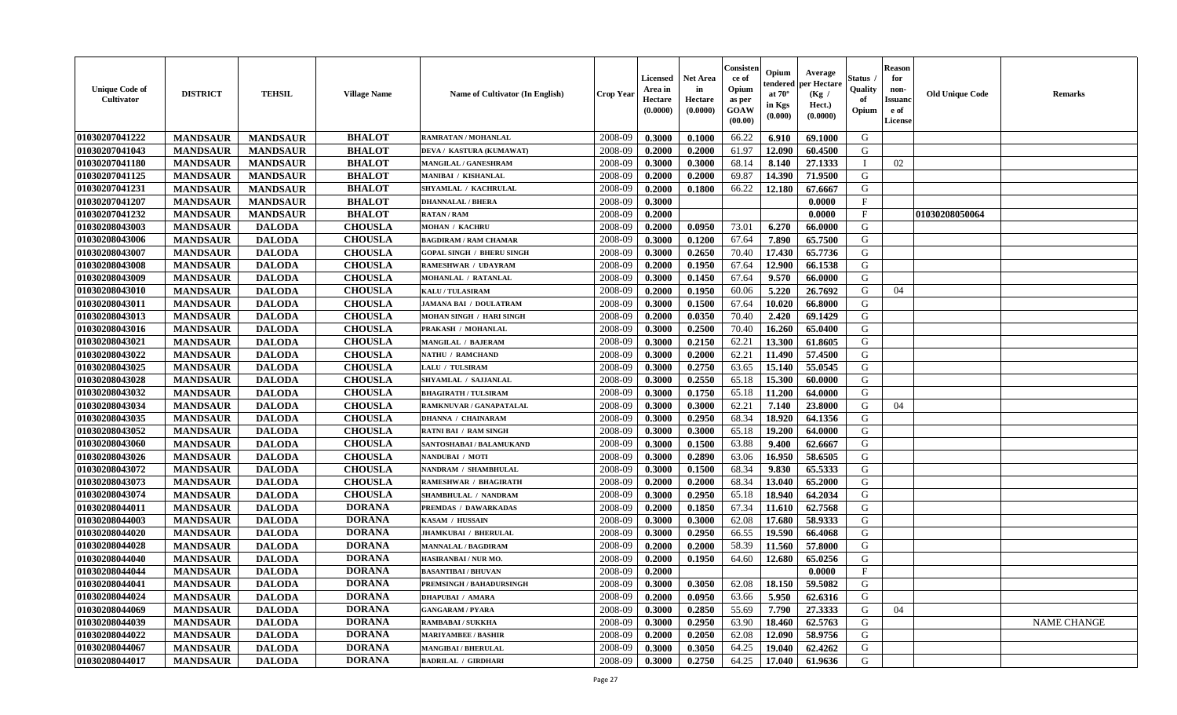| Unique Code of Cultivator | DISTRICT | TEHSIL | Village Name | Name of Cultivator (In English) | Crop Year | Licensed Area in Hectare (0.0000) | Net Area in Hectare (0.0000) | Consistence of Opium as per GOAW (00.00) | Opium tendered at 70° in Kgs (0.000) | Average per Hectare (Kg / Hect.) (0.0000) | Status / Quality of Opium | Reason for non-Issuance of License | Old Unique Code | Remarks |
|---|---|---|---|---|---|---|---|---|---|---|---|---|---|---|
| 01030207041222 | MANDSAUR | MANDSAUR | BHALOT | RAMRATAN / MOHANLAL | 2008-09 | 0.3000 | 0.1000 | 66.22 | 6.910 | 69.1000 | G | | | |
| 01030207041043 | MANDSAUR | MANDSAUR | BHALOT | DEVA / KASTURA (KUMAWAT) | 2008-09 | 0.2000 | 0.2000 | 61.97 | 12.090 | 60.4500 | G | | | |
| 01030207041180 | MANDSAUR | MANDSAUR | BHALOT | MANGILAL / GANESHRAM | 2008-09 | 0.3000 | 0.3000 | 68.14 | 8.140 | 27.1333 | I | 02 | | |
| 01030207041125 | MANDSAUR | MANDSAUR | BHALOT | MANIBAI / KISHANLAL | 2008-09 | 0.2000 | 0.2000 | 69.87 | 14.390 | 71.9500 | G | | | |
| 01030207041231 | MANDSAUR | MANDSAUR | BHALOT | SHYAMLAL / KACHRULAL | 2008-09 | 0.2000 | 0.1800 | 66.22 | 12.180 | 67.6667 | G | | | |
| 01030207041207 | MANDSAUR | MANDSAUR | BHALOT | DHANNALAL / BHERA | 2008-09 | 0.3000 | | | | 0.0000 | F | | | |
| 01030207041232 | MANDSAUR | MANDSAUR | BHALOT | RATAN / RAM | 2008-09 | 0.2000 | | | | 0.0000 | F | | 01030208050064 | |
| 01030208043003 | MANDSAUR | DALODA | CHOUSLA | MOHAN / KACHRU | 2008-09 | 0.2000 | 0.0950 | 73.01 | 6.270 | 66.0000 | G | | | |
| 01030208043006 | MANDSAUR | DALODA | CHOUSLA | BAGDIRAM / RAM CHAMAR | 2008-09 | 0.3000 | 0.1200 | 67.64 | 7.890 | 65.7500 | G | | | |
| 01030208043007 | MANDSAUR | DALODA | CHOUSLA | GOPAL SINGH / BHERU SINGH | 2008-09 | 0.3000 | 0.2650 | 70.40 | 17.430 | 65.7736 | G | | | |
| 01030208043008 | MANDSAUR | DALODA | CHOUSLA | RAMESHWAR / UDAYRAM | 2008-09 | 0.2000 | 0.1950 | 67.64 | 12.900 | 66.1538 | G | | | |
| 01030208043009 | MANDSAUR | DALODA | CHOUSLA | MOHANLAL / RATANLAL | 2008-09 | 0.3000 | 0.1450 | 67.64 | 9.570 | 66.0000 | G | | | |
| 01030208043010 | MANDSAUR | DALODA | CHOUSLA | KALU / TULASIRAM | 2008-09 | 0.2000 | 0.1950 | 60.06 | 5.220 | 26.7692 | G | 04 | | |
| 01030208043011 | MANDSAUR | DALODA | CHOUSLA | JAMANA BAI / DOULATRAM | 2008-09 | 0.3000 | 0.1500 | 67.64 | 10.020 | 66.8000 | G | | | |
| 01030208043013 | MANDSAUR | DALODA | CHOUSLA | MOHAN SINGH / HARI SINGH | 2008-09 | 0.2000 | 0.0350 | 70.40 | 2.420 | 69.1429 | G | | | |
| 01030208043016 | MANDSAUR | DALODA | CHOUSLA | PRAKASH / MOHANLAL | 2008-09 | 0.3000 | 0.2500 | 70.40 | 16.260 | 65.0400 | G | | | |
| 01030208043021 | MANDSAUR | DALODA | CHOUSLA | MANGILAL / BAJERAM | 2008-09 | 0.3000 | 0.2150 | 62.21 | 13.300 | 61.8605 | G | | | |
| 01030208043022 | MANDSAUR | DALODA | CHOUSLA | NATHU / RAMCHAND | 2008-09 | 0.3000 | 0.2000 | 62.21 | 11.490 | 57.4500 | G | | | |
| 01030208043025 | MANDSAUR | DALODA | CHOUSLA | LALU / TULSIRAM | 2008-09 | 0.3000 | 0.2750 | 63.65 | 15.140 | 55.0545 | G | | | |
| 01030208043028 | MANDSAUR | DALODA | CHOUSLA | SHYAMLAL / SAJJANLAL | 2008-09 | 0.3000 | 0.2550 | 65.18 | 15.300 | 60.0000 | G | | | |
| 01030208043032 | MANDSAUR | DALODA | CHOUSLA | BHAGIRATH / TULSIRAM | 2008-09 | 0.3000 | 0.1750 | 65.18 | 11.200 | 64.0000 | G | | | |
| 01030208043034 | MANDSAUR | DALODA | CHOUSLA | RAMKNUVAR / GANAPATALAL | 2008-09 | 0.3000 | 0.3000 | 62.21 | 7.140 | 23.8000 | G | 04 | | |
| 01030208043035 | MANDSAUR | DALODA | CHOUSLA | DHANNA / CHAINARAM | 2008-09 | 0.3000 | 0.2950 | 68.34 | 18.920 | 64.1356 | G | | | |
| 01030208043052 | MANDSAUR | DALODA | CHOUSLA | RATNI BAI / RAM SINGH | 2008-09 | 0.3000 | 0.3000 | 65.18 | 19.200 | 64.0000 | G | | | |
| 01030208043060 | MANDSAUR | DALODA | CHOUSLA | SANTOSHABAI / BALAMUKAND | 2008-09 | 0.3000 | 0.1500 | 63.88 | 9.400 | 62.6667 | G | | | |
| 01030208043026 | MANDSAUR | DALODA | CHOUSLA | NANDUBAI / MOTI | 2008-09 | 0.3000 | 0.2890 | 63.06 | 16.950 | 58.6505 | G | | | |
| 01030208043072 | MANDSAUR | DALODA | CHOUSLA | NANDRAM / SHAMBHULAL | 2008-09 | 0.3000 | 0.1500 | 68.34 | 9.830 | 65.5333 | G | | | |
| 01030208043073 | MANDSAUR | DALODA | CHOUSLA | RAMESHWAR / BHAGIRATH | 2008-09 | 0.2000 | 0.2000 | 68.34 | 13.040 | 65.2000 | G | | | |
| 01030208043074 | MANDSAUR | DALODA | CHOUSLA | SHAMBHULAL / NANDRAM | 2008-09 | 0.3000 | 0.2950 | 65.18 | 18.940 | 64.2034 | G | | | |
| 01030208044011 | MANDSAUR | DALODA | DORANA | PREMDAS / DAWARKADAS | 2008-09 | 0.2000 | 0.1850 | 67.34 | 11.610 | 62.7568 | G | | | |
| 01030208044003 | MANDSAUR | DALODA | DORANA | KASAM / HUSSAIN | 2008-09 | 0.3000 | 0.3000 | 62.08 | 17.680 | 58.9333 | G | | | |
| 01030208044020 | MANDSAUR | DALODA | DORANA | JHAMKUBAI / BHERULAL | 2008-09 | 0.3000 | 0.2950 | 66.55 | 19.590 | 66.4068 | G | | | |
| 01030208044028 | MANDSAUR | DALODA | DORANA | MANNALAL / BAGDIRAM | 2008-09 | 0.2000 | 0.2000 | 58.39 | 11.560 | 57.8000 | G | | | |
| 01030208044040 | MANDSAUR | DALODA | DORANA | HASIRANBAI / NUR MO. | 2008-09 | 0.2000 | 0.1950 | 64.60 | 12.680 | 65.0256 | G | | | |
| 01030208044044 | MANDSAUR | DALODA | DORANA | BASANTIBAI / BHUVAN | 2008-09 | 0.2000 | | | | 0.0000 | F | | | |
| 01030208044041 | MANDSAUR | DALODA | DORANA | PREMSINGH / BAHADURSINGH | 2008-09 | 0.3000 | 0.3050 | 62.08 | 18.150 | 59.5082 | G | | | |
| 01030208044024 | MANDSAUR | DALODA | DORANA | DHAPUBAI / AMARA | 2008-09 | 0.2000 | 0.0950 | 63.66 | 5.950 | 62.6316 | G | | | |
| 01030208044069 | MANDSAUR | DALODA | DORANA | GANGARAM / PYARA | 2008-09 | 0.3000 | 0.2850 | 55.69 | 7.790 | 27.3333 | G | 04 | | |
| 01030208044039 | MANDSAUR | DALODA | DORANA | RAMBABAI / SUKKHA | 2008-09 | 0.3000 | 0.2950 | 63.90 | 18.460 | 62.5763 | G | | | NAME CHANGE |
| 01030208044022 | MANDSAUR | DALODA | DORANA | MARIYAMBEE / BASHIR | 2008-09 | 0.2000 | 0.2050 | 62.08 | 12.090 | 58.9756 | G | | | |
| 01030208044067 | MANDSAUR | DALODA | DORANA | MANGIBAI / BHERULAL | 2008-09 | 0.3000 | 0.3050 | 64.25 | 19.040 | 62.4262 | G | | | |
| 01030208044017 | MANDSAUR | DALODA | DORANA | BADRILAL / GIRDHARI | 2008-09 | 0.3000 | 0.2750 | 64.25 | 17.040 | 61.9636 | G | | | |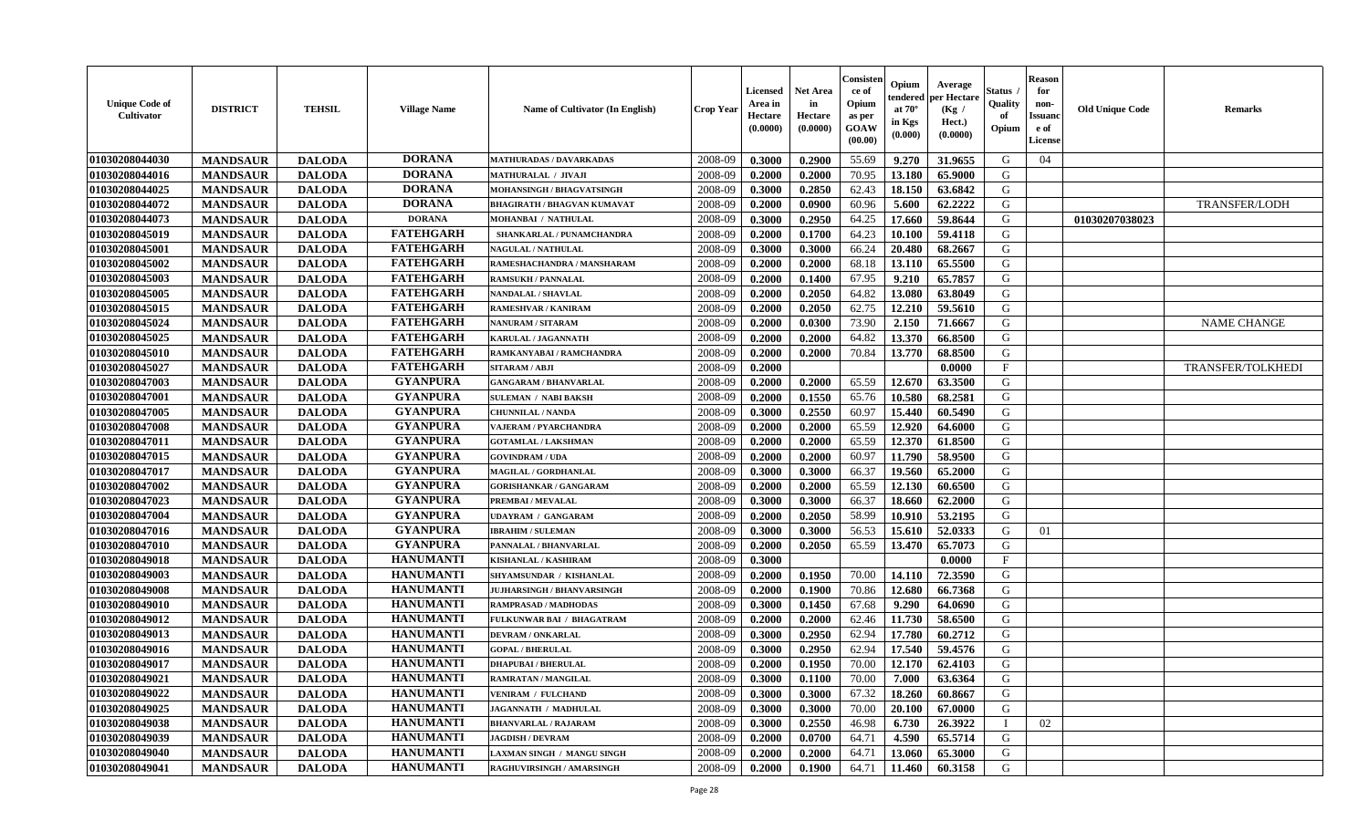| Unique Code of Cultivator | DISTRICT | TEHSIL | Village Name | Name of Cultivator (In English) | Crop Year | Licensed Area in Hectare (0.0000) | Net Area in Hectare (0.0000) | Consistence of Opium as per GOAW (00.00) | Opium tendered at 70° in Kgs (0.000) | Average per Hectare (Kg / Hect.) (0.0000) | Status / Quality of Opium | Reason for non-Issuance of License | Old Unique Code | Remarks |
|---|---|---|---|---|---|---|---|---|---|---|---|---|---|---|
| 01030208044030 | MANDSAUR | DALODA | DORANA | MATHURADAS / DAVARKADAS | 2008-09 | 0.3000 | 0.2900 | 55.69 | 9.270 | 31.9655 | G | 04 | | |
| 01030208044016 | MANDSAUR | DALODA | DORANA | MATHURALAL / JIVAJI | 2008-09 | 0.2000 | 0.2000 | 70.95 | 13.180 | 65.9000 | G | | | |
| 01030208044025 | MANDSAUR | DALODA | DORANA | MOHANSINGH / BHAGVATSINGH | 2008-09 | 0.3000 | 0.2850 | 62.43 | 18.150 | 63.6842 | G | | | |
| 01030208044072 | MANDSAUR | DALODA | DORANA | BHAGIRATH / BHAGVAN KUMAVAT | 2008-09 | 0.2000 | 0.0900 | 60.96 | 5.600 | 62.2222 | G | | | TRANSFER/LODH |
| 01030208044073 | MANDSAUR | DALODA | DORANA | MOHANBAI / NATHULAL | 2008-09 | 0.3000 | 0.2950 | 64.25 | 17.660 | 59.8644 | G | | 01030207038023 | |
| 01030208045019 | MANDSAUR | DALODA | FATEHGARH | SHANKARLAL / PUNAMCHANDRA | 2008-09 | 0.2000 | 0.1700 | 64.23 | 10.100 | 59.4118 | G | | | |
| 01030208045001 | MANDSAUR | DALODA | FATEHGARH | NAGULAL / NATHULAL | 2008-09 | 0.3000 | 0.3000 | 66.24 | 20.480 | 68.2667 | G | | | |
| 01030208045002 | MANDSAUR | DALODA | FATEHGARH | RAMESHACHANDRA / MANSHARAM | 2008-09 | 0.2000 | 0.2000 | 68.18 | 13.110 | 65.5500 | G | | | |
| 01030208045003 | MANDSAUR | DALODA | FATEHGARH | RAMSUKH / PANNALAL | 2008-09 | 0.2000 | 0.1400 | 67.95 | 9.210 | 65.7857 | G | | | |
| 01030208045005 | MANDSAUR | DALODA | FATEHGARH | NANDALAL / SHAVLAL | 2008-09 | 0.2000 | 0.2050 | 64.82 | 13.080 | 63.8049 | G | | | |
| 01030208045015 | MANDSAUR | DALODA | FATEHGARH | RAMESHVAR / KANIRAM | 2008-09 | 0.2000 | 0.2050 | 62.75 | 12.210 | 59.5610 | G | | | |
| 01030208045024 | MANDSAUR | DALODA | FATEHGARH | NANURAM / SITARAM | 2008-09 | 0.2000 | 0.0300 | 73.90 | 2.150 | 71.6667 | G | | | NAME CHANGE |
| 01030208045025 | MANDSAUR | DALODA | FATEHGARH | KARULAL / JAGANNATH | 2008-09 | 0.2000 | 0.2000 | 64.82 | 13.370 | 66.8500 | G | | | |
| 01030208045010 | MANDSAUR | DALODA | FATEHGARH | RAMKANYABAI / RAMCHANDRA | 2008-09 | 0.2000 | 0.2000 | 70.84 | 13.770 | 68.8500 | G | | | |
| 01030208045027 | MANDSAUR | DALODA | FATEHGARH | SITARAM / ABJI | 2008-09 | 0.2000 | | | | 0.0000 | F | | | TRANSFER/TOLKHEDI |
| 01030208047003 | MANDSAUR | DALODA | GYANPURA | GANGARAM / BHANVARLAL | 2008-09 | 0.2000 | 0.2000 | 65.59 | 12.670 | 63.3500 | G | | | |
| 01030208047001 | MANDSAUR | DALODA | GYANPURA | SULEMAN / NABI BAKSH | 2008-09 | 0.2000 | 0.1550 | 65.76 | 10.580 | 68.2581 | G | | | |
| 01030208047005 | MANDSAUR | DALODA | GYANPURA | CHUNNILAL / NANDA | 2008-09 | 0.3000 | 0.2550 | 60.97 | 15.440 | 60.5490 | G | | | |
| 01030208047008 | MANDSAUR | DALODA | GYANPURA | VAJERAM / PYARCHANDRA | 2008-09 | 0.2000 | 0.2000 | 65.59 | 12.920 | 64.6000 | G | | | |
| 01030208047011 | MANDSAUR | DALODA | GYANPURA | GOTAMLAL / LAKSHMAN | 2008-09 | 0.2000 | 0.2000 | 65.59 | 12.370 | 61.8500 | G | | | |
| 01030208047015 | MANDSAUR | DALODA | GYANPURA | GOVINDRAM / UDA | 2008-09 | 0.2000 | 0.2000 | 60.97 | 11.790 | 58.9500 | G | | | |
| 01030208047017 | MANDSAUR | DALODA | GYANPURA | MAGILAL / GORDHANLAL | 2008-09 | 0.3000 | 0.3000 | 66.37 | 19.560 | 65.2000 | G | | | |
| 01030208047002 | MANDSAUR | DALODA | GYANPURA | GORISHANKAR / GANGARAM | 2008-09 | 0.2000 | 0.2000 | 65.59 | 12.130 | 60.6500 | G | | | |
| 01030208047023 | MANDSAUR | DALODA | GYANPURA | PREMBAI / MEVALAL | 2008-09 | 0.3000 | 0.3000 | 66.37 | 18.660 | 62.2000 | G | | | |
| 01030208047004 | MANDSAUR | DALODA | GYANPURA | UDAYRAM / GANGARAM | 2008-09 | 0.2000 | 0.2050 | 58.99 | 10.910 | 53.2195 | G | | | |
| 01030208047016 | MANDSAUR | DALODA | GYANPURA | IBRAHIM / SULEMAN | 2008-09 | 0.3000 | 0.3000 | 56.53 | 15.610 | 52.0333 | G | 01 | | |
| 01030208047010 | MANDSAUR | DALODA | GYANPURA | PANNALAL / BHANVARLAL | 2008-09 | 0.2000 | 0.2050 | 65.59 | 13.470 | 65.7073 | G | | | |
| 01030208049018 | MANDSAUR | DALODA | HANUMANTI | KISHANLAL / KASHIRAM | 2008-09 | 0.3000 | | | | 0.0000 | F | | | |
| 01030208049003 | MANDSAUR | DALODA | HANUMANTI | SHYAMSUNDAR / KISHANLAL | 2008-09 | 0.2000 | 0.1950 | 70.00 | 14.110 | 72.3590 | G | | | |
| 01030208049008 | MANDSAUR | DALODA | HANUMANTI | JUJHARSINGH / BHANVARSINGH | 2008-09 | 0.2000 | 0.1900 | 70.86 | 12.680 | 66.7368 | G | | | |
| 01030208049010 | MANDSAUR | DALODA | HANUMANTI | RAMPRASAD / MADHODAS | 2008-09 | 0.3000 | 0.1450 | 67.68 | 9.290 | 64.0690 | G | | | |
| 01030208049012 | MANDSAUR | DALODA | HANUMANTI | FULKUNWAR BAI / BHAGATRAM | 2008-09 | 0.2000 | 0.2000 | 62.46 | 11.730 | 58.6500 | G | | | |
| 01030208049013 | MANDSAUR | DALODA | HANUMANTI | DEVRAM / ONKARLAL | 2008-09 | 0.3000 | 0.2950 | 62.94 | 17.780 | 60.2712 | G | | | |
| 01030208049016 | MANDSAUR | DALODA | HANUMANTI | GOPAL / BHERULAL | 2008-09 | 0.3000 | 0.2950 | 62.94 | 17.540 | 59.4576 | G | | | |
| 01030208049017 | MANDSAUR | DALODA | HANUMANTI | DHAPUBAI / BHERULAL | 2008-09 | 0.2000 | 0.1950 | 70.00 | 12.170 | 62.4103 | G | | | |
| 01030208049021 | MANDSAUR | DALODA | HANUMANTI | RAMRATAN / MANGILAL | 2008-09 | 0.3000 | 0.1100 | 70.00 | 7.000 | 63.6364 | G | | | |
| 01030208049022 | MANDSAUR | DALODA | HANUMANTI | VENIRAM / FULCHAND | 2008-09 | 0.3000 | 0.3000 | 67.32 | 18.260 | 60.8667 | G | | | |
| 01030208049025 | MANDSAUR | DALODA | HANUMANTI | JAGANNATH / MADHULAL | 2008-09 | 0.3000 | 0.3000 | 70.00 | 20.100 | 67.0000 | G | | | |
| 01030208049038 | MANDSAUR | DALODA | HANUMANTI | BHANVARLAL / RAJARAM | 2008-09 | 0.3000 | 0.2550 | 46.98 | 6.730 | 26.3922 | I | 02 | | |
| 01030208049039 | MANDSAUR | DALODA | HANUMANTI | JAGDISH / DEVRAM | 2008-09 | 0.2000 | 0.0700 | 64.71 | 4.590 | 65.5714 | G | | | |
| 01030208049040 | MANDSAUR | DALODA | HANUMANTI | LAXMAN SINGH / MANGU SINGH | 2008-09 | 0.2000 | 0.2000 | 64.71 | 13.060 | 65.3000 | G | | | |
| 01030208049041 | MANDSAUR | DALODA | HANUMANTI | RAGHUVIRSINGH / AMARSINGH | 2008-09 | 0.2000 | 0.1900 | 64.71 | 11.460 | 60.3158 | G | | | |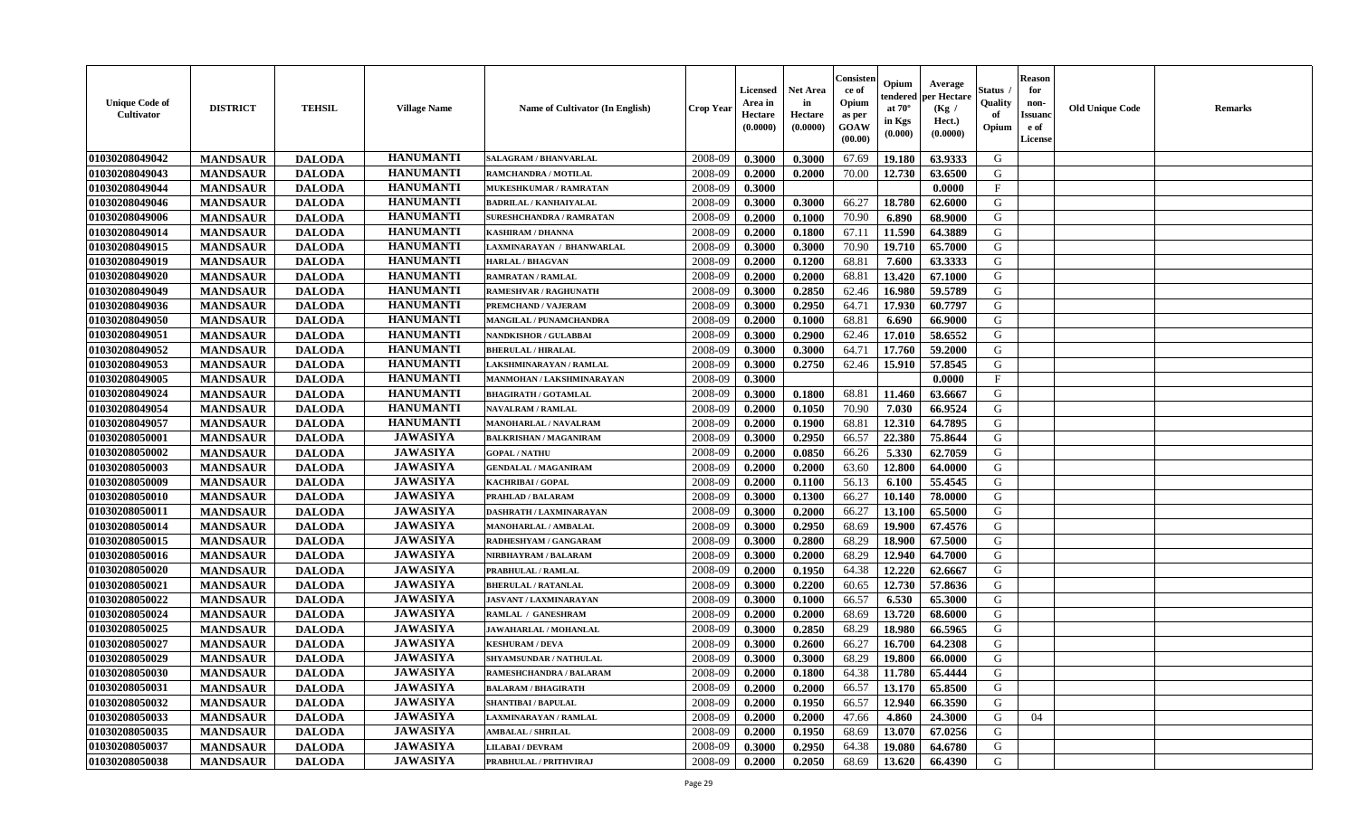| Unique Code of Cultivator | DISTRICT | TEHSIL | Village Name | Name of Cultivator (In English) | Crop Year | Licensed Area in Hectare (0.0000) | Net Area in Hectare (0.0000) | Consistence of Opium as per GOAW (00.00) | Opium tendered at 70° in Kgs (0.000) | Average per Hectare (Kg / Hect.) (0.0000) | Status / Quality of Opium | Reason for non-Issuance of License | Old Unique Code | Remarks |
|---|---|---|---|---|---|---|---|---|---|---|---|---|---|---|
| 01030208049042 | MANDSAUR | DALODA | HANUMANTI | SALAGRAM / BHANVARLAL | 2008-09 | 0.3000 | 0.3000 | 67.69 | 19.180 | 63.9333 | G | | | |
| 01030208049043 | MANDSAUR | DALODA | HANUMANTI | RAMCHANDRA / MOTILAL | 2008-09 | 0.2000 | 0.2000 | 70.00 | 12.730 | 63.6500 | G | | | |
| 01030208049044 | MANDSAUR | DALODA | HANUMANTI | MUKESHKUMAR / RAMRATAN | 2008-09 | 0.3000 | | | | 0.0000 | F | | | |
| 01030208049046 | MANDSAUR | DALODA | HANUMANTI | BADRILAL / KANHAIYALAL | 2008-09 | 0.3000 | 0.3000 | 66.27 | 18.780 | 62.6000 | G | | | |
| 01030208049006 | MANDSAUR | DALODA | HANUMANTI | SURESHCHANDRA / RAMRATAN | 2008-09 | 0.2000 | 0.1000 | 70.90 | 6.890 | 68.9000 | G | | | |
| 01030208049014 | MANDSAUR | DALODA | HANUMANTI | KASHIRAM / DHANNA | 2008-09 | 0.2000 | 0.1800 | 67.11 | 11.590 | 64.3889 | G | | | |
| 01030208049015 | MANDSAUR | DALODA | HANUMANTI | LAXMINARAYAN / BHANWARLAL | 2008-09 | 0.3000 | 0.3000 | 70.90 | 19.710 | 65.7000 | G | | | |
| 01030208049019 | MANDSAUR | DALODA | HANUMANTI | HARLAL / BHAGVAN | 2008-09 | 0.2000 | 0.1200 | 68.81 | 7.600 | 63.3333 | G | | | |
| 01030208049020 | MANDSAUR | DALODA | HANUMANTI | RAMRATAN / RAMLAL | 2008-09 | 0.2000 | 0.2000 | 68.81 | 13.420 | 67.1000 | G | | | |
| 01030208049049 | MANDSAUR | DALODA | HANUMANTI | RAMESHVAR / RAGHUNATH | 2008-09 | 0.3000 | 0.2850 | 62.46 | 16.980 | 59.5789 | G | | | |
| 01030208049036 | MANDSAUR | DALODA | HANUMANTI | PREMCHAND / VAJERAM | 2008-09 | 0.3000 | 0.2950 | 64.71 | 17.930 | 60.7797 | G | | | |
| 01030208049050 | MANDSAUR | DALODA | HANUMANTI | MANGILAL / PUNAMCHANDRA | 2008-09 | 0.2000 | 0.1000 | 68.81 | 6.690 | 66.9000 | G | | | |
| 01030208049051 | MANDSAUR | DALODA | HANUMANTI | NANDKISHOR / GULABBAI | 2008-09 | 0.3000 | 0.2900 | 62.46 | 17.010 | 58.6552 | G | | | |
| 01030208049052 | MANDSAUR | DALODA | HANUMANTI | BHERULAL / HIRALAL | 2008-09 | 0.3000 | 0.3000 | 64.71 | 17.760 | 59.2000 | G | | | |
| 01030208049053 | MANDSAUR | DALODA | HANUMANTI | LAKSHMINARAYAN / RAMLAL | 2008-09 | 0.3000 | 0.2750 | 62.46 | 15.910 | 57.8545 | G | | | |
| 01030208049005 | MANDSAUR | DALODA | HANUMANTI | MANMOHAN / LAKSHMINARAYAN | 2008-09 | 0.3000 | | | | 0.0000 | F | | | |
| 01030208049024 | MANDSAUR | DALODA | HANUMANTI | BHAGIRATH / GOTAMLAL | 2008-09 | 0.3000 | 0.1800 | 68.81 | 11.460 | 63.6667 | G | | | |
| 01030208049054 | MANDSAUR | DALODA | HANUMANTI | NAVALRAM / RAMLAL | 2008-09 | 0.2000 | 0.1050 | 70.90 | 7.030 | 66.9524 | G | | | |
| 01030208049057 | MANDSAUR | DALODA | HANUMANTI | MANOHARLAL / NAVALRAM | 2008-09 | 0.2000 | 0.1900 | 68.81 | 12.310 | 64.7895 | G | | | |
| 01030208050001 | MANDSAUR | DALODA | JAWASIYA | BALKRISHAN / MAGANIRAM | 2008-09 | 0.3000 | 0.2950 | 66.57 | 22.380 | 75.8644 | G | | | |
| 01030208050002 | MANDSAUR | DALODA | JAWASIYA | GOPAL / NATHU | 2008-09 | 0.2000 | 0.0850 | 66.26 | 5.330 | 62.7059 | G | | | |
| 01030208050003 | MANDSAUR | DALODA | JAWASIYA | GENDALAL / MAGANIRAM | 2008-09 | 0.2000 | 0.2000 | 63.60 | 12.800 | 64.0000 | G | | | |
| 01030208050009 | MANDSAUR | DALODA | JAWASIYA | KACHRIBAI / GOPAL | 2008-09 | 0.2000 | 0.1100 | 56.13 | 6.100 | 55.4545 | G | | | |
| 01030208050010 | MANDSAUR | DALODA | JAWASIYA | PRAHLAD / BALARAM | 2008-09 | 0.3000 | 0.1300 | 66.27 | 10.140 | 78.0000 | G | | | |
| 01030208050011 | MANDSAUR | DALODA | JAWASIYA | DASHRATH / LAXMINARAYAN | 2008-09 | 0.3000 | 0.2000 | 66.27 | 13.100 | 65.5000 | G | | | |
| 01030208050014 | MANDSAUR | DALODA | JAWASIYA | MANOHARLAL / AMBALAL | 2008-09 | 0.3000 | 0.2950 | 68.69 | 19.900 | 67.4576 | G | | | |
| 01030208050015 | MANDSAUR | DALODA | JAWASIYA | RADHESHYAM / GANGARAM | 2008-09 | 0.3000 | 0.2800 | 68.29 | 18.900 | 67.5000 | G | | | |
| 01030208050016 | MANDSAUR | DALODA | JAWASIYA | NIRBHAYRAM / BALARAM | 2008-09 | 0.3000 | 0.2000 | 68.29 | 12.940 | 64.7000 | G | | | |
| 01030208050020 | MANDSAUR | DALODA | JAWASIYA | PRABHULAL / RAMLAL | 2008-09 | 0.2000 | 0.1950 | 64.38 | 12.220 | 62.6667 | G | | | |
| 01030208050021 | MANDSAUR | DALODA | JAWASIYA | BHERULAL / RATANLAL | 2008-09 | 0.3000 | 0.2200 | 60.65 | 12.730 | 57.8636 | G | | | |
| 01030208050022 | MANDSAUR | DALODA | JAWASIYA | JASVANT / LAXMINARAYAN | 2008-09 | 0.3000 | 0.1000 | 66.57 | 6.530 | 65.3000 | G | | | |
| 01030208050024 | MANDSAUR | DALODA | JAWASIYA | RAMLAL / GANESHRAM | 2008-09 | 0.2000 | 0.2000 | 68.69 | 13.720 | 68.6000 | G | | | |
| 01030208050025 | MANDSAUR | DALODA | JAWASIYA | JAWAHARLAL / MOHANLAL | 2008-09 | 0.3000 | 0.2850 | 68.29 | 18.980 | 66.5965 | G | | | |
| 01030208050027 | MANDSAUR | DALODA | JAWASIYA | KESHURAM / DEVA | 2008-09 | 0.3000 | 0.2600 | 66.27 | 16.700 | 64.2308 | G | | | |
| 01030208050029 | MANDSAUR | DALODA | JAWASIYA | SHYAMSUNDAR / NATHULAL | 2008-09 | 0.3000 | 0.3000 | 68.29 | 19.800 | 66.0000 | G | | | |
| 01030208050030 | MANDSAUR | DALODA | JAWASIYA | RAMESHCHANDRA / BALARAM | 2008-09 | 0.2000 | 0.1800 | 64.38 | 11.780 | 65.4444 | G | | | |
| 01030208050031 | MANDSAUR | DALODA | JAWASIYA | BALARAM / BHAGIRATH | 2008-09 | 0.2000 | 0.2000 | 66.57 | 13.170 | 65.8500 | G | | | |
| 01030208050032 | MANDSAUR | DALODA | JAWASIYA | SHANTIBAI / BAPULAL | 2008-09 | 0.2000 | 0.1950 | 66.57 | 12.940 | 66.3590 | G | | | |
| 01030208050033 | MANDSAUR | DALODA | JAWASIYA | LAXMINARAYAN / RAMLAL | 2008-09 | 0.2000 | 0.2000 | 47.66 | 4.860 | 24.3000 | G | 04 | | |
| 01030208050035 | MANDSAUR | DALODA | JAWASIYA | AMBALAL / SHRILAL | 2008-09 | 0.2000 | 0.1950 | 68.69 | 13.070 | 67.0256 | G | | | |
| 01030208050037 | MANDSAUR | DALODA | JAWASIYA | LILABAI / DEVRAM | 2008-09 | 0.3000 | 0.2950 | 64.38 | 19.080 | 64.6780 | G | | | |
| 01030208050038 | MANDSAUR | DALODA | JAWASIYA | PRABHULAL / PRITHVIRAJ | 2008-09 | 0.2000 | 0.2050 | 68.69 | 13.620 | 66.4390 | G | | | |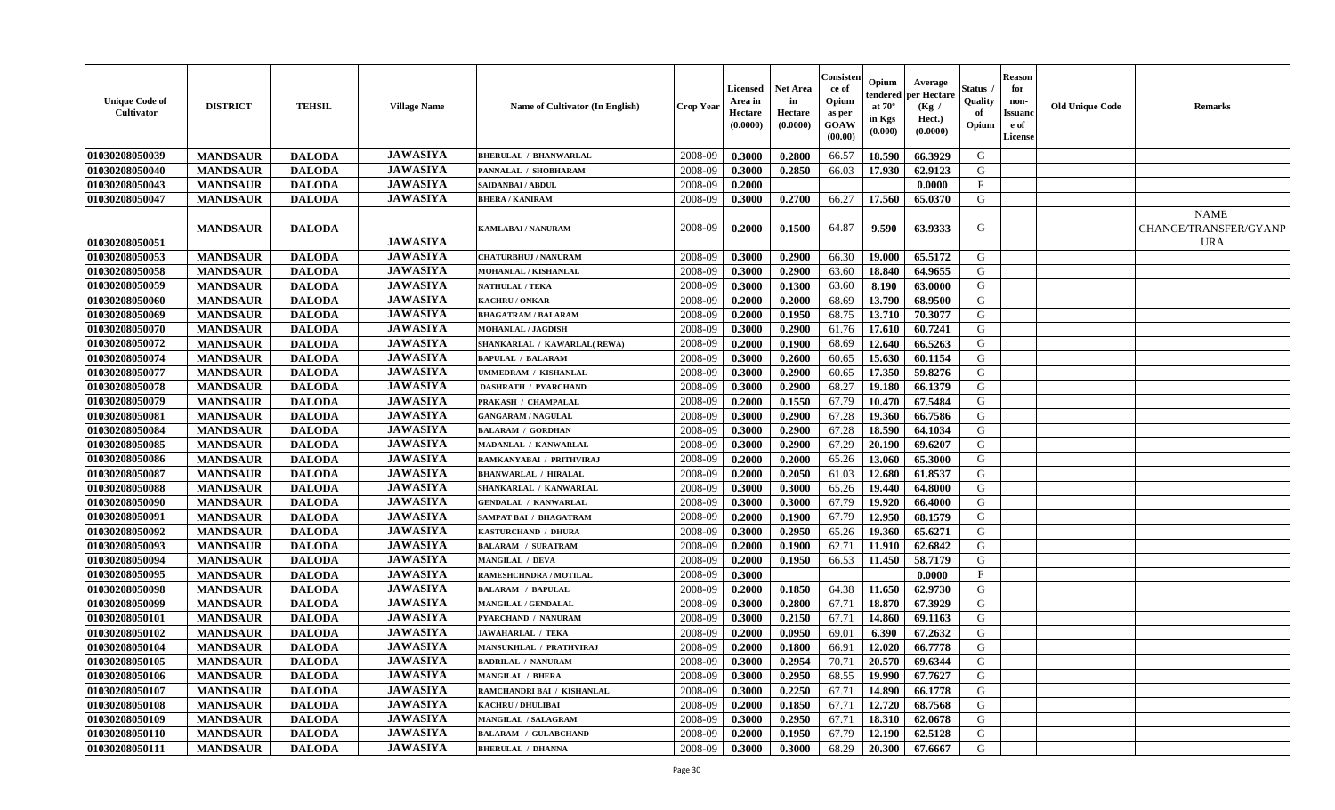| Unique Code of Cultivator | DISTRICT | TEHSIL | Village Name | Name of Cultivator (In English) | Crop Year | Licensed Area in Hectare (0.0000) | Net Area in Hectare (0.0000) | Consistence of Opium as per GOAW (00.00) | Opium tendered at 70° in Kgs (0.000) | Average per Hectare (Kg / Hect.) (0.0000) | Status / Quality of Opium | Reason for non-Issuance of License | Old Unique Code | Remarks |
|---|---|---|---|---|---|---|---|---|---|---|---|---|---|---|
| 01030208050039 | MANDSAUR | DALODA | JAWASIYA | BHERULAL / BHANWARLAL | 2008-09 | 0.3000 | 0.2800 | 66.57 | 18.590 | 66.3929 | G | | | |
| 01030208050040 | MANDSAUR | DALODA | JAWASIYA | PANNALAL / SHOBHARAM | 2008-09 | 0.3000 | 0.2850 | 66.03 | 17.930 | 62.9123 | G | | | |
| 01030208050043 | MANDSAUR | DALODA | JAWASIYA | SAIDANBAI / ABDUL | 2008-09 | 0.2000 | | | | 0.0000 | F | | | |
| 01030208050047 | MANDSAUR | DALODA | JAWASIYA | BHERA / KANIRAM | 2008-09 | 0.3000 | 0.2700 | 66.27 | 17.560 | 65.0370 | G | | | |
| 01030208050051 | MANDSAUR | DALODA | JAWASIYA | KAMLABAI / NANURAM | 2008-09 | 0.2000 | 0.1500 | 64.87 | 9.590 | 63.9333 | G | | | NAME CHANGE/TRANSFER/GYANPURA |
| 01030208050053 | MANDSAUR | DALODA | JAWASIYA | CHATURBHUJ / NANURAM | 2008-09 | 0.3000 | 0.2900 | 66.30 | 19.000 | 65.5172 | G | | | |
| 01030208050058 | MANDSAUR | DALODA | JAWASIYA | MOHANLAL / KISHANLAL | 2008-09 | 0.3000 | 0.2900 | 63.60 | 18.840 | 64.9655 | G | | | |
| 01030208050059 | MANDSAUR | DALODA | JAWASIYA | NATHULAL / TEKA | 2008-09 | 0.3000 | 0.1300 | 63.60 | 8.190 | 63.0000 | G | | | |
| 01030208050060 | MANDSAUR | DALODA | JAWASIYA | KACHRU / ONKAR | 2008-09 | 0.2000 | 0.2000 | 68.69 | 13.790 | 68.9500 | G | | | |
| 01030208050069 | MANDSAUR | DALODA | JAWASIYA | BHAGATRAM / BALARAM | 2008-09 | 0.2000 | 0.1950 | 68.75 | 13.710 | 70.3077 | G | | | |
| 01030208050070 | MANDSAUR | DALODA | JAWASIYA | MOHANLAL / JAGDISH | 2008-09 | 0.3000 | 0.2900 | 61.76 | 17.610 | 60.7241 | G | | | |
| 01030208050072 | MANDSAUR | DALODA | JAWASIYA | SHANKARLAL / KAWARLAL( REWA) | 2008-09 | 0.2000 | 0.1900 | 68.69 | 12.640 | 66.5263 | G | | | |
| 01030208050074 | MANDSAUR | DALODA | JAWASIYA | BAPULAL / BALARAM | 2008-09 | 0.3000 | 0.2600 | 60.65 | 15.630 | 60.1154 | G | | | |
| 01030208050077 | MANDSAUR | DALODA | JAWASIYA | UMMEDRAM / KISHANLAL | 2008-09 | 0.3000 | 0.2900 | 60.65 | 17.350 | 59.8276 | G | | | |
| 01030208050078 | MANDSAUR | DALODA | JAWASIYA | DASHRATH / PYARCHAND | 2008-09 | 0.3000 | 0.2900 | 68.27 | 19.180 | 66.1379 | G | | | |
| 01030208050079 | MANDSAUR | DALODA | JAWASIYA | PRAKASH / CHAMPALAL | 2008-09 | 0.2000 | 0.1550 | 67.79 | 10.470 | 67.5484 | G | | | |
| 01030208050081 | MANDSAUR | DALODA | JAWASIYA | GANGARAM / NAGULAL | 2008-09 | 0.3000 | 0.2900 | 67.28 | 19.360 | 66.7586 | G | | | |
| 01030208050084 | MANDSAUR | DALODA | JAWASIYA | BALARAM / GORDHAN | 2008-09 | 0.3000 | 0.2900 | 67.28 | 18.590 | 64.1034 | G | | | |
| 01030208050085 | MANDSAUR | DALODA | JAWASIYA | MADANLAL / KANWARLAL | 2008-09 | 0.3000 | 0.2900 | 67.29 | 20.190 | 69.6207 | G | | | |
| 01030208050086 | MANDSAUR | DALODA | JAWASIYA | RAMKANYABAI / PRITHVIRAJ | 2008-09 | 0.2000 | 0.2000 | 65.26 | 13.060 | 65.3000 | G | | | |
| 01030208050087 | MANDSAUR | DALODA | JAWASIYA | BHANWARLAL / HIRALAL | 2008-09 | 0.2000 | 0.2050 | 61.03 | 12.680 | 61.8537 | G | | | |
| 01030208050088 | MANDSAUR | DALODA | JAWASIYA | SHANKARLAL / KANWARLAL | 2008-09 | 0.3000 | 0.3000 | 65.26 | 19.440 | 64.8000 | G | | | |
| 01030208050090 | MANDSAUR | DALODA | JAWASIYA | GENDALAL / KANWARLAL | 2008-09 | 0.3000 | 0.3000 | 67.79 | 19.920 | 66.4000 | G | | | |
| 01030208050091 | MANDSAUR | DALODA | JAWASIYA | SAMPAT BAI / BHAGATRAM | 2008-09 | 0.2000 | 0.1900 | 67.79 | 12.950 | 68.1579 | G | | | |
| 01030208050092 | MANDSAUR | DALODA | JAWASIYA | KASTURCHAND / DHURA | 2008-09 | 0.3000 | 0.2950 | 65.26 | 19.360 | 65.6271 | G | | | |
| 01030208050093 | MANDSAUR | DALODA | JAWASIYA | BALARAM / SURATRAM | 2008-09 | 0.2000 | 0.1900 | 62.71 | 11.910 | 62.6842 | G | | | |
| 01030208050094 | MANDSAUR | DALODA | JAWASIYA | MANGILAL / DEVA | 2008-09 | 0.2000 | 0.1950 | 66.53 | 11.450 | 58.7179 | G | | | |
| 01030208050095 | MANDSAUR | DALODA | JAWASIYA | RAMESHCHNDRA / MOTILAL | 2008-09 | 0.3000 | | | | 0.0000 | F | | | |
| 01030208050098 | MANDSAUR | DALODA | JAWASIYA | BALARAM / BAPULAL | 2008-09 | 0.2000 | 0.1850 | 64.38 | 11.650 | 62.9730 | G | | | |
| 01030208050099 | MANDSAUR | DALODA | JAWASIYA | MANGILAL / GENDALAL | 2008-09 | 0.3000 | 0.2800 | 67.71 | 18.870 | 67.3929 | G | | | |
| 01030208050101 | MANDSAUR | DALODA | JAWASIYA | PYARCHAND / NANURAM | 2008-09 | 0.3000 | 0.2150 | 67.71 | 14.860 | 69.1163 | G | | | |
| 01030208050102 | MANDSAUR | DALODA | JAWASIYA | JAWAHARLAL / TEKA | 2008-09 | 0.2000 | 0.0950 | 69.01 | 6.390 | 67.2632 | G | | | |
| 01030208050104 | MANDSAUR | DALODA | JAWASIYA | MANSUKHLAL / PRATHVIRAJ | 2008-09 | 0.2000 | 0.1800 | 66.91 | 12.020 | 66.7778 | G | | | |
| 01030208050105 | MANDSAUR | DALODA | JAWASIYA | BADRILAL / NANURAM | 2008-09 | 0.3000 | 0.2954 | 70.71 | 20.570 | 69.6344 | G | | | |
| 01030208050106 | MANDSAUR | DALODA | JAWASIYA | MANGILAL / BHERA | 2008-09 | 0.3000 | 0.2950 | 68.55 | 19.990 | 67.7627 | G | | | |
| 01030208050107 | MANDSAUR | DALODA | JAWASIYA | RAMCHANDRI BAI / KISHANLAL | 2008-09 | 0.3000 | 0.2250 | 67.71 | 14.890 | 66.1778 | G | | | |
| 01030208050108 | MANDSAUR | DALODA | JAWASIYA | KACHRU / DHULIBAI | 2008-09 | 0.2000 | 0.1850 | 67.71 | 12.720 | 68.7568 | G | | | |
| 01030208050109 | MANDSAUR | DALODA | JAWASIYA | MANGILAL / SALAGRAM | 2008-09 | 0.3000 | 0.2950 | 67.71 | 18.310 | 62.0678 | G | | | |
| 01030208050110 | MANDSAUR | DALODA | JAWASIYA | BALARAM / GULABCHAND | 2008-09 | 0.2000 | 0.1950 | 67.79 | 12.190 | 62.5128 | G | | | |
| 01030208050111 | MANDSAUR | DALODA | JAWASIYA | BHERULAL / DHANNA | 2008-09 | 0.3000 | 0.3000 | 68.29 | 20.300 | 67.6667 | G | | | |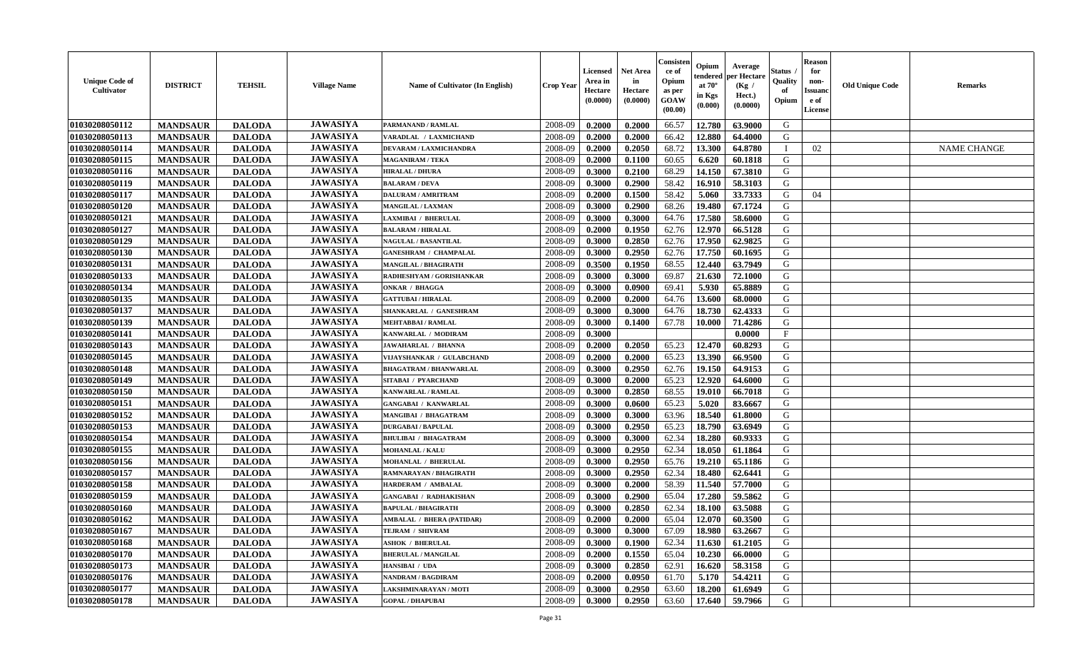| Unique Code of Cultivator | DISTRICT | TEHSIL | Village Name | Name of Cultivator (In English) | Crop Year | Licensed Area in Hectare (0.0000) | Net Area in Hectare (0.0000) | Consistence of Opium as per GOAW (00.00) | Opium tendered at 70° in Kgs (0.000) | Average per Hectare (Kg / Hect.) (0.0000) | Status / Quality of Opium | Reason for non-Issuance of License | Old Unique Code | Remarks |
|---|---|---|---|---|---|---|---|---|---|---|---|---|---|---|
| 01030208050112 | MANDSAUR | DALODA | JAWASIYA | PARMANAND / RAMLAL | 2008-09 | 0.2000 | 0.2000 | 66.57 | 12.780 | 63.9000 | G | | | |
| 01030208050113 | MANDSAUR | DALODA | JAWASIYA | VARADLAL / LAXMICHAND | 2008-09 | 0.2000 | 0.2000 | 66.42 | 12.880 | 64.4000 | G | | | |
| 01030208050114 | MANDSAUR | DALODA | JAWASIYA | DEVARAM / LAXMICHANDRA | 2008-09 | 0.2000 | 0.2050 | 68.72 | 13.300 | 64.8780 | I | 02 | | NAME CHANGE |
| 01030208050115 | MANDSAUR | DALODA | JAWASIYA | MAGANIRAM / TEKA | 2008-09 | 0.2000 | 0.1100 | 60.65 | 6.620 | 60.1818 | G | | | |
| 01030208050116 | MANDSAUR | DALODA | JAWASIYA | HIRALAL / DHURA | 2008-09 | 0.3000 | 0.2100 | 68.29 | 14.150 | 67.3810 | G | | | |
| 01030208050119 | MANDSAUR | DALODA | JAWASIYA | BALARAM / DEVA | 2008-09 | 0.3000 | 0.2900 | 58.42 | 16.910 | 58.3103 | G | | | |
| 01030208050117 | MANDSAUR | DALODA | JAWASIYA | DALURAM / AMRITRAM | 2008-09 | 0.2000 | 0.1500 | 58.42 | 5.060 | 33.7333 | G | 04 | | |
| 01030208050120 | MANDSAUR | DALODA | JAWASIYA | MANGILAL / LAXMAN | 2008-09 | 0.3000 | 0.2900 | 68.26 | 19.480 | 67.1724 | G | | | |
| 01030208050121 | MANDSAUR | DALODA | JAWASIYA | LAXMIBAI / BHERULAL | 2008-09 | 0.3000 | 0.3000 | 64.76 | 17.580 | 58.6000 | G | | | |
| 01030208050127 | MANDSAUR | DALODA | JAWASIYA | BALARAM / HIRALAL | 2008-09 | 0.2000 | 0.1950 | 62.76 | 12.970 | 66.5128 | G | | | |
| 01030208050129 | MANDSAUR | DALODA | JAWASIYA | NAGULAL / BASANTILAL | 2008-09 | 0.3000 | 0.2850 | 62.76 | 17.950 | 62.9825 | G | | | |
| 01030208050130 | MANDSAUR | DALODA | JAWASIYA | GANESHRAM / CHAMPALAL | 2008-09 | 0.3000 | 0.2950 | 62.76 | 17.750 | 60.1695 | G | | | |
| 01030208050131 | MANDSAUR | DALODA | JAWASIYA | MANGILAL / BHAGIRATH | 2008-09 | 0.3500 | 0.1950 | 68.55 | 12.440 | 63.7949 | G | | | |
| 01030208050133 | MANDSAUR | DALODA | JAWASIYA | RADHESHYAM / GORISHANKAR | 2008-09 | 0.3000 | 0.3000 | 69.87 | 21.630 | 72.1000 | G | | | |
| 01030208050134 | MANDSAUR | DALODA | JAWASIYA | ONKAR / BHAGGA | 2008-09 | 0.3000 | 0.0900 | 69.41 | 5.930 | 65.8889 | G | | | |
| 01030208050135 | MANDSAUR | DALODA | JAWASIYA | GATTUBAI / HIRALAL | 2008-09 | 0.2000 | 0.2000 | 64.76 | 13.600 | 68.0000 | G | | | |
| 01030208050137 | MANDSAUR | DALODA | JAWASIYA | SHANKARLAL / GANESHRAM | 2008-09 | 0.3000 | 0.3000 | 64.76 | 18.730 | 62.4333 | G | | | |
| 01030208050139 | MANDSAUR | DALODA | JAWASIYA | MEHTABBAI / RAMLAL | 2008-09 | 0.3000 | 0.1400 | 67.78 | 10.000 | 71.4286 | G | | | |
| 01030208050141 | MANDSAUR | DALODA | JAWASIYA | KANWARLAL / MODIRAM | 2008-09 | 0.3000 | | | | 0.0000 | F | | | |
| 01030208050143 | MANDSAUR | DALODA | JAWASIYA | JAWAHARLAL / BHANNA | 2008-09 | 0.2000 | 0.2050 | 65.23 | 12.470 | 60.8293 | G | | | |
| 01030208050145 | MANDSAUR | DALODA | JAWASIYA | VIJAYSHANKAR / GULABCHAND | 2008-09 | 0.2000 | 0.2000 | 65.23 | 13.390 | 66.9500 | G | | | |
| 01030208050148 | MANDSAUR | DALODA | JAWASIYA | BHAGATRAM / BHANWARLAL | 2008-09 | 0.3000 | 0.2950 | 62.76 | 19.150 | 64.9153 | G | | | |
| 01030208050149 | MANDSAUR | DALODA | JAWASIYA | SITABAI / PYARCHAND | 2008-09 | 0.3000 | 0.2000 | 65.23 | 12.920 | 64.6000 | G | | | |
| 01030208050150 | MANDSAUR | DALODA | JAWASIYA | KANWARLAL / RAMLAL | 2008-09 | 0.3000 | 0.2850 | 68.55 | 19.010 | 66.7018 | G | | | |
| 01030208050151 | MANDSAUR | DALODA | JAWASIYA | GANGABAI / KANWARLAL | 2008-09 | 0.3000 | 0.0600 | 65.23 | 5.020 | 83.6667 | G | | | |
| 01030208050152 | MANDSAUR | DALODA | JAWASIYA | MANGIBAI / BHAGATRAM | 2008-09 | 0.3000 | 0.3000 | 63.96 | 18.540 | 61.8000 | G | | | |
| 01030208050153 | MANDSAUR | DALODA | JAWASIYA | DURGABAI / BAPULAL | 2008-09 | 0.3000 | 0.2950 | 65.23 | 18.790 | 63.6949 | G | | | |
| 01030208050154 | MANDSAUR | DALODA | JAWASIYA | BHULIBAI / BHAGATRAM | 2008-09 | 0.3000 | 0.3000 | 62.34 | 18.280 | 60.9333 | G | | | |
| 01030208050155 | MANDSAUR | DALODA | JAWASIYA | MOHANLAL / KALU | 2008-09 | 0.3000 | 0.2950 | 62.34 | 18.050 | 61.1864 | G | | | |
| 01030208050156 | MANDSAUR | DALODA | JAWASIYA | MOHANLAL / BHERULAL | 2008-09 | 0.3000 | 0.2950 | 65.76 | 19.210 | 65.1186 | G | | | |
| 01030208050157 | MANDSAUR | DALODA | JAWASIYA | RAMNARAYAN / BHAGIRATH | 2008-09 | 0.3000 | 0.2950 | 62.34 | 18.480 | 62.6441 | G | | | |
| 01030208050158 | MANDSAUR | DALODA | JAWASIYA | HARDERAM / AMBALAL | 2008-09 | 0.3000 | 0.2000 | 58.39 | 11.540 | 57.7000 | G | | | |
| 01030208050159 | MANDSAUR | DALODA | JAWASIYA | GANGABAI / RADHAKISHAN | 2008-09 | 0.3000 | 0.2900 | 65.04 | 17.280 | 59.5862 | G | | | |
| 01030208050160 | MANDSAUR | DALODA | JAWASIYA | BAPULAL / BHAGIRATH | 2008-09 | 0.3000 | 0.2850 | 62.34 | 18.100 | 63.5088 | G | | | |
| 01030208050162 | MANDSAUR | DALODA | JAWASIYA | AMBALAL / BHERA (PATIDAR) | 2008-09 | 0.2000 | 0.2000 | 65.04 | 12.070 | 60.3500 | G | | | |
| 01030208050167 | MANDSAUR | DALODA | JAWASIYA | TEJRAM / SHIVRAM | 2008-09 | 0.3000 | 0.3000 | 67.09 | 18.980 | 63.2667 | G | | | |
| 01030208050168 | MANDSAUR | DALODA | JAWASIYA | ASHOK / BHERULAL | 2008-09 | 0.3000 | 0.1900 | 62.34 | 11.630 | 61.2105 | G | | | |
| 01030208050170 | MANDSAUR | DALODA | JAWASIYA | BHERULAL / MANGILAL | 2008-09 | 0.2000 | 0.1550 | 65.04 | 10.230 | 66.0000 | G | | | |
| 01030208050173 | MANDSAUR | DALODA | JAWASIYA | HANSIBAI / UDA | 2008-09 | 0.3000 | 0.2850 | 62.91 | 16.620 | 58.3158 | G | | | |
| 01030208050176 | MANDSAUR | DALODA | JAWASIYA | NANDRAM / BAGDIRAM | 2008-09 | 0.2000 | 0.0950 | 61.70 | 5.170 | 54.4211 | G | | | |
| 01030208050177 | MANDSAUR | DALODA | JAWASIYA | LAKSHMINARAYAN / MOTI | 2008-09 | 0.3000 | 0.2950 | 63.60 | 18.200 | 61.6949 | G | | | |
| 01030208050178 | MANDSAUR | DALODA | JAWASIYA | GOPAL / DHAPUBAI | 2008-09 | 0.3000 | 0.2950 | 63.60 | 17.640 | 59.7966 | G | | | |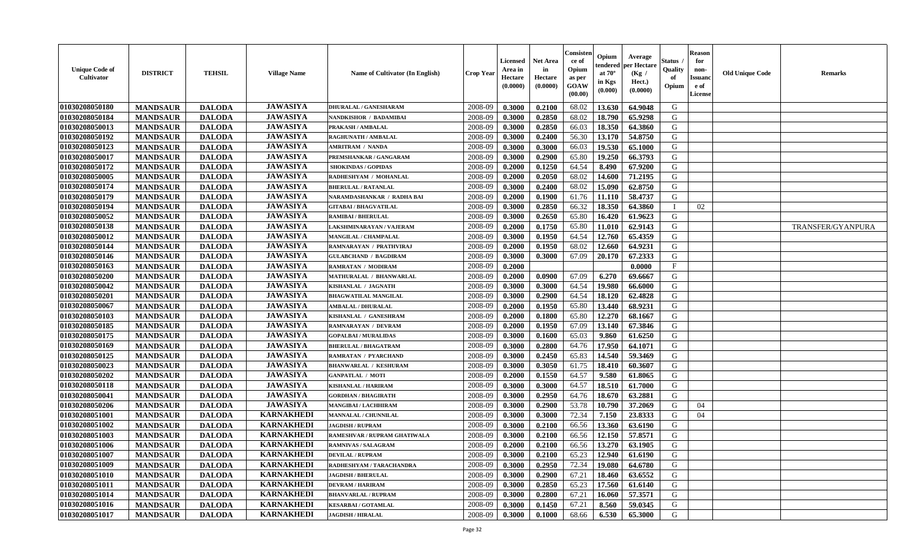| Unique Code of Cultivator | DISTRICT | TEHSIL | Village Name | Name of Cultivator (In English) | Crop Year | Licensed Area in Hectare (0.0000) | Net Area in Hectare (0.0000) | Consistence of Opium as per GOAW (00.00) | Opium tendered at 70° in Kgs (0.000) | Average per Hectare (Kg / Hect.) (0.0000) | Status / Quality of Opium | Reason for non-Issuance of License | Old Unique Code | Remarks |
|---|---|---|---|---|---|---|---|---|---|---|---|---|---|---|
| 01030208050180 | MANDSAUR | DALODA | JAWASIYA | DHURALAL / GANESHARAM | 2008-09 | 0.3000 | 0.2100 | 68.02 | 13.630 | 64.9048 | G | | | |
| 01030208050184 | MANDSAUR | DALODA | JAWASIYA | NANDKISHOR / BADAMIBAI | 2008-09 | 0.3000 | 0.2850 | 68.02 | 18.790 | 65.9298 | G | | | |
| 01030208050013 | MANDSAUR | DALODA | JAWASIYA | PRAKASH / AMBALAL | 2008-09 | 0.3000 | 0.2850 | 66.03 | 18.350 | 64.3860 | G | | | |
| 01030208050192 | MANDSAUR | DALODA | JAWASIYA | RAGHUNATH / AMBALAL | 2008-09 | 0.3000 | 0.2400 | 56.30 | 13.170 | 54.8750 | G | | | |
| 01030208050123 | MANDSAUR | DALODA | JAWASIYA | AMRITRAM / NANDA | 2008-09 | 0.3000 | 0.3000 | 66.03 | 19.530 | 65.1000 | G | | | |
| 01030208050017 | MANDSAUR | DALODA | JAWASIYA | PREMSHANKAR / GANGARAM | 2008-09 | 0.3000 | 0.2900 | 65.80 | 19.250 | 66.3793 | G | | | |
| 01030208050172 | MANDSAUR | DALODA | JAWASIYA | SHOKINDAS / GOPIDAS | 2008-09 | 0.2000 | 0.1250 | 64.54 | 8.490 | 67.9200 | G | | | |
| 01030208050005 | MANDSAUR | DALODA | JAWASIYA | RADHESHYAM / MOHANLAL | 2008-09 | 0.2000 | 0.2050 | 68.02 | 14.600 | 71.2195 | G | | | |
| 01030208050174 | MANDSAUR | DALODA | JAWASIYA | BHERULAL / RATANLAL | 2008-09 | 0.3000 | 0.2400 | 68.02 | 15.090 | 62.8750 | G | | | |
| 01030208050179 | MANDSAUR | DALODA | JAWASIYA | NARAMDASHANKAR / RADHA BAI | 2008-09 | 0.2000 | 0.1900 | 61.76 | 11.110 | 58.4737 | G | | | |
| 01030208050194 | MANDSAUR | DALODA | JAWASIYA | GITABAI / BHAGVATILAL | 2008-09 | 0.3000 | 0.2850 | 66.32 | 18.350 | 64.3860 | I | 02 | | |
| 01030208050052 | MANDSAUR | DALODA | JAWASIYA | RAMIBAI / BHERULAL | 2008-09 | 0.3000 | 0.2650 | 65.80 | 16.420 | 61.9623 | G | | | |
| 01030208050138 | MANDSAUR | DALODA | JAWASIYA | LAKSHMINARAYAN / VAJERAM | 2008-09 | 0.2000 | 0.1750 | 65.80 | 11.010 | 62.9143 | G | | | TRANSFER/GYANPURA |
| 01030208050012 | MANDSAUR | DALODA | JAWASIYA | MANGILAL / CHAMPALAL | 2008-09 | 0.3000 | 0.1950 | 64.54 | 12.760 | 65.4359 | G | | | |
| 01030208050144 | MANDSAUR | DALODA | JAWASIYA | RAMNARAYAN / PRATHVIRAJ | 2008-09 | 0.2000 | 0.1950 | 68.02 | 12.660 | 64.9231 | G | | | |
| 01030208050146 | MANDSAUR | DALODA | JAWASIYA | GULABCHAND / BAGDIRAM | 2008-09 | 0.3000 | 0.3000 | 67.09 | 20.170 | 67.2333 | G | | | |
| 01030208050163 | MANDSAUR | DALODA | JAWASIYA | RAMRATAN / MODIRAM | 2008-09 | 0.2000 | | | | 0.0000 | F | | | |
| 01030208050200 | MANDSAUR | DALODA | JAWASIYA | MATHURALAL / BHANWARLAL | 2008-09 | 0.2000 | 0.0900 | 67.09 | 6.270 | 69.6667 | G | | | |
| 01030208050042 | MANDSAUR | DALODA | JAWASIYA | KISHANLAL / JAGNATH | 2008-09 | 0.3000 | 0.3000 | 64.54 | 19.980 | 66.6000 | G | | | |
| 01030208050201 | MANDSAUR | DALODA | JAWASIYA | BHAGWATILAL MANGILAL | 2008-09 | 0.3000 | 0.2900 | 64.54 | 18.120 | 62.4828 | G | | | |
| 01030208050067 | MANDSAUR | DALODA | JAWASIYA | AMBALAL / DHURALAL | 2008-09 | 0.2000 | 0.1950 | 65.80 | 13.440 | 68.9231 | G | | | |
| 01030208050103 | MANDSAUR | DALODA | JAWASIYA | KISHANLAL / GANESHRAM | 2008-09 | 0.2000 | 0.1800 | 65.80 | 12.270 | 68.1667 | G | | | |
| 01030208050185 | MANDSAUR | DALODA | JAWASIYA | RAMNARAYAN / DEVRAM | 2008-09 | 0.2000 | 0.1950 | 67.09 | 13.140 | 67.3846 | G | | | |
| 01030208050175 | MANDSAUR | DALODA | JAWASIYA | GOPALBAI / MURALIDAS | 2008-09 | 0.3000 | 0.1600 | 65.03 | 9.860 | 61.6250 | G | | | |
| 01030208050169 | MANDSAUR | DALODA | JAWASIYA | BHERULAL / BHAGATRAM | 2008-09 | 0.3000 | 0.2800 | 64.76 | 17.950 | 64.1071 | G | | | |
| 01030208050125 | MANDSAUR | DALODA | JAWASIYA | RAMRATAN / PYARCHAND | 2008-09 | 0.3000 | 0.2450 | 65.83 | 14.540 | 59.3469 | G | | | |
| 01030208050023 | MANDSAUR | DALODA | JAWASIYA | BHANWARLAL / KESHURAM | 2008-09 | 0.3000 | 0.3050 | 61.75 | 18.410 | 60.3607 | G | | | |
| 01030208050202 | MANDSAUR | DALODA | JAWASIYA | GANPATLAL / MOTI | 2008-09 | 0.2000 | 0.1550 | 64.57 | 9.580 | 61.8065 | G | | | |
| 01030208050118 | MANDSAUR | DALODA | JAWASIYA | KISHANLAL / HARIRAM | 2008-09 | 0.3000 | 0.3000 | 64.57 | 18.510 | 61.7000 | G | | | |
| 01030208050041 | MANDSAUR | DALODA | JAWASIYA | GORDHAN / BHAGIRATH | 2008-09 | 0.3000 | 0.2950 | 64.76 | 18.670 | 63.2881 | G | | | |
| 01030208050206 | MANDSAUR | DALODA | JAWASIYA | MANGIBAI / LACHHIRAM | 2008-09 | 0.3000 | 0.2900 | 53.78 | 10.790 | 37.2069 | G | 04 | | |
| 01030208051001 | MANDSAUR | DALODA | KARNAKHEDI | MANNALAL / CHUNNILAL | 2008-09 | 0.3000 | 0.3000 | 72.34 | 7.150 | 23.8333 | G | 04 | | |
| 01030208051002 | MANDSAUR | DALODA | KARNAKHEDI | JAGDISH / RUPRAM | 2008-09 | 0.3000 | 0.2100 | 66.56 | 13.360 | 63.6190 | G | | | |
| 01030208051003 | MANDSAUR | DALODA | KARNAKHEDI | RAMESHVAR / RUPRAM GHATIWALA | 2008-09 | 0.3000 | 0.2100 | 66.56 | 12.150 | 57.8571 | G | | | |
| 01030208051006 | MANDSAUR | DALODA | KARNAKHEDI | RAMNIVAS / SALAGRAM | 2008-09 | 0.2000 | 0.2100 | 66.56 | 13.270 | 63.1905 | G | | | |
| 01030208051007 | MANDSAUR | DALODA | KARNAKHEDI | DEVILAL / RUPRAM | 2008-09 | 0.3000 | 0.2100 | 65.23 | 12.940 | 61.6190 | G | | | |
| 01030208051009 | MANDSAUR | DALODA | KARNAKHEDI | RADHESHYAM / TARACHANDRA | 2008-09 | 0.3000 | 0.2950 | 72.34 | 19.080 | 64.6780 | G | | | |
| 01030208051010 | MANDSAUR | DALODA | KARNAKHEDI | JAGDISH / BHERULAL | 2008-09 | 0.3000 | 0.2900 | 67.21 | 18.460 | 63.6552 | G | | | |
| 01030208051011 | MANDSAUR | DALODA | KARNAKHEDI | DEVRAM / HARIRAM | 2008-09 | 0.3000 | 0.2850 | 65.23 | 17.560 | 61.6140 | G | | | |
| 01030208051014 | MANDSAUR | DALODA | KARNAKHEDI | BHANVARLAL / RUPRAM | 2008-09 | 0.3000 | 0.2800 | 67.21 | 16.060 | 57.3571 | G | | | |
| 01030208051016 | MANDSAUR | DALODA | KARNAKHEDI | KESARBAI / GOTAMLAL | 2008-09 | 0.3000 | 0.1450 | 67.21 | 8.560 | 59.0345 | G | | | |
| 01030208051017 | MANDSAUR | DALODA | KARNAKHEDI | JAGDISH / HIRALAL | 2008-09 | 0.3000 | 0.1000 | 68.66 | 6.530 | 65.3000 | G | | | |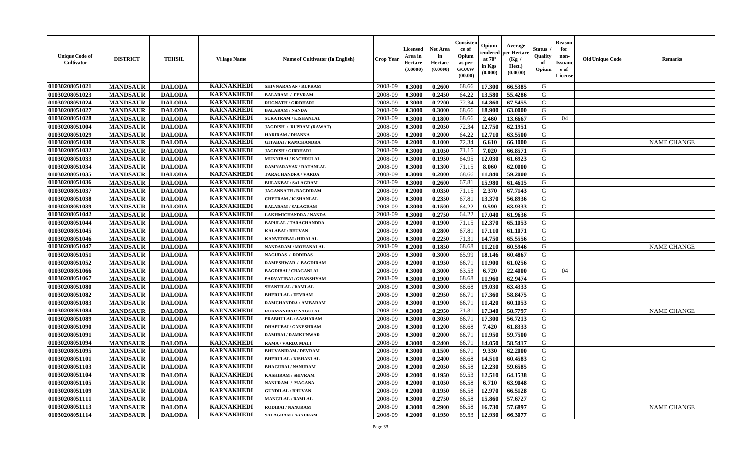| Unique Code of Cultivator | DISTRICT | TEHSIL | Village Name | Name of Cultivator (In English) | Crop Year | Licensed Area in Hectare (0.0000) | Net Area in Hectare (0.0000) | Consistence of Opium as per GOAW (00.00) | Opium tendered at 70° in Kgs (0.000) | Average per Hectare (Kg / Hect.) (0.0000) | Status / Quality of Opium | Reason for non-Issuance of License | Old Unique Code | Remarks |
|---|---|---|---|---|---|---|---|---|---|---|---|---|---|---|
| 01030208051021 | MANDSAUR | DALODA | KARNAKHEDI | SHIVNARAYAN / RUPRAM | 2008-09 | 0.3000 | 0.2600 | 68.66 | 17.300 | 66.5385 | G | | | |
| 01030208051023 | MANDSAUR | DALODA | KARNAKHEDI | BALARAM / DEVRAM | 2008-09 | 0.3000 | 0.2450 | 64.22 | 13.580 | 55.4286 | G | | | |
| 01030208051024 | MANDSAUR | DALODA | KARNAKHEDI | RUGNATH / GIRDHARI | 2008-09 | 0.3000 | 0.2200 | 72.34 | 14.860 | 67.5455 | G | | | |
| 01030208051027 | MANDSAUR | DALODA | KARNAKHEDI | BALARAM / NANDA | 2008-09 | 0.3000 | 0.3000 | 68.66 | 18.900 | 63.0000 | G | | | |
| 01030208051028 | MANDSAUR | DALODA | KARNAKHEDI | SURATRAM / KISHANLAL | 2008-09 | 0.3000 | 0.1800 | 68.66 | 2.460 | 13.6667 | G | 04 | | |
| 01030208051004 | MANDSAUR | DALODA | KARNAKHEDI | JAGDISH / RUPRAM (RAWAT) | 2008-09 | 0.3000 | 0.2050 | 72.34 | 12.750 | 62.1951 | G | | | |
| 01030208051029 | MANDSAUR | DALODA | KARNAKHEDI | HARIRAM / DHANNA | 2008-09 | 0.2000 | 0.2000 | 64.22 | 12.710 | 63.5500 | G | | | |
| 01030208051030 | MANDSAUR | DALODA | KARNAKHEDI | GITABAI / RAMCHANDRA | 2008-09 | 0.2000 | 0.1000 | 72.34 | 6.610 | 66.1000 | G | | | NAME CHANGE |
| 01030208051032 | MANDSAUR | DALODA | KARNAKHEDI | JAGDISH / GIRDHARI | 2008-09 | 0.3000 | 0.1050 | 71.15 | 7.020 | 66.8571 | G | | | |
| 01030208051033 | MANDSAUR | DALODA | KARNAKHEDI | MUNNIBAI / KACHRULAL | 2008-09 | 0.3000 | 0.1950 | 64.95 | 12.030 | 61.6923 | G | | | |
| 01030208051034 | MANDSAUR | DALODA | KARNAKHEDI | RAMNARAYAN / RATANLAL | 2008-09 | 0.3000 | 0.1300 | 71.15 | 8.060 | 62.0000 | G | | | |
| 01030208051035 | MANDSAUR | DALODA | KARNAKHEDI | TARACHANDRA / VARDA | 2008-09 | 0.3000 | 0.2000 | 68.66 | 11.840 | 59.2000 | G | | | |
| 01030208051036 | MANDSAUR | DALODA | KARNAKHEDI | BULAKBAI / SALAGRAM | 2008-09 | 0.3000 | 0.2600 | 67.81 | 15.980 | 61.4615 | G | | | |
| 01030208051037 | MANDSAUR | DALODA | KARNAKHEDI | JAGANNATH / BAGDIRAM | 2008-09 | 0.2000 | 0.0350 | 71.15 | 2.370 | 67.7143 | G | | | |
| 01030208051038 | MANDSAUR | DALODA | KARNAKHEDI | CHETRAM / KISHANLAL | 2008-09 | 0.3000 | 0.2350 | 67.81 | 13.370 | 56.8936 | G | | | |
| 01030208051039 | MANDSAUR | DALODA | KARNAKHEDI | BALARAM / SALAGRAM | 2008-09 | 0.3000 | 0.1500 | 64.22 | 9.590 | 63.9333 | G | | | |
| 01030208051042 | MANDSAUR | DALODA | KARNAKHEDI | LAKHMICHANDRA / NANDA | 2008-09 | 0.3000 | 0.2750 | 64.22 | 17.040 | 61.9636 | G | | | |
| 01030208051044 | MANDSAUR | DALODA | KARNAKHEDI | BAPULAL / TARACHANDRA | 2008-09 | 0.2000 | 0.1900 | 71.15 | 12.370 | 65.1053 | G | | | |
| 01030208051045 | MANDSAUR | DALODA | KARNAKHEDI | KALABAI / BHUVAN | 2008-09 | 0.3000 | 0.2800 | 67.81 | 17.110 | 61.1071 | G | | | |
| 01030208051046 | MANDSAUR | DALODA | KARNAKHEDI | KANVERIBAI / HIRALAL | 2008-09 | 0.3000 | 0.2250 | 71.31 | 14.750 | 65.5556 | G | | | |
| 01030208051047 | MANDSAUR | DALODA | KARNAKHEDI | NANDARAM / MOHANALAL | 2008-09 | 0.2000 | 0.1850 | 68.68 | 11.210 | 60.5946 | G | | | NAME CHANGE |
| 01030208051051 | MANDSAUR | DALODA | KARNAKHEDI | NAGUDAS / RODIDAS | 2008-09 | 0.3000 | 0.3000 | 65.99 | 18.146 | 60.4867 | G | | | |
| 01030208051052 | MANDSAUR | DALODA | KARNAKHEDI | RAMESHWAR / BAGDIRAM | 2008-09 | 0.2000 | 0.1950 | 66.71 | 11.900 | 61.0256 | G | | | |
| 01030208051066 | MANDSAUR | DALODA | KARNAKHEDI | BAGDIBAI / CHAGANLAL | 2008-09 | 0.3000 | 0.3000 | 63.53 | 6.720 | 22.4000 | G | 04 | | |
| 01030208051067 | MANDSAUR | DALODA | KARNAKHEDI | PARVATIBAI / GHANSHYAM | 2008-09 | 0.3000 | 0.1900 | 68.68 | 11.960 | 62.9474 | G | | | |
| 01030208051080 | MANDSAUR | DALODA | KARNAKHEDI | SHANTILAL / RAMLAL | 2008-09 | 0.3000 | 0.3000 | 68.68 | 19.030 | 63.4333 | G | | | |
| 01030208051082 | MANDSAUR | DALODA | KARNAKHEDI | BHERULAL / DEVRAM | 2008-09 | 0.3000 | 0.2950 | 66.71 | 17.360 | 58.8475 | G | | | |
| 01030208051083 | MANDSAUR | DALODA | KARNAKHEDI | RAMCHANDRA / AMBARAM | 2008-09 | 0.3000 | 0.1900 | 66.71 | 11.420 | 60.1053 | G | | | |
| 01030208051084 | MANDSAUR | DALODA | KARNAKHEDI | RUKMANIBAI / NAGULAL | 2008-09 | 0.3000 | 0.2950 | 71.31 | 17.340 | 58.7797 | G | | | NAME CHANGE |
| 01030208051089 | MANDSAUR | DALODA | KARNAKHEDI | PRABHULAL / AASHARAM | 2008-09 | 0.3000 | 0.3050 | 66.71 | 17.300 | 56.7213 | G | | | |
| 01030208051090 | MANDSAUR | DALODA | KARNAKHEDI | DHAPUBAI / GANESHRAM | 2008-09 | 0.3000 | 0.1200 | 68.68 | 7.420 | 61.8333 | G | | | |
| 01030208051091 | MANDSAUR | DALODA | KARNAKHEDI | RAMIBAI / RAMKUNWAR | 2008-09 | 0.3000 | 0.2000 | 66.71 | 11.950 | 59.7500 | G | | | |
| 01030208051094 | MANDSAUR | DALODA | KARNAKHEDI | RAMA / VARDA MALI | 2008-09 | 0.3000 | 0.2400 | 66.71 | 14.050 | 58.5417 | G | | | |
| 01030208051095 | MANDSAUR | DALODA | KARNAKHEDI | BHUVANIRAM / DEVRAM | 2008-09 | 0.3000 | 0.1500 | 66.71 | 9.330 | 62.2000 | G | | | |
| 01030208051101 | MANDSAUR | DALODA | KARNAKHEDI | BHERULAL / KISHANLAL | 2008-09 | 0.3000 | 0.2400 | 68.68 | 14.510 | 60.4583 | G | | | |
| 01030208051103 | MANDSAUR | DALODA | KARNAKHEDI | BHAGUBAI / NANURAM | 2008-09 | 0.2000 | 0.2050 | 66.58 | 12.230 | 59.6585 | G | | | |
| 01030208051104 | MANDSAUR | DALODA | KARNAKHEDI | KASHIRAM / SHIVRAM | 2008-09 | 0.2000 | 0.1950 | 69.53 | 12.510 | 64.1538 | G | | | |
| 01030208051105 | MANDSAUR | DALODA | KARNAKHEDI | NANURAM / MAGANA | 2008-09 | 0.2000 | 0.1050 | 66.58 | 6.710 | 63.9048 | G | | | |
| 01030208051109 | MANDSAUR | DALODA | KARNAKHEDI | GUNDILAL / BHUVAN | 2008-09 | 0.2000 | 0.1950 | 66.58 | 12.970 | 66.5128 | G | | | |
| 01030208051111 | MANDSAUR | DALODA | KARNAKHEDI | MANGILAL / RAMLAL | 2008-09 | 0.3000 | 0.2750 | 66.58 | 15.860 | 57.6727 | G | | | |
| 01030208051113 | MANDSAUR | DALODA | KARNAKHEDI | RODIBAI / NANURAM | 2008-09 | 0.3000 | 0.2900 | 66.58 | 16.730 | 57.6897 | G | | | NAME CHANGE |
| 01030208051114 | MANDSAUR | DALODA | KARNAKHEDI | SALAGRAM / NANURAM | 2008-09 | 0.2000 | 0.1950 | 69.53 | 12.930 | 66.3077 | G | | | |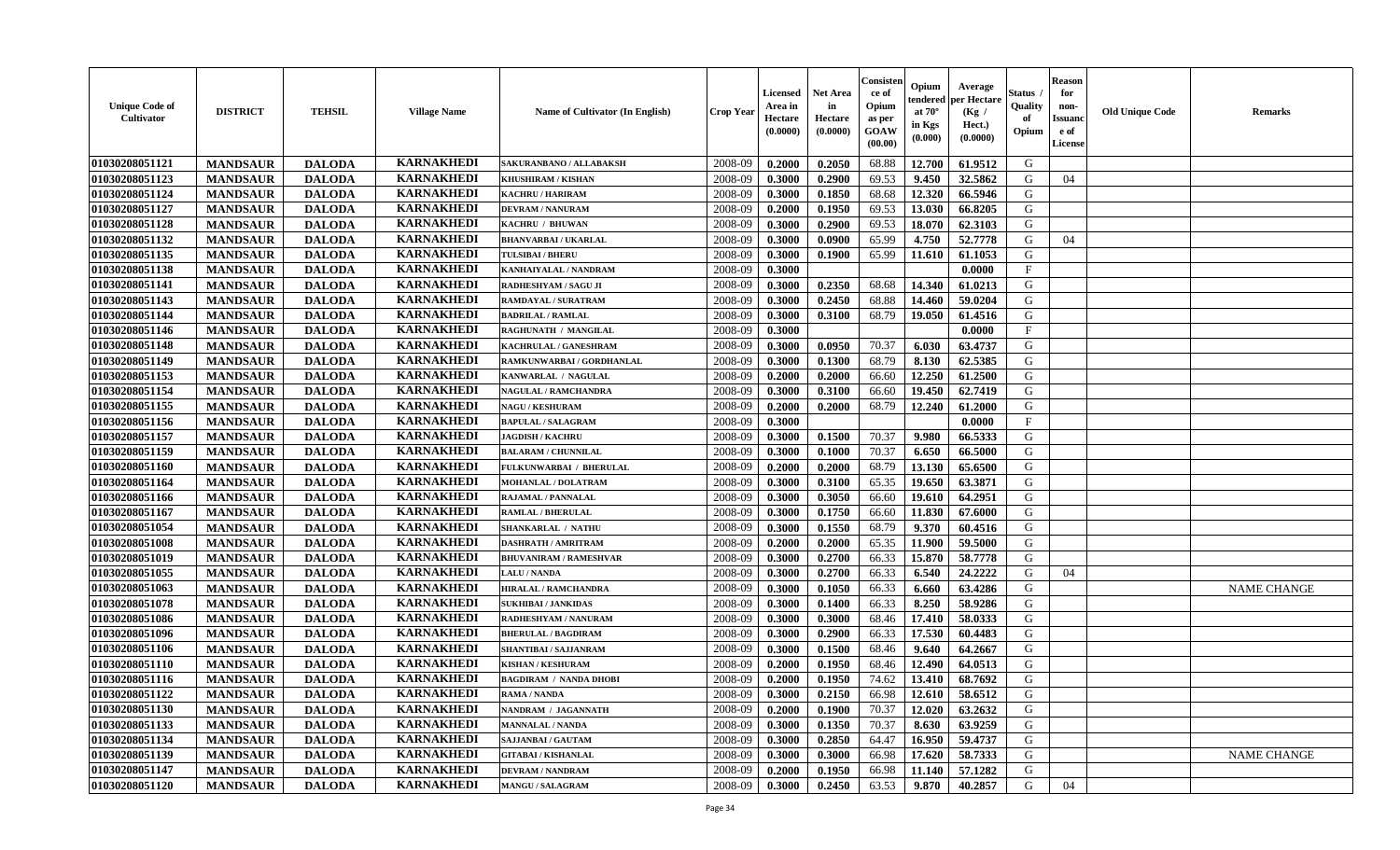| Unique Code of Cultivator | DISTRICT | TEHSIL | Village Name | Name of Cultivator (In English) | Crop Year | Licensed Area in Hectare (0.0000) | Net Area in Hectare (0.0000) | Consistence of Opium as per GOAW (00.00) | Opium tendered at 70° in Kgs (0.000) | Average per Hectare (Kg / Hect.) (0.0000) | Status / Quality of Opium | Reason for non-Issuance of License | Old Unique Code | Remarks |
|---|---|---|---|---|---|---|---|---|---|---|---|---|---|---|
| 01030208051121 | MANDSAUR | DALODA | KARNAKHEDI | SAKURANBANO / ALLABAKSH | 2008-09 | 0.2000 | 0.2050 | 68.88 | 12.700 | 61.9512 | G | | | |
| 01030208051123 | MANDSAUR | DALODA | KARNAKHEDI | KHUSHIRAM / KISHAN | 2008-09 | 0.3000 | 0.2900 | 69.53 | 9.450 | 32.5862 | G | 04 | | |
| 01030208051124 | MANDSAUR | DALODA | KARNAKHEDI | KACHRU / HARIRAM | 2008-09 | 0.3000 | 0.1850 | 68.68 | 12.320 | 66.5946 | G | | | |
| 01030208051127 | MANDSAUR | DALODA | KARNAKHEDI | DEVRAM / NANURAM | 2008-09 | 0.2000 | 0.1950 | 69.53 | 13.030 | 66.8205 | G | | | |
| 01030208051128 | MANDSAUR | DALODA | KARNAKHEDI | KACHRU / BHUWAN | 2008-09 | 0.3000 | 0.2900 | 69.53 | 18.070 | 62.3103 | G | | | |
| 01030208051132 | MANDSAUR | DALODA | KARNAKHEDI | BHANVARBAI / UKARLAL | 2008-09 | 0.3000 | 0.0900 | 65.99 | 4.750 | 52.7778 | G | 04 | | |
| 01030208051135 | MANDSAUR | DALODA | KARNAKHEDI | TULSIBAI / BHERU | 2008-09 | 0.3000 | 0.1900 | 65.99 | 11.610 | 61.1053 | G | | | |
| 01030208051138 | MANDSAUR | DALODA | KARNAKHEDI | KANHAIYALAL / NANDRAM | 2008-09 | 0.3000 | | | | 0.0000 | F | | | |
| 01030208051141 | MANDSAUR | DALODA | KARNAKHEDI | RADHESHYAM / SAGU JI | 2008-09 | 0.3000 | 0.2350 | 68.68 | 14.340 | 61.0213 | G | | | |
| 01030208051143 | MANDSAUR | DALODA | KARNAKHEDI | RAMDAYAL / SURATRAM | 2008-09 | 0.3000 | 0.2450 | 68.88 | 14.460 | 59.0204 | G | | | |
| 01030208051144 | MANDSAUR | DALODA | KARNAKHEDI | BADRILAL / RAMLAL | 2008-09 | 0.3000 | 0.3100 | 68.79 | 19.050 | 61.4516 | G | | | |
| 01030208051146 | MANDSAUR | DALODA | KARNAKHEDI | RAGHUNATH / MANGILAL | 2008-09 | 0.3000 | | | | 0.0000 | F | | | |
| 01030208051148 | MANDSAUR | DALODA | KARNAKHEDI | KACHRULAL / GANESHRAM | 2008-09 | 0.3000 | 0.0950 | 70.37 | 6.030 | 63.4737 | G | | | |
| 01030208051149 | MANDSAUR | DALODA | KARNAKHEDI | RAMKUNWARBAI / GORDHANLAL | 2008-09 | 0.3000 | 0.1300 | 68.79 | 8.130 | 62.5385 | G | | | |
| 01030208051153 | MANDSAUR | DALODA | KARNAKHEDI | KANWARLAL / NAGULAL | 2008-09 | 0.2000 | 0.2000 | 66.60 | 12.250 | 61.2500 | G | | | |
| 01030208051154 | MANDSAUR | DALODA | KARNAKHEDI | NAGULAL / RAMCHANDRA | 2008-09 | 0.3000 | 0.3100 | 66.60 | 19.450 | 62.7419 | G | | | |
| 01030208051155 | MANDSAUR | DALODA | KARNAKHEDI | NAGU / KESHURAM | 2008-09 | 0.2000 | 0.2000 | 68.79 | 12.240 | 61.2000 | G | | | |
| 01030208051156 | MANDSAUR | DALODA | KARNAKHEDI | BAPULAL / SALAGRAM | 2008-09 | 0.3000 | | | | 0.0000 | F | | | |
| 01030208051157 | MANDSAUR | DALODA | KARNAKHEDI | JAGDISH / KACHRU | 2008-09 | 0.3000 | 0.1500 | 70.37 | 9.980 | 66.5333 | G | | | |
| 01030208051159 | MANDSAUR | DALODA | KARNAKHEDI | BALARAM / CHUNNILAL | 2008-09 | 0.3000 | 0.1000 | 70.37 | 6.650 | 66.5000 | G | | | |
| 01030208051160 | MANDSAUR | DALODA | KARNAKHEDI | FULKUNWARBAI / BHERULAL | 2008-09 | 0.2000 | 0.2000 | 68.79 | 13.130 | 65.6500 | G | | | |
| 01030208051164 | MANDSAUR | DALODA | KARNAKHEDI | MOHANLAL / DOLATRAM | 2008-09 | 0.3000 | 0.3100 | 65.35 | 19.650 | 63.3871 | G | | | |
| 01030208051166 | MANDSAUR | DALODA | KARNAKHEDI | RAJAMAL / PANNALAL | 2008-09 | 0.3000 | 0.3050 | 66.60 | 19.610 | 64.2951 | G | | | |
| 01030208051167 | MANDSAUR | DALODA | KARNAKHEDI | RAMLAL / BHERULAL | 2008-09 | 0.3000 | 0.1750 | 66.60 | 11.830 | 67.6000 | G | | | |
| 01030208051054 | MANDSAUR | DALODA | KARNAKHEDI | SHANKARLAL / NATHU | 2008-09 | 0.3000 | 0.1550 | 68.79 | 9.370 | 60.4516 | G | | | |
| 01030208051008 | MANDSAUR | DALODA | KARNAKHEDI | DASHRATH / AMRITRAM | 2008-09 | 0.2000 | 0.2000 | 65.35 | 11.900 | 59.5000 | G | | | |
| 01030208051019 | MANDSAUR | DALODA | KARNAKHEDI | BHUVANIRAM / RAMESHVAR | 2008-09 | 0.3000 | 0.2700 | 66.33 | 15.870 | 58.7778 | G | | | |
| 01030208051055 | MANDSAUR | DALODA | KARNAKHEDI | LALU / NANDA | 2008-09 | 0.3000 | 0.2700 | 66.33 | 6.540 | 24.2222 | G | 04 | | |
| 01030208051063 | MANDSAUR | DALODA | KARNAKHEDI | HIRALAL / RAMCHANDRA | 2008-09 | 0.3000 | 0.1050 | 66.33 | 6.660 | 63.4286 | G | | | NAME CHANGE |
| 01030208051078 | MANDSAUR | DALODA | KARNAKHEDI | SUKHIBAI / JANKIDAS | 2008-09 | 0.3000 | 0.1400 | 66.33 | 8.250 | 58.9286 | G | | | |
| 01030208051086 | MANDSAUR | DALODA | KARNAKHEDI | RADHESHYAM / NANURAM | 2008-09 | 0.3000 | 0.3000 | 68.46 | 17.410 | 58.0333 | G | | | |
| 01030208051096 | MANDSAUR | DALODA | KARNAKHEDI | BHERULAL / BAGDIRAM | 2008-09 | 0.3000 | 0.2900 | 66.33 | 17.530 | 60.4483 | G | | | |
| 01030208051106 | MANDSAUR | DALODA | KARNAKHEDI | SHANTIBAI / SAJJANRAM | 2008-09 | 0.3000 | 0.1500 | 68.46 | 9.640 | 64.2667 | G | | | |
| 01030208051110 | MANDSAUR | DALODA | KARNAKHEDI | KISHAN / KESHURAM | 2008-09 | 0.2000 | 0.1950 | 68.46 | 12.490 | 64.0513 | G | | | |
| 01030208051116 | MANDSAUR | DALODA | KARNAKHEDI | BAGDIRAM / NANDA DHOBI | 2008-09 | 0.2000 | 0.1950 | 74.62 | 13.410 | 68.7692 | G | | | |
| 01030208051122 | MANDSAUR | DALODA | KARNAKHEDI | RAMA / NANDA | 2008-09 | 0.3000 | 0.2150 | 66.98 | 12.610 | 58.6512 | G | | | |
| 01030208051130 | MANDSAUR | DALODA | KARNAKHEDI | NANDRAM / JAGANNATH | 2008-09 | 0.2000 | 0.1900 | 70.37 | 12.020 | 63.2632 | G | | | |
| 01030208051133 | MANDSAUR | DALODA | KARNAKHEDI | MANNALAL / NANDA | 2008-09 | 0.3000 | 0.1350 | 70.37 | 8.630 | 63.9259 | G | | | |
| 01030208051134 | MANDSAUR | DALODA | KARNAKHEDI | SAJJANBAI / GAUTAM | 2008-09 | 0.3000 | 0.2850 | 64.47 | 16.950 | 59.4737 | G | | | |
| 01030208051139 | MANDSAUR | DALODA | KARNAKHEDI | GITABAI / KISHANLAL | 2008-09 | 0.3000 | 0.3000 | 66.98 | 17.620 | 58.7333 | G | | | NAME CHANGE |
| 01030208051147 | MANDSAUR | DALODA | KARNAKHEDI | DEVRAM / NANDRAM | 2008-09 | 0.2000 | 0.1950 | 66.98 | 11.140 | 57.1282 | G | | | |
| 01030208051120 | MANDSAUR | DALODA | KARNAKHEDI | MANGU / SALAGRAM | 2008-09 | 0.3000 | 0.2450 | 63.53 | 9.870 | 40.2857 | G | 04 | | |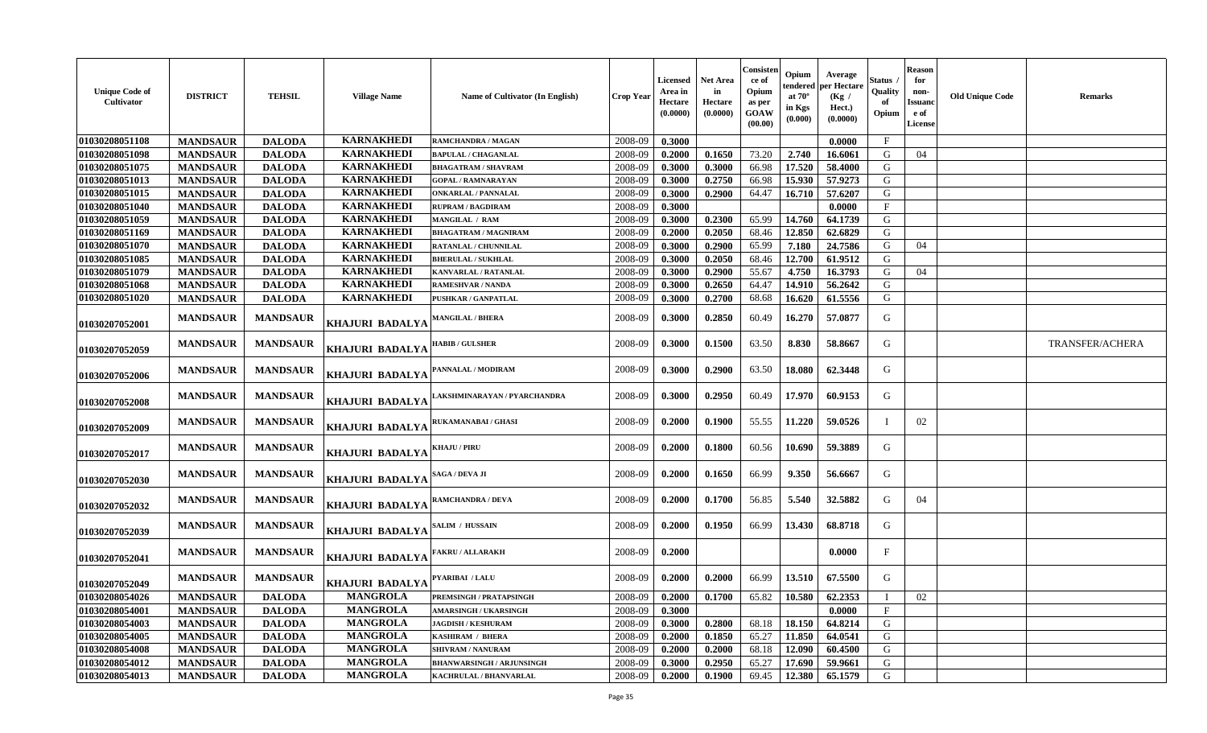| Unique Code of Cultivator | DISTRICT | TEHSIL | Village Name | Name of Cultivator (In English) | Crop Year | Licensed Area in Hectare (0.0000) | Net Area in Hectare (0.0000) | Consistence of Opium as per GOAW (00.00) | Opium tendered at 70° in Kgs (0.000) | Average per Hectare (Kg / Hect.) (0.0000) | Status / Quality of Opium | Reason for non-Issuance of License | Old Unique Code | Remarks |
|---|---|---|---|---|---|---|---|---|---|---|---|---|---|---|
| 01030208051108 | MANDSAUR | DALODA | KARNAKHEDI | RAMCHANDRA / MAGAN | 2008-09 | 0.3000 | | | | 0.0000 | F | | | |
| 01030208051098 | MANDSAUR | DALODA | KARNAKHEDI | BAPULAL / CHAGANLAL | 2008-09 | 0.2000 | 0.1650 | 73.20 | 2.740 | 16.6061 | G | 04 | | |
| 01030208051075 | MANDSAUR | DALODA | KARNAKHEDI | BHAGATRAM / SHAVRAM | 2008-09 | 0.3000 | 0.3000 | 66.98 | 17.520 | 58.4000 | G | | | |
| 01030208051013 | MANDSAUR | DALODA | KARNAKHEDI | GOPAL / RAMNARAYAN | 2008-09 | 0.3000 | 0.2750 | 66.98 | 15.930 | 57.9273 | G | | | |
| 01030208051015 | MANDSAUR | DALODA | KARNAKHEDI | ONKARLAL / PANNALAL | 2008-09 | 0.3000 | 0.2900 | 64.47 | 16.710 | 57.6207 | G | | | |
| 01030208051040 | MANDSAUR | DALODA | KARNAKHEDI | RUPRAM / BAGDIRAM | 2008-09 | 0.3000 | | | | 0.0000 | F | | | |
| 01030208051059 | MANDSAUR | DALODA | KARNAKHEDI | MANGILAL / RAM | 2008-09 | 0.3000 | 0.2300 | 65.99 | 14.760 | 64.1739 | G | | | |
| 01030208051169 | MANDSAUR | DALODA | KARNAKHEDI | BHAGATRAM / MAGNIRAM | 2008-09 | 0.2000 | 0.2050 | 68.46 | 12.850 | 62.6829 | G | | | |
| 01030208051070 | MANDSAUR | DALODA | KARNAKHEDI | RATANLAL / CHUNNILAL | 2008-09 | 0.3000 | 0.2900 | 65.99 | 7.180 | 24.7586 | G | 04 | | |
| 01030208051085 | MANDSAUR | DALODA | KARNAKHEDI | BHERULAL / SUKHLAL | 2008-09 | 0.3000 | 0.2050 | 68.46 | 12.700 | 61.9512 | G | | | |
| 01030208051079 | MANDSAUR | DALODA | KARNAKHEDI | KANVARLAL / RATANLAL | 2008-09 | 0.3000 | 0.2900 | 55.67 | 4.750 | 16.3793 | G | 04 | | |
| 01030208051068 | MANDSAUR | DALODA | KARNAKHEDI | RAMESHVAR / NANDA | 2008-09 | 0.3000 | 0.2650 | 64.47 | 14.910 | 56.2642 | G | | | |
| 01030208051020 | MANDSAUR | DALODA | KARNAKHEDI | PUSHKAR / GANPATLAL | 2008-09 | 0.3000 | 0.2700 | 68.68 | 16.620 | 61.5556 | G | | | |
| 01030207052001 | MANDSAUR | MANDSAUR | KHAJURI BADALYA | MANGILAL / BHERA | 2008-09 | 0.3000 | 0.2850 | 60.49 | 16.270 | 57.0877 | G | | | |
| 01030207052059 | MANDSAUR | MANDSAUR | KHAJURI BADALYA | HABIB / GULSHER | 2008-09 | 0.3000 | 0.1500 | 63.50 | 8.830 | 58.8667 | G | | | TRANSFER/ACHERA |
| 01030207052006 | MANDSAUR | MANDSAUR | KHAJURI BADALYA | PANNALAL / MODIRAM | 2008-09 | 0.3000 | 0.2900 | 63.50 | 18.080 | 62.3448 | G | | | |
| 01030207052008 | MANDSAUR | MANDSAUR | KHAJURI BADALYA | LAKSHMINARAYAN / PYARCHANDRA | 2008-09 | 0.3000 | 0.2950 | 60.49 | 17.970 | 60.9153 | G | | | |
| 01030207052009 | MANDSAUR | MANDSAUR | KHAJURI BADALYA | RUKAMANABAI / GHASI | 2008-09 | 0.2000 | 0.1900 | 55.55 | 11.220 | 59.0526 | I | 02 | | |
| 01030207052017 | MANDSAUR | MANDSAUR | KHAJURI BADALYA | KHAJU / PIRU | 2008-09 | 0.2000 | 0.1800 | 60.56 | 10.690 | 59.3889 | G | | | |
| 01030207052030 | MANDSAUR | MANDSAUR | KHAJURI BADALYA | SAGA / DEVA JI | 2008-09 | 0.2000 | 0.1650 | 66.99 | 9.350 | 56.6667 | G | | | |
| 01030207052032 | MANDSAUR | MANDSAUR | KHAJURI BADALYA | RAMCHANDRA / DEVA | 2008-09 | 0.2000 | 0.1700 | 56.85 | 5.540 | 32.5882 | G | 04 | | |
| 01030207052039 | MANDSAUR | MANDSAUR | KHAJURI BADALYA | SALIM / HUSSAIN | 2008-09 | 0.2000 | 0.1950 | 66.99 | 13.430 | 68.8718 | G | | | |
| 01030207052041 | MANDSAUR | MANDSAUR | KHAJURI BADALYA | FAKRU / ALLARAKH | 2008-09 | 0.2000 | | | | 0.0000 | F | | | |
| 01030207052049 | MANDSAUR | MANDSAUR | KHAJURI BADALYA | PYARIBAI / LALU | 2008-09 | 0.2000 | 0.2000 | 66.99 | 13.510 | 67.5500 | G | | | |
| 01030208054026 | MANDSAUR | DALODA | MANGROLA | PREMSINGH / PRATAPSINGH | 2008-09 | 0.2000 | 0.1700 | 65.82 | 10.580 | 62.2353 | I | 02 | | |
| 01030208054001 | MANDSAUR | DALODA | MANGROLA | AMARSINGH / UKARSINGH | 2008-09 | 0.3000 | | | | 0.0000 | F | | | |
| 01030208054003 | MANDSAUR | DALODA | MANGROLA | JAGDISH / KESHURAM | 2008-09 | 0.3000 | 0.2800 | 68.18 | 18.150 | 64.8214 | G | | | |
| 01030208054005 | MANDSAUR | DALODA | MANGROLA | KASHIRAM / BHERA | 2008-09 | 0.2000 | 0.1850 | 65.27 | 11.850 | 64.0541 | G | | | |
| 01030208054008 | MANDSAUR | DALODA | MANGROLA | SHIVRAM / NANURAM | 2008-09 | 0.2000 | 0.2000 | 68.18 | 12.090 | 60.4500 | G | | | |
| 01030208054012 | MANDSAUR | DALODA | MANGROLA | BHANWARSINGH / ARJUNSINGH | 2008-09 | 0.3000 | 0.2950 | 65.27 | 17.690 | 59.9661 | G | | | |
| 01030208054013 | MANDSAUR | DALODA | MANGROLA | KACHRULAL / BHANVARLAL | 2008-09 | 0.2000 | 0.1900 | 69.45 | 12.380 | 65.1579 | G | | | |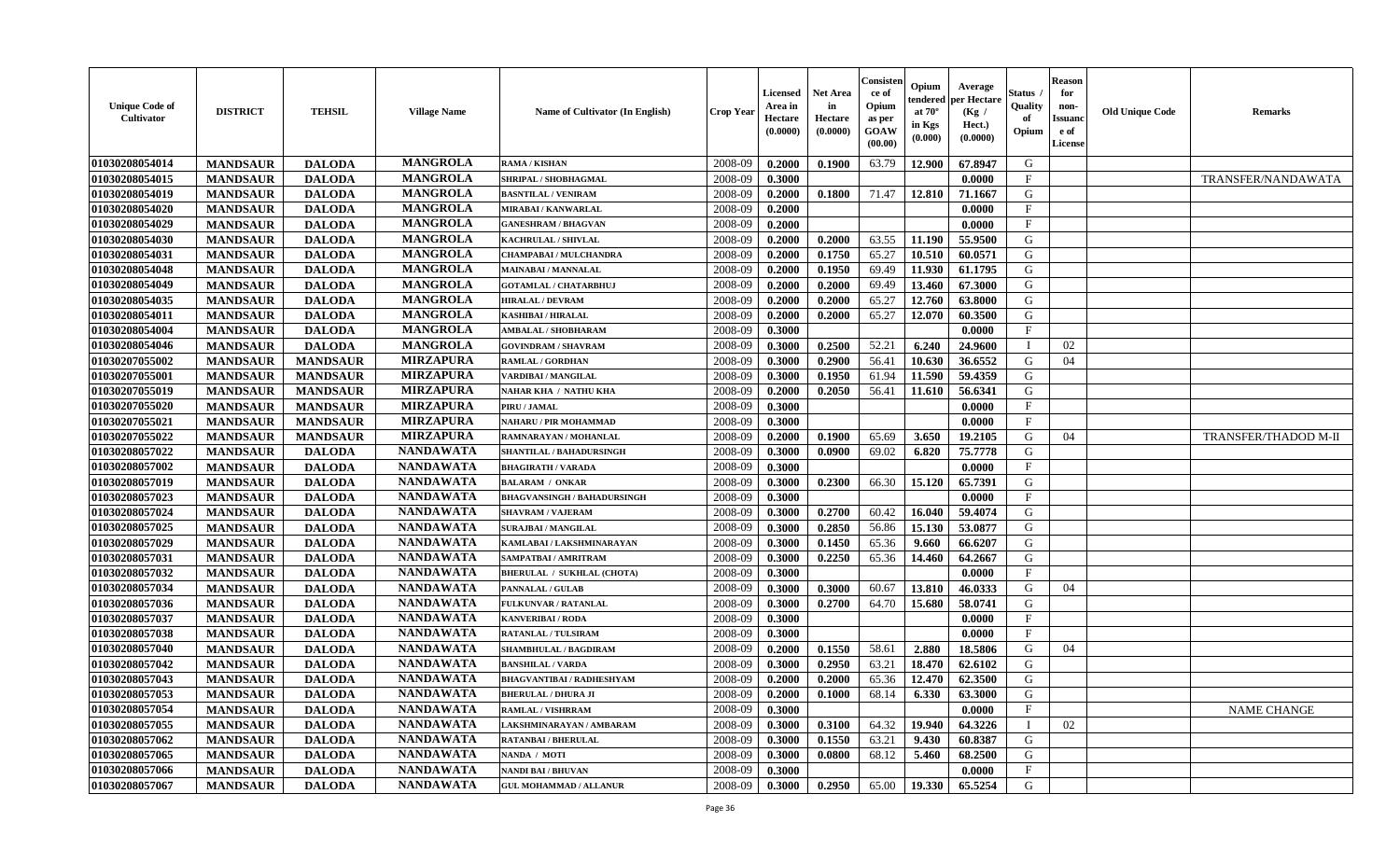| Unique Code of Cultivator | DISTRICT | TEHSIL | Village Name | Name of Cultivator (In English) | Crop Year | Licensed Area in Hectare (0.0000) | Net Area in Hectare (0.0000) | Consistence of Opium as per GOAW (00.00) | Opium tendered at 70° in Kgs (0.000) | Average per Hectare (Kg / Hect.) (0.0000) | Status / Quality of Opium | Reason for non-Issuance of License | Old Unique Code | Remarks |
|---|---|---|---|---|---|---|---|---|---|---|---|---|---|---|
| 01030208054014 | MANDSAUR | DALODA | MANGROLA | RAMA / KISHAN | 2008-09 | 0.2000 | 0.1900 | 63.79 | 12.900 | 67.8947 | G | | | |
| 01030208054015 | MANDSAUR | DALODA | MANGROLA | SHRIPAL / SHOBHAGMAL | 2008-09 | 0.3000 | | | | 0.0000 | F | | | TRANSFER/NANDAWATA |
| 01030208054019 | MANDSAUR | DALODA | MANGROLA | BASNTILAL / VENIRAM | 2008-09 | 0.2000 | 0.1800 | 71.47 | 12.810 | 71.1667 | G | | | |
| 01030208054020 | MANDSAUR | DALODA | MANGROLA | MIRABAI / KANWARLAL | 2008-09 | 0.2000 | | | | 0.0000 | F | | | |
| 01030208054029 | MANDSAUR | DALODA | MANGROLA | GANESHRAM / BHAGVAN | 2008-09 | 0.2000 | | | | 0.0000 | F | | | |
| 01030208054030 | MANDSAUR | DALODA | MANGROLA | KACHRULAL / SHIVLAL | 2008-09 | 0.2000 | 0.2000 | 63.55 | 11.190 | 55.9500 | G | | | |
| 01030208054031 | MANDSAUR | DALODA | MANGROLA | CHAMPABAI / MULCHANDRA | 2008-09 | 0.2000 | 0.1750 | 65.27 | 10.510 | 60.0571 | G | | | |
| 01030208054048 | MANDSAUR | DALODA | MANGROLA | MAINABAI / MANNALAL | 2008-09 | 0.2000 | 0.1950 | 69.49 | 11.930 | 61.1795 | G | | | |
| 01030208054049 | MANDSAUR | DALODA | MANGROLA | GOTAMLAL / CHATARBHUJ | 2008-09 | 0.2000 | 0.2000 | 69.49 | 13.460 | 67.3000 | G | | | |
| 01030208054035 | MANDSAUR | DALODA | MANGROLA | HIRALAL / DEVRAM | 2008-09 | 0.2000 | 0.2000 | 65.27 | 12.760 | 63.8000 | G | | | |
| 01030208054011 | MANDSAUR | DALODA | MANGROLA | KASHIBAI / HIRALAL | 2008-09 | 0.2000 | 0.2000 | 65.27 | 12.070 | 60.3500 | G | | | |
| 01030208054004 | MANDSAUR | DALODA | MANGROLA | AMBALAL / SHOBHARAM | 2008-09 | 0.3000 | | | | 0.0000 | F | | | |
| 01030208054046 | MANDSAUR | DALODA | MANGROLA | GOVINDRAM / SHAVRAM | 2008-09 | 0.3000 | 0.2500 | 52.21 | 6.240 | 24.9600 | I | 02 | | |
| 01030207055002 | MANDSAUR | MANDSAUR | MIRZAPURA | RAMLAL / GORDHAN | 2008-09 | 0.3000 | 0.2900 | 56.41 | 10.630 | 36.6552 | G | 04 | | |
| 01030207055001 | MANDSAUR | MANDSAUR | MIRZAPURA | VARDIBAI / MANGILAL | 2008-09 | 0.3000 | 0.1950 | 61.94 | 11.590 | 59.4359 | G | | | |
| 01030207055019 | MANDSAUR | MANDSAUR | MIRZAPURA | NAHAR KHA / NATHU KHA | 2008-09 | 0.2000 | 0.2050 | 56.41 | 11.610 | 56.6341 | G | | | |
| 01030207055020 | MANDSAUR | MANDSAUR | MIRZAPURA | PIRU / JAMAL | 2008-09 | 0.3000 | | | | 0.0000 | F | | | |
| 01030207055021 | MANDSAUR | MANDSAUR | MIRZAPURA | NAHARU / PIR MOHAMMAD | 2008-09 | 0.3000 | | | | 0.0000 | F | | | |
| 01030207055022 | MANDSAUR | MANDSAUR | MIRZAPURA | RAMNARAYAN / MOHANLAL | 2008-09 | 0.2000 | 0.1900 | 65.69 | 3.650 | 19.2105 | G | 04 | | TRANSFER/THADOD M-II |
| 01030208057022 | MANDSAUR | DALODA | NANDAWATA | SHANTILAL / BAHADURSINGH | 2008-09 | 0.3000 | 0.0900 | 69.02 | 6.820 | 75.7778 | G | | | |
| 01030208057002 | MANDSAUR | DALODA | NANDAWATA | BHAGIRATH / VARADA | 2008-09 | 0.3000 | | | | 0.0000 | F | | | |
| 01030208057019 | MANDSAUR | DALODA | NANDAWATA | BALARAM / ONKAR | 2008-09 | 0.3000 | 0.2300 | 66.30 | 15.120 | 65.7391 | G | | | |
| 01030208057023 | MANDSAUR | DALODA | NANDAWATA | BHAGVANSINGH / BAHADURSINGH | 2008-09 | 0.3000 | | | | 0.0000 | F | | | |
| 01030208057024 | MANDSAUR | DALODA | NANDAWATA | SHAVRAM / VAJERAM | 2008-09 | 0.3000 | 0.2700 | 60.42 | 16.040 | 59.4074 | G | | | |
| 01030208057025 | MANDSAUR | DALODA | NANDAWATA | SURAJBAI / MANGILAL | 2008-09 | 0.3000 | 0.2850 | 56.86 | 15.130 | 53.0877 | G | | | |
| 01030208057029 | MANDSAUR | DALODA | NANDAWATA | KAMLABAI / LAKSHMINARAYAN | 2008-09 | 0.3000 | 0.1450 | 65.36 | 9.660 | 66.6207 | G | | | |
| 01030208057031 | MANDSAUR | DALODA | NANDAWATA | SAMPATBAI / AMRITRAM | 2008-09 | 0.3000 | 0.2250 | 65.36 | 14.460 | 64.2667 | G | | | |
| 01030208057032 | MANDSAUR | DALODA | NANDAWATA | BHERULAL / SUKHLAL (CHOTA) | 2008-09 | 0.3000 | | | | 0.0000 | F | | | |
| 01030208057034 | MANDSAUR | DALODA | NANDAWATA | PANNALAL / GULAB | 2008-09 | 0.3000 | 0.3000 | 60.67 | 13.810 | 46.0333 | G | 04 | | |
| 01030208057036 | MANDSAUR | DALODA | NANDAWATA | FULKUNVAR / RATANLAL | 2008-09 | 0.3000 | 0.2700 | 64.70 | 15.680 | 58.0741 | G | | | |
| 01030208057037 | MANDSAUR | DALODA | NANDAWATA | KANVERIBAI / RODA | 2008-09 | 0.3000 | | | | 0.0000 | F | | | |
| 01030208057038 | MANDSAUR | DALODA | NANDAWATA | RATANLAL / TULSIRAM | 2008-09 | 0.3000 | | | | 0.0000 | F | | | |
| 01030208057040 | MANDSAUR | DALODA | NANDAWATA | SHAMBHULAL / BAGDIRAM | 2008-09 | 0.2000 | 0.1550 | 58.61 | 2.880 | 18.5806 | G | 04 | | |
| 01030208057042 | MANDSAUR | DALODA | NANDAWATA | BANSHILAL / VARDA | 2008-09 | 0.3000 | 0.2950 | 63.21 | 18.470 | 62.6102 | G | | | |
| 01030208057043 | MANDSAUR | DALODA | NANDAWATA | BHAGVANTIBAI / RADHESHYAM | 2008-09 | 0.2000 | 0.2000 | 65.36 | 12.470 | 62.3500 | G | | | |
| 01030208057053 | MANDSAUR | DALODA | NANDAWATA | BHERULAL / DHURA JI | 2008-09 | 0.2000 | 0.1000 | 68.14 | 6.330 | 63.3000 | G | | | |
| 01030208057054 | MANDSAUR | DALODA | NANDAWATA | RAMLAL / VISHRRAM | 2008-09 | 0.3000 | | | | 0.0000 | F | | | NAME CHANGE |
| 01030208057055 | MANDSAUR | DALODA | NANDAWATA | LAKSHMINARAYAN / AMBARAM | 2008-09 | 0.3000 | 0.3100 | 64.32 | 19.940 | 64.3226 | I | 02 | | |
| 01030208057062 | MANDSAUR | DALODA | NANDAWATA | RATANBAI / BHERULAL | 2008-09 | 0.3000 | 0.1550 | 63.21 | 9.430 | 60.8387 | G | | | |
| 01030208057065 | MANDSAUR | DALODA | NANDAWATA | NANDA / MOTI | 2008-09 | 0.3000 | 0.0800 | 68.12 | 5.460 | 68.2500 | G | | | |
| 01030208057066 | MANDSAUR | DALODA | NANDAWATA | NANDI BAI / BHUVAN | 2008-09 | 0.3000 | | | | 0.0000 | F | | | |
| 01030208057067 | MANDSAUR | DALODA | NANDAWATA | GUL MOHAMMAD / ALLANUR | 2008-09 | 0.3000 | 0.2950 | 65.00 | 19.330 | 65.5254 | G | | | |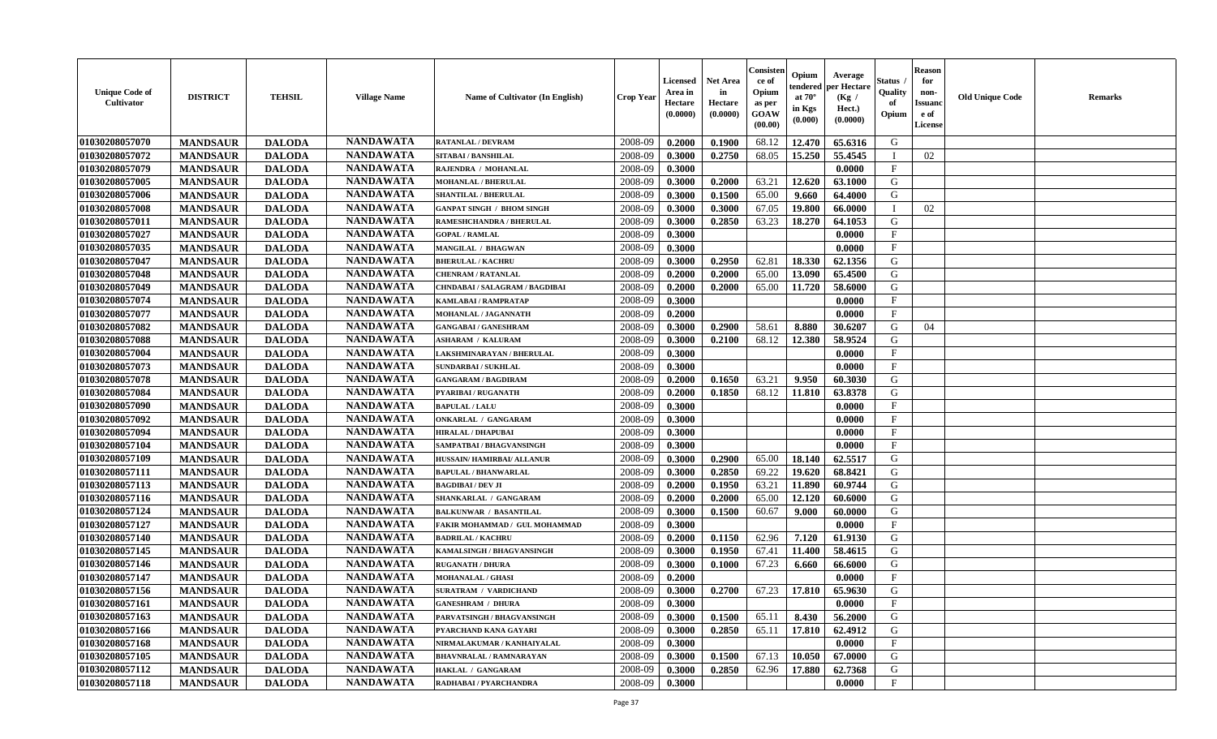| Unique Code of Cultivator | DISTRICT | TEHSIL | Village Name | Name of Cultivator (In English) | Crop Year | Licensed Area in Hectare (0.0000) | Net Area in Hectare (0.0000) | Consistence of Opium as per GOAW (00.00) | Opium tendered at 70° in Kgs (0.000) | Average per Hectare (Kg / Hect.) (0.0000) | Status / Quality of Opium | Reason for non-Issuance of License | Old Unique Code | Remarks |
|---|---|---|---|---|---|---|---|---|---|---|---|---|---|---|
| 01030208057070 | MANDSAUR | DALODA | NANDAWATA | RATANLAL / DEVRAM | 2008-09 | 0.2000 | 0.1900 | 68.12 | 12.470 | 65.6316 | G | | | |
| 01030208057072 | MANDSAUR | DALODA | NANDAWATA | SITABAI / BANSHILAL | 2008-09 | 0.3000 | 0.2750 | 68.05 | 15.250 | 55.4545 | I | 02 | | |
| 01030208057079 | MANDSAUR | DALODA | NANDAWATA | RAJENDRA / MOHANLAL | 2008-09 | 0.3000 | | | | 0.0000 | F | | | |
| 01030208057005 | MANDSAUR | DALODA | NANDAWATA | MOHANLAL / BHERULAL | 2008-09 | 0.3000 | 0.2000 | 63.21 | 12.620 | 63.1000 | G | | | |
| 01030208057006 | MANDSAUR | DALODA | NANDAWATA | SHANTILAL / BHERULAL | 2008-09 | 0.3000 | 0.1500 | 65.00 | 9.660 | 64.4000 | G | | | |
| 01030208057008 | MANDSAUR | DALODA | NANDAWATA | GANPAT SINGH / BHOM SINGH | 2008-09 | 0.3000 | 0.3000 | 67.05 | 19.800 | 66.0000 | I | 02 | | |
| 01030208057011 | MANDSAUR | DALODA | NANDAWATA | RAMESHCHANDRA / BHERULAL | 2008-09 | 0.3000 | 0.2850 | 63.23 | 18.270 | 64.1053 | G | | | |
| 01030208057027 | MANDSAUR | DALODA | NANDAWATA | GOPAL / RAMLAL | 2008-09 | 0.3000 | | | | 0.0000 | F | | | |
| 01030208057035 | MANDSAUR | DALODA | NANDAWATA | MANGILAL / BHAGWAN | 2008-09 | 0.3000 | | | | 0.0000 | F | | | |
| 01030208057047 | MANDSAUR | DALODA | NANDAWATA | BHERULAL / KACHRU | 2008-09 | 0.3000 | 0.2950 | 62.81 | 18.330 | 62.1356 | G | | | |
| 01030208057048 | MANDSAUR | DALODA | NANDAWATA | CHENRAM / RATANLAL | 2008-09 | 0.2000 | 0.2000 | 65.00 | 13.090 | 65.4500 | G | | | |
| 01030208057049 | MANDSAUR | DALODA | NANDAWATA | CHNDABAI / SALAGRAM / BAGDIBAI | 2008-09 | 0.2000 | 0.2000 | 65.00 | 11.720 | 58.6000 | G | | | |
| 01030208057074 | MANDSAUR | DALODA | NANDAWATA | KAMLABAI / RAMPRATAP | 2008-09 | 0.3000 | | | | 0.0000 | F | | | |
| 01030208057077 | MANDSAUR | DALODA | NANDAWATA | MOHANLAL / JAGANNATH | 2008-09 | 0.2000 | | | | 0.0000 | F | | | |
| 01030208057082 | MANDSAUR | DALODA | NANDAWATA | GANGABAI / GANESHRAM | 2008-09 | 0.3000 | 0.2900 | 58.61 | 8.880 | 30.6207 | G | 04 | | |
| 01030208057088 | MANDSAUR | DALODA | NANDAWATA | ASHARAM / KALURAM | 2008-09 | 0.3000 | 0.2100 | 68.12 | 12.380 | 58.9524 | G | | | |
| 01030208057004 | MANDSAUR | DALODA | NANDAWATA | LAKSHMINARAYAN / BHERULAL | 2008-09 | 0.3000 | | | | 0.0000 | F | | | |
| 01030208057073 | MANDSAUR | DALODA | NANDAWATA | SUNDARBAI / SUKHLAL | 2008-09 | 0.3000 | | | | 0.0000 | F | | | |
| 01030208057078 | MANDSAUR | DALODA | NANDAWATA | GANGARAM / BAGDIRAM | 2008-09 | 0.2000 | 0.1650 | 63.21 | 9.950 | 60.3030 | G | | | |
| 01030208057084 | MANDSAUR | DALODA | NANDAWATA | PYARIBAI / RUGANATH | 2008-09 | 0.2000 | 0.1850 | 68.12 | 11.810 | 63.8378 | G | | | |
| 01030208057090 | MANDSAUR | DALODA | NANDAWATA | BAPULAL / LALU | 2008-09 | 0.3000 | | | | 0.0000 | F | | | |
| 01030208057092 | MANDSAUR | DALODA | NANDAWATA | ONKARLAL / GANGARAM | 2008-09 | 0.3000 | | | | 0.0000 | F | | | |
| 01030208057094 | MANDSAUR | DALODA | NANDAWATA | HIRALAL / DHAPUBAI | 2008-09 | 0.3000 | | | | 0.0000 | F | | | |
| 01030208057104 | MANDSAUR | DALODA | NANDAWATA | SAMPATBAI / BHAGVANSINGH | 2008-09 | 0.3000 | | | | 0.0000 | F | | | |
| 01030208057109 | MANDSAUR | DALODA | NANDAWATA | HUSSAIN/ HAMIRBAI/ ALLANUR | 2008-09 | 0.3000 | 0.2900 | 65.00 | 18.140 | 62.5517 | G | | | |
| 01030208057111 | MANDSAUR | DALODA | NANDAWATA | BAPULAL / BHANWARLAL | 2008-09 | 0.3000 | 0.2850 | 69.22 | 19.620 | 68.8421 | G | | | |
| 01030208057113 | MANDSAUR | DALODA | NANDAWATA | BAGDIBAI / DEV JI | 2008-09 | 0.2000 | 0.1950 | 63.21 | 11.890 | 60.9744 | G | | | |
| 01030208057116 | MANDSAUR | DALODA | NANDAWATA | SHANKARLAL / GANGARAM | 2008-09 | 0.2000 | 0.2000 | 65.00 | 12.120 | 60.6000 | G | | | |
| 01030208057124 | MANDSAUR | DALODA | NANDAWATA | BALKUNWAR / BASANTILAL | 2008-09 | 0.3000 | 0.1500 | 60.67 | 9.000 | 60.0000 | G | | | |
| 01030208057127 | MANDSAUR | DALODA | NANDAWATA | FAKIR MOHAMMAD / GUL MOHAMMAD | 2008-09 | 0.3000 | | | | 0.0000 | F | | | |
| 01030208057140 | MANDSAUR | DALODA | NANDAWATA | BADRILAL / KACHRU | 2008-09 | 0.2000 | 0.1150 | 62.96 | 7.120 | 61.9130 | G | | | |
| 01030208057145 | MANDSAUR | DALODA | NANDAWATA | KAMALSINGH / BHAGVANSINGH | 2008-09 | 0.3000 | 0.1950 | 67.41 | 11.400 | 58.4615 | G | | | |
| 01030208057146 | MANDSAUR | DALODA | NANDAWATA | RUGANATH / DHURA | 2008-09 | 0.3000 | 0.1000 | 67.23 | 6.660 | 66.6000 | G | | | |
| 01030208057147 | MANDSAUR | DALODA | NANDAWATA | MOHANALAL / GHASI | 2008-09 | 0.2000 | | | | 0.0000 | F | | | |
| 01030208057156 | MANDSAUR | DALODA | NANDAWATA | SURATRAM / VARDICHAND | 2008-09 | 0.3000 | 0.2700 | 67.23 | 17.810 | 65.9630 | G | | | |
| 01030208057161 | MANDSAUR | DALODA | NANDAWATA | GANESHRAM / DHURA | 2008-09 | 0.3000 | | | | 0.0000 | F | | | |
| 01030208057163 | MANDSAUR | DALODA | NANDAWATA | PARVATSINGH / BHAGVANSINGH | 2008-09 | 0.3000 | 0.1500 | 65.11 | 8.430 | 56.2000 | G | | | |
| 01030208057166 | MANDSAUR | DALODA | NANDAWATA | PYARCHAND KANA GAYARI | 2008-09 | 0.3000 | 0.2850 | 65.11 | 17.810 | 62.4912 | G | | | |
| 01030208057168 | MANDSAUR | DALODA | NANDAWATA | NIRMALAKUMAR / KANHAIYALAL | 2008-09 | 0.3000 | | | | 0.0000 | F | | | |
| 01030208057105 | MANDSAUR | DALODA | NANDAWATA | BHAVNRALAL / RAMNARAYAN | 2008-09 | 0.3000 | 0.1500 | 67.13 | 10.050 | 67.0000 | G | | | |
| 01030208057112 | MANDSAUR | DALODA | NANDAWATA | HAKLAL / GANGARAM | 2008-09 | 0.3000 | 0.2850 | 62.96 | 17.880 | 62.7368 | G | | | |
| 01030208057118 | MANDSAUR | DALODA | NANDAWATA | RADHABAI / PYARCHANDRA | 2008-09 | 0.3000 | | | | 0.0000 | F | | | |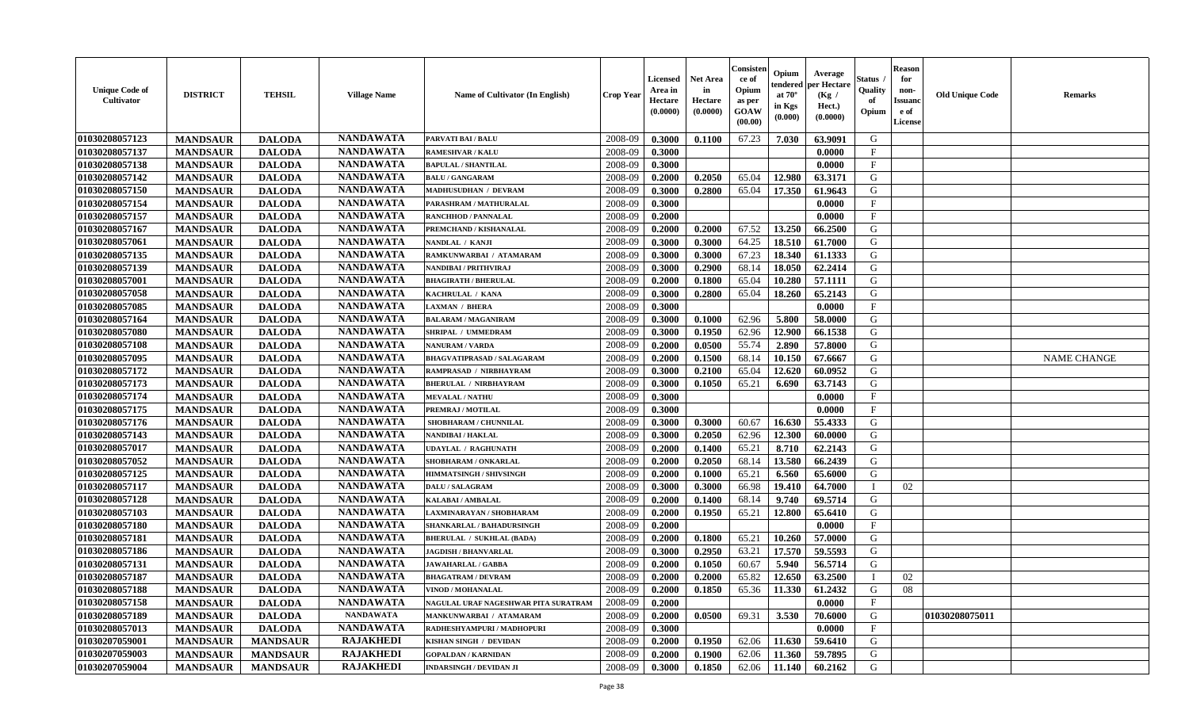| Unique Code of Cultivator | DISTRICT | TEHSIL | Village Name | Name of Cultivator (In English) | Crop Year | Licensed Area in Hectare (0.0000) | Net Area in Hectare (0.0000) | Consistence of Opium as per GOAW (00.00) | Opium tendered at 70° in Kgs (0.000) | Average per Hectare (Kg / Hect.) (0.0000) | Status / Quality of Opium | Reason for non-Issuance of License | Old Unique Code | Remarks |
|---|---|---|---|---|---|---|---|---|---|---|---|---|---|---|
| 01030208057123 | MANDSAUR | DALODA | NANDAWATA | PARVATI BAI / BALU | 2008-09 | 0.3000 | 0.1100 | 67.23 | 7.030 | 63.9091 | G | | | |
| 01030208057137 | MANDSAUR | DALODA | NANDAWATA | RAMESHVAR / KALU | 2008-09 | 0.3000 | | | | 0.0000 | F | | | |
| 01030208057138 | MANDSAUR | DALODA | NANDAWATA | BAPULAL / SHANTILAL | 2008-09 | 0.3000 | | | | 0.0000 | F | | | |
| 01030208057142 | MANDSAUR | DALODA | NANDAWATA | BALU / GANGARAM | 2008-09 | 0.2000 | 0.2050 | 65.04 | 12.980 | 63.3171 | G | | | |
| 01030208057150 | MANDSAUR | DALODA | NANDAWATA | MADHUSUDHAN / DEVRAM | 2008-09 | 0.3000 | 0.2800 | 65.04 | 17.350 | 61.9643 | G | | | |
| 01030208057154 | MANDSAUR | DALODA | NANDAWATA | PARASHRAM / MATHURALAL | 2008-09 | 0.3000 | | | | 0.0000 | F | | | |
| 01030208057157 | MANDSAUR | DALODA | NANDAWATA | RANCHHOD / PANNALAL | 2008-09 | 0.2000 | | | | 0.0000 | F | | | |
| 01030208057167 | MANDSAUR | DALODA | NANDAWATA | PREMCHAND / KISHANALAL | 2008-09 | 0.2000 | 0.2000 | 67.52 | 13.250 | 66.2500 | G | | | |
| 01030208057061 | MANDSAUR | DALODA | NANDAWATA | NANDLAL / KANJI | 2008-09 | 0.3000 | 0.3000 | 64.25 | 18.510 | 61.7000 | G | | | |
| 01030208057135 | MANDSAUR | DALODA | NANDAWATA | RAMKUNWARBAI / ATAMARAM | 2008-09 | 0.3000 | 0.3000 | 67.23 | 18.340 | 61.1333 | G | | | |
| 01030208057139 | MANDSAUR | DALODA | NANDAWATA | NANDIBAI / PRITHVIRAJ | 2008-09 | 0.3000 | 0.2900 | 68.14 | 18.050 | 62.2414 | G | | | |
| 01030208057001 | MANDSAUR | DALODA | NANDAWATA | BHAGIRATH / BHERULAL | 2008-09 | 0.2000 | 0.1800 | 65.04 | 10.280 | 57.1111 | G | | | |
| 01030208057058 | MANDSAUR | DALODA | NANDAWATA | KACHRULAL / KANA | 2008-09 | 0.3000 | 0.2800 | 65.04 | 18.260 | 65.2143 | G | | | |
| 01030208057085 | MANDSAUR | DALODA | NANDAWATA | LAXMAN / BHERA | 2008-09 | 0.3000 | | | | 0.0000 | F | | | |
| 01030208057164 | MANDSAUR | DALODA | NANDAWATA | BALARAM / MAGANIRAM | 2008-09 | 0.3000 | 0.1000 | 62.96 | 5.800 | 58.0000 | G | | | |
| 01030208057080 | MANDSAUR | DALODA | NANDAWATA | SHRIPAL / UMMEDRAM | 2008-09 | 0.3000 | 0.1950 | 62.96 | 12.900 | 66.1538 | G | | | |
| 01030208057108 | MANDSAUR | DALODA | NANDAWATA | NANURAM / VARDA | 2008-09 | 0.2000 | 0.0500 | 55.74 | 2.890 | 57.8000 | G | | | |
| 01030208057095 | MANDSAUR | DALODA | NANDAWATA | BHAGVATIPRASAD / SALAGARAM | 2008-09 | 0.2000 | 0.1500 | 68.14 | 10.150 | 67.6667 | G | | | NAME CHANGE |
| 01030208057172 | MANDSAUR | DALODA | NANDAWATA | RAMPRASAD / NIRBHAYRAM | 2008-09 | 0.3000 | 0.2100 | 65.04 | 12.620 | 60.0952 | G | | | |
| 01030208057173 | MANDSAUR | DALODA | NANDAWATA | BHERULAL / NIRBHAYRAM | 2008-09 | 0.3000 | 0.1050 | 65.21 | 6.690 | 63.7143 | G | | | |
| 01030208057174 | MANDSAUR | DALODA | NANDAWATA | MEVALAL / NATHU | 2008-09 | 0.3000 | | | | 0.0000 | F | | | |
| 01030208057175 | MANDSAUR | DALODA | NANDAWATA | PREMRAJ / MOTILAL | 2008-09 | 0.3000 | | | | 0.0000 | F | | | |
| 01030208057176 | MANDSAUR | DALODA | NANDAWATA | SHOBHARAM / CHUNNILAL | 2008-09 | 0.3000 | 0.3000 | 60.67 | 16.630 | 55.4333 | G | | | |
| 01030208057143 | MANDSAUR | DALODA | NANDAWATA | NANDIBAI / HAKLAL | 2008-09 | 0.3000 | 0.2050 | 62.96 | 12.300 | 60.0000 | G | | | |
| 01030208057017 | MANDSAUR | DALODA | NANDAWATA | UDAYLAL / RAGHUNATH | 2008-09 | 0.2000 | 0.1400 | 65.21 | 8.710 | 62.2143 | G | | | |
| 01030208057052 | MANDSAUR | DALODA | NANDAWATA | SHOBHARAM / ONKARLAL | 2008-09 | 0.2000 | 0.2050 | 68.14 | 13.580 | 66.2439 | G | | | |
| 01030208057125 | MANDSAUR | DALODA | NANDAWATA | HIMMATSINGH / SHIVSINGH | 2008-09 | 0.2000 | 0.1000 | 65.21 | 6.560 | 65.6000 | G | | | |
| 01030208057117 | MANDSAUR | DALODA | NANDAWATA | DALU / SALAGRAM | 2008-09 | 0.3000 | 0.3000 | 66.98 | 19.410 | 64.7000 | I | 02 | | |
| 01030208057128 | MANDSAUR | DALODA | NANDAWATA | KALABAI / AMBALAL | 2008-09 | 0.2000 | 0.1400 | 68.14 | 9.740 | 69.5714 | G | | | |
| 01030208057103 | MANDSAUR | DALODA | NANDAWATA | LAXMINARAYAN / SHOBHARAM | 2008-09 | 0.2000 | 0.1950 | 65.21 | 12.800 | 65.6410 | G | | | |
| 01030208057180 | MANDSAUR | DALODA | NANDAWATA | SHANKARLAL / BAHADURSINGH | 2008-09 | 0.2000 | | | | 0.0000 | F | | | |
| 01030208057181 | MANDSAUR | DALODA | NANDAWATA | BHERULAL / SUKHLAL (BADA) | 2008-09 | 0.2000 | 0.1800 | 65.21 | 10.260 | 57.0000 | G | | | |
| 01030208057186 | MANDSAUR | DALODA | NANDAWATA | JAGDISH / BHANVARLAL | 2008-09 | 0.3000 | 0.2950 | 63.21 | 17.570 | 59.5593 | G | | | |
| 01030208057131 | MANDSAUR | DALODA | NANDAWATA | JAWAHARLAL / GABBA | 2008-09 | 0.2000 | 0.1050 | 60.67 | 5.940 | 56.5714 | G | | | |
| 01030208057187 | MANDSAUR | DALODA | NANDAWATA | BHAGATRAM / DEVRAM | 2008-09 | 0.2000 | 0.2000 | 65.82 | 12.650 | 63.2500 | I | 02 | | |
| 01030208057188 | MANDSAUR | DALODA | NANDAWATA | VINOD / MOHANALAL | 2008-09 | 0.2000 | 0.1850 | 65.36 | 11.330 | 61.2432 | G | 08 | | |
| 01030208057158 | MANDSAUR | DALODA | NANDAWATA | NAGULAL URAF NAGESHWAR PITA SURATRAM | 2008-09 | 0.2000 | | | | 0.0000 | F | | | |
| 01030208057189 | MANDSAUR | DALODA | NANDAWATA | MANKUNWARBAI / ATAMARAM | 2008-09 | 0.2000 | 0.0500 | 69.31 | 3.530 | 70.6000 | G | | 01030208075011 | |
| 01030208057013 | MANDSAUR | DALODA | NANDAWATA | RADHESHYAMPURI / MADHOPURI | 2008-09 | 0.3000 | | | | 0.0000 | F | | | |
| 01030207059001 | MANDSAUR | MANDSAUR | RAJAKHEDI | KISHAN SINGH / DEVIDAN | 2008-09 | 0.2000 | 0.1950 | 62.06 | 11.630 | 59.6410 | G | | | |
| 01030207059003 | MANDSAUR | MANDSAUR | RAJAKHEDI | GOPALDAN / KARNIDAN | 2008-09 | 0.2000 | 0.1900 | 62.06 | 11.360 | 59.7895 | G | | | |
| 01030207059004 | MANDSAUR | MANDSAUR | RAJAKHEDI | INDARSINGH / DEVIDAN JI | 2008-09 | 0.3000 | 0.1850 | 62.06 | 11.140 | 60.2162 | G | | | |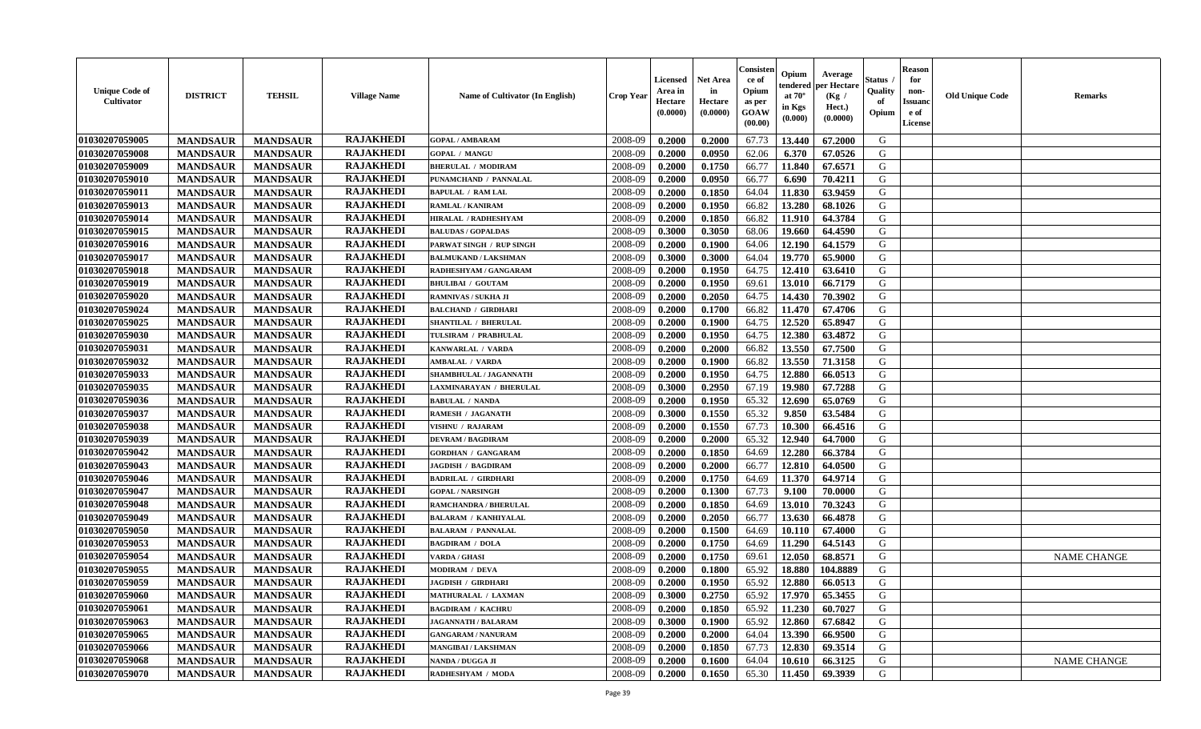| Unique Code of Cultivator | DISTRICT | TEHSIL | Village Name | Name of Cultivator (In English) | Crop Year | Licensed Area in Hectare (0.0000) | Net Area in Hectare (0.0000) | Consistence of Opium as per GOAW (00.00) | Opium tendered at 70° in Kgs (0.000) | Average per Hectare (Kg / Hect.) (0.0000) | Status / Quality of Opium | Reason for non-Issuance of License | Old Unique Code | Remarks |
|---|---|---|---|---|---|---|---|---|---|---|---|---|---|---|
| 01030207059005 | MANDSAUR | MANDSAUR | RAJAKHEDI | GOPAL / AMBARAM | 2008-09 | 0.2000 | 0.2000 | 67.73 | 13.440 | 67.2000 | G | | | |
| 01030207059008 | MANDSAUR | MANDSAUR | RAJAKHEDI | GOPAL / MANGU | 2008-09 | 0.2000 | 0.0950 | 62.06 | 6.370 | 67.0526 | G | | | |
| 01030207059009 | MANDSAUR | MANDSAUR | RAJAKHEDI | BHERULAL / MODIRAM | 2008-09 | 0.2000 | 0.1750 | 66.77 | 11.840 | 67.6571 | G | | | |
| 01030207059010 | MANDSAUR | MANDSAUR | RAJAKHEDI | PUNAMCHAND / PANNALAL | 2008-09 | 0.2000 | 0.0950 | 66.77 | 6.690 | 70.4211 | G | | | |
| 01030207059011 | MANDSAUR | MANDSAUR | RAJAKHEDI | BAPULAL / RAM LAL | 2008-09 | 0.2000 | 0.1850 | 64.04 | 11.830 | 63.9459 | G | | | |
| 01030207059013 | MANDSAUR | MANDSAUR | RAJAKHEDI | RAMLAL / KANIRAM | 2008-09 | 0.2000 | 0.1950 | 66.82 | 13.280 | 68.1026 | G | | | |
| 01030207059014 | MANDSAUR | MANDSAUR | RAJAKHEDI | HIRALAL / RADHESHYAM | 2008-09 | 0.2000 | 0.1850 | 66.82 | 11.910 | 64.3784 | G | | | |
| 01030207059015 | MANDSAUR | MANDSAUR | RAJAKHEDI | BALUDAS / GOPALDAS | 2008-09 | 0.3000 | 0.3050 | 68.06 | 19.660 | 64.4590 | G | | | |
| 01030207059016 | MANDSAUR | MANDSAUR | RAJAKHEDI | PARWAT SINGH / RUP SINGH | 2008-09 | 0.2000 | 0.1900 | 64.06 | 12.190 | 64.1579 | G | | | |
| 01030207059017 | MANDSAUR | MANDSAUR | RAJAKHEDI | BALMUKAND / LAKSHMAN | 2008-09 | 0.3000 | 0.3000 | 64.04 | 19.770 | 65.9000 | G | | | |
| 01030207059018 | MANDSAUR | MANDSAUR | RAJAKHEDI | RADHESHYAM / GANGARAM | 2008-09 | 0.2000 | 0.1950 | 64.75 | 12.410 | 63.6410 | G | | | |
| 01030207059019 | MANDSAUR | MANDSAUR | RAJAKHEDI | BHULIBAI / GOUTAM | 2008-09 | 0.2000 | 0.1950 | 69.61 | 13.010 | 66.7179 | G | | | |
| 01030207059020 | MANDSAUR | MANDSAUR | RAJAKHEDI | RAMNIVAS / SUKHA JI | 2008-09 | 0.2000 | 0.2050 | 64.75 | 14.430 | 70.3902 | G | | | |
| 01030207059024 | MANDSAUR | MANDSAUR | RAJAKHEDI | BALCHAND / GIRDHARI | 2008-09 | 0.2000 | 0.1700 | 66.82 | 11.470 | 67.4706 | G | | | |
| 01030207059025 | MANDSAUR | MANDSAUR | RAJAKHEDI | SHANTILAL / BHERULAL | 2008-09 | 0.2000 | 0.1900 | 64.75 | 12.520 | 65.8947 | G | | | |
| 01030207059030 | MANDSAUR | MANDSAUR | RAJAKHEDI | TULSIRAM / PRABHULAL | 2008-09 | 0.2000 | 0.1950 | 64.75 | 12.380 | 63.4872 | G | | | |
| 01030207059031 | MANDSAUR | MANDSAUR | RAJAKHEDI | KANWARLAL / VARDA | 2008-09 | 0.2000 | 0.2000 | 66.82 | 13.550 | 67.7500 | G | | | |
| 01030207059032 | MANDSAUR | MANDSAUR | RAJAKHEDI | AMBALAL / VARDA | 2008-09 | 0.2000 | 0.1900 | 66.82 | 13.550 | 71.3158 | G | | | |
| 01030207059033 | MANDSAUR | MANDSAUR | RAJAKHEDI | SHAMBHULAL / JAGANNATH | 2008-09 | 0.2000 | 0.1950 | 64.75 | 12.880 | 66.0513 | G | | | |
| 01030207059035 | MANDSAUR | MANDSAUR | RAJAKHEDI | LAXMINARAYAN / BHERULAL | 2008-09 | 0.3000 | 0.2950 | 67.19 | 19.980 | 67.7288 | G | | | |
| 01030207059036 | MANDSAUR | MANDSAUR | RAJAKHEDI | BABULAL / NANDA | 2008-09 | 0.2000 | 0.1950 | 65.32 | 12.690 | 65.0769 | G | | | |
| 01030207059037 | MANDSAUR | MANDSAUR | RAJAKHEDI | RAMESH / JAGANATH | 2008-09 | 0.3000 | 0.1550 | 65.32 | 9.850 | 63.5484 | G | | | |
| 01030207059038 | MANDSAUR | MANDSAUR | RAJAKHEDI | VISHNU / RAJARAM | 2008-09 | 0.2000 | 0.1550 | 67.73 | 10.300 | 66.4516 | G | | | |
| 01030207059039 | MANDSAUR | MANDSAUR | RAJAKHEDI | DEVRAM / BAGDIRAM | 2008-09 | 0.2000 | 0.2000 | 65.32 | 12.940 | 64.7000 | G | | | |
| 01030207059042 | MANDSAUR | MANDSAUR | RAJAKHEDI | GORDHAN / GANGARAM | 2008-09 | 0.2000 | 0.1850 | 64.69 | 12.280 | 66.3784 | G | | | |
| 01030207059043 | MANDSAUR | MANDSAUR | RAJAKHEDI | JAGDISH / BAGDIRAM | 2008-09 | 0.2000 | 0.2000 | 66.77 | 12.810 | 64.0500 | G | | | |
| 01030207059046 | MANDSAUR | MANDSAUR | RAJAKHEDI | BADRILAL / GIRDHARI | 2008-09 | 0.2000 | 0.1750 | 64.69 | 11.370 | 64.9714 | G | | | |
| 01030207059047 | MANDSAUR | MANDSAUR | RAJAKHEDI | GOPAL / NARSINGH | 2008-09 | 0.2000 | 0.1300 | 67.73 | 9.100 | 70.0000 | G | | | |
| 01030207059048 | MANDSAUR | MANDSAUR | RAJAKHEDI | RAMCHANDRA / BHERULAL | 2008-09 | 0.2000 | 0.1850 | 64.69 | 13.010 | 70.3243 | G | | | |
| 01030207059049 | MANDSAUR | MANDSAUR | RAJAKHEDI | BALARAM / KANHIYALAL | 2008-09 | 0.2000 | 0.2050 | 66.77 | 13.630 | 66.4878 | G | | | |
| 01030207059050 | MANDSAUR | MANDSAUR | RAJAKHEDI | BALARAM / PANNALAL | 2008-09 | 0.2000 | 0.1500 | 64.69 | 10.110 | 67.4000 | G | | | |
| 01030207059053 | MANDSAUR | MANDSAUR | RAJAKHEDI | BAGDIRAM / DOLA | 2008-09 | 0.2000 | 0.1750 | 64.69 | 11.290 | 64.5143 | G | | | |
| 01030207059054 | MANDSAUR | MANDSAUR | RAJAKHEDI | VARDA / GHASI | 2008-09 | 0.2000 | 0.1750 | 69.61 | 12.050 | 68.8571 | G | | | NAME CHANGE |
| 01030207059055 | MANDSAUR | MANDSAUR | RAJAKHEDI | MODIRAM / DEVA | 2008-09 | 0.2000 | 0.1800 | 65.92 | 18.880 | 104.8889 | G | | | |
| 01030207059059 | MANDSAUR | MANDSAUR | RAJAKHEDI | JAGDISH / GIRDHARI | 2008-09 | 0.2000 | 0.1950 | 65.92 | 12.880 | 66.0513 | G | | | |
| 01030207059060 | MANDSAUR | MANDSAUR | RAJAKHEDI | MATHURALAL / LAXMAN | 2008-09 | 0.3000 | 0.2750 | 65.92 | 17.970 | 65.3455 | G | | | |
| 01030207059061 | MANDSAUR | MANDSAUR | RAJAKHEDI | BAGDIRAM / KACHRU | 2008-09 | 0.2000 | 0.1850 | 65.92 | 11.230 | 60.7027 | G | | | |
| 01030207059063 | MANDSAUR | MANDSAUR | RAJAKHEDI | JAGANNATH / BALARAM | 2008-09 | 0.3000 | 0.1900 | 65.92 | 12.860 | 67.6842 | G | | | |
| 01030207059065 | MANDSAUR | MANDSAUR | RAJAKHEDI | GANGARAM / NANURAM | 2008-09 | 0.2000 | 0.2000 | 64.04 | 13.390 | 66.9500 | G | | | |
| 01030207059066 | MANDSAUR | MANDSAUR | RAJAKHEDI | MANGIBAI / LAKSHMAN | 2008-09 | 0.2000 | 0.1850 | 67.73 | 12.830 | 69.3514 | G | | | |
| 01030207059068 | MANDSAUR | MANDSAUR | RAJAKHEDI | NANDA / DUGGA JI | 2008-09 | 0.2000 | 0.1600 | 64.04 | 10.610 | 66.3125 | G | | | NAME CHANGE |
| 01030207059070 | MANDSAUR | MANDSAUR | RAJAKHEDI | RADHESHYAM / MODA | 2008-09 | 0.2000 | 0.1650 | 65.30 | 11.450 | 69.3939 | G | | | |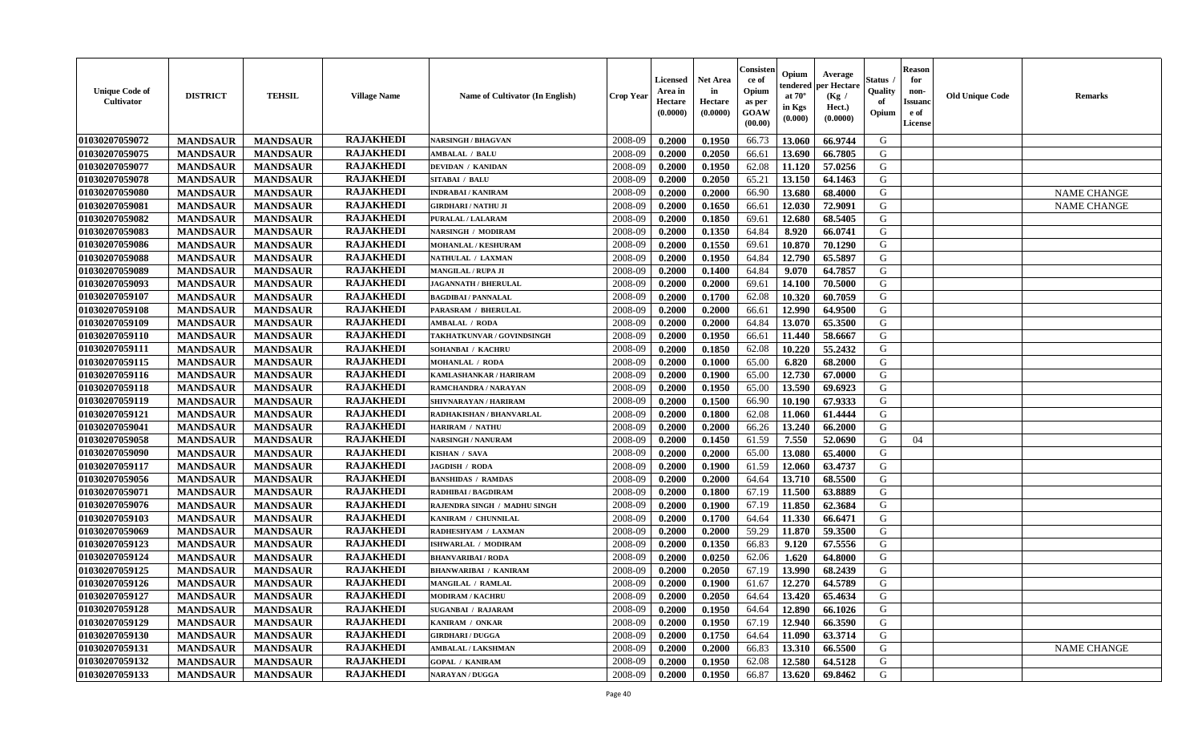| Unique Code of Cultivator | DISTRICT | TEHSIL | Village Name | Name of Cultivator (In English) | Crop Year | Licensed Area in Hectare (0.0000) | Net Area in Hectare (0.0000) | Consistence of Opium as per GOAW (00.00) | Opium tendered at 70° in Kgs (0.000) | Average per Hectare (Kg / Hect.) (0.0000) | Status / Quality of Opium | Reason for non-Issuance of License | Old Unique Code | Remarks |
|---|---|---|---|---|---|---|---|---|---|---|---|---|---|---|
| 01030207059072 | MANDSAUR | MANDSAUR | RAJAKHEDI | NARSINGH / BHAGVAN | 2008-09 | 0.2000 | 0.1950 | 66.73 | 13.060 | 66.9744 | G | | | |
| 01030207059075 | MANDSAUR | MANDSAUR | RAJAKHEDI | AMBALAL / BALU | 2008-09 | 0.2000 | 0.2050 | 66.61 | 13.690 | 66.7805 | G | | | |
| 01030207059077 | MANDSAUR | MANDSAUR | RAJAKHEDI | DEVIDAN / KANIDAN | 2008-09 | 0.2000 | 0.1950 | 62.08 | 11.120 | 57.0256 | G | | | |
| 01030207059078 | MANDSAUR | MANDSAUR | RAJAKHEDI | SITABAI / BALU | 2008-09 | 0.2000 | 0.2050 | 65.21 | 13.150 | 64.1463 | G | | | |
| 01030207059080 | MANDSAUR | MANDSAUR | RAJAKHEDI | INDRABAI / KANIRAM | 2008-09 | 0.2000 | 0.2000 | 66.90 | 13.680 | 68.4000 | G | | | NAME CHANGE |
| 01030207059081 | MANDSAUR | MANDSAUR | RAJAKHEDI | GIRDHARI / NATHU JI | 2008-09 | 0.2000 | 0.1650 | 66.61 | 12.030 | 72.9091 | G | | | NAME CHANGE |
| 01030207059082 | MANDSAUR | MANDSAUR | RAJAKHEDI | PURALAL / LALARAM | 2008-09 | 0.2000 | 0.1850 | 69.61 | 12.680 | 68.5405 | G | | | |
| 01030207059083 | MANDSAUR | MANDSAUR | RAJAKHEDI | NARSINGH / MODIRAM | 2008-09 | 0.2000 | 0.1350 | 64.84 | 8.920 | 66.0741 | G | | | |
| 01030207059086 | MANDSAUR | MANDSAUR | RAJAKHEDI | MOHANLAL / KESHURAM | 2008-09 | 0.2000 | 0.1550 | 69.61 | 10.870 | 70.1290 | G | | | |
| 01030207059088 | MANDSAUR | MANDSAUR | RAJAKHEDI | NATHULAL / LAXMAN | 2008-09 | 0.2000 | 0.1950 | 64.84 | 12.790 | 65.5897 | G | | | |
| 01030207059089 | MANDSAUR | MANDSAUR | RAJAKHEDI | MANGILAL / RUPA JI | 2008-09 | 0.2000 | 0.1400 | 64.84 | 9.070 | 64.7857 | G | | | |
| 01030207059093 | MANDSAUR | MANDSAUR | RAJAKHEDI | JAGANNATH / BHERULAL | 2008-09 | 0.2000 | 0.2000 | 69.61 | 14.100 | 70.5000 | G | | | |
| 01030207059107 | MANDSAUR | MANDSAUR | RAJAKHEDI | BAGDIBAI / PANNALAL | 2008-09 | 0.2000 | 0.1700 | 62.08 | 10.320 | 60.7059 | G | | | |
| 01030207059108 | MANDSAUR | MANDSAUR | RAJAKHEDI | PARASRAM / BHERULAL | 2008-09 | 0.2000 | 0.2000 | 66.61 | 12.990 | 64.9500 | G | | | |
| 01030207059109 | MANDSAUR | MANDSAUR | RAJAKHEDI | AMBALAL / RODA | 2008-09 | 0.2000 | 0.2000 | 64.84 | 13.070 | 65.3500 | G | | | |
| 01030207059110 | MANDSAUR | MANDSAUR | RAJAKHEDI | TAKHATKUNVAR / GOVINDSINGH | 2008-09 | 0.2000 | 0.1950 | 66.61 | 11.440 | 58.6667 | G | | | |
| 01030207059111 | MANDSAUR | MANDSAUR | RAJAKHEDI | SOHANBAI / KACHRU | 2008-09 | 0.2000 | 0.1850 | 62.08 | 10.220 | 55.2432 | G | | | |
| 01030207059115 | MANDSAUR | MANDSAUR | RAJAKHEDI | MOHANLAL / RODA | 2008-09 | 0.2000 | 0.1000 | 65.00 | 6.820 | 68.2000 | G | | | |
| 01030207059116 | MANDSAUR | MANDSAUR | RAJAKHEDI | KAMLASHANKAR / HARIRAM | 2008-09 | 0.2000 | 0.1900 | 65.00 | 12.730 | 67.0000 | G | | | |
| 01030207059118 | MANDSAUR | MANDSAUR | RAJAKHEDI | RAMCHANDRA / NARAYAN | 2008-09 | 0.2000 | 0.1950 | 65.00 | 13.590 | 69.6923 | G | | | |
| 01030207059119 | MANDSAUR | MANDSAUR | RAJAKHEDI | SHIVNARAYAN / HARIRAM | 2008-09 | 0.2000 | 0.1500 | 66.90 | 10.190 | 67.9333 | G | | | |
| 01030207059121 | MANDSAUR | MANDSAUR | RAJAKHEDI | RADHAKISHAN / BHANVARLAL | 2008-09 | 0.2000 | 0.1800 | 62.08 | 11.060 | 61.4444 | G | | | |
| 01030207059041 | MANDSAUR | MANDSAUR | RAJAKHEDI | HARIRAM / NATHU | 2008-09 | 0.2000 | 0.2000 | 66.26 | 13.240 | 66.2000 | G | | | |
| 01030207059058 | MANDSAUR | MANDSAUR | RAJAKHEDI | NARSINGH / NANURAM | 2008-09 | 0.2000 | 0.1450 | 61.59 | 7.550 | 52.0690 | G | 04 | | |
| 01030207059090 | MANDSAUR | MANDSAUR | RAJAKHEDI | KISHAN / SAVA | 2008-09 | 0.2000 | 0.2000 | 65.00 | 13.080 | 65.4000 | G | | | |
| 01030207059117 | MANDSAUR | MANDSAUR | RAJAKHEDI | JAGDISH / RODA | 2008-09 | 0.2000 | 0.1900 | 61.59 | 12.060 | 63.4737 | G | | | |
| 01030207059056 | MANDSAUR | MANDSAUR | RAJAKHEDI | BANSHIDAS / RAMDAS | 2008-09 | 0.2000 | 0.2000 | 64.64 | 13.710 | 68.5500 | G | | | |
| 01030207059071 | MANDSAUR | MANDSAUR | RAJAKHEDI | RADHIBAI / BAGDIRAM | 2008-09 | 0.2000 | 0.1800 | 67.19 | 11.500 | 63.8889 | G | | | |
| 01030207059076 | MANDSAUR | MANDSAUR | RAJAKHEDI | RAJENDRA SINGH / MADHU SINGH | 2008-09 | 0.2000 | 0.1900 | 67.19 | 11.850 | 62.3684 | G | | | |
| 01030207059103 | MANDSAUR | MANDSAUR | RAJAKHEDI | KANIRAM / CHUNNILAL | 2008-09 | 0.2000 | 0.1700 | 64.64 | 11.330 | 66.6471 | G | | | |
| 01030207059069 | MANDSAUR | MANDSAUR | RAJAKHEDI | RADHESHYAM / LAXMAN | 2008-09 | 0.2000 | 0.2000 | 59.29 | 11.870 | 59.3500 | G | | | |
| 01030207059123 | MANDSAUR | MANDSAUR | RAJAKHEDI | ISHWARLAL / MODIRAM | 2008-09 | 0.2000 | 0.1350 | 66.83 | 9.120 | 67.5556 | G | | | |
| 01030207059124 | MANDSAUR | MANDSAUR | RAJAKHEDI | BHANVARIBAI / RODA | 2008-09 | 0.2000 | 0.0250 | 62.06 | 1.620 | 64.8000 | G | | | |
| 01030207059125 | MANDSAUR | MANDSAUR | RAJAKHEDI | BHANWARIBAI / KANIRAM | 2008-09 | 0.2000 | 0.2050 | 67.19 | 13.990 | 68.2439 | G | | | |
| 01030207059126 | MANDSAUR | MANDSAUR | RAJAKHEDI | MANGILAL / RAMLAL | 2008-09 | 0.2000 | 0.1900 | 61.67 | 12.270 | 64.5789 | G | | | |
| 01030207059127 | MANDSAUR | MANDSAUR | RAJAKHEDI | MODIRAM / KACHRU | 2008-09 | 0.2000 | 0.2050 | 64.64 | 13.420 | 65.4634 | G | | | |
| 01030207059128 | MANDSAUR | MANDSAUR | RAJAKHEDI | SUGANBAI / RAJARAM | 2008-09 | 0.2000 | 0.1950 | 64.64 | 12.890 | 66.1026 | G | | | |
| 01030207059129 | MANDSAUR | MANDSAUR | RAJAKHEDI | KANIRAM / ONKAR | 2008-09 | 0.2000 | 0.1950 | 67.19 | 12.940 | 66.3590 | G | | | |
| 01030207059130 | MANDSAUR | MANDSAUR | RAJAKHEDI | GIRDHARI / DUGGA | 2008-09 | 0.2000 | 0.1750 | 64.64 | 11.090 | 63.3714 | G | | | |
| 01030207059131 | MANDSAUR | MANDSAUR | RAJAKHEDI | AMBALAL / LAKSHMAN | 2008-09 | 0.2000 | 0.2000 | 66.83 | 13.310 | 66.5500 | G | | | NAME CHANGE |
| 01030207059132 | MANDSAUR | MANDSAUR | RAJAKHEDI | GOPAL / KANIRAM | 2008-09 | 0.2000 | 0.1950 | 62.08 | 12.580 | 64.5128 | G | | | |
| 01030207059133 | MANDSAUR | MANDSAUR | RAJAKHEDI | NARAYAN / DUGGA | 2008-09 | 0.2000 | 0.1950 | 66.87 | 13.620 | 69.8462 | G | | | |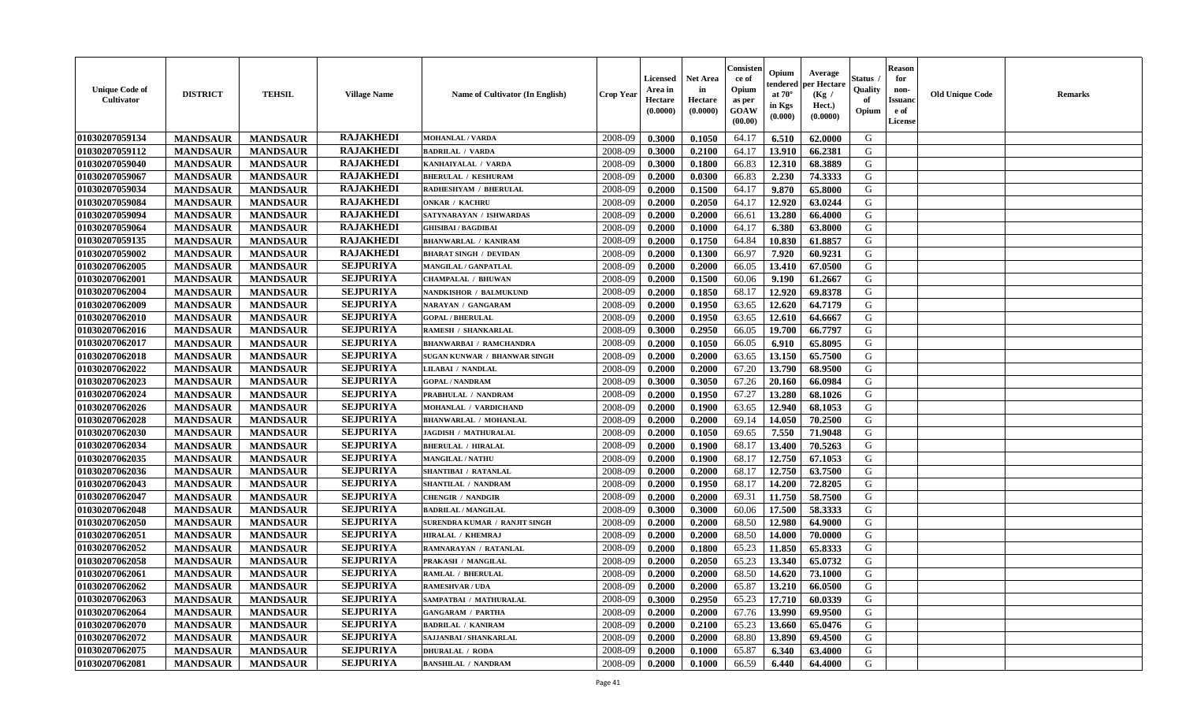| Unique Code of Cultivator | DISTRICT | TEHSIL | Village Name | Name of Cultivator (In English) | Crop Year | Licensed Area in Hectare (0.0000) | Net Area in Hectare (0.0000) | Consistence of Opium as per GOAW (00.00) | Opium tendered at 70° in Kgs (0.000) | Average per Hectare (Kg / Hect.) (0.0000) | Status / Quality of Opium | Reason for non-Issuance of License | Old Unique Code | Remarks |
|---|---|---|---|---|---|---|---|---|---|---|---|---|---|---|
| 01030207059134 | MANDSAUR | MANDSAUR | RAJAKHEDI | MOHANLAL / VARDA | 2008-09 | 0.3000 | 0.1050 | 64.17 | 6.510 | 62.0000 | G | | | |
| 01030207059112 | MANDSAUR | MANDSAUR | RAJAKHEDI | BADRILAL / VARDA | 2008-09 | 0.3000 | 0.2100 | 64.17 | 13.910 | 66.2381 | G | | | |
| 01030207059040 | MANDSAUR | MANDSAUR | RAJAKHEDI | KANHAIYALAL / VARDA | 2008-09 | 0.3000 | 0.1800 | 66.83 | 12.310 | 68.3889 | G | | | |
| 01030207059067 | MANDSAUR | MANDSAUR | RAJAKHEDI | BHERULAL / KESHURAM | 2008-09 | 0.2000 | 0.0300 | 66.83 | 2.230 | 74.3333 | G | | | |
| 01030207059034 | MANDSAUR | MANDSAUR | RAJAKHEDI | RADHESHYAM / BHERULAL | 2008-09 | 0.2000 | 0.1500 | 64.17 | 9.870 | 65.8000 | G | | | |
| 01030207059084 | MANDSAUR | MANDSAUR | RAJAKHEDI | ONKAR / KACHRU | 2008-09 | 0.2000 | 0.2050 | 64.17 | 12.920 | 63.0244 | G | | | |
| 01030207059094 | MANDSAUR | MANDSAUR | RAJAKHEDI | SATYNARAYAN / ISHWARDAS | 2008-09 | 0.2000 | 0.2000 | 66.61 | 13.280 | 66.4000 | G | | | |
| 01030207059064 | MANDSAUR | MANDSAUR | RAJAKHEDI | GHISIBAI / BAGDIBAI | 2008-09 | 0.2000 | 0.1000 | 64.17 | 6.380 | 63.8000 | G | | | |
| 01030207059135 | MANDSAUR | MANDSAUR | RAJAKHEDI | BHANWARLAL / KANIRAM | 2008-09 | 0.2000 | 0.1750 | 64.84 | 10.830 | 61.8857 | G | | | |
| 01030207059002 | MANDSAUR | MANDSAUR | RAJAKHEDI | BHARAT SINGH / DEVIDAN | 2008-09 | 0.2000 | 0.1300 | 66.97 | 7.920 | 60.9231 | G | | | |
| 01030207062005 | MANDSAUR | MANDSAUR | SEJPURIYA | MANGILAL / GANPATLAL | 2008-09 | 0.2000 | 0.2000 | 66.05 | 13.410 | 67.0500 | G | | | |
| 01030207062001 | MANDSAUR | MANDSAUR | SEJPURIYA | CHAMPALAL / BHUWAN | 2008-09 | 0.2000 | 0.1500 | 60.06 | 9.190 | 61.2667 | G | | | |
| 01030207062004 | MANDSAUR | MANDSAUR | SEJPURIYA | NANDKISHOR / BALMUKUND | 2008-09 | 0.2000 | 0.1850 | 68.17 | 12.920 | 69.8378 | G | | | |
| 01030207062009 | MANDSAUR | MANDSAUR | SEJPURIYA | NARAYAN / GANGARAM | 2008-09 | 0.2000 | 0.1950 | 63.65 | 12.620 | 64.7179 | G | | | |
| 01030207062010 | MANDSAUR | MANDSAUR | SEJPURIYA | GOPAL / BHERULAL | 2008-09 | 0.2000 | 0.1950 | 63.65 | 12.610 | 64.6667 | G | | | |
| 01030207062016 | MANDSAUR | MANDSAUR | SEJPURIYA | RAMESH / SHANKARLAL | 2008-09 | 0.3000 | 0.2950 | 66.05 | 19.700 | 66.7797 | G | | | |
| 01030207062017 | MANDSAUR | MANDSAUR | SEJPURIYA | BHANWARBAI / RAMCHANDRA | 2008-09 | 0.2000 | 0.1050 | 66.05 | 6.910 | 65.8095 | G | | | |
| 01030207062018 | MANDSAUR | MANDSAUR | SEJPURIYA | SUGAN KUNWAR / BHANWAR SINGH | 2008-09 | 0.2000 | 0.2000 | 63.65 | 13.150 | 65.7500 | G | | | |
| 01030207062022 | MANDSAUR | MANDSAUR | SEJPURIYA | LILABAI / NANDLAL | 2008-09 | 0.2000 | 0.2000 | 67.20 | 13.790 | 68.9500 | G | | | |
| 01030207062023 | MANDSAUR | MANDSAUR | SEJPURIYA | GOPAL / NANDRAM | 2008-09 | 0.3000 | 0.3050 | 67.26 | 20.160 | 66.0984 | G | | | |
| 01030207062024 | MANDSAUR | MANDSAUR | SEJPURIYA | PRABHULAL / NANDRAM | 2008-09 | 0.2000 | 0.1950 | 67.27 | 13.280 | 68.1026 | G | | | |
| 01030207062026 | MANDSAUR | MANDSAUR | SEJPURIYA | MOHANLAL / VARDICHAND | 2008-09 | 0.2000 | 0.1900 | 63.65 | 12.940 | 68.1053 | G | | | |
| 01030207062028 | MANDSAUR | MANDSAUR | SEJPURIYA | BHANWARLAL / MOHANLAL | 2008-09 | 0.2000 | 0.2000 | 69.14 | 14.050 | 70.2500 | G | | | |
| 01030207062030 | MANDSAUR | MANDSAUR | SEJPURIYA | JAGDISH / MATHURALAL | 2008-09 | 0.2000 | 0.1050 | 69.65 | 7.550 | 71.9048 | G | | | |
| 01030207062034 | MANDSAUR | MANDSAUR | SEJPURIYA | BHERULAL / HIRALAL | 2008-09 | 0.2000 | 0.1900 | 68.17 | 13.400 | 70.5263 | G | | | |
| 01030207062035 | MANDSAUR | MANDSAUR | SEJPURIYA | MANGILAL / NATHU | 2008-09 | 0.2000 | 0.1900 | 68.17 | 12.750 | 67.1053 | G | | | |
| 01030207062036 | MANDSAUR | MANDSAUR | SEJPURIYA | SHANTIBAI / RATANLAL | 2008-09 | 0.2000 | 0.2000 | 68.17 | 12.750 | 63.7500 | G | | | |
| 01030207062043 | MANDSAUR | MANDSAUR | SEJPURIYA | SHANTILAL / NANDRAM | 2008-09 | 0.2000 | 0.1950 | 68.17 | 14.200 | 72.8205 | G | | | |
| 01030207062047 | MANDSAUR | MANDSAUR | SEJPURIYA | CHENGIR / NANDGIR | 2008-09 | 0.2000 | 0.2000 | 69.31 | 11.750 | 58.7500 | G | | | |
| 01030207062048 | MANDSAUR | MANDSAUR | SEJPURIYA | BADRILAL / MANGILAL | 2008-09 | 0.3000 | 0.3000 | 60.06 | 17.500 | 58.3333 | G | | | |
| 01030207062050 | MANDSAUR | MANDSAUR | SEJPURIYA | SURENDRA KUMAR / RANJIT SINGH | 2008-09 | 0.2000 | 0.2000 | 68.50 | 12.980 | 64.9000 | G | | | |
| 01030207062051 | MANDSAUR | MANDSAUR | SEJPURIYA | HIRALAL / KHEMRAJ | 2008-09 | 0.2000 | 0.2000 | 68.50 | 14.000 | 70.0000 | G | | | |
| 01030207062052 | MANDSAUR | MANDSAUR | SEJPURIYA | RAMNARAYAN / RATANLAL | 2008-09 | 0.2000 | 0.1800 | 65.23 | 11.850 | 65.8333 | G | | | |
| 01030207062058 | MANDSAUR | MANDSAUR | SEJPURIYA | PRAKASH / MANGILAL | 2008-09 | 0.2000 | 0.2050 | 65.23 | 13.340 | 65.0732 | G | | | |
| 01030207062061 | MANDSAUR | MANDSAUR | SEJPURIYA | RAMLAL / BHERULAL | 2008-09 | 0.2000 | 0.2000 | 68.50 | 14.620 | 73.1000 | G | | | |
| 01030207062062 | MANDSAUR | MANDSAUR | SEJPURIYA | RAMESHVAR / UDA | 2008-09 | 0.2000 | 0.2000 | 65.87 | 13.210 | 66.0500 | G | | | |
| 01030207062063 | MANDSAUR | MANDSAUR | SEJPURIYA | SAMPATBAI / MATHURALAL | 2008-09 | 0.3000 | 0.2950 | 65.23 | 17.710 | 60.0339 | G | | | |
| 01030207062064 | MANDSAUR | MANDSAUR | SEJPURIYA | GANGARAM / PARTHA | 2008-09 | 0.2000 | 0.2000 | 67.76 | 13.990 | 69.9500 | G | | | |
| 01030207062070 | MANDSAUR | MANDSAUR | SEJPURIYA | BADRILAL / KANIRAM | 2008-09 | 0.2000 | 0.2100 | 65.23 | 13.660 | 65.0476 | G | | | |
| 01030207062072 | MANDSAUR | MANDSAUR | SEJPURIYA | SAJJANBAI / SHANKARLAL | 2008-09 | 0.2000 | 0.2000 | 68.80 | 13.890 | 69.4500 | G | | | |
| 01030207062075 | MANDSAUR | MANDSAUR | SEJPURIYA | DHURALAL / RODA | 2008-09 | 0.2000 | 0.1000 | 65.87 | 6.340 | 63.4000 | G | | | |
| 01030207062081 | MANDSAUR | MANDSAUR | SEJPURIYA | BANSHILAL / NANDRAM | 2008-09 | 0.2000 | 0.1000 | 66.59 | 6.440 | 64.4000 | G | | | |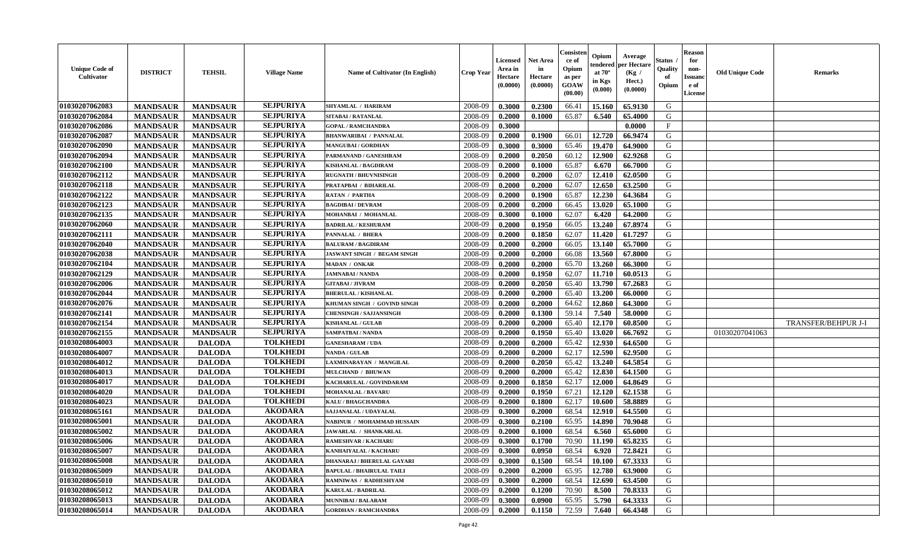| Unique Code of Cultivator | DISTRICT | TEHSIL | Village Name | Name of Cultivator (In English) | Crop Year | Licensed Area in Hectare (0.0000) | Net Area in Hectare (0.0000) | Consistence of Opium as per GOAW (00.00) | Opium tendered at 70° in Kgs (0.000) | Average per Hectare (Kg / Hect.) (0.0000) | Status / Quality of Opium | Reason for non-Issuance of License | Old Unique Code | Remarks |
|---|---|---|---|---|---|---|---|---|---|---|---|---|---|---|
| 01030207062083 | MANDSAUR | MANDSAUR | SEJPURIYA | SHYAMLAL / HARIRAM | 2008-09 | 0.3000 | 0.2300 | 66.41 | 15.160 | 65.9130 | G | | | |
| 01030207062084 | MANDSAUR | MANDSAUR | SEJPURIYA | SITABAI / RATANLAL | 2008-09 | 0.2000 | 0.1000 | 65.87 | 6.540 | 65.4000 | G | | | |
| 01030207062086 | MANDSAUR | MANDSAUR | SEJPURIYA | GOPAL / RAMCHANDRA | 2008-09 | 0.3000 | | | | 0.0000 | F | | | |
| 01030207062087 | MANDSAUR | MANDSAUR | SEJPURIYA | BHANWARIBAI / PANNALAL | 2008-09 | 0.2000 | 0.1900 | 66.01 | 12.720 | 66.9474 | G | | | |
| 01030207062090 | MANDSAUR | MANDSAUR | SEJPURIYA | MANGUBAI / GORDHAN | 2008-09 | 0.3000 | 0.3000 | 65.46 | 19.470 | 64.9000 | G | | | |
| 01030207062094 | MANDSAUR | MANDSAUR | SEJPURIYA | PARMANAND / GANESHRAM | 2008-09 | 0.2000 | 0.2050 | 60.12 | 12.900 | 62.9268 | G | | | |
| 01030207062100 | MANDSAUR | MANDSAUR | SEJPURIYA | KISHANLAL / BAGDIRAM | 2008-09 | 0.2000 | 0.1000 | 65.87 | 6.670 | 66.7000 | G | | | |
| 01030207062112 | MANDSAUR | MANDSAUR | SEJPURIYA | RUGNATH / BHUVNISINGH | 2008-09 | 0.2000 | 0.2000 | 62.07 | 12.410 | 62.0500 | G | | | |
| 01030207062118 | MANDSAUR | MANDSAUR | SEJPURIYA | PRATAPBAI / BIHARILAL | 2008-09 | 0.2000 | 0.2000 | 62.07 | 12.650 | 63.2500 | G | | | |
| 01030207062122 | MANDSAUR | MANDSAUR | SEJPURIYA | RATAN / PARTHA | 2008-09 | 0.2000 | 0.1900 | 65.87 | 12.230 | 64.3684 | G | | | |
| 01030207062123 | MANDSAUR | MANDSAUR | SEJPURIYA | BAGDIBAI / DEVRAM | 2008-09 | 0.2000 | 0.2000 | 66.45 | 13.020 | 65.1000 | G | | | |
| 01030207062135 | MANDSAUR | MANDSAUR | SEJPURIYA | MOHANBAI / MOHANLAL | 2008-09 | 0.3000 | 0.1000 | 62.07 | 6.420 | 64.2000 | G | | | |
| 01030207062060 | MANDSAUR | MANDSAUR | SEJPURIYA | BADRILAL / KESHURAM | 2008-09 | 0.2000 | 0.1950 | 66.05 | 13.240 | 67.8974 | G | | | |
| 01030207062111 | MANDSAUR | MANDSAUR | SEJPURIYA | PANNALAL / BHERA | 2008-09 | 0.2000 | 0.1850 | 62.07 | 11.420 | 61.7297 | G | | | |
| 01030207062040 | MANDSAUR | MANDSAUR | SEJPURIYA | BALURAM / BAGDIRAM | 2008-09 | 0.2000 | 0.2000 | 66.05 | 13.140 | 65.7000 | G | | | |
| 01030207062038 | MANDSAUR | MANDSAUR | SEJPURIYA | JASWANT SINGH / BEGAM SINGH | 2008-09 | 0.2000 | 0.2000 | 66.08 | 13.560 | 67.8000 | G | | | |
| 01030207062104 | MANDSAUR | MANDSAUR | SEJPURIYA | MADAN / ONKAR | 2008-09 | 0.2000 | 0.2000 | 65.70 | 13.260 | 66.3000 | G | | | |
| 01030207062129 | MANDSAUR | MANDSAUR | SEJPURIYA | JAMNABAI / NANDA | 2008-09 | 0.2000 | 0.1950 | 62.07 | 11.710 | 60.0513 | G | | | |
| 01030207062006 | MANDSAUR | MANDSAUR | SEJPURIYA | GITABAI / JIVRAM | 2008-09 | 0.2000 | 0.2050 | 65.40 | 13.790 | 67.2683 | G | | | |
| 01030207062044 | MANDSAUR | MANDSAUR | SEJPURIYA | BHERULAL / KISHANLAL | 2008-09 | 0.2000 | 0.2000 | 65.40 | 13.200 | 66.0000 | G | | | |
| 01030207062076 | MANDSAUR | MANDSAUR | SEJPURIYA | KHUMAN SINGH / GOVIND SINGH | 2008-09 | 0.2000 | 0.2000 | 64.62 | 12.860 | 64.3000 | G | | | |
| 01030207062141 | MANDSAUR | MANDSAUR | SEJPURIYA | CHENSINGH / SAJJANSINGH | 2008-09 | 0.2000 | 0.1300 | 59.14 | 7.540 | 58.0000 | G | | | |
| 01030207062154 | MANDSAUR | MANDSAUR | SEJPURIYA | KISHANLAL / GULAB | 2008-09 | 0.2000 | 0.2000 | 65.40 | 12.170 | 60.8500 | G | | | TRANSFER/BEHPUR J-I |
| 01030207062155 | MANDSAUR | MANDSAUR | SEJPURIYA | SAMPATBAI / NANDA | 2008-09 | 0.2000 | 0.1950 | 65.40 | 13.020 | 66.7692 | G | | 01030207041063 | |
| 01030208064003 | MANDSAUR | DALODA | TOLKHEDI | GANESHARAM / UDA | 2008-09 | 0.2000 | 0.2000 | 65.42 | 12.930 | 64.6500 | G | | | |
| 01030208064007 | MANDSAUR | DALODA | TOLKHEDI | NANDA / GULAB | 2008-09 | 0.2000 | 0.2000 | 62.17 | 12.590 | 62.9500 | G | | | |
| 01030208064012 | MANDSAUR | DALODA | TOLKHEDI | LAXMINARAYAN / MANGILAL | 2008-09 | 0.2000 | 0.2050 | 65.42 | 13.240 | 64.5854 | G | | | |
| 01030208064013 | MANDSAUR | DALODA | TOLKHEDI | MULCHAND / BHUWAN | 2008-09 | 0.2000 | 0.2000 | 65.42 | 12.830 | 64.1500 | G | | | |
| 01030208064017 | MANDSAUR | DALODA | TOLKHEDI | KACHARULAL / GOVINDARAM | 2008-09 | 0.2000 | 0.1850 | 62.17 | 12.000 | 64.8649 | G | | | |
| 01030208064020 | MANDSAUR | DALODA | TOLKHEDI | MOHANALAL / BAVARU | 2008-09 | 0.2000 | 0.1950 | 67.21 | 12.120 | 62.1538 | G | | | |
| 01030208064023 | MANDSAUR | DALODA | TOLKHEDI | KALU / BHAGCHANDRA | 2008-09 | 0.2000 | 0.1800 | 62.17 | 10.600 | 58.8889 | G | | | |
| 01030208065161 | MANDSAUR | DALODA | AKODARA | SAJJANALAL / UDAYALAL | 2008-09 | 0.3000 | 0.2000 | 68.54 | 12.910 | 64.5500 | G | | | |
| 01030208065001 | MANDSAUR | DALODA | AKODARA | NABINUR / MOHAMMAD HUSSAIN | 2008-09 | 0.3000 | 0.2100 | 65.95 | 14.890 | 70.9048 | G | | | |
| 01030208065002 | MANDSAUR | DALODA | AKODARA | JAWARLAL / SHANKARLAL | 2008-09 | 0.2000 | 0.1000 | 68.54 | 6.560 | 65.6000 | G | | | |
| 01030208065006 | MANDSAUR | DALODA | AKODARA | RAMESHVAR / KACHARU | 2008-09 | 0.3000 | 0.1700 | 70.90 | 11.190 | 65.8235 | G | | | |
| 01030208065007 | MANDSAUR | DALODA | AKODARA | KANHAIYALAL / KACHARU | 2008-09 | 0.3000 | 0.0950 | 68.54 | 6.920 | 72.8421 | G | | | |
| 01030208065008 | MANDSAUR | DALODA | AKODARA | DHANARAJ / BHERULAL GAYARI | 2008-09 | 0.3000 | 0.1500 | 68.54 | 10.100 | 67.3333 | G | | | |
| 01030208065009 | MANDSAUR | DALODA | AKODARA | BAPULAL / BHAIRULAL TAILI | 2008-09 | 0.2000 | 0.2000 | 65.95 | 12.780 | 63.9000 | G | | | |
| 01030208065010 | MANDSAUR | DALODA | AKODARA | RAMNIWAS / RADHESHYAM | 2008-09 | 0.3000 | 0.2000 | 68.54 | 12.690 | 63.4500 | G | | | |
| 01030208065012 | MANDSAUR | DALODA | AKODARA | KARULAL / BADRILAL | 2008-09 | 0.2000 | 0.1200 | 70.90 | 8.500 | 70.8333 | G | | | |
| 01030208065013 | MANDSAUR | DALODA | AKODARA | MUNNIBAI / BALARAM | 2008-09 | 0.3000 | 0.0900 | 65.95 | 5.790 | 64.3333 | G | | | |
| 01030208065014 | MANDSAUR | DALODA | AKODARA | GORDHAN / RAMCHANDRA | 2008-09 | 0.2000 | 0.1150 | 72.59 | 7.640 | 66.4348 | G | | | |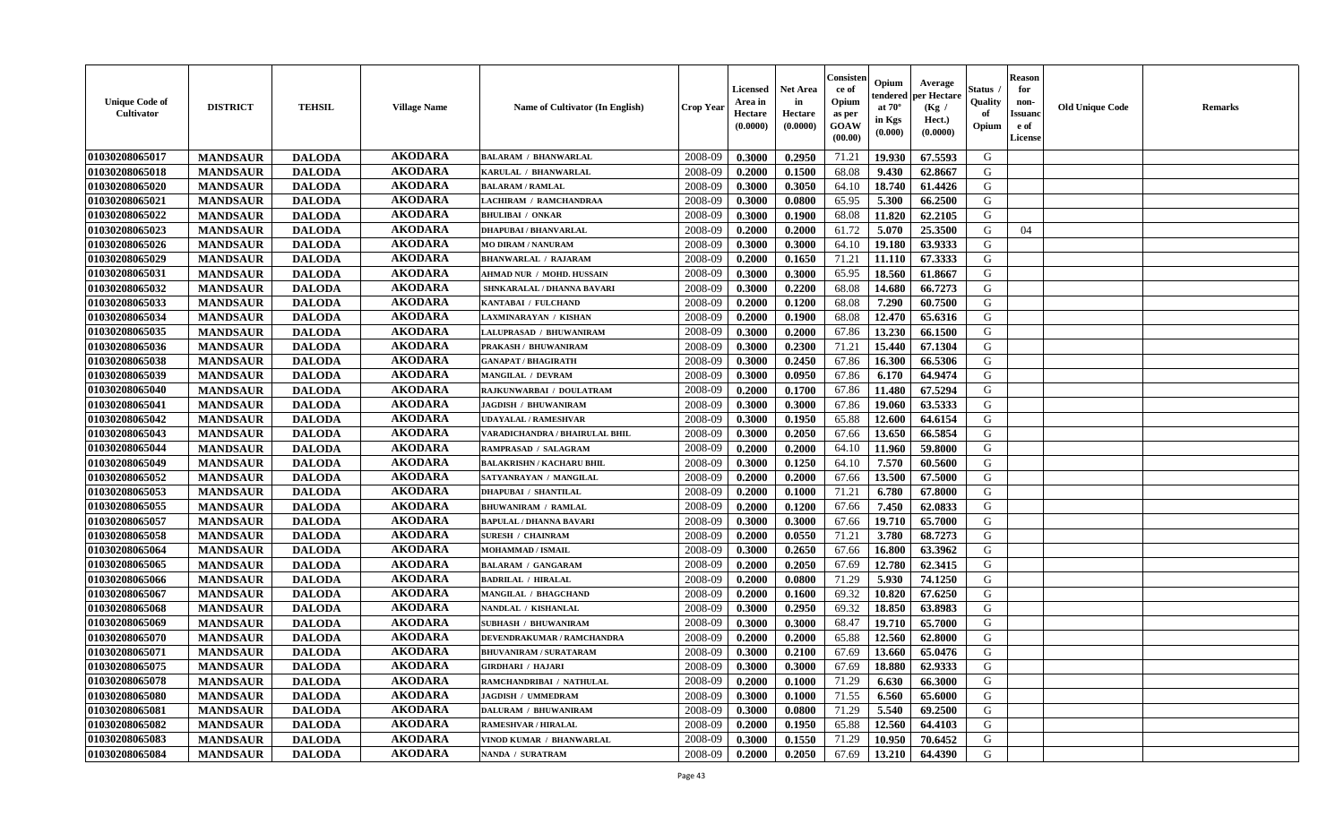| Unique Code of Cultivator | DISTRICT | TEHSIL | Village Name | Name of Cultivator (In English) | Crop Year | Licensed Area in Hectare (0.0000) | Net Area in Hectare (0.0000) | Consisten ce of Opium as per GOAW (00.00) | Opium tendered at 70° in Kgs (0.000) | Average per Hectare (Kg / Hect.) (0.0000) | Status / Quality of Opium | Reason for non-Issuanc e of License | Old Unique Code | Remarks |
|---|---|---|---|---|---|---|---|---|---|---|---|---|---|---|
| 01030208065017 | MANDSAUR | DALODA | AKODARA | BALARAM / BHANWARLAL | 2008-09 | 0.3000 | 0.2950 | 71.21 | 19.930 | 67.5593 | G | | | |
| 01030208065018 | MANDSAUR | DALODA | AKODARA | KARULAL / BHANWARLAL | 2008-09 | 0.2000 | 0.1500 | 68.08 | 9.430 | 62.8667 | G | | | |
| 01030208065020 | MANDSAUR | DALODA | AKODARA | BALARAM / RAMLAL | 2008-09 | 0.3000 | 0.3050 | 64.10 | 18.740 | 61.4426 | G | | | |
| 01030208065021 | MANDSAUR | DALODA | AKODARA | LACHIRAM / RAMCHANDRAA | 2008-09 | 0.3000 | 0.0800 | 65.95 | 5.300 | 66.2500 | G | | | |
| 01030208065022 | MANDSAUR | DALODA | AKODARA | BHULIBAI / ONKAR | 2008-09 | 0.3000 | 0.1900 | 68.08 | 11.820 | 62.2105 | G | | | |
| 01030208065023 | MANDSAUR | DALODA | AKODARA | DHAPUBAI / BHANVARLAL | 2008-09 | 0.2000 | 0.2000 | 61.72 | 5.070 | 25.3500 | G | 04 | | |
| 01030208065026 | MANDSAUR | DALODA | AKODARA | MO DIRAM / NANURAM | 2008-09 | 0.3000 | 0.3000 | 64.10 | 19.180 | 63.9333 | G | | | |
| 01030208065029 | MANDSAUR | DALODA | AKODARA | BHANWARLAL / RAJARAM | 2008-09 | 0.2000 | 0.1650 | 71.21 | 11.110 | 67.3333 | G | | | |
| 01030208065031 | MANDSAUR | DALODA | AKODARA | AHMAD NUR / MOHD. HUSSAIN | 2008-09 | 0.3000 | 0.3000 | 65.95 | 18.560 | 61.8667 | G | | | |
| 01030208065032 | MANDSAUR | DALODA | AKODARA | SHNKARALAL / DHANNA BAVARI | 2008-09 | 0.3000 | 0.2200 | 68.08 | 14.680 | 66.7273 | G | | | |
| 01030208065033 | MANDSAUR | DALODA | AKODARA | KANTABAI / FULCHAND | 2008-09 | 0.2000 | 0.1200 | 68.08 | 7.290 | 60.7500 | G | | | |
| 01030208065034 | MANDSAUR | DALODA | AKODARA | LAXMINARAYAN / KISHAN | 2008-09 | 0.2000 | 0.1900 | 68.08 | 12.470 | 65.6316 | G | | | |
| 01030208065035 | MANDSAUR | DALODA | AKODARA | LALUPRASAD / BHUWANIRAM | 2008-09 | 0.3000 | 0.2000 | 67.86 | 13.230 | 66.1500 | G | | | |
| 01030208065036 | MANDSAUR | DALODA | AKODARA | PRAKASH / BHUWANIRAM | 2008-09 | 0.3000 | 0.2300 | 71.21 | 15.440 | 67.1304 | G | | | |
| 01030208065038 | MANDSAUR | DALODA | AKODARA | GANAPAT / BHAGIRATH | 2008-09 | 0.3000 | 0.2450 | 67.86 | 16.300 | 66.5306 | G | | | |
| 01030208065039 | MANDSAUR | DALODA | AKODARA | MANGILAL / DEVRAM | 2008-09 | 0.3000 | 0.0950 | 67.86 | 6.170 | 64.9474 | G | | | |
| 01030208065040 | MANDSAUR | DALODA | AKODARA | RAJKUNWARBAI / DOULATRAM | 2008-09 | 0.2000 | 0.1700 | 67.86 | 11.480 | 67.5294 | G | | | |
| 01030208065041 | MANDSAUR | DALODA | AKODARA | JAGDISH / BHUWANIRAM | 2008-09 | 0.3000 | 0.3000 | 67.86 | 19.060 | 63.5333 | G | | | |
| 01030208065042 | MANDSAUR | DALODA | AKODARA | UDAYALAL / RAMESHVAR | 2008-09 | 0.3000 | 0.1950 | 65.88 | 12.600 | 64.6154 | G | | | |
| 01030208065043 | MANDSAUR | DALODA | AKODARA | VARADICHANDRA / BHAIRULAL BHIL | 2008-09 | 0.3000 | 0.2050 | 67.66 | 13.650 | 66.5854 | G | | | |
| 01030208065044 | MANDSAUR | DALODA | AKODARA | RAMPRASAD / SALAGRAM | 2008-09 | 0.2000 | 0.2000 | 64.10 | 11.960 | 59.8000 | G | | | |
| 01030208065049 | MANDSAUR | DALODA | AKODARA | BALAKRISHN / KACHARU BHIL | 2008-09 | 0.3000 | 0.1250 | 64.10 | 7.570 | 60.5600 | G | | | |
| 01030208065052 | MANDSAUR | DALODA | AKODARA | SATYANRAYAN / MANGILAL | 2008-09 | 0.2000 | 0.2000 | 67.66 | 13.500 | 67.5000 | G | | | |
| 01030208065053 | MANDSAUR | DALODA | AKODARA | DHAPUBAI / SHANTILAL | 2008-09 | 0.2000 | 0.1000 | 71.21 | 6.780 | 67.8000 | G | | | |
| 01030208065055 | MANDSAUR | DALODA | AKODARA | BHUWANIRAM / RAMLAL | 2008-09 | 0.2000 | 0.1200 | 67.66 | 7.450 | 62.0833 | G | | | |
| 01030208065057 | MANDSAUR | DALODA | AKODARA | BAPULAL / DHANNA BAVARI | 2008-09 | 0.3000 | 0.3000 | 67.66 | 19.710 | 65.7000 | G | | | |
| 01030208065058 | MANDSAUR | DALODA | AKODARA | SURESH / CHAINRAM | 2008-09 | 0.2000 | 0.0550 | 71.21 | 3.780 | 68.7273 | G | | | |
| 01030208065064 | MANDSAUR | DALODA | AKODARA | MOHAMMAD / ISMAIL | 2008-09 | 0.3000 | 0.2650 | 67.66 | 16.800 | 63.3962 | G | | | |
| 01030208065065 | MANDSAUR | DALODA | AKODARA | BALARAM / GANGARAM | 2008-09 | 0.2000 | 0.2050 | 67.69 | 12.780 | 62.3415 | G | | | |
| 01030208065066 | MANDSAUR | DALODA | AKODARA | BADRILAL / HIRALAL | 2008-09 | 0.2000 | 0.0800 | 71.29 | 5.930 | 74.1250 | G | | | |
| 01030208065067 | MANDSAUR | DALODA | AKODARA | MANGILAL / BHAGCHAND | 2008-09 | 0.2000 | 0.1600 | 69.32 | 10.820 | 67.6250 | G | | | |
| 01030208065068 | MANDSAUR | DALODA | AKODARA | NANDLAL / KISHANLAL | 2008-09 | 0.3000 | 0.2950 | 69.32 | 18.850 | 63.8983 | G | | | |
| 01030208065069 | MANDSAUR | DALODA | AKODARA | SUBHASH / BHUWANIRAM | 2008-09 | 0.3000 | 0.3000 | 68.47 | 19.710 | 65.7000 | G | | | |
| 01030208065070 | MANDSAUR | DALODA | AKODARA | DEVENDRAKUMAR / RAMCHANDRA | 2008-09 | 0.2000 | 0.2000 | 65.88 | 12.560 | 62.8000 | G | | | |
| 01030208065071 | MANDSAUR | DALODA | AKODARA | BHUVANIRAM / SURATARAM | 2008-09 | 0.3000 | 0.2100 | 67.69 | 13.660 | 65.0476 | G | | | |
| 01030208065075 | MANDSAUR | DALODA | AKODARA | GIRDHARI / HAJARI | 2008-09 | 0.3000 | 0.3000 | 67.69 | 18.880 | 62.9333 | G | | | |
| 01030208065078 | MANDSAUR | DALODA | AKODARA | RAMCHANDRIBAI / NATHULAL | 2008-09 | 0.2000 | 0.1000 | 71.29 | 6.630 | 66.3000 | G | | | |
| 01030208065080 | MANDSAUR | DALODA | AKODARA | JAGDISH / UMMEDRAM | 2008-09 | 0.3000 | 0.1000 | 71.55 | 6.560 | 65.6000 | G | | | |
| 01030208065081 | MANDSAUR | DALODA | AKODARA | DALURAM / BHUWANIRAM | 2008-09 | 0.3000 | 0.0800 | 71.29 | 5.540 | 69.2500 | G | | | |
| 01030208065082 | MANDSAUR | DALODA | AKODARA | RAMESHVAR / HIRALAL | 2008-09 | 0.2000 | 0.1950 | 65.88 | 12.560 | 64.4103 | G | | | |
| 01030208065083 | MANDSAUR | DALODA | AKODARA | VINOD KUMAR / BHANWARLAL | 2008-09 | 0.3000 | 0.1550 | 71.29 | 10.950 | 70.6452 | G | | | |
| 01030208065084 | MANDSAUR | DALODA | AKODARA | NANDA / SURATRAM | 2008-09 | 0.2000 | 0.2050 | 67.69 | 13.210 | 64.4390 | G | | | |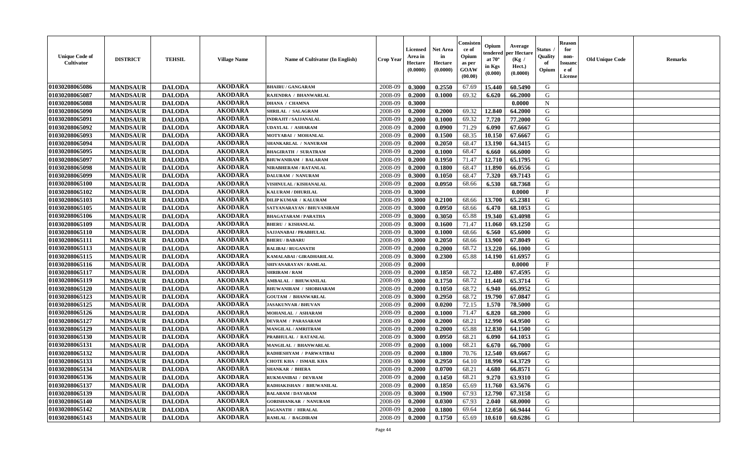| Unique Code of Cultivator | DISTRICT | TEHSIL | Village Name | Name of Cultivator (In English) | Crop Year | Licensed Area in Hectare (0.0000) | Net Area in Hectare (0.0000) | Consistence of Opium as per GOAW (00.00) | Opium tendered at 70° in Kgs (0.000) | Average per Hectare (Kg / Hect.) (0.0000) | Status / Quality of Opium | Reason for non-Issuance of License | Old Unique Code | Remarks |
|---|---|---|---|---|---|---|---|---|---|---|---|---|---|---|
| 01030208065086 | MANDSAUR | DALODA | AKODARA | BHAIRU / GANGARAM | 2008-09 | 0.3000 | 0.2550 | 67.69 | 15.440 | 60.5490 | G | | | |
| 01030208065087 | MANDSAUR | DALODA | AKODARA | RAJENDRA / BHANWARLAL | 2008-09 | 0.2000 | 0.1000 | 69.32 | 6.620 | 66.2000 | G | | | |
| 01030208065088 | MANDSAUR | DALODA | AKODARA | DHANA / CHAMNA | 2008-09 | 0.3000 | | | | 0.0000 | N | | | |
| 01030208065090 | MANDSAUR | DALODA | AKODARA | SHRILAL / SALAGRAM | 2008-09 | 0.2000 | 0.2000 | 69.32 | 12.840 | 64.2000 | G | | | |
| 01030208065091 | MANDSAUR | DALODA | AKODARA | INDRAJIT / SAJJANALAL | 2008-09 | 0.2000 | 0.1000 | 69.32 | 7.720 | 77.2000 | G | | | |
| 01030208065092 | MANDSAUR | DALODA | AKODARA | UDAYLAL / ASHARAM | 2008-09 | 0.2000 | 0.0900 | 71.29 | 6.090 | 67.6667 | G | | | |
| 01030208065093 | MANDSAUR | DALODA | AKODARA | MOTYABAI / MOHANLAL | 2008-09 | 0.2000 | 0.1500 | 68.35 | 10.150 | 67.6667 | G | | | |
| 01030208065094 | MANDSAUR | DALODA | AKODARA | SHANKARLAL / NANURAM | 2008-09 | 0.2000 | 0.2050 | 68.47 | 13.190 | 64.3415 | G | | | |
| 01030208065095 | MANDSAUR | DALODA | AKODARA | BHAGIRATH / SURATRAM | 2008-09 | 0.2000 | 0.1000 | 68.47 | 6.660 | 66.6000 | G | | | |
| 01030208065097 | MANDSAUR | DALODA | AKODARA | BHUWANIRAM / BALARAM | 2008-09 | 0.2000 | 0.1950 | 71.47 | 12.710 | 65.1795 | G | | | |
| 01030208065098 | MANDSAUR | DALODA | AKODARA | NIRABHERAM / RATANLAL | 2008-09 | 0.2000 | 0.1800 | 68.47 | 11.890 | 66.0556 | G | | | |
| 01030208065099 | MANDSAUR | DALODA | AKODARA | DALURAM / NANURAM | 2008-09 | 0.3000 | 0.1050 | 68.47 | 7.320 | 69.7143 | G | | | |
| 01030208065100 | MANDSAUR | DALODA | AKODARA | VISHNULAL / KISHANALAL | 2008-09 | 0.2000 | 0.0950 | 68.66 | 6.530 | 68.7368 | G | | | |
| 01030208065102 | MANDSAUR | DALODA | AKODARA | KALURAM / DHURILAL | 2008-09 | 0.3000 | | | | 0.0000 | F | | | |
| 01030208065103 | MANDSAUR | DALODA | AKODARA | DILIP KUMAR / KALURAM | 2008-09 | 0.3000 | 0.2100 | 68.66 | 13.700 | 65.2381 | G | | | |
| 01030208065105 | MANDSAUR | DALODA | AKODARA | SATYANARAYAN / BHUVANIRAM | 2008-09 | 0.3000 | 0.0950 | 68.66 | 6.470 | 68.1053 | G | | | |
| 01030208065106 | MANDSAUR | DALODA | AKODARA | BHAGATARAM / PARATHA | 2008-09 | 0.3000 | 0.3050 | 65.88 | 19.340 | 63.4098 | G | | | |
| 01030208065109 | MANDSAUR | DALODA | AKODARA | BHERU / KISHANLAL | 2008-09 | 0.3000 | 0.1600 | 71.47 | 11.060 | 69.1250 | G | | | |
| 01030208065110 | MANDSAUR | DALODA | AKODARA | SAJJANABAI / PRABHULAL | 2008-09 | 0.3000 | 0.1000 | 68.66 | 6.560 | 65.6000 | G | | | |
| 01030208065111 | MANDSAUR | DALODA | AKODARA | BHERU / BABARU | 2008-09 | 0.3000 | 0.2050 | 68.66 | 13.900 | 67.8049 | G | | | |
| 01030208065113 | MANDSAUR | DALODA | AKODARA | BALIBAI / RUGANATH | 2008-09 | 0.2000 | 0.2000 | 68.72 | 13.220 | 66.1000 | G | | | |
| 01030208065115 | MANDSAUR | DALODA | AKODARA | KAMALABAI / GIRADHARILAL | 2008-09 | 0.3000 | 0.2300 | 65.88 | 14.190 | 61.6957 | G | | | |
| 01030208065116 | MANDSAUR | DALODA | AKODARA | SHIVANARAYAN / RAMLAL | 2008-09 | 0.2000 | | | | 0.0000 | F | | | |
| 01030208065117 | MANDSAUR | DALODA | AKODARA | SHRIRAM / RAM | 2008-09 | 0.2000 | 0.1850 | 68.72 | 12.480 | 67.4595 | G | | | |
| 01030208065119 | MANDSAUR | DALODA | AKODARA | AMBALAL / BHUWANILAL | 2008-09 | 0.3000 | 0.1750 | 68.72 | 11.440 | 65.3714 | G | | | |
| 01030208065120 | MANDSAUR | DALODA | AKODARA | BHUWANIRAM / SHOBHARAM | 2008-09 | 0.2000 | 0.1050 | 68.72 | 6.940 | 66.0952 | G | | | |
| 01030208065123 | MANDSAUR | DALODA | AKODARA | GOUTAM / BHANWARLAL | 2008-09 | 0.3000 | 0.2950 | 68.72 | 19.790 | 67.0847 | G | | | |
| 01030208065125 | MANDSAUR | DALODA | AKODARA | JASAKUNVAR / BHUVAN | 2008-09 | 0.2000 | 0.0200 | 72.15 | 1.570 | 78.5000 | G | | | |
| 01030208065126 | MANDSAUR | DALODA | AKODARA | MOHANLAL / ASHARAM | 2008-09 | 0.2000 | 0.1000 | 71.47 | 6.820 | 68.2000 | G | | | |
| 01030208065127 | MANDSAUR | DALODA | AKODARA | DEVRAM / PARASARAM | 2008-09 | 0.2000 | 0.2000 | 68.21 | 12.990 | 64.9500 | G | | | |
| 01030208065129 | MANDSAUR | DALODA | AKODARA | MANGILAL / AMRITRAM | 2008-09 | 0.2000 | 0.2000 | 65.88 | 12.830 | 64.1500 | G | | | |
| 01030208065130 | MANDSAUR | DALODA | AKODARA | PRABHULAL / RATANLAL | 2008-09 | 0.3000 | 0.0950 | 68.21 | 6.090 | 64.1053 | G | | | |
| 01030208065131 | MANDSAUR | DALODA | AKODARA | MANGILAL / BHANWARLAL | 2008-09 | 0.2000 | 0.1000 | 68.21 | 6.670 | 66.7000 | G | | | |
| 01030208065132 | MANDSAUR | DALODA | AKODARA | RADHESHYAM / PARWATIBAI | 2008-09 | 0.2000 | 0.1800 | 70.76 | 12.540 | 69.6667 | G | | | |
| 01030208065133 | MANDSAUR | DALODA | AKODARA | CHOTE KHA / ISMAIL KHA | 2008-09 | 0.3000 | 0.2950 | 64.10 | 18.990 | 64.3729 | G | | | |
| 01030208065134 | MANDSAUR | DALODA | AKODARA | SHANKAR / BHERA | 2008-09 | 0.2000 | 0.0700 | 68.21 | 4.680 | 66.8571 | G | | | |
| 01030208065136 | MANDSAUR | DALODA | AKODARA | RUKMANIBAI / DEVRAM | 2008-09 | 0.2000 | 0.1450 | 68.21 | 9.270 | 63.9310 | G | | | |
| 01030208065137 | MANDSAUR | DALODA | AKODARA | RADHAKISHAN / BHUWANILAL | 2008-09 | 0.2000 | 0.1850 | 65.69 | 11.760 | 63.5676 | G | | | |
| 01030208065139 | MANDSAUR | DALODA | AKODARA | BALARAM / DAYARAM | 2008-09 | 0.3000 | 0.1900 | 67.93 | 12.790 | 67.3158 | G | | | |
| 01030208065140 | MANDSAUR | DALODA | AKODARA | GORISHANKAR / NANURAM | 2008-09 | 0.2000 | 0.0300 | 67.93 | 2.040 | 68.0000 | G | | | |
| 01030208065142 | MANDSAUR | DALODA | AKODARA | JAGANATH / HIRALAL | 2008-09 | 0.2000 | 0.1800 | 69.64 | 12.050 | 66.9444 | G | | | |
| 01030208065143 | MANDSAUR | DALODA | AKODARA | RAMLAL / BAGDIRAM | 2008-09 | 0.2000 | 0.1750 | 65.69 | 10.610 | 60.6286 | G | | | |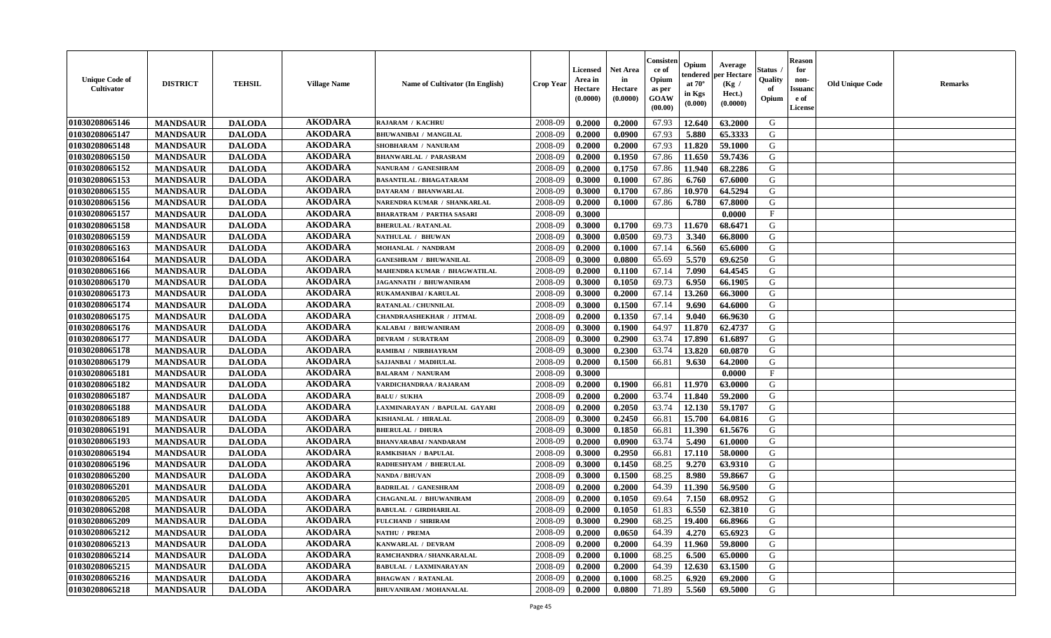| Unique Code of Cultivator | DISTRICT | TEHSIL | Village Name | Name of Cultivator (In English) | Crop Year | Licensed Area in Hectare (0.0000) | Net Area in Hectare (0.0000) | Consistence of Opium as per GOAW (00.00) | Opium tendered at 70° in Kgs (0.000) | Average per Hectare (Kg / Hect.) (0.0000) | Status / Quality of Opium | Reason for non-Issuance of License | Old Unique Code | Remarks |
|---|---|---|---|---|---|---|---|---|---|---|---|---|---|---|
| 01030208065146 | MANDSAUR | DALODA | AKODARA | RAJARAM / KACHRU | 2008-09 | 0.2000 | 0.2000 | 67.93 | 12.640 | 63.2000 | G | | | |
| 01030208065147 | MANDSAUR | DALODA | AKODARA | BHUWANIBAI / MANGILAL | 2008-09 | 0.2000 | 0.0900 | 67.93 | 5.880 | 65.3333 | G | | | |
| 01030208065148 | MANDSAUR | DALODA | AKODARA | SHOBHARAM / NANURAM | 2008-09 | 0.2000 | 0.2000 | 67.93 | 11.820 | 59.1000 | G | | | |
| 01030208065150 | MANDSAUR | DALODA | AKODARA | BHANWARLAL / PARASRAM | 2008-09 | 0.2000 | 0.1950 | 67.86 | 11.650 | 59.7436 | G | | | |
| 01030208065152 | MANDSAUR | DALODA | AKODARA | NANURAM / GANESHRAM | 2008-09 | 0.2000 | 0.1750 | 67.86 | 11.940 | 68.2286 | G | | | |
| 01030208065153 | MANDSAUR | DALODA | AKODARA | BASANTILAL / BHAGATARAM | 2008-09 | 0.3000 | 0.1000 | 67.86 | 6.760 | 67.6000 | G | | | |
| 01030208065155 | MANDSAUR | DALODA | AKODARA | DAYARAM / BHANWARLAL | 2008-09 | 0.3000 | 0.1700 | 67.86 | 10.970 | 64.5294 | G | | | |
| 01030208065156 | MANDSAUR | DALODA | AKODARA | NARENDRA KUMAR / SHANKARLAL | 2008-09 | 0.2000 | 0.1000 | 67.86 | 6.780 | 67.8000 | G | | | |
| 01030208065157 | MANDSAUR | DALODA | AKODARA | BHARATRAM / PARTHA SASARI | 2008-09 | 0.3000 | | | | 0.0000 | F | | | |
| 01030208065158 | MANDSAUR | DALODA | AKODARA | BHERULAL / RATANLAL | 2008-09 | 0.3000 | 0.1700 | 69.73 | 11.670 | 68.6471 | G | | | |
| 01030208065159 | MANDSAUR | DALODA | AKODARA | NATHULAL / BHUWAN | 2008-09 | 0.3000 | 0.0500 | 69.73 | 3.340 | 66.8000 | G | | | |
| 01030208065163 | MANDSAUR | DALODA | AKODARA | MOHANLAL / NANDRAM | 2008-09 | 0.2000 | 0.1000 | 67.14 | 6.560 | 65.6000 | G | | | |
| 01030208065164 | MANDSAUR | DALODA | AKODARA | GANESHRAM / BHUWANILAL | 2008-09 | 0.3000 | 0.0800 | 65.69 | 5.570 | 69.6250 | G | | | |
| 01030208065166 | MANDSAUR | DALODA | AKODARA | MAHENDRA KUMAR / BHAGWATILAL | 2008-09 | 0.2000 | 0.1100 | 67.14 | 7.090 | 64.4545 | G | | | |
| 01030208065170 | MANDSAUR | DALODA | AKODARA | JAGANNATH / BHUWANIRAM | 2008-09 | 0.3000 | 0.1050 | 69.73 | 6.950 | 66.1905 | G | | | |
| 01030208065173 | MANDSAUR | DALODA | AKODARA | RUKAMANIBAI / KARULAL | 2008-09 | 0.3000 | 0.2000 | 67.14 | 13.260 | 66.3000 | G | | | |
| 01030208065174 | MANDSAUR | DALODA | AKODARA | RATANLAL / CHUNNILAL | 2008-09 | 0.3000 | 0.1500 | 67.14 | 9.690 | 64.6000 | G | | | |
| 01030208065175 | MANDSAUR | DALODA | AKODARA | CHANDRAASHEKHAR / JITMAL | 2008-09 | 0.2000 | 0.1350 | 67.14 | 9.040 | 66.9630 | G | | | |
| 01030208065176 | MANDSAUR | DALODA | AKODARA | KALABAI / BHUWANIRAM | 2008-09 | 0.3000 | 0.1900 | 64.97 | 11.870 | 62.4737 | G | | | |
| 01030208065177 | MANDSAUR | DALODA | AKODARA | DEVRAM / SURATRAM | 2008-09 | 0.3000 | 0.2900 | 63.74 | 17.890 | 61.6897 | G | | | |
| 01030208065178 | MANDSAUR | DALODA | AKODARA | RAMIBAI / NIRBHAYRAM | 2008-09 | 0.3000 | 0.2300 | 63.74 | 13.820 | 60.0870 | G | | | |
| 01030208065179 | MANDSAUR | DALODA | AKODARA | SAJJANBAI / MADHULAL | 2008-09 | 0.2000 | 0.1500 | 66.81 | 9.630 | 64.2000 | G | | | |
| 01030208065181 | MANDSAUR | DALODA | AKODARA | BALARAM / NANURAM | 2008-09 | 0.3000 | | | | 0.0000 | F | | | |
| 01030208065182 | MANDSAUR | DALODA | AKODARA | VARDICHANDRAA / RAJARAM | 2008-09 | 0.2000 | 0.1900 | 66.81 | 11.970 | 63.0000 | G | | | |
| 01030208065187 | MANDSAUR | DALODA | AKODARA | BALU / SUKHA | 2008-09 | 0.2000 | 0.2000 | 63.74 | 11.840 | 59.2000 | G | | | |
| 01030208065188 | MANDSAUR | DALODA | AKODARA | LAXMINARAYAN / BAPULAL GAYARI | 2008-09 | 0.2000 | 0.2050 | 63.74 | 12.130 | 59.1707 | G | | | |
| 01030208065189 | MANDSAUR | DALODA | AKODARA | KISHANLAL / HIRALAL | 2008-09 | 0.3000 | 0.2450 | 66.81 | 15.700 | 64.0816 | G | | | |
| 01030208065191 | MANDSAUR | DALODA | AKODARA | BHERULAL / DHURA | 2008-09 | 0.3000 | 0.1850 | 66.81 | 11.390 | 61.5676 | G | | | |
| 01030208065193 | MANDSAUR | DALODA | AKODARA | BHANVARABAI / NANDARAM | 2008-09 | 0.2000 | 0.0900 | 63.74 | 5.490 | 61.0000 | G | | | |
| 01030208065194 | MANDSAUR | DALODA | AKODARA | RAMKISHAN / BAPULAL | 2008-09 | 0.3000 | 0.2950 | 66.81 | 17.110 | 58.0000 | G | | | |
| 01030208065196 | MANDSAUR | DALODA | AKODARA | RADHESHYAM / BHERULAL | 2008-09 | 0.3000 | 0.1450 | 68.25 | 9.270 | 63.9310 | G | | | |
| 01030208065200 | MANDSAUR | DALODA | AKODARA | NANDA / BHUVAN | 2008-09 | 0.3000 | 0.1500 | 68.25 | 8.980 | 59.8667 | G | | | |
| 01030208065201 | MANDSAUR | DALODA | AKODARA | BADRILAL / GANESHRAM | 2008-09 | 0.2000 | 0.2000 | 64.39 | 11.390 | 56.9500 | G | | | |
| 01030208065205 | MANDSAUR | DALODA | AKODARA | CHAGANLAL / BHUWANIRAM | 2008-09 | 0.2000 | 0.1050 | 69.64 | 7.150 | 68.0952 | G | | | |
| 01030208065208 | MANDSAUR | DALODA | AKODARA | BABULAL / GIRDHARILAL | 2008-09 | 0.2000 | 0.1050 | 61.83 | 6.550 | 62.3810 | G | | | |
| 01030208065209 | MANDSAUR | DALODA | AKODARA | FULCHAND / SHRIRAM | 2008-09 | 0.3000 | 0.2900 | 68.25 | 19.400 | 66.8966 | G | | | |
| 01030208065212 | MANDSAUR | DALODA | AKODARA | NATHU / PREMA | 2008-09 | 0.2000 | 0.0650 | 64.39 | 4.270 | 65.6923 | G | | | |
| 01030208065213 | MANDSAUR | DALODA | AKODARA | KANWARLAL / DEVRAM | 2008-09 | 0.2000 | 0.2000 | 64.39 | 11.960 | 59.8000 | G | | | |
| 01030208065214 | MANDSAUR | DALODA | AKODARA | RAMCHANDRA / SHANKARALAL | 2008-09 | 0.2000 | 0.1000 | 68.25 | 6.500 | 65.0000 | G | | | |
| 01030208065215 | MANDSAUR | DALODA | AKODARA | BABULAL / LAXMINARAYAN | 2008-09 | 0.2000 | 0.2000 | 64.39 | 12.630 | 63.1500 | G | | | |
| 01030208065216 | MANDSAUR | DALODA | AKODARA | BHAGWAN / RATANLAL | 2008-09 | 0.2000 | 0.1000 | 68.25 | 6.920 | 69.2000 | G | | | |
| 01030208065218 | MANDSAUR | DALODA | AKODARA | BHUVANIRAM / MOHANALAL | 2008-09 | 0.2000 | 0.0800 | 71.89 | 5.560 | 69.5000 | G | | | |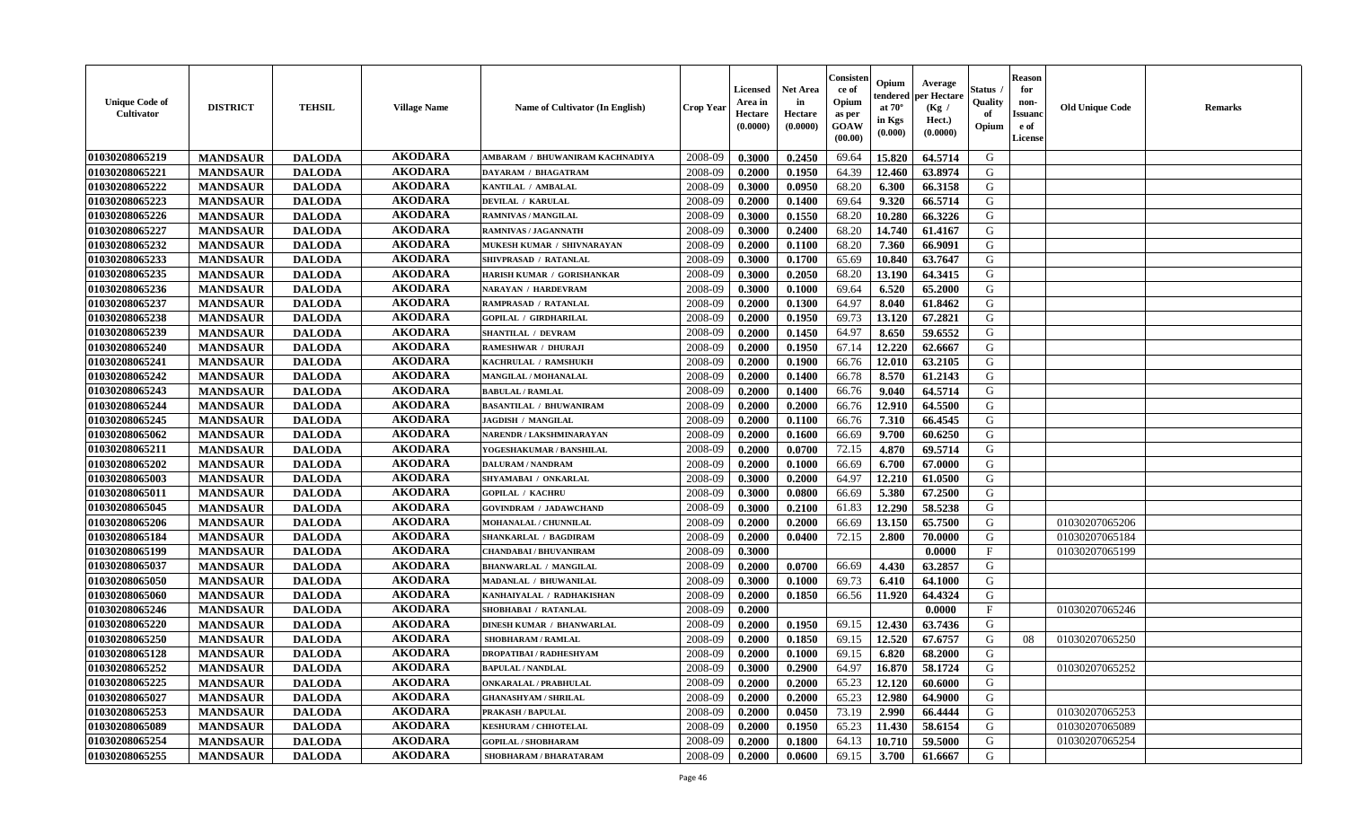| Unique Code of Cultivator | DISTRICT | TEHSIL | Village Name | Name of Cultivator (In English) | Crop Year | Licensed Area in Hectare (0.0000) | Net Area in Hectare (0.0000) | Consistence of Opium as per GOAW (00.00) | Opium tendered at 70° in Kgs (0.000) | Average per Hectare (Kg / Hect.) (0.0000) | Status / Quality of Opium | Reason for non-Issuance of License | Old Unique Code | Remarks |
|---|---|---|---|---|---|---|---|---|---|---|---|---|---|---|
| 01030208065219 | MANDSAUR | DALODA | AKODARA | AMBARAM / BHUWANIRAM KACHNADIYA | 2008-09 | 0.3000 | 0.2450 | 69.64 | 15.820 | 64.5714 | G | | | |
| 01030208065221 | MANDSAUR | DALODA | AKODARA | DAYARAM / BHAGATRAM | 2008-09 | 0.2000 | 0.1950 | 64.39 | 12.460 | 63.8974 | G | | | |
| 01030208065222 | MANDSAUR | DALODA | AKODARA | KANTILAL / AMBALAL | 2008-09 | 0.3000 | 0.0950 | 68.20 | 6.300 | 66.3158 | G | | | |
| 01030208065223 | MANDSAUR | DALODA | AKODARA | DEVILAL / KARULAL | 2008-09 | 0.2000 | 0.1400 | 69.64 | 9.320 | 66.5714 | G | | | |
| 01030208065226 | MANDSAUR | DALODA | AKODARA | RAMNIVAS / MANGILAL | 2008-09 | 0.3000 | 0.1550 | 68.20 | 10.280 | 66.3226 | G | | | |
| 01030208065227 | MANDSAUR | DALODA | AKODARA | RAMNIVAS / JAGANNATH | 2008-09 | 0.3000 | 0.2400 | 68.20 | 14.740 | 61.4167 | G | | | |
| 01030208065232 | MANDSAUR | DALODA | AKODARA | MUKESH KUMAR / SHIVNARAYAN | 2008-09 | 0.2000 | 0.1100 | 68.20 | 7.360 | 66.9091 | G | | | |
| 01030208065233 | MANDSAUR | DALODA | AKODARA | SHIVPRASAD / RATANLAL | 2008-09 | 0.3000 | 0.1700 | 65.69 | 10.840 | 63.7647 | G | | | |
| 01030208065235 | MANDSAUR | DALODA | AKODARA | HARISH KUMAR / GORISHANKAR | 2008-09 | 0.3000 | 0.2050 | 68.20 | 13.190 | 64.3415 | G | | | |
| 01030208065236 | MANDSAUR | DALODA | AKODARA | NARAYAN / HARDEVRAM | 2008-09 | 0.3000 | 0.1000 | 69.64 | 6.520 | 65.2000 | G | | | |
| 01030208065237 | MANDSAUR | DALODA | AKODARA | RAMPRASAD / RATANLAL | 2008-09 | 0.2000 | 0.1300 | 64.97 | 8.040 | 61.8462 | G | | | |
| 01030208065238 | MANDSAUR | DALODA | AKODARA | GOPILAL / GIRDHARILAL | 2008-09 | 0.2000 | 0.1950 | 69.73 | 13.120 | 67.2821 | G | | | |
| 01030208065239 | MANDSAUR | DALODA | AKODARA | SHANTILAL / DEVRAM | 2008-09 | 0.2000 | 0.1450 | 64.97 | 8.650 | 59.6552 | G | | | |
| 01030208065240 | MANDSAUR | DALODA | AKODARA | RAMESHWAR / DHURAJI | 2008-09 | 0.2000 | 0.1950 | 67.14 | 12.220 | 62.6667 | G | | | |
| 01030208065241 | MANDSAUR | DALODA | AKODARA | KACHRULAL / RAMSHUKH | 2008-09 | 0.2000 | 0.1900 | 66.76 | 12.010 | 63.2105 | G | | | |
| 01030208065242 | MANDSAUR | DALODA | AKODARA | MANGILAL / MOHANALAL | 2008-09 | 0.2000 | 0.1400 | 66.78 | 8.570 | 61.2143 | G | | | |
| 01030208065243 | MANDSAUR | DALODA | AKODARA | BABULAL / RAMLAL | 2008-09 | 0.2000 | 0.1400 | 66.76 | 9.040 | 64.5714 | G | | | |
| 01030208065244 | MANDSAUR | DALODA | AKODARA | BASANTILAL / BHUWANIRAM | 2008-09 | 0.2000 | 0.2000 | 66.76 | 12.910 | 64.5500 | G | | | |
| 01030208065245 | MANDSAUR | DALODA | AKODARA | JAGDISH / MANGILAL | 2008-09 | 0.2000 | 0.1100 | 66.76 | 7.310 | 66.4545 | G | | | |
| 01030208065062 | MANDSAUR | DALODA | AKODARA | NARENDR / LAKSHMINARAYAN | 2008-09 | 0.2000 | 0.1600 | 66.69 | 9.700 | 60.6250 | G | | | |
| 01030208065211 | MANDSAUR | DALODA | AKODARA | YOGESHAKUMAR / BANSHILAL | 2008-09 | 0.2000 | 0.0700 | 72.15 | 4.870 | 69.5714 | G | | | |
| 01030208065202 | MANDSAUR | DALODA | AKODARA | DALURAM / NANDRAM | 2008-09 | 0.2000 | 0.1000 | 66.69 | 6.700 | 67.0000 | G | | | |
| 01030208065003 | MANDSAUR | DALODA | AKODARA | SHYAMABAI / ONKARLAL | 2008-09 | 0.3000 | 0.2000 | 64.97 | 12.210 | 61.0500 | G | | | |
| 01030208065011 | MANDSAUR | DALODA | AKODARA | GOPILAL / KACHRU | 2008-09 | 0.3000 | 0.0800 | 66.69 | 5.380 | 67.2500 | G | | | |
| 01030208065045 | MANDSAUR | DALODA | AKODARA | GOVINDRAM / JADAWCHAND | 2008-09 | 0.3000 | 0.2100 | 61.83 | 12.290 | 58.5238 | G | | | |
| 01030208065206 | MANDSAUR | DALODA | AKODARA | MOHANALAL / CHUNNILAL | 2008-09 | 0.2000 | 0.2000 | 66.69 | 13.150 | 65.7500 | G | | 01030207065206 | |
| 01030208065184 | MANDSAUR | DALODA | AKODARA | SHANKARLAL / BAGDIRAM | 2008-09 | 0.2000 | 0.0400 | 72.15 | 2.800 | 70.0000 | G | | 01030207065184 | |
| 01030208065199 | MANDSAUR | DALODA | AKODARA | CHANDABAI / BHUVANIRAM | 2008-09 | 0.3000 | | | | 0.0000 | F | | 01030207065199 | |
| 01030208065037 | MANDSAUR | DALODA | AKODARA | BHANWARLAL / MANGILAL | 2008-09 | 0.2000 | 0.0700 | 66.69 | 4.430 | 63.2857 | G | | | |
| 01030208065050 | MANDSAUR | DALODA | AKODARA | MADANLAL / BHUWANILAL | 2008-09 | 0.3000 | 0.1000 | 69.73 | 6.410 | 64.1000 | G | | | |
| 01030208065060 | MANDSAUR | DALODA | AKODARA | KANHAIYALAL / RADHAKISHAN | 2008-09 | 0.2000 | 0.1850 | 66.56 | 11.920 | 64.4324 | G | | | |
| 01030208065246 | MANDSAUR | DALODA | AKODARA | SHOBHABAI / RATANLAL | 2008-09 | 0.2000 | | | | 0.0000 | F | | 01030207065246 | |
| 01030208065220 | MANDSAUR | DALODA | AKODARA | DINESH KUMAR / BHANWARLAL | 2008-09 | 0.2000 | 0.1950 | 69.15 | 12.430 | 63.7436 | G | | | |
| 01030208065250 | MANDSAUR | DALODA | AKODARA | SHOBHARAM / RAMLAL | 2008-09 | 0.2000 | 0.1850 | 69.15 | 12.520 | 67.6757 | G | 08 | 01030207065250 | |
| 01030208065128 | MANDSAUR | DALODA | AKODARA | DROPATIBAI / RADHESHYAM | 2008-09 | 0.2000 | 0.1000 | 69.15 | 6.820 | 68.2000 | G | | | |
| 01030208065252 | MANDSAUR | DALODA | AKODARA | BAPULAL / NANDLAL | 2008-09 | 0.3000 | 0.2900 | 64.97 | 16.870 | 58.1724 | G | | 01030207065252 | |
| 01030208065225 | MANDSAUR | DALODA | AKODARA | ONKARALAL / PRABHULAL | 2008-09 | 0.2000 | 0.2000 | 65.23 | 12.120 | 60.6000 | G | | | |
| 01030208065027 | MANDSAUR | DALODA | AKODARA | GHANASHYAM / SHRILAL | 2008-09 | 0.2000 | 0.2000 | 65.23 | 12.980 | 64.9000 | G | | | |
| 01030208065253 | MANDSAUR | DALODA | AKODARA | PRAKASH / BAPULAL | 2008-09 | 0.2000 | 0.0450 | 73.19 | 2.990 | 66.4444 | G | | 01030207065253 | |
| 01030208065089 | MANDSAUR | DALODA | AKODARA | KESHURAM / CHHOTELAL | 2008-09 | 0.2000 | 0.1950 | 65.23 | 11.430 | 58.6154 | G | | 01030207065089 | |
| 01030208065254 | MANDSAUR | DALODA | AKODARA | GOPILAL / SHOBHARAM | 2008-09 | 0.2000 | 0.1800 | 64.13 | 10.710 | 59.5000 | G | | 01030207065254 | |
| 01030208065255 | MANDSAUR | DALODA | AKODARA | SHOBHARAM / BHARATARAM | 2008-09 | 0.2000 | 0.0600 | 69.15 | 3.700 | 61.6667 | G | | | |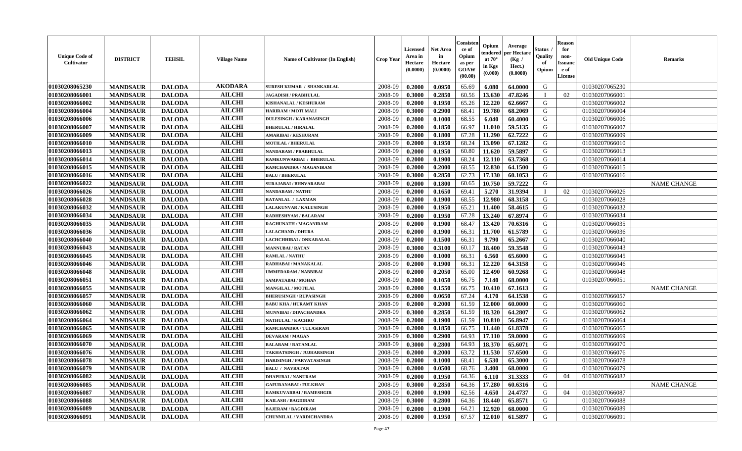| Unique Code of Cultivator | DISTRICT | TEHSIL | Village Name | Name of Cultivator (In English) | Crop Year | Licensed Area in Hectare (0.0000) | Net Area in Hectare (0.0000) | Consistence of Opium as per GOAW (00.00) | Opium tendered at 70° in Kgs (0.000) | Average per Hectare (Kg / Hect.) (0.0000) | Status / Quality of Opium | Reason for non-Issuance of License | Old Unique Code | Remarks |
|---|---|---|---|---|---|---|---|---|---|---|---|---|---|---|
| 01030208065230 | MANDSAUR | DALODA | AKODARA | SURESH KUMAR / SHANKARLAL | 2008-09 | 0.2000 | 0.0950 | 65.69 | 6.080 | 64.0000 | G | | 01030207065230 | |
| 01030208066001 | MANDSAUR | DALODA | AILCHI | JAGADISH / PRABHULAL | 2008-09 | 0.3000 | 0.2850 | 60.56 | 13.630 | 47.8246 | I | 02 | 01030207066001 | |
| 01030208066002 | MANDSAUR | DALODA | AILCHI | KISHANALAL / KESHURAM | 2008-09 | 0.2000 | 0.1950 | 65.26 | 12.220 | 62.6667 | G | | 01030207066002 | |
| 01030208066004 | MANDSAUR | DALODA | AILCHI | HARIRAM / MOTI MALI | 2008-09 | 0.3000 | 0.2900 | 68.41 | 19.780 | 68.2069 | G | | 01030207066004 | |
| 01030208066006 | MANDSAUR | DALODA | AILCHI | DULESINGH / KARANASINGH | 2008-09 | 0.2000 | 0.1000 | 68.55 | 6.040 | 60.4000 | G | | 01030207066006 | |
| 01030208066007 | MANDSAUR | DALODA | AILCHI | BHERULAL / HIRALAL | 2008-09 | 0.2000 | 0.1850 | 66.97 | 11.010 | 59.5135 | G | | 01030207066007 | |
| 01030208066009 | MANDSAUR | DALODA | AILCHI | AMARIBAI / KESHURAM | 2008-09 | 0.2000 | 0.1800 | 67.28 | 11.290 | 62.7222 | G | | 01030207066009 | |
| 01030208066010 | MANDSAUR | DALODA | AILCHI | MOTILAL / BHERULAL | 2008-09 | 0.2000 | 0.1950 | 68.24 | 13.090 | 67.1282 | G | | 01030207066010 | |
| 01030208066013 | MANDSAUR | DALODA | AILCHI | NANDARAM / PRABHULAL | 2008-09 | 0.2000 | 0.1950 | 60.80 | 11.620 | 59.5897 | G | | 01030207066013 | |
| 01030208066014 | MANDSAUR | DALODA | AILCHI | RAMKUNWARBAI / BHERULAL | 2008-09 | 0.2000 | 0.1900 | 68.24 | 12.110 | 63.7368 | G | | 01030207066014 | |
| 01030208066015 | MANDSAUR | DALODA | AILCHI | RAMCHANDRA / MAGANIRAM | 2008-09 | 0.2000 | 0.2000 | 68.55 | 12.830 | 64.1500 | G | | 01030207066015 | |
| 01030208066016 | MANDSAUR | DALODA | AILCHI | BALU / BHERULAL | 2008-09 | 0.3000 | 0.2850 | 62.73 | 17.130 | 60.1053 | G | | 01030207066016 | |
| 01030208066022 | MANDSAUR | DALODA | AILCHI | SURAJABAI / BHNVARABAI | 2008-09 | 0.2000 | 0.1800 | 60.65 | 10.750 | 59.7222 | G | | | NAME CHANGE |
| 01030208066026 | MANDSAUR | DALODA | AILCHI | NANDARAM / NATHU | 2008-09 | 0.2000 | 0.1650 | 69.41 | 5.270 | 31.9394 | I | 02 | 01030207066026 | |
| 01030208066028 | MANDSAUR | DALODA | AILCHI | RATANLAL / LAXMAN | 2008-09 | 0.2000 | 0.1900 | 68.55 | 12.980 | 68.3158 | G | | 01030207066028 | |
| 01030208066032 | MANDSAUR | DALODA | AILCHI | LALAKUNVAR / KALUSINGH | 2008-09 | 0.2000 | 0.1950 | 65.21 | 11.400 | 58.4615 | G | | 01030207066032 | |
| 01030208066034 | MANDSAUR | DALODA | AILCHI | RADHESHYAM / BALARAM | 2008-09 | 0.2000 | 0.1950 | 67.28 | 13.240 | 67.8974 | G | | 01030207066034 | |
| 01030208066035 | MANDSAUR | DALODA | AILCHI | RAGHUNATH / MAGANIRAM | 2008-09 | 0.2000 | 0.1900 | 68.47 | 13.420 | 70.6316 | G | | 01030207066035 | |
| 01030208066036 | MANDSAUR | DALODA | AILCHI | LALACHAND / DHURA | 2008-09 | 0.2000 | 0.1900 | 66.31 | 11.700 | 61.5789 | G | | 01030207066036 | |
| 01030208066040 | MANDSAUR | DALODA | AILCHI | LACHCHHIBAI / ONKARALAL | 2008-09 | 0.2000 | 0.1500 | 66.31 | 9.790 | 65.2667 | G | | 01030207066040 | |
| 01030208066043 | MANDSAUR | DALODA | AILCHI | MANNUBAI / RATAN | 2008-09 | 0.3000 | 0.3100 | 60.17 | 18.400 | 59.3548 | G | | 01030207066043 | |
| 01030208066045 | MANDSAUR | DALODA | AILCHI | RAMLAL / NATHU | 2008-09 | 0.2000 | 0.1000 | 66.31 | 6.560 | 65.6000 | G | | 01030207066045 | |
| 01030208066046 | MANDSAUR | DALODA | AILCHI | RADHABAI / MANAKALAL | 2008-09 | 0.2000 | 0.1900 | 66.31 | 12.220 | 64.3158 | G | | 01030207066046 | |
| 01030208066048 | MANDSAUR | DALODA | AILCHI | UMMEDARAM / NABBIBAI | 2008-09 | 0.2000 | 0.2050 | 65.00 | 12.490 | 60.9268 | G | | 01030207066048 | |
| 01030208066051 | MANDSAUR | DALODA | AILCHI | SAMPATABAI / MOHAN | 2008-09 | 0.2000 | 0.1050 | 66.75 | 7.140 | 68.0000 | G | | 01030207066051 | |
| 01030208066055 | MANDSAUR | DALODA | AILCHI | MANGILAL / MOTILAL | 2008-09 | 0.2000 | 0.1550 | 66.75 | 10.410 | 67.1613 | G | | | NAME CHANGE |
| 01030208066057 | MANDSAUR | DALODA | AILCHI | BHERUSINGH / RUPASINGH | 2008-09 | 0.2000 | 0.0650 | 67.24 | 4.170 | 64.1538 | G | | 01030207066057 | |
| 01030208066060 | MANDSAUR | DALODA | AILCHI | BABU KHA / HURAMT KHAN | 2008-09 | 0.2000 | 0.2000 | 61.59 | 12.000 | 60.0000 | G | | 01030207066060 | |
| 01030208066062 | MANDSAUR | DALODA | AILCHI | MUNNIBAI / DIPACHANDRA | 2008-09 | 0.3000 | 0.2850 | 61.59 | 18.320 | 64.2807 | G | | 01030207066062 | |
| 01030208066064 | MANDSAUR | DALODA | AILCHI | NATHULAL / KACHRU | 2008-09 | 0.2000 | 0.1900 | 61.59 | 10.810 | 56.8947 | G | | 01030207066064 | |
| 01030208066065 | MANDSAUR | DALODA | AILCHI | RAMCHANDRA / TULASIRAM | 2008-09 | 0.2000 | 0.1850 | 66.75 | 11.440 | 61.8378 | G | | 01030207066065 | |
| 01030208066069 | MANDSAUR | DALODA | AILCHI | DEVARAM / MAGAN | 2008-09 | 0.3000 | 0.2900 | 64.93 | 17.110 | 59.0000 | G | | 01030207066069 | |
| 01030208066070 | MANDSAUR | DALODA | AILCHI | BALARAM / RATANLAL | 2008-09 | 0.3000 | 0.2800 | 64.93 | 18.370 | 65.6071 | G | | 01030207066070 | |
| 01030208066076 | MANDSAUR | DALODA | AILCHI | TAKHATSINGH / JUJHARSINGH | 2008-09 | 0.2000 | 0.2000 | 63.72 | 11.530 | 57.6500 | G | | 01030207066076 | |
| 01030208066078 | MANDSAUR | DALODA | AILCHI | HARISINGH / PARVATASINGH | 2008-09 | 0.2000 | 0.1000 | 68.41 | 6.530 | 65.3000 | G | | 01030207066078 | |
| 01030208066079 | MANDSAUR | DALODA | AILCHI | BALU / NAVRATAN | 2008-09 | 0.2000 | 0.0500 | 68.76 | 3.400 | 68.0000 | G | | 01030207066079 | |
| 01030208066082 | MANDSAUR | DALODA | AILCHI | DHAPUBAI / NANURAM | 2008-09 | 0.2000 | 0.1950 | 64.36 | 6.110 | 31.3333 | G | 04 | 01030207066082 | |
| 01030208066085 | MANDSAUR | DALODA | AILCHI | GAFURANABAI / FULKHAN | 2008-09 | 0.3000 | 0.2850 | 64.36 | 17.280 | 60.6316 | G | | | NAME CHANGE |
| 01030208066087 | MANDSAUR | DALODA | AILCHI | RAMKUVARBAI / RAMESHGIR | 2008-09 | 0.2000 | 0.1900 | 62.56 | 4.650 | 24.4737 | G | 04 | 01030207066087 | |
| 01030208066088 | MANDSAUR | DALODA | AILCHI | KAILASH / BAGDIRAM | 2008-09 | 0.3000 | 0.2800 | 64.36 | 18.440 | 65.8571 | G | | 01030207066088 | |
| 01030208066089 | MANDSAUR | DALODA | AILCHI | BAJERAM / BAGDIRAM | 2008-09 | 0.2000 | 0.1900 | 64.21 | 12.920 | 68.0000 | G | | 01030207066089 | |
| 01030208066091 | MANDSAUR | DALODA | AILCHI | CHUNNILAL / VARDICHANDRA | 2008-09 | 0.2000 | 0.1950 | 67.57 | 12.010 | 61.5897 | G | | 01030207066091 | |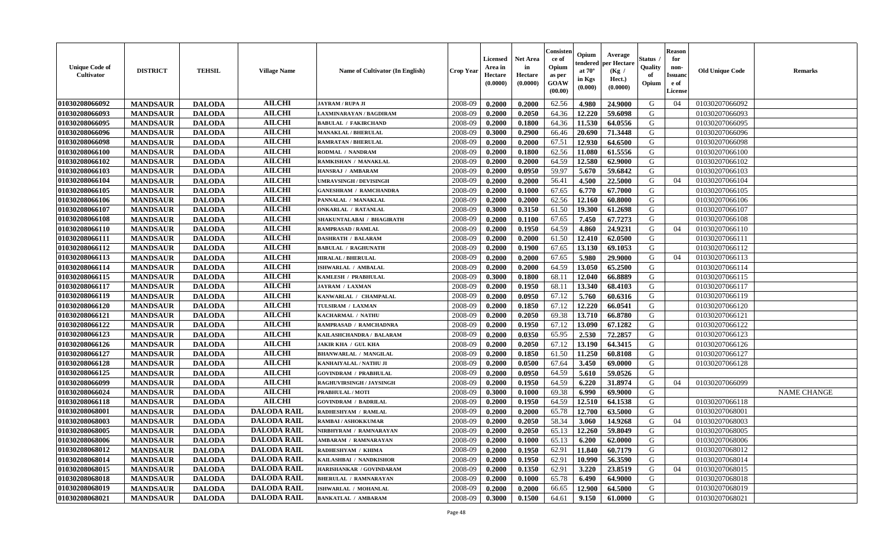| Unique Code of Cultivator | DISTRICT | TEHSIL | Village Name | Name of Cultivator (In English) | Crop Year | Licensed Area in Hectare (0.0000) | Net Area in Hectare (0.0000) | Consistence of Opium as per GOAW (00.00) | Opium tendered at 70° in Kgs (0.000) | Average per Hectare (Kg / Hect.) (0.0000) | Status / Quality of Opium | Reason for non-Issuance of License | Old Unique Code | Remarks |
|---|---|---|---|---|---|---|---|---|---|---|---|---|---|---|
| 01030208066092 | MANDSAUR | DALODA | AILCHI | JAYRAM / RUPA JI | 2008-09 | 0.2000 | 0.2000 | 62.56 | 4.980 | 24.9000 | G | 04 | 01030207066092 | |
| 01030208066093 | MANDSAUR | DALODA | AILCHI | LAXMINARAYAN / BAGDIRAM | 2008-09 | 0.2000 | 0.2050 | 64.36 | 12.220 | 59.6098 | G | | 01030207066093 | |
| 01030208066095 | MANDSAUR | DALODA | AILCHI | BABULAL / FAKIRCHAND | 2008-09 | 0.2000 | 0.1800 | 64.36 | 11.530 | 64.0556 | G | | 01030207066095 | |
| 01030208066096 | MANDSAUR | DALODA | AILCHI | MANAKLAL / BHERULAL | 2008-09 | 0.3000 | 0.2900 | 66.46 | 20.690 | 71.3448 | G | | 01030207066096 | |
| 01030208066098 | MANDSAUR | DALODA | AILCHI | RAMRATAN / BHERULAL | 2008-09 | 0.2000 | 0.2000 | 67.51 | 12.930 | 64.6500 | G | | 01030207066098 | |
| 01030208066100 | MANDSAUR | DALODA | AILCHI | RODMAL / NANDRAM | 2008-09 | 0.2000 | 0.1800 | 62.56 | 11.080 | 61.5556 | G | | 01030207066100 | |
| 01030208066102 | MANDSAUR | DALODA | AILCHI | RAMKISHAN / MANAKLAL | 2008-09 | 0.2000 | 0.2000 | 64.59 | 12.580 | 62.9000 | G | | 01030207066102 | |
| 01030208066103 | MANDSAUR | DALODA | AILCHI | HANSRAJ / AMBARAM | 2008-09 | 0.2000 | 0.0950 | 59.97 | 5.670 | 59.6842 | G | | 01030207066103 | |
| 01030208066104 | MANDSAUR | DALODA | AILCHI | UMRAVSINGH / DEVISINGH | 2008-09 | 0.2000 | 0.2000 | 56.41 | 4.500 | 22.5000 | G | 04 | 01030207066104 | |
| 01030208066105 | MANDSAUR | DALODA | AILCHI | GANESHRAM / RAMCHANDRA | 2008-09 | 0.2000 | 0.1000 | 67.65 | 6.770 | 67.7000 | G | | 01030207066105 | |
| 01030208066106 | MANDSAUR | DALODA | AILCHI | PANNALAL / MANAKLAL | 2008-09 | 0.2000 | 0.2000 | 62.56 | 12.160 | 60.8000 | G | | 01030207066106 | |
| 01030208066107 | MANDSAUR | DALODA | AILCHI | ONKARLAL / RATANLAL | 2008-09 | 0.3000 | 0.3150 | 61.50 | 19.300 | 61.2698 | G | | 01030207066107 | |
| 01030208066108 | MANDSAUR | DALODA | AILCHI | SHAKUNTALABAI / BHAGIRATH | 2008-09 | 0.2000 | 0.1100 | 67.65 | 7.450 | 67.7273 | G | | 01030207066108 | |
| 01030208066110 | MANDSAUR | DALODA | AILCHI | RAMPRASAD / RAMLAL | 2008-09 | 0.2000 | 0.1950 | 64.59 | 4.860 | 24.9231 | G | 04 | 01030207066110 | |
| 01030208066111 | MANDSAUR | DALODA | AILCHI | DASHRATH / BALARAM | 2008-09 | 0.2000 | 0.2000 | 61.50 | 12.410 | 62.0500 | G | | 01030207066111 | |
| 01030208066112 | MANDSAUR | DALODA | AILCHI | BABULAL / RAGHUNATH | 2008-09 | 0.2000 | 0.1900 | 67.65 | 13.130 | 69.1053 | G | | 01030207066112 | |
| 01030208066113 | MANDSAUR | DALODA | AILCHI | HIRALAL / BHERULAL | 2008-09 | 0.2000 | 0.2000 | 67.65 | 5.980 | 29.9000 | G | 04 | 01030207066113 | |
| 01030208066114 | MANDSAUR | DALODA | AILCHI | ISHWARLAL / AMBALAL | 2008-09 | 0.2000 | 0.2000 | 64.59 | 13.050 | 65.2500 | G | | 01030207066114 | |
| 01030208066115 | MANDSAUR | DALODA | AILCHI | KAMLESH / PRABHULAL | 2008-09 | 0.3000 | 0.1800 | 68.11 | 12.040 | 66.8889 | G | | 01030207066115 | |
| 01030208066117 | MANDSAUR | DALODA | AILCHI | JAYRAM / LAXMAN | 2008-09 | 0.2000 | 0.1950 | 68.11 | 13.340 | 68.4103 | G | | 01030207066117 | |
| 01030208066119 | MANDSAUR | DALODA | AILCHI | KANWARLAL / CHAMPALAL | 2008-09 | 0.2000 | 0.0950 | 67.12 | 5.760 | 60.6316 | G | | 01030207066119 | |
| 01030208066120 | MANDSAUR | DALODA | AILCHI | TULSIRAM / LAXMAN | 2008-09 | 0.2000 | 0.1850 | 67.12 | 12.220 | 66.0541 | G | | 01030207066120 | |
| 01030208066121 | MANDSAUR | DALODA | AILCHI | KACHARMAL / NATHU | 2008-09 | 0.2000 | 0.2050 | 69.38 | 13.710 | 66.8780 | G | | 01030207066121 | |
| 01030208066122 | MANDSAUR | DALODA | AILCHI | RAMPRASAD / RAMCHADNRA | 2008-09 | 0.2000 | 0.1950 | 67.12 | 13.090 | 67.1282 | G | | 01030207066122 | |
| 01030208066123 | MANDSAUR | DALODA | AILCHI | KAILASHCHANDRA / BALARAM | 2008-09 | 0.2000 | 0.0350 | 65.95 | 2.530 | 72.2857 | G | | 01030207066123 | |
| 01030208066126 | MANDSAUR | DALODA | AILCHI | JAKIR KHA / GUL KHA | 2008-09 | 0.2000 | 0.2050 | 67.12 | 13.190 | 64.3415 | G | | 01030207066126 | |
| 01030208066127 | MANDSAUR | DALODA | AILCHI | BHANWARLAL / MANGILAL | 2008-09 | 0.2000 | 0.1850 | 61.50 | 11.250 | 60.8108 | G | | 01030207066127 | |
| 01030208066128 | MANDSAUR | DALODA | AILCHI | KANHAIYALAL / NATHU JI | 2008-09 | 0.2000 | 0.0500 | 67.64 | 3.450 | 69.0000 | G | | 01030207066128 | |
| 01030208066125 | MANDSAUR | DALODA | AILCHI | GOVINDRAM / PRABHULAL | 2008-09 | 0.2000 | 0.0950 | 64.59 | 5.610 | 59.0526 | G | | | |
| 01030208066099 | MANDSAUR | DALODA | AILCHI | RAGHUVIRSINGH / JAYSINGH | 2008-09 | 0.2000 | 0.1950 | 64.59 | 6.220 | 31.8974 | G | 04 | 01030207066099 | |
| 01030208066024 | MANDSAUR | DALODA | AILCHI | PRABHULAL / MOTI | 2008-09 | 0.3000 | 0.1000 | 69.38 | 6.990 | 69.9000 | G | | | NAME CHANGE |
| 01030208066118 | MANDSAUR | DALODA | AILCHI | GOVINDRAM / BADRILAL | 2008-09 | 0.2000 | 0.1950 | 64.59 | 12.510 | 64.1538 | G | | 01030207066118 | |
| 01030208068001 | MANDSAUR | DALODA | DALODA RAIL | RADHESHYAM / RAMLAL | 2008-09 | 0.2000 | 0.2000 | 65.78 | 12.700 | 63.5000 | G | | 01030207068001 | |
| 01030208068003 | MANDSAUR | DALODA | DALODA RAIL | RAMBAI / ASHOKKUMAR | 2008-09 | 0.2000 | 0.2050 | 58.34 | 3.060 | 14.9268 | G | 04 | 01030207068003 | |
| 01030208068005 | MANDSAUR | DALODA | DALODA RAIL | NIRBHYRAM / RAMNARAYAN | 2008-09 | 0.2000 | 0.2050 | 65.13 | 12.260 | 59.8049 | G | | 01030207068005 | |
| 01030208068006 | MANDSAUR | DALODA | DALODA RAIL | AMBARAM / RAMNARAYAN | 2008-09 | 0.2000 | 0.1000 | 65.13 | 6.200 | 62.0000 | G | | 01030207068006 | |
| 01030208068012 | MANDSAUR | DALODA | DALODA RAIL | RADHESHYAM / KHIMA | 2008-09 | 0.2000 | 0.1950 | 62.91 | 11.840 | 60.7179 | G | | 01030207068012 | |
| 01030208068014 | MANDSAUR | DALODA | DALODA RAIL | KAILASHBAI / NANDKISHOR | 2008-09 | 0.2000 | 0.1950 | 62.91 | 10.990 | 56.3590 | G | | 01030207068014 | |
| 01030208068015 | MANDSAUR | DALODA | DALODA RAIL | HARISHANKAR / GOVINDARAM | 2008-09 | 0.2000 | 0.1350 | 62.91 | 3.220 | 23.8519 | G | 04 | 01030207068015 | |
| 01030208068018 | MANDSAUR | DALODA | DALODA RAIL | BHERULAL / RAMNARAYAN | 2008-09 | 0.2000 | 0.1000 | 65.78 | 6.490 | 64.9000 | G | | 01030207068018 | |
| 01030208068019 | MANDSAUR | DALODA | DALODA RAIL | ISHWARLAL / MOHANLAL | 2008-09 | 0.2000 | 0.2000 | 66.65 | 12.900 | 64.5000 | G | | 01030207068019 | |
| 01030208068021 | MANDSAUR | DALODA | DALODA RAIL | BANKATLAL / AMBARAM | 2008-09 | 0.3000 | 0.1500 | 64.61 | 9.150 | 61.0000 | G | | 01030207068021 | |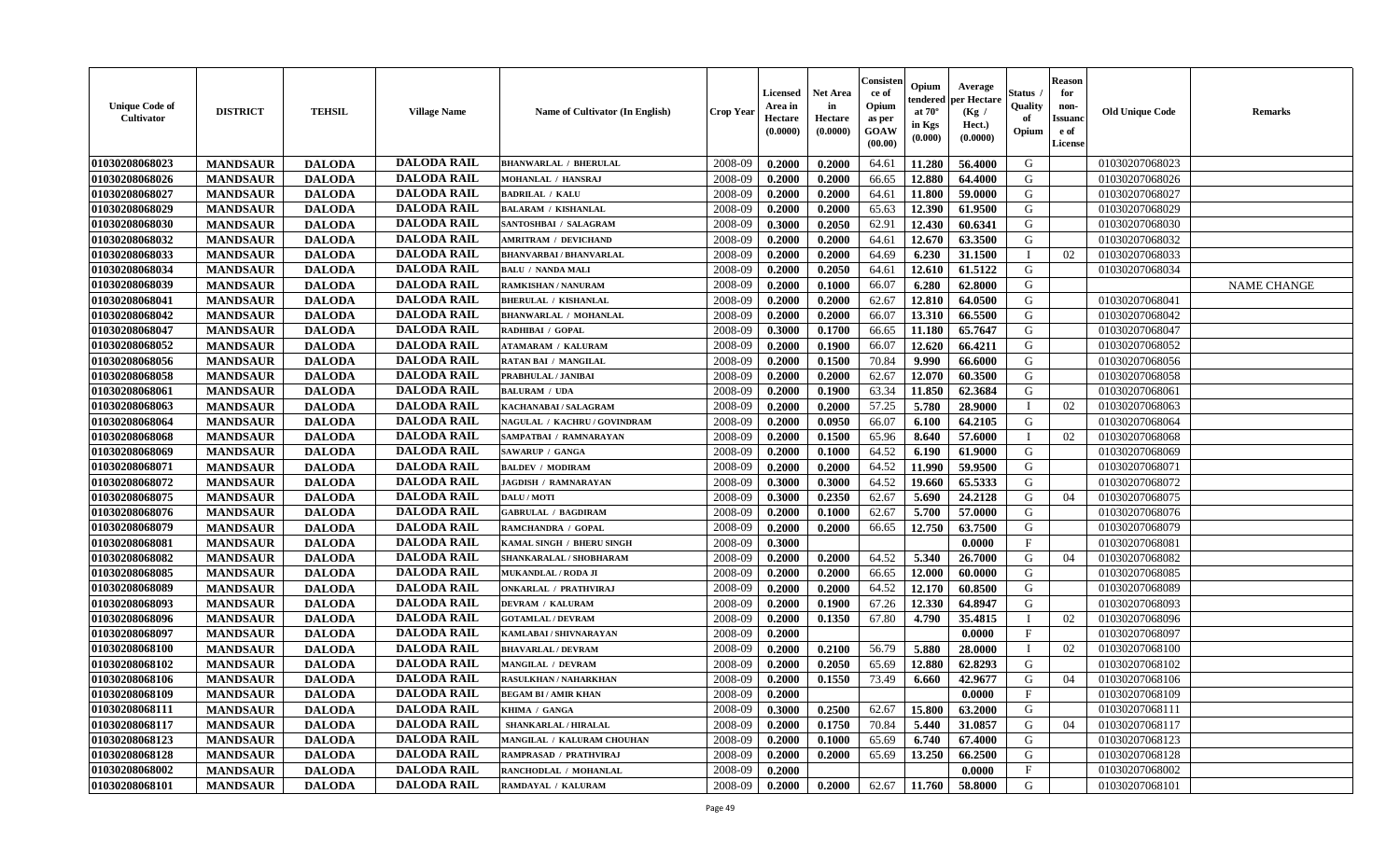| Unique Code of Cultivator | DISTRICT | TEHSIL | Village Name | Name of Cultivator (In English) | Crop Year | Licensed Area in Hectare (0.0000) | Net Area in Hectare (0.0000) | Consistence of Opium as per GOAW (00.00) | Opium tendered at 70° in Kgs (0.000) | Average per Hectare (Kg / Hect.) (0.0000) | Status / Quality of Opium | Reason for non-Issuance of License | Old Unique Code | Remarks |
|---|---|---|---|---|---|---|---|---|---|---|---|---|---|---|
| 01030208068023 | MANDSAUR | DALODA | DALODA RAIL | BHANWARLAL / BHERULAL | 2008-09 | 0.2000 | 0.2000 | 64.61 | 11.280 | 56.4000 | G | | 01030207068023 | |
| 01030208068026 | MANDSAUR | DALODA | DALODA RAIL | MOHANLAL / HANSRAJ | 2008-09 | 0.2000 | 0.2000 | 66.65 | 12.880 | 64.4000 | G | | 01030207068026 | |
| 01030208068027 | MANDSAUR | DALODA | DALODA RAIL | BADRILAL / KALU | 2008-09 | 0.2000 | 0.2000 | 64.61 | 11.800 | 59.0000 | G | | 01030207068027 | |
| 01030208068029 | MANDSAUR | DALODA | DALODA RAIL | BALARAM / KISHANLAL | 2008-09 | 0.2000 | 0.2000 | 65.63 | 12.390 | 61.9500 | G | | 01030207068029 | |
| 01030208068030 | MANDSAUR | DALODA | DALODA RAIL | SANTOSHBAI / SALAGRAM | 2008-09 | 0.3000 | 0.2050 | 62.91 | 12.430 | 60.6341 | G | | 01030207068030 | |
| 01030208068032 | MANDSAUR | DALODA | DALODA RAIL | AMRITRAM / DEVICHAND | 2008-09 | 0.2000 | 0.2000 | 64.61 | 12.670 | 63.3500 | G | | 01030207068032 | |
| 01030208068033 | MANDSAUR | DALODA | DALODA RAIL | BHANVARBAI / BHANVARLAL | 2008-09 | 0.2000 | 0.2000 | 64.69 | 6.230 | 31.1500 | I | 02 | 01030207068033 | |
| 01030208068034 | MANDSAUR | DALODA | DALODA RAIL | BALU / NANDA MALI | 2008-09 | 0.2000 | 0.2050 | 64.61 | 12.610 | 61.5122 | G | | 01030207068034 | |
| 01030208068039 | MANDSAUR | DALODA | DALODA RAIL | RAMKISHAN / NANURAM | 2008-09 | 0.2000 | 0.1000 | 66.07 | 6.280 | 62.8000 | G | | | NAME CHANGE |
| 01030208068041 | MANDSAUR | DALODA | DALODA RAIL | BHERULAL / KISHANLAL | 2008-09 | 0.2000 | 0.2000 | 62.67 | 12.810 | 64.0500 | G | | 01030207068041 | |
| 01030208068042 | MANDSAUR | DALODA | DALODA RAIL | BHANWARLAL / MOHANLAL | 2008-09 | 0.2000 | 0.2000 | 66.07 | 13.310 | 66.5500 | G | | 01030207068042 | |
| 01030208068047 | MANDSAUR | DALODA | DALODA RAIL | RADHIBAI / GOPAL | 2008-09 | 0.3000 | 0.1700 | 66.65 | 11.180 | 65.7647 | G | | 01030207068047 | |
| 01030208068052 | MANDSAUR | DALODA | DALODA RAIL | ATAMARAM / KALURAM | 2008-09 | 0.2000 | 0.1900 | 66.07 | 12.620 | 66.4211 | G | | 01030207068052 | |
| 01030208068056 | MANDSAUR | DALODA | DALODA RAIL | RATAN BAI / MANGILAL | 2008-09 | 0.2000 | 0.1500 | 70.84 | 9.990 | 66.6000 | G | | 01030207068056 | |
| 01030208068058 | MANDSAUR | DALODA | DALODA RAIL | PRABHULAL / JANIBAI | 2008-09 | 0.2000 | 0.2000 | 62.67 | 12.070 | 60.3500 | G | | 01030207068058 | |
| 01030208068061 | MANDSAUR | DALODA | DALODA RAIL | BALURAM / UDA | 2008-09 | 0.2000 | 0.1900 | 63.34 | 11.850 | 62.3684 | G | | 01030207068061 | |
| 01030208068063 | MANDSAUR | DALODA | DALODA RAIL | KACHANABAI / SALAGRAM | 2008-09 | 0.2000 | 0.2000 | 57.25 | 5.780 | 28.9000 | I | 02 | 01030207068063 | |
| 01030208068064 | MANDSAUR | DALODA | DALODA RAIL | NAGULAL / KACHRU / GOVINDRAM | 2008-09 | 0.2000 | 0.0950 | 66.07 | 6.100 | 64.2105 | G | | 01030207068064 | |
| 01030208068068 | MANDSAUR | DALODA | DALODA RAIL | SAMPATBAI / RAMNARAYAN | 2008-09 | 0.2000 | 0.1500 | 65.96 | 8.640 | 57.6000 | I | 02 | 01030207068068 | |
| 01030208068069 | MANDSAUR | DALODA | DALODA RAIL | SAWARUP / GANGA | 2008-09 | 0.2000 | 0.1000 | 64.52 | 6.190 | 61.9000 | G | | 01030207068069 | |
| 01030208068071 | MANDSAUR | DALODA | DALODA RAIL | BALDEV / MODIRAM | 2008-09 | 0.2000 | 0.2000 | 64.52 | 11.990 | 59.9500 | G | | 01030207068071 | |
| 01030208068072 | MANDSAUR | DALODA | DALODA RAIL | JAGDISH / RAMNARAYAN | 2008-09 | 0.3000 | 0.3000 | 64.52 | 19.660 | 65.5333 | G | | 01030207068072 | |
| 01030208068075 | MANDSAUR | DALODA | DALODA RAIL | DALU / MOTI | 2008-09 | 0.3000 | 0.2350 | 62.67 | 5.690 | 24.2128 | G | 04 | 01030207068075 | |
| 01030208068076 | MANDSAUR | DALODA | DALODA RAIL | GABRULAL / BAGDIRAM | 2008-09 | 0.2000 | 0.1000 | 62.67 | 5.700 | 57.0000 | G | | 01030207068076 | |
| 01030208068079 | MANDSAUR | DALODA | DALODA RAIL | RAMCHANDRA / GOPAL | 2008-09 | 0.2000 | 0.2000 | 66.65 | 12.750 | 63.7500 | G | | 01030207068079 | |
| 01030208068081 | MANDSAUR | DALODA | DALODA RAIL | KAMAL SINGH / BHERU SINGH | 2008-09 | 0.3000 | | | | 0.0000 | F | | 01030207068081 | |
| 01030208068082 | MANDSAUR | DALODA | DALODA RAIL | SHANKARALAL / SHOBHARAM | 2008-09 | 0.2000 | 0.2000 | 64.52 | 5.340 | 26.7000 | G | 04 | 01030207068082 | |
| 01030208068085 | MANDSAUR | DALODA | DALODA RAIL | MUKANDLAL / RODA JI | 2008-09 | 0.2000 | 0.2000 | 66.65 | 12.000 | 60.0000 | G | | 01030207068085 | |
| 01030208068089 | MANDSAUR | DALODA | DALODA RAIL | ONKARLAL / PRATHVIRAJ | 2008-09 | 0.2000 | 0.2000 | 64.52 | 12.170 | 60.8500 | G | | 01030207068089 | |
| 01030208068093 | MANDSAUR | DALODA | DALODA RAIL | DEVRAM / KALURAM | 2008-09 | 0.2000 | 0.1900 | 67.26 | 12.330 | 64.8947 | G | | 01030207068093 | |
| 01030208068096 | MANDSAUR | DALODA | DALODA RAIL | GOTAMLAL / DEVRAM | 2008-09 | 0.2000 | 0.1350 | 67.80 | 4.790 | 35.4815 | I | 02 | 01030207068096 | |
| 01030208068097 | MANDSAUR | DALODA | DALODA RAIL | KAMLABAI / SHIVNARAYAN | 2008-09 | 0.2000 | | | | 0.0000 | F | | 01030207068097 | |
| 01030208068100 | MANDSAUR | DALODA | DALODA RAIL | BHAVARLAL / DEVRAM | 2008-09 | 0.2000 | 0.2100 | 56.79 | 5.880 | 28.0000 | I | 02 | 01030207068100 | |
| 01030208068102 | MANDSAUR | DALODA | DALODA RAIL | MANGILAL / DEVRAM | 2008-09 | 0.2000 | 0.2050 | 65.69 | 12.880 | 62.8293 | G | | 01030207068102 | |
| 01030208068106 | MANDSAUR | DALODA | DALODA RAIL | RASULKHAN / NAHARKHAN | 2008-09 | 0.2000 | 0.1550 | 73.49 | 6.660 | 42.9677 | G | 04 | 01030207068106 | |
| 01030208068109 | MANDSAUR | DALODA | DALODA RAIL | BEGAM BI / AMIR KHAN | 2008-09 | 0.2000 | | | | 0.0000 | F | | 01030207068109 | |
| 01030208068111 | MANDSAUR | DALODA | DALODA RAIL | KHIMA / GANGA | 2008-09 | 0.3000 | 0.2500 | 62.67 | 15.800 | 63.2000 | G | | 01030207068111 | |
| 01030208068117 | MANDSAUR | DALODA | DALODA RAIL | SHANKARLAL / HIRALAL | 2008-09 | 0.2000 | 0.1750 | 70.84 | 5.440 | 31.0857 | G | 04 | 01030207068117 | |
| 01030208068123 | MANDSAUR | DALODA | DALODA RAIL | MANGILAL / KALURAM CHOUHAN | 2008-09 | 0.2000 | 0.1000 | 65.69 | 6.740 | 67.4000 | G | | 01030207068123 | |
| 01030208068128 | MANDSAUR | DALODA | DALODA RAIL | RAMPRASAD / PRATHVIRAJ | 2008-09 | 0.2000 | 0.2000 | 65.69 | 13.250 | 66.2500 | G | | 01030207068128 | |
| 01030208068002 | MANDSAUR | DALODA | DALODA RAIL | RANCHODLAL / MOHANLAL | 2008-09 | 0.2000 | | | | 0.0000 | F | | 01030207068002 | |
| 01030208068101 | MANDSAUR | DALODA | DALODA RAIL | RAMDAYAL / KALURAM | 2008-09 | 0.2000 | 0.2000 | 62.67 | 11.760 | 58.8000 | G | | 01030207068101 | |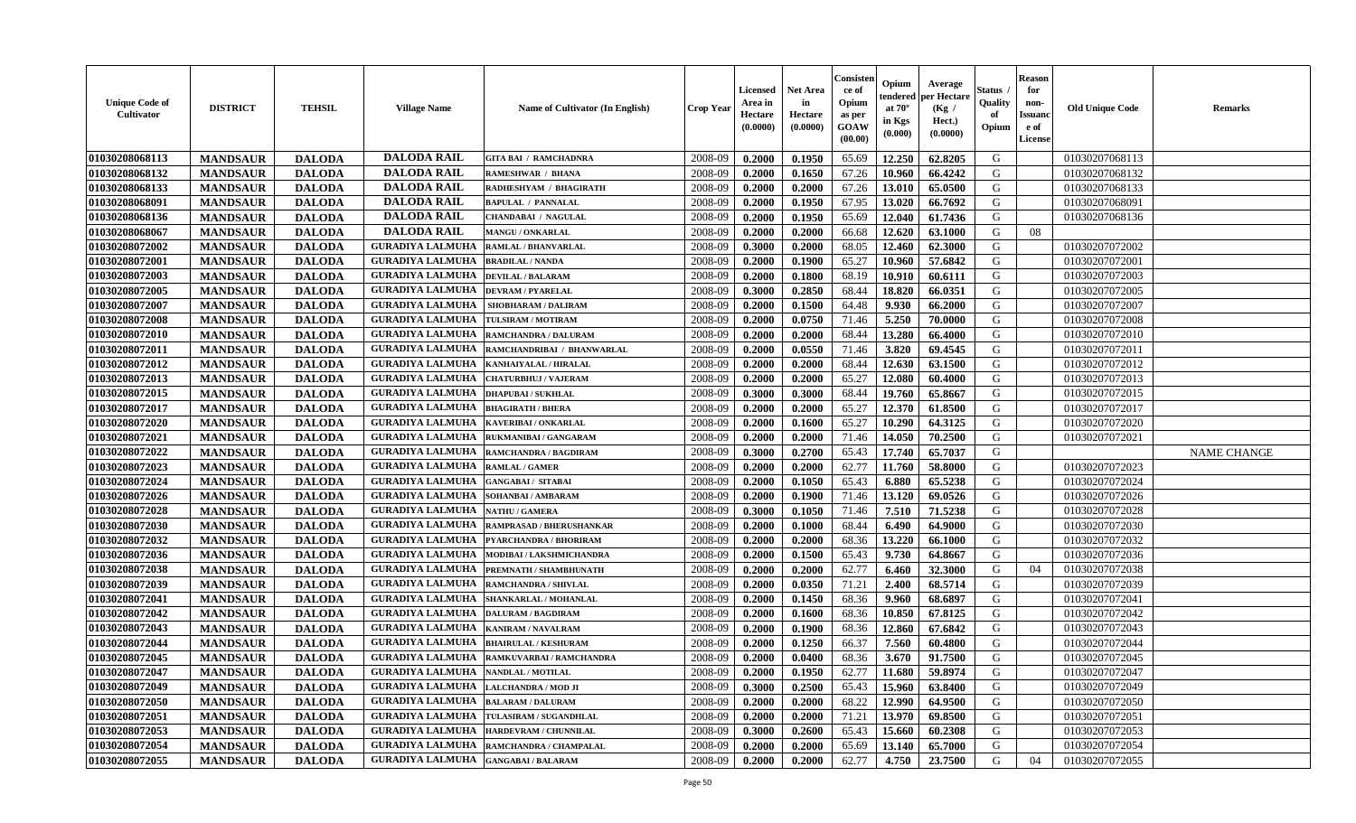| Unique Code of Cultivator | DISTRICT | TEHSIL | Village Name | Name of Cultivator (In English) | Crop Year | Licensed Area in Hectare (0.0000) | Net Area in Hectare (0.0000) | Consistence of Opium as per GOAW (00.00) | Opium tendered at 70° in Kgs (0.000) | Average per Hectare (Kg / Hect.) (0.0000) | Status / Quality of Opium | Reason for non-Issuance of License | Old Unique Code | Remarks |
|---|---|---|---|---|---|---|---|---|---|---|---|---|---|---|
| 01030208068113 | MANDSAUR | DALODA | DALODA RAIL | GITA BAI / RAMCHADNRA | 2008-09 | 0.2000 | 0.1950 | 65.69 | 12.250 | 62.8205 | G | | 01030207068113 | |
| 01030208068132 | MANDSAUR | DALODA | DALODA RAIL | RAMESHWAR / BHANA | 2008-09 | 0.2000 | 0.1650 | 67.26 | 10.960 | 66.4242 | G | | 01030207068132 | |
| 01030208068133 | MANDSAUR | DALODA | DALODA RAIL | RADHESHYAM / BHAGIRATH | 2008-09 | 0.2000 | 0.2000 | 67.26 | 13.010 | 65.0500 | G | | 01030207068133 | |
| 01030208068091 | MANDSAUR | DALODA | DALODA RAIL | BAPULAL / PANNALAL | 2008-09 | 0.2000 | 0.1950 | 67.95 | 13.020 | 66.7692 | G | | 01030207068091 | |
| 01030208068136 | MANDSAUR | DALODA | DALODA RAIL | CHANDABAI / NAGULAL | 2008-09 | 0.2000 | 0.1950 | 65.69 | 12.040 | 61.7436 | G | | 01030207068136 | |
| 01030208068067 | MANDSAUR | DALODA | DALODA RAIL | MANGU / ONKARLAL | 2008-09 | 0.2000 | 0.2000 | 66.68 | 12.620 | 63.1000 | G | 08 | | |
| 01030208072002 | MANDSAUR | DALODA | GURADIYA LALMUHA | RAMLAL / BHANVARLAL | 2008-09 | 0.3000 | 0.2000 | 68.05 | 12.460 | 62.3000 | G | | 01030207072002 | |
| 01030208072001 | MANDSAUR | DALODA | GURADIYA LALMUHA | BRADILAL / NANDA | 2008-09 | 0.2000 | 0.1900 | 65.27 | 10.960 | 57.6842 | G | | 01030207072001 | |
| 01030208072003 | MANDSAUR | DALODA | GURADIYA LALMUHA | DEVILAL / BALARAM | 2008-09 | 0.2000 | 0.1800 | 68.19 | 10.910 | 60.6111 | G | | 01030207072003 | |
| 01030208072005 | MANDSAUR | DALODA | GURADIYA LALMUHA | DEVRAM / PYARELAL | 2008-09 | 0.3000 | 0.2850 | 68.44 | 18.820 | 66.0351 | G | | 01030207072005 | |
| 01030208072007 | MANDSAUR | DALODA | GURADIYA LALMUHA | SHOBHARAM / DALIRAM | 2008-09 | 0.2000 | 0.1500 | 64.48 | 9.930 | 66.2000 | G | | 01030207072007 | |
| 01030208072008 | MANDSAUR | DALODA | GURADIYA LALMUHA | TULSIRAM / MOTIRAM | 2008-09 | 0.2000 | 0.0750 | 71.46 | 5.250 | 70.0000 | G | | 01030207072008 | |
| 01030208072010 | MANDSAUR | DALODA | GURADIYA LALMUHA | RAMCHANDRA / DALURAM | 2008-09 | 0.2000 | 0.2000 | 68.44 | 13.280 | 66.4000 | G | | 01030207072010 | |
| 01030208072011 | MANDSAUR | DALODA | GURADIYA LALMUHA | RAMCHANDRIBAI / BHANWARLAL | 2008-09 | 0.2000 | 0.0550 | 71.46 | 3.820 | 69.4545 | G | | 01030207072011 | |
| 01030208072012 | MANDSAUR | DALODA | GURADIYA LALMUHA | KANHAIYALAL / HIRALAL | 2008-09 | 0.2000 | 0.2000 | 68.44 | 12.630 | 63.1500 | G | | 01030207072012 | |
| 01030208072013 | MANDSAUR | DALODA | GURADIYA LALMUHA | CHATURBHUJ / VAJERAM | 2008-09 | 0.2000 | 0.2000 | 65.27 | 12.080 | 60.4000 | G | | 01030207072013 | |
| 01030208072015 | MANDSAUR | DALODA | GURADIYA LALMUHA | DHAPUBAI / SUKHLAL | 2008-09 | 0.3000 | 0.3000 | 68.44 | 19.760 | 65.8667 | G | | 01030207072015 | |
| 01030208072017 | MANDSAUR | DALODA | GURADIYA LALMUHA | BHAGIRATH / BHERA | 2008-09 | 0.2000 | 0.2000 | 65.27 | 12.370 | 61.8500 | G | | 01030207072017 | |
| 01030208072020 | MANDSAUR | DALODA | GURADIYA LALMUHA | KAVERIBAI / ONKARLAL | 2008-09 | 0.2000 | 0.1600 | 65.27 | 10.290 | 64.3125 | G | | 01030207072020 | |
| 01030208072021 | MANDSAUR | DALODA | GURADIYA LALMUHA | RUKMANIBAI / GANGARAM | 2008-09 | 0.2000 | 0.2000 | 71.46 | 14.050 | 70.2500 | G | | 01030207072021 | |
| 01030208072022 | MANDSAUR | DALODA | GURADIYA LALMUHA | RAMCHANDRA / BAGDIRAM | 2008-09 | 0.3000 | 0.2700 | 65.43 | 17.740 | 65.7037 | G | | | NAME CHANGE |
| 01030208072023 | MANDSAUR | DALODA | GURADIYA LALMUHA | RAMLAL / GAMER | 2008-09 | 0.2000 | 0.2000 | 62.77 | 11.760 | 58.8000 | G | | 01030207072023 | |
| 01030208072024 | MANDSAUR | DALODA | GURADIYA LALMUHA | GANGABAI / SITABAI | 2008-09 | 0.2000 | 0.1050 | 65.43 | 6.880 | 65.5238 | G | | 01030207072024 | |
| 01030208072026 | MANDSAUR | DALODA | GURADIYA LALMUHA | SOHANBAI / AMBARAM | 2008-09 | 0.2000 | 0.1900 | 71.46 | 13.120 | 69.0526 | G | | 01030207072026 | |
| 01030208072028 | MANDSAUR | DALODA | GURADIYA LALMUHA | NATHU / GAMERA | 2008-09 | 0.3000 | 0.1050 | 71.46 | 7.510 | 71.5238 | G | | 01030207072028 | |
| 01030208072030 | MANDSAUR | DALODA | GURADIYA LALMUHA | RAMPRASAD / BHERUSHANKAR | 2008-09 | 0.2000 | 0.1000 | 68.44 | 6.490 | 64.9000 | G | | 01030207072030 | |
| 01030208072032 | MANDSAUR | DALODA | GURADIYA LALMUHA | PYARCHANDRA / BHORIRAM | 2008-09 | 0.2000 | 0.2000 | 68.36 | 13.220 | 66.1000 | G | | 01030207072032 | |
| 01030208072036 | MANDSAUR | DALODA | GURADIYA LALMUHA | MODIBAI / LAKSHMICHANDRA | 2008-09 | 0.2000 | 0.1500 | 65.43 | 9.730 | 64.8667 | G | | 01030207072036 | |
| 01030208072038 | MANDSAUR | DALODA | GURADIYA LALMUHA | PREMNATH / SHAMBHUNATH | 2008-09 | 0.2000 | 0.2000 | 62.77 | 6.460 | 32.3000 | G | 04 | 01030207072038 | |
| 01030208072039 | MANDSAUR | DALODA | GURADIYA LALMUHA | RAMCHANDRA / SHIVLAL | 2008-09 | 0.2000 | 0.0350 | 71.21 | 2.400 | 68.5714 | G | | 01030207072039 | |
| 01030208072041 | MANDSAUR | DALODA | GURADIYA LALMUHA | SHANKARLAL / MOHANLAL | 2008-09 | 0.2000 | 0.1450 | 68.36 | 9.960 | 68.6897 | G | | 01030207072041 | |
| 01030208072042 | MANDSAUR | DALODA | GURADIYA LALMUHA | DALURAM / BAGDIRAM | 2008-09 | 0.2000 | 0.1600 | 68.36 | 10.850 | 67.8125 | G | | 01030207072042 | |
| 01030208072043 | MANDSAUR | DALODA | GURADIYA LALMUHA | KANIRAM / NAVALRAM | 2008-09 | 0.2000 | 0.1900 | 68.36 | 12.860 | 67.6842 | G | | 01030207072043 | |
| 01030208072044 | MANDSAUR | DALODA | GURADIYA LALMUHA | BHAIRULAL / KESHURAM | 2008-09 | 0.2000 | 0.1250 | 66.37 | 7.560 | 60.4800 | G | | 01030207072044 | |
| 01030208072045 | MANDSAUR | DALODA | GURADIYA LALMUHA | RAMKUVARBAI / RAMCHANDRA | 2008-09 | 0.2000 | 0.0400 | 68.36 | 3.670 | 91.7500 | G | | 01030207072045 | |
| 01030208072047 | MANDSAUR | DALODA | GURADIYA LALMUHA | NANDLAL / MOTILAL | 2008-09 | 0.2000 | 0.1950 | 62.77 | 11.680 | 59.8974 | G | | 01030207072047 | |
| 01030208072049 | MANDSAUR | DALODA | GURADIYA LALMUHA | LALCHANDRA / MOD JI | 2008-09 | 0.3000 | 0.2500 | 65.43 | 15.960 | 63.8400 | G | | 01030207072049 | |
| 01030208072050 | MANDSAUR | DALODA | GURADIYA LALMUHA | BALARAM / DALURAM | 2008-09 | 0.2000 | 0.2000 | 68.22 | 12.990 | 64.9500 | G | | 01030207072050 | |
| 01030208072051 | MANDSAUR | DALODA | GURADIYA LALMUHA | TULASIRAM / SUGANDHLAL | 2008-09 | 0.2000 | 0.2000 | 71.21 | 13.970 | 69.8500 | G | | 01030207072051 | |
| 01030208072053 | MANDSAUR | DALODA | GURADIYA LALMUHA | HARDEVRAM / CHUNNILAL | 2008-09 | 0.3000 | 0.2600 | 65.43 | 15.660 | 60.2308 | G | | 01030207072053 | |
| 01030208072054 | MANDSAUR | DALODA | GURADIYA LALMUHA | RAMCHANDRA / CHAMPALAL | 2008-09 | 0.2000 | 0.2000 | 65.69 | 13.140 | 65.7000 | G | | 01030207072054 | |
| 01030208072055 | MANDSAUR | DALODA | GURADIYA LALMUHA | GANGABAI / BALARAM | 2008-09 | 0.2000 | 0.2000 | 62.77 | 4.750 | 23.7500 | G | 04 | 01030207072055 | |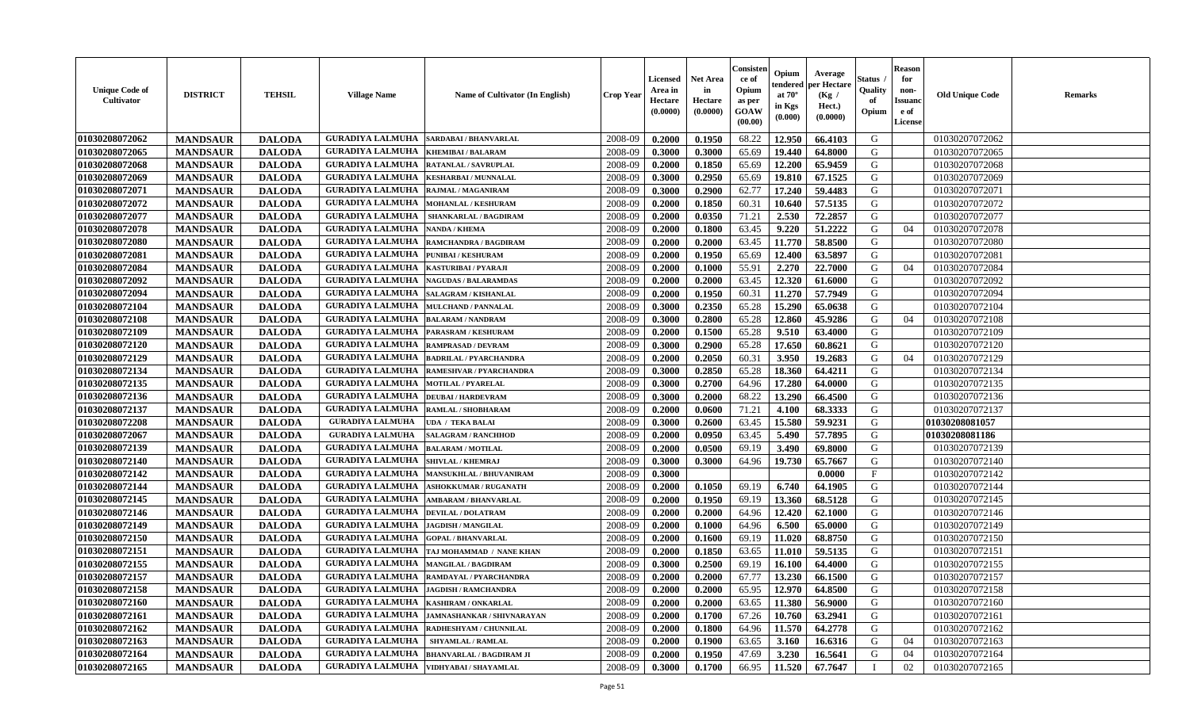| Unique Code of Cultivator | DISTRICT | TEHSIL | Village Name | Name of Cultivator (In English) | Crop Year | Licensed Area in Hectare (0.0000) | Net Area in Hectare (0.0000) | Consistence of Opium as per GOAW (00.00) | Opium tendered at 70° in Kgs (0.000) | Average per Hectare (Kg / Hect.) (0.0000) | Status / Quality of Opium | Reason for non-Issuance of License | Old Unique Code | Remarks |
|---|---|---|---|---|---|---|---|---|---|---|---|---|---|---|
| 01030208072062 | MANDSAUR | DALODA | GURADIYA LALMUHA | SARDABAI / BHANVARLAL | 2008-09 | 0.2000 | 0.1950 | 68.22 | 12.950 | 66.4103 | G | | 01030207072062 | |
| 01030208072065 | MANDSAUR | DALODA | GURADIYA LALMUHA | KHEMIBAI / BALARAM | 2008-09 | 0.3000 | 0.3000 | 65.69 | 19.440 | 64.8000 | G | | 01030207072065 | |
| 01030208072068 | MANDSAUR | DALODA | GURADIYA LALMUHA | RATANLAL / SAVRUPLAL | 2008-09 | 0.2000 | 0.1850 | 65.69 | 12.200 | 65.9459 | G | | 01030207072068 | |
| 01030208072069 | MANDSAUR | DALODA | GURADIYA LALMUHA | KESHARBAI / MUNNALAL | 2008-09 | 0.3000 | 0.2950 | 65.69 | 19.810 | 67.1525 | G | | 01030207072069 | |
| 01030208072071 | MANDSAUR | DALODA | GURADIYA LALMUHA | RAJMAL / MAGANIRAM | 2008-09 | 0.3000 | 0.2900 | 62.77 | 17.240 | 59.4483 | G | | 01030207072071 | |
| 01030208072072 | MANDSAUR | DALODA | GURADIYA LALMUHA | MOHANLAL / KESHURAM | 2008-09 | 0.2000 | 0.1850 | 60.31 | 10.640 | 57.5135 | G | | 01030207072072 | |
| 01030208072077 | MANDSAUR | DALODA | GURADIYA LALMUHA | SHANKARLAL / BAGDIRAM | 2008-09 | 0.2000 | 0.0350 | 71.21 | 2.530 | 72.2857 | G | | 01030207072077 | |
| 01030208072078 | MANDSAUR | DALODA | GURADIYA LALMUHA | NANDA / KHEMA | 2008-09 | 0.2000 | 0.1800 | 63.45 | 9.220 | 51.2222 | G | 04 | 01030207072078 | |
| 01030208072080 | MANDSAUR | DALODA | GURADIYA LALMUHA | RAMCHANDRA / BAGDIRAM | 2008-09 | 0.2000 | 0.2000 | 63.45 | 11.770 | 58.8500 | G | | 01030207072080 | |
| 01030208072081 | MANDSAUR | DALODA | GURADIYA LALMUHA | PUNIBAI / KESHURAM | 2008-09 | 0.2000 | 0.1950 | 65.69 | 12.400 | 63.5897 | G | | 01030207072081 | |
| 01030208072084 | MANDSAUR | DALODA | GURADIYA LALMUHA | KASTURIBAI / PYARAJI | 2008-09 | 0.2000 | 0.1000 | 55.91 | 2.270 | 22.7000 | G | 04 | 01030207072084 | |
| 01030208072092 | MANDSAUR | DALODA | GURADIYA LALMUHA | NAGUDAS / BALARAMDAS | 2008-09 | 0.2000 | 0.2000 | 63.45 | 12.320 | 61.6000 | G | | 01030207072092 | |
| 01030208072094 | MANDSAUR | DALODA | GURADIYA LALMUHA | SALAGRAM / KISHANLAL | 2008-09 | 0.2000 | 0.1950 | 60.31 | 11.270 | 57.7949 | G | | 01030207072094 | |
| 01030208072104 | MANDSAUR | DALODA | GURADIYA LALMUHA | MULCHAND / PANNALAL | 2008-09 | 0.3000 | 0.2350 | 65.28 | 15.290 | 65.0638 | G | | 01030207072104 | |
| 01030208072108 | MANDSAUR | DALODA | GURADIYA LALMUHA | BALARAM / NANDRAM | 2008-09 | 0.3000 | 0.2800 | 65.28 | 12.860 | 45.9286 | G | 04 | 01030207072108 | |
| 01030208072109 | MANDSAUR | DALODA | GURADIYA LALMUHA | PARASRAM / KESHURAM | 2008-09 | 0.2000 | 0.1500 | 65.28 | 9.510 | 63.4000 | G | | 01030207072109 | |
| 01030208072120 | MANDSAUR | DALODA | GURADIYA LALMUHA | RAMPRASAD / DEVRAM | 2008-09 | 0.3000 | 0.2900 | 65.28 | 17.650 | 60.8621 | G | | 01030207072120 | |
| 01030208072129 | MANDSAUR | DALODA | GURADIYA LALMUHA | BADRILAL / PYARCHANDRA | 2008-09 | 0.2000 | 0.2050 | 60.31 | 3.950 | 19.2683 | G | 04 | 01030207072129 | |
| 01030208072134 | MANDSAUR | DALODA | GURADIYA LALMUHA | RAMESHVAR / PYARCHANDRA | 2008-09 | 0.3000 | 0.2850 | 65.28 | 18.360 | 64.4211 | G | | 01030207072134 | |
| 01030208072135 | MANDSAUR | DALODA | GURADIYA LALMUHA | MOTILAL / PYARELAL | 2008-09 | 0.3000 | 0.2700 | 64.96 | 17.280 | 64.0000 | G | | 01030207072135 | |
| 01030208072136 | MANDSAUR | DALODA | GURADIYA LALMUHA | DEUBAI / HARDEVRAM | 2008-09 | 0.3000 | 0.2000 | 68.22 | 13.290 | 66.4500 | G | | 01030207072136 | |
| 01030208072137 | MANDSAUR | DALODA | GURADIYA LALMUHA | RAMLAL / SHOBHARAM | 2008-09 | 0.2000 | 0.0600 | 71.21 | 4.100 | 68.3333 | G | | 01030207072137 | |
| 01030208072208 | MANDSAUR | DALODA | GURADIYA LALMUHA | UDA / TEKA BALAI | 2008-09 | 0.3000 | 0.2600 | 63.45 | 15.580 | 59.9231 | G | | 01030208081057 | |
| 01030208072067 | MANDSAUR | DALODA | GURADIYA LALMUHA | SALAGRAM / RANCHHOD | 2008-09 | 0.2000 | 0.0950 | 63.45 | 5.490 | 57.7895 | G | | 01030208081186 | |
| 01030208072139 | MANDSAUR | DALODA | GURADIYA LALMUHA | BALARAM / MOTILAL | 2008-09 | 0.2000 | 0.0500 | 69.19 | 3.490 | 69.8000 | G | | 01030207072139 | |
| 01030208072140 | MANDSAUR | DALODA | GURADIYA LALMUHA | SHIVLAL / KHEMRAJ | 2008-09 | 0.3000 | 0.3000 | 64.96 | 19.730 | 65.7667 | G | | 01030207072140 | |
| 01030208072142 | MANDSAUR | DALODA | GURADIYA LALMUHA | MANSUKHLAL / BHUVANIRAM | 2008-09 | 0.3000 | | | | 0.0000 | F | | 01030207072142 | |
| 01030208072144 | MANDSAUR | DALODA | GURADIYA LALMUHA | ASHOKKUMAR / RUGANATH | 2008-09 | 0.2000 | 0.1050 | 69.19 | 6.740 | 64.1905 | G | | 01030207072144 | |
| 01030208072145 | MANDSAUR | DALODA | GURADIYA LALMUHA | AMBARAM / BHANVARLAL | 2008-09 | 0.2000 | 0.1950 | 69.19 | 13.360 | 68.5128 | G | | 01030207072145 | |
| 01030208072146 | MANDSAUR | DALODA | GURADIYA LALMUHA | DEVILAL / DOLATRAM | 2008-09 | 0.2000 | 0.2000 | 64.96 | 12.420 | 62.1000 | G | | 01030207072146 | |
| 01030208072149 | MANDSAUR | DALODA | GURADIYA LALMUHA | JAGDISH / MANGILAL | 2008-09 | 0.2000 | 0.1000 | 64.96 | 6.500 | 65.0000 | G | | 01030207072149 | |
| 01030208072150 | MANDSAUR | DALODA | GURADIYA LALMUHA | GOPAL / BHANVARLAL | 2008-09 | 0.2000 | 0.1600 | 69.19 | 11.020 | 68.8750 | G | | 01030207072150 | |
| 01030208072151 | MANDSAUR | DALODA | GURADIYA LALMUHA | TAJ MOHAMMAD / NANE KHAN | 2008-09 | 0.2000 | 0.1850 | 63.65 | 11.010 | 59.5135 | G | | 01030207072151 | |
| 01030208072155 | MANDSAUR | DALODA | GURADIYA LALMUHA | MANGILAL / BAGDIRAM | 2008-09 | 0.3000 | 0.2500 | 69.19 | 16.100 | 64.4000 | G | | 01030207072155 | |
| 01030208072157 | MANDSAUR | DALODA | GURADIYA LALMUHA | RAMDAYAL / PYARCHANDRA | 2008-09 | 0.2000 | 0.2000 | 67.77 | 13.230 | 66.1500 | G | | 01030207072157 | |
| 01030208072158 | MANDSAUR | DALODA | GURADIYA LALMUHA | JAGDISH / RAMCHANDRA | 2008-09 | 0.2000 | 0.2000 | 65.95 | 12.970 | 64.8500 | G | | 01030207072158 | |
| 01030208072160 | MANDSAUR | DALODA | GURADIYA LALMUHA | KASHIRAM / ONKARLAL | 2008-09 | 0.2000 | 0.2000 | 63.65 | 11.380 | 56.9000 | G | | 01030207072160 | |
| 01030208072161 | MANDSAUR | DALODA | GURADIYA LALMUHA | JAMNASHANKAR / SHIVNARAYAN | 2008-09 | 0.2000 | 0.1700 | 67.26 | 10.760 | 63.2941 | G | | 01030207072161 | |
| 01030208072162 | MANDSAUR | DALODA | GURADIYA LALMUHA | RADHESHYAM / CHUNNILAL | 2008-09 | 0.2000 | 0.1800 | 64.96 | 11.570 | 64.2778 | G | | 01030207072162 | |
| 01030208072163 | MANDSAUR | DALODA | GURADIYA LALMUHA | SHYAMLAL / RAMLAL | 2008-09 | 0.2000 | 0.1900 | 63.65 | 3.160 | 16.6316 | G | 04 | 01030207072163 | |
| 01030208072164 | MANDSAUR | DALODA | GURADIYA LALMUHA | BHANVARLAL / BAGDIRAM JI | 2008-09 | 0.2000 | 0.1950 | 47.69 | 3.230 | 16.5641 | G | 04 | 01030207072164 | |
| 01030208072165 | MANDSAUR | DALODA | GURADIYA LALMUHA | VIDHYABAI / SHAYAMLAL | 2008-09 | 0.3000 | 0.1700 | 66.95 | 11.520 | 67.7647 | I | 02 | 01030207072165 | |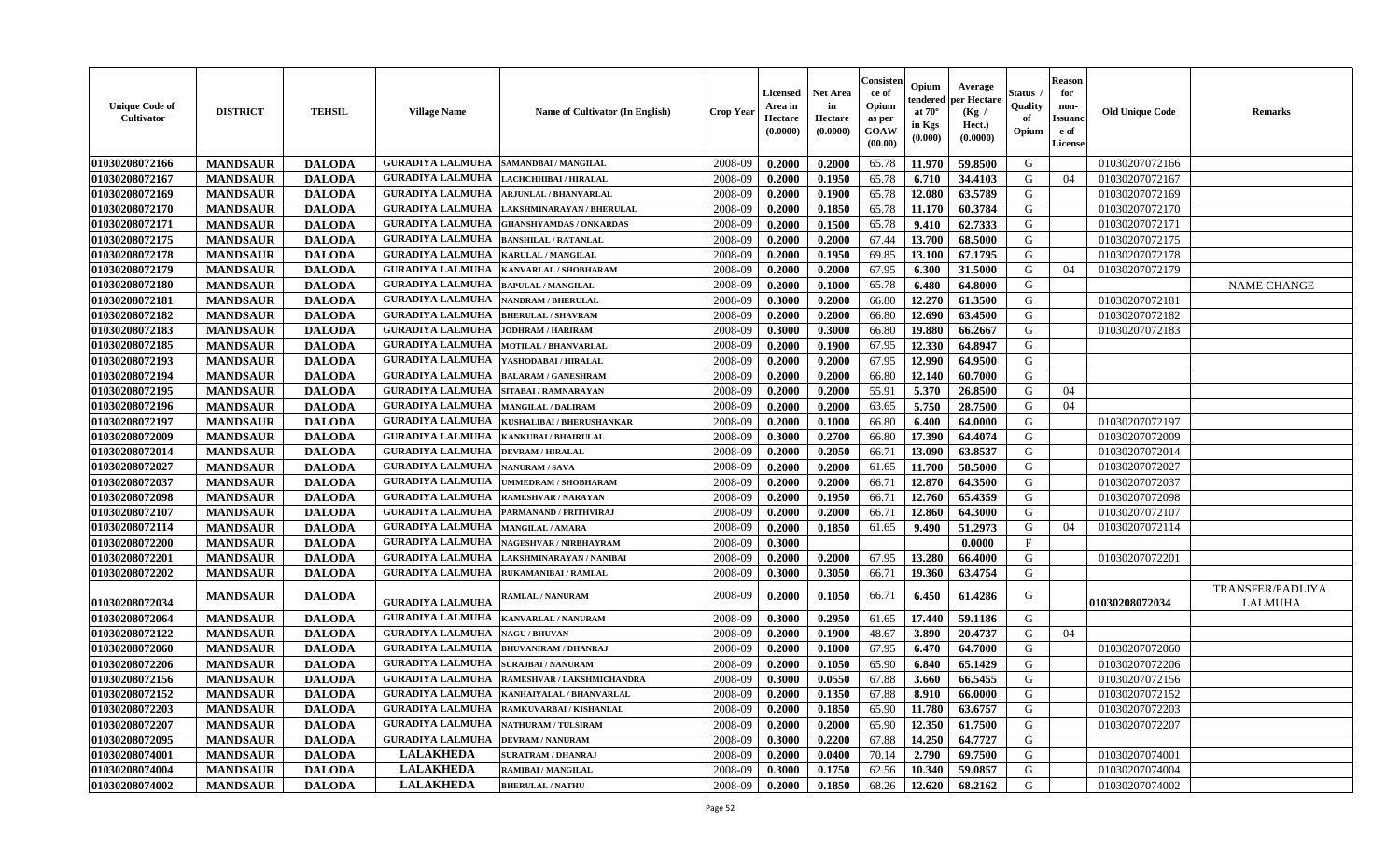| Unique Code of Cultivator | DISTRICT | TEHSIL | Village Name | Name of Cultivator (In English) | Crop Year | Licensed Area in Hectare (0.0000) | Net Area in Hectare (0.0000) | Consistence of Opium as per GOAW (00.00) | Opium tendered at 70° in Kgs (0.000) | Average per Hectare (Kg / Hect.) (0.0000) | Status / Quality of Opium | Reason for non-Issuance of License | Old Unique Code | Remarks |
|---|---|---|---|---|---|---|---|---|---|---|---|---|---|---|
| 01030208072166 | MANDSAUR | DALODA | GURADIYA LALMUHA | SAMANDBAI / MANGILAL | 2008-09 | 0.2000 | 0.2000 | 65.78 | 11.970 | 59.8500 | G | | 01030207072166 | |
| 01030208072167 | MANDSAUR | DALODA | GURADIYA LALMUHA | LACHCHHIBAI / HIRALAL | 2008-09 | 0.2000 | 0.1950 | 65.78 | 6.710 | 34.4103 | G | 04 | 01030207072167 | |
| 01030208072169 | MANDSAUR | DALODA | GURADIYA LALMUHA | ARJUNLAL / BHANVARLAL | 2008-09 | 0.2000 | 0.1900 | 65.78 | 12.080 | 63.5789 | G | | 01030207072169 | |
| 01030208072170 | MANDSAUR | DALODA | GURADIYA LALMUHA | LAKSHMINARAYAN / BHERULAL | 2008-09 | 0.2000 | 0.1850 | 65.78 | 11.170 | 60.3784 | G | | 01030207072170 | |
| 01030208072171 | MANDSAUR | DALODA | GURADIYA LALMUHA | GHANSHYAMDAS / ONKARDAS | 2008-09 | 0.2000 | 0.1500 | 65.78 | 9.410 | 62.7333 | G | | 01030207072171 | |
| 01030208072175 | MANDSAUR | DALODA | GURADIYA LALMUHA | BANSHILAL / RATANLAL | 2008-09 | 0.2000 | 0.2000 | 67.44 | 13.700 | 68.5000 | G | | 01030207072175 | |
| 01030208072178 | MANDSAUR | DALODA | GURADIYA LALMUHA | KARULAL / MANGILAL | 2008-09 | 0.2000 | 0.1950 | 69.85 | 13.100 | 67.1795 | G | | 01030207072178 | |
| 01030208072179 | MANDSAUR | DALODA | GURADIYA LALMUHA | KANVARLAL / SHOBHARAM | 2008-09 | 0.2000 | 0.2000 | 67.95 | 6.300 | 31.5000 | G | 04 | 01030207072179 | |
| 01030208072180 | MANDSAUR | DALODA | GURADIYA LALMUHA | BAPULAL / MANGILAL | 2008-09 | 0.2000 | 0.1000 | 65.78 | 6.480 | 64.8000 | G | | | NAME CHANGE |
| 01030208072181 | MANDSAUR | DALODA | GURADIYA LALMUHA | NANDRAM / BHERULAL | 2008-09 | 0.3000 | 0.2000 | 66.80 | 12.270 | 61.3500 | G | | 01030207072181 | |
| 01030208072182 | MANDSAUR | DALODA | GURADIYA LALMUHA | BHERULAL / SHAVRAM | 2008-09 | 0.2000 | 0.2000 | 66.80 | 12.690 | 63.4500 | G | | 01030207072182 | |
| 01030208072183 | MANDSAUR | DALODA | GURADIYA LALMUHA | JODHRAM / HARIRAM | 2008-09 | 0.3000 | 0.3000 | 66.80 | 19.880 | 66.2667 | G | | 01030207072183 | |
| 01030208072185 | MANDSAUR | DALODA | GURADIYA LALMUHA | MOTILAL / BHANVARLAL | 2008-09 | 0.2000 | 0.1900 | 67.95 | 12.330 | 64.8947 | G | | | |
| 01030208072193 | MANDSAUR | DALODA | GURADIYA LALMUHA | YASHODABAI / HIRALAL | 2008-09 | 0.2000 | 0.2000 | 67.95 | 12.990 | 64.9500 | G | | | |
| 01030208072194 | MANDSAUR | DALODA | GURADIYA LALMUHA | BALARAM / GANESHRAM | 2008-09 | 0.2000 | 0.2000 | 66.80 | 12.140 | 60.7000 | G | | | |
| 01030208072195 | MANDSAUR | DALODA | GURADIYA LALMUHA | SITABAI / RAMNARAYAN | 2008-09 | 0.2000 | 0.2000 | 55.91 | 5.370 | 26.8500 | G | 04 | | |
| 01030208072196 | MANDSAUR | DALODA | GURADIYA LALMUHA | MANGILAL / DALIRAM | 2008-09 | 0.2000 | 0.2000 | 63.65 | 5.750 | 28.7500 | G | 04 | | |
| 01030208072197 | MANDSAUR | DALODA | GURADIYA LALMUHA | KUSHALIBAI / BHERUSHANKAR | 2008-09 | 0.2000 | 0.1000 | 66.80 | 6.400 | 64.0000 | G | | 01030207072197 | |
| 01030208072009 | MANDSAUR | DALODA | GURADIYA LALMUHA | KANKUBAI / BHAIRULAL | 2008-09 | 0.3000 | 0.2700 | 66.80 | 17.390 | 64.4074 | G | | 01030207072009 | |
| 01030208072014 | MANDSAUR | DALODA | GURADIYA LALMUHA | DEVRAM / HIRALAL | 2008-09 | 0.2000 | 0.2050 | 66.71 | 13.090 | 63.8537 | G | | 01030207072014 | |
| 01030208072027 | MANDSAUR | DALODA | GURADIYA LALMUHA | NANURAM / SAVA | 2008-09 | 0.2000 | 0.2000 | 61.65 | 11.700 | 58.5000 | G | | 01030207072027 | |
| 01030208072037 | MANDSAUR | DALODA | GURADIYA LALMUHA | UMMEDRAM / SHOBHARAM | 2008-09 | 0.2000 | 0.2000 | 66.71 | 12.870 | 64.3500 | G | | 01030207072037 | |
| 01030208072098 | MANDSAUR | DALODA | GURADIYA LALMUHA | RAMESHVAR / NARAYAN | 2008-09 | 0.2000 | 0.1950 | 66.71 | 12.760 | 65.4359 | G | | 01030207072098 | |
| 01030208072107 | MANDSAUR | DALODA | GURADIYA LALMUHA | PARMANAND / PRITHVIRAJ | 2008-09 | 0.2000 | 0.2000 | 66.71 | 12.860 | 64.3000 | G | | 01030207072107 | |
| 01030208072114 | MANDSAUR | DALODA | GURADIYA LALMUHA | MANGILAL / AMARA | 2008-09 | 0.2000 | 0.1850 | 61.65 | 9.490 | 51.2973 | G | 04 | 01030207072114 | |
| 01030208072200 | MANDSAUR | DALODA | GURADIYA LALMUHA | NAGESHVAR / NIRBHAYRAM | 2008-09 | 0.3000 | | | | 0.0000 | F | | | |
| 01030208072201 | MANDSAUR | DALODA | GURADIYA LALMUHA | LAKSHMINARAYAN / NANIBAI | 2008-09 | 0.2000 | 0.2000 | 67.95 | 13.280 | 66.4000 | G | | 01030207072201 | |
| 01030208072202 | MANDSAUR | DALODA | GURADIYA LALMUHA | RUKAMANIBAI / RAMLAL | 2008-09 | 0.3000 | 0.3050 | 66.71 | 19.360 | 63.4754 | G | | | |
| 01030208072034 | MANDSAUR | DALODA | GURADIYA LALMUHA | RAMLAL / NANURAM | 2008-09 | 0.2000 | 0.1050 | 66.71 | 6.450 | 61.4286 | G | | 01030208072034 | TRANSFER/PADLIYA LALMUHA |
| 01030208072064 | MANDSAUR | DALODA | GURADIYA LALMUHA | KANVARLAL / NANURAM | 2008-09 | 0.3000 | 0.2950 | 61.65 | 17.440 | 59.1186 | G | | | |
| 01030208072122 | MANDSAUR | DALODA | GURADIYA LALMUHA | NAGU / BHUVAN | 2008-09 | 0.2000 | 0.1900 | 48.67 | 3.890 | 20.4737 | G | 04 | | |
| 01030208072060 | MANDSAUR | DALODA | GURADIYA LALMUHA | BHUVANIRAM / DHANRAJ | 2008-09 | 0.2000 | 0.1000 | 67.95 | 6.470 | 64.7000 | G | | 01030207072060 | |
| 01030208072206 | MANDSAUR | DALODA | GURADIYA LALMUHA | SURAJBAI / NANURAM | 2008-09 | 0.2000 | 0.1050 | 65.90 | 6.840 | 65.1429 | G | | 01030207072206 | |
| 01030208072156 | MANDSAUR | DALODA | GURADIYA LALMUHA | RAMESHVAR / LAKSHMICHANDRA | 2008-09 | 0.3000 | 0.0550 | 67.88 | 3.660 | 66.5455 | G | | 01030207072156 | |
| 01030208072152 | MANDSAUR | DALODA | GURADIYA LALMUHA | KANHAIYALAL / BHANVARLAL | 2008-09 | 0.2000 | 0.1350 | 67.88 | 8.910 | 66.0000 | G | | 01030207072152 | |
| 01030208072203 | MANDSAUR | DALODA | GURADIYA LALMUHA | RAMKUVARBAI / KISHANLAL | 2008-09 | 0.2000 | 0.1850 | 65.90 | 11.780 | 63.6757 | G | | 01030207072203 | |
| 01030208072207 | MANDSAUR | DALODA | GURADIYA LALMUHA | NATHURAM / TULSIRAM | 2008-09 | 0.2000 | 0.2000 | 65.90 | 12.350 | 61.7500 | G | | 01030207072207 | |
| 01030208072095 | MANDSAUR | DALODA | GURADIYA LALMUHA | DEVRAM / NANURAM | 2008-09 | 0.3000 | 0.2200 | 67.88 | 14.250 | 64.7727 | G | | | |
| 01030208074001 | MANDSAUR | DALODA | LALAKHEDA | SURATRAM / DHANRAJ | 2008-09 | 0.2000 | 0.0400 | 70.14 | 2.790 | 69.7500 | G | | 01030207074001 | |
| 01030208074004 | MANDSAUR | DALODA | LALAKHEDA | RAMIBAI / MANGILAL | 2008-09 | 0.3000 | 0.1750 | 62.56 | 10.340 | 59.0857 | G | | 01030207074004 | |
| 01030208074002 | MANDSAUR | DALODA | LALAKHEDA | BHERULAL / NATHU | 2008-09 | 0.2000 | 0.1850 | 68.26 | 12.620 | 68.2162 | G | | 01030207074002 | |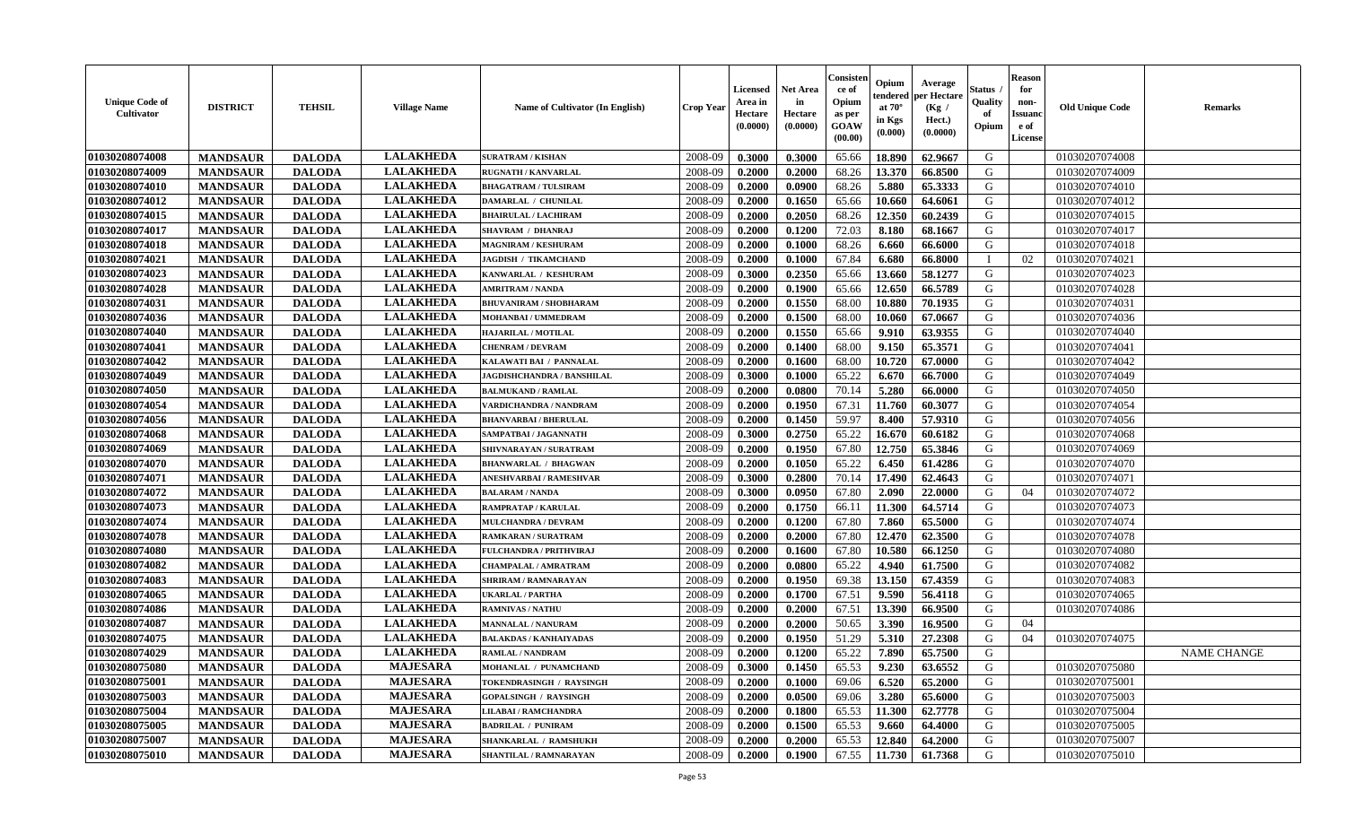| Unique Code of Cultivator | DISTRICT | TEHSIL | Village Name | Name of Cultivator (In English) | Crop Year | Licensed Area in Hectare (0.0000) | Net Area in Hectare (0.0000) | Consistence of Opium as per GOAW (00.00) | Opium tendered at 70° in Kgs (0.000) | Average per Hectare (Kg / Hect.) (0.0000) | Status / Quality of Opium | Reason for non-Issuance of License | Old Unique Code | Remarks |
|---|---|---|---|---|---|---|---|---|---|---|---|---|---|---|
| 01030208074008 | MANDSAUR | DALODA | LALAKHEDA | SURATRAM / KISHAN | 2008-09 | 0.3000 | 0.3000 | 65.66 | 18.890 | 62.9667 | G | | 01030207074008 | |
| 01030208074009 | MANDSAUR | DALODA | LALAKHEDA | RUGNATH / KANVARLAL | 2008-09 | 0.2000 | 0.2000 | 68.26 | 13.370 | 66.8500 | G | | 01030207074009 | |
| 01030208074010 | MANDSAUR | DALODA | LALAKHEDA | BHAGATRAM / TULSIRAM | 2008-09 | 0.2000 | 0.0900 | 68.26 | 5.880 | 65.3333 | G | | 01030207074010 | |
| 01030208074012 | MANDSAUR | DALODA | LALAKHEDA | DAMARLAL / CHUNILAL | 2008-09 | 0.2000 | 0.1650 | 65.66 | 10.660 | 64.6061 | G | | 01030207074012 | |
| 01030208074015 | MANDSAUR | DALODA | LALAKHEDA | BHAIRULAL / LACHIRAM | 2008-09 | 0.2000 | 0.2050 | 68.26 | 12.350 | 60.2439 | G | | 01030207074015 | |
| 01030208074017 | MANDSAUR | DALODA | LALAKHEDA | SHAVRAM / DHANRAJ | 2008-09 | 0.2000 | 0.1200 | 72.03 | 8.180 | 68.1667 | G | | 01030207074017 | |
| 01030208074018 | MANDSAUR | DALODA | LALAKHEDA | MAGNIRAM / KESHURAM | 2008-09 | 0.2000 | 0.1000 | 68.26 | 6.660 | 66.6000 | G | | 01030207074018 | |
| 01030208074021 | MANDSAUR | DALODA | LALAKHEDA | JAGDISH / TIKAMCHAND | 2008-09 | 0.2000 | 0.1000 | 67.84 | 6.680 | 66.8000 | I | 02 | 01030207074021 | |
| 01030208074023 | MANDSAUR | DALODA | LALAKHEDA | KANWARLAL / KESHURAM | 2008-09 | 0.3000 | 0.2350 | 65.66 | 13.660 | 58.1277 | G | | 01030207074023 | |
| 01030208074028 | MANDSAUR | DALODA | LALAKHEDA | AMRITRAM / NANDA | 2008-09 | 0.2000 | 0.1900 | 65.66 | 12.650 | 66.5789 | G | | 01030207074028 | |
| 01030208074031 | MANDSAUR | DALODA | LALAKHEDA | BHUVANIRAM / SHOBHARAM | 2008-09 | 0.2000 | 0.1550 | 68.00 | 10.880 | 70.1935 | G | | 01030207074031 | |
| 01030208074036 | MANDSAUR | DALODA | LALAKHEDA | MOHANBAI / UMMEDRAM | 2008-09 | 0.2000 | 0.1500 | 68.00 | 10.060 | 67.0667 | G | | 01030207074036 | |
| 01030208074040 | MANDSAUR | DALODA | LALAKHEDA | HAJARILAL / MOTILAL | 2008-09 | 0.2000 | 0.1550 | 65.66 | 9.910 | 63.9355 | G | | 01030207074040 | |
| 01030208074041 | MANDSAUR | DALODA | LALAKHEDA | CHENRAM / DEVRAM | 2008-09 | 0.2000 | 0.1400 | 68.00 | 9.150 | 65.3571 | G | | 01030207074041 | |
| 01030208074042 | MANDSAUR | DALODA | LALAKHEDA | KALAWATI BAI / PANNALAL | 2008-09 | 0.2000 | 0.1600 | 68.00 | 10.720 | 67.0000 | G | | 01030207074042 | |
| 01030208074049 | MANDSAUR | DALODA | LALAKHEDA | JAGDISHCHANDRA / BANSHILAL | 2008-09 | 0.3000 | 0.1000 | 65.22 | 6.670 | 66.7000 | G | | 01030207074049 | |
| 01030208074050 | MANDSAUR | DALODA | LALAKHEDA | BALMUKAND / RAMLAL | 2008-09 | 0.2000 | 0.0800 | 70.14 | 5.280 | 66.0000 | G | | 01030207074050 | |
| 01030208074054 | MANDSAUR | DALODA | LALAKHEDA | VARDICHANDRA / NANDRAM | 2008-09 | 0.2000 | 0.1950 | 67.31 | 11.760 | 60.3077 | G | | 01030207074054 | |
| 01030208074056 | MANDSAUR | DALODA | LALAKHEDA | BHANVARBAI / BHERULAL | 2008-09 | 0.2000 | 0.1450 | 59.97 | 8.400 | 57.9310 | G | | 01030207074056 | |
| 01030208074068 | MANDSAUR | DALODA | LALAKHEDA | SAMPATBAI / JAGANNATH | 2008-09 | 0.3000 | 0.2750 | 65.22 | 16.670 | 60.6182 | G | | 01030207074068 | |
| 01030208074069 | MANDSAUR | DALODA | LALAKHEDA | SHIVNARAYAN / SURATRAM | 2008-09 | 0.2000 | 0.1950 | 67.80 | 12.750 | 65.3846 | G | | 01030207074069 | |
| 01030208074070 | MANDSAUR | DALODA | LALAKHEDA | BHANWARLAL / BHAGWAN | 2008-09 | 0.2000 | 0.1050 | 65.22 | 6.450 | 61.4286 | G | | 01030207074070 | |
| 01030208074071 | MANDSAUR | DALODA | LALAKHEDA | ANESHVARBAI / RAMESHVAR | 2008-09 | 0.3000 | 0.2800 | 70.14 | 17.490 | 62.4643 | G | | 01030207074071 | |
| 01030208074072 | MANDSAUR | DALODA | LALAKHEDA | BALARAM / NANDA | 2008-09 | 0.3000 | 0.0950 | 67.80 | 2.090 | 22.0000 | G | 04 | 01030207074072 | |
| 01030208074073 | MANDSAUR | DALODA | LALAKHEDA | RAMPRATAP / KARULAL | 2008-09 | 0.2000 | 0.1750 | 66.11 | 11.300 | 64.5714 | G | | 01030207074073 | |
| 01030208074074 | MANDSAUR | DALODA | LALAKHEDA | MULCHANDRA / DEVRAM | 2008-09 | 0.2000 | 0.1200 | 67.80 | 7.860 | 65.5000 | G | | 01030207074074 | |
| 01030208074078 | MANDSAUR | DALODA | LALAKHEDA | RAMKARAN / SURATRAM | 2008-09 | 0.2000 | 0.2000 | 67.80 | 12.470 | 62.3500 | G | | 01030207074078 | |
| 01030208074080 | MANDSAUR | DALODA | LALAKHEDA | FULCHANDRA / PRITHVIRAJ | 2008-09 | 0.2000 | 0.1600 | 67.80 | 10.580 | 66.1250 | G | | 01030207074080 | |
| 01030208074082 | MANDSAUR | DALODA | LALAKHEDA | CHAMPALAL / AMRATRAM | 2008-09 | 0.2000 | 0.0800 | 65.22 | 4.940 | 61.7500 | G | | 01030207074082 | |
| 01030208074083 | MANDSAUR | DALODA | LALAKHEDA | SHRIRAM / RAMNARAYAN | 2008-09 | 0.2000 | 0.1950 | 69.38 | 13.150 | 67.4359 | G | | 01030207074083 | |
| 01030208074065 | MANDSAUR | DALODA | LALAKHEDA | UKARLAL / PARTHA | 2008-09 | 0.2000 | 0.1700 | 67.51 | 9.590 | 56.4118 | G | | 01030207074065 | |
| 01030208074086 | MANDSAUR | DALODA | LALAKHEDA | RAMNIVAS / NATHU | 2008-09 | 0.2000 | 0.2000 | 67.51 | 13.390 | 66.9500 | G | | 01030207074086 | |
| 01030208074087 | MANDSAUR | DALODA | LALAKHEDA | MANNALAL / NANURAM | 2008-09 | 0.2000 | 0.2000 | 50.65 | 3.390 | 16.9500 | G | 04 | | |
| 01030208074075 | MANDSAUR | DALODA | LALAKHEDA | BALAKDAS / KANHAIYADAS | 2008-09 | 0.2000 | 0.1950 | 51.29 | 5.310 | 27.2308 | G | 04 | 01030207074075 | |
| 01030208074029 | MANDSAUR | DALODA | LALAKHEDA | RAMLAL / NANDRAM | 2008-09 | 0.2000 | 0.1200 | 65.22 | 7.890 | 65.7500 | G | | | NAME CHANGE |
| 01030208075080 | MANDSAUR | DALODA | MAJESARA | MOHANLAL / PUNAMCHAND | 2008-09 | 0.3000 | 0.1450 | 65.53 | 9.230 | 63.6552 | G | | 01030207075080 | |
| 01030208075001 | MANDSAUR | DALODA | MAJESARA | TOKENDRASINGH / RAYSINGH | 2008-09 | 0.2000 | 0.1000 | 69.06 | 6.520 | 65.2000 | G | | 01030207075001 | |
| 01030208075003 | MANDSAUR | DALODA | MAJESARA | GOPALSINGH / RAYSINGH | 2008-09 | 0.2000 | 0.0500 | 69.06 | 3.280 | 65.6000 | G | | 01030207075003 | |
| 01030208075004 | MANDSAUR | DALODA | MAJESARA | LILABAI / RAMCHANDRA | 2008-09 | 0.2000 | 0.1800 | 65.53 | 11.300 | 62.7778 | G | | 01030207075004 | |
| 01030208075005 | MANDSAUR | DALODA | MAJESARA | BADRILAL / PUNIRAM | 2008-09 | 0.2000 | 0.1500 | 65.53 | 9.660 | 64.4000 | G | | 01030207075005 | |
| 01030208075007 | MANDSAUR | DALODA | MAJESARA | SHANKARLAL / RAMSHUKH | 2008-09 | 0.2000 | 0.2000 | 65.53 | 12.840 | 64.2000 | G | | 01030207075007 | |
| 01030208075010 | MANDSAUR | DALODA | MAJESARA | SHANTILAL / RAMNARAYAN | 2008-09 | 0.2000 | 0.1900 | 67.55 | 11.730 | 61.7368 | G | | 01030207075010 | |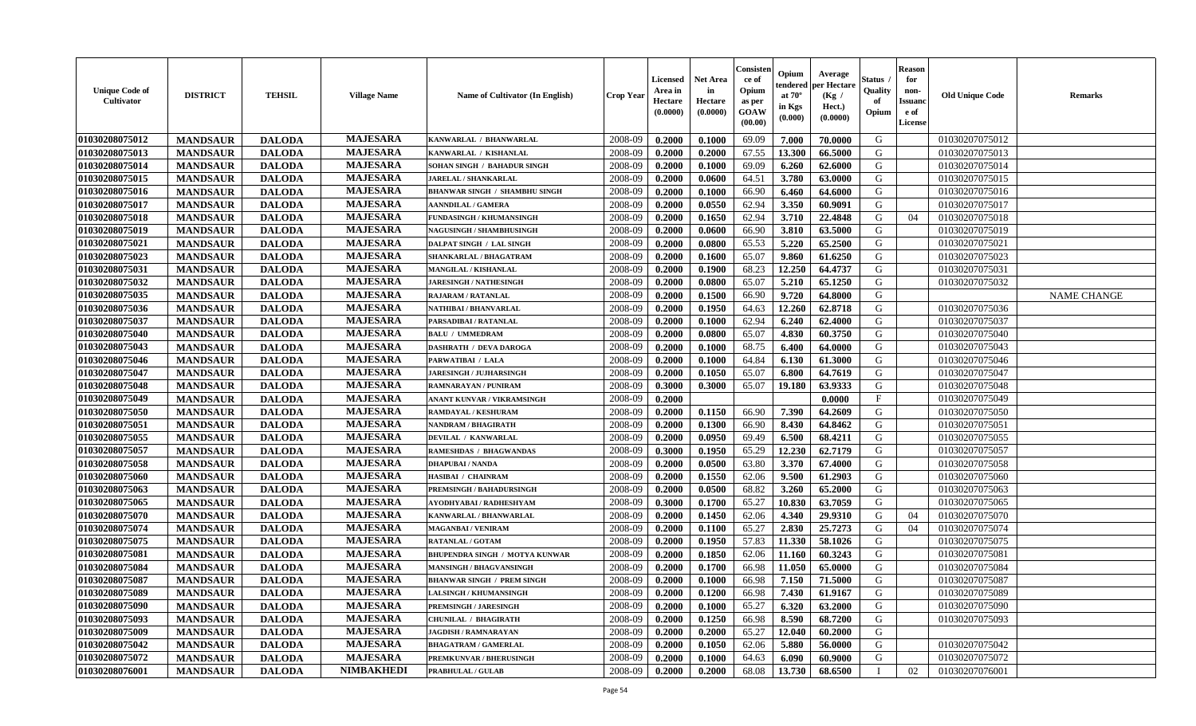| Unique Code of Cultivator | DISTRICT | TEHSIL | Village Name | Name of Cultivator (In English) | Crop Year | Licensed Area in Hectare (0.0000) | Net Area in Hectare (0.0000) | Consistence of Opium as per GOAW (00.00) | Opium tendered at 70° in Kgs (0.000) | Average per Hectare (Kg / Hect.) (0.0000) | Status / Quality of Opium | Reason for non-Issuance of License | Old Unique Code | Remarks |
|---|---|---|---|---|---|---|---|---|---|---|---|---|---|---|
| 01030208075012 | MANDSAUR | DALODA | MAJESARA | KANWARLAL / BHANWARLAL | 2008-09 | 0.2000 | 0.1000 | 69.09 | 7.000 | 70.0000 | G | | 01030207075012 | |
| 01030208075013 | MANDSAUR | DALODA | MAJESARA | KANWARLAL / KISHANLAL | 2008-09 | 0.2000 | 0.2000 | 67.55 | 13.300 | 66.5000 | G | | 01030207075013 | |
| 01030208075014 | MANDSAUR | DALODA | MAJESARA | SOHAN SINGH / BAHADUR SINGH | 2008-09 | 0.2000 | 0.1000 | 69.09 | 6.260 | 62.6000 | G | | 01030207075014 | |
| 01030208075015 | MANDSAUR | DALODA | MAJESARA | JARELAL / SHANKARLAL | 2008-09 | 0.2000 | 0.0600 | 64.51 | 3.780 | 63.0000 | G | | 01030207075015 | |
| 01030208075016 | MANDSAUR | DALODA | MAJESARA | BHANWAR SINGH / SHAMBHU SINGH | 2008-09 | 0.2000 | 0.1000 | 66.90 | 6.460 | 64.6000 | G | | 01030207075016 | |
| 01030208075017 | MANDSAUR | DALODA | MAJESARA | AANNDILAL / GAMERA | 2008-09 | 0.2000 | 0.0550 | 62.94 | 3.350 | 60.9091 | G | | 01030207075017 | |
| 01030208075018 | MANDSAUR | DALODA | MAJESARA | FUNDASINGH / KHUMANSINGH | 2008-09 | 0.2000 | 0.1650 | 62.94 | 3.710 | 22.4848 | G | 04 | 01030207075018 | |
| 01030208075019 | MANDSAUR | DALODA | MAJESARA | NAGUSINGH / SHAMBHUSINGH | 2008-09 | 0.2000 | 0.0600 | 66.90 | 3.810 | 63.5000 | G | | 01030207075019 | |
| 01030208075021 | MANDSAUR | DALODA | MAJESARA | DALPAT SINGH / LAL SINGH | 2008-09 | 0.2000 | 0.0800 | 65.53 | 5.220 | 65.2500 | G | | 01030207075021 | |
| 01030208075023 | MANDSAUR | DALODA | MAJESARA | SHANKARLAL / BHAGATRAM | 2008-09 | 0.2000 | 0.1600 | 65.07 | 9.860 | 61.6250 | G | | 01030207075023 | |
| 01030208075031 | MANDSAUR | DALODA | MAJESARA | MANGILAL / KISHANLAL | 2008-09 | 0.2000 | 0.1900 | 68.23 | 12.250 | 64.4737 | G | | 01030207075031 | |
| 01030208075032 | MANDSAUR | DALODA | MAJESARA | JARESINGH / NATHESINGH | 2008-09 | 0.2000 | 0.0800 | 65.07 | 5.210 | 65.1250 | G | | 01030207075032 | |
| 01030208075035 | MANDSAUR | DALODA | MAJESARA | RAJARAM / RATANLAL | 2008-09 | 0.2000 | 0.1500 | 66.90 | 9.720 | 64.8000 | G | | | NAME CHANGE |
| 01030208075036 | MANDSAUR | DALODA | MAJESARA | NATHIBAI / BHANVARLAL | 2008-09 | 0.2000 | 0.1950 | 64.63 | 12.260 | 62.8718 | G | | 01030207075036 | |
| 01030208075037 | MANDSAUR | DALODA | MAJESARA | PARSADIBAI / RATANLAL | 2008-09 | 0.2000 | 0.1000 | 62.94 | 6.240 | 62.4000 | G | | 01030207075037 | |
| 01030208075040 | MANDSAUR | DALODA | MAJESARA | BALU / UMMEDRAM | 2008-09 | 0.2000 | 0.0800 | 65.07 | 4.830 | 60.3750 | G | | 01030207075040 | |
| 01030208075043 | MANDSAUR | DALODA | MAJESARA | DASHRATH / DEVA DAROGA | 2008-09 | 0.2000 | 0.1000 | 68.75 | 6.400 | 64.0000 | G | | 01030207075043 | |
| 01030208075046 | MANDSAUR | DALODA | MAJESARA | PARWATIBAI / LALA | 2008-09 | 0.2000 | 0.1000 | 64.84 | 6.130 | 61.3000 | G | | 01030207075046 | |
| 01030208075047 | MANDSAUR | DALODA | MAJESARA | JARESINGH / JUJHARSINGH | 2008-09 | 0.2000 | 0.1050 | 65.07 | 6.800 | 64.7619 | G | | 01030207075047 | |
| 01030208075048 | MANDSAUR | DALODA | MAJESARA | RAMNARAYAN / PUNIRAM | 2008-09 | 0.3000 | 0.3000 | 65.07 | 19.180 | 63.9333 | G | | 01030207075048 | |
| 01030208075049 | MANDSAUR | DALODA | MAJESARA | ANANT KUNVAR / VIKRAMSINGH | 2008-09 | 0.2000 | | | | 0.0000 | F | | 01030207075049 | |
| 01030208075050 | MANDSAUR | DALODA | MAJESARA | RAMDAYAL / KESHURAM | 2008-09 | 0.2000 | 0.1150 | 66.90 | 7.390 | 64.2609 | G | | 01030207075050 | |
| 01030208075051 | MANDSAUR | DALODA | MAJESARA | NANDRAM / BHAGIRATH | 2008-09 | 0.2000 | 0.1300 | 66.90 | 8.430 | 64.8462 | G | | 01030207075051 | |
| 01030208075055 | MANDSAUR | DALODA | MAJESARA | DEVILAL / KANWARLAL | 2008-09 | 0.2000 | 0.0950 | 69.49 | 6.500 | 68.4211 | G | | 01030207075055 | |
| 01030208075057 | MANDSAUR | DALODA | MAJESARA | RAMESHDAS / BHAGWANDAS | 2008-09 | 0.3000 | 0.1950 | 65.29 | 12.230 | 62.7179 | G | | 01030207075057 | |
| 01030208075058 | MANDSAUR | DALODA | MAJESARA | DHAPUBAI / NANDA | 2008-09 | 0.2000 | 0.0500 | 63.80 | 3.370 | 67.4000 | G | | 01030207075058 | |
| 01030208075060 | MANDSAUR | DALODA | MAJESARA | HASIBAI / CHAINRAM | 2008-09 | 0.2000 | 0.1550 | 62.06 | 9.500 | 61.2903 | G | | 01030207075060 | |
| 01030208075063 | MANDSAUR | DALODA | MAJESARA | PREMSINGH / BAHADURSINGH | 2008-09 | 0.2000 | 0.0500 | 68.82 | 3.260 | 65.2000 | G | | 01030207075063 | |
| 01030208075065 | MANDSAUR | DALODA | MAJESARA | AYODHYABAI / RADHESHYAM | 2008-09 | 0.3000 | 0.1700 | 65.27 | 10.830 | 63.7059 | G | | 01030207075065 | |
| 01030208075070 | MANDSAUR | DALODA | MAJESARA | KANWARLAL / BHANWARLAL | 2008-09 | 0.2000 | 0.1450 | 62.06 | 4.340 | 29.9310 | G | 04 | 01030207075070 | |
| 01030208075074 | MANDSAUR | DALODA | MAJESARA | MAGANBAI / VENIRAM | 2008-09 | 0.2000 | 0.1100 | 65.27 | 2.830 | 25.7273 | G | 04 | 01030207075074 | |
| 01030208075075 | MANDSAUR | DALODA | MAJESARA | RATANLAL / GOTAM | 2008-09 | 0.2000 | 0.1950 | 57.83 | 11.330 | 58.1026 | G | | 01030207075075 | |
| 01030208075081 | MANDSAUR | DALODA | MAJESARA | BHUPENDRA SINGH / MOTYA KUNWAR | 2008-09 | 0.2000 | 0.1850 | 62.06 | 11.160 | 60.3243 | G | | 01030207075081 | |
| 01030208075084 | MANDSAUR | DALODA | MAJESARA | MANSINGH / BHAGVANSINGH | 2008-09 | 0.2000 | 0.1700 | 66.98 | 11.050 | 65.0000 | G | | 01030207075084 | |
| 01030208075087 | MANDSAUR | DALODA | MAJESARA | BHANWAR SINGH / PREM SINGH | 2008-09 | 0.2000 | 0.1000 | 66.98 | 7.150 | 71.5000 | G | | 01030207075087 | |
| 01030208075089 | MANDSAUR | DALODA | MAJESARA | LALSINGH / KHUMANSINGH | 2008-09 | 0.2000 | 0.1200 | 66.98 | 7.430 | 61.9167 | G | | 01030207075089 | |
| 01030208075090 | MANDSAUR | DALODA | MAJESARA | PREMSINGH / JARESINGH | 2008-09 | 0.2000 | 0.1000 | 65.27 | 6.320 | 63.2000 | G | | 01030207075090 | |
| 01030208075093 | MANDSAUR | DALODA | MAJESARA | CHUNILAL / BHAGIRATH | 2008-09 | 0.2000 | 0.1250 | 66.98 | 8.590 | 68.7200 | G | | 01030207075093 | |
| 01030208075009 | MANDSAUR | DALODA | MAJESARA | JAGDISH / RAMNARAYAN | 2008-09 | 0.2000 | 0.2000 | 65.27 | 12.040 | 60.2000 | G | | | |
| 01030208075042 | MANDSAUR | DALODA | MAJESARA | BHAGATRAM / GAMERLAL | 2008-09 | 0.2000 | 0.1050 | 62.06 | 5.880 | 56.0000 | G | | 01030207075042 | |
| 01030208075072 | MANDSAUR | DALODA | MAJESARA | PREMKUNVAR / BHERUSINGH | 2008-09 | 0.2000 | 0.1000 | 64.63 | 6.090 | 60.9000 | G | | 01030207075072 | |
| 01030208076001 | MANDSAUR | DALODA | NIMBAKHEDI | PRABHULAL / GULAB | 2008-09 | 0.2000 | 0.2000 | 68.08 | 13.730 | 68.6500 | I | 02 | 01030207076001 | |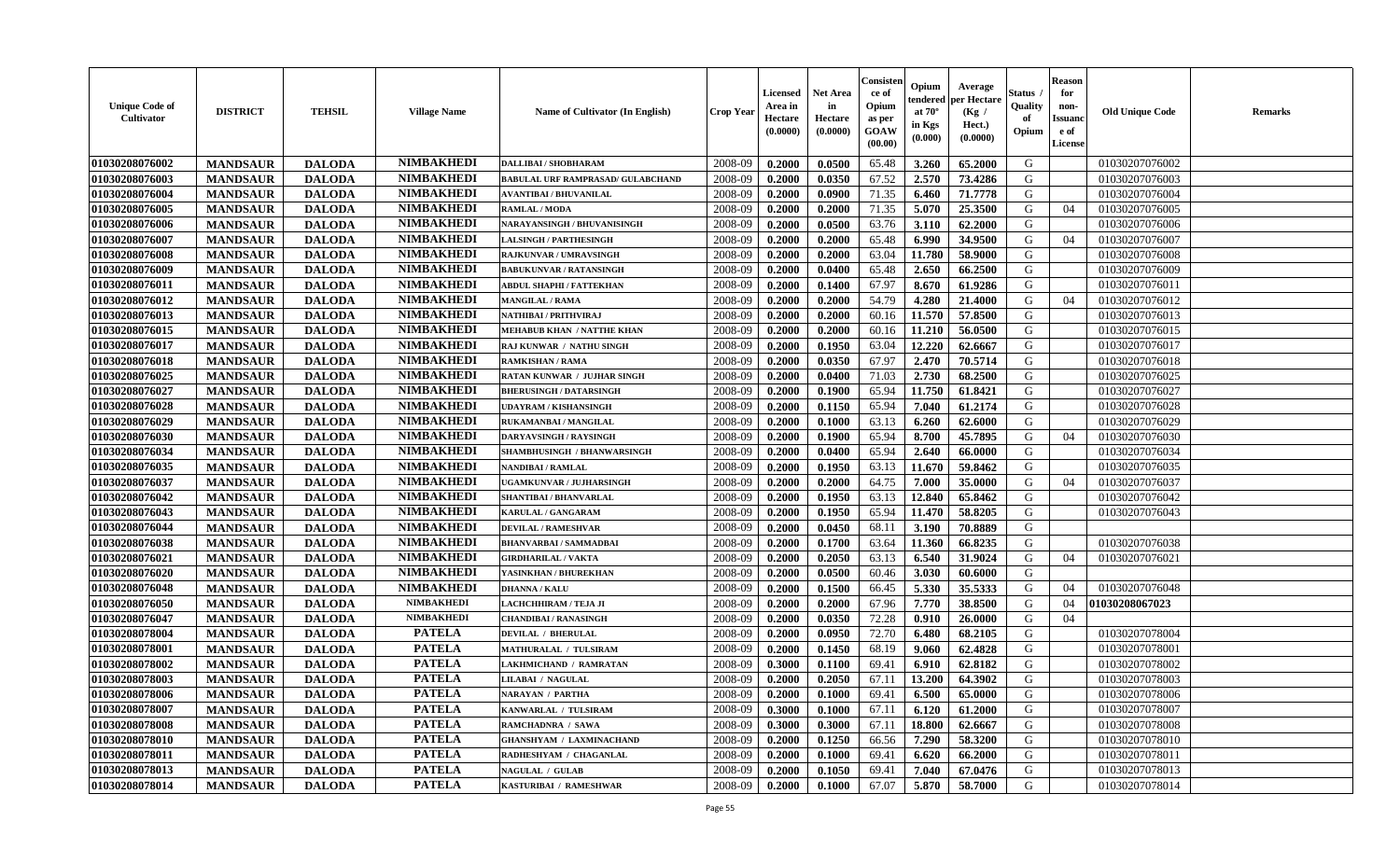| Unique Code of Cultivator | DISTRICT | TEHSIL | Village Name | Name of Cultivator (In English) | Crop Year | Licensed Area in Hectare (0.0000) | Net Area in Hectare (0.0000) | Consistence of Opium as per GOAW (00.00) | Opium tendered at 70° in Kgs (0.000) | Average per Hectare (Kg / Hect.) (0.0000) | Status / Quality of Opium | Reason for non-Issuance of License | Old Unique Code | Remarks |
|---|---|---|---|---|---|---|---|---|---|---|---|---|---|---|
| 01030208076002 | MANDSAUR | DALODA | NIMBAKHEDI | DALLIBAI / SHOBHARAM | 2008-09 | 0.2000 | 0.0500 | 65.48 | 3.260 | 65.2000 | G | | 01030207076002 | |
| 01030208076003 | MANDSAUR | DALODA | NIMBAKHEDI | BABULAL URF RAMPRASAD/ GULABCHAND | 2008-09 | 0.2000 | 0.0350 | 67.52 | 2.570 | 73.4286 | G | | 01030207076003 | |
| 01030208076004 | MANDSAUR | DALODA | NIMBAKHEDI | AVANTIBAI / BHUVANILAL | 2008-09 | 0.2000 | 0.0900 | 71.35 | 6.460 | 71.7778 | G | | 01030207076004 | |
| 01030208076005 | MANDSAUR | DALODA | NIMBAKHEDI | RAMLAL / MODA | 2008-09 | 0.2000 | 0.2000 | 71.35 | 5.070 | 25.3500 | G | 04 | 01030207076005 | |
| 01030208076006 | MANDSAUR | DALODA | NIMBAKHEDI | NARAYANSINGH / BHUVANISINGH | 2008-09 | 0.2000 | 0.0500 | 63.76 | 3.110 | 62.2000 | G | | 01030207076006 | |
| 01030208076007 | MANDSAUR | DALODA | NIMBAKHEDI | LALSINGH / PARTHESINGH | 2008-09 | 0.2000 | 0.2000 | 65.48 | 6.990 | 34.9500 | G | 04 | 01030207076007 | |
| 01030208076008 | MANDSAUR | DALODA | NIMBAKHEDI | RAJKUNVAR / UMRAVSINGH | 2008-09 | 0.2000 | 0.2000 | 63.04 | 11.780 | 58.9000 | G | | 01030207076008 | |
| 01030208076009 | MANDSAUR | DALODA | NIMBAKHEDI | BABUKUNVAR / RATANSINGH | 2008-09 | 0.2000 | 0.0400 | 65.48 | 2.650 | 66.2500 | G | | 01030207076009 | |
| 01030208076011 | MANDSAUR | DALODA | NIMBAKHEDI | ABDUL SHAPHI / FATTEKHAN | 2008-09 | 0.2000 | 0.1400 | 67.97 | 8.670 | 61.9286 | G | | 01030207076011 | |
| 01030208076012 | MANDSAUR | DALODA | NIMBAKHEDI | MANGILAL / RAMA | 2008-09 | 0.2000 | 0.2000 | 54.79 | 4.280 | 21.4000 | G | 04 | 01030207076012 | |
| 01030208076013 | MANDSAUR | DALODA | NIMBAKHEDI | NATHIBAI / PRITHVIRAJ | 2008-09 | 0.2000 | 0.2000 | 60.16 | 11.570 | 57.8500 | G | | 01030207076013 | |
| 01030208076015 | MANDSAUR | DALODA | NIMBAKHEDI | MEHABUB KHAN / NATTHE KHAN | 2008-09 | 0.2000 | 0.2000 | 60.16 | 11.210 | 56.0500 | G | | 01030207076015 | |
| 01030208076017 | MANDSAUR | DALODA | NIMBAKHEDI | RAJ KUNWAR / NATHU SINGH | 2008-09 | 0.2000 | 0.1950 | 63.04 | 12.220 | 62.6667 | G | | 01030207076017 | |
| 01030208076018 | MANDSAUR | DALODA | NIMBAKHEDI | RAMKISHAN / RAMA | 2008-09 | 0.2000 | 0.0350 | 67.97 | 2.470 | 70.5714 | G | | 01030207076018 | |
| 01030208076025 | MANDSAUR | DALODA | NIMBAKHEDI | RATAN KUNWAR / JUJHAR SINGH | 2008-09 | 0.2000 | 0.0400 | 71.03 | 2.730 | 68.2500 | G | | 01030207076025 | |
| 01030208076027 | MANDSAUR | DALODA | NIMBAKHEDI | BHERUSINGH / DATARSINGH | 2008-09 | 0.2000 | 0.1900 | 65.94 | 11.750 | 61.8421 | G | | 01030207076027 | |
| 01030208076028 | MANDSAUR | DALODA | NIMBAKHEDI | UDAYRAM / KISHANSINGH | 2008-09 | 0.2000 | 0.1150 | 65.94 | 7.040 | 61.2174 | G | | 01030207076028 | |
| 01030208076029 | MANDSAUR | DALODA | NIMBAKHEDI | RUKAMANBAI / MANGILAL | 2008-09 | 0.2000 | 0.1000 | 63.13 | 6.260 | 62.6000 | G | | 01030207076029 | |
| 01030208076030 | MANDSAUR | DALODA | NIMBAKHEDI | DARYAVSINGH / RAYSINGH | 2008-09 | 0.2000 | 0.1900 | 65.94 | 8.700 | 45.7895 | G | 04 | 01030207076030 | |
| 01030208076034 | MANDSAUR | DALODA | NIMBAKHEDI | SHAMBHUSINGH / BHANWARSINGH | 2008-09 | 0.2000 | 0.0400 | 65.94 | 2.640 | 66.0000 | G | | 01030207076034 | |
| 01030208076035 | MANDSAUR | DALODA | NIMBAKHEDI | NANDIBAI / RAMLAL | 2008-09 | 0.2000 | 0.1950 | 63.13 | 11.670 | 59.8462 | G | | 01030207076035 | |
| 01030208076037 | MANDSAUR | DALODA | NIMBAKHEDI | UGAMKUNVAR / JUJHARSINGH | 2008-09 | 0.2000 | 0.2000 | 64.75 | 7.000 | 35.0000 | G | 04 | 01030207076037 | |
| 01030208076042 | MANDSAUR | DALODA | NIMBAKHEDI | SHANTIBAI / BHANVARLAL | 2008-09 | 0.2000 | 0.1950 | 63.13 | 12.840 | 65.8462 | G | | 01030207076042 | |
| 01030208076043 | MANDSAUR | DALODA | NIMBAKHEDI | KARULAL / GANGARAM | 2008-09 | 0.2000 | 0.1950 | 65.94 | 11.470 | 58.8205 | G | | 01030207076043 | |
| 01030208076044 | MANDSAUR | DALODA | NIMBAKHEDI | DEVILAL / RAMESHVAR | 2008-09 | 0.2000 | 0.0450 | 68.11 | 3.190 | 70.8889 | G | | | |
| 01030208076038 | MANDSAUR | DALODA | NIMBAKHEDI | BHANVARBAI / SAMMADBAI | 2008-09 | 0.2000 | 0.1700 | 63.64 | 11.360 | 66.8235 | G | | 01030207076038 | |
| 01030208076021 | MANDSAUR | DALODA | NIMBAKHEDI | GIRDHARILAL / VAKTA | 2008-09 | 0.2000 | 0.2050 | 63.13 | 6.540 | 31.9024 | G | 04 | 01030207076021 | |
| 01030208076020 | MANDSAUR | DALODA | NIMBAKHEDI | YASINKHAN / BHUREKHAN | 2008-09 | 0.2000 | 0.0500 | 60.46 | 3.030 | 60.6000 | G | | | |
| 01030208076048 | MANDSAUR | DALODA | NIMBAKHEDI | DHANNA / KALU | 2008-09 | 0.2000 | 0.1500 | 66.45 | 5.330 | 35.5333 | G | 04 | 01030207076048 | |
| 01030208076050 | MANDSAUR | DALODA | NIMBAKHEDI | LACHCHHIRAM / TEJA JI | 2008-09 | 0.2000 | 0.2000 | 67.96 | 7.770 | 38.8500 | G | 04 | 01030208067023 | |
| 01030208076047 | MANDSAUR | DALODA | NIMBAKHEDI | CHANDIBAI / RANASINGH | 2008-09 | 0.2000 | 0.0350 | 72.28 | 0.910 | 26.0000 | G | 04 | | |
| 01030208078004 | MANDSAUR | DALODA | PATELA | DEVILAL / BHERULAL | 2008-09 | 0.2000 | 0.0950 | 72.70 | 6.480 | 68.2105 | G | | 01030207078004 | |
| 01030208078001 | MANDSAUR | DALODA | PATELA | MATHURALAL / TULSIRAM | 2008-09 | 0.2000 | 0.1450 | 68.19 | 9.060 | 62.4828 | G | | 01030207078001 | |
| 01030208078002 | MANDSAUR | DALODA | PATELA | LAKHMICHAND / RAMRATAN | 2008-09 | 0.3000 | 0.1100 | 69.41 | 6.910 | 62.8182 | G | | 01030207078002 | |
| 01030208078003 | MANDSAUR | DALODA | PATELA | LILABAI / NAGULAL | 2008-09 | 0.2000 | 0.2050 | 67.11 | 13.200 | 64.3902 | G | | 01030207078003 | |
| 01030208078006 | MANDSAUR | DALODA | PATELA | NARAYAN / PARTHA | 2008-09 | 0.2000 | 0.1000 | 69.41 | 6.500 | 65.0000 | G | | 01030207078006 | |
| 01030208078007 | MANDSAUR | DALODA | PATELA | KANWARLAL / TULSIRAM | 2008-09 | 0.3000 | 0.1000 | 67.11 | 6.120 | 61.2000 | G | | 01030207078007 | |
| 01030208078008 | MANDSAUR | DALODA | PATELA | RAMCHADNRA / SAWA | 2008-09 | 0.3000 | 0.3000 | 67.11 | 18.800 | 62.6667 | G | | 01030207078008 | |
| 01030208078010 | MANDSAUR | DALODA | PATELA | GHANSHYAM / LAXMINACHAND | 2008-09 | 0.2000 | 0.1250 | 66.56 | 7.290 | 58.3200 | G | | 01030207078010 | |
| 01030208078011 | MANDSAUR | DALODA | PATELA | RADHESHYAM / CHAGANLAL | 2008-09 | 0.2000 | 0.1000 | 69.41 | 6.620 | 66.2000 | G | | 01030207078011 | |
| 01030208078013 | MANDSAUR | DALODA | PATELA | NAGULAL / GULAB | 2008-09 | 0.2000 | 0.1050 | 69.41 | 7.040 | 67.0476 | G | | 01030207078013 | |
| 01030208078014 | MANDSAUR | DALODA | PATELA | KASTURIBAI / RAMESHWAR | 2008-09 | 0.2000 | 0.1000 | 67.07 | 5.870 | 58.7000 | G | | 01030207078014 | |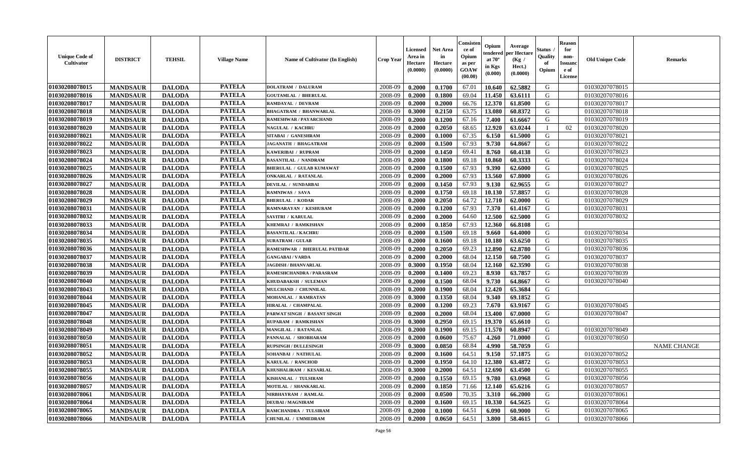| Unique Code of Cultivator | DISTRICT | TEHSIL | Village Name | Name of Cultivator (In English) | Crop Year | Licensed Area in Hectare (0.0000) | Net Area in Hectare (0.0000) | Consistence of Opium as per GOAW (00.00) | Opium tendered at 70° in Kgs (0.000) | Average per Hectare (Kg / Hect.) (0.0000) | Status / Quality of Opium | Reason for non-Issuance of License | Old Unique Code | Remarks |
|---|---|---|---|---|---|---|---|---|---|---|---|---|---|---|
| 01030208078015 | MANDSAUR | DALODA | PATELA | DOLATRAM / DALURAM | 2008-09 | 0.2000 | 0.1700 | 67.01 | 10.640 | 62.5882 | G | | 01030207078015 | |
| 01030208078016 | MANDSAUR | DALODA | PATELA | GOUTAMLAL / BHERULAL | 2008-09 | 0.2000 | 0.1800 | 69.04 | 11.450 | 63.6111 | G | | 01030207078016 | |
| 01030208078017 | MANDSAUR | DALODA | PATELA | RAMDAYAL / DEVRAM | 2008-09 | 0.2000 | 0.2000 | 66.76 | 12.370 | 61.8500 | G | | 01030207078017 | |
| 01030208078018 | MANDSAUR | DALODA | PATELA | BHAGATRAM / BHANWARLAL | 2008-09 | 0.3000 | 0.2150 | 63.75 | 13.080 | 60.8372 | G | | 01030207078018 | |
| 01030208078019 | MANDSAUR | DALODA | PATELA | RAMESHWAR / PAYARCHAND | 2008-09 | 0.2000 | 0.1200 | 67.16 | 7.400 | 61.6667 | G | | 01030207078019 | |
| 01030208078020 | MANDSAUR | DALODA | PATELA | NAGULAL / KACHRU | 2008-09 | 0.2000 | 0.2050 | 68.65 | 12.920 | 63.0244 | I | 02 | 01030207078020 | |
| 01030208078021 | MANDSAUR | DALODA | PATELA | SITABAI / GANESHRAM | 2008-09 | 0.2000 | 0.1000 | 67.35 | 6.150 | 61.5000 | G | | 01030207078021 | |
| 01030208078022 | MANDSAUR | DALODA | PATELA | JAGANATH / BHAGATRAM | 2008-09 | 0.2000 | 0.1500 | 67.93 | 9.730 | 64.8667 | G | | 01030207078022 | |
| 01030208078023 | MANDSAUR | DALODA | PATELA | KAWERIBAI / RUPRAM | 2008-09 | 0.2000 | 0.1450 | 69.41 | 8.760 | 60.4138 | G | | 01030207078023 | |
| 01030208078024 | MANDSAUR | DALODA | PATELA | BASANTILAL / NANDRAM | 2008-09 | 0.2000 | 0.1800 | 69.18 | 10.860 | 60.3333 | G | | 01030207078024 | |
| 01030208078025 | MANDSAUR | DALODA | PATELA | BHERULAL / GULAB KUMAWAT | 2008-09 | 0.2000 | 0.1500 | 67.93 | 9.390 | 62.6000 | G | | 01030207078025 | |
| 01030208078026 | MANDSAUR | DALODA | PATELA | ONKARLAL / RATANLAL | 2008-09 | 0.2000 | 0.2000 | 67.93 | 13.560 | 67.8000 | G | | 01030207078026 | |
| 01030208078027 | MANDSAUR | DALODA | PATELA | DEVILAL / SUNDARBAI | 2008-09 | 0.2000 | 0.1450 | 67.93 | 9.130 | 62.9655 | G | | 01030207078027 | |
| 01030208078028 | MANDSAUR | DALODA | PATELA | RAMNIWAS / SAVA | 2008-09 | 0.2000 | 0.1750 | 69.18 | 10.130 | 57.8857 | G | | 01030207078028 | |
| 01030208078029 | MANDSAUR | DALODA | PATELA | BHERULAL / KODAR | 2008-09 | 0.2000 | 0.2050 | 64.72 | 12.710 | 62.0000 | G | | 01030207078029 | |
| 01030208078031 | MANDSAUR | DALODA | PATELA | RAMNARAYAN / KESHURAM | 2008-09 | 0.2000 | 0.1200 | 67.93 | 7.370 | 61.4167 | G | | 01030207078031 | |
| 01030208078032 | MANDSAUR | DALODA | PATELA | SAVITRI / KARULAL | 2008-09 | 0.2000 | 0.2000 | 64.60 | 12.500 | 62.5000 | G | | 01030207078032 | |
| 01030208078033 | MANDSAUR | DALODA | PATELA | KHEMRAJ / RAMKISHAN | 2008-09 | 0.2000 | 0.1850 | 67.93 | 12.360 | 66.8108 | G | | | |
| 01030208078034 | MANDSAUR | DALODA | PATELA | BASANTILAL / KACHRU | 2008-09 | 0.2000 | 0.1500 | 69.18 | 9.660 | 64.4000 | G | | 01030207078034 | |
| 01030208078035 | MANDSAUR | DALODA | PATELA | SURATRAM / GULAB | 2008-09 | 0.2000 | 0.1600 | 69.18 | 10.180 | 63.6250 | G | | 01030207078035 | |
| 01030208078036 | MANDSAUR | DALODA | PATELA | RAMESHWAR / BHERULAL PATIDAR | 2008-09 | 0.2000 | 0.2050 | 69.23 | 12.890 | 62.8780 | G | | 01030207078036 | |
| 01030208078037 | MANDSAUR | DALODA | PATELA | GANGABAI / VARDA | 2008-09 | 0.2000 | 0.2000 | 68.04 | 12.150 | 60.7500 | G | | 01030207078037 | |
| 01030208078038 | MANDSAUR | DALODA | PATELA | JAGDISH / BHANVARLAL | 2008-09 | 0.3000 | 0.1950 | 68.04 | 12.160 | 62.3590 | G | | 01030207078038 | |
| 01030208078039 | MANDSAUR | DALODA | PATELA | RAMESHCHANDRA / PARASRAM | 2008-09 | 0.2000 | 0.1400 | 69.23 | 8.930 | 63.7857 | G | | 01030207078039 | |
| 01030208078040 | MANDSAUR | DALODA | PATELA | KHUDABAKSH / SULEMAN | 2008-09 | 0.2000 | 0.1500 | 68.04 | 9.730 | 64.8667 | G | | 01030207078040 | |
| 01030208078043 | MANDSAUR | DALODA | PATELA | MULCHAND / CHUNNILAL | 2008-09 | 0.2000 | 0.1900 | 68.04 | 12.420 | 65.3684 | G | | | |
| 01030208078044 | MANDSAUR | DALODA | PATELA | MOHANLAL / RAMRATAN | 2008-09 | 0.3000 | 0.1350 | 68.04 | 9.340 | 69.1852 | G | | | |
| 01030208078045 | MANDSAUR | DALODA | PATELA | HIRALAL / CHAMPALAL | 2008-09 | 0.2000 | 0.1200 | 69.23 | 7.670 | 63.9167 | G | | 01030207078045 | |
| 01030208078047 | MANDSAUR | DALODA | PATELA | PARWAT SINGH / BASANT SINGH | 2008-09 | 0.2000 | 0.2000 | 68.04 | 13.400 | 67.0000 | G | | 01030207078047 | |
| 01030208078048 | MANDSAUR | DALODA | PATELA | RUPARAM / RAMKISHAN | 2008-09 | 0.3000 | 0.2950 | 69.15 | 19.370 | 65.6610 | G | | | |
| 01030208078049 | MANDSAUR | DALODA | PATELA | MANGILAL / RATANLAL | 2008-09 | 0.2000 | 0.1900 | 69.15 | 11.570 | 60.8947 | G | | 01030207078049 | |
| 01030208078050 | MANDSAUR | DALODA | PATELA | PANNALAL / SHOBHARAM | 2008-09 | 0.2000 | 0.0600 | 75.67 | 4.260 | 71.0000 | G | | 01030207078050 | |
| 01030208078051 | MANDSAUR | DALODA | PATELA | RUPSINGH / DULLESINGH | 2008-09 | 0.3000 | 0.0850 | 68.84 | 4.990 | 58.7059 | G | | | NAME CHANGE |
| 01030208078052 | MANDSAUR | DALODA | PATELA | SOHANBAI / NATHULAL | 2008-09 | 0.2000 | 0.1600 | 64.51 | 9.150 | 57.1875 | G | | 01030207078052 | |
| 01030208078053 | MANDSAUR | DALODA | PATELA | KARULAL / RANCHOD | 2008-09 | 0.2000 | 0.1950 | 64.10 | 12.380 | 63.4872 | G | | 01030207078053 | |
| 01030208078055 | MANDSAUR | DALODA | PATELA | KHUSHALIRAM / KESARLAL | 2008-09 | 0.3000 | 0.2000 | 64.51 | 12.690 | 63.4500 | G | | 01030207078055 | |
| 01030208078056 | MANDSAUR | DALODA | PATELA | KISHANLAL / TULSIRAM | 2008-09 | 0.2000 | 0.1550 | 69.15 | 9.780 | 63.0968 | G | | 01030207078056 | |
| 01030208078057 | MANDSAUR | DALODA | PATELA | MOTILAL / SHANKARLAL | 2008-09 | 0.2000 | 0.1850 | 71.66 | 12.140 | 65.6216 | G | | 01030207078057 | |
| 01030208078061 | MANDSAUR | DALODA | PATELA | NIRBHAYRAM / RAMLAL | 2008-09 | 0.2000 | 0.0500 | 70.35 | 3.310 | 66.2000 | G | | 01030207078061 | |
| 01030208078064 | MANDSAUR | DALODA | PATELA | DEUBAI / MAGNIRAM | 2008-09 | 0.2000 | 0.1600 | 69.15 | 10.330 | 64.5625 | G | | 01030207078064 | |
| 01030208078065 | MANDSAUR | DALODA | PATELA | RAMCHANDRA / TULSIRAM | 2008-09 | 0.2000 | 0.1000 | 64.51 | 6.090 | 60.9000 | G | | 01030207078065 | |
| 01030208078066 | MANDSAUR | DALODA | PATELA | CHUNILAL / UMMEDRAM | 2008-09 | 0.2000 | 0.0650 | 64.51 | 3.800 | 58.4615 | G | | 01030207078066 | |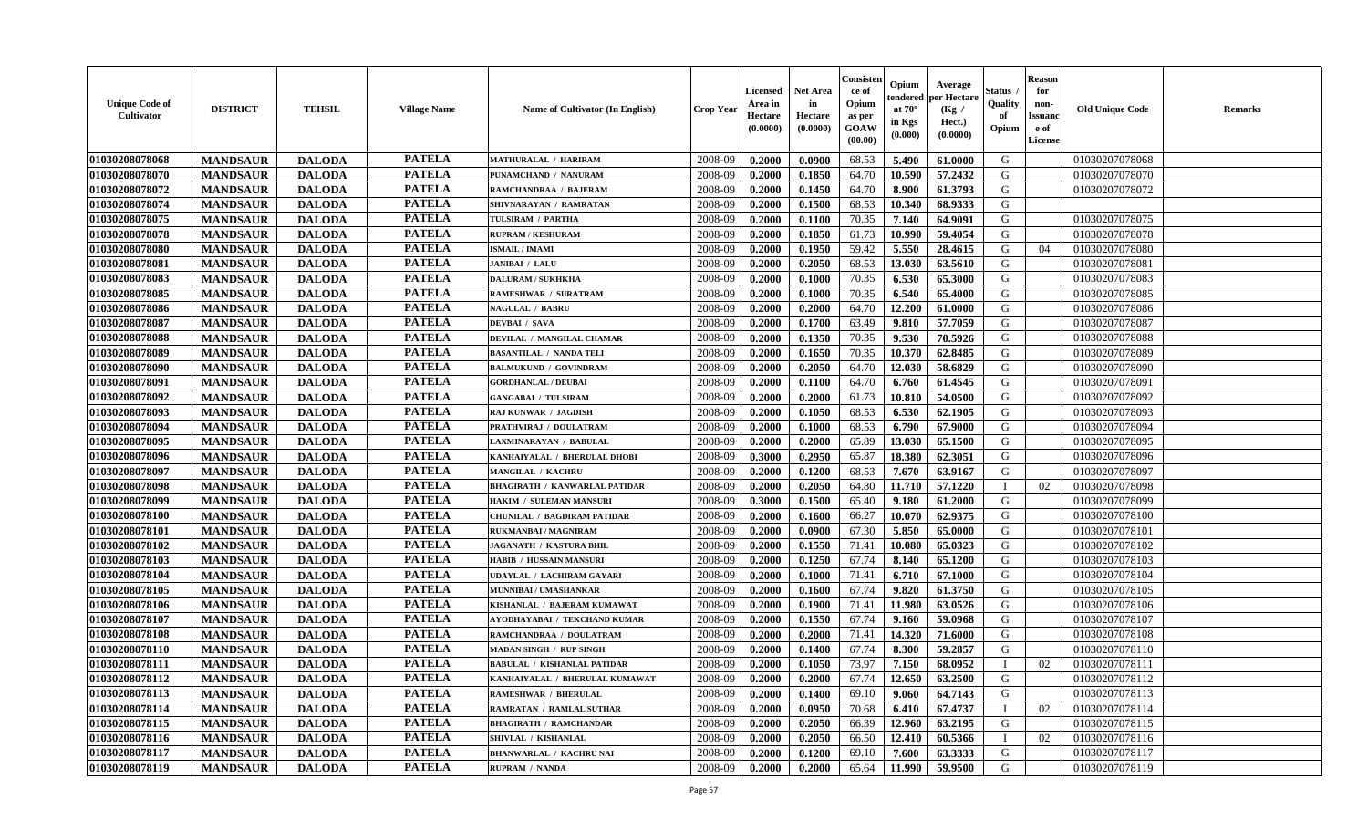| Unique Code of Cultivator | DISTRICT | TEHSIL | Village Name | Name of Cultivator (In English) | Crop Year | Licensed Area in Hectare (0.0000) | Net Area in Hectare (0.0000) | Consistence of Opium as per GOAW (00.00) | Opium tendered at 70° in Kgs (0.000) | Average per Hectare (Kg / Hect.) (0.0000) | Status / Quality of Opium | Reason for non-Issuance of License | Old Unique Code | Remarks |
|---|---|---|---|---|---|---|---|---|---|---|---|---|---|---|
| 01030208078068 | MANDSAUR | DALODA | PATELA | MATHURALAL / HARIRAM | 2008-09 | 0.2000 | 0.0900 | 68.53 | 5.490 | 61.0000 | G | | 01030207078068 | |
| 01030208078070 | MANDSAUR | DALODA | PATELA | PUNAMCHAND / NANURAM | 2008-09 | 0.2000 | 0.1850 | 64.70 | 10.590 | 57.2432 | G | | 01030207078070 | |
| 01030208078072 | MANDSAUR | DALODA | PATELA | RAMCHANDRAA / BAJERAM | 2008-09 | 0.2000 | 0.1450 | 64.70 | 8.900 | 61.3793 | G | | 01030207078072 | |
| 01030208078074 | MANDSAUR | DALODA | PATELA | SHIVNARAYAN / RAMRATAN | 2008-09 | 0.2000 | 0.1500 | 68.53 | 10.340 | 68.9333 | G | | | |
| 01030208078075 | MANDSAUR | DALODA | PATELA | TULSIRAM / PARTHA | 2008-09 | 0.2000 | 0.1100 | 70.35 | 7.140 | 64.9091 | G | | 01030207078075 | |
| 01030208078078 | MANDSAUR | DALODA | PATELA | RUPRAM / KESHURAM | 2008-09 | 0.2000 | 0.1850 | 61.73 | 10.990 | 59.4054 | G | | 01030207078078 | |
| 01030208078080 | MANDSAUR | DALODA | PATELA | ISMAIL / IMAMI | 2008-09 | 0.2000 | 0.1950 | 59.42 | 5.550 | 28.4615 | G | 04 | 01030207078080 | |
| 01030208078081 | MANDSAUR | DALODA | PATELA | JANIBAI / LALU | 2008-09 | 0.2000 | 0.2050 | 68.53 | 13.030 | 63.5610 | G | | 01030207078081 | |
| 01030208078083 | MANDSAUR | DALODA | PATELA | DALURAM / SUKHKHA | 2008-09 | 0.2000 | 0.1000 | 70.35 | 6.530 | 65.3000 | G | | 01030207078083 | |
| 01030208078085 | MANDSAUR | DALODA | PATELA | RAMESHWAR / SURATRAM | 2008-09 | 0.2000 | 0.1000 | 70.35 | 6.540 | 65.4000 | G | | 01030207078085 | |
| 01030208078086 | MANDSAUR | DALODA | PATELA | NAGULAL / BABRU | 2008-09 | 0.2000 | 0.2000 | 64.70 | 12.200 | 61.0000 | G | | 01030207078086 | |
| 01030208078087 | MANDSAUR | DALODA | PATELA | DEVBAI / SAVA | 2008-09 | 0.2000 | 0.1700 | 63.49 | 9.810 | 57.7059 | G | | 01030207078087 | |
| 01030208078088 | MANDSAUR | DALODA | PATELA | DEVILAL / MANGILAL CHAMAR | 2008-09 | 0.2000 | 0.1350 | 70.35 | 9.530 | 70.5926 | G | | 01030207078088 | |
| 01030208078089 | MANDSAUR | DALODA | PATELA | BASANTILAL / NANDA TELI | 2008-09 | 0.2000 | 0.1650 | 70.35 | 10.370 | 62.8485 | G | | 01030207078089 | |
| 01030208078090 | MANDSAUR | DALODA | PATELA | BALMUKUND / GOVINDRAM | 2008-09 | 0.2000 | 0.2050 | 64.70 | 12.030 | 58.6829 | G | | 01030207078090 | |
| 01030208078091 | MANDSAUR | DALODA | PATELA | GORDHANLAL / DEUBAI | 2008-09 | 0.2000 | 0.1100 | 64.70 | 6.760 | 61.4545 | G | | 01030207078091 | |
| 01030208078092 | MANDSAUR | DALODA | PATELA | GANGABAI / TULSIRAM | 2008-09 | 0.2000 | 0.2000 | 61.73 | 10.810 | 54.0500 | G | | 01030207078092 | |
| 01030208078093 | MANDSAUR | DALODA | PATELA | RAJ KUNWAR / JAGDISH | 2008-09 | 0.2000 | 0.1050 | 68.53 | 6.530 | 62.1905 | G | | 01030207078093 | |
| 01030208078094 | MANDSAUR | DALODA | PATELA | PRATHVIRAJ / DOULATRAM | 2008-09 | 0.2000 | 0.1000 | 68.53 | 6.790 | 67.9000 | G | | 01030207078094 | |
| 01030208078095 | MANDSAUR | DALODA | PATELA | LAXMINARAYAN / BABULAL | 2008-09 | 0.2000 | 0.2000 | 65.89 | 13.030 | 65.1500 | G | | 01030207078095 | |
| 01030208078096 | MANDSAUR | DALODA | PATELA | KANHAIYALAL / BHERULAL DHOBI | 2008-09 | 0.3000 | 0.2950 | 65.87 | 18.380 | 62.3051 | G | | 01030207078096 | |
| 01030208078097 | MANDSAUR | DALODA | PATELA | MANGILAL / KACHRU | 2008-09 | 0.2000 | 0.1200 | 68.53 | 7.670 | 63.9167 | G | | 01030207078097 | |
| 01030208078098 | MANDSAUR | DALODA | PATELA | BHAGIRATH / KANWARLAL PATIDAR | 2008-09 | 0.2000 | 0.2050 | 64.80 | 11.710 | 57.1220 | I | 02 | 01030207078098 | |
| 01030208078099 | MANDSAUR | DALODA | PATELA | HAKIM / SULEMAN MANSURI | 2008-09 | 0.3000 | 0.1500 | 65.40 | 9.180 | 61.2000 | G | | 01030207078099 | |
| 01030208078100 | MANDSAUR | DALODA | PATELA | CHUNILAL / BAGDIRAM PATIDAR | 2008-09 | 0.2000 | 0.1600 | 66.27 | 10.070 | 62.9375 | G | | 01030207078100 | |
| 01030208078101 | MANDSAUR | DALODA | PATELA | RUKMANBAI / MAGNIRAM | 2008-09 | 0.2000 | 0.0900 | 67.30 | 5.850 | 65.0000 | G | | 01030207078101 | |
| 01030208078102 | MANDSAUR | DALODA | PATELA | JAGANATH / KASTURA BHIL | 2008-09 | 0.2000 | 0.1550 | 71.41 | 10.080 | 65.0323 | G | | 01030207078102 | |
| 01030208078103 | MANDSAUR | DALODA | PATELA | HABIB / HUSSAIN MANSURI | 2008-09 | 0.2000 | 0.1250 | 67.74 | 8.140 | 65.1200 | G | | 01030207078103 | |
| 01030208078104 | MANDSAUR | DALODA | PATELA | UDAYLAL / LACHIRAM GAYARI | 2008-09 | 0.2000 | 0.1000 | 71.41 | 6.710 | 67.1000 | G | | 01030207078104 | |
| 01030208078105 | MANDSAUR | DALODA | PATELA | MUNNIBAI / UMASHANKAR | 2008-09 | 0.2000 | 0.1600 | 67.74 | 9.820 | 61.3750 | G | | 01030207078105 | |
| 01030208078106 | MANDSAUR | DALODA | PATELA | KISHANLAL / BAJERAM KUMAWAT | 2008-09 | 0.2000 | 0.1900 | 71.41 | 11.980 | 63.0526 | G | | 01030207078106 | |
| 01030208078107 | MANDSAUR | DALODA | PATELA | AYODHAYABAI / TEKCHAND KUMAR | 2008-09 | 0.2000 | 0.1550 | 67.74 | 9.160 | 59.0968 | G | | 01030207078107 | |
| 01030208078108 | MANDSAUR | DALODA | PATELA | RAMCHANDRAA / DOULATRAM | 2008-09 | 0.2000 | 0.2000 | 71.41 | 14.320 | 71.6000 | G | | 01030207078108 | |
| 01030208078110 | MANDSAUR | DALODA | PATELA | MADAN SINGH / RUP SINGH | 2008-09 | 0.2000 | 0.1400 | 67.74 | 8.300 | 59.2857 | G | | 01030207078110 | |
| 01030208078111 | MANDSAUR | DALODA | PATELA | BABULAL / KISHANLAL PATIDAR | 2008-09 | 0.2000 | 0.1050 | 73.97 | 7.150 | 68.0952 | I | 02 | 01030207078111 | |
| 01030208078112 | MANDSAUR | DALODA | PATELA | KANHAIYALAL / BHERULAL KUMAWAT | 2008-09 | 0.2000 | 0.2000 | 67.74 | 12.650 | 63.2500 | G | | 01030207078112 | |
| 01030208078113 | MANDSAUR | DALODA | PATELA | RAMESHWAR / BHERULAL | 2008-09 | 0.2000 | 0.1400 | 69.10 | 9.060 | 64.7143 | G | | 01030207078113 | |
| 01030208078114 | MANDSAUR | DALODA | PATELA | RAMRATAN / RAMLAL SUTHAR | 2008-09 | 0.2000 | 0.0950 | 70.68 | 6.410 | 67.4737 | I | 02 | 01030207078114 | |
| 01030208078115 | MANDSAUR | DALODA | PATELA | BHAGIRATH / RAMCHANDAR | 2008-09 | 0.2000 | 0.2050 | 66.39 | 12.960 | 63.2195 | G | | 01030207078115 | |
| 01030208078116 | MANDSAUR | DALODA | PATELA | SHIVLAL / KISHANLAL | 2008-09 | 0.2000 | 0.2050 | 66.50 | 12.410 | 60.5366 | I | 02 | 01030207078116 | |
| 01030208078117 | MANDSAUR | DALODA | PATELA | BHANWARLAL / KACHRU NAI | 2008-09 | 0.2000 | 0.1200 | 69.10 | 7.600 | 63.3333 | G | | 01030207078117 | |
| 01030208078119 | MANDSAUR | DALODA | PATELA | RUPRAM / NANDA | 2008-09 | 0.2000 | 0.2000 | 65.64 | 11.990 | 59.9500 | G | | 01030207078119 | |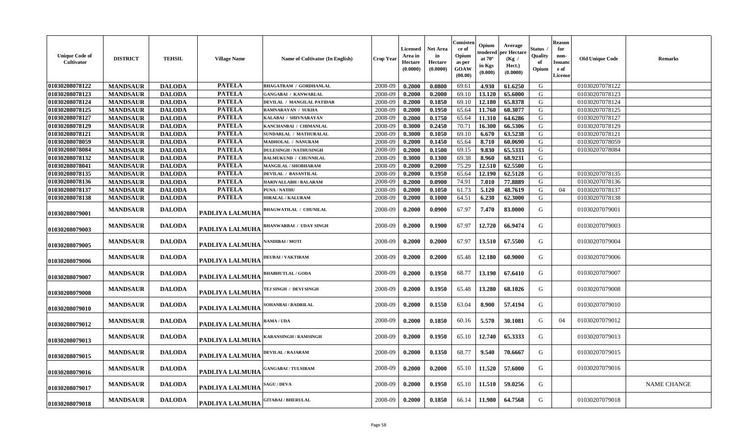| Unique Code of Cultivator | DISTRICT | TEHSIL | Village Name | Name of Cultivator (In English) | Crop Year | Licensed Area in Hectare (0.0000) | Net Area in Hectare (0.0000) | Consistence of Opium as per GOAW (00.00) | Opium tendered at 70° in Kgs (0.000) | Average per Hectare (Kg / Hect.) (0.0000) | Status / Quality of Opium | Reason for non-Issuance of License | Old Unique Code | Remarks |
|---|---|---|---|---|---|---|---|---|---|---|---|---|---|---|
| 01030208078122 | MANDSAUR | DALODA | PATELA | BHAGATRAM / GORDHANLAL | 2008-09 | 0.2000 | 0.0800 | 69.61 | 4.930 | 61.6250 | G | | 01030207078122 | |
| 01030208078123 | MANDSAUR | DALODA | PATELA | GANGABAI / KANWARLAL | 2008-09 | 0.2000 | 0.2000 | 69.10 | 13.120 | 65.6000 | G | | 01030207078123 | |
| 01030208078124 | MANDSAUR | DALODA | PATELA | DEVILAL / MANGILAL PATIDAR | 2008-09 | 0.2000 | 0.1850 | 69.10 | 12.180 | 65.8378 | G | | 01030207078124 | |
| 01030208078125 | MANDSAUR | DALODA | PATELA | RAMNARAYAN / SUKHA | 2008-09 | 0.2000 | 0.1950 | 65.64 | 11.760 | 60.3077 | G | | 01030207078125 | |
| 01030208078127 | MANDSAUR | DALODA | PATELA | KALABAI / SHIVNARAYAN | 2008-09 | 0.2000 | 0.1750 | 65.64 | 11.310 | 64.6286 | G | | 01030207078127 | |
| 01030208078129 | MANDSAUR | DALODA | PATELA | KANCHANBAI / CHIMANLAL | 2008-09 | 0.3000 | 0.2450 | 70.71 | 16.300 | 66.5306 | G | | 01030207078129 | |
| 01030208078121 | MANDSAUR | DALODA | PATELA | SUNDARLAL / MATHURALAL | 2008-09 | 0.3000 | 0.1050 | 69.10 | 6.670 | 63.5238 | G | | 01030207078121 | |
| 01030208078059 | MANDSAUR | DALODA | PATELA | MADHOLAL / NANURAM | 2008-09 | 0.2000 | 0.1450 | 65.64 | 8.710 | 60.0690 | G | | 01030207078059 | |
| 01030208078084 | MANDSAUR | DALODA | PATELA | DULESINGH / NATHUSINGH | 2008-09 | 0.2000 | 0.1500 | 69.15 | 9.830 | 65.5333 | G | | 01030207078084 | |
| 01030208078132 | MANDSAUR | DALODA | PATELA | BALMUKUND / CHUNNILAL | 2008-09 | 0.3000 | 0.1300 | 69.38 | 8.960 | 68.9231 | G | | | |
| 01030208078041 | MANDSAUR | DALODA | PATELA | MANGILAL / SHOBHARAM | 2008-09 | 0.2000 | 0.2000 | 75.29 | 12.510 | 62.5500 | G | | | |
| 01030208078135 | MANDSAUR | DALODA | PATELA | DEVILAL / BASANTILAL | 2008-09 | 0.2000 | 0.1950 | 65.64 | 12.190 | 62.5128 | G | | 01030207078135 | |
| 01030208078136 | MANDSAUR | DALODA | PATELA | HARIVALLABH / BALARAM | 2008-09 | 0.2000 | 0.0900 | 74.91 | 7.010 | 77.8889 | G | | 01030207078136 | |
| 01030208078137 | MANDSAUR | DALODA | PATELA | PUNA / NATHU | 2008-09 | 0.2000 | 0.1050 | 61.73 | 5.120 | 48.7619 | G | 04 | 01030207078137 | |
| 01030208078138 | MANDSAUR | DALODA | PATELA | HIRALAL / KALURAM | 2008-09 | 0.2000 | 0.1000 | 64.51 | 6.230 | 62.3000 | G | | 01030207078138 | |
| 01030208079001 | MANDSAUR | DALODA | PADLIYA LALMUHA | BHAGWATILAL / CHUNILAL | 2008-09 | 0.2000 | 0.0900 | 67.97 | 7.470 | 83.0000 | G | | 01030207079001 | |
| 01030208079003 | MANDSAUR | DALODA | PADLIYA LALMUHA | BHANWARBAI / UDAY SINGH | 2008-09 | 0.2000 | 0.1900 | 67.97 | 12.720 | 66.9474 | G | | 01030207079003 | |
| 01030208079005 | MANDSAUR | DALODA | PADLIYA LALMUHA | NANDIBAI / MOTI | 2008-09 | 0.2000 | 0.2000 | 67.97 | 13.510 | 67.5500 | G | | 01030207079004 | |
| 01030208079006 | MANDSAUR | DALODA | PADLIYA LALMUHA | DEUBAI / VAKTIRAM | 2008-09 | 0.2000 | 0.2000 | 65.48 | 12.180 | 60.9000 | G | | 01030207079006 | |
| 01030208079007 | MANDSAUR | DALODA | PADLIYA LALMUHA | BHABHUTLAL / GODA | 2008-09 | 0.2000 | 0.1950 | 68.77 | 13.190 | 67.6410 | G | | 01030207079007 | |
| 01030208079008 | MANDSAUR | DALODA | PADLIYA LALMUHA | TEJ SINGH / DEVI SINGH | 2008-09 | 0.2000 | 0.1950 | 65.48 | 13.280 | 68.1026 | G | | 01030207079008 | |
| 01030208079010 | MANDSAUR | DALODA | PADLIYA LALMUHA | SOHANBAI / BADRILAL | 2008-09 | 0.2000 | 0.1550 | 63.04 | 8.900 | 57.4194 | G | | 01030207079010 | |
| 01030208079012 | MANDSAUR | DALODA | PADLIYA LALMUHA | RAMA / UDA | 2008-09 | 0.2000 | 0.1850 | 60.16 | 5.570 | 30.1081 | G | 04 | 01030207079012 | |
| 01030208079013 | MANDSAUR | DALODA | PADLIYA LALMUHA | KARANSINGH / RAMSINGH | 2008-09 | 0.2000 | 0.1950 | 65.10 | 12.740 | 65.3333 | G | | 01030207079013 | |
| 01030208079015 | MANDSAUR | DALODA | PADLIYA LALMUHA | DEVILAL / RAJARAM | 2008-09 | 0.2000 | 0.1350 | 68.77 | 9.540 | 70.6667 | G | | 01030207079015 | |
| 01030208079016 | MANDSAUR | DALODA | PADLIYA LALMUHA | GANGABAI / TULSIRAM | 2008-09 | 0.2000 | 0.2000 | 65.10 | 11.520 | 57.6000 | G | | 01030207079016 | |
| 01030208079017 | MANDSAUR | DALODA | PADLIYA LALMUHA | SAGU / DEVA | 2008-09 | 0.2000 | 0.1950 | 65.10 | 11.510 | 59.0256 | G | | | NAME CHANGE |
| 01030208079018 | MANDSAUR | DALODA | PADLIYA LALMUHA | GITABAI / BHERULAL | 2008-09 | 0.2000 | 0.1850 | 66.14 | 11.980 | 64.7568 | G | | 01030207079018 | |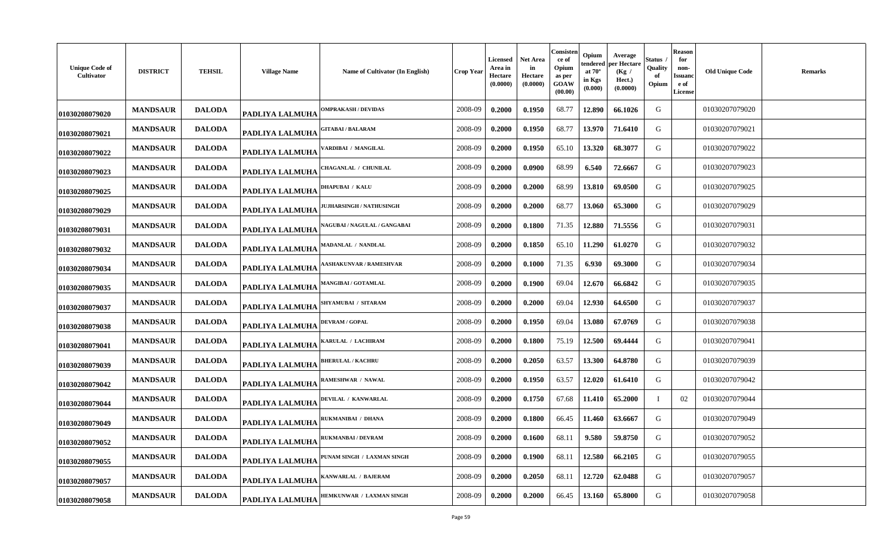| Unique Code of Cultivator | DISTRICT | TEHSIL | Village Name | Name of Cultivator (In English) | Crop Year | Licensed Area in Hectare (0.0000) | Net Area in Hectare (0.0000) | Consistence of Opium as per GOAW (00.00) | Opium tendered at 70° in Kgs (0.000) | Average per Hectare (Kg / Hect.) (0.0000) | Status / Quality of Opium | Reason for non-Issuance of License | Old Unique Code | Remarks |
|---|---|---|---|---|---|---|---|---|---|---|---|---|---|---|
| 01030208079020 | MANDSAUR | DALODA | PADLIYA LALMUHA | OMPRAKASH / DEVIDAS | 2008-09 | 0.2000 | 0.1950 | 68.77 | 12.890 | 66.1026 | G | | 01030207079020 | |
| 01030208079021 | MANDSAUR | DALODA | PADLIYA LALMUHA | GITABAI / BALARAM | 2008-09 | 0.2000 | 0.1950 | 68.77 | 13.970 | 71.6410 | G | | 01030207079021 | |
| 01030208079022 | MANDSAUR | DALODA | PADLIYA LALMUHA | VARDIBAI / MANGILAL | 2008-09 | 0.2000 | 0.1950 | 65.10 | 13.320 | 68.3077 | G | | 01030207079022 | |
| 01030208079023 | MANDSAUR | DALODA | PADLIYA LALMUHA | CHAGANLAL / CHUNILAL | 2008-09 | 0.2000 | 0.0900 | 68.99 | 6.540 | 72.6667 | G | | 01030207079023 | |
| 01030208079025 | MANDSAUR | DALODA | PADLIYA LALMUHA | DHAPUBAI / KALU | 2008-09 | 0.2000 | 0.2000 | 68.99 | 13.810 | 69.0500 | G | | 01030207079025 | |
| 01030208079029 | MANDSAUR | DALODA | PADLIYA LALMUHA | JUJHARSINGH / NATHUSINGH | 2008-09 | 0.2000 | 0.2000 | 68.77 | 13.060 | 65.3000 | G | | 01030207079029 | |
| 01030208079031 | MANDSAUR | DALODA | PADLIYA LALMUHA | NAGUBAI / NAGULAL / GANGABAI | 2008-09 | 0.2000 | 0.1800 | 71.35 | 12.880 | 71.5556 | G | | 01030207079031 | |
| 01030208079032 | MANDSAUR | DALODA | PADLIYA LALMUHA | MADANLAL / NANDLAL | 2008-09 | 0.2000 | 0.1850 | 65.10 | 11.290 | 61.0270 | G | | 01030207079032 | |
| 01030208079034 | MANDSAUR | DALODA | PADLIYA LALMUHA | AASHAKUNVAR / RAMESHVAR | 2008-09 | 0.2000 | 0.1000 | 71.35 | 6.930 | 69.3000 | G | | 01030207079034 | |
| 01030208079035 | MANDSAUR | DALODA | PADLIYA LALMUHA | MANGIBAI / GOTAMLAL | 2008-09 | 0.2000 | 0.1900 | 69.04 | 12.670 | 66.6842 | G | | 01030207079035 | |
| 01030208079037 | MANDSAUR | DALODA | PADLIYA LALMUHA | SHYAMUBAI / SITARAM | 2008-09 | 0.2000 | 0.2000 | 69.04 | 12.930 | 64.6500 | G | | 01030207079037 | |
| 01030208079038 | MANDSAUR | DALODA | PADLIYA LALMUHA | DEVRAM / GOPAL | 2008-09 | 0.2000 | 0.1950 | 69.04 | 13.080 | 67.0769 | G | | 01030207079038 | |
| 01030208079041 | MANDSAUR | DALODA | PADLIYA LALMUHA | KARULAL / LACHIRAM | 2008-09 | 0.2000 | 0.1800 | 75.19 | 12.500 | 69.4444 | G | | 01030207079041 | |
| 01030208079039 | MANDSAUR | DALODA | PADLIYA LALMUHA | BHERULAL / KACHRU | 2008-09 | 0.2000 | 0.2050 | 63.57 | 13.300 | 64.8780 | G | | 01030207079039 | |
| 01030208079042 | MANDSAUR | DALODA | PADLIYA LALMUHA | RAMESHWAR / NAWAL | 2008-09 | 0.2000 | 0.1950 | 63.57 | 12.020 | 61.6410 | G | | 01030207079042 | |
| 01030208079044 | MANDSAUR | DALODA | PADLIYA LALMUHA | DEVILAL / KANWARLAL | 2008-09 | 0.2000 | 0.1750 | 67.68 | 11.410 | 65.2000 | I | 02 | 01030207079044 | |
| 01030208079049 | MANDSAUR | DALODA | PADLIYA LALMUHA | RUKMANIBAI / DHANA | 2008-09 | 0.2000 | 0.1800 | 66.45 | 11.460 | 63.6667 | G | | 01030207079049 | |
| 01030208079052 | MANDSAUR | DALODA | PADLIYA LALMUHA | RUKMANBAI / DEVRAM | 2008-09 | 0.2000 | 0.1600 | 68.11 | 9.580 | 59.8750 | G | | 01030207079052 | |
| 01030208079055 | MANDSAUR | DALODA | PADLIYA LALMUHA | PUNAM SINGH / LAXMAN SINGH | 2008-09 | 0.2000 | 0.1900 | 68.11 | 12.580 | 66.2105 | G | | 01030207079055 | |
| 01030208079057 | MANDSAUR | DALODA | PADLIYA LALMUHA | KANWARLAL / BAJERAM | 2008-09 | 0.2000 | 0.2050 | 68.11 | 12.720 | 62.0488 | G | | 01030207079057 | |
| 01030208079058 | MANDSAUR | DALODA | PADLIYA LALMUHA | HEMKUNWAR / LAXMAN SINGH | 2008-09 | 0.2000 | 0.2000 | 66.45 | 13.160 | 65.8000 | G | | 01030207079058 | |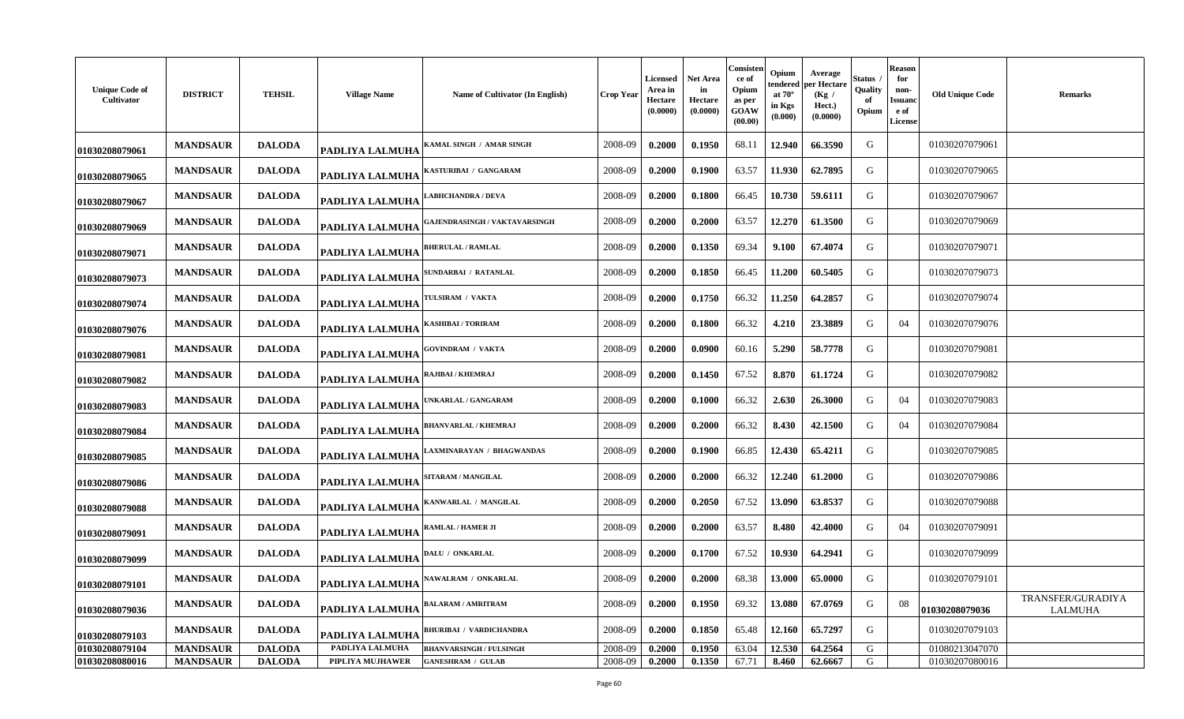| Unique Code of Cultivator | DISTRICT | TEHSIL | Village Name | Name of Cultivator (In English) | Crop Year | Licensed Area in Hectare (0.0000) | Net Area in Hectare (0.0000) | Consistence of Opium as per GOAW (00.00) | Opium tendered at 70° in Kgs (0.000) | Average per Hectare (Kg / Hect.) (0.0000) | Status / Quality of Opium | Reason for non-Issuance of License | Old Unique Code | Remarks |
|---|---|---|---|---|---|---|---|---|---|---|---|---|---|---|
| 01030208079061 | MANDSAUR | DALODA | PADLIYA LALMUHA | KAMAL SINGH / AMAR SINGH | 2008-09 | 0.2000 | 0.1950 | 68.11 | 12.940 | 66.3590 | G | | 01030207079061 | |
| 01030208079065 | MANDSAUR | DALODA | PADLIYA LALMUHA | KASTURIBAI / GANGARAM | 2008-09 | 0.2000 | 0.1900 | 63.57 | 11.930 | 62.7895 | G | | 01030207079065 | |
| 01030208079067 | MANDSAUR | DALODA | PADLIYA LALMUHA | LABHCHANDRA / DEVA | 2008-09 | 0.2000 | 0.1800 | 66.45 | 10.730 | 59.6111 | G | | 01030207079067 | |
| 01030208079069 | MANDSAUR | DALODA | PADLIYA LALMUHA | GAJENDRASINGH / VAKTAVARSINGH | 2008-09 | 0.2000 | 0.2000 | 63.57 | 12.270 | 61.3500 | G | | 01030207079069 | |
| 01030208079071 | MANDSAUR | DALODA | PADLIYA LALMUHA | BHERULAL / RAMLAL | 2008-09 | 0.2000 | 0.1350 | 69.34 | 9.100 | 67.4074 | G | | 01030207079071 | |
| 01030208079073 | MANDSAUR | DALODA | PADLIYA LALMUHA | SUNDARBAI / RATANLAL | 2008-09 | 0.2000 | 0.1850 | 66.45 | 11.200 | 60.5405 | G | | 01030207079073 | |
| 01030208079074 | MANDSAUR | DALODA | PADLIYA LALMUHA | TULSIRAM / VAKTA | 2008-09 | 0.2000 | 0.1750 | 66.32 | 11.250 | 64.2857 | G | | 01030207079074 | |
| 01030208079076 | MANDSAUR | DALODA | PADLIYA LALMUHA | KASHIBAI / TORIRAM | 2008-09 | 0.2000 | 0.1800 | 66.32 | 4.210 | 23.3889 | G | 04 | 01030207079076 | |
| 01030208079081 | MANDSAUR | DALODA | PADLIYA LALMUHA | GOVINDRAM / VAKTA | 2008-09 | 0.2000 | 0.0900 | 60.16 | 5.290 | 58.7778 | G | | 01030207079081 | |
| 01030208079082 | MANDSAUR | DALODA | PADLIYA LALMUHA | RAJIBAI / KHEMRAJ | 2008-09 | 0.2000 | 0.1450 | 67.52 | 8.870 | 61.1724 | G | | 01030207079082 | |
| 01030208079083 | MANDSAUR | DALODA | PADLIYA LALMUHA | UNKARLAL / GANGARAM | 2008-09 | 0.2000 | 0.1000 | 66.32 | 2.630 | 26.3000 | G | 04 | 01030207079083 | |
| 01030208079084 | MANDSAUR | DALODA | PADLIYA LALMUHA | BHANVARLAL / KHEMRAJ | 2008-09 | 0.2000 | 0.2000 | 66.32 | 8.430 | 42.1500 | G | 04 | 01030207079084 | |
| 01030208079085 | MANDSAUR | DALODA | PADLIYA LALMUHA | LAXMINARAYAN / BHAGWANDAS | 2008-09 | 0.2000 | 0.1900 | 66.85 | 12.430 | 65.4211 | G | | 01030207079085 | |
| 01030208079086 | MANDSAUR | DALODA | PADLIYA LALMUHA | SITARAM / MANGILAL | 2008-09 | 0.2000 | 0.2000 | 66.32 | 12.240 | 61.2000 | G | | 01030207079086 | |
| 01030208079088 | MANDSAUR | DALODA | PADLIYA LALMUHA | KANWARLAL / MANGILAL | 2008-09 | 0.2000 | 0.2050 | 67.52 | 13.090 | 63.8537 | G | | 01030207079088 | |
| 01030208079091 | MANDSAUR | DALODA | PADLIYA LALMUHA | RAMLAL / HAMER JI | 2008-09 | 0.2000 | 0.2000 | 63.57 | 8.480 | 42.4000 | G | 04 | 01030207079091 | |
| 01030208079099 | MANDSAUR | DALODA | PADLIYA LALMUHA | DALU / ONKARLAL | 2008-09 | 0.2000 | 0.1700 | 67.52 | 10.930 | 64.2941 | G | | 01030207079099 | |
| 01030208079101 | MANDSAUR | DALODA | PADLIYA LALMUHA | NAWALRAM / ONKARLAL | 2008-09 | 0.2000 | 0.2000 | 68.38 | 13.000 | 65.0000 | G | | 01030207079101 | |
| 01030208079036 | MANDSAUR | DALODA | PADLIYA LALMUHA | BALARAM / AMRITRAM | 2008-09 | 0.2000 | 0.1950 | 69.32 | 13.080 | 67.0769 | G | 08 | 01030208079036 | TRANSFER/GURADIYA LALMUHA |
| 01030208079103 | MANDSAUR | DALODA | PADLIYA LALMUHA | BHURIBAI / VARDICHANDRA | 2008-09 | 0.2000 | 0.1850 | 65.48 | 12.160 | 65.7297 | G | | 01030207079103 | |
| 01030208079104 | MANDSAUR | DALODA | PADLIYA LALMUHA | BHANVARSINGH / FULSINGH | 2008-09 | 0.2000 | 0.1950 | 63.04 | 12.530 | 64.2564 | G | | 01080213047070 | |
| 01030208080016 | MANDSAUR | DALODA | PIPLIYA MUJHAWER | GANESHRAM / GULAB | 2008-09 | 0.2000 | 0.1350 | 67.71 | 8.460 | 62.6667 | G | | 01030207080016 | |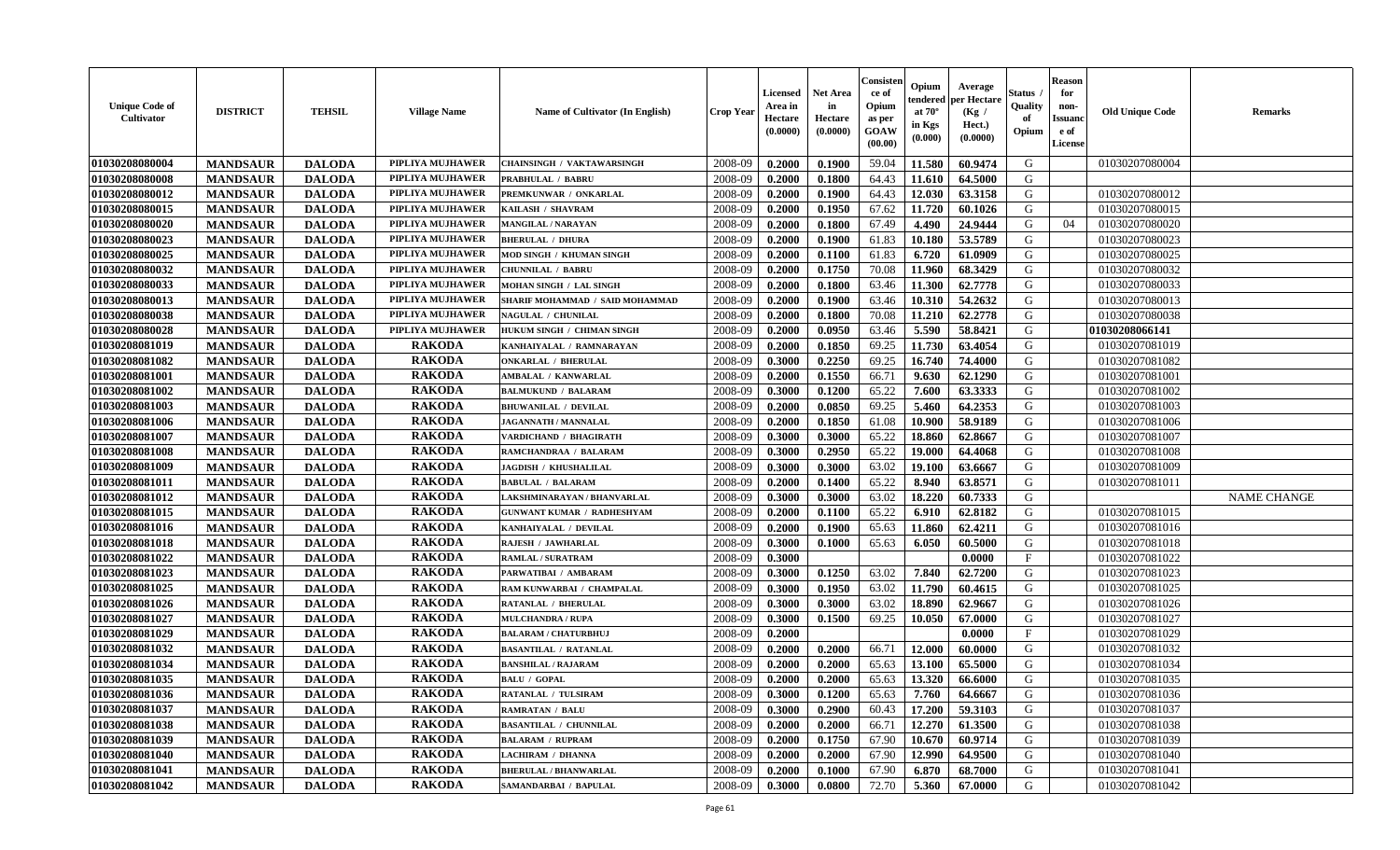| Unique Code of Cultivator | DISTRICT | TEHSIL | Village Name | Name of Cultivator (In English) | Crop Year | Licensed Area in Hectare (0.0000) | Net Area in Hectare (0.0000) | Consistence of Opium as per GOAW (00.00) | Opium tendered at 70° in Kgs (0.000) | Average per Hectare (Kg / Hect.) (0.0000) | Status / Quality of Opium | Reason for non-Issuance of License | Old Unique Code | Remarks |
|---|---|---|---|---|---|---|---|---|---|---|---|---|---|---|
| 01030208080004 | MANDSAUR | DALODA | PIPLIYA MUJHAWER | CHAINSINGH / VAKTAWARSINGH | 2008-09 | 0.2000 | 0.1900 | 59.04 | 11.580 | 60.9474 | G | | 01030207080004 | |
| 01030208080008 | MANDSAUR | DALODA | PIPLIYA MUJHAWER | PRABHULAL / BABRU | 2008-09 | 0.2000 | 0.1800 | 64.43 | 11.610 | 64.5000 | G | | | |
| 01030208080012 | MANDSAUR | DALODA | PIPLIYA MUJHAWER | PREMKUNWAR / ONKARLAL | 2008-09 | 0.2000 | 0.1900 | 64.43 | 12.030 | 63.3158 | G | | 01030207080012 | |
| 01030208080015 | MANDSAUR | DALODA | PIPLIYA MUJHAWER | KAILASH / SHAVRAM | 2008-09 | 0.2000 | 0.1950 | 67.62 | 11.720 | 60.1026 | G | | 01030207080015 | |
| 01030208080020 | MANDSAUR | DALODA | PIPLIYA MUJHAWER | MANGILAL / NARAYAN | 2008-09 | 0.2000 | 0.1800 | 67.49 | 4.490 | 24.9444 | G | 04 | 01030207080020 | |
| 01030208080023 | MANDSAUR | DALODA | PIPLIYA MUJHAWER | BHERULAL / DHURA | 2008-09 | 0.2000 | 0.1900 | 61.83 | 10.180 | 53.5789 | G | | 01030207080023 | |
| 01030208080025 | MANDSAUR | DALODA | PIPLIYA MUJHAWER | MOD SINGH / KHUMAN SINGH | 2008-09 | 0.2000 | 0.1100 | 61.83 | 6.720 | 61.0909 | G | | 01030207080025 | |
| 01030208080032 | MANDSAUR | DALODA | PIPLIYA MUJHAWER | CHUNNILAL / BABRU | 2008-09 | 0.2000 | 0.1750 | 70.08 | 11.960 | 68.3429 | G | | 01030207080032 | |
| 01030208080033 | MANDSAUR | DALODA | PIPLIYA MUJHAWER | MOHAN SINGH / LAL SINGH | 2008-09 | 0.2000 | 0.1800 | 63.46 | 11.300 | 62.7778 | G | | 01030207080033 | |
| 01030208080013 | MANDSAUR | DALODA | PIPLIYA MUJHAWER | SHARIF MOHAMMAD / SAID MOHAMMAD | 2008-09 | 0.2000 | 0.1900 | 63.46 | 10.310 | 54.2632 | G | | 01030207080013 | |
| 01030208080038 | MANDSAUR | DALODA | PIPLIYA MUJHAWER | NAGULAL / CHUNILAL | 2008-09 | 0.2000 | 0.1800 | 70.08 | 11.210 | 62.2778 | G | | 01030207080038 | |
| 01030208080028 | MANDSAUR | DALODA | PIPLIYA MUJHAWER | HUKUM SINGH / CHIMAN SINGH | 2008-09 | 0.2000 | 0.0950 | 63.46 | 5.590 | 58.8421 | G | | 01030208066141 | |
| 01030208081019 | MANDSAUR | DALODA | RAKODA | KANHAIYALAL / RAMNARAYAN | 2008-09 | 0.2000 | 0.1850 | 69.25 | 11.730 | 63.4054 | G | | 01030207081019 | |
| 01030208081082 | MANDSAUR | DALODA | RAKODA | ONKARLAL / BHERULAL | 2008-09 | 0.3000 | 0.2250 | 69.25 | 16.740 | 74.4000 | G | | 01030207081082 | |
| 01030208081001 | MANDSAUR | DALODA | RAKODA | AMBALAL / KANWARLAL | 2008-09 | 0.2000 | 0.1550 | 66.71 | 9.630 | 62.1290 | G | | 01030207081001 | |
| 01030208081002 | MANDSAUR | DALODA | RAKODA | BALMUKUND / BALARAM | 2008-09 | 0.3000 | 0.1200 | 65.22 | 7.600 | 63.3333 | G | | 01030207081002 | |
| 01030208081003 | MANDSAUR | DALODA | RAKODA | BHUWANILAL / DEVILAL | 2008-09 | 0.2000 | 0.0850 | 69.25 | 5.460 | 64.2353 | G | | 01030207081003 | |
| 01030208081006 | MANDSAUR | DALODA | RAKODA | JAGANNATH / MANNALAL | 2008-09 | 0.2000 | 0.1850 | 61.08 | 10.900 | 58.9189 | G | | 01030207081006 | |
| 01030208081007 | MANDSAUR | DALODA | RAKODA | VARDICHAND / BHAGIRATH | 2008-09 | 0.3000 | 0.3000 | 65.22 | 18.860 | 62.8667 | G | | 01030207081007 | |
| 01030208081008 | MANDSAUR | DALODA | RAKODA | RAMCHANDRAA / BALARAM | 2008-09 | 0.3000 | 0.2950 | 65.22 | 19.000 | 64.4068 | G | | 01030207081008 | |
| 01030208081009 | MANDSAUR | DALODA | RAKODA | JAGDISH / KHUSHALILAL | 2008-09 | 0.3000 | 0.3000 | 63.02 | 19.100 | 63.6667 | G | | 01030207081009 | |
| 01030208081011 | MANDSAUR | DALODA | RAKODA | BABULAL / BALARAM | 2008-09 | 0.2000 | 0.1400 | 65.22 | 8.940 | 63.8571 | G | | 01030207081011 | |
| 01030208081012 | MANDSAUR | DALODA | RAKODA | LAKSHMINARAYAN / BHANVARLAL | 2008-09 | 0.3000 | 0.3000 | 63.02 | 18.220 | 60.7333 | G | | | NAME CHANGE |
| 01030208081015 | MANDSAUR | DALODA | RAKODA | GUNWANT KUMAR / RADHESHYAM | 2008-09 | 0.2000 | 0.1100 | 65.22 | 6.910 | 62.8182 | G | | 01030207081015 | |
| 01030208081016 | MANDSAUR | DALODA | RAKODA | KANHAIYALAL / DEVILAL | 2008-09 | 0.2000 | 0.1900 | 65.63 | 11.860 | 62.4211 | G | | 01030207081016 | |
| 01030208081018 | MANDSAUR | DALODA | RAKODA | RAJESH / JAWHARLAL | 2008-09 | 0.3000 | 0.1000 | 65.63 | 6.050 | 60.5000 | G | | 01030207081018 | |
| 01030208081022 | MANDSAUR | DALODA | RAKODA | RAMLAL / SURATRAM | 2008-09 | 0.3000 | | | | 0.0000 | F | | 01030207081022 | |
| 01030208081023 | MANDSAUR | DALODA | RAKODA | PARWATIBAI / AMBARAM | 2008-09 | 0.3000 | 0.1250 | 63.02 | 7.840 | 62.7200 | G | | 01030207081023 | |
| 01030208081025 | MANDSAUR | DALODA | RAKODA | RAM KUNWARBAI / CHAMPALAL | 2008-09 | 0.3000 | 0.1950 | 63.02 | 11.790 | 60.4615 | G | | 01030207081025 | |
| 01030208081026 | MANDSAUR | DALODA | RAKODA | RATANLAL / BHERULAL | 2008-09 | 0.3000 | 0.3000 | 63.02 | 18.890 | 62.9667 | G | | 01030207081026 | |
| 01030208081027 | MANDSAUR | DALODA | RAKODA | MULCHANDRA / RUPA | 2008-09 | 0.3000 | 0.1500 | 69.25 | 10.050 | 67.0000 | G | | 01030207081027 | |
| 01030208081029 | MANDSAUR | DALODA | RAKODA | BALARAM / CHATURBHUJ | 2008-09 | 0.2000 | | | | 0.0000 | F | | 01030207081029 | |
| 01030208081032 | MANDSAUR | DALODA | RAKODA | BASANTILAL / RATANLAL | 2008-09 | 0.2000 | 0.2000 | 66.71 | 12.000 | 60.0000 | G | | 01030207081032 | |
| 01030208081034 | MANDSAUR | DALODA | RAKODA | BANSHILAL / RAJARAM | 2008-09 | 0.2000 | 0.2000 | 65.63 | 13.100 | 65.5000 | G | | 01030207081034 | |
| 01030208081035 | MANDSAUR | DALODA | RAKODA | BALU / GOPAL | 2008-09 | 0.2000 | 0.2000 | 65.63 | 13.320 | 66.6000 | G | | 01030207081035 | |
| 01030208081036 | MANDSAUR | DALODA | RAKODA | RATANLAL / TULSIRAM | 2008-09 | 0.3000 | 0.1200 | 65.63 | 7.760 | 64.6667 | G | | 01030207081036 | |
| 01030208081037 | MANDSAUR | DALODA | RAKODA | RAMRATAN / BALU | 2008-09 | 0.3000 | 0.2900 | 60.43 | 17.200 | 59.3103 | G | | 01030207081037 | |
| 01030208081038 | MANDSAUR | DALODA | RAKODA | BASANTILAL / CHUNNILAL | 2008-09 | 0.2000 | 0.2000 | 66.71 | 12.270 | 61.3500 | G | | 01030207081038 | |
| 01030208081039 | MANDSAUR | DALODA | RAKODA | BALARAM / RUPRAM | 2008-09 | 0.2000 | 0.1750 | 67.90 | 10.670 | 60.9714 | G | | 01030207081039 | |
| 01030208081040 | MANDSAUR | DALODA | RAKODA | LACHIRAM / DHANNA | 2008-09 | 0.2000 | 0.2000 | 67.90 | 12.990 | 64.9500 | G | | 01030207081040 | |
| 01030208081041 | MANDSAUR | DALODA | RAKODA | BHERULAL / BHANWARLAL | 2008-09 | 0.2000 | 0.1000 | 67.90 | 6.870 | 68.7000 | G | | 01030207081041 | |
| 01030208081042 | MANDSAUR | DALODA | RAKODA | SAMANDARBAI / BAPULAL | 2008-09 | 0.3000 | 0.0800 | 72.70 | 5.360 | 67.0000 | G | | 01030207081042 | |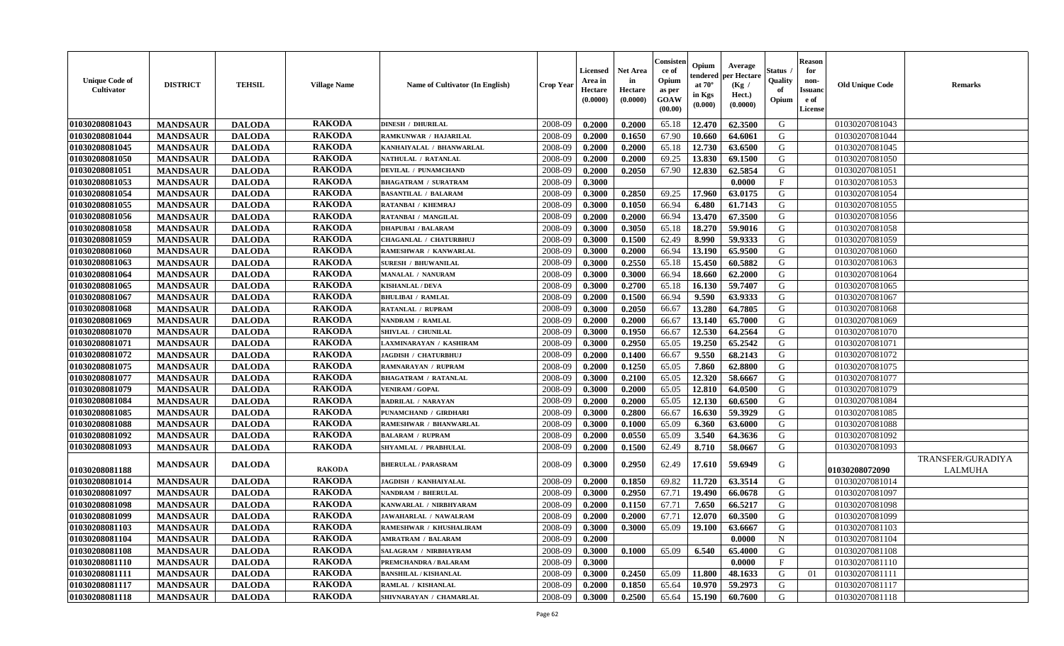| Unique Code of Cultivator | DISTRICT | TEHSIL | Village Name | Name of Cultivator (In English) | Crop Year | Licensed Area in Hectare (0.0000) | Net Area in Hectare (0.0000) | Consistence of Opium as per GOAW (00.00) | Opium tendered at 70° in Kgs (0.000) | Average per Hectare (Kg / Hect.) (0.0000) | Status / Quality of Opium | Reason for non-Issuance of License | Old Unique Code | Remarks |
|---|---|---|---|---|---|---|---|---|---|---|---|---|---|---|
| 01030208081043 | MANDSAUR | DALODA | RAKODA | DINESH / DHURILAL | 2008-09 | 0.2000 | 0.2000 | 65.18 | 12.470 | 62.3500 | G | | 01030207081043 | |
| 01030208081044 | MANDSAUR | DALODA | RAKODA | RAMKUNWAR / HAJARILAL | 2008-09 | 0.2000 | 0.1650 | 67.90 | 10.660 | 64.6061 | G | | 01030207081044 | |
| 01030208081045 | MANDSAUR | DALODA | RAKODA | KANHAIYALAL / BHANWARLAL | 2008-09 | 0.2000 | 0.2000 | 65.18 | 12.730 | 63.6500 | G | | 01030207081045 | |
| 01030208081050 | MANDSAUR | DALODA | RAKODA | NATHULAL / RATANLAL | 2008-09 | 0.2000 | 0.2000 | 69.25 | 13.830 | 69.1500 | G | | 01030207081050 | |
| 01030208081051 | MANDSAUR | DALODA | RAKODA | DEVILAL / PUNAMCHAND | 2008-09 | 0.2000 | 0.2050 | 67.90 | 12.830 | 62.5854 | G | | 01030207081051 | |
| 01030208081053 | MANDSAUR | DALODA | RAKODA | BHAGATRAM / SURATRAM | 2008-09 | 0.3000 | | | | 0.0000 | F | | 01030207081053 | |
| 01030208081054 | MANDSAUR | DALODA | RAKODA | BASANTILAL / BALARAM | 2008-09 | 0.3000 | 0.2850 | 69.25 | 17.960 | 63.0175 | G | | 01030207081054 | |
| 01030208081055 | MANDSAUR | DALODA | RAKODA | RATANBAI / KHEMRAJ | 2008-09 | 0.3000 | 0.1050 | 66.94 | 6.480 | 61.7143 | G | | 01030207081055 | |
| 01030208081056 | MANDSAUR | DALODA | RAKODA | RATANBAI / MANGILAL | 2008-09 | 0.2000 | 0.2000 | 66.94 | 13.470 | 67.3500 | G | | 01030207081056 | |
| 01030208081058 | MANDSAUR | DALODA | RAKODA | DHAPUBAI / BALARAM | 2008-09 | 0.3000 | 0.3050 | 65.18 | 18.270 | 59.9016 | G | | 01030207081058 | |
| 01030208081059 | MANDSAUR | DALODA | RAKODA | CHAGANLAL / CHATURBHUJ | 2008-09 | 0.3000 | 0.1500 | 62.49 | 8.990 | 59.9333 | G | | 01030207081059 | |
| 01030208081060 | MANDSAUR | DALODA | RAKODA | RAMESHWAR / KANWARLAL | 2008-09 | 0.3000 | 0.2000 | 66.94 | 13.190 | 65.9500 | G | | 01030207081060 | |
| 01030208081063 | MANDSAUR | DALODA | RAKODA | SURESH / BHUWANILAL | 2008-09 | 0.3000 | 0.2550 | 65.18 | 15.450 | 60.5882 | G | | 01030207081063 | |
| 01030208081064 | MANDSAUR | DALODA | RAKODA | MANALAL / NANURAM | 2008-09 | 0.3000 | 0.3000 | 66.94 | 18.660 | 62.2000 | G | | 01030207081064 | |
| 01030208081065 | MANDSAUR | DALODA | RAKODA | KISHANLAL / DEVA | 2008-09 | 0.3000 | 0.2700 | 65.18 | 16.130 | 59.7407 | G | | 01030207081065 | |
| 01030208081067 | MANDSAUR | DALODA | RAKODA | BHULIBAI / RAMLAL | 2008-09 | 0.2000 | 0.1500 | 66.94 | 9.590 | 63.9333 | G | | 01030207081067 | |
| 01030208081068 | MANDSAUR | DALODA | RAKODA | RATANLAL / RUPRAM | 2008-09 | 0.3000 | 0.2050 | 66.67 | 13.280 | 64.7805 | G | | 01030207081068 | |
| 01030208081069 | MANDSAUR | DALODA | RAKODA | NANDRAM / RAMLAL | 2008-09 | 0.2000 | 0.2000 | 66.67 | 13.140 | 65.7000 | G | | 01030207081069 | |
| 01030208081070 | MANDSAUR | DALODA | RAKODA | SHIVLAL / CHUNILAL | 2008-09 | 0.3000 | 0.1950 | 66.67 | 12.530 | 64.2564 | G | | 01030207081070 | |
| 01030208081071 | MANDSAUR | DALODA | RAKODA | LAXMINARAYAN / KASHIRAM | 2008-09 | 0.3000 | 0.2950 | 65.05 | 19.250 | 65.2542 | G | | 01030207081071 | |
| 01030208081072 | MANDSAUR | DALODA | RAKODA | JAGDISH / CHATURBHUJ | 2008-09 | 0.2000 | 0.1400 | 66.67 | 9.550 | 68.2143 | G | | 01030207081072 | |
| 01030208081075 | MANDSAUR | DALODA | RAKODA | RAMNARAYAN / RUPRAM | 2008-09 | 0.2000 | 0.1250 | 65.05 | 7.860 | 62.8800 | G | | 01030207081075 | |
| 01030208081077 | MANDSAUR | DALODA | RAKODA | BHAGATRAM / RATANLAL | 2008-09 | 0.3000 | 0.2100 | 65.05 | 12.320 | 58.6667 | G | | 01030207081077 | |
| 01030208081079 | MANDSAUR | DALODA | RAKODA | VENIRAM / GOPAL | 2008-09 | 0.3000 | 0.2000 | 65.05 | 12.810 | 64.0500 | G | | 01030207081079 | |
| 01030208081084 | MANDSAUR | DALODA | RAKODA | BADRILAL / NARAYAN | 2008-09 | 0.2000 | 0.2000 | 65.05 | 12.130 | 60.6500 | G | | 01030207081084 | |
| 01030208081085 | MANDSAUR | DALODA | RAKODA | PUNAMCHAND / GIRDHARI | 2008-09 | 0.3000 | 0.2800 | 66.67 | 16.630 | 59.3929 | G | | 01030207081085 | |
| 01030208081088 | MANDSAUR | DALODA | RAKODA | RAMESHWAR / BHANWARLAL | 2008-09 | 0.3000 | 0.1000 | 65.09 | 6.360 | 63.6000 | G | | 01030207081088 | |
| 01030208081092 | MANDSAUR | DALODA | RAKODA | BALARAM / RUPRAM | 2008-09 | 0.2000 | 0.0550 | 65.09 | 3.540 | 64.3636 | G | | 01030207081092 | |
| 01030208081093 | MANDSAUR | DALODA | RAKODA | SHYAMLAL / PRABHULAL | 2008-09 | 0.2000 | 0.1500 | 62.49 | 8.710 | 58.0667 | G | | 01030207081093 | |
| 01030208081188 | MANDSAUR | DALODA | RAKODA | BHERULAL / PARASRAM | 2008-09 | 0.3000 | 0.2950 | 62.49 | 17.610 | 59.6949 | G | | 01030208072090 | TRANSFER/GURADIYA LALMUHA |
| 01030208081014 | MANDSAUR | DALODA | RAKODA | JAGDISH / KANHAIYALAL | 2008-09 | 0.2000 | 0.1850 | 69.82 | 11.720 | 63.3514 | G | | 01030207081014 | |
| 01030208081097 | MANDSAUR | DALODA | RAKODA | NANDRAM / BHERULAL | 2008-09 | 0.3000 | 0.2950 | 67.71 | 19.490 | 66.0678 | G | | 01030207081097 | |
| 01030208081098 | MANDSAUR | DALODA | RAKODA | KANWARLAL / NIRBHYARAM | 2008-09 | 0.2000 | 0.1150 | 67.71 | 7.650 | 66.5217 | G | | 01030207081098 | |
| 01030208081099 | MANDSAUR | DALODA | RAKODA | JAWAHARLAL / NAWALRAM | 2008-09 | 0.2000 | 0.2000 | 67.71 | 12.070 | 60.3500 | G | | 01030207081099 | |
| 01030208081103 | MANDSAUR | DALODA | RAKODA | RAMESHWAR / KHUSHALIRAM | 2008-09 | 0.3000 | 0.3000 | 65.09 | 19.100 | 63.6667 | G | | 01030207081103 | |
| 01030208081104 | MANDSAUR | DALODA | RAKODA | AMRATRAM / BALARAM | 2008-09 | 0.2000 | | | | 0.0000 | N | | 01030207081104 | |
| 01030208081108 | MANDSAUR | DALODA | RAKODA | SALAGRAM / NIRBHAYRAM | 2008-09 | 0.3000 | 0.1000 | 65.09 | 6.540 | 65.4000 | G | | 01030207081108 | |
| 01030208081110 | MANDSAUR | DALODA | RAKODA | PREMCHANDRA / BALARAM | 2008-09 | 0.3000 | | | | 0.0000 | F | | 01030207081110 | |
| 01030208081111 | MANDSAUR | DALODA | RAKODA | BANSHILAL / KISHANLAL | 2008-09 | 0.3000 | 0.2450 | 65.09 | 11.800 | 48.1633 | G | 01 | 01030207081111 | |
| 01030208081117 | MANDSAUR | DALODA | RAKODA | RAMLAL / KISHANLAL | 2008-09 | 0.2000 | 0.1850 | 65.64 | 10.970 | 59.2973 | G | | 01030207081117 | |
| 01030208081118 | MANDSAUR | DALODA | RAKODA | SHIVNARAYAN / CHAMARLAL | 2008-09 | 0.3000 | 0.2500 | 65.64 | 15.190 | 60.7600 | G | | 01030207081118 | |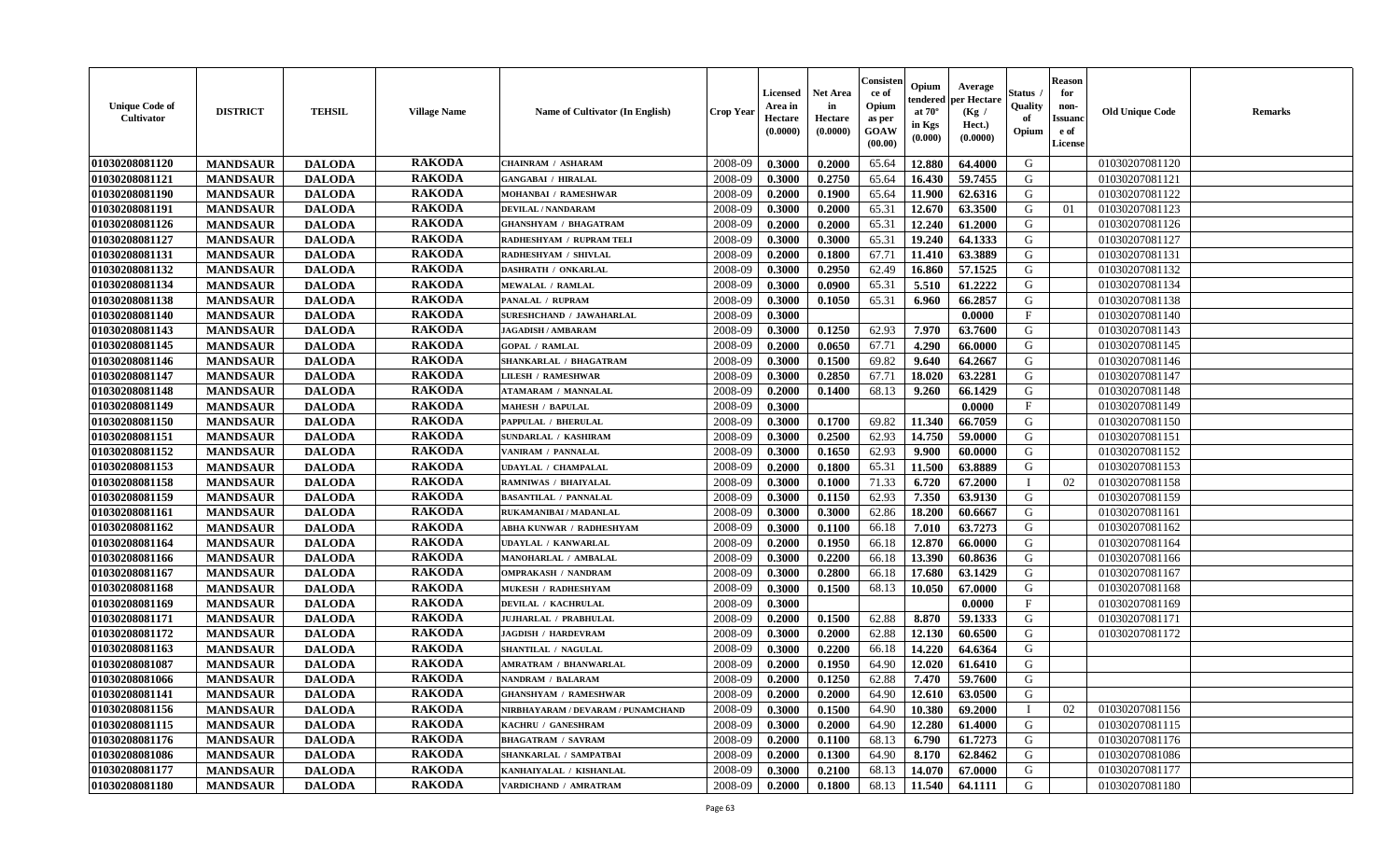| Unique Code of Cultivator | DISTRICT | TEHSIL | Village Name | Name of Cultivator (In English) | Crop Year | Licensed Area in Hectare (0.0000) | Net Area in Hectare (0.0000) | Consistence of Opium as per GOAW (00.00) | Opium tendered at 70° in Kgs (0.000) | Average per Hectare (Kg / Hect.) (0.0000) | Status / Quality of Opium | Reason for non-Issuance of License | Old Unique Code | Remarks |
|---|---|---|---|---|---|---|---|---|---|---|---|---|---|---|
| 01030208081120 | MANDSAUR | DALODA | RAKODA | CHAINRAM / ASHARAM | 2008-09 | 0.3000 | 0.2000 | 65.64 | 12.880 | 64.4000 | G | | 01030207081120 | |
| 01030208081121 | MANDSAUR | DALODA | RAKODA | GANGABAI / HIRALAL | 2008-09 | 0.3000 | 0.2750 | 65.64 | 16.430 | 59.7455 | G | | 01030207081121 | |
| 01030208081190 | MANDSAUR | DALODA | RAKODA | MOHANBAI / RAMESHWAR | 2008-09 | 0.2000 | 0.1900 | 65.64 | 11.900 | 62.6316 | G | | 01030207081122 | |
| 01030208081191 | MANDSAUR | DALODA | RAKODA | DEVILAL / NANDARAM | 2008-09 | 0.3000 | 0.2000 | 65.31 | 12.670 | 63.3500 | G | 01 | 01030207081123 | |
| 01030208081126 | MANDSAUR | DALODA | RAKODA | GHANSHYAM / BHAGATRAM | 2008-09 | 0.2000 | 0.2000 | 65.31 | 12.240 | 61.2000 | G | | 01030207081126 | |
| 01030208081127 | MANDSAUR | DALODA | RAKODA | RADHESHYAM / RUPRAM TELI | 2008-09 | 0.3000 | 0.3000 | 65.31 | 19.240 | 64.1333 | G | | 01030207081127 | |
| 01030208081131 | MANDSAUR | DALODA | RAKODA | RADHESHYAM / SHIVLAL | 2008-09 | 0.2000 | 0.1800 | 67.71 | 11.410 | 63.3889 | G | | 01030207081131 | |
| 01030208081132 | MANDSAUR | DALODA | RAKODA | DASHRATH / ONKARLAL | 2008-09 | 0.3000 | 0.2950 | 62.49 | 16.860 | 57.1525 | G | | 01030207081132 | |
| 01030208081134 | MANDSAUR | DALODA | RAKODA | MEWALAL / RAMLAL | 2008-09 | 0.3000 | 0.0900 | 65.31 | 5.510 | 61.2222 | G | | 01030207081134 | |
| 01030208081138 | MANDSAUR | DALODA | RAKODA | PANALAL / RUPRAM | 2008-09 | 0.3000 | 0.1050 | 65.31 | 6.960 | 66.2857 | G | | 01030207081138 | |
| 01030208081140 | MANDSAUR | DALODA | RAKODA | SURESHCHAND / JAWAHARLAL | 2008-09 | 0.3000 | | | | 0.0000 | F | | 01030207081140 | |
| 01030208081143 | MANDSAUR | DALODA | RAKODA | JAGADISH / AMBARAM | 2008-09 | 0.3000 | 0.1250 | 62.93 | 7.970 | 63.7600 | G | | 01030207081143 | |
| 01030208081145 | MANDSAUR | DALODA | RAKODA | GOPAL / RAMLAL | 2008-09 | 0.2000 | 0.0650 | 67.71 | 4.290 | 66.0000 | G | | 01030207081145 | |
| 01030208081146 | MANDSAUR | DALODA | RAKODA | SHANKARLAL / BHAGATRAM | 2008-09 | 0.3000 | 0.1500 | 69.82 | 9.640 | 64.2667 | G | | 01030207081146 | |
| 01030208081147 | MANDSAUR | DALODA | RAKODA | LILESH / RAMESHWAR | 2008-09 | 0.3000 | 0.2850 | 67.71 | 18.020 | 63.2281 | G | | 01030207081147 | |
| 01030208081148 | MANDSAUR | DALODA | RAKODA | ATAMARAM / MANNALAL | 2008-09 | 0.2000 | 0.1400 | 68.13 | 9.260 | 66.1429 | G | | 01030207081148 | |
| 01030208081149 | MANDSAUR | DALODA | RAKODA | MAHESH / BAPULAL | 2008-09 | 0.3000 | | | | 0.0000 | F | | 01030207081149 | |
| 01030208081150 | MANDSAUR | DALODA | RAKODA | PAPPULAL / BHERULAL | 2008-09 | 0.3000 | 0.1700 | 69.82 | 11.340 | 66.7059 | G | | 01030207081150 | |
| 01030208081151 | MANDSAUR | DALODA | RAKODA | SUNDARLAL / KASHIRAM | 2008-09 | 0.3000 | 0.2500 | 62.93 | 14.750 | 59.0000 | G | | 01030207081151 | |
| 01030208081152 | MANDSAUR | DALODA | RAKODA | VANIRAM / PANNALAL | 2008-09 | 0.3000 | 0.1650 | 62.93 | 9.900 | 60.0000 | G | | 01030207081152 | |
| 01030208081153 | MANDSAUR | DALODA | RAKODA | UDAYLAL / CHAMPALAL | 2008-09 | 0.2000 | 0.1800 | 65.31 | 11.500 | 63.8889 | G | | 01030207081153 | |
| 01030208081158 | MANDSAUR | DALODA | RAKODA | RAMNIWAS / BHAIYALAL | 2008-09 | 0.3000 | 0.1000 | 71.33 | 6.720 | 67.2000 | I | 02 | 01030207081158 | |
| 01030208081159 | MANDSAUR | DALODA | RAKODA | BASANTILAL / PANNALAL | 2008-09 | 0.3000 | 0.1150 | 62.93 | 7.350 | 63.9130 | G | | 01030207081159 | |
| 01030208081161 | MANDSAUR | DALODA | RAKODA | RUKAMANIBAI / MADANLAL | 2008-09 | 0.3000 | 0.3000 | 62.86 | 18.200 | 60.6667 | G | | 01030207081161 | |
| 01030208081162 | MANDSAUR | DALODA | RAKODA | ABHA KUNWAR / RADHESHYAM | 2008-09 | 0.3000 | 0.1100 | 66.18 | 7.010 | 63.7273 | G | | 01030207081162 | |
| 01030208081164 | MANDSAUR | DALODA | RAKODA | UDAYLAL / KANWARLAL | 2008-09 | 0.2000 | 0.1950 | 66.18 | 12.870 | 66.0000 | G | | 01030207081164 | |
| 01030208081166 | MANDSAUR | DALODA | RAKODA | MANOHARLAL / AMBALAL | 2008-09 | 0.3000 | 0.2200 | 66.18 | 13.390 | 60.8636 | G | | 01030207081166 | |
| 01030208081167 | MANDSAUR | DALODA | RAKODA | OMPRAKASH / NANDRAM | 2008-09 | 0.3000 | 0.2800 | 66.18 | 17.680 | 63.1429 | G | | 01030207081167 | |
| 01030208081168 | MANDSAUR | DALODA | RAKODA | MUKESH / RADHESHYAM | 2008-09 | 0.3000 | 0.1500 | 68.13 | 10.050 | 67.0000 | G | | 01030207081168 | |
| 01030208081169 | MANDSAUR | DALODA | RAKODA | DEVILAL / KACHRULAL | 2008-09 | 0.3000 | | | | 0.0000 | F | | 01030207081169 | |
| 01030208081171 | MANDSAUR | DALODA | RAKODA | JUJHARLAL / PRABHULAL | 2008-09 | 0.2000 | 0.1500 | 62.88 | 8.870 | 59.1333 | G | | 01030207081171 | |
| 01030208081172 | MANDSAUR | DALODA | RAKODA | JAGDISH / HARDEVRAM | 2008-09 | 0.3000 | 0.2000 | 62.88 | 12.130 | 60.6500 | G | | 01030207081172 | |
| 01030208081163 | MANDSAUR | DALODA | RAKODA | SHANTILAL / NAGULAL | 2008-09 | 0.3000 | 0.2200 | 66.18 | 14.220 | 64.6364 | G | | | |
| 01030208081087 | MANDSAUR | DALODA | RAKODA | AMRATRAM / BHANWARLAL | 2008-09 | 0.2000 | 0.1950 | 64.90 | 12.020 | 61.6410 | G | | | |
| 01030208081066 | MANDSAUR | DALODA | RAKODA | NANDRAM / BALARAM | 2008-09 | 0.2000 | 0.1250 | 62.88 | 7.470 | 59.7600 | G | | | |
| 01030208081141 | MANDSAUR | DALODA | RAKODA | GHANSHYAM / RAMESHWAR | 2008-09 | 0.2000 | 0.2000 | 64.90 | 12.610 | 63.0500 | G | | | |
| 01030208081156 | MANDSAUR | DALODA | RAKODA | NIRBHAYARAM / DEVARAM / PUNAMCHAND | 2008-09 | 0.3000 | 0.1500 | 64.90 | 10.380 | 69.2000 | I | 02 | 01030207081156 | |
| 01030208081115 | MANDSAUR | DALODA | RAKODA | KACHRU / GANESHRAM | 2008-09 | 0.3000 | 0.2000 | 64.90 | 12.280 | 61.4000 | G | | 01030207081115 | |
| 01030208081176 | MANDSAUR | DALODA | RAKODA | BHAGATRAM / SAVRAM | 2008-09 | 0.2000 | 0.1100 | 68.13 | 6.790 | 61.7273 | G | | 01030207081176 | |
| 01030208081086 | MANDSAUR | DALODA | RAKODA | SHANKARLAL / SAMPATBAI | 2008-09 | 0.2000 | 0.1300 | 64.90 | 8.170 | 62.8462 | G | | 01030207081086 | |
| 01030208081177 | MANDSAUR | DALODA | RAKODA | KANHAIYALAL / KISHANLAL | 2008-09 | 0.3000 | 0.2100 | 68.13 | 14.070 | 67.0000 | G | | 01030207081177 | |
| 01030208081180 | MANDSAUR | DALODA | RAKODA | VARDICHAND / AMRATRAM | 2008-09 | 0.2000 | 0.1800 | 68.13 | 11.540 | 64.1111 | G | | 01030207081180 | |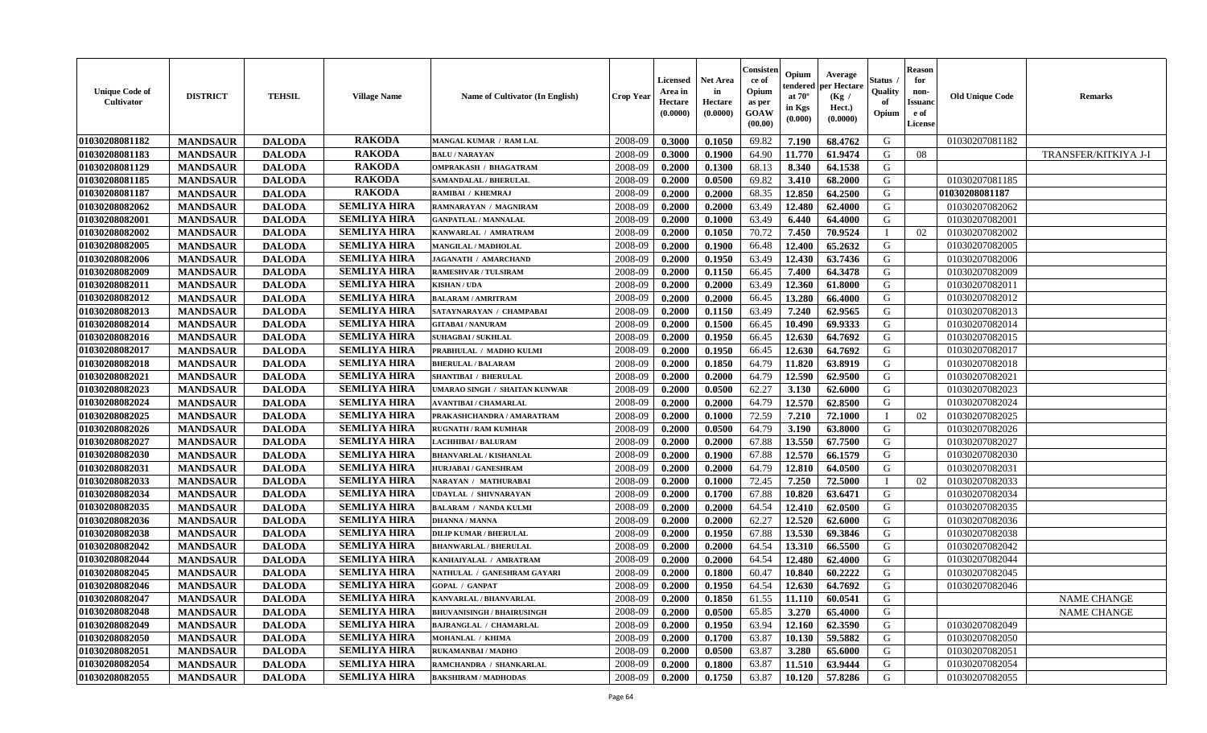| Unique Code of Cultivator | DISTRICT | TEHSIL | Village Name | Name of Cultivator (In English) | Crop Year | Licensed Area in Hectare (0.0000) | Net Area in Hectare (0.0000) | Consistence of Opium as per GOAW (00.00) | Opium tendered at 70° in Kgs (0.000) | Average per Hectare (Kg / Hect.) (0.0000) | Status / Quality of Opium | Reason for non-Issuance of License | Old Unique Code | Remarks |
|---|---|---|---|---|---|---|---|---|---|---|---|---|---|---|
| 01030208081182 | MANDSAUR | DALODA | RAKODA | MANGAL KUMAR / RAM LAL | 2008-09 | 0.3000 | 0.1050 | 69.82 | 7.190 | 68.4762 | G | | 01030207081182 | |
| 01030208081183 | MANDSAUR | DALODA | RAKODA | BALU / NARAYAN | 2008-09 | 0.3000 | 0.1900 | 64.90 | 11.770 | 61.9474 | G | 08 | | TRANSFER/KITKIYA J-I |
| 01030208081129 | MANDSAUR | DALODA | RAKODA | OMPRAKASH / BHAGATRAM | 2008-09 | 0.2000 | 0.1300 | 68.13 | 8.340 | 64.1538 | G | | | |
| 01030208081185 | MANDSAUR | DALODA | RAKODA | SAMANDALAL / BHERULAL | 2008-09 | 0.2000 | 0.0500 | 69.82 | 3.410 | 68.2000 | G | | 01030207081185 | |
| 01030208081187 | MANDSAUR | DALODA | RAKODA | RAMIBAI / KHEMRAJ | 2008-09 | 0.2000 | 0.2000 | 68.35 | 12.850 | 64.2500 | G | | 01030208081187 | |
| 01030208082062 | MANDSAUR | DALODA | SEMLIYA HIRA | RAMNARAYAN / MAGNIRAM | 2008-09 | 0.2000 | 0.2000 | 63.49 | 12.480 | 62.4000 | G | | 01030207082062 | |
| 01030208082001 | MANDSAUR | DALODA | SEMLIYA HIRA | GANPATLAL / MANNALAL | 2008-09 | 0.2000 | 0.1000 | 63.49 | 6.440 | 64.4000 | G | | 01030207082001 | |
| 01030208082002 | MANDSAUR | DALODA | SEMLIYA HIRA | KANWARLAL / AMRATRAM | 2008-09 | 0.2000 | 0.1050 | 70.72 | 7.450 | 70.9524 | I | 02 | 01030207082002 | |
| 01030208082005 | MANDSAUR | DALODA | SEMLIYA HIRA | MANGILAL / MADHOLAL | 2008-09 | 0.2000 | 0.1900 | 66.48 | 12.400 | 65.2632 | G | | 01030207082005 | |
| 01030208082006 | MANDSAUR | DALODA | SEMLIYA HIRA | JAGANATH / AMARCHAND | 2008-09 | 0.2000 | 0.1950 | 63.49 | 12.430 | 63.7436 | G | | 01030207082006 | |
| 01030208082009 | MANDSAUR | DALODA | SEMLIYA HIRA | RAMESHVAR / TULSIRAM | 2008-09 | 0.2000 | 0.1150 | 66.45 | 7.400 | 64.3478 | G | | 01030207082009 | |
| 01030208082011 | MANDSAUR | DALODA | SEMLIYA HIRA | KISHAN / UDA | 2008-09 | 0.2000 | 0.2000 | 63.49 | 12.360 | 61.8000 | G | | 01030207082011 | |
| 01030208082012 | MANDSAUR | DALODA | SEMLIYA HIRA | BALARAM / AMRITRAM | 2008-09 | 0.2000 | 0.2000 | 66.45 | 13.280 | 66.4000 | G | | 01030207082012 | |
| 01030208082013 | MANDSAUR | DALODA | SEMLIYA HIRA | SATAYNARAYAN / CHAMPABAI | 2008-09 | 0.2000 | 0.1150 | 63.49 | 7.240 | 62.9565 | G | | 01030207082013 | |
| 01030208082014 | MANDSAUR | DALODA | SEMLIYA HIRA | GITABAI / NANURAM | 2008-09 | 0.2000 | 0.1500 | 66.45 | 10.490 | 69.9333 | G | | 01030207082014 | |
| 01030208082016 | MANDSAUR | DALODA | SEMLIYA HIRA | SUHAGBAI / SUKHLAL | 2008-09 | 0.2000 | 0.1950 | 66.45 | 12.630 | 64.7692 | G | | 01030207082015 | |
| 01030208082017 | MANDSAUR | DALODA | SEMLIYA HIRA | PRABHULAL / MADHO KULMI | 2008-09 | 0.2000 | 0.1950 | 66.45 | 12.630 | 64.7692 | G | | 01030207082017 | |
| 01030208082018 | MANDSAUR | DALODA | SEMLIYA HIRA | BHERULAL / BALARAM | 2008-09 | 0.2000 | 0.1850 | 64.79 | 11.820 | 63.8919 | G | | 01030207082018 | |
| 01030208082021 | MANDSAUR | DALODA | SEMLIYA HIRA | SHANTIBAI / BHERULAL | 2008-09 | 0.2000 | 0.2000 | 64.79 | 12.590 | 62.9500 | G | | 01030207082021 | |
| 01030208082023 | MANDSAUR | DALODA | SEMLIYA HIRA | UMARAO SINGH / SHAITAN KUNWAR | 2008-09 | 0.2000 | 0.0500 | 62.27 | 3.130 | 62.6000 | G | | 01030207082023 | |
| 01030208082024 | MANDSAUR | DALODA | SEMLIYA HIRA | AVANTIBAI / CHAMARLAL | 2008-09 | 0.2000 | 0.2000 | 64.79 | 12.570 | 62.8500 | G | | 01030207082024 | |
| 01030208082025 | MANDSAUR | DALODA | SEMLIYA HIRA | PRAKASHCHANDRA / AMARATRAM | 2008-09 | 0.2000 | 0.1000 | 72.59 | 7.210 | 72.1000 | I | 02 | 01030207082025 | |
| 01030208082026 | MANDSAUR | DALODA | SEMLIYA HIRA | RUGNATH / RAM KUMHAR | 2008-09 | 0.2000 | 0.0500 | 64.79 | 3.190 | 63.8000 | G | | 01030207082026 | |
| 01030208082027 | MANDSAUR | DALODA | SEMLIYA HIRA | LACHHIBAI / BALURAM | 2008-09 | 0.2000 | 0.2000 | 67.88 | 13.550 | 67.7500 | G | | 01030207082027 | |
| 01030208082030 | MANDSAUR | DALODA | SEMLIYA HIRA | BHANVARLAL / KISHANLAL | 2008-09 | 0.2000 | 0.1900 | 67.88 | 12.570 | 66.1579 | G | | 01030207082030 | |
| 01030208082031 | MANDSAUR | DALODA | SEMLIYA HIRA | HURJABAI / GANESHRAM | 2008-09 | 0.2000 | 0.2000 | 64.79 | 12.810 | 64.0500 | G | | 01030207082031 | |
| 01030208082033 | MANDSAUR | DALODA | SEMLIYA HIRA | NARAYAN / MATHURABAI | 2008-09 | 0.2000 | 0.1000 | 72.45 | 7.250 | 72.5000 | I | 02 | 01030207082033 | |
| 01030208082034 | MANDSAUR | DALODA | SEMLIYA HIRA | UDAYLAL / SHIVNARAYAN | 2008-09 | 0.2000 | 0.1700 | 67.88 | 10.820 | 63.6471 | G | | 01030207082034 | |
| 01030208082035 | MANDSAUR | DALODA | SEMLIYA HIRA | BALARAM / NANDA KULMI | 2008-09 | 0.2000 | 0.2000 | 64.54 | 12.410 | 62.0500 | G | | 01030207082035 | |
| 01030208082036 | MANDSAUR | DALODA | SEMLIYA HIRA | DHANNA / MANNA | 2008-09 | 0.2000 | 0.2000 | 62.27 | 12.520 | 62.6000 | G | | 01030207082036 | |
| 01030208082038 | MANDSAUR | DALODA | SEMLIYA HIRA | DILIP KUMAR / BHERULAL | 2008-09 | 0.2000 | 0.1950 | 67.88 | 13.530 | 69.3846 | G | | 01030207082038 | |
| 01030208082042 | MANDSAUR | DALODA | SEMLIYA HIRA | BHANWARLAL / BHERULAL | 2008-09 | 0.2000 | 0.2000 | 64.54 | 13.310 | 66.5500 | G | | 01030207082042 | |
| 01030208082044 | MANDSAUR | DALODA | SEMLIYA HIRA | KANHAIYALAL / AMRATRAM | 2008-09 | 0.2000 | 0.2000 | 64.54 | 12.480 | 62.4000 | G | | 01030207082044 | |
| 01030208082045 | MANDSAUR | DALODA | SEMLIYA HIRA | NATHULAL / GANESHRAM GAYARI | 2008-09 | 0.2000 | 0.1800 | 60.47 | 10.840 | 60.2222 | G | | 01030207082045 | |
| 01030208082046 | MANDSAUR | DALODA | SEMLIYA HIRA | GOPAL / GANPAT | 2008-09 | 0.2000 | 0.1950 | 64.54 | 12.630 | 64.7692 | G | | 01030207082046 | |
| 01030208082047 | MANDSAUR | DALODA | SEMLIYA HIRA | KANVARLAL / BHANVARLAL | 2008-09 | 0.2000 | 0.1850 | 61.55 | 11.110 | 60.0541 | G | | | NAME CHANGE |
| 01030208082048 | MANDSAUR | DALODA | SEMLIYA HIRA | BHUVANISINGH / BHAIRUSINGH | 2008-09 | 0.2000 | 0.0500 | 65.85 | 3.270 | 65.4000 | G | | | NAME CHANGE |
| 01030208082049 | MANDSAUR | DALODA | SEMLIYA HIRA | BAJRANGLAL / CHAMARLAL | 2008-09 | 0.2000 | 0.1950 | 63.94 | 12.160 | 62.3590 | G | | 01030207082049 | |
| 01030208082050 | MANDSAUR | DALODA | SEMLIYA HIRA | MOHANLAL / KHIMA | 2008-09 | 0.2000 | 0.1700 | 63.87 | 10.130 | 59.5882 | G | | 01030207082050 | |
| 01030208082051 | MANDSAUR | DALODA | SEMLIYA HIRA | RUKAMANBAI / MADHO | 2008-09 | 0.2000 | 0.0500 | 63.87 | 3.280 | 65.6000 | G | | 01030207082051 | |
| 01030208082054 | MANDSAUR | DALODA | SEMLIYA HIRA | RAMCHANDRA / SHANKARLAL | 2008-09 | 0.2000 | 0.1800 | 63.87 | 11.510 | 63.9444 | G | | 01030207082054 | |
| 01030208082055 | MANDSAUR | DALODA | SEMLIYA HIRA | BAKSHIRAM / MADHODAS | 2008-09 | 0.2000 | 0.1750 | 63.87 | 10.120 | 57.8286 | G | | 01030207082055 | |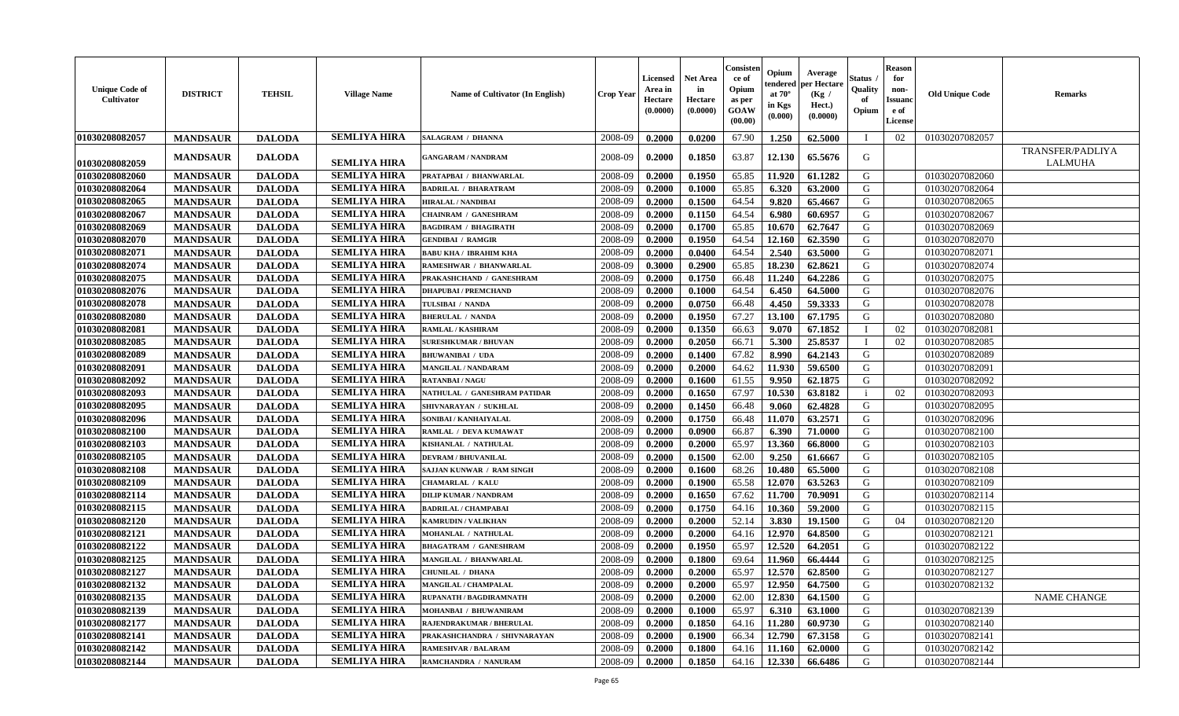| Unique Code of Cultivator | DISTRICT | TEHSIL | Village Name | Name of Cultivator (In English) | Crop Year | Licensed Area in Hectare (0.0000) | Net Area in Hectare (0.0000) | Consistence of Opium as per GOAW (00.00) | Opium tendered at 70° in Kgs (0.000) | Average per Hectare (Kg / Hect.) (0.0000) | Status / Quality of Opium | Reason for non-Issuance of License | Old Unique Code | Remarks |
|---|---|---|---|---|---|---|---|---|---|---|---|---|---|---|
| 01030208082057 | MANDSAUR | DALODA | SEMLIYA HIRA | SALAGRAM / DHANNA | 2008-09 | 0.2000 | 0.0200 | 67.90 | 1.250 | 62.5000 | I | 02 | 01030207082057 | |
| 01030208082059 | MANDSAUR | DALODA | SEMLIYA HIRA | GANGARAM / NANDRAM | 2008-09 | 0.2000 | 0.1850 | 63.87 | 12.130 | 65.5676 | G | | | TRANSFER/PADLIYA LALMUHA |
| 01030208082060 | MANDSAUR | DALODA | SEMLIYA HIRA | PRATAPBAI / BHANWARLAL | 2008-09 | 0.2000 | 0.1950 | 65.85 | 11.920 | 61.1282 | G | | 01030207082060 | |
| 01030208082064 | MANDSAUR | DALODA | SEMLIYA HIRA | BADRILAL / BHARATRAM | 2008-09 | 0.2000 | 0.1000 | 65.85 | 6.320 | 63.2000 | G | | 01030207082064 | |
| 01030208082065 | MANDSAUR | DALODA | SEMLIYA HIRA | HIRALAL / NANDIBAI | 2008-09 | 0.2000 | 0.1500 | 64.54 | 9.820 | 65.4667 | G | | 01030207082065 | |
| 01030208082067 | MANDSAUR | DALODA | SEMLIYA HIRA | CHAINRAM / GANESHRAM | 2008-09 | 0.2000 | 0.1150 | 64.54 | 6.980 | 60.6957 | G | | 01030207082067 | |
| 01030208082069 | MANDSAUR | DALODA | SEMLIYA HIRA | BAGDIRAM / BHAGIRATH | 2008-09 | 0.2000 | 0.1700 | 65.85 | 10.670 | 62.7647 | G | | 01030207082069 | |
| 01030208082070 | MANDSAUR | DALODA | SEMLIYA HIRA | GENDIBAI / RAMGIR | 2008-09 | 0.2000 | 0.1950 | 64.54 | 12.160 | 62.3590 | G | | 01030207082070 | |
| 01030208082071 | MANDSAUR | DALODA | SEMLIYA HIRA | BABU KHA / IBRAHIM KHA | 2008-09 | 0.2000 | 0.0400 | 64.54 | 2.540 | 63.5000 | G | | 01030207082071 | |
| 01030208082074 | MANDSAUR | DALODA | SEMLIYA HIRA | RAMESHWAR / BHANWARLAL | 2008-09 | 0.3000 | 0.2900 | 65.85 | 18.230 | 62.8621 | G | | 01030207082074 | |
| 01030208082075 | MANDSAUR | DALODA | SEMLIYA HIRA | PRAKASHCHAND / GANESHRAM | 2008-09 | 0.2000 | 0.1750 | 66.48 | 11.240 | 64.2286 | G | | 01030207082075 | |
| 01030208082076 | MANDSAUR | DALODA | SEMLIYA HIRA | DHAPUBAI / PREMCHAND | 2008-09 | 0.2000 | 0.1000 | 64.54 | 6.450 | 64.5000 | G | | 01030207082076 | |
| 01030208082078 | MANDSAUR | DALODA | SEMLIYA HIRA | TULSIBAI / NANDA | 2008-09 | 0.2000 | 0.0750 | 66.48 | 4.450 | 59.3333 | G | | 01030207082078 | |
| 01030208082080 | MANDSAUR | DALODA | SEMLIYA HIRA | BHERULAL / NANDA | 2008-09 | 0.2000 | 0.1950 | 67.27 | 13.100 | 67.1795 | G | | 01030207082080 | |
| 01030208082081 | MANDSAUR | DALODA | SEMLIYA HIRA | RAMLAL / KASHIRAM | 2008-09 | 0.2000 | 0.1350 | 66.63 | 9.070 | 67.1852 | I | 02 | 01030207082081 | |
| 01030208082085 | MANDSAUR | DALODA | SEMLIYA HIRA | SURESHKUMAR / BHUVAN | 2008-09 | 0.2000 | 0.2050 | 66.71 | 5.300 | 25.8537 | I | 02 | 01030207082085 | |
| 01030208082089 | MANDSAUR | DALODA | SEMLIYA HIRA | BHUWANIBAI / UDA | 2008-09 | 0.2000 | 0.1400 | 67.82 | 8.990 | 64.2143 | G | | 01030207082089 | |
| 01030208082091 | MANDSAUR | DALODA | SEMLIYA HIRA | MANGILAL / NANDARAM | 2008-09 | 0.2000 | 0.2000 | 64.62 | 11.930 | 59.6500 | G | | 01030207082091 | |
| 01030208082092 | MANDSAUR | DALODA | SEMLIYA HIRA | RATANBAI / NAGU | 2008-09 | 0.2000 | 0.1600 | 61.55 | 9.950 | 62.1875 | G | | 01030207082092 | |
| 01030208082093 | MANDSAUR | DALODA | SEMLIYA HIRA | NATHULAL / GANESHRAM PATIDAR | 2008-09 | 0.2000 | 0.1650 | 67.97 | 10.530 | 63.8182 | i | 02 | 01030207082093 | |
| 01030208082095 | MANDSAUR | DALODA | SEMLIYA HIRA | SHIVNARAYAN / SUKHLAL | 2008-09 | 0.2000 | 0.1450 | 66.48 | 9.060 | 62.4828 | G | | 01030207082095 | |
| 01030208082096 | MANDSAUR | DALODA | SEMLIYA HIRA | SONIBAI / KANHAIYALAL | 2008-09 | 0.2000 | 0.1750 | 66.48 | 11.070 | 63.2571 | G | | 01030207082096 | |
| 01030208082100 | MANDSAUR | DALODA | SEMLIYA HIRA | RAMLAL / DEVA KUMAWAT | 2008-09 | 0.2000 | 0.0900 | 66.87 | 6.390 | 71.0000 | G | | 01030207082100 | |
| 01030208082103 | MANDSAUR | DALODA | SEMLIYA HIRA | KISHANLAL / NATHULAL | 2008-09 | 0.2000 | 0.2000 | 65.97 | 13.360 | 66.8000 | G | | 01030207082103 | |
| 01030208082105 | MANDSAUR | DALODA | SEMLIYA HIRA | DEVRAM / BHUVANILAL | 2008-09 | 0.2000 | 0.1500 | 62.00 | 9.250 | 61.6667 | G | | 01030207082105 | |
| 01030208082108 | MANDSAUR | DALODA | SEMLIYA HIRA | SAJJAN KUNWAR / RAM SINGH | 2008-09 | 0.2000 | 0.1600 | 68.26 | 10.480 | 65.5000 | G | | 01030207082108 | |
| 01030208082109 | MANDSAUR | DALODA | SEMLIYA HIRA | CHAMARLAL / KALU | 2008-09 | 0.2000 | 0.1900 | 65.58 | 12.070 | 63.5263 | G | | 01030207082109 | |
| 01030208082114 | MANDSAUR | DALODA | SEMLIYA HIRA | DILIP KUMAR / NANDRAM | 2008-09 | 0.2000 | 0.1650 | 67.62 | 11.700 | 70.9091 | G | | 01030207082114 | |
| 01030208082115 | MANDSAUR | DALODA | SEMLIYA HIRA | BADRILAL / CHAMPABAI | 2008-09 | 0.2000 | 0.1750 | 64.16 | 10.360 | 59.2000 | G | | 01030207082115 | |
| 01030208082120 | MANDSAUR | DALODA | SEMLIYA HIRA | KAMRUDIN / VALIKHAN | 2008-09 | 0.2000 | 0.2000 | 52.14 | 3.830 | 19.1500 | G | 04 | 01030207082120 | |
| 01030208082121 | MANDSAUR | DALODA | SEMLIYA HIRA | MOHANLAL / NATHULAL | 2008-09 | 0.2000 | 0.2000 | 64.16 | 12.970 | 64.8500 | G | | 01030207082121 | |
| 01030208082122 | MANDSAUR | DALODA | SEMLIYA HIRA | BHAGATRAM / GANESHRAM | 2008-09 | 0.2000 | 0.1950 | 65.97 | 12.520 | 64.2051 | G | | 01030207082122 | |
| 01030208082125 | MANDSAUR | DALODA | SEMLIYA HIRA | MANGILAL / BHANWARLAL | 2008-09 | 0.2000 | 0.1800 | 69.64 | 11.960 | 66.4444 | G | | 01030207082125 | |
| 01030208082127 | MANDSAUR | DALODA | SEMLIYA HIRA | CHUNILAL / DHANA | 2008-09 | 0.2000 | 0.2000 | 65.97 | 12.570 | 62.8500 | G | | 01030207082127 | |
| 01030208082132 | MANDSAUR | DALODA | SEMLIYA HIRA | MANGILAL / CHAMPALAL | 2008-09 | 0.2000 | 0.2000 | 65.97 | 12.950 | 64.7500 | G | | 01030207082132 | |
| 01030208082135 | MANDSAUR | DALODA | SEMLIYA HIRA | RUPANATH / BAGDIRAMNATH | 2008-09 | 0.2000 | 0.2000 | 62.00 | 12.830 | 64.1500 | G | | | NAME CHANGE |
| 01030208082139 | MANDSAUR | DALODA | SEMLIYA HIRA | MOHANBAI / BHUWANIRAM | 2008-09 | 0.2000 | 0.1000 | 65.97 | 6.310 | 63.1000 | G | | 01030207082139 | |
| 01030208082177 | MANDSAUR | DALODA | SEMLIYA HIRA | RAJENDRAKUMAR / BHERULAL | 2008-09 | 0.2000 | 0.1850 | 64.16 | 11.280 | 60.9730 | G | | 01030207082140 | |
| 01030208082141 | MANDSAUR | DALODA | SEMLIYA HIRA | PRAKASHCHANDRA / SHIVNARAYAN | 2008-09 | 0.2000 | 0.1900 | 66.34 | 12.790 | 67.3158 | G | | 01030207082141 | |
| 01030208082142 | MANDSAUR | DALODA | SEMLIYA HIRA | RAMESHVAR / BALARAM | 2008-09 | 0.2000 | 0.1800 | 64.16 | 11.160 | 62.0000 | G | | 01030207082142 | |
| 01030208082144 | MANDSAUR | DALODA | SEMLIYA HIRA | RAMCHANDRA / NANURAM | 2008-09 | 0.2000 | 0.1850 | 64.16 | 12.330 | 66.6486 | G | | 01030207082144 | |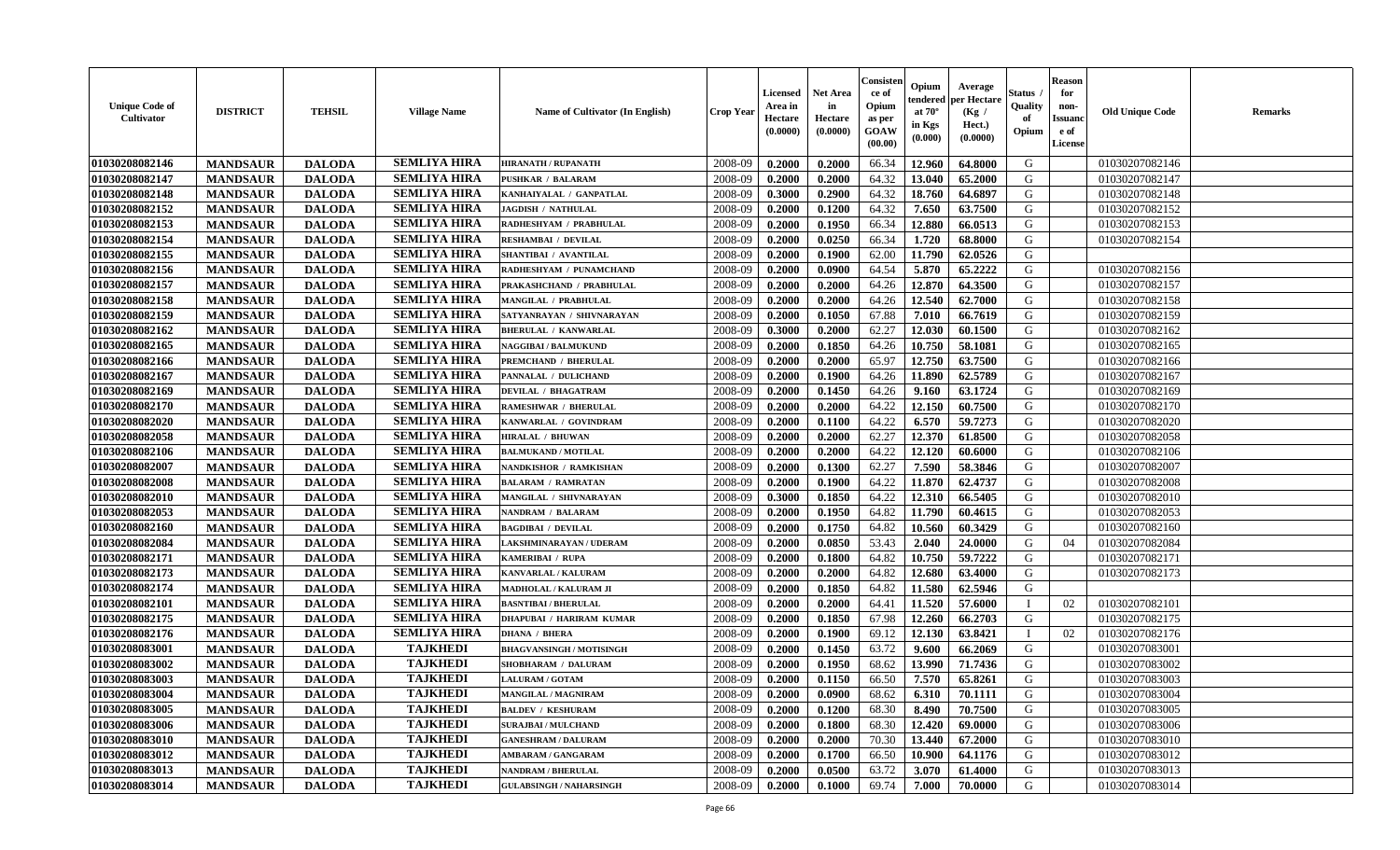| Unique Code of Cultivator | DISTRICT | TEHSIL | Village Name | Name of Cultivator (In English) | Crop Year | Licensed Area in Hectare (0.0000) | Net Area in Hectare (0.0000) | Consistence of Opium as per GOAW (00.00) | Opium tendered at 70° in Kgs (0.000) | Average per Hectare (Kg / Hect.) (0.0000) | Status / Quality of Opium | Reason for non-Issuance of License | Old Unique Code | Remarks |
|---|---|---|---|---|---|---|---|---|---|---|---|---|---|---|
| 01030208082146 | MANDSAUR | DALODA | SEMLIYA HIRA | HIRANATH / RUPANATH | 2008-09 | 0.2000 | 0.2000 | 66.34 | 12.960 | 64.8000 | G | | 01030207082146 | |
| 01030208082147 | MANDSAUR | DALODA | SEMLIYA HIRA | PUSHKAR / BALARAM | 2008-09 | 0.2000 | 0.2000 | 64.32 | 13.040 | 65.2000 | G | | 01030207082147 | |
| 01030208082148 | MANDSAUR | DALODA | SEMLIYA HIRA | KANHAIYALAL / GANPATLAL | 2008-09 | 0.3000 | 0.2900 | 64.32 | 18.760 | 64.6897 | G | | 01030207082148 | |
| 01030208082152 | MANDSAUR | DALODA | SEMLIYA HIRA | JAGDISH / NATHULAL | 2008-09 | 0.2000 | 0.1200 | 64.32 | 7.650 | 63.7500 | G | | 01030207082152 | |
| 01030208082153 | MANDSAUR | DALODA | SEMLIYA HIRA | RADHESHYAM / PRABHULAL | 2008-09 | 0.2000 | 0.1950 | 66.34 | 12.880 | 66.0513 | G | | 01030207082153 | |
| 01030208082154 | MANDSAUR | DALODA | SEMLIYA HIRA | RESHAMBAI / DEVILAL | 2008-09 | 0.2000 | 0.0250 | 66.34 | 1.720 | 68.8000 | G | | 01030207082154 | |
| 01030208082155 | MANDSAUR | DALODA | SEMLIYA HIRA | SHANTIBAI / AVANTILAL | 2008-09 | 0.2000 | 0.1900 | 62.00 | 11.790 | 62.0526 | G | | | |
| 01030208082156 | MANDSAUR | DALODA | SEMLIYA HIRA | RADHESHYAM / PUNAMCHAND | 2008-09 | 0.2000 | 0.0900 | 64.54 | 5.870 | 65.2222 | G | | 01030207082156 | |
| 01030208082157 | MANDSAUR | DALODA | SEMLIYA HIRA | PRAKASHCHAND / PRABHULAL | 2008-09 | 0.2000 | 0.2000 | 64.26 | 12.870 | 64.3500 | G | | 01030207082157 | |
| 01030208082158 | MANDSAUR | DALODA | SEMLIYA HIRA | MANGILAL / PRABHULAL | 2008-09 | 0.2000 | 0.2000 | 64.26 | 12.540 | 62.7000 | G | | 01030207082158 | |
| 01030208082159 | MANDSAUR | DALODA | SEMLIYA HIRA | SATYANRAYAN / SHIVNARAYAN | 2008-09 | 0.2000 | 0.1050 | 67.88 | 7.010 | 66.7619 | G | | 01030207082159 | |
| 01030208082162 | MANDSAUR | DALODA | SEMLIYA HIRA | BHERULAL / KANWARLAL | 2008-09 | 0.3000 | 0.2000 | 62.27 | 12.030 | 60.1500 | G | | 01030207082162 | |
| 01030208082165 | MANDSAUR | DALODA | SEMLIYA HIRA | NAGGIBAI / BALMUKUND | 2008-09 | 0.2000 | 0.1850 | 64.26 | 10.750 | 58.1081 | G | | 01030207082165 | |
| 01030208082166 | MANDSAUR | DALODA | SEMLIYA HIRA | PREMCHAND / BHERULAL | 2008-09 | 0.2000 | 0.2000 | 65.97 | 12.750 | 63.7500 | G | | 01030207082166 | |
| 01030208082167 | MANDSAUR | DALODA | SEMLIYA HIRA | PANNALAL / DULICHAND | 2008-09 | 0.2000 | 0.1900 | 64.26 | 11.890 | 62.5789 | G | | 01030207082167 | |
| 01030208082169 | MANDSAUR | DALODA | SEMLIYA HIRA | DEVILAL / BHAGATRAM | 2008-09 | 0.2000 | 0.1450 | 64.26 | 9.160 | 63.1724 | G | | 01030207082169 | |
| 01030208082170 | MANDSAUR | DALODA | SEMLIYA HIRA | RAMESHWAR / BHERULAL | 2008-09 | 0.2000 | 0.2000 | 64.22 | 12.150 | 60.7500 | G | | 01030207082170 | |
| 01030208082020 | MANDSAUR | DALODA | SEMLIYA HIRA | KANWARLAL / GOVINDRAM | 2008-09 | 0.2000 | 0.1100 | 64.22 | 6.570 | 59.7273 | G | | 01030207082020 | |
| 01030208082058 | MANDSAUR | DALODA | SEMLIYA HIRA | HIRALAL / BHUWAN | 2008-09 | 0.2000 | 0.2000 | 62.27 | 12.370 | 61.8500 | G | | 01030207082058 | |
| 01030208082106 | MANDSAUR | DALODA | SEMLIYA HIRA | BALMUKAND / MOTILAL | 2008-09 | 0.2000 | 0.2000 | 64.22 | 12.120 | 60.6000 | G | | 01030207082106 | |
| 01030208082007 | MANDSAUR | DALODA | SEMLIYA HIRA | NANDKISHOR / RAMKISHAN | 2008-09 | 0.2000 | 0.1300 | 62.27 | 7.590 | 58.3846 | G | | 01030207082007 | |
| 01030208082008 | MANDSAUR | DALODA | SEMLIYA HIRA | BALARAM / RAMRATAN | 2008-09 | 0.2000 | 0.1900 | 64.22 | 11.870 | 62.4737 | G | | 01030207082008 | |
| 01030208082010 | MANDSAUR | DALODA | SEMLIYA HIRA | MANGILAL / SHIVNARAYAN | 2008-09 | 0.3000 | 0.1850 | 64.22 | 12.310 | 66.5405 | G | | 01030207082010 | |
| 01030208082053 | MANDSAUR | DALODA | SEMLIYA HIRA | NANDRAM / BALARAM | 2008-09 | 0.2000 | 0.1950 | 64.82 | 11.790 | 60.4615 | G | | 01030207082053 | |
| 01030208082160 | MANDSAUR | DALODA | SEMLIYA HIRA | BAGDIBAI / DEVILAL | 2008-09 | 0.2000 | 0.1750 | 64.82 | 10.560 | 60.3429 | G | | 01030207082160 | |
| 01030208082084 | MANDSAUR | DALODA | SEMLIYA HIRA | LAKSHMINARAYAN / UDERAM | 2008-09 | 0.2000 | 0.0850 | 53.43 | 2.040 | 24.0000 | G | 04 | 01030207082084 | |
| 01030208082171 | MANDSAUR | DALODA | SEMLIYA HIRA | KAMERIBAI / RUPA | 2008-09 | 0.2000 | 0.1800 | 64.82 | 10.750 | 59.7222 | G | | 01030207082171 | |
| 01030208082173 | MANDSAUR | DALODA | SEMLIYA HIRA | KANVARLAL / KALURAM | 2008-09 | 0.2000 | 0.2000 | 64.82 | 12.680 | 63.4000 | G | | 01030207082173 | |
| 01030208082174 | MANDSAUR | DALODA | SEMLIYA HIRA | MADHOLAL / KALURAM JI | 2008-09 | 0.2000 | 0.1850 | 64.82 | 11.580 | 62.5946 | G | | | |
| 01030208082101 | MANDSAUR | DALODA | SEMLIYA HIRA | BASNTIBAI / BHERULAL | 2008-09 | 0.2000 | 0.2000 | 64.41 | 11.520 | 57.6000 | I | 02 | 01030207082101 | |
| 01030208082175 | MANDSAUR | DALODA | SEMLIYA HIRA | DHAPUBAI / HARIRAM KUMAR | 2008-09 | 0.2000 | 0.1850 | 67.98 | 12.260 | 66.2703 | G | | 01030207082175 | |
| 01030208082176 | MANDSAUR | DALODA | SEMLIYA HIRA | DHANA / BHERA | 2008-09 | 0.2000 | 0.1900 | 69.12 | 12.130 | 63.8421 | I | 02 | 01030207082176 | |
| 01030208083001 | MANDSAUR | DALODA | TAJKHEDI | BHAGVANSINGH / MOTISINGH | 2008-09 | 0.2000 | 0.1450 | 63.72 | 9.600 | 66.2069 | G | | 01030207083001 | |
| 01030208083002 | MANDSAUR | DALODA | TAJKHEDI | SHOBHARAM / DALURAM | 2008-09 | 0.2000 | 0.1950 | 68.62 | 13.990 | 71.7436 | G | | 01030207083002 | |
| 01030208083003 | MANDSAUR | DALODA | TAJKHEDI | LALURAM / GOTAM | 2008-09 | 0.2000 | 0.1150 | 66.50 | 7.570 | 65.8261 | G | | 01030207083003 | |
| 01030208083004 | MANDSAUR | DALODA | TAJKHEDI | MANGILAL / MAGNIRAM | 2008-09 | 0.2000 | 0.0900 | 68.62 | 6.310 | 70.1111 | G | | 01030207083004 | |
| 01030208083005 | MANDSAUR | DALODA | TAJKHEDI | BALDEV / KESHURAM | 2008-09 | 0.2000 | 0.1200 | 68.30 | 8.490 | 70.7500 | G | | 01030207083005 | |
| 01030208083006 | MANDSAUR | DALODA | TAJKHEDI | SURAJBAI / MULCHAND | 2008-09 | 0.2000 | 0.1800 | 68.30 | 12.420 | 69.0000 | G | | 01030207083006 | |
| 01030208083010 | MANDSAUR | DALODA | TAJKHEDI | GANESHRAM / DALURAM | 2008-09 | 0.2000 | 0.2000 | 70.30 | 13.440 | 67.2000 | G | | 01030207083010 | |
| 01030208083012 | MANDSAUR | DALODA | TAJKHEDI | AMBARAM / GANGARAM | 2008-09 | 0.2000 | 0.1700 | 66.50 | 10.900 | 64.1176 | G | | 01030207083012 | |
| 01030208083013 | MANDSAUR | DALODA | TAJKHEDI | NANDRAM / BHERULAL | 2008-09 | 0.2000 | 0.0500 | 63.72 | 3.070 | 61.4000 | G | | 01030207083013 | |
| 01030208083014 | MANDSAUR | DALODA | TAJKHEDI | GULABSINGH / NAHARSINGH | 2008-09 | 0.2000 | 0.1000 | 69.74 | 7.000 | 70.0000 | G | | 01030207083014 | |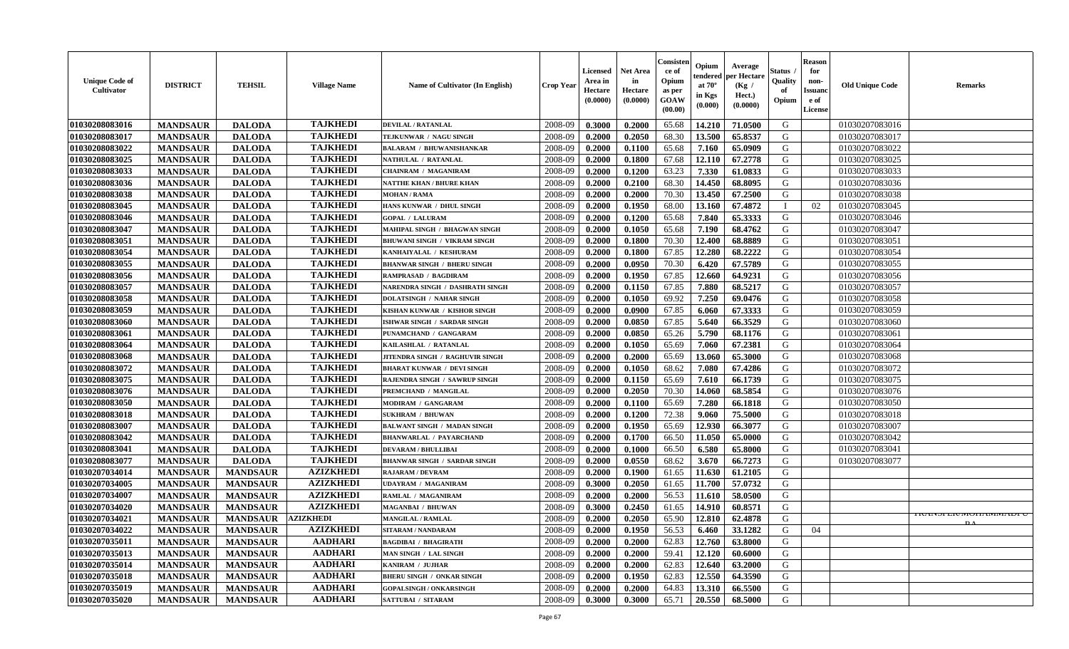| Unique Code of Cultivator | DISTRICT | TEHSIL | Village Name | Name of Cultivator (In English) | Crop Year | Licensed Area in Hectare (0.0000) | Net Area in Hectare (0.0000) | Consistence of Opium as per GOAW (00.00) | Opium tendered at 70° in Kgs (0.000) | Average per Hectare (Kg / Hect.) (0.0000) | Status / Quality of Opium | Reason for non-Issuance of License | Old Unique Code | Remarks |
|---|---|---|---|---|---|---|---|---|---|---|---|---|---|---|
| 01030208083016 | MANDSAUR | DALODA | TAJKHEDI | DEVILAL / RATANLAL | 2008-09 | 0.3000 | 0.2000 | 65.68 | 14.210 | 71.0500 | G | | 01030207083016 | |
| 01030208083017 | MANDSAUR | DALODA | TAJKHEDI | TEJKUNWAR / NAGU SINGH | 2008-09 | 0.2000 | 0.2050 | 68.30 | 13.500 | 65.8537 | G | | 01030207083017 | |
| 01030208083022 | MANDSAUR | DALODA | TAJKHEDI | BALARAM / BHUWANISHANKAR | 2008-09 | 0.2000 | 0.1100 | 65.68 | 7.160 | 65.0909 | G | | 01030207083022 | |
| 01030208083025 | MANDSAUR | DALODA | TAJKHEDI | NATHULAL / RATANLAL | 2008-09 | 0.2000 | 0.1800 | 67.68 | 12.110 | 67.2778 | G | | 01030207083025 | |
| 01030208083033 | MANDSAUR | DALODA | TAJKHEDI | CHAINRAM / MAGANIRAM | 2008-09 | 0.2000 | 0.1200 | 63.23 | 7.330 | 61.0833 | G | | 01030207083033 | |
| 01030208083036 | MANDSAUR | DALODA | TAJKHEDI | NATTHE KHAN / BHURE KHAN | 2008-09 | 0.2000 | 0.2100 | 68.30 | 14.450 | 68.8095 | G | | 01030207083036 | |
| 01030208083038 | MANDSAUR | DALODA | TAJKHEDI | MOHAN / RAMA | 2008-09 | 0.2000 | 0.2000 | 70.30 | 13.450 | 67.2500 | G | | 01030207083038 | |
| 01030208083045 | MANDSAUR | DALODA | TAJKHEDI | HANS KUNWAR / DHUL SINGH | 2008-09 | 0.2000 | 0.1950 | 68.00 | 13.160 | 67.4872 | I | 02 | 01030207083045 | |
| 01030208083046 | MANDSAUR | DALODA | TAJKHEDI | GOPAL / LALURAM | 2008-09 | 0.2000 | 0.1200 | 65.68 | 7.840 | 65.3333 | G | | 01030207083046 | |
| 01030208083047 | MANDSAUR | DALODA | TAJKHEDI | MAHIPAL SINGH / BHAGWAN SINGH | 2008-09 | 0.2000 | 0.1050 | 65.68 | 7.190 | 68.4762 | G | | 01030207083047 | |
| 01030208083051 | MANDSAUR | DALODA | TAJKHEDI | BHUWANI SINGH / VIKRAM SINGH | 2008-09 | 0.2000 | 0.1800 | 70.30 | 12.400 | 68.8889 | G | | 01030207083051 | |
| 01030208083054 | MANDSAUR | DALODA | TAJKHEDI | KANHAIYALAL / KESHURAM | 2008-09 | 0.2000 | 0.1800 | 67.85 | 12.280 | 68.2222 | G | | 01030207083054 | |
| 01030208083055 | MANDSAUR | DALODA | TAJKHEDI | BHANWAR SINGH / BHERU SINGH | 2008-09 | 0.2000 | 0.0950 | 70.30 | 6.420 | 67.5789 | G | | 01030207083055 | |
| 01030208083056 | MANDSAUR | DALODA | TAJKHEDI | RAMPRASAD / BAGDIRAM | 2008-09 | 0.2000 | 0.1950 | 67.85 | 12.660 | 64.9231 | G | | 01030207083056 | |
| 01030208083057 | MANDSAUR | DALODA | TAJKHEDI | NARENDRA SINGH / DASHRATH SINGH | 2008-09 | 0.2000 | 0.1150 | 67.85 | 7.880 | 68.5217 | G | | 01030207083057 | |
| 01030208083058 | MANDSAUR | DALODA | TAJKHEDI | DOLATSINGH / NAHAR SINGH | 2008-09 | 0.2000 | 0.1050 | 69.92 | 7.250 | 69.0476 | G | | 01030207083058 | |
| 01030208083059 | MANDSAUR | DALODA | TAJKHEDI | KISHAN KUNWAR / KISHOR SINGH | 2008-09 | 0.2000 | 0.0900 | 67.85 | 6.060 | 67.3333 | G | | 01030207083059 | |
| 01030208083060 | MANDSAUR | DALODA | TAJKHEDI | ISHWAR SINGH / SARDAR SINGH | 2008-09 | 0.2000 | 0.0850 | 67.85 | 5.640 | 66.3529 | G | | 01030207083060 | |
| 01030208083061 | MANDSAUR | DALODA | TAJKHEDI | PUNAMCHAND / GANGARAM | 2008-09 | 0.2000 | 0.0850 | 65.26 | 5.790 | 68.1176 | G | | 01030207083061 | |
| 01030208083064 | MANDSAUR | DALODA | TAJKHEDI | KAILASHLAL / RATANLAL | 2008-09 | 0.2000 | 0.1050 | 65.69 | 7.060 | 67.2381 | G | | 01030207083064 | |
| 01030208083068 | MANDSAUR | DALODA | TAJKHEDI | JITENDRA SINGH / RAGHUVIR SINGH | 2008-09 | 0.2000 | 0.2000 | 65.69 | 13.060 | 65.3000 | G | | 01030207083068 | |
| 01030208083072 | MANDSAUR | DALODA | TAJKHEDI | BHARAT KUNWAR / DEVI SINGH | 2008-09 | 0.2000 | 0.1050 | 68.62 | 7.080 | 67.4286 | G | | 01030207083072 | |
| 01030208083075 | MANDSAUR | DALODA | TAJKHEDI | RAJENDRA SINGH / SAWRUP SINGH | 2008-09 | 0.2000 | 0.1150 | 65.69 | 7.610 | 66.1739 | G | | 01030207083075 | |
| 01030208083076 | MANDSAUR | DALODA | TAJKHEDI | PREMCHAND / MANGILAL | 2008-09 | 0.2000 | 0.2050 | 70.30 | 14.060 | 68.5854 | G | | 01030207083076 | |
| 01030208083050 | MANDSAUR | DALODA | TAJKHEDI | MODIRAM / GANGARAM | 2008-09 | 0.2000 | 0.1100 | 65.69 | 7.280 | 66.1818 | G | | 01030207083050 | |
| 01030208083018 | MANDSAUR | DALODA | TAJKHEDI | SUKHRAM / BHUWAN | 2008-09 | 0.2000 | 0.1200 | 72.38 | 9.060 | 75.5000 | G | | 01030207083018 | |
| 01030208083007 | MANDSAUR | DALODA | TAJKHEDI | BALWANT SINGH / MADAN SINGH | 2008-09 | 0.2000 | 0.1950 | 65.69 | 12.930 | 66.3077 | G | | 01030207083007 | |
| 01030208083042 | MANDSAUR | DALODA | TAJKHEDI | BHANWARLAL / PAYARCHAND | 2008-09 | 0.2000 | 0.1700 | 66.50 | 11.050 | 65.0000 | G | | 01030207083042 | |
| 01030208083041 | MANDSAUR | DALODA | TAJKHEDI | DEVARAM / BHULLIBAI | 2008-09 | 0.2000 | 0.1000 | 66.50 | 6.580 | 65.8000 | G | | 01030207083041 | |
| 01030208083077 | MANDSAUR | DALODA | TAJKHEDI | BHANWAR SINGH / SARDAR SINGH | 2008-09 | 0.2000 | 0.0550 | 68.62 | 3.670 | 66.7273 | G | | 01030207083077 | |
| 01030207034014 | MANDSAUR | MANDSAUR | AZIZKHEDI | RAJARAM / DEVRAM | 2008-09 | 0.2000 | 0.1900 | 61.65 | 11.630 | 61.2105 | G | | | |
| 01030207034005 | MANDSAUR | MANDSAUR | AZIZKHEDI | UDAYRAM / MAGANIRAM | 2008-09 | 0.3000 | 0.2050 | 61.65 | 11.700 | 57.0732 | G | | | |
| 01030207034007 | MANDSAUR | MANDSAUR | AZIZKHEDI | RAMLAL / MAGANIRAM | 2008-09 | 0.2000 | 0.2000 | 56.53 | 11.610 | 58.0500 | G | | | |
| 01030207034020 | MANDSAUR | MANDSAUR | AZIZKHEDI | MAGANBAI / BHUWAN | 2008-09 | 0.3000 | 0.2450 | 61.65 | 14.910 | 60.8571 | G | | | |
| 01030207034021 | MANDSAUR | MANDSAUR | AZIZKHEDI | MANGILAL / RAMLAL | 2008-09 | 0.2000 | 0.2050 | 65.90 | 12.810 | 62.4878 | G | | | TRANSFER/MOHAMMADPURA |
| 01030207034022 | MANDSAUR | MANDSAUR | AZIZKHEDI | SITARAM / NANDARAM | 2008-09 | 0.2000 | 0.1950 | 56.53 | 6.460 | 33.1282 | G | 04 | | |
| 01030207035011 | MANDSAUR | MANDSAUR | AADHARI | BAGDIBAI / BHAGIRATH | 2008-09 | 0.2000 | 0.2000 | 62.83 | 12.760 | 63.8000 | G | | | |
| 01030207035013 | MANDSAUR | MANDSAUR | AADHARI | MAN SINGH / LAL SINGH | 2008-09 | 0.2000 | 0.2000 | 59.41 | 12.120 | 60.6000 | G | | | |
| 01030207035014 | MANDSAUR | MANDSAUR | AADHARI | KANIRAM / JUJHAR | 2008-09 | 0.2000 | 0.2000 | 62.83 | 12.640 | 63.2000 | G | | | |
| 01030207035018 | MANDSAUR | MANDSAUR | AADHARI | BHERU SINGH / ONKAR SINGH | 2008-09 | 0.2000 | 0.1950 | 62.83 | 12.550 | 64.3590 | G | | | |
| 01030207035019 | MANDSAUR | MANDSAUR | AADHARI | GOPALSINGH / ONKARSINGH | 2008-09 | 0.2000 | 0.2000 | 64.83 | 13.310 | 66.5500 | G | | | |
| 01030207035020 | MANDSAUR | MANDSAUR | AADHARI | SATTUBAI / SITARAM | 2008-09 | 0.3000 | 0.3000 | 65.71 | 20.550 | 68.5000 | G | | | |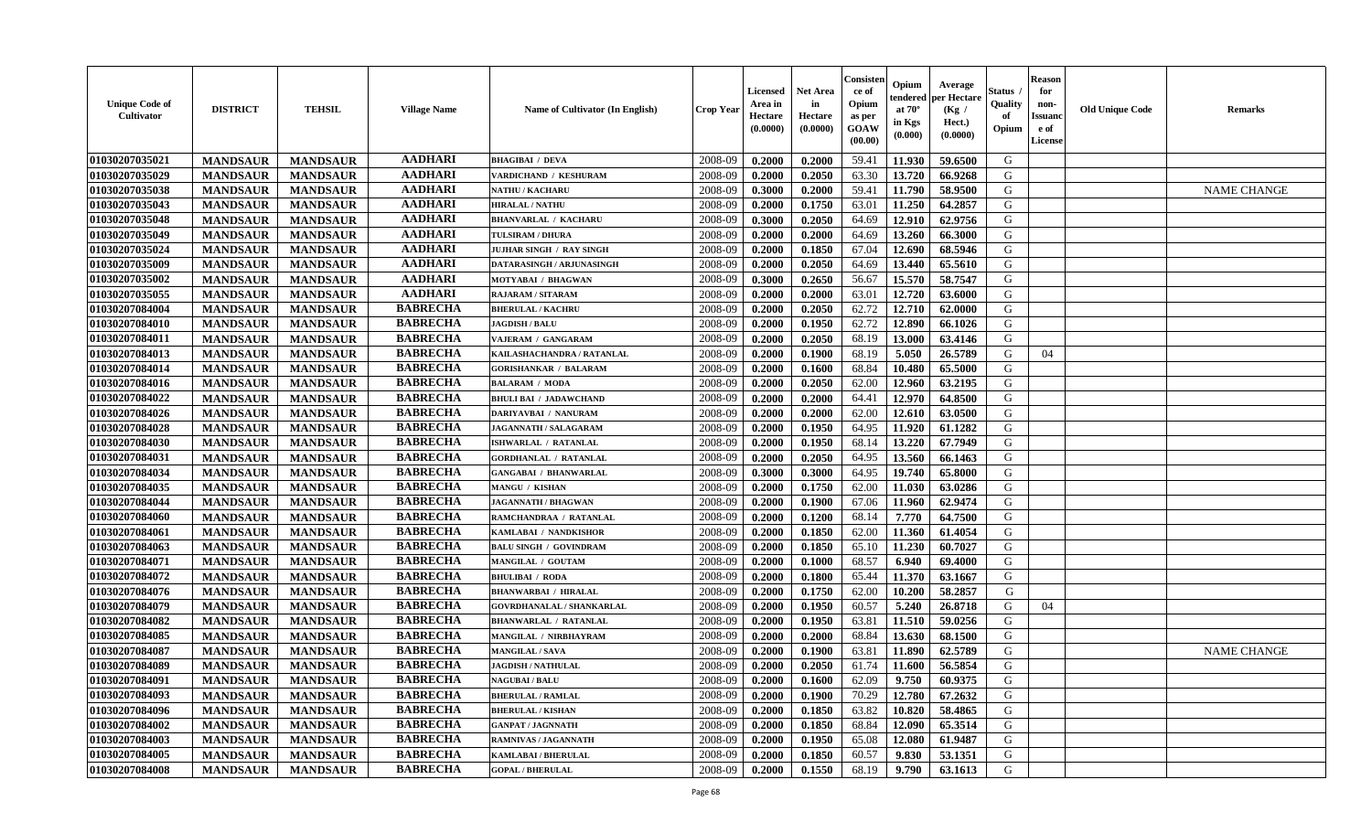| Unique Code of Cultivator | DISTRICT | TEHSIL | Village Name | Name of Cultivator (In English) | Crop Year | Licensed Area in Hectare (0.0000) | Net Area in Hectare (0.0000) | Consistence of Opium as per GOAW (00.00) | Opium tendered at 70° in Kgs (0.000) | Average per Hectare (Kg / Hect.) (0.0000) | Status / Quality of Opium | Reason for non-Issuance of License | Old Unique Code | Remarks |
|---|---|---|---|---|---|---|---|---|---|---|---|---|---|---|
| 01030207035021 | MANDSAUR | MANDSAUR | AADHARI | BHAGIBAI / DEVA | 2008-09 | 0.2000 | 0.2000 | 59.41 | 11.930 | 59.6500 | G | | | |
| 01030207035029 | MANDSAUR | MANDSAUR | AADHARI | VARDICHAND / KESHURAM | 2008-09 | 0.2000 | 0.2050 | 63.30 | 13.720 | 66.9268 | G | | | |
| 01030207035038 | MANDSAUR | MANDSAUR | AADHARI | NATHU / KACHARU | 2008-09 | 0.3000 | 0.2000 | 59.41 | 11.790 | 58.9500 | G | | | NAME CHANGE |
| 01030207035043 | MANDSAUR | MANDSAUR | AADHARI | HIRALAL / NATHU | 2008-09 | 0.2000 | 0.1750 | 63.01 | 11.250 | 64.2857 | G | | | |
| 01030207035048 | MANDSAUR | MANDSAUR | AADHARI | BHANVARLAL / KACHARU | 2008-09 | 0.3000 | 0.2050 | 64.69 | 12.910 | 62.9756 | G | | | |
| 01030207035049 | MANDSAUR | MANDSAUR | AADHARI | TULSIRAM / DHURA | 2008-09 | 0.2000 | 0.2000 | 64.69 | 13.260 | 66.3000 | G | | | |
| 01030207035024 | MANDSAUR | MANDSAUR | AADHARI | JUJHAR SINGH / RAY SINGH | 2008-09 | 0.2000 | 0.1850 | 67.04 | 12.690 | 68.5946 | G | | | |
| 01030207035009 | MANDSAUR | MANDSAUR | AADHARI | DATARASINGH / ARJUNASINGH | 2008-09 | 0.2000 | 0.2050 | 64.69 | 13.440 | 65.5610 | G | | | |
| 01030207035002 | MANDSAUR | MANDSAUR | AADHARI | MOTYABAI / BHAGWAN | 2008-09 | 0.3000 | 0.2650 | 56.67 | 15.570 | 58.7547 | G | | | |
| 01030207035055 | MANDSAUR | MANDSAUR | AADHARI | RAJARAM / SITARAM | 2008-09 | 0.2000 | 0.2000 | 63.01 | 12.720 | 63.6000 | G | | | |
| 01030207084004 | MANDSAUR | MANDSAUR | BABRECHA | BHERULAL / KACHRU | 2008-09 | 0.2000 | 0.2050 | 62.72 | 12.710 | 62.0000 | G | | | |
| 01030207084010 | MANDSAUR | MANDSAUR | BABRECHA | JAGDISH / BALU | 2008-09 | 0.2000 | 0.1950 | 62.72 | 12.890 | 66.1026 | G | | | |
| 01030207084011 | MANDSAUR | MANDSAUR | BABRECHA | VAJERAM / GANGARAM | 2008-09 | 0.2000 | 0.2050 | 68.19 | 13.000 | 63.4146 | G | | | |
| 01030207084013 | MANDSAUR | MANDSAUR | BABRECHA | KAILASHACHANDRA / RATANLAL | 2008-09 | 0.2000 | 0.1900 | 68.19 | 5.050 | 26.5789 | G | 04 | | |
| 01030207084014 | MANDSAUR | MANDSAUR | BABRECHA | GORISHANKAR / BALARAM | 2008-09 | 0.2000 | 0.1600 | 68.84 | 10.480 | 65.5000 | G | | | |
| 01030207084016 | MANDSAUR | MANDSAUR | BABRECHA | BALARAM / MODA | 2008-09 | 0.2000 | 0.2050 | 62.00 | 12.960 | 63.2195 | G | | | |
| 01030207084022 | MANDSAUR | MANDSAUR | BABRECHA | BHULI BAI / JADAWCHAND | 2008-09 | 0.2000 | 0.2000 | 64.41 | 12.970 | 64.8500 | G | | | |
| 01030207084026 | MANDSAUR | MANDSAUR | BABRECHA | DARIYAVBAI / NANURAM | 2008-09 | 0.2000 | 0.2000 | 62.00 | 12.610 | 63.0500 | G | | | |
| 01030207084028 | MANDSAUR | MANDSAUR | BABRECHA | JAGANNATH / SALAGARAM | 2008-09 | 0.2000 | 0.1950 | 64.95 | 11.920 | 61.1282 | G | | | |
| 01030207084030 | MANDSAUR | MANDSAUR | BABRECHA | ISHWARLAL / RATANLAL | 2008-09 | 0.2000 | 0.1950 | 68.14 | 13.220 | 67.7949 | G | | | |
| 01030207084031 | MANDSAUR | MANDSAUR | BABRECHA | GORDHANLAL / RATANLAL | 2008-09 | 0.2000 | 0.2050 | 64.95 | 13.560 | 66.1463 | G | | | |
| 01030207084034 | MANDSAUR | MANDSAUR | BABRECHA | GANGABAI / BHANWARLAL | 2008-09 | 0.3000 | 0.3000 | 64.95 | 19.740 | 65.8000 | G | | | |
| 01030207084035 | MANDSAUR | MANDSAUR | BABRECHA | MANGU / KISHAN | 2008-09 | 0.2000 | 0.1750 | 62.00 | 11.030 | 63.0286 | G | | | |
| 01030207084044 | MANDSAUR | MANDSAUR | BABRECHA | JAGANNATH / BHAGWAN | 2008-09 | 0.2000 | 0.1900 | 67.06 | 11.960 | 62.9474 | G | | | |
| 01030207084060 | MANDSAUR | MANDSAUR | BABRECHA | RAMCHANDRAA / RATANLAL | 2008-09 | 0.2000 | 0.1200 | 68.14 | 7.770 | 64.7500 | G | | | |
| 01030207084061 | MANDSAUR | MANDSAUR | BABRECHA | KAMLABAI / NANDKISHOR | 2008-09 | 0.2000 | 0.1850 | 62.00 | 11.360 | 61.4054 | G | | | |
| 01030207084063 | MANDSAUR | MANDSAUR | BABRECHA | BALU SINGH / GOVINDRAM | 2008-09 | 0.2000 | 0.1850 | 65.10 | 11.230 | 60.7027 | G | | | |
| 01030207084071 | MANDSAUR | MANDSAUR | BABRECHA | MANGILAL / GOUTAM | 2008-09 | 0.2000 | 0.1000 | 68.57 | 6.940 | 69.4000 | G | | | |
| 01030207084072 | MANDSAUR | MANDSAUR | BABRECHA | BHULIBAI / RODA | 2008-09 | 0.2000 | 0.1800 | 65.44 | 11.370 | 63.1667 | G | | | |
| 01030207084076 | MANDSAUR | MANDSAUR | BABRECHA | BHANWARBAI / HIRALAL | 2008-09 | 0.2000 | 0.1750 | 62.00 | 10.200 | 58.2857 | G | | | |
| 01030207084079 | MANDSAUR | MANDSAUR | BABRECHA | GOVRDHANALAL / SHANKARLAL | 2008-09 | 0.2000 | 0.1950 | 60.57 | 5.240 | 26.8718 | G | 04 | | |
| 01030207084082 | MANDSAUR | MANDSAUR | BABRECHA | BHANWARLAL / RATANLAL | 2008-09 | 0.2000 | 0.1950 | 63.81 | 11.510 | 59.0256 | G | | | |
| 01030207084085 | MANDSAUR | MANDSAUR | BABRECHA | MANGILAL / NIRBHAYRAM | 2008-09 | 0.2000 | 0.2000 | 68.84 | 13.630 | 68.1500 | G | | | |
| 01030207084087 | MANDSAUR | MANDSAUR | BABRECHA | MANGILAL / SAVA | 2008-09 | 0.2000 | 0.1900 | 63.81 | 11.890 | 62.5789 | G | | | NAME CHANGE |
| 01030207084089 | MANDSAUR | MANDSAUR | BABRECHA | JAGDISH / NATHULAL | 2008-09 | 0.2000 | 0.2050 | 61.74 | 11.600 | 56.5854 | G | | | |
| 01030207084091 | MANDSAUR | MANDSAUR | BABRECHA | NAGUBAI / BALU | 2008-09 | 0.2000 | 0.1600 | 62.09 | 9.750 | 60.9375 | G | | | |
| 01030207084093 | MANDSAUR | MANDSAUR | BABRECHA | BHERULAL / RAMLAL | 2008-09 | 0.2000 | 0.1900 | 70.29 | 12.780 | 67.2632 | G | | | |
| 01030207084096 | MANDSAUR | MANDSAUR | BABRECHA | BHERULAL / KISHAN | 2008-09 | 0.2000 | 0.1850 | 63.82 | 10.820 | 58.4865 | G | | | |
| 01030207084002 | MANDSAUR | MANDSAUR | BABRECHA | GANPAT / JAGNNATH | 2008-09 | 0.2000 | 0.1850 | 68.84 | 12.090 | 65.3514 | G | | | |
| 01030207084003 | MANDSAUR | MANDSAUR | BABRECHA | RAMNIVAS / JAGANNATH | 2008-09 | 0.2000 | 0.1950 | 65.08 | 12.080 | 61.9487 | G | | | |
| 01030207084005 | MANDSAUR | MANDSAUR | BABRECHA | KAMLABAI / BHERULAL | 2008-09 | 0.2000 | 0.1850 | 60.57 | 9.830 | 53.1351 | G | | | |
| 01030207084008 | MANDSAUR | MANDSAUR | BABRECHA | GOPAL / BHERULAL | 2008-09 | 0.2000 | 0.1550 | 68.19 | 9.790 | 63.1613 | G | | | |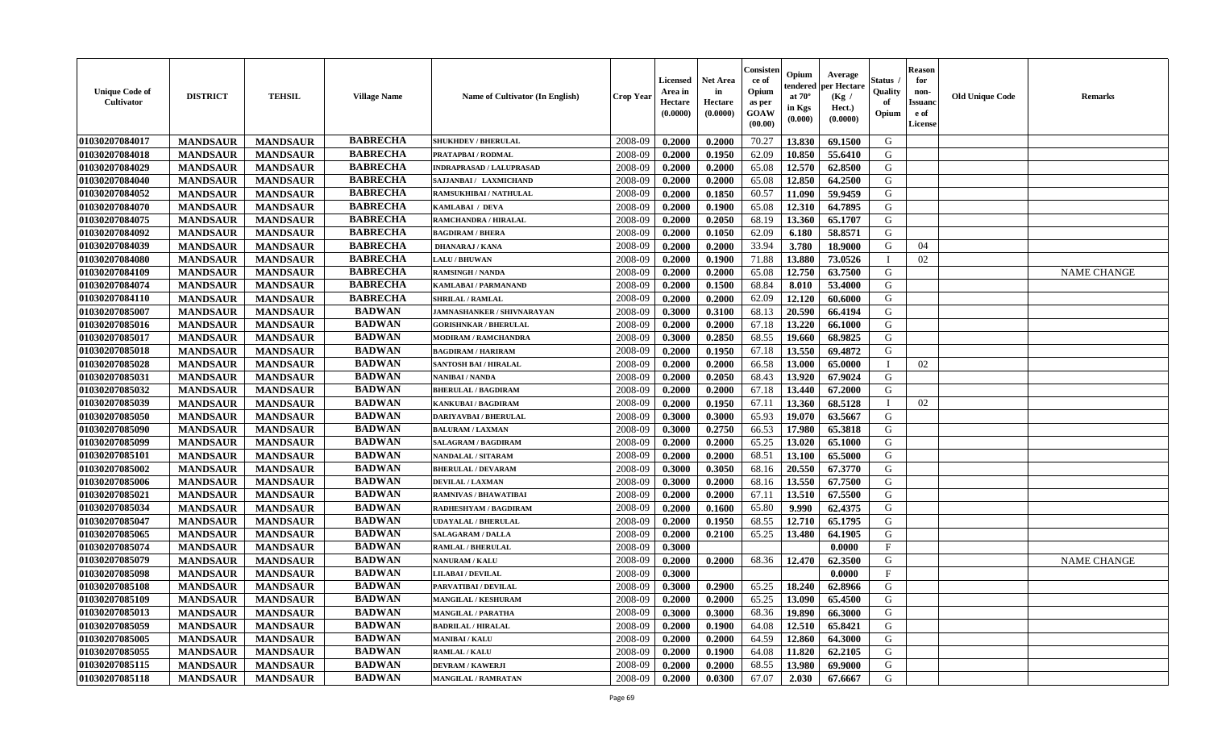| Unique Code of Cultivator | DISTRICT | TEHSIL | Village Name | Name of Cultivator (In English) | Crop Year | Licensed Area in Hectare (0.0000) | Net Area in Hectare (0.0000) | Consistence of Opium as per GOAW (00.00) | Opium tendered at 70° in Kgs (0.000) | Average per Hectare (Kg / Hect.) (0.0000) | Status / Quality of Opium | Reason for non-Issuance of License | Old Unique Code | Remarks |
|---|---|---|---|---|---|---|---|---|---|---|---|---|---|---|
| 01030207084017 | MANDSAUR | MANDSAUR | BABRECHA | SHUKHDEV / BHERULAL | 2008-09 | 0.2000 | 0.2000 | 70.27 | 13.830 | 69.1500 | G | | | |
| 01030207084018 | MANDSAUR | MANDSAUR | BABRECHA | PRATAPBAI / RODMAL | 2008-09 | 0.2000 | 0.1950 | 62.09 | 10.850 | 55.6410 | G | | | |
| 01030207084029 | MANDSAUR | MANDSAUR | BABRECHA | INDRAPRASAD / LALUPRASAD | 2008-09 | 0.2000 | 0.2000 | 65.08 | 12.570 | 62.8500 | G | | | |
| 01030207084040 | MANDSAUR | MANDSAUR | BABRECHA | SAJJANBAI / LAXMICHAND | 2008-09 | 0.2000 | 0.2000 | 65.08 | 12.850 | 64.2500 | G | | | |
| 01030207084052 | MANDSAUR | MANDSAUR | BABRECHA | RAMSUKHIBAI / NATHULAL | 2008-09 | 0.2000 | 0.1850 | 60.57 | 11.090 | 59.9459 | G | | | |
| 01030207084070 | MANDSAUR | MANDSAUR | BABRECHA | KAMLABAI / DEVA | 2008-09 | 0.2000 | 0.1900 | 65.08 | 12.310 | 64.7895 | G | | | |
| 01030207084075 | MANDSAUR | MANDSAUR | BABRECHA | RAMCHANDRA / HIRALAL | 2008-09 | 0.2000 | 0.2050 | 68.19 | 13.360 | 65.1707 | G | | | |
| 01030207084092 | MANDSAUR | MANDSAUR | BABRECHA | BAGDIRAM / BHERA | 2008-09 | 0.2000 | 0.1050 | 62.09 | 6.180 | 58.8571 | G | | | |
| 01030207084039 | MANDSAUR | MANDSAUR | BABRECHA | DHANARAJ / KANA | 2008-09 | 0.2000 | 0.2000 | 33.94 | 3.780 | 18.9000 | G | 04 | | |
| 01030207084080 | MANDSAUR | MANDSAUR | BABRECHA | LALU / BHUWAN | 2008-09 | 0.2000 | 0.1900 | 71.88 | 13.880 | 73.0526 | I | 02 | | |
| 01030207084109 | MANDSAUR | MANDSAUR | BABRECHA | RAMSINGH / NANDA | 2008-09 | 0.2000 | 0.2000 | 65.08 | 12.750 | 63.7500 | G | | | NAME CHANGE |
| 01030207084074 | MANDSAUR | MANDSAUR | BABRECHA | KAMLABAI / PARMANAND | 2008-09 | 0.2000 | 0.1500 | 68.84 | 8.010 | 53.4000 | G | | | |
| 01030207084110 | MANDSAUR | MANDSAUR | BABRECHA | SHRILAL / RAMLAL | 2008-09 | 0.2000 | 0.2000 | 62.09 | 12.120 | 60.6000 | G | | | |
| 01030207085007 | MANDSAUR | MANDSAUR | BADWAN | JAMNASHANKER / SHIVNARAYAN | 2008-09 | 0.3000 | 0.3100 | 68.13 | 20.590 | 66.4194 | G | | | |
| 01030207085016 | MANDSAUR | MANDSAUR | BADWAN | GORISHNKAR / BHERULAL | 2008-09 | 0.2000 | 0.2000 | 67.18 | 13.220 | 66.1000 | G | | | |
| 01030207085017 | MANDSAUR | MANDSAUR | BADWAN | MODIRAM / RAMCHANDRA | 2008-09 | 0.3000 | 0.2850 | 68.55 | 19.660 | 68.9825 | G | | | |
| 01030207085018 | MANDSAUR | MANDSAUR | BADWAN | BAGDIRAM / HARIRAM | 2008-09 | 0.2000 | 0.1950 | 67.18 | 13.550 | 69.4872 | G | | | |
| 01030207085028 | MANDSAUR | MANDSAUR | BADWAN | SANTOSH BAI / HIRALAL | 2008-09 | 0.2000 | 0.2000 | 66.58 | 13.000 | 65.0000 | I | 02 | | |
| 01030207085031 | MANDSAUR | MANDSAUR | BADWAN | NANIBAI / NANDA | 2008-09 | 0.2000 | 0.2050 | 68.43 | 13.920 | 67.9024 | G | | | |
| 01030207085032 | MANDSAUR | MANDSAUR | BADWAN | BHERULAL / BAGDIRAM | 2008-09 | 0.2000 | 0.2000 | 67.18 | 13.440 | 67.2000 | G | | | |
| 01030207085039 | MANDSAUR | MANDSAUR | BADWAN | KANKUBAI / BAGDIRAM | 2008-09 | 0.2000 | 0.1950 | 67.11 | 13.360 | 68.5128 | I | 02 | | |
| 01030207085050 | MANDSAUR | MANDSAUR | BADWAN | DARIYAVBAI / BHERULAL | 2008-09 | 0.3000 | 0.3000 | 65.93 | 19.070 | 63.5667 | G | | | |
| 01030207085090 | MANDSAUR | MANDSAUR | BADWAN | BALURAM / LAXMAN | 2008-09 | 0.3000 | 0.2750 | 66.53 | 17.980 | 65.3818 | G | | | |
| 01030207085099 | MANDSAUR | MANDSAUR | BADWAN | SALAGRAM / BAGDIRAM | 2008-09 | 0.2000 | 0.2000 | 65.25 | 13.020 | 65.1000 | G | | | |
| 01030207085101 | MANDSAUR | MANDSAUR | BADWAN | NANDALAL / SITARAM | 2008-09 | 0.2000 | 0.2000 | 68.51 | 13.100 | 65.5000 | G | | | |
| 01030207085002 | MANDSAUR | MANDSAUR | BADWAN | BHERULAL / DEVARAM | 2008-09 | 0.3000 | 0.3050 | 68.16 | 20.550 | 67.3770 | G | | | |
| 01030207085006 | MANDSAUR | MANDSAUR | BADWAN | DEVILAL / LAXMAN | 2008-09 | 0.3000 | 0.2000 | 68.16 | 13.550 | 67.7500 | G | | | |
| 01030207085021 | MANDSAUR | MANDSAUR | BADWAN | RAMNIVAS / BHAWATIBAI | 2008-09 | 0.2000 | 0.2000 | 67.11 | 13.510 | 67.5500 | G | | | |
| 01030207085034 | MANDSAUR | MANDSAUR | BADWAN | RADHESHYAM / BAGDIRAM | 2008-09 | 0.2000 | 0.1600 | 65.80 | 9.990 | 62.4375 | G | | | |
| 01030207085047 | MANDSAUR | MANDSAUR | BADWAN | UDAYALAL / BHERULAL | 2008-09 | 0.2000 | 0.1950 | 68.55 | 12.710 | 65.1795 | G | | | |
| 01030207085065 | MANDSAUR | MANDSAUR | BADWAN | SALAGARAM / DALLA | 2008-09 | 0.2000 | 0.2100 | 65.25 | 13.480 | 64.1905 | G | | | |
| 01030207085074 | MANDSAUR | MANDSAUR | BADWAN | RAMLAL / BHERULAL | 2008-09 | 0.3000 | | | | 0.0000 | F | | | |
| 01030207085079 | MANDSAUR | MANDSAUR | BADWAN | NANURAM / KALU | 2008-09 | 0.2000 | 0.2000 | 68.36 | 12.470 | 62.3500 | G | | | NAME CHANGE |
| 01030207085098 | MANDSAUR | MANDSAUR | BADWAN | LILABAI / DEVILAL | 2008-09 | 0.3000 | | | | 0.0000 | F | | | |
| 01030207085108 | MANDSAUR | MANDSAUR | BADWAN | PARVATIBAI / DEVILAL | 2008-09 | 0.3000 | 0.2900 | 65.25 | 18.240 | 62.8966 | G | | | |
| 01030207085109 | MANDSAUR | MANDSAUR | BADWAN | MANGILAL / KESHURAM | 2008-09 | 0.2000 | 0.2000 | 65.25 | 13.090 | 65.4500 | G | | | |
| 01030207085013 | MANDSAUR | MANDSAUR | BADWAN | MANGILAL / PARATHA | 2008-09 | 0.3000 | 0.3000 | 68.36 | 19.890 | 66.3000 | G | | | |
| 01030207085059 | MANDSAUR | MANDSAUR | BADWAN | BADRILAL / HIRALAL | 2008-09 | 0.2000 | 0.1900 | 64.08 | 12.510 | 65.8421 | G | | | |
| 01030207085005 | MANDSAUR | MANDSAUR | BADWAN | MANIBAI / KALU | 2008-09 | 0.2000 | 0.2000 | 64.59 | 12.860 | 64.3000 | G | | | |
| 01030207085055 | MANDSAUR | MANDSAUR | BADWAN | RAMLAL / KALU | 2008-09 | 0.2000 | 0.1900 | 64.08 | 11.820 | 62.2105 | G | | | |
| 01030207085115 | MANDSAUR | MANDSAUR | BADWAN | DEVRAM / KAWERJI | 2008-09 | 0.2000 | 0.2000 | 68.55 | 13.980 | 69.9000 | G | | | |
| 01030207085118 | MANDSAUR | MANDSAUR | BADWAN | MANGILAL / RAMRATAN | 2008-09 | 0.2000 | 0.0300 | 67.07 | 2.030 | 67.6667 | G | | | |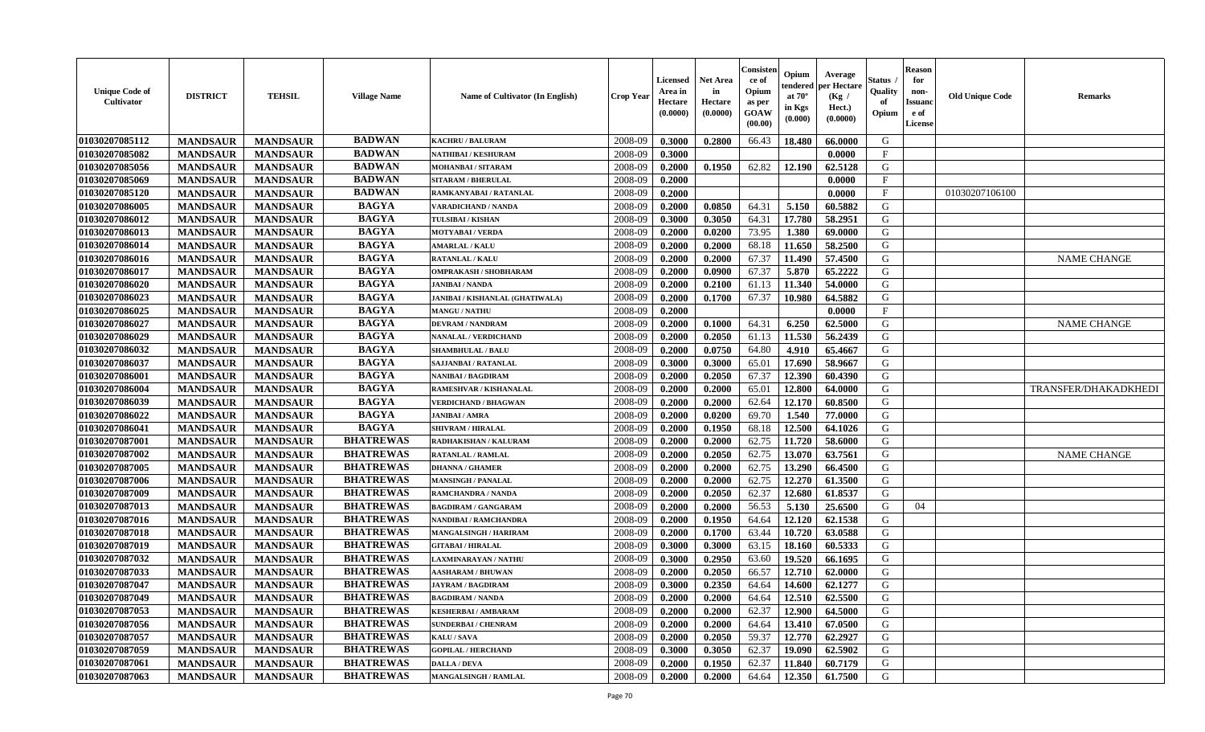| Unique Code of Cultivator | DISTRICT | TEHSIL | Village Name | Name of Cultivator (In English) | Crop Year | Licensed Area in Hectare (0.0000) | Net Area in Hectare (0.0000) | Consistence of Opium as per GOAW (00.00) | Opium tendered at 70° in Kgs (0.000) | Average per Hectare (Kg / Hect.) (0.0000) | Status / Quality of Opium | Reason for non-Issuance of License | Old Unique Code | Remarks |
|---|---|---|---|---|---|---|---|---|---|---|---|---|---|---|
| 01030207085112 | MANDSAUR | MANDSAUR | BADWAN | KACHRU / BALURAM | 2008-09 | 0.3000 | 0.2800 | 66.43 | 18.480 | 66.0000 | G | | | |
| 01030207085082 | MANDSAUR | MANDSAUR | BADWAN | NATHIBAI / KESHURAM | 2008-09 | 0.3000 | | | | 0.0000 | F | | | |
| 01030207085056 | MANDSAUR | MANDSAUR | BADWAN | MOHANBAI / SITARAM | 2008-09 | 0.2000 | 0.1950 | 62.82 | 12.190 | 62.5128 | G | | | |
| 01030207085069 | MANDSAUR | MANDSAUR | BADWAN | SITARAM / BHERULAL | 2008-09 | 0.2000 | | | | 0.0000 | F | | | |
| 01030207085120 | MANDSAUR | MANDSAUR | BADWAN | RAMKANYABAI / RATANLAL | 2008-09 | 0.2000 | | | | 0.0000 | F | | 01030207106100 | |
| 01030207086005 | MANDSAUR | MANDSAUR | BAGYA | VARADICHAND / NANDA | 2008-09 | 0.2000 | 0.0850 | 64.31 | 5.150 | 60.5882 | G | | | |
| 01030207086012 | MANDSAUR | MANDSAUR | BAGYA | TULSIBAI / KISHAN | 2008-09 | 0.3000 | 0.3050 | 64.31 | 17.780 | 58.2951 | G | | | |
| 01030207086013 | MANDSAUR | MANDSAUR | BAGYA | MOTYABAI / VERDA | 2008-09 | 0.2000 | 0.0200 | 73.95 | 1.380 | 69.0000 | G | | | |
| 01030207086014 | MANDSAUR | MANDSAUR | BAGYA | AMARLAL / KALU | 2008-09 | 0.2000 | 0.2000 | 68.18 | 11.650 | 58.2500 | G | | | |
| 01030207086016 | MANDSAUR | MANDSAUR | BAGYA | RATANLAL / KALU | 2008-09 | 0.2000 | 0.2000 | 67.37 | 11.490 | 57.4500 | G | | | NAME CHANGE |
| 01030207086017 | MANDSAUR | MANDSAUR | BAGYA | OMPRAKASH / SHOBHARAM | 2008-09 | 0.2000 | 0.0900 | 67.37 | 5.870 | 65.2222 | G | | | |
| 01030207086020 | MANDSAUR | MANDSAUR | BAGYA | JANIBAI / NANDA | 2008-09 | 0.2000 | 0.2100 | 61.13 | 11.340 | 54.0000 | G | | | |
| 01030207086023 | MANDSAUR | MANDSAUR | BAGYA | JANIBAI / KISHANLAL (GHATIWALA) | 2008-09 | 0.2000 | 0.1700 | 67.37 | 10.980 | 64.5882 | G | | | |
| 01030207086025 | MANDSAUR | MANDSAUR | BAGYA | MANGU / NATHU | 2008-09 | 0.2000 | | | | 0.0000 | F | | | |
| 01030207086027 | MANDSAUR | MANDSAUR | BAGYA | DEVRAM / NANDRAM | 2008-09 | 0.2000 | 0.1000 | 64.31 | 6.250 | 62.5000 | G | | | NAME CHANGE |
| 01030207086029 | MANDSAUR | MANDSAUR | BAGYA | NANALAL / VERDICHAND | 2008-09 | 0.2000 | 0.2050 | 61.13 | 11.530 | 56.2439 | G | | | |
| 01030207086032 | MANDSAUR | MANDSAUR | BAGYA | SHAMBHULAL / BALU | 2008-09 | 0.2000 | 0.0750 | 64.80 | 4.910 | 65.4667 | G | | | |
| 01030207086037 | MANDSAUR | MANDSAUR | BAGYA | SAJJANBAI / RATANLAL | 2008-09 | 0.3000 | 0.3000 | 65.01 | 17.690 | 58.9667 | G | | | |
| 01030207086001 | MANDSAUR | MANDSAUR | BAGYA | NANIBAI / BAGDIRAM | 2008-09 | 0.2000 | 0.2050 | 67.37 | 12.390 | 60.4390 | G | | | |
| 01030207086004 | MANDSAUR | MANDSAUR | BAGYA | RAMESHVAR / KISHANALAL | 2008-09 | 0.2000 | 0.2000 | 65.01 | 12.800 | 64.0000 | G | | | TRANSFER/DHAKADKHEDI |
| 01030207086039 | MANDSAUR | MANDSAUR | BAGYA | VERDICHAND / BHAGWAN | 2008-09 | 0.2000 | 0.2000 | 62.64 | 12.170 | 60.8500 | G | | | |
| 01030207086022 | MANDSAUR | MANDSAUR | BAGYA | JANIBAI / AMRA | 2008-09 | 0.2000 | 0.0200 | 69.70 | 1.540 | 77.0000 | G | | | |
| 01030207086041 | MANDSAUR | MANDSAUR | BAGYA | SHIVRAM / HIRALAL | 2008-09 | 0.2000 | 0.1950 | 68.18 | 12.500 | 64.1026 | G | | | |
| 01030207087001 | MANDSAUR | MANDSAUR | BHATREWAS | RADHAKISHAN / KALURAM | 2008-09 | 0.2000 | 0.2000 | 62.75 | 11.720 | 58.6000 | G | | | |
| 01030207087002 | MANDSAUR | MANDSAUR | BHATREWAS | RATANLAL / RAMLAL | 2008-09 | 0.2000 | 0.2050 | 62.75 | 13.070 | 63.7561 | G | | | NAME CHANGE |
| 01030207087005 | MANDSAUR | MANDSAUR | BHATREWAS | DHANNA / GHAMER | 2008-09 | 0.2000 | 0.2000 | 62.75 | 13.290 | 66.4500 | G | | | |
| 01030207087006 | MANDSAUR | MANDSAUR | BHATREWAS | MANSINGH / PANALAL | 2008-09 | 0.2000 | 0.2000 | 62.75 | 12.270 | 61.3500 | G | | | |
| 01030207087009 | MANDSAUR | MANDSAUR | BHATREWAS | RAMCHANDRA / NANDA | 2008-09 | 0.2000 | 0.2050 | 62.37 | 12.680 | 61.8537 | G | | | |
| 01030207087013 | MANDSAUR | MANDSAUR | BHATREWAS | BAGDIRAM / GANGARAM | 2008-09 | 0.2000 | 0.2000 | 56.53 | 5.130 | 25.6500 | G | 04 | | |
| 01030207087016 | MANDSAUR | MANDSAUR | BHATREWAS | NANDIBAI / RAMCHANDRA | 2008-09 | 0.2000 | 0.1950 | 64.64 | 12.120 | 62.1538 | G | | | |
| 01030207087018 | MANDSAUR | MANDSAUR | BHATREWAS | MANGALSINGH / HARIRAM | 2008-09 | 0.2000 | 0.1700 | 63.44 | 10.720 | 63.0588 | G | | | |
| 01030207087019 | MANDSAUR | MANDSAUR | BHATREWAS | GITABAI / HIRALAL | 2008-09 | 0.3000 | 0.3000 | 63.15 | 18.160 | 60.5333 | G | | | |
| 01030207087032 | MANDSAUR | MANDSAUR | BHATREWAS | LAXMINARAYAN / NATHU | 2008-09 | 0.3000 | 0.2950 | 63.60 | 19.520 | 66.1695 | G | | | |
| 01030207087033 | MANDSAUR | MANDSAUR | BHATREWAS | AASHARAM / BHUWAN | 2008-09 | 0.2000 | 0.2050 | 66.57 | 12.710 | 62.0000 | G | | | |
| 01030207087047 | MANDSAUR | MANDSAUR | BHATREWAS | JAYRAM / BAGDIRAM | 2008-09 | 0.3000 | 0.2350 | 64.64 | 14.600 | 62.1277 | G | | | |
| 01030207087049 | MANDSAUR | MANDSAUR | BHATREWAS | BAGDIRAM / NANDA | 2008-09 | 0.2000 | 0.2000 | 64.64 | 12.510 | 62.5500 | G | | | |
| 01030207087053 | MANDSAUR | MANDSAUR | BHATREWAS | KESHERBAI / AMBARAM | 2008-09 | 0.2000 | 0.2000 | 62.37 | 12.900 | 64.5000 | G | | | |
| 01030207087056 | MANDSAUR | MANDSAUR | BHATREWAS | SUNDERBAI / CHENRAM | 2008-09 | 0.2000 | 0.2000 | 64.64 | 13.410 | 67.0500 | G | | | |
| 01030207087057 | MANDSAUR | MANDSAUR | BHATREWAS | KALU / SAVA | 2008-09 | 0.2000 | 0.2050 | 59.37 | 12.770 | 62.2927 | G | | | |
| 01030207087059 | MANDSAUR | MANDSAUR | BHATREWAS | GOPILAL / HERCHAND | 2008-09 | 0.3000 | 0.3050 | 62.37 | 19.090 | 62.5902 | G | | | |
| 01030207087061 | MANDSAUR | MANDSAUR | BHATREWAS | DALLA / DEVA | 2008-09 | 0.2000 | 0.1950 | 62.37 | 11.840 | 60.7179 | G | | | |
| 01030207087063 | MANDSAUR | MANDSAUR | BHATREWAS | MANGALSINGH / RAMLAL | 2008-09 | 0.2000 | 0.2000 | 64.64 | 12.350 | 61.7500 | G | | | |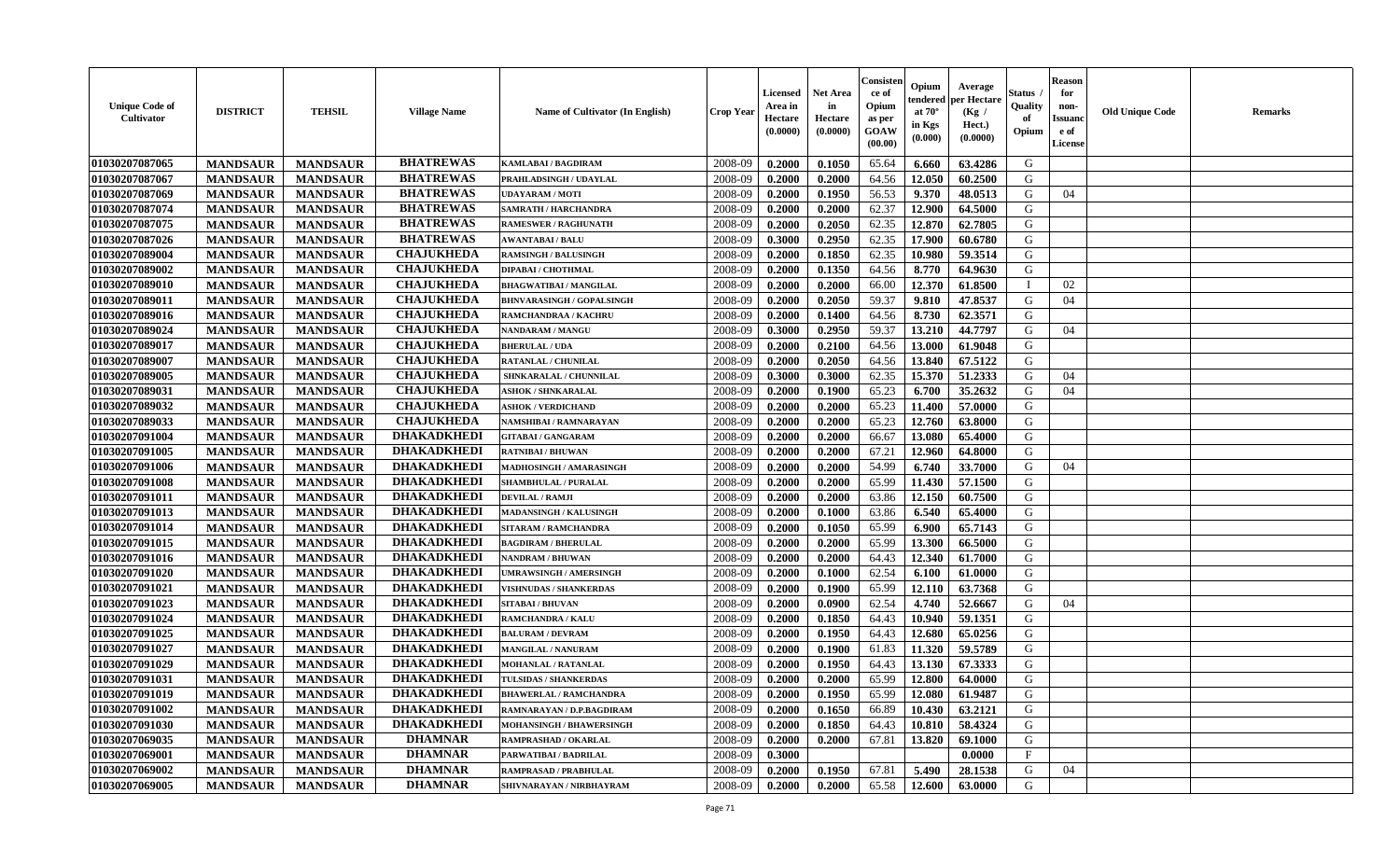| Unique Code of Cultivator | DISTRICT | TEHSIL | Village Name | Name of Cultivator (In English) | Crop Year | Licensed Area in Hectare (0.0000) | Net Area in Hectare (0.0000) | Consistence of Opium as per GOAW (00.00) | Opium tendered at 70° in Kgs (0.000) | Average per Hectare (Kg / Hect.) (0.0000) | Status / Quality of Opium | Reason for non-Issuance of License | Old Unique Code | Remarks |
|---|---|---|---|---|---|---|---|---|---|---|---|---|---|---|
| 01030207087065 | MANDSAUR | MANDSAUR | BHATREWAS | KAMLABAI / BAGDIRAM | 2008-09 | 0.2000 | 0.1050 | 65.64 | 6.660 | 63.4286 | G | | | |
| 01030207087067 | MANDSAUR | MANDSAUR | BHATREWAS | PRAHLADSINGH / UDAYLAL | 2008-09 | 0.2000 | 0.2000 | 64.56 | 12.050 | 60.2500 | G | | | |
| 01030207087069 | MANDSAUR | MANDSAUR | BHATREWAS | UDAYARAM / MOTI | 2008-09 | 0.2000 | 0.1950 | 56.53 | 9.370 | 48.0513 | G | 04 | | |
| 01030207087074 | MANDSAUR | MANDSAUR | BHATREWAS | SAMRATH / HARCHANDRA | 2008-09 | 0.2000 | 0.2000 | 62.37 | 12.900 | 64.5000 | G | | | |
| 01030207087075 | MANDSAUR | MANDSAUR | BHATREWAS | RAMESWER / RAGHUNATH | 2008-09 | 0.2000 | 0.2050 | 62.35 | 12.870 | 62.7805 | G | | | |
| 01030207087026 | MANDSAUR | MANDSAUR | BHATREWAS | AWANTABAI / BALU | 2008-09 | 0.3000 | 0.2950 | 62.35 | 17.900 | 60.6780 | G | | | |
| 01030207089004 | MANDSAUR | MANDSAUR | CHAJUKHEDA | RAMSINGH / BALUSINGH | 2008-09 | 0.2000 | 0.1850 | 62.35 | 10.980 | 59.3514 | G | | | |
| 01030207089002 | MANDSAUR | MANDSAUR | CHAJUKHEDA | DIPABAI / CHOTHMAL | 2008-09 | 0.2000 | 0.1350 | 64.56 | 8.770 | 64.9630 | G | | | |
| 01030207089010 | MANDSAUR | MANDSAUR | CHAJUKHEDA | BHAGWATIBAI / MANGILAL | 2008-09 | 0.2000 | 0.2000 | 66.00 | 12.370 | 61.8500 | I | 02 | | |
| 01030207089011 | MANDSAUR | MANDSAUR | CHAJUKHEDA | BHNVARASINGH / GOPALSINGH | 2008-09 | 0.2000 | 0.2050 | 59.37 | 9.810 | 47.8537 | G | 04 | | |
| 01030207089016 | MANDSAUR | MANDSAUR | CHAJUKHEDA | RAMCHANDRAA / KACHRU | 2008-09 | 0.2000 | 0.1400 | 64.56 | 8.730 | 62.3571 | G | | | |
| 01030207089024 | MANDSAUR | MANDSAUR | CHAJUKHEDA | NANDARAM / MANGU | 2008-09 | 0.3000 | 0.2950 | 59.37 | 13.210 | 44.7797 | G | 04 | | |
| 01030207089017 | MANDSAUR | MANDSAUR | CHAJUKHEDA | BHERULAL / UDA | 2008-09 | 0.2000 | 0.2100 | 64.56 | 13.000 | 61.9048 | G | | | |
| 01030207089007 | MANDSAUR | MANDSAUR | CHAJUKHEDA | RATANLAL / CHUNILAL | 2008-09 | 0.2000 | 0.2050 | 64.56 | 13.840 | 67.5122 | G | | | |
| 01030207089005 | MANDSAUR | MANDSAUR | CHAJUKHEDA | SHNKARALAL / CHUNNILAL | 2008-09 | 0.3000 | 0.3000 | 62.35 | 15.370 | 51.2333 | G | 04 | | |
| 01030207089031 | MANDSAUR | MANDSAUR | CHAJUKHEDA | ASHOK / SHNKARALAL | 2008-09 | 0.2000 | 0.1900 | 65.23 | 6.700 | 35.2632 | G | 04 | | |
| 01030207089032 | MANDSAUR | MANDSAUR | CHAJUKHEDA | ASHOK / VERDICHAND | 2008-09 | 0.2000 | 0.2000 | 65.23 | 11.400 | 57.0000 | G | | | |
| 01030207089033 | MANDSAUR | MANDSAUR | CHAJUKHEDA | NAMSHIBAI / RAMNARAYAN | 2008-09 | 0.2000 | 0.2000 | 65.23 | 12.760 | 63.8000 | G | | | |
| 01030207091004 | MANDSAUR | MANDSAUR | DHAKADKHEDI | GITABAI / GANGARAM | 2008-09 | 0.2000 | 0.2000 | 66.67 | 13.080 | 65.4000 | G | | | |
| 01030207091005 | MANDSAUR | MANDSAUR | DHAKADKHEDI | RATNIBAI / BHUWAN | 2008-09 | 0.2000 | 0.2000 | 67.21 | 12.960 | 64.8000 | G | | | |
| 01030207091006 | MANDSAUR | MANDSAUR | DHAKADKHEDI | MADHOSINGH / AMARASINGH | 2008-09 | 0.2000 | 0.2000 | 54.99 | 6.740 | 33.7000 | G | 04 | | |
| 01030207091008 | MANDSAUR | MANDSAUR | DHAKADKHEDI | SHAMBHULAL / PURALAL | 2008-09 | 0.2000 | 0.2000 | 65.99 | 11.430 | 57.1500 | G | | | |
| 01030207091011 | MANDSAUR | MANDSAUR | DHAKADKHEDI | DEVILAL / RAMJI | 2008-09 | 0.2000 | 0.2000 | 63.86 | 12.150 | 60.7500 | G | | | |
| 01030207091013 | MANDSAUR | MANDSAUR | DHAKADKHEDI | MADANSINGH / KALUSINGH | 2008-09 | 0.2000 | 0.1000 | 63.86 | 6.540 | 65.4000 | G | | | |
| 01030207091014 | MANDSAUR | MANDSAUR | DHAKADKHEDI | SITARAM / RAMCHANDRA | 2008-09 | 0.2000 | 0.1050 | 65.99 | 6.900 | 65.7143 | G | | | |
| 01030207091015 | MANDSAUR | MANDSAUR | DHAKADKHEDI | BAGDIRAM / BHERULAL | 2008-09 | 0.2000 | 0.2000 | 65.99 | 13.300 | 66.5000 | G | | | |
| 01030207091016 | MANDSAUR | MANDSAUR | DHAKADKHEDI | NANDRAM / BHUWAN | 2008-09 | 0.2000 | 0.2000 | 64.43 | 12.340 | 61.7000 | G | | | |
| 01030207091020 | MANDSAUR | MANDSAUR | DHAKADKHEDI | UMRAWSINGH / AMERSINGH | 2008-09 | 0.2000 | 0.1000 | 62.54 | 6.100 | 61.0000 | G | | | |
| 01030207091021 | MANDSAUR | MANDSAUR | DHAKADKHEDI | VISHNUDAS / SHANKERDAS | 2008-09 | 0.2000 | 0.1900 | 65.99 | 12.110 | 63.7368 | G | | | |
| 01030207091023 | MANDSAUR | MANDSAUR | DHAKADKHEDI | SITABAI / BHUVAN | 2008-09 | 0.2000 | 0.0900 | 62.54 | 4.740 | 52.6667 | G | 04 | | |
| 01030207091024 | MANDSAUR | MANDSAUR | DHAKADKHEDI | RAMCHANDRA / KALU | 2008-09 | 0.2000 | 0.1850 | 64.43 | 10.940 | 59.1351 | G | | | |
| 01030207091025 | MANDSAUR | MANDSAUR | DHAKADKHEDI | BALURAM / DEVRAM | 2008-09 | 0.2000 | 0.1950 | 64.43 | 12.680 | 65.0256 | G | | | |
| 01030207091027 | MANDSAUR | MANDSAUR | DHAKADKHEDI | MANGILAL / NANURAM | 2008-09 | 0.2000 | 0.1900 | 61.83 | 11.320 | 59.5789 | G | | | |
| 01030207091029 | MANDSAUR | MANDSAUR | DHAKADKHEDI | MOHANLAL / RATANLAL | 2008-09 | 0.2000 | 0.1950 | 64.43 | 13.130 | 67.3333 | G | | | |
| 01030207091031 | MANDSAUR | MANDSAUR | DHAKADKHEDI | TULSIDAS / SHANKERDAS | 2008-09 | 0.2000 | 0.2000 | 65.99 | 12.800 | 64.0000 | G | | | |
| 01030207091019 | MANDSAUR | MANDSAUR | DHAKADKHEDI | BHAWERLAL / RAMCHANDRA | 2008-09 | 0.2000 | 0.1950 | 65.99 | 12.080 | 61.9487 | G | | | |
| 01030207091002 | MANDSAUR | MANDSAUR | DHAKADKHEDI | RAMNARAYAN / D.P.BAGDIRAM | 2008-09 | 0.2000 | 0.1650 | 66.89 | 10.430 | 63.2121 | G | | | |
| 01030207091030 | MANDSAUR | MANDSAUR | DHAKADKHEDI | MOHANSINGH / BHAWERSINGH | 2008-09 | 0.2000 | 0.1850 | 64.43 | 10.810 | 58.4324 | G | | | |
| 01030207069035 | MANDSAUR | MANDSAUR | DHAMNAR | RAMPRASHAD / OKARLAL | 2008-09 | 0.2000 | 0.2000 | 67.81 | 13.820 | 69.1000 | G | | | |
| 01030207069001 | MANDSAUR | MANDSAUR | DHAMNAR | PARWATIBAI / BADRILAL | 2008-09 | 0.3000 | | | | 0.0000 | F | | | |
| 01030207069002 | MANDSAUR | MANDSAUR | DHAMNAR | RAMPRASAD / PRABHULAL | 2008-09 | 0.2000 | 0.1950 | 67.81 | 5.490 | 28.1538 | G | 04 | | |
| 01030207069005 | MANDSAUR | MANDSAUR | DHAMNAR | SHIVNARAYAN / NIRBHAYRAM | 2008-09 | 0.2000 | 0.2000 | 65.58 | 12.600 | 63.0000 | G | | | |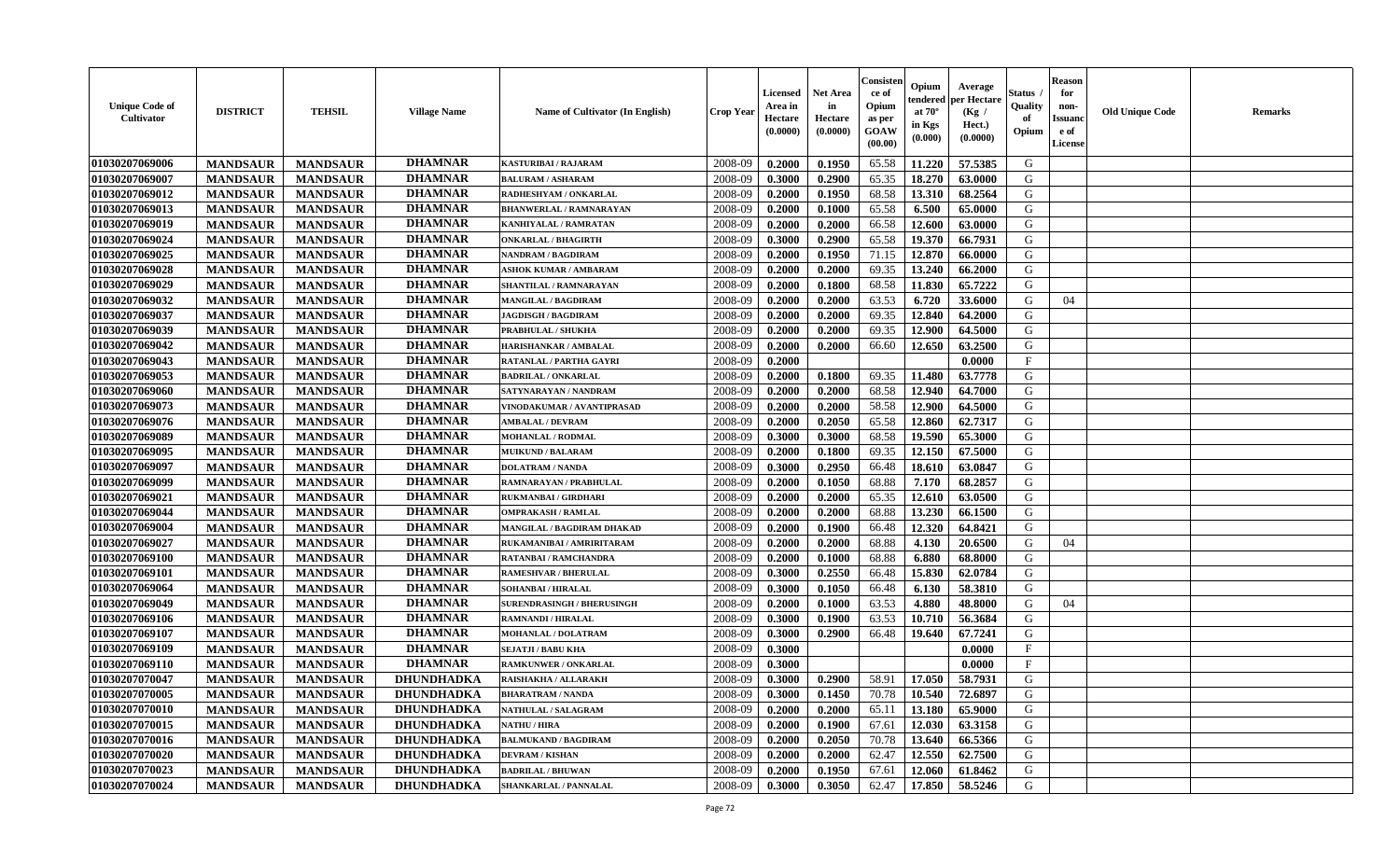| Unique Code of Cultivator | DISTRICT | TEHSIL | Village Name | Name of Cultivator (In English) | Crop Year | Licensed Area in Hectare (0.0000) | Net Area in Hectare (0.0000) | Consistence of Opium as per GOAW (00.00) | Opium tendered at 70° in Kgs (0.000) | Average per Hectare (Kg / Hect.) (0.0000) | Status / Quality of Opium | Reason for non-Issuance of License | Old Unique Code | Remarks |
|---|---|---|---|---|---|---|---|---|---|---|---|---|---|---|
| 01030207069006 | MANDSAUR | MANDSAUR | DHAMNAR | KASTURIBAI / RAJARAM | 2008-09 | 0.2000 | 0.1950 | 65.58 | 11.220 | 57.5385 | G | | | |
| 01030207069007 | MANDSAUR | MANDSAUR | DHAMNAR | BALURAM / ASHARAM | 2008-09 | 0.3000 | 0.2900 | 65.35 | 18.270 | 63.0000 | G | | | |
| 01030207069012 | MANDSAUR | MANDSAUR | DHAMNAR | RADHESHYAM / ONKARLAL | 2008-09 | 0.2000 | 0.1950 | 68.58 | 13.310 | 68.2564 | G | | | |
| 01030207069013 | MANDSAUR | MANDSAUR | DHAMNAR | BHANWERLAL / RAMNARAYAN | 2008-09 | 0.2000 | 0.1000 | 65.58 | 6.500 | 65.0000 | G | | | |
| 01030207069019 | MANDSAUR | MANDSAUR | DHAMNAR | KANHIYALAL / RAMRATAN | 2008-09 | 0.2000 | 0.2000 | 66.58 | 12.600 | 63.0000 | G | | | |
| 01030207069024 | MANDSAUR | MANDSAUR | DHAMNAR | ONKARLAL / BHAGIRTH | 2008-09 | 0.3000 | 0.2900 | 65.58 | 19.370 | 66.7931 | G | | | |
| 01030207069025 | MANDSAUR | MANDSAUR | DHAMNAR | NANDRAM / BAGDIRAM | 2008-09 | 0.2000 | 0.1950 | 71.15 | 12.870 | 66.0000 | G | | | |
| 01030207069028 | MANDSAUR | MANDSAUR | DHAMNAR | ASHOK KUMAR / AMBARAM | 2008-09 | 0.2000 | 0.2000 | 69.35 | 13.240 | 66.2000 | G | | | |
| 01030207069029 | MANDSAUR | MANDSAUR | DHAMNAR | SHANTILAL / RAMNARAYAN | 2008-09 | 0.2000 | 0.1800 | 68.58 | 11.830 | 65.7222 | G | | | |
| 01030207069032 | MANDSAUR | MANDSAUR | DHAMNAR | MANGILAL / BAGDIRAM | 2008-09 | 0.2000 | 0.2000 | 63.53 | 6.720 | 33.6000 | G | 04 | | |
| 01030207069037 | MANDSAUR | MANDSAUR | DHAMNAR | JAGDISGH / BAGDIRAM | 2008-09 | 0.2000 | 0.2000 | 69.35 | 12.840 | 64.2000 | G | | | |
| 01030207069039 | MANDSAUR | MANDSAUR | DHAMNAR | PRABHULAL / SHUKHA | 2008-09 | 0.2000 | 0.2000 | 69.35 | 12.900 | 64.5000 | G | | | |
| 01030207069042 | MANDSAUR | MANDSAUR | DHAMNAR | HARISHANKAR / AMBALAL | 2008-09 | 0.2000 | 0.2000 | 66.60 | 12.650 | 63.2500 | G | | | |
| 01030207069043 | MANDSAUR | MANDSAUR | DHAMNAR | RATANLAL / PARTHA GAYRI | 2008-09 | 0.2000 | | | | 0.0000 | F | | | |
| 01030207069053 | MANDSAUR | MANDSAUR | DHAMNAR | BADRILAL / ONKARLAL | 2008-09 | 0.2000 | 0.1800 | 69.35 | 11.480 | 63.7778 | G | | | |
| 01030207069060 | MANDSAUR | MANDSAUR | DHAMNAR | SATYNARAYAN / NANDRAM | 2008-09 | 0.2000 | 0.2000 | 68.58 | 12.940 | 64.7000 | G | | | |
| 01030207069073 | MANDSAUR | MANDSAUR | DHAMNAR | VINODAKUMAR / AVANTIPRASAD | 2008-09 | 0.2000 | 0.2000 | 58.58 | 12.900 | 64.5000 | G | | | |
| 01030207069076 | MANDSAUR | MANDSAUR | DHAMNAR | AMBALAL / DEVRAM | 2008-09 | 0.2000 | 0.2050 | 65.58 | 12.860 | 62.7317 | G | | | |
| 01030207069089 | MANDSAUR | MANDSAUR | DHAMNAR | MOHANLAL / RODMAL | 2008-09 | 0.3000 | 0.3000 | 68.58 | 19.590 | 65.3000 | G | | | |
| 01030207069095 | MANDSAUR | MANDSAUR | DHAMNAR | MUIKUND / BALARAM | 2008-09 | 0.2000 | 0.1800 | 69.35 | 12.150 | 67.5000 | G | | | |
| 01030207069097 | MANDSAUR | MANDSAUR | DHAMNAR | DOLATRAM / NANDA | 2008-09 | 0.3000 | 0.2950 | 66.48 | 18.610 | 63.0847 | G | | | |
| 01030207069099 | MANDSAUR | MANDSAUR | DHAMNAR | RAMNARAYAN / PRABHULAL | 2008-09 | 0.2000 | 0.1050 | 68.88 | 7.170 | 68.2857 | G | | | |
| 01030207069021 | MANDSAUR | MANDSAUR | DHAMNAR | RUKMANBAI / GIRDHARI | 2008-09 | 0.2000 | 0.2000 | 65.35 | 12.610 | 63.0500 | G | | | |
| 01030207069044 | MANDSAUR | MANDSAUR | DHAMNAR | OMPRAKASH / RAMLAL | 2008-09 | 0.2000 | 0.2000 | 68.88 | 13.230 | 66.1500 | G | | | |
| 01030207069004 | MANDSAUR | MANDSAUR | DHAMNAR | MANGILAL / BAGDIRAM DHAKAD | 2008-09 | 0.2000 | 0.1900 | 66.48 | 12.320 | 64.8421 | G | | | |
| 01030207069027 | MANDSAUR | MANDSAUR | DHAMNAR | RUKAMANIBAI / AMRIRITARAM | 2008-09 | 0.2000 | 0.2000 | 68.88 | 4.130 | 20.6500 | G | 04 | | |
| 01030207069100 | MANDSAUR | MANDSAUR | DHAMNAR | RATANBAI / RAMCHANDRA | 2008-09 | 0.2000 | 0.1000 | 68.88 | 6.880 | 68.8000 | G | | | |
| 01030207069101 | MANDSAUR | MANDSAUR | DHAMNAR | RAMESHVAR / BHERULAL | 2008-09 | 0.3000 | 0.2550 | 66.48 | 15.830 | 62.0784 | G | | | |
| 01030207069064 | MANDSAUR | MANDSAUR | DHAMNAR | SOHANBAI / HIRALAL | 2008-09 | 0.3000 | 0.1050 | 66.48 | 6.130 | 58.3810 | G | | | |
| 01030207069049 | MANDSAUR | MANDSAUR | DHAMNAR | SURENDRASINGH / BHERUSINGH | 2008-09 | 0.2000 | 0.1000 | 63.53 | 4.880 | 48.8000 | G | 04 | | |
| 01030207069106 | MANDSAUR | MANDSAUR | DHAMNAR | RAMNANDI / HIRALAL | 2008-09 | 0.3000 | 0.1900 | 63.53 | 10.710 | 56.3684 | G | | | |
| 01030207069107 | MANDSAUR | MANDSAUR | DHAMNAR | MOHANLAL / DOLATRAM | 2008-09 | 0.3000 | 0.2900 | 66.48 | 19.640 | 67.7241 | G | | | |
| 01030207069109 | MANDSAUR | MANDSAUR | DHAMNAR | SEJATJI / BABU KHA | 2008-09 | 0.3000 | | | | 0.0000 | F | | | |
| 01030207069110 | MANDSAUR | MANDSAUR | DHAMNAR | RAMKUNWER / ONKARLAL | 2008-09 | 0.3000 | | | | 0.0000 | F | | | |
| 01030207070047 | MANDSAUR | MANDSAUR | DHUNDHADKA | RAISHAKHA / ALLARAKH | 2008-09 | 0.3000 | 0.2900 | 58.91 | 17.050 | 58.7931 | G | | | |
| 01030207070005 | MANDSAUR | MANDSAUR | DHUNDHADKA | BHARATRAM / NANDA | 2008-09 | 0.3000 | 0.1450 | 70.78 | 10.540 | 72.6897 | G | | | |
| 01030207070010 | MANDSAUR | MANDSAUR | DHUNDHADKA | NATHULAL / SALAGRAM | 2008-09 | 0.2000 | 0.2000 | 65.11 | 13.180 | 65.9000 | G | | | |
| 01030207070015 | MANDSAUR | MANDSAUR | DHUNDHADKA | NATHU / HIRA | 2008-09 | 0.2000 | 0.1900 | 67.61 | 12.030 | 63.3158 | G | | | |
| 01030207070016 | MANDSAUR | MANDSAUR | DHUNDHADKA | BALMUKAND / BAGDIRAM | 2008-09 | 0.2000 | 0.2050 | 70.78 | 13.640 | 66.5366 | G | | | |
| 01030207070020 | MANDSAUR | MANDSAUR | DHUNDHADKA | DEVRAM / KISHAN | 2008-09 | 0.2000 | 0.2000 | 62.47 | 12.550 | 62.7500 | G | | | |
| 01030207070023 | MANDSAUR | MANDSAUR | DHUNDHADKA | BADRILAL / BHUWAN | 2008-09 | 0.2000 | 0.1950 | 67.61 | 12.060 | 61.8462 | G | | | |
| 01030207070024 | MANDSAUR | MANDSAUR | DHUNDHADKA | SHANKARLAL / PANNALAL | 2008-09 | 0.3000 | 0.3050 | 62.47 | 17.850 | 58.5246 | G | | | |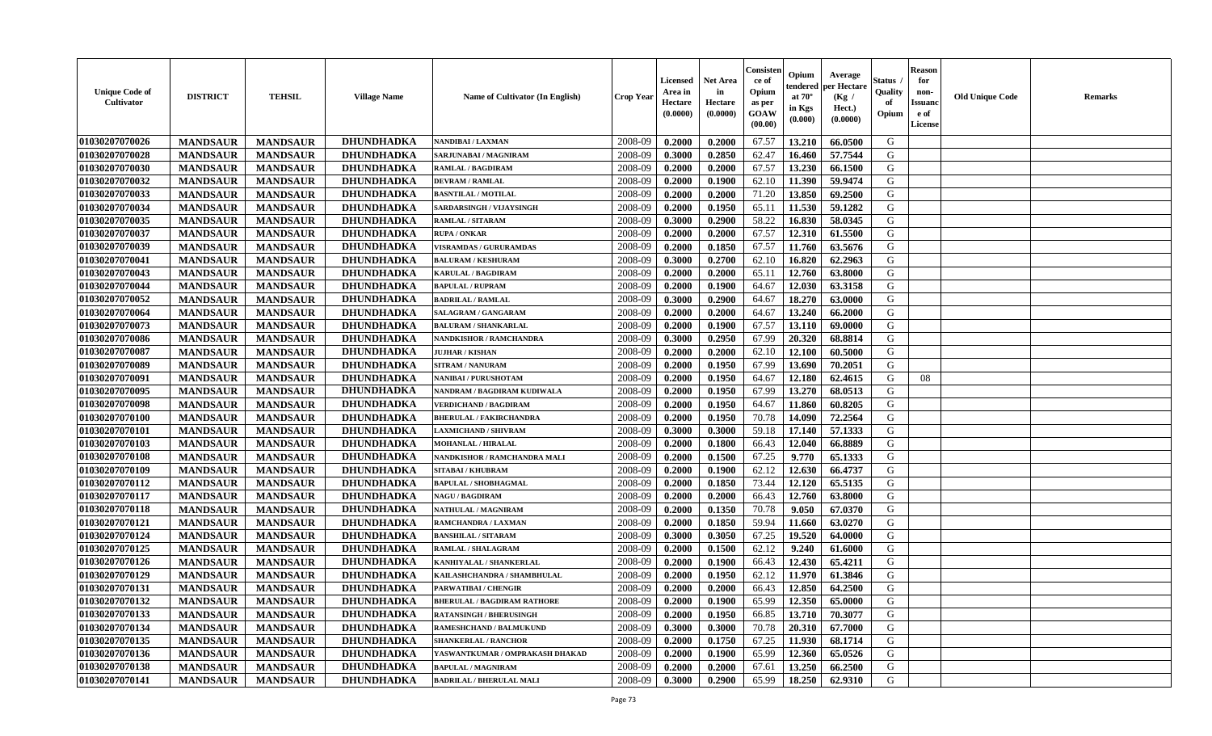| Unique Code of Cultivator | DISTRICT | TEHSIL | Village Name | Name of Cultivator (In English) | Crop Year | Licensed Area in Hectare (0.0000) | Net Area in Hectare (0.0000) | Consistence of Opium as per GOAW (00.00) | Opium tendered at 70° in Kgs (0.000) | Average per Hectare (Kg / Hect.) (0.0000) | Status / Quality of Opium | Reason for non-Issuance of License | Old Unique Code | Remarks |
|---|---|---|---|---|---|---|---|---|---|---|---|---|---|---|
| 01030207070026 | MANDSAUR | MANDSAUR | DHUNDHADKA | NANDIBAI / LAXMAN | 2008-09 | 0.2000 | 0.2000 | 67.57 | 13.210 | 66.0500 | G | | | |
| 01030207070028 | MANDSAUR | MANDSAUR | DHUNDHADKA | SARJUNABAI / MAGNIRAM | 2008-09 | 0.3000 | 0.2850 | 62.47 | 16.460 | 57.7544 | G | | | |
| 01030207070030 | MANDSAUR | MANDSAUR | DHUNDHADKA | RAMLAL / BAGDIRAM | 2008-09 | 0.2000 | 0.2000 | 67.57 | 13.230 | 66.1500 | G | | | |
| 01030207070032 | MANDSAUR | MANDSAUR | DHUNDHADKA | DEVRAM / RAMLAL | 2008-09 | 0.2000 | 0.1900 | 62.10 | 11.390 | 59.9474 | G | | | |
| 01030207070033 | MANDSAUR | MANDSAUR | DHUNDHADKA | BASNTILAL / MOTILAL | 2008-09 | 0.2000 | 0.2000 | 71.20 | 13.850 | 69.2500 | G | | | |
| 01030207070034 | MANDSAUR | MANDSAUR | DHUNDHADKA | SARDARSINGH / VIJAYSINGH | 2008-09 | 0.2000 | 0.1950 | 65.11 | 11.530 | 59.1282 | G | | | |
| 01030207070035 | MANDSAUR | MANDSAUR | DHUNDHADKA | RAMLAL / SITARAM | 2008-09 | 0.3000 | 0.2900 | 58.22 | 16.830 | 58.0345 | G | | | |
| 01030207070037 | MANDSAUR | MANDSAUR | DHUNDHADKA | RUPA / ONKAR | 2008-09 | 0.2000 | 0.2000 | 67.57 | 12.310 | 61.5500 | G | | | |
| 01030207070039 | MANDSAUR | MANDSAUR | DHUNDHADKA | VISRAMDAS / GURURAMDAS | 2008-09 | 0.2000 | 0.1850 | 67.57 | 11.760 | 63.5676 | G | | | |
| 01030207070041 | MANDSAUR | MANDSAUR | DHUNDHADKA | BALURAM / KESHURAM | 2008-09 | 0.3000 | 0.2700 | 62.10 | 16.820 | 62.2963 | G | | | |
| 01030207070043 | MANDSAUR | MANDSAUR | DHUNDHADKA | KARULAL / BAGDIRAM | 2008-09 | 0.2000 | 0.2000 | 65.11 | 12.760 | 63.8000 | G | | | |
| 01030207070044 | MANDSAUR | MANDSAUR | DHUNDHADKA | BAPULAL / RUPRAM | 2008-09 | 0.2000 | 0.1900 | 64.67 | 12.030 | 63.3158 | G | | | |
| 01030207070052 | MANDSAUR | MANDSAUR | DHUNDHADKA | BADRILAL / RAMLAL | 2008-09 | 0.3000 | 0.2900 | 64.67 | 18.270 | 63.0000 | G | | | |
| 01030207070064 | MANDSAUR | MANDSAUR | DHUNDHADKA | SALAGRAM / GANGARAM | 2008-09 | 0.2000 | 0.2000 | 64.67 | 13.240 | 66.2000 | G | | | |
| 01030207070073 | MANDSAUR | MANDSAUR | DHUNDHADKA | BALURAM / SHANKARLAL | 2008-09 | 0.2000 | 0.1900 | 67.57 | 13.110 | 69.0000 | G | | | |
| 01030207070086 | MANDSAUR | MANDSAUR | DHUNDHADKA | NANDKISHOR / RAMCHANDRA | 2008-09 | 0.3000 | 0.2950 | 67.99 | 20.320 | 68.8814 | G | | | |
| 01030207070087 | MANDSAUR | MANDSAUR | DHUNDHADKA | JUJHAR / KISHAN | 2008-09 | 0.2000 | 0.2000 | 62.10 | 12.100 | 60.5000 | G | | | |
| 01030207070089 | MANDSAUR | MANDSAUR | DHUNDHADKA | SITRAM / NANURAM | 2008-09 | 0.2000 | 0.1950 | 67.99 | 13.690 | 70.2051 | G | | | |
| 01030207070091 | MANDSAUR | MANDSAUR | DHUNDHADKA | NANIBAI / PURUSHOTAM | 2008-09 | 0.2000 | 0.1950 | 64.67 | 12.180 | 62.4615 | G | 08 | | |
| 01030207070095 | MANDSAUR | MANDSAUR | DHUNDHADKA | NANDRAM / BAGDIRAM KUDIWALA | 2008-09 | 0.2000 | 0.1950 | 67.99 | 13.270 | 68.0513 | G | | | |
| 01030207070098 | MANDSAUR | MANDSAUR | DHUNDHADKA | VERDICHAND / BAGDIRAM | 2008-09 | 0.2000 | 0.1950 | 64.67 | 11.860 | 60.8205 | G | | | |
| 01030207070100 | MANDSAUR | MANDSAUR | DHUNDHADKA | BHERULAL / FAKIRCHANDRA | 2008-09 | 0.2000 | 0.1950 | 70.78 | 14.090 | 72.2564 | G | | | |
| 01030207070101 | MANDSAUR | MANDSAUR | DHUNDHADKA | LAXMICHAND / SHIVRAM | 2008-09 | 0.3000 | 0.3000 | 59.18 | 17.140 | 57.1333 | G | | | |
| 01030207070103 | MANDSAUR | MANDSAUR | DHUNDHADKA | MOHANLAL / HIRALAL | 2008-09 | 0.2000 | 0.1800 | 66.43 | 12.040 | 66.8889 | G | | | |
| 01030207070108 | MANDSAUR | MANDSAUR | DHUNDHADKA | NANDKISHOR / RAMCHANDRA MALI | 2008-09 | 0.2000 | 0.1500 | 67.25 | 9.770 | 65.1333 | G | | | |
| 01030207070109 | MANDSAUR | MANDSAUR | DHUNDHADKA | SITABAI / KHUBRAM | 2008-09 | 0.2000 | 0.1900 | 62.12 | 12.630 | 66.4737 | G | | | |
| 01030207070112 | MANDSAUR | MANDSAUR | DHUNDHADKA | BAPULAL / SHOBHAGMAL | 2008-09 | 0.2000 | 0.1850 | 73.44 | 12.120 | 65.5135 | G | | | |
| 01030207070117 | MANDSAUR | MANDSAUR | DHUNDHADKA | NAGU / BAGDIRAM | 2008-09 | 0.2000 | 0.2000 | 66.43 | 12.760 | 63.8000 | G | | | |
| 01030207070118 | MANDSAUR | MANDSAUR | DHUNDHADKA | NATHULAL / MAGNIRAM | 2008-09 | 0.2000 | 0.1350 | 70.78 | 9.050 | 67.0370 | G | | | |
| 01030207070121 | MANDSAUR | MANDSAUR | DHUNDHADKA | RAMCHANDRA / LAXMAN | 2008-09 | 0.2000 | 0.1850 | 59.94 | 11.660 | 63.0270 | G | | | |
| 01030207070124 | MANDSAUR | MANDSAUR | DHUNDHADKA | BANSHILAL / SITARAM | 2008-09 | 0.3000 | 0.3050 | 67.25 | 19.520 | 64.0000 | G | | | |
| 01030207070125 | MANDSAUR | MANDSAUR | DHUNDHADKA | RAMLAL / SHALAGRAM | 2008-09 | 0.2000 | 0.1500 | 62.12 | 9.240 | 61.6000 | G | | | |
| 01030207070126 | MANDSAUR | MANDSAUR | DHUNDHADKA | KANHIYALAL / SHANKERLAL | 2008-09 | 0.2000 | 0.1900 | 66.43 | 12.430 | 65.4211 | G | | | |
| 01030207070129 | MANDSAUR | MANDSAUR | DHUNDHADKA | KAILASHCHANDRA / SHAMBHULAL | 2008-09 | 0.2000 | 0.1950 | 62.12 | 11.970 | 61.3846 | G | | | |
| 01030207070131 | MANDSAUR | MANDSAUR | DHUNDHADKA | PARWATIBAI / CHENGIR | 2008-09 | 0.2000 | 0.2000 | 66.43 | 12.850 | 64.2500 | G | | | |
| 01030207070132 | MANDSAUR | MANDSAUR | DHUNDHADKA | BHERULAL / BAGDIRAM RATHORE | 2008-09 | 0.2000 | 0.1900 | 65.99 | 12.350 | 65.0000 | G | | | |
| 01030207070133 | MANDSAUR | MANDSAUR | DHUNDHADKA | RATANSINGH / BHERUSINGH | 2008-09 | 0.2000 | 0.1950 | 66.85 | 13.710 | 70.3077 | G | | | |
| 01030207070134 | MANDSAUR | MANDSAUR | DHUNDHADKA | RAMESHCHAND / BALMUKUND | 2008-09 | 0.3000 | 0.3000 | 70.78 | 20.310 | 67.7000 | G | | | |
| 01030207070135 | MANDSAUR | MANDSAUR | DHUNDHADKA | SHANKERLAL / RANCHOR | 2008-09 | 0.2000 | 0.1750 | 67.25 | 11.930 | 68.1714 | G | | | |
| 01030207070136 | MANDSAUR | MANDSAUR | DHUNDHADKA | YASWANTKUMAR / OMPRAKASH DHAKAD | 2008-09 | 0.2000 | 0.1900 | 65.99 | 12.360 | 65.0526 | G | | | |
| 01030207070138 | MANDSAUR | MANDSAUR | DHUNDHADKA | BAPULAL / MAGNIRAM | 2008-09 | 0.2000 | 0.2000 | 67.61 | 13.250 | 66.2500 | G | | | |
| 01030207070141 | MANDSAUR | MANDSAUR | DHUNDHADKA | BADRILAL / BHERULAL MALI | 2008-09 | 0.3000 | 0.2900 | 65.99 | 18.250 | 62.9310 | G | | | |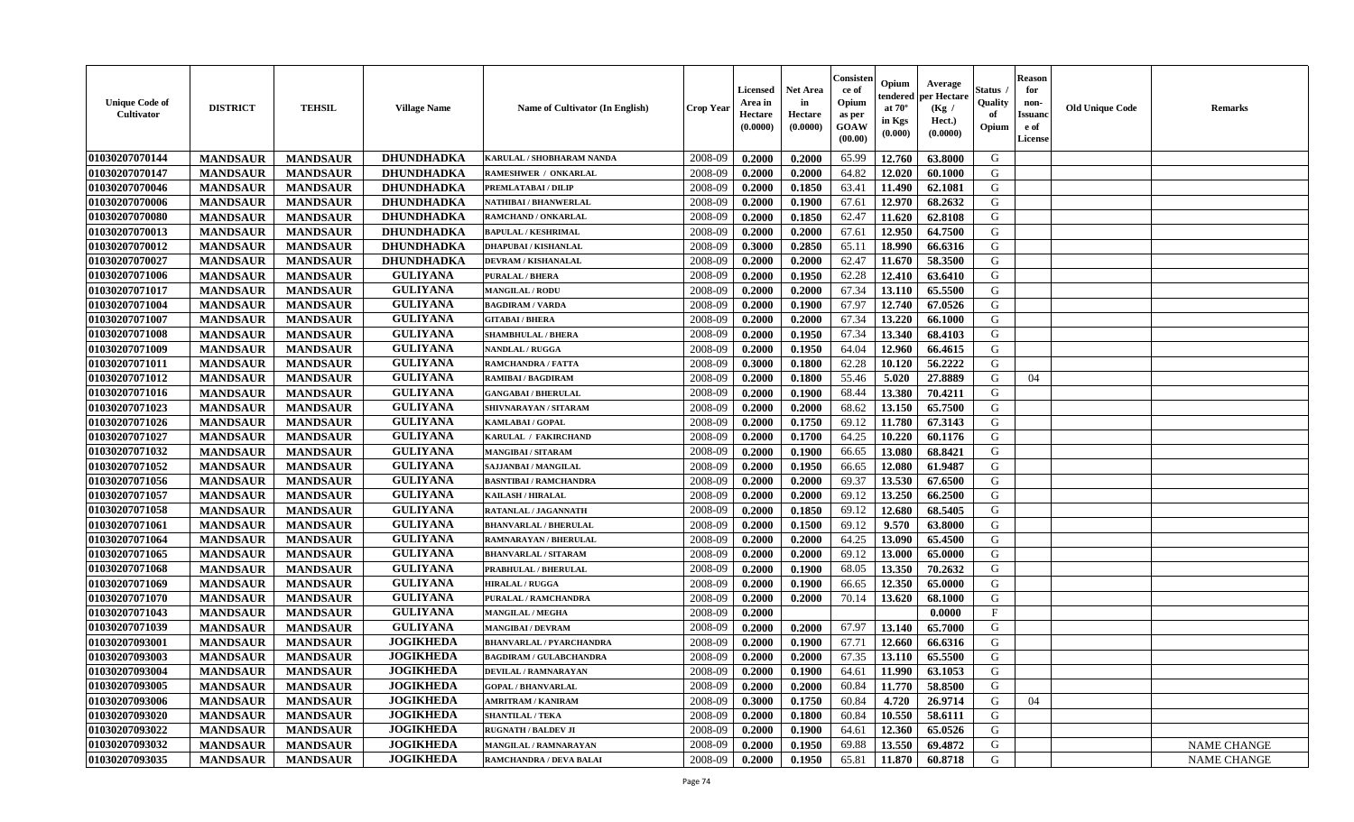| Unique Code of Cultivator | DISTRICT | TEHSIL | Village Name | Name of Cultivator (In English) | Crop Year | Licensed Area in Hectare (0.0000) | Net Area in Hectare (0.0000) | Consistence of Opium as per GOAW (00.00) | Opium tendered at 70° in Kgs (0.000) | Average per Hectare (Kg / Hect.) (0.0000) | Status / Quality of Opium | Reason for non-Issuance of License | Old Unique Code | Remarks |
|---|---|---|---|---|---|---|---|---|---|---|---|---|---|---|
| 01030207070144 | MANDSAUR | MANDSAUR | DHUNDHADKA | KARULAL / SHOBHARAM NANDA | 2008-09 | 0.2000 | 0.2000 | 65.99 | 12.760 | 63.8000 | G | | | |
| 01030207070147 | MANDSAUR | MANDSAUR | DHUNDHADKA | RAMESHWER / ONKARLAL | 2008-09 | 0.2000 | 0.2000 | 64.82 | 12.020 | 60.1000 | G | | | |
| 01030207070046 | MANDSAUR | MANDSAUR | DHUNDHADKA | PREMLATABAI / DILIP | 2008-09 | 0.2000 | 0.1850 | 63.41 | 11.490 | 62.1081 | G | | | |
| 01030207070006 | MANDSAUR | MANDSAUR | DHUNDHADKA | NATHIBAI / BHANWERLAL | 2008-09 | 0.2000 | 0.1900 | 67.61 | 12.970 | 68.2632 | G | | | |
| 01030207070080 | MANDSAUR | MANDSAUR | DHUNDHADKA | RAMCHAND / ONKARLAL | 2008-09 | 0.2000 | 0.1850 | 62.47 | 11.620 | 62.8108 | G | | | |
| 01030207070013 | MANDSAUR | MANDSAUR | DHUNDHADKA | BAPULAL / KESHRIMAL | 2008-09 | 0.2000 | 0.2000 | 67.61 | 12.950 | 64.7500 | G | | | |
| 01030207070012 | MANDSAUR | MANDSAUR | DHUNDHADKA | DHAPUBAI / KISHANLAL | 2008-09 | 0.3000 | 0.2850 | 65.11 | 18.990 | 66.6316 | G | | | |
| 01030207070027 | MANDSAUR | MANDSAUR | DHUNDHADKA | DEVRAM / KISHANALAL | 2008-09 | 0.2000 | 0.2000 | 62.47 | 11.670 | 58.3500 | G | | | |
| 01030207071006 | MANDSAUR | MANDSAUR | GULIYANA | PURALAL / BHERA | 2008-09 | 0.2000 | 0.1950 | 62.28 | 12.410 | 63.6410 | G | | | |
| 01030207071017 | MANDSAUR | MANDSAUR | GULIYANA | MANGILAL / RODU | 2008-09 | 0.2000 | 0.2000 | 67.34 | 13.110 | 65.5500 | G | | | |
| 01030207071004 | MANDSAUR | MANDSAUR | GULIYANA | BAGDIRAM / VARDA | 2008-09 | 0.2000 | 0.1900 | 67.97 | 12.740 | 67.0526 | G | | | |
| 01030207071007 | MANDSAUR | MANDSAUR | GULIYANA | GITABAI / BHERA | 2008-09 | 0.2000 | 0.2000 | 67.34 | 13.220 | 66.1000 | G | | | |
| 01030207071008 | MANDSAUR | MANDSAUR | GULIYANA | SHAMBHULAL / BHERA | 2008-09 | 0.2000 | 0.1950 | 67.34 | 13.340 | 68.4103 | G | | | |
| 01030207071009 | MANDSAUR | MANDSAUR | GULIYANA | NANDLAL / RUGGA | 2008-09 | 0.2000 | 0.1950 | 64.04 | 12.960 | 66.4615 | G | | | |
| 01030207071011 | MANDSAUR | MANDSAUR | GULIYANA | RAMCHANDRA / FATTA | 2008-09 | 0.3000 | 0.1800 | 62.28 | 10.120 | 56.2222 | G | | | |
| 01030207071012 | MANDSAUR | MANDSAUR | GULIYANA | RAMIBAI / BAGDIRAM | 2008-09 | 0.2000 | 0.1800 | 55.46 | 5.020 | 27.8889 | G | 04 | | |
| 01030207071016 | MANDSAUR | MANDSAUR | GULIYANA | GANGABAI / BHERULAL | 2008-09 | 0.2000 | 0.1900 | 68.44 | 13.380 | 70.4211 | G | | | |
| 01030207071023 | MANDSAUR | MANDSAUR | GULIYANA | SHIVNARAYAN / SITARAM | 2008-09 | 0.2000 | 0.2000 | 68.62 | 13.150 | 65.7500 | G | | | |
| 01030207071026 | MANDSAUR | MANDSAUR | GULIYANA | KAMLABAI / GOPAL | 2008-09 | 0.2000 | 0.1750 | 69.12 | 11.780 | 67.3143 | G | | | |
| 01030207071027 | MANDSAUR | MANDSAUR | GULIYANA | KARULAL / FAKIRCHAND | 2008-09 | 0.2000 | 0.1700 | 64.25 | 10.220 | 60.1176 | G | | | |
| 01030207071032 | MANDSAUR | MANDSAUR | GULIYANA | MANGIBAI / SITARAM | 2008-09 | 0.2000 | 0.1900 | 66.65 | 13.080 | 68.8421 | G | | | |
| 01030207071052 | MANDSAUR | MANDSAUR | GULIYANA | SAJJANBAI / MANGILAL | 2008-09 | 0.2000 | 0.1950 | 66.65 | 12.080 | 61.9487 | G | | | |
| 01030207071056 | MANDSAUR | MANDSAUR | GULIYANA | BASNTIBAI / RAMCHANDRA | 2008-09 | 0.2000 | 0.2000 | 69.37 | 13.530 | 67.6500 | G | | | |
| 01030207071057 | MANDSAUR | MANDSAUR | GULIYANA | KAILASH / HIRALAL | 2008-09 | 0.2000 | 0.2000 | 69.12 | 13.250 | 66.2500 | G | | | |
| 01030207071058 | MANDSAUR | MANDSAUR | GULIYANA | RATANLAL / JAGANNATH | 2008-09 | 0.2000 | 0.1850 | 69.12 | 12.680 | 68.5405 | G | | | |
| 01030207071061 | MANDSAUR | MANDSAUR | GULIYANA | BHANVARLAL / BHERULAL | 2008-09 | 0.2000 | 0.1500 | 69.12 | 9.570 | 63.8000 | G | | | |
| 01030207071064 | MANDSAUR | MANDSAUR | GULIYANA | RAMNARAYAN / BHERULAL | 2008-09 | 0.2000 | 0.2000 | 64.25 | 13.090 | 65.4500 | G | | | |
| 01030207071065 | MANDSAUR | MANDSAUR | GULIYANA | BHANVARLAL / SITARAM | 2008-09 | 0.2000 | 0.2000 | 69.12 | 13.000 | 65.0000 | G | | | |
| 01030207071068 | MANDSAUR | MANDSAUR | GULIYANA | PRABHULAL / BHERULAL | 2008-09 | 0.2000 | 0.1900 | 68.05 | 13.350 | 70.2632 | G | | | |
| 01030207071069 | MANDSAUR | MANDSAUR | GULIYANA | HIRALAL / RUGGA | 2008-09 | 0.2000 | 0.1900 | 66.65 | 12.350 | 65.0000 | G | | | |
| 01030207071070 | MANDSAUR | MANDSAUR | GULIYANA | PURALAL / RAMCHANDRA | 2008-09 | 0.2000 | 0.2000 | 70.14 | 13.620 | 68.1000 | G | | | |
| 01030207071043 | MANDSAUR | MANDSAUR | GULIYANA | MANGILAL / MEGHA | 2008-09 | 0.2000 | | | | 0.0000 | F | | | |
| 01030207071039 | MANDSAUR | MANDSAUR | GULIYANA | MANGIBAI / DEVRAM | 2008-09 | 0.2000 | 0.2000 | 67.97 | 13.140 | 65.7000 | G | | | |
| 01030207093001 | MANDSAUR | MANDSAUR | JOGIKHEDA | BHANVARLAL / PYARCHANDRA | 2008-09 | 0.2000 | 0.1900 | 67.71 | 12.660 | 66.6316 | G | | | |
| 01030207093003 | MANDSAUR | MANDSAUR | JOGIKHEDA | BAGDIRAM / GULABCHANDRA | 2008-09 | 0.2000 | 0.2000 | 67.35 | 13.110 | 65.5500 | G | | | |
| 01030207093004 | MANDSAUR | MANDSAUR | JOGIKHEDA | DEVILAL / RAMNARAYAN | 2008-09 | 0.2000 | 0.1900 | 64.61 | 11.990 | 63.1053 | G | | | |
| 01030207093005 | MANDSAUR | MANDSAUR | JOGIKHEDA | GOPAL / BHANVARLAL | 2008-09 | 0.2000 | 0.2000 | 60.84 | 11.770 | 58.8500 | G | | | |
| 01030207093006 | MANDSAUR | MANDSAUR | JOGIKHEDA | AMRITRAM / KANIRAM | 2008-09 | 0.3000 | 0.1750 | 60.84 | 4.720 | 26.9714 | G | 04 | | |
| 01030207093020 | MANDSAUR | MANDSAUR | JOGIKHEDA | SHANTILAL / TEKA | 2008-09 | 0.2000 | 0.1800 | 60.84 | 10.550 | 58.6111 | G | | | |
| 01030207093022 | MANDSAUR | MANDSAUR | JOGIKHEDA | RUGNATH / BALDEV JI | 2008-09 | 0.2000 | 0.1900 | 64.61 | 12.360 | 65.0526 | G | | | |
| 01030207093032 | MANDSAUR | MANDSAUR | JOGIKHEDA | MANGILAL / RAMNARAYAN | 2008-09 | 0.2000 | 0.1950 | 69.88 | 13.550 | 69.4872 | G | | | NAME CHANGE |
| 01030207093035 | MANDSAUR | MANDSAUR | JOGIKHEDA | RAMCHANDRA / DEVA BALAI | 2008-09 | 0.2000 | 0.1950 | 65.81 | 11.870 | 60.8718 | G | | | NAME CHANGE |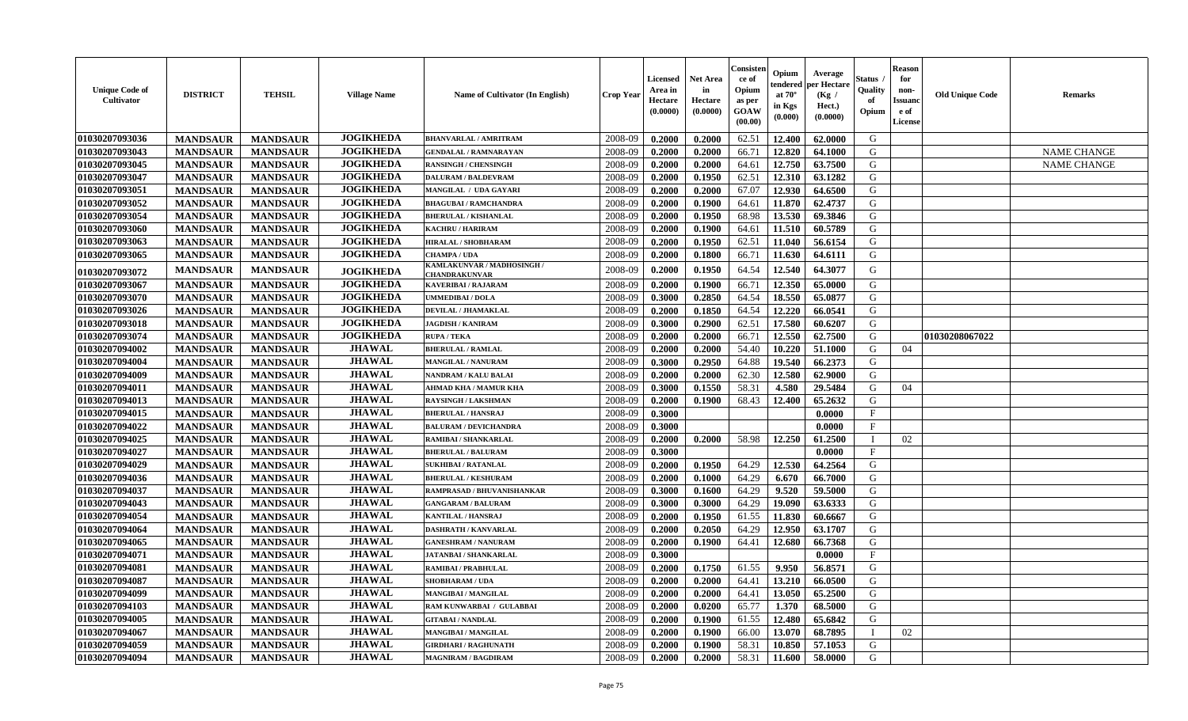| Unique Code of Cultivator | DISTRICT | TEHSIL | Village Name | Name of Cultivator (In English) | Crop Year | Licensed Area in Hectare (0.0000) | Net Area in Hectare (0.0000) | Consistence of Opium as per GOAW (00.00) | Opium tendered at 70° in Kgs (0.000) | Average per Hectare (Kg / Hect.) (0.0000) | Status / Quality of Opium | Reason for non-Issuance of License | Old Unique Code | Remarks |
|---|---|---|---|---|---|---|---|---|---|---|---|---|---|---|
| 01030207093036 | MANDSAUR | MANDSAUR | JOGIKHEDA | BHANVARLAL / AMRITRAM | 2008-09 | 0.2000 | 0.2000 | 62.51 | 12.400 | 62.0000 | G | | | |
| 01030207093043 | MANDSAUR | MANDSAUR | JOGIKHEDA | GENDALAL / RAMNARAYAN | 2008-09 | 0.2000 | 0.2000 | 66.71 | 12.820 | 64.1000 | G | | | NAME CHANGE |
| 01030207093045 | MANDSAUR | MANDSAUR | JOGIKHEDA | RANSINGH / CHENSINGH | 2008-09 | 0.2000 | 0.2000 | 64.61 | 12.750 | 63.7500 | G | | | NAME CHANGE |
| 01030207093047 | MANDSAUR | MANDSAUR | JOGIKHEDA | DALURAM / BALDEVRAM | 2008-09 | 0.2000 | 0.1950 | 62.51 | 12.310 | 63.1282 | G | | | |
| 01030207093051 | MANDSAUR | MANDSAUR | JOGIKHEDA | MANGILAL / UDA GAYARI | 2008-09 | 0.2000 | 0.2000 | 67.07 | 12.930 | 64.6500 | G | | | |
| 01030207093052 | MANDSAUR | MANDSAUR | JOGIKHEDA | BHAGUBAI / RAMCHANDRA | 2008-09 | 0.2000 | 0.1900 | 64.61 | 11.870 | 62.4737 | G | | | |
| 01030207093054 | MANDSAUR | MANDSAUR | JOGIKHEDA | BHERULAL / KISHANLAL | 2008-09 | 0.2000 | 0.1950 | 68.98 | 13.530 | 69.3846 | G | | | |
| 01030207093060 | MANDSAUR | MANDSAUR | JOGIKHEDA | KACHRU / HARIRAM | 2008-09 | 0.2000 | 0.1900 | 64.61 | 11.510 | 60.5789 | G | | | |
| 01030207093063 | MANDSAUR | MANDSAUR | JOGIKHEDA | HIRALAL / SHOBHARAM | 2008-09 | 0.2000 | 0.1950 | 62.51 | 11.040 | 56.6154 | G | | | |
| 01030207093065 | MANDSAUR | MANDSAUR | JOGIKHEDA | CHAMPA / UDA | 2008-09 | 0.2000 | 0.1800 | 66.71 | 11.630 | 64.6111 | G | | | |
| 01030207093072 | MANDSAUR | MANDSAUR | JOGIKHEDA | KAMLAKUNVAR / MADHOSINGH / CHANDRAKUNVAR | 2008-09 | 0.2000 | 0.1950 | 64.54 | 12.540 | 64.3077 | G | | | |
| 01030207093067 | MANDSAUR | MANDSAUR | JOGIKHEDA | KAVERIBAI / RAJARAM | 2008-09 | 0.2000 | 0.1900 | 66.71 | 12.350 | 65.0000 | G | | | |
| 01030207093070 | MANDSAUR | MANDSAUR | JOGIKHEDA | UMMEDIBAI / DOLA | 2008-09 | 0.3000 | 0.2850 | 64.54 | 18.550 | 65.0877 | G | | | |
| 01030207093026 | MANDSAUR | MANDSAUR | JOGIKHEDA | DEVILAL / JHAMAKLAL | 2008-09 | 0.2000 | 0.1850 | 64.54 | 12.220 | 66.0541 | G | | | |
| 01030207093018 | MANDSAUR | MANDSAUR | JOGIKHEDA | JAGDISH / KANIRAM | 2008-09 | 0.3000 | 0.2900 | 62.51 | 17.580 | 60.6207 | G | | | |
| 01030207093074 | MANDSAUR | MANDSAUR | JOGIKHEDA | RUPA / TEKA | 2008-09 | 0.2000 | 0.2000 | 66.71 | 12.550 | 62.7500 | G | | 01030208067022 | |
| 01030207094002 | MANDSAUR | MANDSAUR | JHAWAL | BHERULAL / RAMLAL | 2008-09 | 0.2000 | 0.2000 | 54.40 | 10.220 | 51.1000 | G | 04 | | |
| 01030207094004 | MANDSAUR | MANDSAUR | JHAWAL | MANGILAL / NANURAM | 2008-09 | 0.3000 | 0.2950 | 64.88 | 19.540 | 66.2373 | G | | | |
| 01030207094009 | MANDSAUR | MANDSAUR | JHAWAL | NANDRAM / KALU BALAI | 2008-09 | 0.2000 | 0.2000 | 62.30 | 12.580 | 62.9000 | G | | | |
| 01030207094011 | MANDSAUR | MANDSAUR | JHAWAL | AHMAD KHA / MAMUR KHA | 2008-09 | 0.3000 | 0.1550 | 58.31 | 4.580 | 29.5484 | G | 04 | | |
| 01030207094013 | MANDSAUR | MANDSAUR | JHAWAL | RAYSINGH / LAKSHMAN | 2008-09 | 0.2000 | 0.1900 | 68.43 | 12.400 | 65.2632 | G | | | |
| 01030207094015 | MANDSAUR | MANDSAUR | JHAWAL | BHERULAL / HANSRAJ | 2008-09 | 0.3000 | | | | 0.0000 | F | | | |
| 01030207094022 | MANDSAUR | MANDSAUR | JHAWAL | BALURAM / DEVICHANDRA | 2008-09 | 0.3000 | | | | 0.0000 | F | | | |
| 01030207094025 | MANDSAUR | MANDSAUR | JHAWAL | RAMIBAI / SHANKARLAL | 2008-09 | 0.2000 | 0.2000 | 58.98 | 12.250 | 61.2500 | I | 02 | | |
| 01030207094027 | MANDSAUR | MANDSAUR | JHAWAL | BHERULAL / BALURAM | 2008-09 | 0.3000 | | | | 0.0000 | F | | | |
| 01030207094029 | MANDSAUR | MANDSAUR | JHAWAL | SUKHIBAI / RATANLAL | 2008-09 | 0.2000 | 0.1950 | 64.29 | 12.530 | 64.2564 | G | | | |
| 01030207094036 | MANDSAUR | MANDSAUR | JHAWAL | BHERULAL / KESHURAM | 2008-09 | 0.2000 | 0.1000 | 64.29 | 6.670 | 66.7000 | G | | | |
| 01030207094037 | MANDSAUR | MANDSAUR | JHAWAL | RAMPRASAD / BHUVANISHANKAR | 2008-09 | 0.3000 | 0.1600 | 64.29 | 9.520 | 59.5000 | G | | | |
| 01030207094043 | MANDSAUR | MANDSAUR | JHAWAL | GANGARAM / BALURAM | 2008-09 | 0.3000 | 0.3000 | 64.29 | 19.090 | 63.6333 | G | | | |
| 01030207094054 | MANDSAUR | MANDSAUR | JHAWAL | KANTILAL / HANSRAJ | 2008-09 | 0.2000 | 0.1950 | 61.55 | 11.830 | 60.6667 | G | | | |
| 01030207094064 | MANDSAUR | MANDSAUR | JHAWAL | DASHRATH / KANVARLAL | 2008-09 | 0.2000 | 0.2050 | 64.29 | 12.950 | 63.1707 | G | | | |
| 01030207094065 | MANDSAUR | MANDSAUR | JHAWAL | GANESHRAM / NANURAM | 2008-09 | 0.2000 | 0.1900 | 64.41 | 12.680 | 66.7368 | G | | | |
| 01030207094071 | MANDSAUR | MANDSAUR | JHAWAL | JATANBAI / SHANKARLAL | 2008-09 | 0.3000 | | | | 0.0000 | F | | | |
| 01030207094081 | MANDSAUR | MANDSAUR | JHAWAL | RAMIBAI / PRABHULAL | 2008-09 | 0.2000 | 0.1750 | 61.55 | 9.950 | 56.8571 | G | | | |
| 01030207094087 | MANDSAUR | MANDSAUR | JHAWAL | SHOBHARAM / UDA | 2008-09 | 0.2000 | 0.2000 | 64.41 | 13.210 | 66.0500 | G | | | |
| 01030207094099 | MANDSAUR | MANDSAUR | JHAWAL | MANGIBAI / MANGILAL | 2008-09 | 0.2000 | 0.2000 | 64.41 | 13.050 | 65.2500 | G | | | |
| 01030207094103 | MANDSAUR | MANDSAUR | JHAWAL | RAM KUNWARBAI / GULABBAI | 2008-09 | 0.2000 | 0.0200 | 65.77 | 1.370 | 68.5000 | G | | | |
| 01030207094005 | MANDSAUR | MANDSAUR | JHAWAL | GITABAI / NANDLAL | 2008-09 | 0.2000 | 0.1900 | 61.55 | 12.480 | 65.6842 | G | | | |
| 01030207094067 | MANDSAUR | MANDSAUR | JHAWAL | MANGIBAI / MANGILAL | 2008-09 | 0.2000 | 0.1900 | 66.00 | 13.070 | 68.7895 | I | 02 | | |
| 01030207094059 | MANDSAUR | MANDSAUR | JHAWAL | GIRDHARI / RAGHUNATH | 2008-09 | 0.2000 | 0.1900 | 58.31 | 10.850 | 57.1053 | G | | | |
| 01030207094094 | MANDSAUR | MANDSAUR | JHAWAL | MAGNIRAM / BAGDIRAM | 2008-09 | 0.2000 | 0.2000 | 58.31 | 11.600 | 58.0000 | G | | | |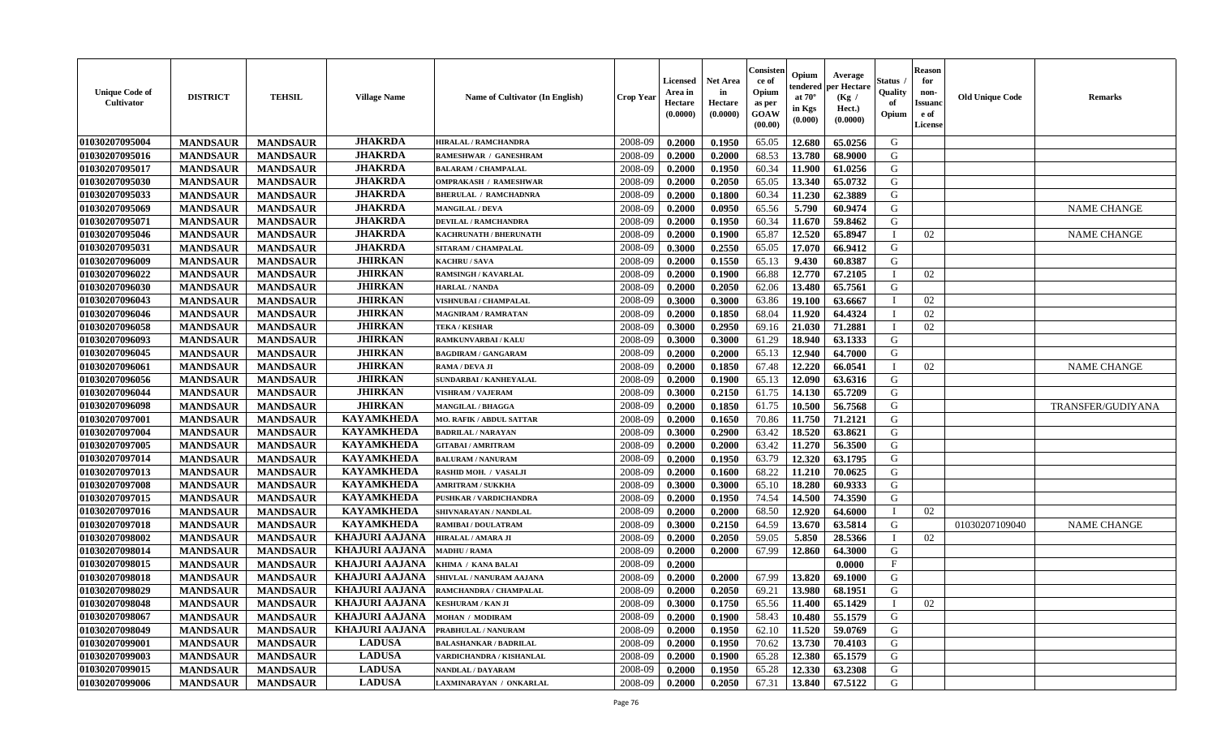| Unique Code of Cultivator | DISTRICT | TEHSIL | Village Name | Name of Cultivator (In English) | Crop Year | Licensed Area in Hectare (0.0000) | Net Area in Hectare (0.0000) | Consistence of Opium as per GOAW (00.00) | Opium tendered at 70° in Kgs (0.000) | Average per Hectare (Kg / Hect.) (0.0000) | Status / Quality of Opium | Reason for non-Issuance of License | Old Unique Code | Remarks |
|---|---|---|---|---|---|---|---|---|---|---|---|---|---|---|
| 01030207095004 | MANDSAUR | MANDSAUR | JHAKRDA | HIRALAL / RAMCHANDRA | 2008-09 | 0.2000 | 0.1950 | 65.05 | 12.680 | 65.0256 | G | | | |
| 01030207095016 | MANDSAUR | MANDSAUR | JHAKRDA | RAMESHWAR / GANESHRAM | 2008-09 | 0.2000 | 0.2000 | 68.53 | 13.780 | 68.9000 | G | | | |
| 01030207095017 | MANDSAUR | MANDSAUR | JHAKRDA | BALARAM / CHAMPALAL | 2008-09 | 0.2000 | 0.1950 | 60.34 | 11.900 | 61.0256 | G | | | |
| 01030207095030 | MANDSAUR | MANDSAUR | JHAKRDA | OMPRAKASH / RAMESHWAR | 2008-09 | 0.2000 | 0.2050 | 65.05 | 13.340 | 65.0732 | G | | | |
| 01030207095033 | MANDSAUR | MANDSAUR | JHAKRDA | BHERULAL / RAMCHADNRA | 2008-09 | 0.2000 | 0.1800 | 60.34 | 11.230 | 62.3889 | G | | | |
| 01030207095069 | MANDSAUR | MANDSAUR | JHAKRDA | MANGILAL / DEVA | 2008-09 | 0.2000 | 0.0950 | 65.56 | 5.790 | 60.9474 | G | | | NAME CHANGE |
| 01030207095071 | MANDSAUR | MANDSAUR | JHAKRDA | DEVILAL / RAMCHANDRA | 2008-09 | 0.2000 | 0.1950 | 60.34 | 11.670 | 59.8462 | G | | | |
| 01030207095046 | MANDSAUR | MANDSAUR | JHAKRDA | KACHRUNATH / BHERUNATH | 2008-09 | 0.2000 | 0.1900 | 65.87 | 12.520 | 65.8947 | I | 02 | | NAME CHANGE |
| 01030207095031 | MANDSAUR | MANDSAUR | JHAKRDA | SITARAM / CHAMPALAL | 2008-09 | 0.3000 | 0.2550 | 65.05 | 17.070 | 66.9412 | G | | | |
| 01030207096009 | MANDSAUR | MANDSAUR | JHIRKAN | KACHRU / SAVA | 2008-09 | 0.2000 | 0.1550 | 65.13 | 9.430 | 60.8387 | G | | | |
| 01030207096022 | MANDSAUR | MANDSAUR | JHIRKAN | RAMSINGH / KAVARLAL | 2008-09 | 0.2000 | 0.1900 | 66.88 | 12.770 | 67.2105 | I | 02 | | |
| 01030207096030 | MANDSAUR | MANDSAUR | JHIRKAN | HARLAL / NANDA | 2008-09 | 0.2000 | 0.2050 | 62.06 | 13.480 | 65.7561 | G | | | |
| 01030207096043 | MANDSAUR | MANDSAUR | JHIRKAN | VISHNUBAI / CHAMPALAL | 2008-09 | 0.3000 | 0.3000 | 63.86 | 19.100 | 63.6667 | I | 02 | | |
| 01030207096046 | MANDSAUR | MANDSAUR | JHIRKAN | MAGNIRAM / RAMRATAN | 2008-09 | 0.2000 | 0.1850 | 68.04 | 11.920 | 64.4324 | I | 02 | | |
| 01030207096058 | MANDSAUR | MANDSAUR | JHIRKAN | TEKA / KESHAR | 2008-09 | 0.3000 | 0.2950 | 69.16 | 21.030 | 71.2881 | I | 02 | | |
| 01030207096093 | MANDSAUR | MANDSAUR | JHIRKAN | RAMKUNVARBAI / KALU | 2008-09 | 0.3000 | 0.3000 | 61.29 | 18.940 | 63.1333 | G | | | |
| 01030207096045 | MANDSAUR | MANDSAUR | JHIRKAN | BAGDIRAM / GANGARAM | 2008-09 | 0.2000 | 0.2000 | 65.13 | 12.940 | 64.7000 | G | | | |
| 01030207096061 | MANDSAUR | MANDSAUR | JHIRKAN | RAMA / DEVA JI | 2008-09 | 0.2000 | 0.1850 | 67.48 | 12.220 | 66.0541 | I | 02 | | NAME CHANGE |
| 01030207096056 | MANDSAUR | MANDSAUR | JHIRKAN | SUNDARBAI / KANHEYALAL | 2008-09 | 0.2000 | 0.1900 | 65.13 | 12.090 | 63.6316 | G | | | |
| 01030207096044 | MANDSAUR | MANDSAUR | JHIRKAN | VISHRAM / VAJERAM | 2008-09 | 0.3000 | 0.2150 | 61.75 | 14.130 | 65.7209 | G | | | |
| 01030207096098 | MANDSAUR | MANDSAUR | JHIRKAN | MANGILAL / BHAGGA | 2008-09 | 0.2000 | 0.1850 | 61.75 | 10.500 | 56.7568 | G | | | TRANSFER/GUDIYANA |
| 01030207097001 | MANDSAUR | MANDSAUR | KAYAMKHEDA | MO. RAFIK / ABDUL SATTAR | 2008-09 | 0.2000 | 0.1650 | 70.86 | 11.750 | 71.2121 | G | | | |
| 01030207097004 | MANDSAUR | MANDSAUR | KAYAMKHEDA | BADRILAL / NARAYAN | 2008-09 | 0.3000 | 0.2900 | 63.42 | 18.520 | 63.8621 | G | | | |
| 01030207097005 | MANDSAUR | MANDSAUR | KAYAMKHEDA | GITABAI / AMRITRAM | 2008-09 | 0.2000 | 0.2000 | 63.42 | 11.270 | 56.3500 | G | | | |
| 01030207097014 | MANDSAUR | MANDSAUR | KAYAMKHEDA | BALURAM / NANURAM | 2008-09 | 0.2000 | 0.1950 | 63.79 | 12.320 | 63.1795 | G | | | |
| 01030207097013 | MANDSAUR | MANDSAUR | KAYAMKHEDA | RASHID MOH. / VASALJI | 2008-09 | 0.2000 | 0.1600 | 68.22 | 11.210 | 70.0625 | G | | | |
| 01030207097008 | MANDSAUR | MANDSAUR | KAYAMKHEDA | AMRITRAM / SUKKHA | 2008-09 | 0.3000 | 0.3000 | 65.10 | 18.280 | 60.9333 | G | | | |
| 01030207097015 | MANDSAUR | MANDSAUR | KAYAMKHEDA | PUSHKAR / VARDICHANDRA | 2008-09 | 0.2000 | 0.1950 | 74.54 | 14.500 | 74.3590 | G | | | |
| 01030207097016 | MANDSAUR | MANDSAUR | KAYAMKHEDA | SHIVNARAYAN / NANDLAL | 2008-09 | 0.2000 | 0.2000 | 68.50 | 12.920 | 64.6000 | I | 02 | | |
| 01030207097018 | MANDSAUR | MANDSAUR | KAYAMKHEDA | RAMIBAI / DOULATRAM | 2008-09 | 0.3000 | 0.2150 | 64.59 | 13.670 | 63.5814 | G | | 01030207109040 | NAME CHANGE |
| 01030207098002 | MANDSAUR | MANDSAUR | KHAJURI AAJANA | HIRALAL / AMARA JI | 2008-09 | 0.2000 | 0.2050 | 59.05 | 5.850 | 28.5366 | I | 02 | | |
| 01030207098014 | MANDSAUR | MANDSAUR | KHAJURI AAJANA | MADHU / RAMA | 2008-09 | 0.2000 | 0.2000 | 67.99 | 12.860 | 64.3000 | G | | | |
| 01030207098015 | MANDSAUR | MANDSAUR | KHAJURI AAJANA | KHIMA / KANA BALAI | 2008-09 | 0.2000 | | | | 0.0000 | F | | | |
| 01030207098018 | MANDSAUR | MANDSAUR | KHAJURI AAJANA | SHIVLAL / NANURAM AAJANA | 2008-09 | 0.2000 | 0.2000 | 67.99 | 13.820 | 69.1000 | G | | | |
| 01030207098029 | MANDSAUR | MANDSAUR | KHAJURI AAJANA | RAMCHANDRA / CHAMPALAL | 2008-09 | 0.2000 | 0.2050 | 69.21 | 13.980 | 68.1951 | G | | | |
| 01030207098048 | MANDSAUR | MANDSAUR | KHAJURI AAJANA | KESHURAM / KAN JI | 2008-09 | 0.3000 | 0.1750 | 65.56 | 11.400 | 65.1429 | I | 02 | | |
| 01030207098067 | MANDSAUR | MANDSAUR | KHAJURI AAJANA | MOHAN / MODIRAM | 2008-09 | 0.2000 | 0.1900 | 58.43 | 10.480 | 55.1579 | G | | | |
| 01030207098049 | MANDSAUR | MANDSAUR | KHAJURI AAJANA | PRABHULAL / NANURAM | 2008-09 | 0.2000 | 0.1950 | 62.10 | 11.520 | 59.0769 | G | | | |
| 01030207099001 | MANDSAUR | MANDSAUR | LADUSA | BALASHANKAR / BADRILAL | 2008-09 | 0.2000 | 0.1950 | 70.62 | 13.730 | 70.4103 | G | | | |
| 01030207099003 | MANDSAUR | MANDSAUR | LADUSA | VARDICHANDRA / KISHANLAL | 2008-09 | 0.2000 | 0.1900 | 65.28 | 12.380 | 65.1579 | G | | | |
| 01030207099015 | MANDSAUR | MANDSAUR | LADUSA | NANDLAL / DAYARAM | 2008-09 | 0.2000 | 0.1950 | 65.28 | 12.330 | 63.2308 | G | | | |
| 01030207099006 | MANDSAUR | MANDSAUR | LADUSA | LAXMINARAYAN / ONKARLAL | 2008-09 | 0.2000 | 0.2050 | 67.31 | 13.840 | 67.5122 | G | | | |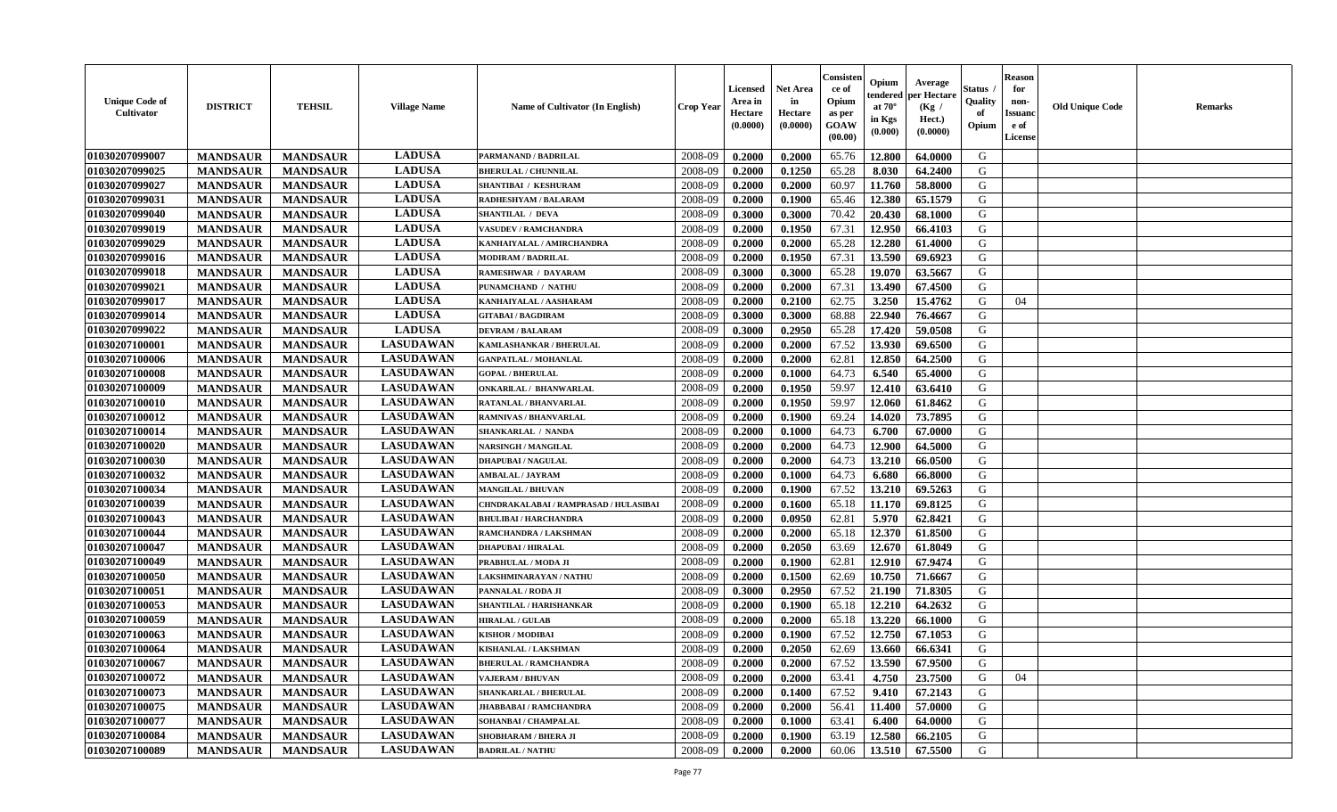| Unique Code of Cultivator | DISTRICT | TEHSIL | Village Name | Name of Cultivator (In English) | Crop Year | Licensed Area in Hectare (0.0000) | Net Area in Hectare (0.0000) | Consistence of Opium as per GOAW (00.00) | Opium tendered at 70° in Kgs (0.000) | Average per Hectare (Kg / Hect.) (0.0000) | Status / Quality of Opium | Reason for non-Issuance of License | Old Unique Code | Remarks |
|---|---|---|---|---|---|---|---|---|---|---|---|---|---|---|
| 01030207099007 | MANDSAUR | MANDSAUR | LADUSA | PARMANAND / BADRILAL | 2008-09 | 0.2000 | 0.2000 | 65.76 | 12.800 | 64.0000 | G | | | |
| 01030207099025 | MANDSAUR | MANDSAUR | LADUSA | BHERULAL / CHUNNILAL | 2008-09 | 0.2000 | 0.1250 | 65.28 | 8.030 | 64.2400 | G | | | |
| 01030207099027 | MANDSAUR | MANDSAUR | LADUSA | SHANTIBAI / KESHURAM | 2008-09 | 0.2000 | 0.2000 | 60.97 | 11.760 | 58.8000 | G | | | |
| 01030207099031 | MANDSAUR | MANDSAUR | LADUSA | RADHESHYAM / BALARAM | 2008-09 | 0.2000 | 0.1900 | 65.46 | 12.380 | 65.1579 | G | | | |
| 01030207099040 | MANDSAUR | MANDSAUR | LADUSA | SHANTILAL / DEVA | 2008-09 | 0.3000 | 0.3000 | 70.42 | 20.430 | 68.1000 | G | | | |
| 01030207099019 | MANDSAUR | MANDSAUR | LADUSA | VASUDEV / RAMCHANDRA | 2008-09 | 0.2000 | 0.1950 | 67.31 | 12.950 | 66.4103 | G | | | |
| 01030207099029 | MANDSAUR | MANDSAUR | LADUSA | KANHAIYALAL / AMIRCHANDRA | 2008-09 | 0.2000 | 0.2000 | 65.28 | 12.280 | 61.4000 | G | | | |
| 01030207099016 | MANDSAUR | MANDSAUR | LADUSA | MODIRAM / BADRILAL | 2008-09 | 0.2000 | 0.1950 | 67.31 | 13.590 | 69.6923 | G | | | |
| 01030207099018 | MANDSAUR | MANDSAUR | LADUSA | RAMESHWAR / DAYARAM | 2008-09 | 0.3000 | 0.3000 | 65.28 | 19.070 | 63.5667 | G | | | |
| 01030207099021 | MANDSAUR | MANDSAUR | LADUSA | PUNAMCHAND / NATHU | 2008-09 | 0.2000 | 0.2000 | 67.31 | 13.490 | 67.4500 | G | | | |
| 01030207099017 | MANDSAUR | MANDSAUR | LADUSA | KANHAIYALAL / AASHARAM | 2008-09 | 0.2000 | 0.2100 | 62.75 | 3.250 | 15.4762 | G | 04 | | |
| 01030207099014 | MANDSAUR | MANDSAUR | LADUSA | GITABAI / BAGDIRAM | 2008-09 | 0.3000 | 0.3000 | 68.88 | 22.940 | 76.4667 | G | | | |
| 01030207099022 | MANDSAUR | MANDSAUR | LADUSA | DEVRAM / BALARAM | 2008-09 | 0.3000 | 0.2950 | 65.28 | 17.420 | 59.0508 | G | | | |
| 01030207100001 | MANDSAUR | MANDSAUR | LASUDAWAN | KAMLASHANKAR / BHERULAL | 2008-09 | 0.2000 | 0.2000 | 67.52 | 13.930 | 69.6500 | G | | | |
| 01030207100006 | MANDSAUR | MANDSAUR | LASUDAWAN | GANPATLAL / MOHANLAL | 2008-09 | 0.2000 | 0.2000 | 62.81 | 12.850 | 64.2500 | G | | | |
| 01030207100008 | MANDSAUR | MANDSAUR | LASUDAWAN | GOPAL / BHERULAL | 2008-09 | 0.2000 | 0.1000 | 64.73 | 6.540 | 65.4000 | G | | | |
| 01030207100009 | MANDSAUR | MANDSAUR | LASUDAWAN | ONKARILAL / BHANWARLAL | 2008-09 | 0.2000 | 0.1950 | 59.97 | 12.410 | 63.6410 | G | | | |
| 01030207100010 | MANDSAUR | MANDSAUR | LASUDAWAN | RATANLAL / BHANVARLAL | 2008-09 | 0.2000 | 0.1950 | 59.97 | 12.060 | 61.8462 | G | | | |
| 01030207100012 | MANDSAUR | MANDSAUR | LASUDAWAN | RAMNIVAS / BHANVARLAL | 2008-09 | 0.2000 | 0.1900 | 69.24 | 14.020 | 73.7895 | G | | | |
| 01030207100014 | MANDSAUR | MANDSAUR | LASUDAWAN | SHANKARLAL / NANDA | 2008-09 | 0.2000 | 0.1000 | 64.73 | 6.700 | 67.0000 | G | | | |
| 01030207100020 | MANDSAUR | MANDSAUR | LASUDAWAN | NARSINGH / MANGILAL | 2008-09 | 0.2000 | 0.2000 | 64.73 | 12.900 | 64.5000 | G | | | |
| 01030207100030 | MANDSAUR | MANDSAUR | LASUDAWAN | DHAPUBAI / NAGULAL | 2008-09 | 0.2000 | 0.2000 | 64.73 | 13.210 | 66.0500 | G | | | |
| 01030207100032 | MANDSAUR | MANDSAUR | LASUDAWAN | AMBALAL / JAYRAM | 2008-09 | 0.2000 | 0.1000 | 64.73 | 6.680 | 66.8000 | G | | | |
| 01030207100034 | MANDSAUR | MANDSAUR | LASUDAWAN | MANGILAL / BHUVAN | 2008-09 | 0.2000 | 0.1900 | 67.52 | 13.210 | 69.5263 | G | | | |
| 01030207100039 | MANDSAUR | MANDSAUR | LASUDAWAN | CHNDRAKALABAI / RAMPRASAD / HULASIBAI | 2008-09 | 0.2000 | 0.1600 | 65.18 | 11.170 | 69.8125 | G | | | |
| 01030207100043 | MANDSAUR | MANDSAUR | LASUDAWAN | BHULIBAI / HARCHANDRA | 2008-09 | 0.2000 | 0.0950 | 62.81 | 5.970 | 62.8421 | G | | | |
| 01030207100044 | MANDSAUR | MANDSAUR | LASUDAWAN | RAMCHANDRA / LAKSHMAN | 2008-09 | 0.2000 | 0.2000 | 65.18 | 12.370 | 61.8500 | G | | | |
| 01030207100047 | MANDSAUR | MANDSAUR | LASUDAWAN | DHAPUBAI / HIRALAL | 2008-09 | 0.2000 | 0.2050 | 63.69 | 12.670 | 61.8049 | G | | | |
| 01030207100049 | MANDSAUR | MANDSAUR | LASUDAWAN | PRABHULAL / MODA JI | 2008-09 | 0.2000 | 0.1900 | 62.81 | 12.910 | 67.9474 | G | | | |
| 01030207100050 | MANDSAUR | MANDSAUR | LASUDAWAN | LAKSHMINARAYAN / NATHU | 2008-09 | 0.2000 | 0.1500 | 62.69 | 10.750 | 71.6667 | G | | | |
| 01030207100051 | MANDSAUR | MANDSAUR | LASUDAWAN | PANNALAL / RODA JI | 2008-09 | 0.3000 | 0.2950 | 67.52 | 21.190 | 71.8305 | G | | | |
| 01030207100053 | MANDSAUR | MANDSAUR | LASUDAWAN | SHANTILAL / HARISHANKAR | 2008-09 | 0.2000 | 0.1900 | 65.18 | 12.210 | 64.2632 | G | | | |
| 01030207100059 | MANDSAUR | MANDSAUR | LASUDAWAN | HIRALAL / GULAB | 2008-09 | 0.2000 | 0.2000 | 65.18 | 13.220 | 66.1000 | G | | | |
| 01030207100063 | MANDSAUR | MANDSAUR | LASUDAWAN | KISHOR / MODIBAI | 2008-09 | 0.2000 | 0.1900 | 67.52 | 12.750 | 67.1053 | G | | | |
| 01030207100064 | MANDSAUR | MANDSAUR | LASUDAWAN | KISHANLAL / LAKSHMAN | 2008-09 | 0.2000 | 0.2050 | 62.69 | 13.660 | 66.6341 | G | | | |
| 01030207100067 | MANDSAUR | MANDSAUR | LASUDAWAN | BHERULAL / RAMCHANDRA | 2008-09 | 0.2000 | 0.2000 | 67.52 | 13.590 | 67.9500 | G | | | |
| 01030207100072 | MANDSAUR | MANDSAUR | LASUDAWAN | VAJERAM / BHUVAN | 2008-09 | 0.2000 | 0.2000 | 63.41 | 4.750 | 23.7500 | G | 04 | | |
| 01030207100073 | MANDSAUR | MANDSAUR | LASUDAWAN | SHANKARLAL / BHERULAL | 2008-09 | 0.2000 | 0.1400 | 67.52 | 9.410 | 67.2143 | G | | | |
| 01030207100075 | MANDSAUR | MANDSAUR | LASUDAWAN | JHABBABAI / RAMCHANDRA | 2008-09 | 0.2000 | 0.2000 | 56.41 | 11.400 | 57.0000 | G | | | |
| 01030207100077 | MANDSAUR | MANDSAUR | LASUDAWAN | SOHANBAI / CHAMPALAL | 2008-09 | 0.2000 | 0.1000 | 63.41 | 6.400 | 64.0000 | G | | | |
| 01030207100084 | MANDSAUR | MANDSAUR | LASUDAWAN | SHOBHARAM / BHERA JI | 2008-09 | 0.2000 | 0.1900 | 63.19 | 12.580 | 66.2105 | G | | | |
| 01030207100089 | MANDSAUR | MANDSAUR | LASUDAWAN | BADRILAL / NATHU | 2008-09 | 0.2000 | 0.2000 | 60.06 | 13.510 | 67.5500 | G | | | |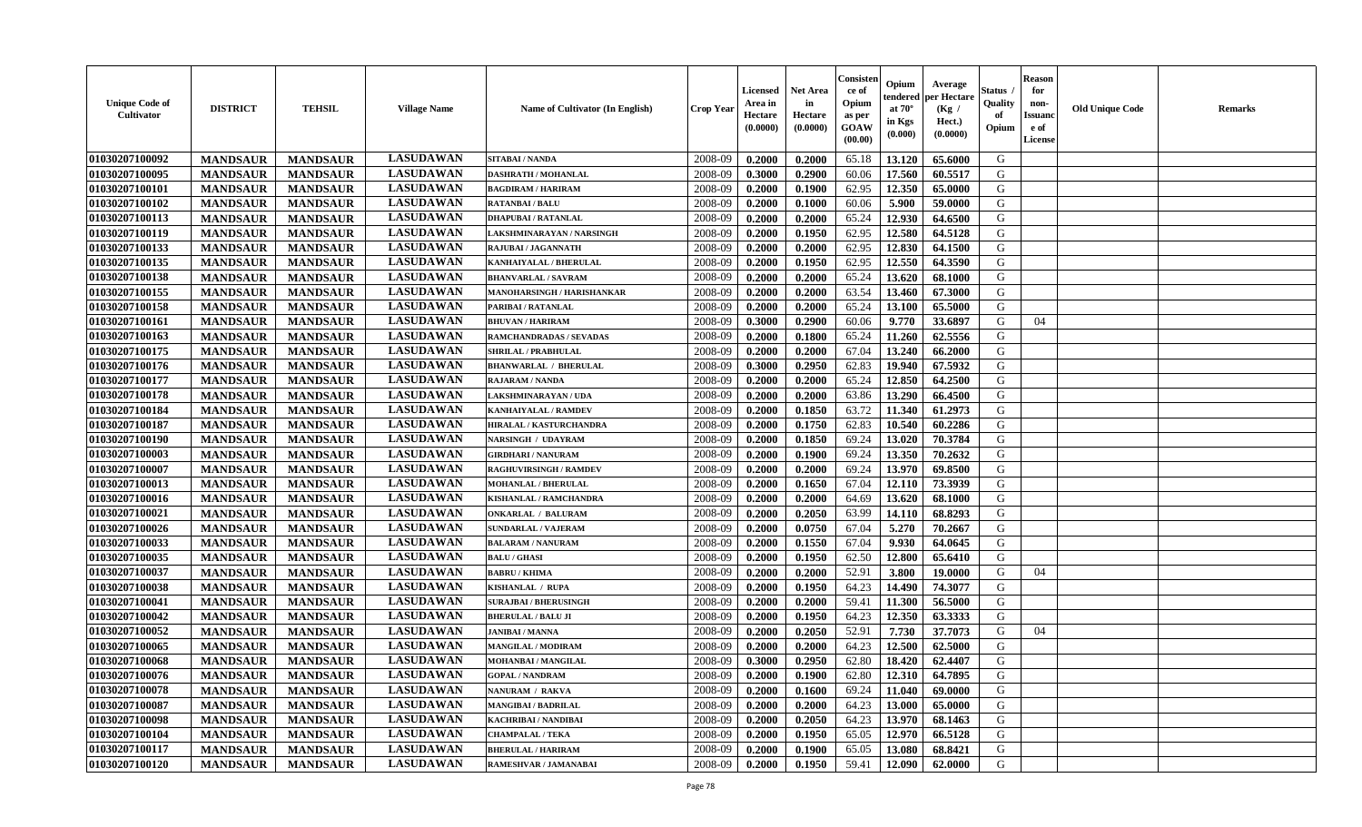| Unique Code of Cultivator | DISTRICT | TEHSIL | Village Name | Name of Cultivator (In English) | Crop Year | Licensed Area in Hectare (0.0000) | Net Area in Hectare (0.0000) | Consistence of Opium as per GOAW (00.00) | Opium tendered at 70° in Kgs (0.000) | Average per Hectare (Kg / Hect.) (0.0000) | Status / Quality of Opium | Reason for non-Issuance of License | Old Unique Code | Remarks |
|---|---|---|---|---|---|---|---|---|---|---|---|---|---|---|
| 01030207100092 | MANDSAUR | MANDSAUR | LASUDAWAN | SITABAI / NANDA | 2008-09 | 0.2000 | 0.2000 | 65.18 | 13.120 | 65.6000 | G | | | |
| 01030207100095 | MANDSAUR | MANDSAUR | LASUDAWAN | DASHRATH / MOHANLAL | 2008-09 | 0.3000 | 0.2900 | 60.06 | 17.560 | 60.5517 | G | | | |
| 01030207100101 | MANDSAUR | MANDSAUR | LASUDAWAN | BAGDIRAM / HARIRAM | 2008-09 | 0.2000 | 0.1900 | 62.95 | 12.350 | 65.0000 | G | | | |
| 01030207100102 | MANDSAUR | MANDSAUR | LASUDAWAN | RATANBAI / BALU | 2008-09 | 0.2000 | 0.1000 | 60.06 | 5.900 | 59.0000 | G | | | |
| 01030207100113 | MANDSAUR | MANDSAUR | LASUDAWAN | DHAPUBAI / RATANLAL | 2008-09 | 0.2000 | 0.2000 | 65.24 | 12.930 | 64.6500 | G | | | |
| 01030207100119 | MANDSAUR | MANDSAUR | LASUDAWAN | LAKSHMINARAYAN / NARSINGH | 2008-09 | 0.2000 | 0.1950 | 62.95 | 12.580 | 64.5128 | G | | | |
| 01030207100133 | MANDSAUR | MANDSAUR | LASUDAWAN | RAJUBAI / JAGANNATH | 2008-09 | 0.2000 | 0.2000 | 62.95 | 12.830 | 64.1500 | G | | | |
| 01030207100135 | MANDSAUR | MANDSAUR | LASUDAWAN | KANHAIYALAL / BHERULAL | 2008-09 | 0.2000 | 0.1950 | 62.95 | 12.550 | 64.3590 | G | | | |
| 01030207100138 | MANDSAUR | MANDSAUR | LASUDAWAN | BHANVARLAL / SAVRAM | 2008-09 | 0.2000 | 0.2000 | 65.24 | 13.620 | 68.1000 | G | | | |
| 01030207100155 | MANDSAUR | MANDSAUR | LASUDAWAN | MANOHARSINGH / HARISHANKAR | 2008-09 | 0.2000 | 0.2000 | 63.54 | 13.460 | 67.3000 | G | | | |
| 01030207100158 | MANDSAUR | MANDSAUR | LASUDAWAN | PARIBAI / RATANLAL | 2008-09 | 0.2000 | 0.2000 | 65.24 | 13.100 | 65.5000 | G | | | |
| 01030207100161 | MANDSAUR | MANDSAUR | LASUDAWAN | BHUVAN / HARIRAM | 2008-09 | 0.3000 | 0.2900 | 60.06 | 9.770 | 33.6897 | G | 04 | | |
| 01030207100163 | MANDSAUR | MANDSAUR | LASUDAWAN | RAMCHANDRADAS / SEVADAS | 2008-09 | 0.2000 | 0.1800 | 65.24 | 11.260 | 62.5556 | G | | | |
| 01030207100175 | MANDSAUR | MANDSAUR | LASUDAWAN | SHRILAL / PRABHULAL | 2008-09 | 0.2000 | 0.2000 | 67.04 | 13.240 | 66.2000 | G | | | |
| 01030207100176 | MANDSAUR | MANDSAUR | LASUDAWAN | BHANWARLAL / BHERULAL | 2008-09 | 0.3000 | 0.2950 | 62.83 | 19.940 | 67.5932 | G | | | |
| 01030207100177 | MANDSAUR | MANDSAUR | LASUDAWAN | RAJARAM / NANDA | 2008-09 | 0.2000 | 0.2000 | 65.24 | 12.850 | 64.2500 | G | | | |
| 01030207100178 | MANDSAUR | MANDSAUR | LASUDAWAN | LAKSHMINARAYAN / UDA | 2008-09 | 0.2000 | 0.2000 | 63.86 | 13.290 | 66.4500 | G | | | |
| 01030207100184 | MANDSAUR | MANDSAUR | LASUDAWAN | KANHAIYALAL / RAMDEV | 2008-09 | 0.2000 | 0.1850 | 63.72 | 11.340 | 61.2973 | G | | | |
| 01030207100187 | MANDSAUR | MANDSAUR | LASUDAWAN | HIRALAL / KASTURCHANDRA | 2008-09 | 0.2000 | 0.1750 | 62.83 | 10.540 | 60.2286 | G | | | |
| 01030207100190 | MANDSAUR | MANDSAUR | LASUDAWAN | NARSINGH / UDAYRAM | 2008-09 | 0.2000 | 0.1850 | 69.24 | 13.020 | 70.3784 | G | | | |
| 01030207100003 | MANDSAUR | MANDSAUR | LASUDAWAN | GIRDHARI / NANURAM | 2008-09 | 0.2000 | 0.1900 | 69.24 | 13.350 | 70.2632 | G | | | |
| 01030207100007 | MANDSAUR | MANDSAUR | LASUDAWAN | RAGHUVIRSINGH / RAMDEV | 2008-09 | 0.2000 | 0.2000 | 69.24 | 13.970 | 69.8500 | G | | | |
| 01030207100013 | MANDSAUR | MANDSAUR | LASUDAWAN | MOHANLAL / BHERULAL | 2008-09 | 0.2000 | 0.1650 | 67.04 | 12.110 | 73.3939 | G | | | |
| 01030207100016 | MANDSAUR | MANDSAUR | LASUDAWAN | KISHANLAL / RAMCHANDRA | 2008-09 | 0.2000 | 0.2000 | 64.69 | 13.620 | 68.1000 | G | | | |
| 01030207100021 | MANDSAUR | MANDSAUR | LASUDAWAN | ONKARLAL / BALURAM | 2008-09 | 0.2000 | 0.2050 | 63.99 | 14.110 | 68.8293 | G | | | |
| 01030207100026 | MANDSAUR | MANDSAUR | LASUDAWAN | SUNDARLAL / VAJERAM | 2008-09 | 0.2000 | 0.0750 | 67.04 | 5.270 | 70.2667 | G | | | |
| 01030207100033 | MANDSAUR | MANDSAUR | LASUDAWAN | BALARAM / NANURAM | 2008-09 | 0.2000 | 0.1550 | 67.04 | 9.930 | 64.0645 | G | | | |
| 01030207100035 | MANDSAUR | MANDSAUR | LASUDAWAN | BALU / GHASI | 2008-09 | 0.2000 | 0.1950 | 62.50 | 12.800 | 65.6410 | G | | | |
| 01030207100037 | MANDSAUR | MANDSAUR | LASUDAWAN | BABRU / KHIMA | 2008-09 | 0.2000 | 0.2000 | 52.91 | 3.800 | 19.0000 | G | 04 | | |
| 01030207100038 | MANDSAUR | MANDSAUR | LASUDAWAN | KISHANLAL / RUPA | 2008-09 | 0.2000 | 0.1950 | 64.23 | 14.490 | 74.3077 | G | | | |
| 01030207100041 | MANDSAUR | MANDSAUR | LASUDAWAN | SURAJBAI / BHERUSINGH | 2008-09 | 0.2000 | 0.2000 | 59.41 | 11.300 | 56.5000 | G | | | |
| 01030207100042 | MANDSAUR | MANDSAUR | LASUDAWAN | BHERULAL / BALU JI | 2008-09 | 0.2000 | 0.1950 | 64.23 | 12.350 | 63.3333 | G | | | |
| 01030207100052 | MANDSAUR | MANDSAUR | LASUDAWAN | JANIBAI / MANNA | 2008-09 | 0.2000 | 0.2050 | 52.91 | 7.730 | 37.7073 | G | 04 | | |
| 01030207100065 | MANDSAUR | MANDSAUR | LASUDAWAN | MANGILAL / MODIRAM | 2008-09 | 0.2000 | 0.2000 | 64.23 | 12.500 | 62.5000 | G | | | |
| 01030207100068 | MANDSAUR | MANDSAUR | LASUDAWAN | MOHANBAI / MANGILAL | 2008-09 | 0.3000 | 0.2950 | 62.80 | 18.420 | 62.4407 | G | | | |
| 01030207100076 | MANDSAUR | MANDSAUR | LASUDAWAN | GOPAL / NANDRAM | 2008-09 | 0.2000 | 0.1900 | 62.80 | 12.310 | 64.7895 | G | | | |
| 01030207100078 | MANDSAUR | MANDSAUR | LASUDAWAN | NANURAM / RAKVA | 2008-09 | 0.2000 | 0.1600 | 69.24 | 11.040 | 69.0000 | G | | | |
| 01030207100087 | MANDSAUR | MANDSAUR | LASUDAWAN | MANGIBAI / BADRILAL | 2008-09 | 0.2000 | 0.2000 | 64.23 | 13.000 | 65.0000 | G | | | |
| 01030207100098 | MANDSAUR | MANDSAUR | LASUDAWAN | KACHRIBAI / NANDIBAI | 2008-09 | 0.2000 | 0.2050 | 64.23 | 13.970 | 68.1463 | G | | | |
| 01030207100104 | MANDSAUR | MANDSAUR | LASUDAWAN | CHAMPALAL / TEKA | 2008-09 | 0.2000 | 0.1950 | 65.05 | 12.970 | 66.5128 | G | | | |
| 01030207100117 | MANDSAUR | MANDSAUR | LASUDAWAN | BHERULAL / HARIRAM | 2008-09 | 0.2000 | 0.1900 | 65.05 | 13.080 | 68.8421 | G | | | |
| 01030207100120 | MANDSAUR | MANDSAUR | LASUDAWAN | RAMESHVAR / JAMANABAI | 2008-09 | 0.2000 | 0.1950 | 59.41 | 12.090 | 62.0000 | G | | | |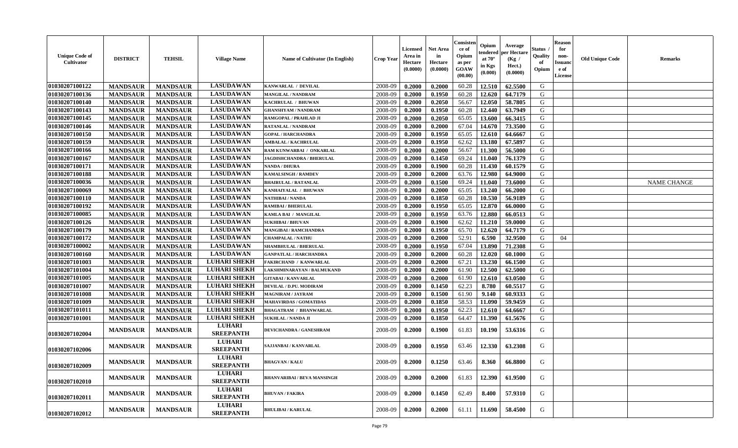| Unique Code of Cultivator | DISTRICT | TEHSIL | Village Name | Name of Cultivator (In English) | Crop Year | Licensed Area in Hectare (0.0000) | Net Area in Hectare (0.0000) | Consistence of Opium as per GOAW (00.00) | Opium tendered at 70° in Kgs (0.000) | Average per Hectare (Kg / Hect.) (0.0000) | Status / Quality of Opium | Reason for non-Issuance of License | Old Unique Code | Remarks |
|---|---|---|---|---|---|---|---|---|---|---|---|---|---|---|
| 01030207100122 | MANDSAUR | MANDSAUR | LASUDAWAN | KANWARLAL / DEVILAL | 2008-09 | 0.2000 | 0.2000 | 60.28 | 12.510 | 62.5500 | G | | | |
| 01030207100136 | MANDSAUR | MANDSAUR | LASUDAWAN | MANGILAL / NANDRAM | 2008-09 | 0.2000 | 0.1950 | 60.28 | 12.620 | 64.7179 | G | | | |
| 01030207100140 | MANDSAUR | MANDSAUR | LASUDAWAN | KACHRULAL / BHUWAN | 2008-09 | 0.2000 | 0.2050 | 56.67 | 12.050 | 58.7805 | G | | | |
| 01030207100143 | MANDSAUR | MANDSAUR | LASUDAWAN | GHANSHYAM / NANDRAM | 2008-09 | 0.2000 | 0.1950 | 60.28 | 12.440 | 63.7949 | G | | | |
| 01030207100145 | MANDSAUR | MANDSAUR | LASUDAWAN | RAMGOPAL / PRAHLAD JI | 2008-09 | 0.2000 | 0.2050 | 65.05 | 13.600 | 66.3415 | G | | | |
| 01030207100146 | MANDSAUR | MANDSAUR | LASUDAWAN | RATANLAL / NANDRAM | 2008-09 | 0.2000 | 0.2000 | 67.04 | 14.670 | 73.3500 | G | | | |
| 01030207100150 | MANDSAUR | MANDSAUR | LASUDAWAN | GOPAL / HARCHANDRA | 2008-09 | 0.2000 | 0.1950 | 65.05 | 12.610 | 64.6667 | G | | | |
| 01030207100159 | MANDSAUR | MANDSAUR | LASUDAWAN | AMBALAL / KACHRULAL | 2008-09 | 0.2000 | 0.1950 | 62.62 | 13.180 | 67.5897 | G | | | |
| 01030207100166 | MANDSAUR | MANDSAUR | LASUDAWAN | RAM KUNWARBAI / ONKARLAL | 2008-09 | 0.2000 | 0.2000 | 56.67 | 11.300 | 56.5000 | G | | | |
| 01030207100167 | MANDSAUR | MANDSAUR | LASUDAWAN | JAGDISHCHANDRA / BHERULAL | 2008-09 | 0.2000 | 0.1450 | 69.24 | 11.040 | 76.1379 | G | | | |
| 01030207100171 | MANDSAUR | MANDSAUR | LASUDAWAN | NANDA / DHURA | 2008-09 | 0.2000 | 0.1900 | 60.28 | 11.430 | 60.1579 | G | | | |
| 01030207100188 | MANDSAUR | MANDSAUR | LASUDAWAN | KAMALSINGH / RAMDEV | 2008-09 | 0.2000 | 0.2000 | 63.76 | 12.980 | 64.9000 | G | | | |
| 01030207100036 | MANDSAUR | MANDSAUR | LASUDAWAN | BHAIRULAL / RATANLAL | 2008-09 | 0.2000 | 0.1500 | 69.24 | 11.040 | 73.6000 | G | | | NAME CHANGE |
| 01030207100069 | MANDSAUR | MANDSAUR | LASUDAWAN | KANHAIYALAL / BHUWAN | 2008-09 | 0.2000 | 0.2000 | 65.05 | 13.240 | 66.2000 | G | | | |
| 01030207100110 | MANDSAUR | MANDSAUR | LASUDAWAN | NATHIBAI / NANDA | 2008-09 | 0.2000 | 0.1850 | 60.28 | 10.530 | 56.9189 | G | | | |
| 01030207100192 | MANDSAUR | MANDSAUR | LASUDAWAN | RAMIBAI / BHERULAL | 2008-09 | 0.2000 | 0.1950 | 65.05 | 12.870 | 66.0000 | G | | | |
| 01030207100085 | MANDSAUR | MANDSAUR | LASUDAWAN | KAMLA BAI / MANGILAL | 2008-09 | 0.2000 | 0.1950 | 63.76 | 12.880 | 66.0513 | G | | | |
| 01030207100126 | MANDSAUR | MANDSAUR | LASUDAWAN | SUKHIBAI / BHUVAN | 2008-09 | 0.2000 | 0.1900 | 62.62 | 11.210 | 59.0000 | G | | | |
| 01030207100179 | MANDSAUR | MANDSAUR | LASUDAWAN | MANGIBAI / RAMCHANDRA | 2008-09 | 0.2000 | 0.1950 | 65.70 | 12.620 | 64.7179 | G | | | |
| 01030207100172 | MANDSAUR | MANDSAUR | LASUDAWAN | CHAMPALAL / NATHU | 2008-09 | 0.2000 | 0.2000 | 52.91 | 6.590 | 32.9500 | G | 04 | | |
| 01030207100002 | MANDSAUR | MANDSAUR | LASUDAWAN | SHAMBHULAL / BHERULAL | 2008-09 | 0.2000 | 0.1950 | 67.04 | 13.890 | 71.2308 | G | | | |
| 01030207100160 | MANDSAUR | MANDSAUR | LASUDAWAN | GANPATLAL / HARCHANDRA | 2008-09 | 0.2000 | 0.2000 | 60.28 | 12.020 | 60.1000 | G | | | |
| 01030207101003 | MANDSAUR | MANDSAUR | LUHARI SHEKH | FAKIRCHAND / KANWARLAL | 2008-09 | 0.2000 | 0.2000 | 67.21 | 13.230 | 66.1500 | G | | | |
| 01030207101004 | MANDSAUR | MANDSAUR | LUHARI SHEKH | LAKSHMINARAYAN / BALMUKAND | 2008-09 | 0.2000 | 0.2000 | 61.90 | 12.500 | 62.5000 | G | | | |
| 01030207101005 | MANDSAUR | MANDSAUR | LUHARI SHEKH | GITABAI / KANVARLAL | 2008-09 | 0.2000 | 0.2000 | 61.90 | 12.610 | 63.0500 | G | | | |
| 01030207101007 | MANDSAUR | MANDSAUR | LUHARI SHEKH | DEVILAL / D.PU. MODIRAM | 2008-09 | 0.2000 | 0.1450 | 62.23 | 8.780 | 60.5517 | G | | | |
| 01030207101008 | MANDSAUR | MANDSAUR | LUHARI SHEKH | MAGNIRAM / JAYRAM | 2008-09 | 0.2000 | 0.1500 | 61.90 | 9.140 | 60.9333 | G | | | |
| 01030207101009 | MANDSAUR | MANDSAUR | LUHARI SHEKH | MAHAVIRDAS / GOMATIDAS | 2008-09 | 0.2000 | 0.1850 | 58.53 | 11.090 | 59.9459 | G | | | |
| 01030207101011 | MANDSAUR | MANDSAUR | LUHARI SHEKH | BHAGATRAM / BHANWARLAL | 2008-09 | 0.2000 | 0.1950 | 62.23 | 12.610 | 64.6667 | G | | | |
| 01030207101001 | MANDSAUR | MANDSAUR | LUHARI SHEKH | SUKHLAL / NANDA JI | 2008-09 | 0.2000 | 0.1850 | 64.47 | 11.390 | 61.5676 | G | | | |
| 01030207102004 | MANDSAUR | MANDSAUR | LUHARI SREEPANTH | DEVICHANDRA / GANESHRAM | 2008-09 | 0.2000 | 0.1900 | 61.83 | 10.190 | 53.6316 | G | | | |
| 01030207102006 | MANDSAUR | MANDSAUR | LUHARI SREEPANTH | SAJJANBAI / KANVARLAL | 2008-09 | 0.2000 | 0.1950 | 63.46 | 12.330 | 63.2308 | G | | | |
| 01030207102009 | MANDSAUR | MANDSAUR | LUHARI SREEPANTH | BHAGVAN / KALU | 2008-09 | 0.2000 | 0.1250 | 63.46 | 8.360 | 66.8800 | G | | | |
| 01030207102010 | MANDSAUR | MANDSAUR | LUHARI SREEPANTH | BHANVARIBAI / BEVA MANSINGH | 2008-09 | 0.2000 | 0.2000 | 61.83 | 12.390 | 61.9500 | G | | | |
| 01030207102011 | MANDSAUR | MANDSAUR | LUHARI SREEPANTH | BHUVAN / FAKIRA | 2008-09 | 0.2000 | 0.1450 | 62.49 | 8.400 | 57.9310 | G | | | |
| 01030207102012 | MANDSAUR | MANDSAUR | LUHARI SREEPANTH | BHULIBAI / KARULAL | 2008-09 | 0.2000 | 0.2000 | 61.11 | 11.690 | 58.4500 | G | | | |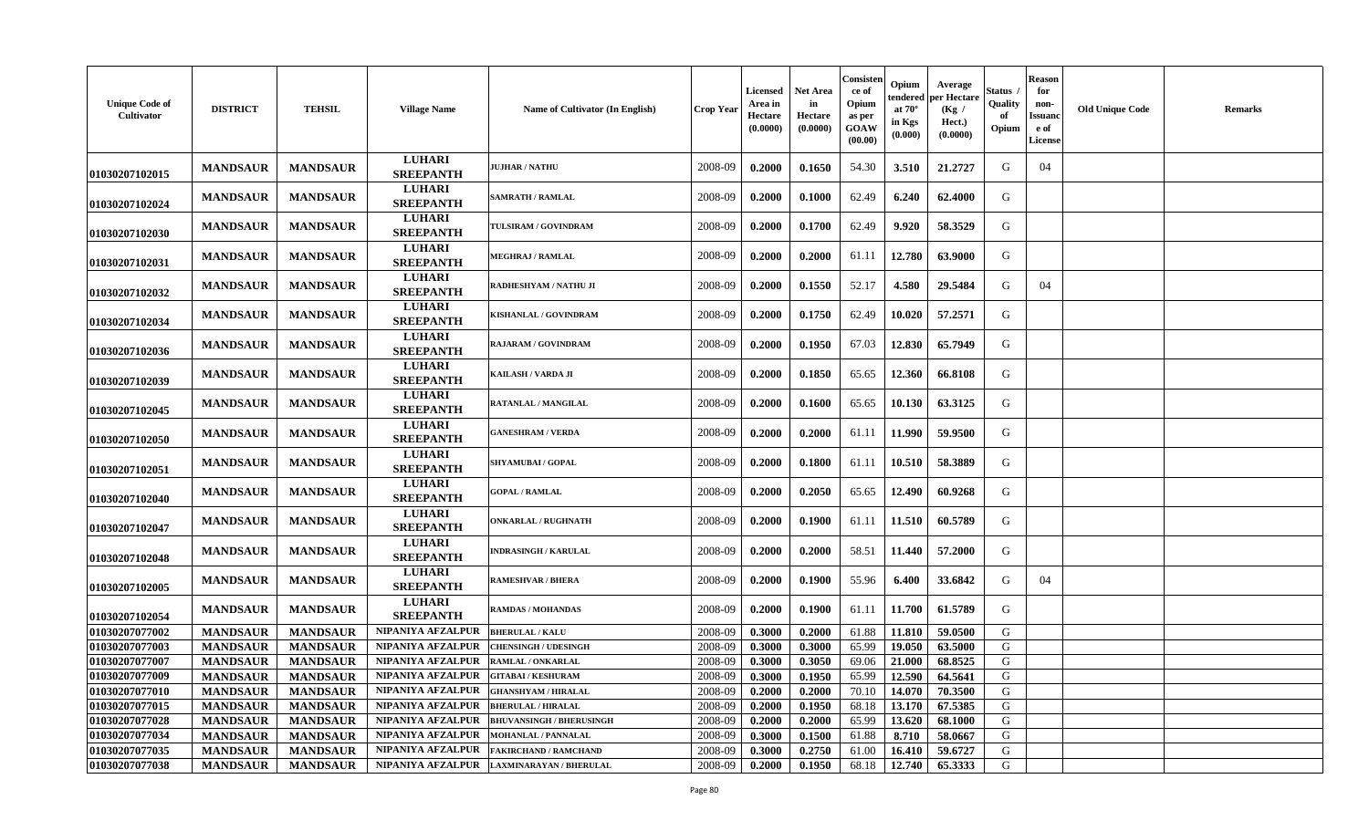| Unique Code of Cultivator | DISTRICT | TEHSIL | Village Name | Name of Cultivator (In English) | Crop Year | Licensed Area in Hectare (0.0000) | Net Area in Hectare (0.0000) | Consistence of Opium as per GOAW (00.00) | Opium tendered at 70° in Kgs (0.000) | Average per Hectare (Kg / Hect.) (0.0000) | Status / Quality of Opium | Reason for non-Issuance of License | Old Unique Code | Remarks |
|---|---|---|---|---|---|---|---|---|---|---|---|---|---|---|
| 01030207102015 | MANDSAUR | MANDSAUR | LUHARI SREEPANTH | JUJHAR / NATHU | 2008-09 | 0.2000 | 0.1650 | 54.30 | 3.510 | 21.2727 | G | 04 | | |
| 01030207102024 | MANDSAUR | MANDSAUR | LUHARI SREEPANTH | SAMRATH / RAMLAL | 2008-09 | 0.2000 | 0.1000 | 62.49 | 6.240 | 62.4000 | G | | | |
| 01030207102030 | MANDSAUR | MANDSAUR | LUHARI SREEPANTH | TULSIRAM / GOVINDRAM | 2008-09 | 0.2000 | 0.1700 | 62.49 | 9.920 | 58.3529 | G | | | |
| 01030207102031 | MANDSAUR | MANDSAUR | LUHARI SREEPANTH | MEGHRAJ / RAMLAL | 2008-09 | 0.2000 | 0.2000 | 61.11 | 12.780 | 63.9000 | G | | | |
| 01030207102032 | MANDSAUR | MANDSAUR | LUHARI SREEPANTH | RADHESHYAM / NATHU JI | 2008-09 | 0.2000 | 0.1550 | 52.17 | 4.580 | 29.5484 | G | 04 | | |
| 01030207102034 | MANDSAUR | MANDSAUR | LUHARI SREEPANTH | KISHANLAL / GOVINDRAM | 2008-09 | 0.2000 | 0.1750 | 62.49 | 10.020 | 57.2571 | G | | | |
| 01030207102036 | MANDSAUR | MANDSAUR | LUHARI SREEPANTH | RAJARAM / GOVINDRAM | 2008-09 | 0.2000 | 0.1950 | 67.03 | 12.830 | 65.7949 | G | | | |
| 01030207102039 | MANDSAUR | MANDSAUR | LUHARI SREEPANTH | KAILASH / VARDA JI | 2008-09 | 0.2000 | 0.1850 | 65.65 | 12.360 | 66.8108 | G | | | |
| 01030207102045 | MANDSAUR | MANDSAUR | LUHARI SREEPANTH | RATANLAL / MANGILAL | 2008-09 | 0.2000 | 0.1600 | 65.65 | 10.130 | 63.3125 | G | | | |
| 01030207102050 | MANDSAUR | MANDSAUR | LUHARI SREEPANTH | GANESHRAM / VERDA | 2008-09 | 0.2000 | 0.2000 | 61.11 | 11.990 | 59.9500 | G | | | |
| 01030207102051 | MANDSAUR | MANDSAUR | LUHARI SREEPANTH | SHYAMUBAI / GOPAL | 2008-09 | 0.2000 | 0.1800 | 61.11 | 10.510 | 58.3889 | G | | | |
| 01030207102040 | MANDSAUR | MANDSAUR | LUHARI SREEPANTH | GOPAL / RAMLAL | 2008-09 | 0.2000 | 0.2050 | 65.65 | 12.490 | 60.9268 | G | | | |
| 01030207102047 | MANDSAUR | MANDSAUR | LUHARI SREEPANTH | ONKARLAL / RUGHNATH | 2008-09 | 0.2000 | 0.1900 | 61.11 | 11.510 | 60.5789 | G | | | |
| 01030207102048 | MANDSAUR | MANDSAUR | LUHARI SREEPANTH | INDRASINGH / KARULAL | 2008-09 | 0.2000 | 0.2000 | 58.51 | 11.440 | 57.2000 | G | | | |
| 01030207102005 | MANDSAUR | MANDSAUR | LUHARI SREEPANTH | RAMESHVAR / BHERA | 2008-09 | 0.2000 | 0.1900 | 55.96 | 6.400 | 33.6842 | G | 04 | | |
| 01030207102054 | MANDSAUR | MANDSAUR | LUHARI SREEPANTH | RAMDAS / MOHANDAS | 2008-09 | 0.2000 | 0.1900 | 61.11 | 11.700 | 61.5789 | G | | | |
| 01030207077002 | MANDSAUR | MANDSAUR | NIPANIYA AFZALPUR | BHERULAL / KALU | 2008-09 | 0.3000 | 0.2000 | 61.88 | 11.810 | 59.0500 | G | | | |
| 01030207077003 | MANDSAUR | MANDSAUR | NIPANIYA AFZALPUR | CHENSINGH / UDESINGH | 2008-09 | 0.3000 | 0.3000 | 65.99 | 19.050 | 63.5000 | G | | | |
| 01030207077007 | MANDSAUR | MANDSAUR | NIPANIYA AFZALPUR | RAMLAL / ONKARLAL | 2008-09 | 0.3000 | 0.3050 | 69.06 | 21.000 | 68.8525 | G | | | |
| 01030207077009 | MANDSAUR | MANDSAUR | NIPANIYA AFZALPUR | GITABAI / KESHURAM | 2008-09 | 0.3000 | 0.1950 | 65.99 | 12.590 | 64.5641 | G | | | |
| 01030207077010 | MANDSAUR | MANDSAUR | NIPANIYA AFZALPUR | GHANSHYAM / HIRALAL | 2008-09 | 0.2000 | 0.2000 | 70.10 | 14.070 | 70.3500 | G | | | |
| 01030207077015 | MANDSAUR | MANDSAUR | NIPANIYA AFZALPUR | BHERULAL / HIRALAL | 2008-09 | 0.2000 | 0.1950 | 68.18 | 13.170 | 67.5385 | G | | | |
| 01030207077028 | MANDSAUR | MANDSAUR | NIPANIYA AFZALPUR | BHUVANSINGH / BHERUSINGH | 2008-09 | 0.2000 | 0.2000 | 65.99 | 13.620 | 68.1000 | G | | | |
| 01030207077034 | MANDSAUR | MANDSAUR | NIPANIYA AFZALPUR | MOHANLAL / PANNALAL | 2008-09 | 0.3000 | 0.1500 | 61.88 | 8.710 | 58.0667 | G | | | |
| 01030207077035 | MANDSAUR | MANDSAUR | NIPANIYA AFZALPUR | FAKIRCHAND / RAMCHAND | 2008-09 | 0.3000 | 0.2750 | 61.00 | 16.410 | 59.6727 | G | | | |
| 01030207077038 | MANDSAUR | MANDSAUR | NIPANIYA AFZALPUR | LAXMINARAYAN / BHERULAL | 2008-09 | 0.2000 | 0.1950 | 68.18 | 12.740 | 65.3333 | G | | | |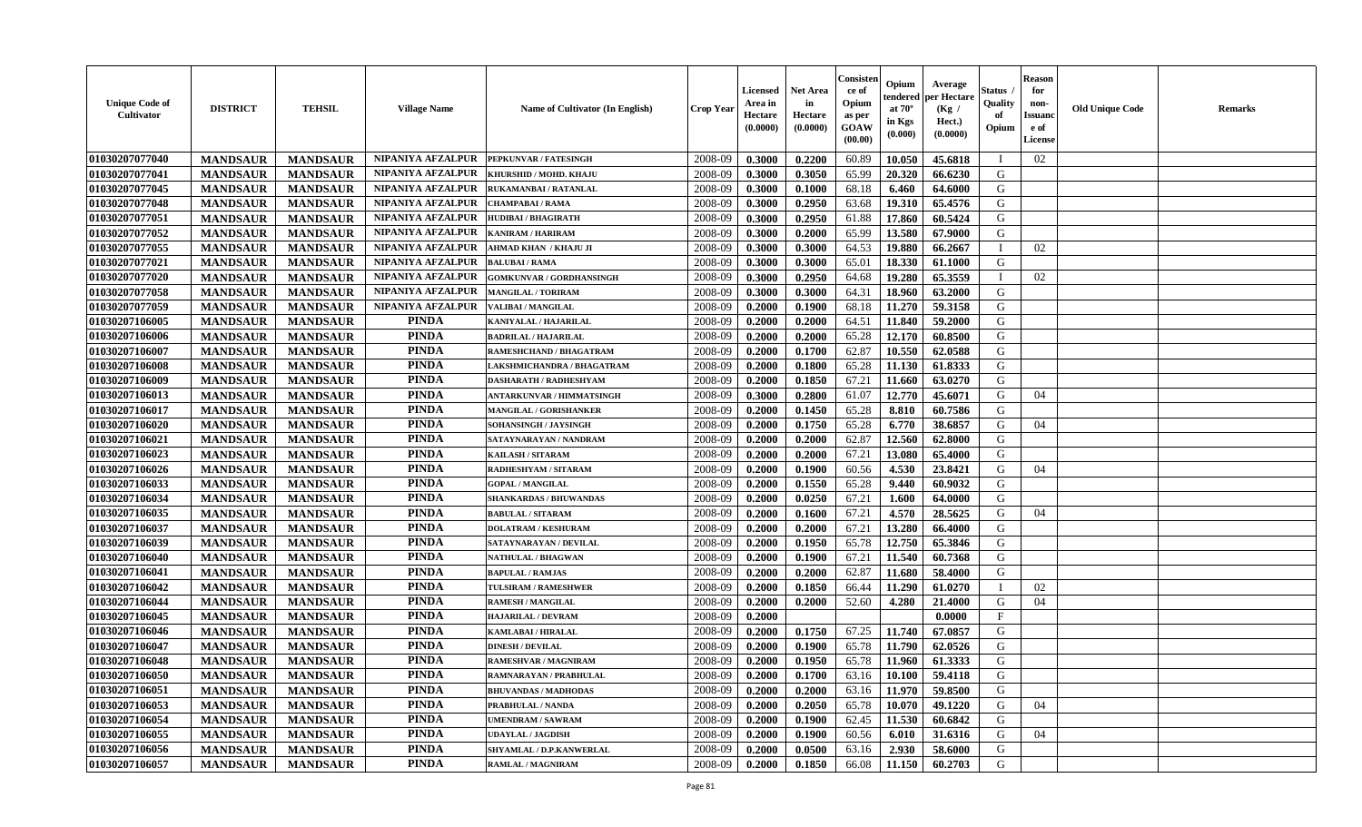| Unique Code of Cultivator | DISTRICT | TEHSIL | Village Name | Name of Cultivator (In English) | Crop Year | Licensed Area in Hectare (0.0000) | Net Area in Hectare (0.0000) | Consistence of Opium as per GOAW (00.00) | Opium tendered at 70° in Kgs (0.000) | Average per Hectare (Kg / Hect.) (0.0000) | Status / Quality of Opium | Reason for non-Issuance of License | Old Unique Code | Remarks |
|---|---|---|---|---|---|---|---|---|---|---|---|---|---|---|
| 01030207077040 | MANDSAUR | MANDSAUR | NIPANIYA AFZALPUR | PEPKUNVAR / FATESINGH | 2008-09 | 0.3000 | 0.2200 | 60.89 | 10.050 | 45.6818 | I | 02 | | |
| 01030207077041 | MANDSAUR | MANDSAUR | NIPANIYA AFZALPUR | KHURSHID / MOHD. KHAJU | 2008-09 | 0.3000 | 0.3050 | 65.99 | 20.320 | 66.6230 | G | | | |
| 01030207077045 | MANDSAUR | MANDSAUR | NIPANIYA AFZALPUR | RUKAMANBAI / RATANLAL | 2008-09 | 0.3000 | 0.1000 | 68.18 | 6.460 | 64.6000 | G | | | |
| 01030207077048 | MANDSAUR | MANDSAUR | NIPANIYA AFZALPUR | CHAMPABAI / RAMA | 2008-09 | 0.3000 | 0.2950 | 63.68 | 19.310 | 65.4576 | G | | | |
| 01030207077051 | MANDSAUR | MANDSAUR | NIPANIYA AFZALPUR | HUDIBAI / BHAGIRATH | 2008-09 | 0.3000 | 0.2950 | 61.88 | 17.860 | 60.5424 | G | | | |
| 01030207077052 | MANDSAUR | MANDSAUR | NIPANIYA AFZALPUR | KANIRAM / HARIRAM | 2008-09 | 0.3000 | 0.2000 | 65.99 | 13.580 | 67.9000 | G | | | |
| 01030207077055 | MANDSAUR | MANDSAUR | NIPANIYA AFZALPUR | AHMAD KHAN / KHAJU JI | 2008-09 | 0.3000 | 0.3000 | 64.53 | 19.880 | 66.2667 | I | 02 | | |
| 01030207077021 | MANDSAUR | MANDSAUR | NIPANIYA AFZALPUR | BALUBAI / RAMA | 2008-09 | 0.3000 | 0.3000 | 65.01 | 18.330 | 61.1000 | G | | | |
| 01030207077020 | MANDSAUR | MANDSAUR | NIPANIYA AFZALPUR | GOMKUNVAR / GORDHANSINGH | 2008-09 | 0.3000 | 0.2950 | 64.68 | 19.280 | 65.3559 | I | 02 | | |
| 01030207077058 | MANDSAUR | MANDSAUR | NIPANIYA AFZALPUR | MANGILAL / TORIRAM | 2008-09 | 0.3000 | 0.3000 | 64.31 | 18.960 | 63.2000 | G | | | |
| 01030207077059 | MANDSAUR | MANDSAUR | NIPANIYA AFZALPUR | VALIBAI / MANGILAL | 2008-09 | 0.2000 | 0.1900 | 68.18 | 11.270 | 59.3158 | G | | | |
| 01030207106005 | MANDSAUR | MANDSAUR | PINDA | KANIYALAL / HAJARILAL | 2008-09 | 0.2000 | 0.2000 | 64.51 | 11.840 | 59.2000 | G | | | |
| 01030207106006 | MANDSAUR | MANDSAUR | PINDA | BADRILAL / HAJARILAL | 2008-09 | 0.2000 | 0.2000 | 65.28 | 12.170 | 60.8500 | G | | | |
| 01030207106007 | MANDSAUR | MANDSAUR | PINDA | RAMESHCHAND / BHAGATRAM | 2008-09 | 0.2000 | 0.1700 | 62.87 | 10.550 | 62.0588 | G | | | |
| 01030207106008 | MANDSAUR | MANDSAUR | PINDA | LAKSHMICHANDRA / BHAGATRAM | 2008-09 | 0.2000 | 0.1800 | 65.28 | 11.130 | 61.8333 | G | | | |
| 01030207106009 | MANDSAUR | MANDSAUR | PINDA | DASHARATH / RADHESHYAM | 2008-09 | 0.2000 | 0.1850 | 67.21 | 11.660 | 63.0270 | G | | | |
| 01030207106013 | MANDSAUR | MANDSAUR | PINDA | ANTARKUNVAR / HIMMATSINGH | 2008-09 | 0.3000 | 0.2800 | 61.07 | 12.770 | 45.6071 | G | 04 | | |
| 01030207106017 | MANDSAUR | MANDSAUR | PINDA | MANGILAL / GORISHANKER | 2008-09 | 0.2000 | 0.1450 | 65.28 | 8.810 | 60.7586 | G | | | |
| 01030207106020 | MANDSAUR | MANDSAUR | PINDA | SOHANSINGH / JAYSINGH | 2008-09 | 0.2000 | 0.1750 | 65.28 | 6.770 | 38.6857 | G | 04 | | |
| 01030207106021 | MANDSAUR | MANDSAUR | PINDA | SATAYNARAYAN / NANDRAM | 2008-09 | 0.2000 | 0.2000 | 62.87 | 12.560 | 62.8000 | G | | | |
| 01030207106023 | MANDSAUR | MANDSAUR | PINDA | KAILASH / SITARAM | 2008-09 | 0.2000 | 0.2000 | 67.21 | 13.080 | 65.4000 | G | | | |
| 01030207106026 | MANDSAUR | MANDSAUR | PINDA | RADHESHYAM / SITARAM | 2008-09 | 0.2000 | 0.1900 | 60.56 | 4.530 | 23.8421 | G | 04 | | |
| 01030207106033 | MANDSAUR | MANDSAUR | PINDA | GOPAL / MANGILAL | 2008-09 | 0.2000 | 0.1550 | 65.28 | 9.440 | 60.9032 | G | | | |
| 01030207106034 | MANDSAUR | MANDSAUR | PINDA | SHANKARDAS / BHUWANDAS | 2008-09 | 0.2000 | 0.0250 | 67.21 | 1.600 | 64.0000 | G | | | |
| 01030207106035 | MANDSAUR | MANDSAUR | PINDA | BABULAL / SITARAM | 2008-09 | 0.2000 | 0.1600 | 67.21 | 4.570 | 28.5625 | G | 04 | | |
| 01030207106037 | MANDSAUR | MANDSAUR | PINDA | DOLATRAM / KESHURAM | 2008-09 | 0.2000 | 0.2000 | 67.21 | 13.280 | 66.4000 | G | | | |
| 01030207106039 | MANDSAUR | MANDSAUR | PINDA | SATAYNARAYAN / DEVILAL | 2008-09 | 0.2000 | 0.1950 | 65.78 | 12.750 | 65.3846 | G | | | |
| 01030207106040 | MANDSAUR | MANDSAUR | PINDA | NATHULAL / BHAGWAN | 2008-09 | 0.2000 | 0.1900 | 67.21 | 11.540 | 60.7368 | G | | | |
| 01030207106041 | MANDSAUR | MANDSAUR | PINDA | BAPULAL / RAMJAS | 2008-09 | 0.2000 | 0.2000 | 62.87 | 11.680 | 58.4000 | G | | | |
| 01030207106042 | MANDSAUR | MANDSAUR | PINDA | TULSIRAM / RAMESHWER | 2008-09 | 0.2000 | 0.1850 | 66.44 | 11.290 | 61.0270 | I | 02 | | |
| 01030207106044 | MANDSAUR | MANDSAUR | PINDA | RAMESH / MANGILAL | 2008-09 | 0.2000 | 0.2000 | 52.60 | 4.280 | 21.4000 | G | 04 | | |
| 01030207106045 | MANDSAUR | MANDSAUR | PINDA | HAJARILAL / DEVRAM | 2008-09 | 0.2000 | | | | 0.0000 | F | | | |
| 01030207106046 | MANDSAUR | MANDSAUR | PINDA | KAMLABAI / HIRALAL | 2008-09 | 0.2000 | 0.1750 | 67.25 | 11.740 | 67.0857 | G | | | |
| 01030207106047 | MANDSAUR | MANDSAUR | PINDA | DINESH / DEVILAL | 2008-09 | 0.2000 | 0.1900 | 65.78 | 11.790 | 62.0526 | G | | | |
| 01030207106048 | MANDSAUR | MANDSAUR | PINDA | RAMESHVAR / MAGNIRAM | 2008-09 | 0.2000 | 0.1950 | 65.78 | 11.960 | 61.3333 | G | | | |
| 01030207106050 | MANDSAUR | MANDSAUR | PINDA | RAMNARAYAN / PRABHULAL | 2008-09 | 0.2000 | 0.1700 | 63.16 | 10.100 | 59.4118 | G | | | |
| 01030207106051 | MANDSAUR | MANDSAUR | PINDA | BHUVANDAS / MADHODAS | 2008-09 | 0.2000 | 0.2000 | 63.16 | 11.970 | 59.8500 | G | | | |
| 01030207106053 | MANDSAUR | MANDSAUR | PINDA | PRABHULAL / NANDA | 2008-09 | 0.2000 | 0.2050 | 65.78 | 10.070 | 49.1220 | G | 04 | | |
| 01030207106054 | MANDSAUR | MANDSAUR | PINDA | UMENDRAM / SAWRAM | 2008-09 | 0.2000 | 0.1900 | 62.45 | 11.530 | 60.6842 | G | | | |
| 01030207106055 | MANDSAUR | MANDSAUR | PINDA | UDAYLAL / JAGDISH | 2008-09 | 0.2000 | 0.1900 | 60.56 | 6.010 | 31.6316 | G | 04 | | |
| 01030207106056 | MANDSAUR | MANDSAUR | PINDA | SHYAMLAL / D.P.KANWERLAL | 2008-09 | 0.2000 | 0.0500 | 63.16 | 2.930 | 58.6000 | G | | | |
| 01030207106057 | MANDSAUR | MANDSAUR | PINDA | RAMLAL / MAGNIRAM | 2008-09 | 0.2000 | 0.1850 | 66.08 | 11.150 | 60.2703 | G | | | |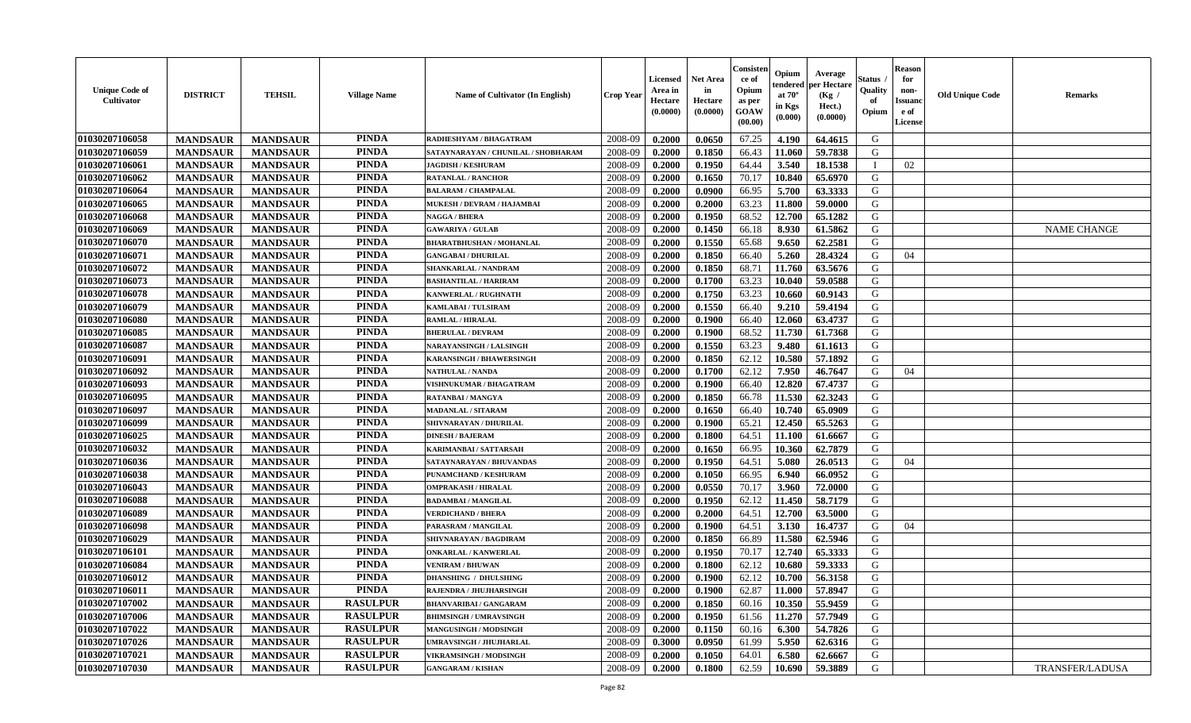| Unique Code of Cultivator | DISTRICT | TEHSIL | Village Name | Name of Cultivator (In English) | Crop Year | Licensed Area in Hectare (0.0000) | Net Area in Hectare (0.0000) | Consistence of Opium as per GOAW (00.00) | Opium tendered at 70° in Kgs (0.000) | Average per Hectare (Kg / Hect.) (0.0000) | Status / Quality of Opium | Reason for non-Issuance of License | Old Unique Code | Remarks |
|---|---|---|---|---|---|---|---|---|---|---|---|---|---|---|
| 01030207106058 | MANDSAUR | MANDSAUR | PINDA | RADHESHYAM / BHAGATRAM | 2008-09 | 0.2000 | 0.0650 | 67.25 | 4.190 | 64.4615 | G | | | |
| 01030207106059 | MANDSAUR | MANDSAUR | PINDA | SATAYNARAYAN / CHUNILAL / SHOBHARAM | 2008-09 | 0.2000 | 0.1850 | 66.43 | 11.060 | 59.7838 | G | | | |
| 01030207106061 | MANDSAUR | MANDSAUR | PINDA | JAGDISH / KESHURAM | 2008-09 | 0.2000 | 0.1950 | 64.44 | 3.540 | 18.1538 | I | 02 | | |
| 01030207106062 | MANDSAUR | MANDSAUR | PINDA | RATANLAL / RANCHOR | 2008-09 | 0.2000 | 0.1650 | 70.17 | 10.840 | 65.6970 | G | | | |
| 01030207106064 | MANDSAUR | MANDSAUR | PINDA | BALARAM / CHAMPALAL | 2008-09 | 0.2000 | 0.0900 | 66.95 | 5.700 | 63.3333 | G | | | |
| 01030207106065 | MANDSAUR | MANDSAUR | PINDA | MUKESH / DEVRAM / HAJAMBAI | 2008-09 | 0.2000 | 0.2000 | 63.23 | 11.800 | 59.0000 | G | | | |
| 01030207106068 | MANDSAUR | MANDSAUR | PINDA | NAGGA / BHERA | 2008-09 | 0.2000 | 0.1950 | 68.52 | 12.700 | 65.1282 | G | | | |
| 01030207106069 | MANDSAUR | MANDSAUR | PINDA | GAWARIYA / GULAB | 2008-09 | 0.2000 | 0.1450 | 66.18 | 8.930 | 61.5862 | G | | | NAME CHANGE |
| 01030207106070 | MANDSAUR | MANDSAUR | PINDA | BHARATBHUSHAN / MOHANLAL | 2008-09 | 0.2000 | 0.1550 | 65.68 | 9.650 | 62.2581 | G | | | |
| 01030207106071 | MANDSAUR | MANDSAUR | PINDA | GANGABAI / DHURILAL | 2008-09 | 0.2000 | 0.1850 | 66.40 | 5.260 | 28.4324 | G | 04 | | |
| 01030207106072 | MANDSAUR | MANDSAUR | PINDA | SHANKARLAL / NANDRAM | 2008-09 | 0.2000 | 0.1850 | 68.71 | 11.760 | 63.5676 | G | | | |
| 01030207106073 | MANDSAUR | MANDSAUR | PINDA | BASHANTILAL / HARIRAM | 2008-09 | 0.2000 | 0.1700 | 63.23 | 10.040 | 59.0588 | G | | | |
| 01030207106078 | MANDSAUR | MANDSAUR | PINDA | KANWERLAL / RUGHNATH | 2008-09 | 0.2000 | 0.1750 | 63.23 | 10.660 | 60.9143 | G | | | |
| 01030207106079 | MANDSAUR | MANDSAUR | PINDA | KAMLABAI / TULSIRAM | 2008-09 | 0.2000 | 0.1550 | 66.40 | 9.210 | 59.4194 | G | | | |
| 01030207106080 | MANDSAUR | MANDSAUR | PINDA | RAMLAL / HIRALAL | 2008-09 | 0.2000 | 0.1900 | 66.40 | 12.060 | 63.4737 | G | | | |
| 01030207106085 | MANDSAUR | MANDSAUR | PINDA | BHERULAL / DEVRAM | 2008-09 | 0.2000 | 0.1900 | 68.52 | 11.730 | 61.7368 | G | | | |
| 01030207106087 | MANDSAUR | MANDSAUR | PINDA | NARAYANSINGH / LALSINGH | 2008-09 | 0.2000 | 0.1550 | 63.23 | 9.480 | 61.1613 | G | | | |
| 01030207106091 | MANDSAUR | MANDSAUR | PINDA | KARANSINGH / BHAWERSINGH | 2008-09 | 0.2000 | 0.1850 | 62.12 | 10.580 | 57.1892 | G | | | |
| 01030207106092 | MANDSAUR | MANDSAUR | PINDA | NATHULAL / NANDA | 2008-09 | 0.2000 | 0.1700 | 62.12 | 7.950 | 46.7647 | G | 04 | | |
| 01030207106093 | MANDSAUR | MANDSAUR | PINDA | VISHNUKUMAR / BHAGATRAM | 2008-09 | 0.2000 | 0.1900 | 66.40 | 12.820 | 67.4737 | G | | | |
| 01030207106095 | MANDSAUR | MANDSAUR | PINDA | RATANBAI / MANGYA | 2008-09 | 0.2000 | 0.1850 | 66.78 | 11.530 | 62.3243 | G | | | |
| 01030207106097 | MANDSAUR | MANDSAUR | PINDA | MADANLAL / SITARAM | 2008-09 | 0.2000 | 0.1650 | 66.40 | 10.740 | 65.0909 | G | | | |
| 01030207106099 | MANDSAUR | MANDSAUR | PINDA | SHIVNARAYAN / DHURILAL | 2008-09 | 0.2000 | 0.1900 | 65.21 | 12.450 | 65.5263 | G | | | |
| 01030207106025 | MANDSAUR | MANDSAUR | PINDA | DINESH / BAJERAM | 2008-09 | 0.2000 | 0.1800 | 64.51 | 11.100 | 61.6667 | G | | | |
| 01030207106032 | MANDSAUR | MANDSAUR | PINDA | KARIMANBAI / SATTARSAH | 2008-09 | 0.2000 | 0.1650 | 66.95 | 10.360 | 62.7879 | G | | | |
| 01030207106036 | MANDSAUR | MANDSAUR | PINDA | SATAYNARAYAN / BHUVANDAS | 2008-09 | 0.2000 | 0.1950 | 64.51 | 5.080 | 26.0513 | G | 04 | | |
| 01030207106038 | MANDSAUR | MANDSAUR | PINDA | PUNAMCHAND / KESHURAM | 2008-09 | 0.2000 | 0.1050 | 66.95 | 6.940 | 66.0952 | G | | | |
| 01030207106043 | MANDSAUR | MANDSAUR | PINDA | OMPRAKASH / HIRALAL | 2008-09 | 0.2000 | 0.0550 | 70.17 | 3.960 | 72.0000 | G | | | |
| 01030207106088 | MANDSAUR | MANDSAUR | PINDA | BADAMBAI / MANGILAL | 2008-09 | 0.2000 | 0.1950 | 62.12 | 11.450 | 58.7179 | G | | | |
| 01030207106089 | MANDSAUR | MANDSAUR | PINDA | VERDICHAND / BHERA | 2008-09 | 0.2000 | 0.2000 | 64.51 | 12.700 | 63.5000 | G | | | |
| 01030207106098 | MANDSAUR | MANDSAUR | PINDA | PARASRAM / MANGILAL | 2008-09 | 0.2000 | 0.1900 | 64.51 | 3.130 | 16.4737 | G | 04 | | |
| 01030207106029 | MANDSAUR | MANDSAUR | PINDA | SHIVNARAYAN / BAGDIRAM | 2008-09 | 0.2000 | 0.1850 | 66.89 | 11.580 | 62.5946 | G | | | |
| 01030207106101 | MANDSAUR | MANDSAUR | PINDA | ONKARLAL / KANWERLAL | 2008-09 | 0.2000 | 0.1950 | 70.17 | 12.740 | 65.3333 | G | | | |
| 01030207106084 | MANDSAUR | MANDSAUR | PINDA | VENIRAM / BHUWAN | 2008-09 | 0.2000 | 0.1800 | 62.12 | 10.680 | 59.3333 | G | | | |
| 01030207106012 | MANDSAUR | MANDSAUR | PINDA | DHANSHING / DHULSHING | 2008-09 | 0.2000 | 0.1900 | 62.12 | 10.700 | 56.3158 | G | | | |
| 01030207106011 | MANDSAUR | MANDSAUR | PINDA | RAJENDRA / JHUJHARSINGH | 2008-09 | 0.2000 | 0.1900 | 62.87 | 11.000 | 57.8947 | G | | | |
| 01030207107002 | MANDSAUR | MANDSAUR | RASULPUR | BHANVARIBAI / GANGARAM | 2008-09 | 0.2000 | 0.1850 | 60.16 | 10.350 | 55.9459 | G | | | |
| 01030207107006 | MANDSAUR | MANDSAUR | RASULPUR | BHIMSINGH / UMRAVSINGH | 2008-09 | 0.2000 | 0.1950 | 61.56 | 11.270 | 57.7949 | G | | | |
| 01030207107022 | MANDSAUR | MANDSAUR | RASULPUR | MANGUSINGH / MODSINGH | 2008-09 | 0.2000 | 0.1150 | 60.16 | 6.300 | 54.7826 | G | | | |
| 01030207107026 | MANDSAUR | MANDSAUR | RASULPUR | UMRAVSINGH / JHUJHARLAL | 2008-09 | 0.3000 | 0.0950 | 61.99 | 5.950 | 62.6316 | G | | | |
| 01030207107021 | MANDSAUR | MANDSAUR | RASULPUR | VIKRAMSINGH / MODSINGH | 2008-09 | 0.2000 | 0.1050 | 64.01 | 6.580 | 62.6667 | G | | | |
| 01030207107030 | MANDSAUR | MANDSAUR | RASULPUR | GANGARAM / KISHAN | 2008-09 | 0.2000 | 0.1800 | 62.59 | 10.690 | 59.3889 | G | | | TRANSFER/LADUSA |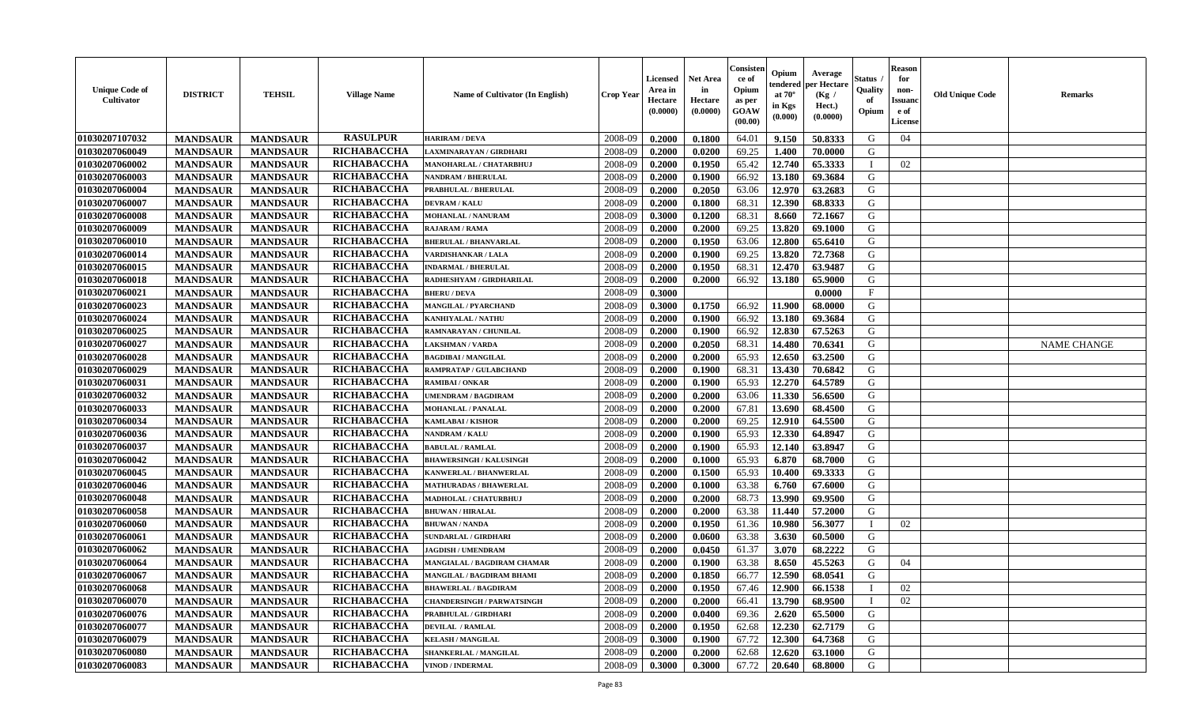| Unique Code of Cultivator | DISTRICT | TEHSIL | Village Name | Name of Cultivator (In English) | Crop Year | Licensed Area in Hectare (0.0000) | Net Area in Hectare (0.0000) | Consistence of Opium as per GOAW (00.00) | Opium tendered at 70° in Kgs (0.000) | Average per Hectare (Kg / Hect.) (0.0000) | Status / Quality of Opium | Reason for non-Issuance of License | Old Unique Code | Remarks |
|---|---|---|---|---|---|---|---|---|---|---|---|---|---|---|
| 01030207107032 | MANDSAUR | MANDSAUR | RASULPUR | HARIRAM / DEVA | 2008-09 | 0.2000 | 0.1800 | 64.01 | 9.150 | 50.8333 | G | 04 | | |
| 01030207060049 | MANDSAUR | MANDSAUR | RICHABACCHA | LAXMINARAYAN / GIRDHARI | 2008-09 | 0.2000 | 0.0200 | 69.25 | 1.400 | 70.0000 | G | | | |
| 01030207060002 | MANDSAUR | MANDSAUR | RICHABACCHA | MANOHARLAL / CHATARBHUJ | 2008-09 | 0.2000 | 0.1950 | 65.42 | 12.740 | 65.3333 | I | 02 | | |
| 01030207060003 | MANDSAUR | MANDSAUR | RICHABACCHA | NANDRAM / BHERULAL | 2008-09 | 0.2000 | 0.1900 | 66.92 | 13.180 | 69.3684 | G | | | |
| 01030207060004 | MANDSAUR | MANDSAUR | RICHABACCHA | PRABHULAL / BHERULAL | 2008-09 | 0.2000 | 0.2050 | 63.06 | 12.970 | 63.2683 | G | | | |
| 01030207060007 | MANDSAUR | MANDSAUR | RICHABACCHA | DEVRAM / KALU | 2008-09 | 0.2000 | 0.1800 | 68.31 | 12.390 | 68.8333 | G | | | |
| 01030207060008 | MANDSAUR | MANDSAUR | RICHABACCHA | MOHANLAL / NANURAM | 2008-09 | 0.3000 | 0.1200 | 68.31 | 8.660 | 72.1667 | G | | | |
| 01030207060009 | MANDSAUR | MANDSAUR | RICHABACCHA | RAJARAM / RAMA | 2008-09 | 0.2000 | 0.2000 | 69.25 | 13.820 | 69.1000 | G | | | |
| 01030207060010 | MANDSAUR | MANDSAUR | RICHABACCHA | BHERULAL / BHANVARLAL | 2008-09 | 0.2000 | 0.1950 | 63.06 | 12.800 | 65.6410 | G | | | |
| 01030207060014 | MANDSAUR | MANDSAUR | RICHABACCHA | VARDISHANKAR / LALA | 2008-09 | 0.2000 | 0.1900 | 69.25 | 13.820 | 72.7368 | G | | | |
| 01030207060015 | MANDSAUR | MANDSAUR | RICHABACCHA | INDARMAL / BHERULAL | 2008-09 | 0.2000 | 0.1950 | 68.31 | 12.470 | 63.9487 | G | | | |
| 01030207060018 | MANDSAUR | MANDSAUR | RICHABACCHA | RADHESHYAM / GIRDHARILAL | 2008-09 | 0.2000 | 0.2000 | 66.92 | 13.180 | 65.9000 | G | | | |
| 01030207060021 | MANDSAUR | MANDSAUR | RICHABACCHA | BHERU / DEVA | 2008-09 | 0.3000 | | | | 0.0000 | F | | | |
| 01030207060023 | MANDSAUR | MANDSAUR | RICHABACCHA | MANGILAL / PYARCHAND | 2008-09 | 0.3000 | 0.1750 | 66.92 | 11.900 | 68.0000 | G | | | |
| 01030207060024 | MANDSAUR | MANDSAUR | RICHABACCHA | KANHIYALAL / NATHU | 2008-09 | 0.2000 | 0.1900 | 66.92 | 13.180 | 69.3684 | G | | | |
| 01030207060025 | MANDSAUR | MANDSAUR | RICHABACCHA | RAMNARAYAN / CHUNILAL | 2008-09 | 0.2000 | 0.1900 | 66.92 | 12.830 | 67.5263 | G | | | |
| 01030207060027 | MANDSAUR | MANDSAUR | RICHABACCHA | LAKSHMAN / VARDA | 2008-09 | 0.2000 | 0.2050 | 68.31 | 14.480 | 70.6341 | G | | | NAME CHANGE |
| 01030207060028 | MANDSAUR | MANDSAUR | RICHABACCHA | BAGDIBAI / MANGILAL | 2008-09 | 0.2000 | 0.2000 | 65.93 | 12.650 | 63.2500 | G | | | |
| 01030207060029 | MANDSAUR | MANDSAUR | RICHABACCHA | RAMPRATAP / GULABCHAND | 2008-09 | 0.2000 | 0.1900 | 68.31 | 13.430 | 70.6842 | G | | | |
| 01030207060031 | MANDSAUR | MANDSAUR | RICHABACCHA | RAMIBAI / ONKAR | 2008-09 | 0.2000 | 0.1900 | 65.93 | 12.270 | 64.5789 | G | | | |
| 01030207060032 | MANDSAUR | MANDSAUR | RICHABACCHA | UMENDRAM / BAGDIRAM | 2008-09 | 0.2000 | 0.2000 | 63.06 | 11.330 | 56.6500 | G | | | |
| 01030207060033 | MANDSAUR | MANDSAUR | RICHABACCHA | MOHANLAL / PANALAL | 2008-09 | 0.2000 | 0.2000 | 67.81 | 13.690 | 68.4500 | G | | | |
| 01030207060034 | MANDSAUR | MANDSAUR | RICHABACCHA | KAMLABAI / KISHOR | 2008-09 | 0.2000 | 0.2000 | 69.25 | 12.910 | 64.5500 | G | | | |
| 01030207060036 | MANDSAUR | MANDSAUR | RICHABACCHA | NANDRAM / KALU | 2008-09 | 0.2000 | 0.1900 | 65.93 | 12.330 | 64.8947 | G | | | |
| 01030207060037 | MANDSAUR | MANDSAUR | RICHABACCHA | BABULAL / RAMLAL | 2008-09 | 0.2000 | 0.1900 | 65.93 | 12.140 | 63.8947 | G | | | |
| 01030207060042 | MANDSAUR | MANDSAUR | RICHABACCHA | BHAWERSINGH / KALUSINGH | 2008-09 | 0.2000 | 0.1000 | 65.93 | 6.870 | 68.7000 | G | | | |
| 01030207060045 | MANDSAUR | MANDSAUR | RICHABACCHA | KANWERLAL / BHANWERLAL | 2008-09 | 0.2000 | 0.1500 | 65.93 | 10.400 | 69.3333 | G | | | |
| 01030207060046 | MANDSAUR | MANDSAUR | RICHABACCHA | MATHURADAS / BHAWERLAL | 2008-09 | 0.2000 | 0.1000 | 63.38 | 6.760 | 67.6000 | G | | | |
| 01030207060048 | MANDSAUR | MANDSAUR | RICHABACCHA | MADHOLAL / CHATURBHUJ | 2008-09 | 0.2000 | 0.2000 | 68.73 | 13.990 | 69.9500 | G | | | |
| 01030207060058 | MANDSAUR | MANDSAUR | RICHABACCHA | BHUWAN / HIRALAL | 2008-09 | 0.2000 | 0.2000 | 63.38 | 11.440 | 57.2000 | G | | | |
| 01030207060060 | MANDSAUR | MANDSAUR | RICHABACCHA | BHUWAN / NANDA | 2008-09 | 0.2000 | 0.1950 | 61.36 | 10.980 | 56.3077 | I | 02 | | |
| 01030207060061 | MANDSAUR | MANDSAUR | RICHABACCHA | SUNDARLAL / GIRDHARI | 2008-09 | 0.2000 | 0.0600 | 63.38 | 3.630 | 60.5000 | G | | | |
| 01030207060062 | MANDSAUR | MANDSAUR | RICHABACCHA | JAGDISH / UMENDRAM | 2008-09 | 0.2000 | 0.0450 | 61.37 | 3.070 | 68.2222 | G | | | |
| 01030207060064 | MANDSAUR | MANDSAUR | RICHABACCHA | MANGIALAL / BAGDIRAM CHAMAR | 2008-09 | 0.2000 | 0.1900 | 63.38 | 8.650 | 45.5263 | G | 04 | | |
| 01030207060067 | MANDSAUR | MANDSAUR | RICHABACCHA | MANGILAL / BAGDIRAM BHAMI | 2008-09 | 0.2000 | 0.1850 | 66.77 | 12.590 | 68.0541 | G | | | |
| 01030207060068 | MANDSAUR | MANDSAUR | RICHABACCHA | BHAWERLAL / BAGDIRAM | 2008-09 | 0.2000 | 0.1950 | 67.46 | 12.900 | 66.1538 | I | 02 | | |
| 01030207060070 | MANDSAUR | MANDSAUR | RICHABACCHA | CHANDERSINGH / PARWATSINGH | 2008-09 | 0.2000 | 0.2000 | 66.41 | 13.790 | 68.9500 | I | 02 | | |
| 01030207060076 | MANDSAUR | MANDSAUR | RICHABACCHA | PRABHULAL / GIRDHARI | 2008-09 | 0.2000 | 0.0400 | 69.36 | 2.620 | 65.5000 | G | | | |
| 01030207060077 | MANDSAUR | MANDSAUR | RICHABACCHA | DEVILAL / RAMLAL | 2008-09 | 0.2000 | 0.1950 | 62.68 | 12.230 | 62.7179 | G | | | |
| 01030207060079 | MANDSAUR | MANDSAUR | RICHABACCHA | KELASH / MANGILAL | 2008-09 | 0.3000 | 0.1900 | 67.72 | 12.300 | 64.7368 | G | | | |
| 01030207060080 | MANDSAUR | MANDSAUR | RICHABACCHA | SHANKERLAL / MANGILAL | 2008-09 | 0.2000 | 0.2000 | 62.68 | 12.620 | 63.1000 | G | | | |
| 01030207060083 | MANDSAUR | MANDSAUR | RICHABACCHA | VINOD / INDERMAL | 2008-09 | 0.3000 | 0.3000 | 67.72 | 20.640 | 68.8000 | G | | | |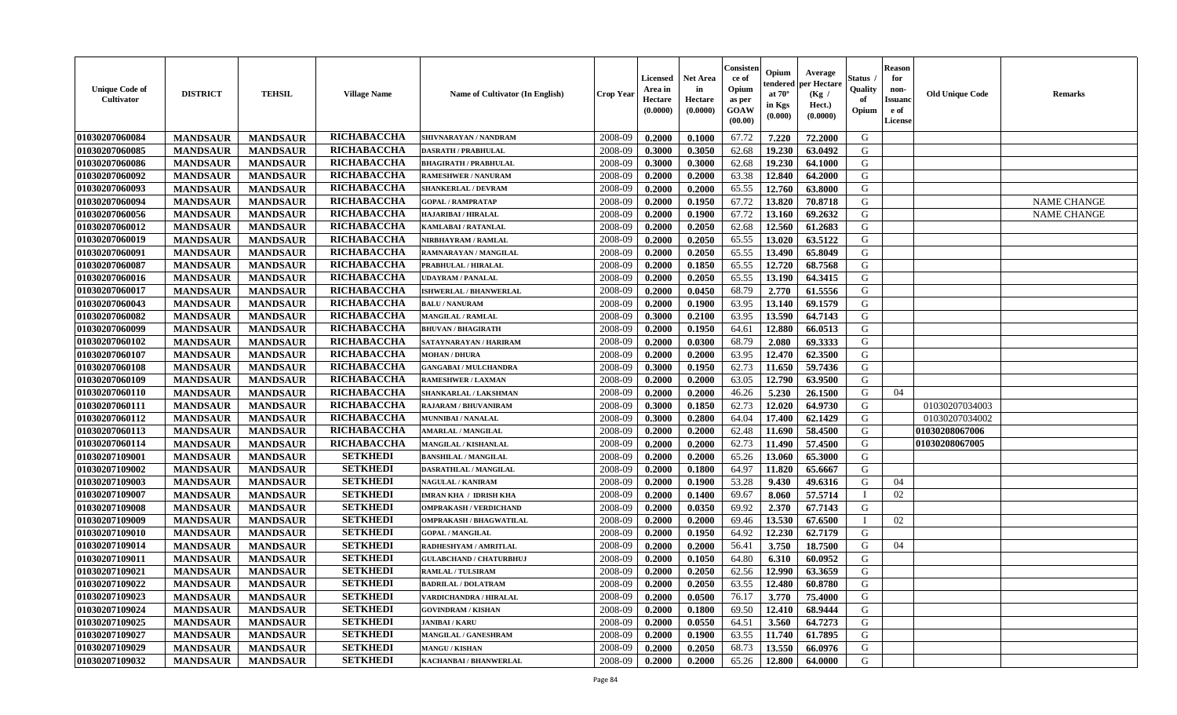| Unique Code of Cultivator | DISTRICT | TEHSIL | Village Name | Name of Cultivator (In English) | Crop Year | Licensed Area in Hectare (0.0000) | Net Area in Hectare (0.0000) | Consistence of Opium as per GOAW (00.00) | Opium tendered at 70° in Kgs (0.000) | Average per Hectare (Kg / Hect.) (0.0000) | Status / Quality of Opium | Reason for non-Issuance of License | Old Unique Code | Remarks |
|---|---|---|---|---|---|---|---|---|---|---|---|---|---|---|
| 01030207060084 | MANDSAUR | MANDSAUR | RICHABACCHA | SHIVNARAYAN / NANDRAM | 2008-09 | 0.2000 | 0.1000 | 67.72 | 7.220 | 72.2000 | G | | | |
| 01030207060085 | MANDSAUR | MANDSAUR | RICHABACCHA | DASRATH / PRABHULAL | 2008-09 | 0.3000 | 0.3050 | 62.68 | 19.230 | 63.0492 | G | | | |
| 01030207060086 | MANDSAUR | MANDSAUR | RICHABACCHA | BHAGIRATH / PRABHULAL | 2008-09 | 0.3000 | 0.3000 | 62.68 | 19.230 | 64.1000 | G | | | |
| 01030207060092 | MANDSAUR | MANDSAUR | RICHABACCHA | RAMESHWER / NANURAM | 2008-09 | 0.2000 | 0.2000 | 63.38 | 12.840 | 64.2000 | G | | | |
| 01030207060093 | MANDSAUR | MANDSAUR | RICHABACCHA | SHANKERLAL / DEVRAM | 2008-09 | 0.2000 | 0.2000 | 65.55 | 12.760 | 63.8000 | G | | | |
| 01030207060094 | MANDSAUR | MANDSAUR | RICHABACCHA | GOPAL / RAMPRATAP | 2008-09 | 0.2000 | 0.1950 | 67.72 | 13.820 | 70.8718 | G | | | NAME CHANGE |
| 01030207060056 | MANDSAUR | MANDSAUR | RICHABACCHA | HAJARIBAI / HIRALAL | 2008-09 | 0.2000 | 0.1900 | 67.72 | 13.160 | 69.2632 | G | | | NAME CHANGE |
| 01030207060012 | MANDSAUR | MANDSAUR | RICHABACCHA | KAMLABAI / RATANLAL | 2008-09 | 0.2000 | 0.2050 | 62.68 | 12.560 | 61.2683 | G | | | |
| 01030207060019 | MANDSAUR | MANDSAUR | RICHABACCHA | NIRBHAYRAM / RAMLAL | 2008-09 | 0.2000 | 0.2050 | 65.55 | 13.020 | 63.5122 | G | | | |
| 01030207060091 | MANDSAUR | MANDSAUR | RICHABACCHA | RAMNARAYAN / MANGILAL | 2008-09 | 0.2000 | 0.2050 | 65.55 | 13.490 | 65.8049 | G | | | |
| 01030207060087 | MANDSAUR | MANDSAUR | RICHABACCHA | PRABHULAL / HIRALAL | 2008-09 | 0.2000 | 0.1850 | 65.55 | 12.720 | 68.7568 | G | | | |
| 01030207060016 | MANDSAUR | MANDSAUR | RICHABACCHA | UDAYRAM / PANALAL | 2008-09 | 0.2000 | 0.2050 | 65.55 | 13.190 | 64.3415 | G | | | |
| 01030207060017 | MANDSAUR | MANDSAUR | RICHABACCHA | ISHWERLAL / BHANWERLAL | 2008-09 | 0.2000 | 0.0450 | 68.79 | 2.770 | 61.5556 | G | | | |
| 01030207060043 | MANDSAUR | MANDSAUR | RICHABACCHA | BALU / NANURAM | 2008-09 | 0.2000 | 0.1900 | 63.95 | 13.140 | 69.1579 | G | | | |
| 01030207060082 | MANDSAUR | MANDSAUR | RICHABACCHA | MANGILAL / RAMLAL | 2008-09 | 0.3000 | 0.2100 | 63.95 | 13.590 | 64.7143 | G | | | |
| 01030207060099 | MANDSAUR | MANDSAUR | RICHABACCHA | BHUVAN / BHAGIRATH | 2008-09 | 0.2000 | 0.1950 | 64.61 | 12.880 | 66.0513 | G | | | |
| 01030207060102 | MANDSAUR | MANDSAUR | RICHABACCHA | SATAYNARAYAN / HARIRAM | 2008-09 | 0.2000 | 0.0300 | 68.79 | 2.080 | 69.3333 | G | | | |
| 01030207060107 | MANDSAUR | MANDSAUR | RICHABACCHA | MOHAN / DHURA | 2008-09 | 0.2000 | 0.2000 | 63.95 | 12.470 | 62.3500 | G | | | |
| 01030207060108 | MANDSAUR | MANDSAUR | RICHABACCHA | GANGABAI / MULCHANDRA | 2008-09 | 0.3000 | 0.1950 | 62.73 | 11.650 | 59.7436 | G | | | |
| 01030207060109 | MANDSAUR | MANDSAUR | RICHABACCHA | RAMESHWER / LAXMAN | 2008-09 | 0.2000 | 0.2000 | 63.05 | 12.790 | 63.9500 | G | | | |
| 01030207060110 | MANDSAUR | MANDSAUR | RICHABACCHA | SHANKARLAL / LAKSHMAN | 2008-09 | 0.2000 | 0.2000 | 46.26 | 5.230 | 26.1500 | G | 04 | | |
| 01030207060111 | MANDSAUR | MANDSAUR | RICHABACCHA | RAJARAM / BHUVANIRAM | 2008-09 | 0.3000 | 0.1850 | 62.73 | 12.020 | 64.9730 | G | | 01030207034003 | |
| 01030207060112 | MANDSAUR | MANDSAUR | RICHABACCHA | MUNNIBAI / NANALAL | 2008-09 | 0.3000 | 0.2800 | 64.04 | 17.400 | 62.1429 | G | | 01030207034002 | |
| 01030207060113 | MANDSAUR | MANDSAUR | RICHABACCHA | AMARLAL / MANGILAL | 2008-09 | 0.2000 | 0.2000 | 62.48 | 11.690 | 58.4500 | G | | 01030208067006 | |
| 01030207060114 | MANDSAUR | MANDSAUR | RICHABACCHA | MANGILAL / KISHANLAL | 2008-09 | 0.2000 | 0.2000 | 62.73 | 11.490 | 57.4500 | G | | 01030208067005 | |
| 01030207109001 | MANDSAUR | MANDSAUR | SETKHEDI | BANSHILAL / MANGILAL | 2008-09 | 0.2000 | 0.2000 | 65.26 | 13.060 | 65.3000 | G | | | |
| 01030207109002 | MANDSAUR | MANDSAUR | SETKHEDI | DASRATHLAL / MANGILAL | 2008-09 | 0.2000 | 0.1800 | 64.97 | 11.820 | 65.6667 | G | | | |
| 01030207109003 | MANDSAUR | MANDSAUR | SETKHEDI | NAGULAL / KANIRAM | 2008-09 | 0.2000 | 0.1900 | 53.28 | 9.430 | 49.6316 | G | 04 | | |
| 01030207109007 | MANDSAUR | MANDSAUR | SETKHEDI | IMRAN KHA / IDRISH KHA | 2008-09 | 0.2000 | 0.1400 | 69.67 | 8.060 | 57.5714 | I | 02 | | |
| 01030207109008 | MANDSAUR | MANDSAUR | SETKHEDI | OMPRAKASH / VERDICHAND | 2008-09 | 0.2000 | 0.0350 | 69.92 | 2.370 | 67.7143 | G | | | |
| 01030207109009 | MANDSAUR | MANDSAUR | SETKHEDI | OMPRAKASH / BHAGWATILAL | 2008-09 | 0.2000 | 0.2000 | 69.46 | 13.530 | 67.6500 | I | 02 | | |
| 01030207109010 | MANDSAUR | MANDSAUR | SETKHEDI | GOPAL / MANGILAL | 2008-09 | 0.2000 | 0.1950 | 64.92 | 12.230 | 62.7179 | G | | | |
| 01030207109014 | MANDSAUR | MANDSAUR | SETKHEDI | RADHESHYAM / AMRITLAL | 2008-09 | 0.2000 | 0.2000 | 56.41 | 3.750 | 18.7500 | G | 04 | | |
| 01030207109011 | MANDSAUR | MANDSAUR | SETKHEDI | GULABCHAND / CHATURBHUJ | 2008-09 | 0.2000 | 0.1050 | 64.80 | 6.310 | 60.0952 | G | | | |
| 01030207109021 | MANDSAUR | MANDSAUR | SETKHEDI | RAMLAL / TULSIRAM | 2008-09 | 0.2000 | 0.2050 | 62.56 | 12.990 | 63.3659 | G | | | |
| 01030207109022 | MANDSAUR | MANDSAUR | SETKHEDI | BADRILAL / DOLATRAM | 2008-09 | 0.2000 | 0.2050 | 63.55 | 12.480 | 60.8780 | G | | | |
| 01030207109023 | MANDSAUR | MANDSAUR | SETKHEDI | VARDICHANDRA / HIRALAL | 2008-09 | 0.2000 | 0.0500 | 76.17 | 3.770 | 75.4000 | G | | | |
| 01030207109024 | MANDSAUR | MANDSAUR | SETKHEDI | GOVINDRAM / KISHAN | 2008-09 | 0.2000 | 0.1800 | 69.50 | 12.410 | 68.9444 | G | | | |
| 01030207109025 | MANDSAUR | MANDSAUR | SETKHEDI | JANIBAI / KARU | 2008-09 | 0.2000 | 0.0550 | 64.51 | 3.560 | 64.7273 | G | | | |
| 01030207109027 | MANDSAUR | MANDSAUR | SETKHEDI | MANGILAL / GANESHRAM | 2008-09 | 0.2000 | 0.1900 | 63.55 | 11.740 | 61.7895 | G | | | |
| 01030207109029 | MANDSAUR | MANDSAUR | SETKHEDI | MANGU / KISHAN | 2008-09 | 0.2000 | 0.2050 | 68.73 | 13.550 | 66.0976 | G | | | |
| 01030207109032 | MANDSAUR | MANDSAUR | SETKHEDI | KACHANBAI / BHANWERLAL | 2008-09 | 0.2000 | 0.2000 | 65.26 | 12.800 | 64.0000 | G | | | |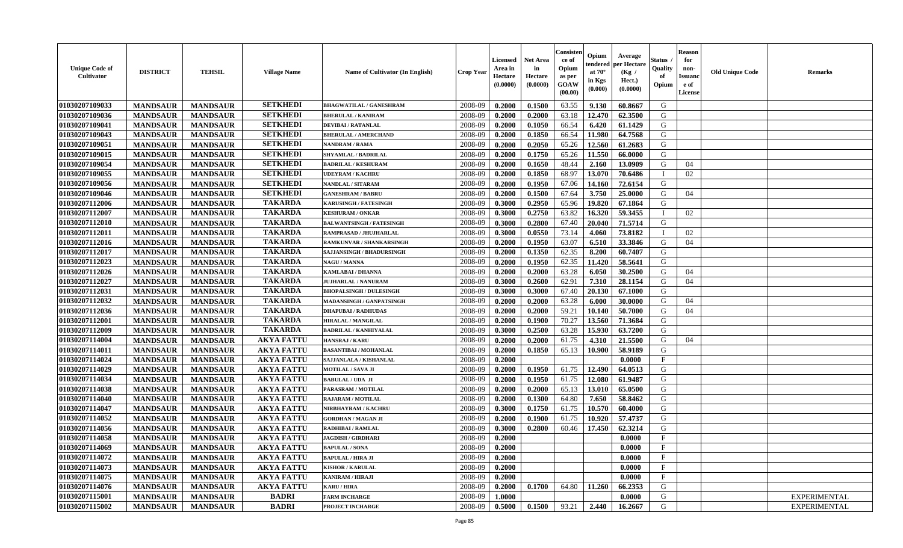| Unique Code of Cultivator | DISTRICT | TEHSIL | Village Name | Name of Cultivator (In English) | Crop Year | Licensed Area in Hectare (0.0000) | Net Area in Hectare (0.0000) | Consistence of Opium as per GOAW (00.00) | Opium tendered at 70° in Kgs (0.000) | Average per Hectare (Kg / Hect.) (0.0000) | Status / Quality of Opium | Reason for non-Issuance of License | Old Unique Code | Remarks |
|---|---|---|---|---|---|---|---|---|---|---|---|---|---|---|
| 01030207109033 | MANDSAUR | MANDSAUR | SETKHEDI | BHAGWATILAL / GANESHRAM | 2008-09 | 0.2000 | 0.1500 | 63.55 | 9.130 | 60.8667 | G | | | |
| 01030207109036 | MANDSAUR | MANDSAUR | SETKHEDI | BHERULAL / KANIRAM | 2008-09 | 0.2000 | 0.2000 | 63.18 | 12.470 | 62.3500 | G | | | |
| 01030207109041 | MANDSAUR | MANDSAUR | SETKHEDI | DEVIBAI / RATANLAL | 2008-09 | 0.2000 | 0.1050 | 66.54 | 6.420 | 61.1429 | G | | | |
| 01030207109043 | MANDSAUR | MANDSAUR | SETKHEDI | BHERULAL / AMERCHAND | 2008-09 | 0.2000 | 0.1850 | 66.54 | 11.980 | 64.7568 | G | | | |
| 01030207109051 | MANDSAUR | MANDSAUR | SETKHEDI | NANDRAM / RAMA | 2008-09 | 0.2000 | 0.2050 | 65.26 | 12.560 | 61.2683 | G | | | |
| 01030207109015 | MANDSAUR | MANDSAUR | SETKHEDI | SHYAMLAL / BADRILAL | 2008-09 | 0.2000 | 0.1750 | 65.26 | 11.550 | 66.0000 | G | | | |
| 01030207109054 | MANDSAUR | MANDSAUR | SETKHEDI | BADRILAL / KESHURAM | 2008-09 | 0.2000 | 0.1650 | 48.44 | 2.160 | 13.0909 | G | 04 | | |
| 01030207109055 | MANDSAUR | MANDSAUR | SETKHEDI | UDEYRAM / KACHRU | 2008-09 | 0.2000 | 0.1850 | 68.97 | 13.070 | 70.6486 | I | 02 | | |
| 01030207109056 | MANDSAUR | MANDSAUR | SETKHEDI | NANDLAL / SITARAM | 2008-09 | 0.2000 | 0.1950 | 67.06 | 14.160 | 72.6154 | G | | | |
| 01030207109046 | MANDSAUR | MANDSAUR | SETKHEDI | GANESHRAM / BABRU | 2008-09 | 0.2000 | 0.1500 | 67.64 | 3.750 | 25.0000 | G | 04 | | |
| 01030207112006 | MANDSAUR | MANDSAUR | TAKARDA | KARUSINGH / FATESINGH | 2008-09 | 0.3000 | 0.2950 | 65.96 | 19.820 | 67.1864 | G | | | |
| 01030207112007 | MANDSAUR | MANDSAUR | TAKARDA | KESHURAM / ONKAR | 2008-09 | 0.3000 | 0.2750 | 63.82 | 16.320 | 59.3455 | I | 02 | | |
| 01030207112010 | MANDSAUR | MANDSAUR | TAKARDA | BALWANTSINGH / FATESINGH | 2008-09 | 0.3000 | 0.2800 | 67.40 | 20.040 | 71.5714 | G | | | |
| 01030207112011 | MANDSAUR | MANDSAUR | TAKARDA | RAMPRASAD / JHUJHARLAL | 2008-09 | 0.3000 | 0.0550 | 73.14 | 4.060 | 73.8182 | I | 02 | | |
| 01030207112016 | MANDSAUR | MANDSAUR | TAKARDA | RAMKUNVAR / SHANKARSINGH | 2008-09 | 0.2000 | 0.1950 | 63.07 | 6.510 | 33.3846 | G | 04 | | |
| 01030207112017 | MANDSAUR | MANDSAUR | TAKARDA | SAJJANSINGH / BHADURSINGH | 2008-09 | 0.2000 | 0.1350 | 62.35 | 8.200 | 60.7407 | G | | | |
| 01030207112023 | MANDSAUR | MANDSAUR | TAKARDA | NAGU / MANNA | 2008-09 | 0.2000 | 0.1950 | 62.35 | 11.420 | 58.5641 | G | | | |
| 01030207112026 | MANDSAUR | MANDSAUR | TAKARDA | KAMLABAI / DHANNA | 2008-09 | 0.2000 | 0.2000 | 63.28 | 6.050 | 30.2500 | G | 04 | | |
| 01030207112027 | MANDSAUR | MANDSAUR | TAKARDA | JUJHARLAL / NANURAM | 2008-09 | 0.3000 | 0.2600 | 62.91 | 7.310 | 28.1154 | G | 04 | | |
| 01030207112031 | MANDSAUR | MANDSAUR | TAKARDA | BHOPALSINGH / DULESINGH | 2008-09 | 0.3000 | 0.3000 | 67.40 | 20.130 | 67.1000 | G | | | |
| 01030207112032 | MANDSAUR | MANDSAUR | TAKARDA | MADANSINGH / GANPATSINGH | 2008-09 | 0.2000 | 0.2000 | 63.28 | 6.000 | 30.0000 | G | 04 | | |
| 01030207112036 | MANDSAUR | MANDSAUR | TAKARDA | DHAPUBAI / RADHUDAS | 2008-09 | 0.2000 | 0.2000 | 59.21 | 10.140 | 50.7000 | G | 04 | | |
| 01030207112001 | MANDSAUR | MANDSAUR | TAKARDA | HIRALAL / MANGILAL | 2008-09 | 0.2000 | 0.1900 | 70.27 | 13.560 | 71.3684 | G | | | |
| 01030207112009 | MANDSAUR | MANDSAUR | TAKARDA | BADRILAL / KANHIYALAL | 2008-09 | 0.3000 | 0.2500 | 63.28 | 15.930 | 63.7200 | G | | | |
| 01030207114004 | MANDSAUR | MANDSAUR | AKYA FATTU | HANSRAJ / KARU | 2008-09 | 0.2000 | 0.2000 | 61.75 | 4.310 | 21.5500 | G | 04 | | |
| 01030207114011 | MANDSAUR | MANDSAUR | AKYA FATTU | BASANTIBAI / MOHANLAL | 2008-09 | 0.2000 | 0.1850 | 65.13 | 10.900 | 58.9189 | G | | | |
| 01030207114024 | MANDSAUR | MANDSAUR | AKYA FATTU | SAJJANLALA / KISHANLAL | 2008-09 | 0.2000 | | | | 0.0000 | F | | | |
| 01030207114029 | MANDSAUR | MANDSAUR | AKYA FATTU | MOTILAL / SAVA JI | 2008-09 | 0.2000 | 0.1950 | 61.75 | 12.490 | 64.0513 | G | | | |
| 01030207114034 | MANDSAUR | MANDSAUR | AKYA FATTU | BABULAL / UDA JI | 2008-09 | 0.2000 | 0.1950 | 61.75 | 12.080 | 61.9487 | G | | | |
| 01030207114038 | MANDSAUR | MANDSAUR | AKYA FATTU | PARASRAM / MOTILAL | 2008-09 | 0.2000 | 0.2000 | 65.13 | 13.010 | 65.0500 | G | | | |
| 01030207114040 | MANDSAUR | MANDSAUR | AKYA FATTU | RAJARAM / MOTILAL | 2008-09 | 0.2000 | 0.1300 | 64.80 | 7.650 | 58.8462 | G | | | |
| 01030207114047 | MANDSAUR | MANDSAUR | AKYA FATTU | NIRBHAYRAM / KACHRU | 2008-09 | 0.3000 | 0.1750 | 61.75 | 10.570 | 60.4000 | G | | | |
| 01030207114052 | MANDSAUR | MANDSAUR | AKYA FATTU | GORDHAN / MAGAN JI | 2008-09 | 0.2000 | 0.1900 | 61.75 | 10.920 | 57.4737 | G | | | |
| 01030207114056 | MANDSAUR | MANDSAUR | AKYA FATTU | RADHIBAI / RAMLAL | 2008-09 | 0.3000 | 0.2800 | 60.46 | 17.450 | 62.3214 | G | | | |
| 01030207114058 | MANDSAUR | MANDSAUR | AKYA FATTU | JAGDISH / GIRDHARI | 2008-09 | 0.2000 | | | | 0.0000 | F | | | |
| 01030207114069 | MANDSAUR | MANDSAUR | AKYA FATTU | BAPULAL / SONA | 2008-09 | 0.2000 | | | | 0.0000 | F | | | |
| 01030207114072 | MANDSAUR | MANDSAUR | AKYA FATTU | BAPULAL / HIRA JI | 2008-09 | 0.2000 | | | | 0.0000 | F | | | |
| 01030207114073 | MANDSAUR | MANDSAUR | AKYA FATTU | KISHOR / KARULAL | 2008-09 | 0.2000 | | | | 0.0000 | F | | | |
| 01030207114075 | MANDSAUR | MANDSAUR | AKYA FATTU | KANIRAM / HIRAJI | 2008-09 | 0.2000 | | | | 0.0000 | F | | | |
| 01030207114076 | MANDSAUR | MANDSAUR | AKYA FATTU | KARU / HIRA | 2008-09 | 0.2000 | 0.1700 | 64.80 | 11.260 | 66.2353 | G | | | |
| 01030207115001 | MANDSAUR | MANDSAUR | BADRI | FARM INCHARGE | 2008-09 | 1.0000 | | | | 0.0000 | G | | | EXPERIMENTAL |
| 01030207115002 | MANDSAUR | MANDSAUR | BADRI | PROJECT INCHARGE | 2008-09 | 0.5000 | 0.1500 | 93.21 | 2.440 | 16.2667 | G | | | EXPERIMENTAL |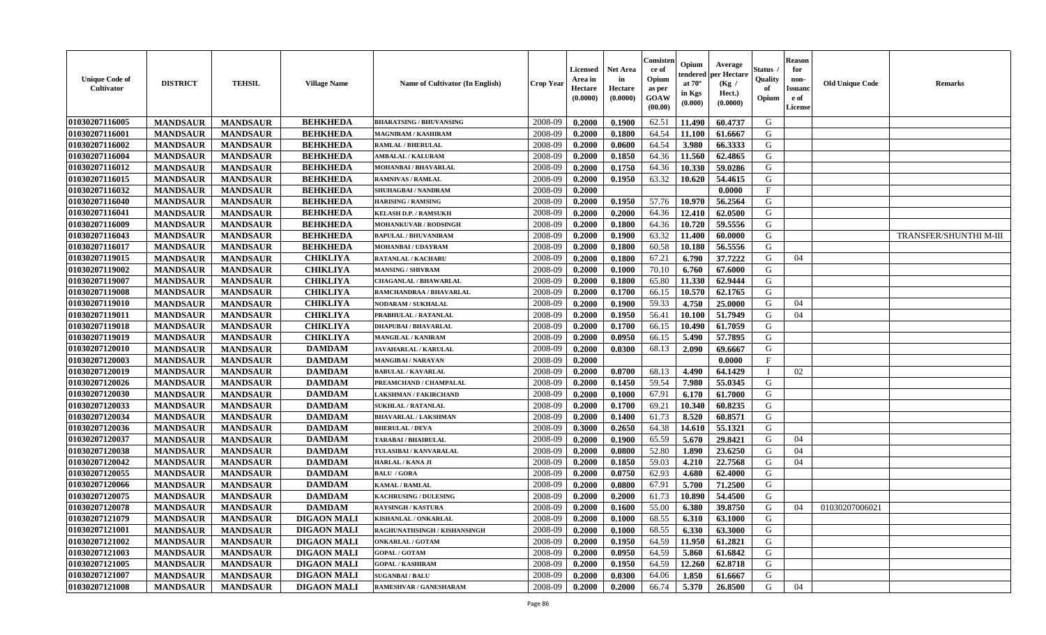| Unique Code of Cultivator | DISTRICT | TEHSIL | Village Name | Name of Cultivator (In English) | Crop Year | Licensed Area in Hectare (0.0000) | Net Area in Hectare (0.0000) | Consistence of Opium as per GOAW (00.00) | Opium tendered at 70° in Kgs (0.000) | Average per Hectare (Kg / Hect.) (0.0000) | Status / Quality of Opium | Reason for non-Issuance of License | Old Unique Code | Remarks |
|---|---|---|---|---|---|---|---|---|---|---|---|---|---|---|
| 01030207116005 | MANDSAUR | MANDSAUR | BEHKHEDA | BHARATSING / BHUVANSING | 2008-09 | 0.2000 | 0.1900 | 62.51 | 11.490 | 60.4737 | G | | | |
| 01030207116001 | MANDSAUR | MANDSAUR | BEHKHEDA | MAGNIRAM / KASHIRAM | 2008-09 | 0.2000 | 0.1800 | 64.54 | 11.100 | 61.6667 | G | | | |
| 01030207116002 | MANDSAUR | MANDSAUR | BEHKHEDA | RAMLAL / BHERULAL | 2008-09 | 0.2000 | 0.0600 | 64.54 | 3.980 | 66.3333 | G | | | |
| 01030207116004 | MANDSAUR | MANDSAUR | BEHKHEDA | AMBALAL / KALURAM | 2008-09 | 0.2000 | 0.1850 | 64.36 | 11.560 | 62.4865 | G | | | |
| 01030207116012 | MANDSAUR | MANDSAUR | BEHKHEDA | MOHANBAI / BHAVARLAL | 2008-09 | 0.2000 | 0.1750 | 64.36 | 10.330 | 59.0286 | G | | | |
| 01030207116015 | MANDSAUR | MANDSAUR | BEHKHEDA | RAMNIVAS / RAMLAL | 2008-09 | 0.2000 | 0.1950 | 63.32 | 10.620 | 54.4615 | G | | | |
| 01030207116032 | MANDSAUR | MANDSAUR | BEHKHEDA | SHUHAGBAI / NANDRAM | 2008-09 | 0.2000 | | | | 0.0000 | F | | | |
| 01030207116040 | MANDSAUR | MANDSAUR | BEHKHEDA | HARISING / RAMSING | 2008-09 | 0.2000 | 0.1950 | 57.76 | 10.970 | 56.2564 | G | | | |
| 01030207116041 | MANDSAUR | MANDSAUR | BEHKHEDA | KELASH D.P. / RAMSUKH | 2008-09 | 0.2000 | 0.2000 | 64.36 | 12.410 | 62.0500 | G | | | |
| 01030207116009 | MANDSAUR | MANDSAUR | BEHKHEDA | MOHANKUVAR / RODSINGH | 2008-09 | 0.2000 | 0.1800 | 64.36 | 10.720 | 59.5556 | G | | | |
| 01030207116043 | MANDSAUR | MANDSAUR | BEHKHEDA | BAPULAL / BHUVANIRAM | 2008-09 | 0.2000 | 0.1900 | 63.32 | 11.400 | 60.0000 | G | | | TRANSFER/SHUNTHI M-III |
| 01030207116017 | MANDSAUR | MANDSAUR | BEHKHEDA | MOHANBAI / UDAYRAM | 2008-09 | 0.2000 | 0.1800 | 60.58 | 10.180 | 56.5556 | G | | | |
| 01030207119015 | MANDSAUR | MANDSAUR | CHIKLIYA | RATANLAL / KACHARU | 2008-09 | 0.2000 | 0.1800 | 67.21 | 6.790 | 37.7222 | G | 04 | | |
| 01030207119002 | MANDSAUR | MANDSAUR | CHIKLIYA | MANSING / SHIVRAM | 2008-09 | 0.2000 | 0.1000 | 70.10 | 6.760 | 67.6000 | G | | | |
| 01030207119007 | MANDSAUR | MANDSAUR | CHIKLIYA | CHAGANLAL / BHAWARLAL | 2008-09 | 0.2000 | 0.1800 | 65.80 | 11.330 | 62.9444 | G | | | |
| 01030207119008 | MANDSAUR | MANDSAUR | CHIKLIYA | RAMCHANDRAA / BHAVARLAL | 2008-09 | 0.2000 | 0.1700 | 66.15 | 10.570 | 62.1765 | G | | | |
| 01030207119010 | MANDSAUR | MANDSAUR | CHIKLIYA | NODARAM / SUKHALAL | 2008-09 | 0.2000 | 0.1900 | 59.33 | 4.750 | 25.0000 | G | 04 | | |
| 01030207119011 | MANDSAUR | MANDSAUR | CHIKLIYA | PRABHULAL / RATANLAL | 2008-09 | 0.2000 | 0.1950 | 56.41 | 10.100 | 51.7949 | G | 04 | | |
| 01030207119018 | MANDSAUR | MANDSAUR | CHIKLIYA | DHAPUBAI / BHAVARLAL | 2008-09 | 0.2000 | 0.1700 | 66.15 | 10.490 | 61.7059 | G | | | |
| 01030207119019 | MANDSAUR | MANDSAUR | CHIKLIYA | MANGILAL / KANIRAM | 2008-09 | 0.2000 | 0.0950 | 66.15 | 5.490 | 57.7895 | G | | | |
| 01030207120010 | MANDSAUR | MANDSAUR | DAMDAM | JAVAHARLAL / KARULAL | 2008-09 | 0.2000 | 0.0300 | 68.13 | 2.090 | 69.6667 | G | | | |
| 01030207120003 | MANDSAUR | MANDSAUR | DAMDAM | MANGIBAI / NARAYAN | 2008-09 | 0.2000 | | | | 0.0000 | F | | | |
| 01030207120019 | MANDSAUR | MANDSAUR | DAMDAM | BABULAL / KAVARLAL | 2008-09 | 0.2000 | 0.0700 | 68.13 | 4.490 | 64.1429 | I | 02 | | |
| 01030207120026 | MANDSAUR | MANDSAUR | DAMDAM | PREAMCHAND / CHAMPALAL | 2008-09 | 0.2000 | 0.1450 | 59.54 | 7.980 | 55.0345 | G | | | |
| 01030207120030 | MANDSAUR | MANDSAUR | DAMDAM | LAKSHMAN / FAKIRCHAND | 2008-09 | 0.2000 | 0.1000 | 67.91 | 6.170 | 61.7000 | G | | | |
| 01030207120033 | MANDSAUR | MANDSAUR | DAMDAM | SUKHLAL / RATANLAL | 2008-09 | 0.2000 | 0.1700 | 69.21 | 10.340 | 60.8235 | G | | | |
| 01030207120034 | MANDSAUR | MANDSAUR | DAMDAM | BHAVARLAL / LAKSHMAN | 2008-09 | 0.2000 | 0.1400 | 61.73 | 8.520 | 60.8571 | G | | | |
| 01030207120036 | MANDSAUR | MANDSAUR | DAMDAM | BHERULAL / DEVA | 2008-09 | 0.3000 | 0.2650 | 64.38 | 14.610 | 55.1321 | G | | | |
| 01030207120037 | MANDSAUR | MANDSAUR | DAMDAM | TARABAI / BHAIRULAL | 2008-09 | 0.2000 | 0.1900 | 65.59 | 5.670 | 29.8421 | G | 04 | | |
| 01030207120038 | MANDSAUR | MANDSAUR | DAMDAM | TULASIBAI / KANVARALAL | 2008-09 | 0.2000 | 0.0800 | 52.80 | 1.890 | 23.6250 | G | 04 | | |
| 01030207120042 | MANDSAUR | MANDSAUR | DAMDAM | HARLAL / KANA JI | 2008-09 | 0.2000 | 0.1850 | 59.03 | 4.210 | 22.7568 | G | 04 | | |
| 01030207120055 | MANDSAUR | MANDSAUR | DAMDAM | BALU / GORA | 2008-09 | 0.2000 | 0.0750 | 62.93 | 4.680 | 62.4000 | G | | | |
| 01030207120066 | MANDSAUR | MANDSAUR | DAMDAM | KAMAL / RAMLAL | 2008-09 | 0.2000 | 0.0800 | 67.91 | 5.700 | 71.2500 | G | | | |
| 01030207120075 | MANDSAUR | MANDSAUR | DAMDAM | KACHRUSING / DULESING | 2008-09 | 0.2000 | 0.2000 | 61.73 | 10.890 | 54.4500 | G | | | |
| 01030207120078 | MANDSAUR | MANDSAUR | DAMDAM | RAYSINGH / KASTURA | 2008-09 | 0.2000 | 0.1600 | 55.00 | 6.380 | 39.8750 | G | 04 | 01030207006021 | |
| 01030207121079 | MANDSAUR | MANDSAUR | DIGAON MALI | KISHANLAL / ONKARLAL | 2008-09 | 0.2000 | 0.1000 | 68.55 | 6.310 | 63.1000 | G | | | |
| 01030207121001 | MANDSAUR | MANDSAUR | DIGAON MALI | RAGHUNATHSINGH / KISHANSINGH | 2008-09 | 0.2000 | 0.1000 | 68.55 | 6.330 | 63.3000 | G | | | |
| 01030207121002 | MANDSAUR | MANDSAUR | DIGAON MALI | ONKARLAL / GOTAM | 2008-09 | 0.2000 | 0.1950 | 64.59 | 11.950 | 61.2821 | G | | | |
| 01030207121003 | MANDSAUR | MANDSAUR | DIGAON MALI | GOPAL / GOTAM | 2008-09 | 0.2000 | 0.0950 | 64.59 | 5.860 | 61.6842 | G | | | |
| 01030207121005 | MANDSAUR | MANDSAUR | DIGAON MALI | GOPAL / KASHIRAM | 2008-09 | 0.2000 | 0.1950 | 64.59 | 12.260 | 62.8718 | G | | | |
| 01030207121007 | MANDSAUR | MANDSAUR | DIGAON MALI | SUGANBAI / BALU | 2008-09 | 0.2000 | 0.0300 | 64.06 | 1.850 | 61.6667 | G | | | |
| 01030207121008 | MANDSAUR | MANDSAUR | DIGAON MALI | RAMESHVAR / GANESHARAM | 2008-09 | 0.2000 | 0.2000 | 66.74 | 5.370 | 26.8500 | G | 04 | | |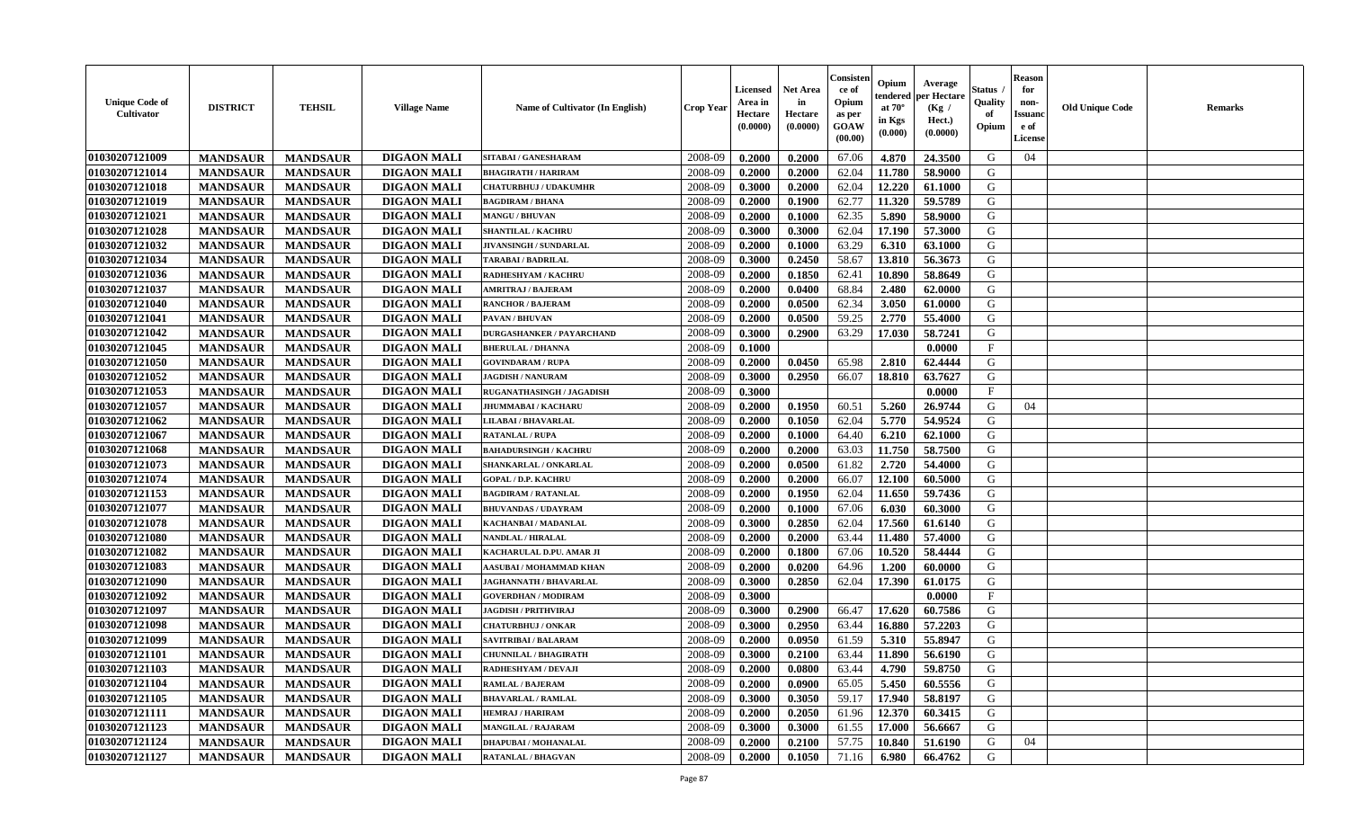| Unique Code of Cultivator | DISTRICT | TEHSIL | Village Name | Name of Cultivator (In English) | Crop Year | Licensed Area in Hectare (0.0000) | Net Area in Hectare (0.0000) | Consistence of Opium as per GOAW (00.00) | Opium tendered at 70° in Kgs (0.000) | Average per Hectare (Kg / Hect.) (0.0000) | Status / Quality of Opium | Reason for non-Issuance of License | Old Unique Code | Remarks |
|---|---|---|---|---|---|---|---|---|---|---|---|---|---|---|
| 01030207121009 | MANDSAUR | MANDSAUR | DIGAON MALI | SITABAI / GANESHARAM | 2008-09 | 0.2000 | 0.2000 | 67.06 | 4.870 | 24.3500 | G | 04 | | |
| 01030207121014 | MANDSAUR | MANDSAUR | DIGAON MALI | BHAGIRATH / HARIRAM | 2008-09 | 0.2000 | 0.2000 | 62.04 | 11.780 | 58.9000 | G | | | |
| 01030207121018 | MANDSAUR | MANDSAUR | DIGAON MALI | CHATURBHUJ / UDAKUMHR | 2008-09 | 0.3000 | 0.2000 | 62.04 | 12.220 | 61.1000 | G | | | |
| 01030207121019 | MANDSAUR | MANDSAUR | DIGAON MALI | BAGDIRAM / BHANA | 2008-09 | 0.2000 | 0.1900 | 62.77 | 11.320 | 59.5789 | G | | | |
| 01030207121021 | MANDSAUR | MANDSAUR | DIGAON MALI | MANGU / BHUVAN | 2008-09 | 0.2000 | 0.1000 | 62.35 | 5.890 | 58.9000 | G | | | |
| 01030207121028 | MANDSAUR | MANDSAUR | DIGAON MALI | SHANTILAL / KACHRU | 2008-09 | 0.3000 | 0.3000 | 62.04 | 17.190 | 57.3000 | G | | | |
| 01030207121032 | MANDSAUR | MANDSAUR | DIGAON MALI | JIVANSINGH / SUNDARLAL | 2008-09 | 0.2000 | 0.1000 | 63.29 | 6.310 | 63.1000 | G | | | |
| 01030207121034 | MANDSAUR | MANDSAUR | DIGAON MALI | TARABAI / BADRILAL | 2008-09 | 0.3000 | 0.2450 | 58.67 | 13.810 | 56.3673 | G | | | |
| 01030207121036 | MANDSAUR | MANDSAUR | DIGAON MALI | RADHESHYAM / KACHRU | 2008-09 | 0.2000 | 0.1850 | 62.41 | 10.890 | 58.8649 | G | | | |
| 01030207121037 | MANDSAUR | MANDSAUR | DIGAON MALI | AMRITRAJ / BAJERAM | 2008-09 | 0.2000 | 0.0400 | 68.84 | 2.480 | 62.0000 | G | | | |
| 01030207121040 | MANDSAUR | MANDSAUR | DIGAON MALI | RANCHOR / BAJERAM | 2008-09 | 0.2000 | 0.0500 | 62.34 | 3.050 | 61.0000 | G | | | |
| 01030207121041 | MANDSAUR | MANDSAUR | DIGAON MALI | PAVAN / BHUVAN | 2008-09 | 0.2000 | 0.0500 | 59.25 | 2.770 | 55.4000 | G | | | |
| 01030207121042 | MANDSAUR | MANDSAUR | DIGAON MALI | DURGASHANKER / PAYARCHAND | 2008-09 | 0.3000 | 0.2900 | 63.29 | 17.030 | 58.7241 | G | | | |
| 01030207121045 | MANDSAUR | MANDSAUR | DIGAON MALI | BHERULAL / DHANNA | 2008-09 | 0.1000 | | | | 0.0000 | F | | | |
| 01030207121050 | MANDSAUR | MANDSAUR | DIGAON MALI | GOVINDARAM / RUPA | 2008-09 | 0.2000 | 0.0450 | 65.98 | 2.810 | 62.4444 | G | | | |
| 01030207121052 | MANDSAUR | MANDSAUR | DIGAON MALI | JAGDISH / NANURAM | 2008-09 | 0.3000 | 0.2950 | 66.07 | 18.810 | 63.7627 | G | | | |
| 01030207121053 | MANDSAUR | MANDSAUR | DIGAON MALI | RUGANATHASINGH / JAGADISH | 2008-09 | 0.3000 | | | | 0.0000 | F | | | |
| 01030207121057 | MANDSAUR | MANDSAUR | DIGAON MALI | JHUMMABAI / KACHARU | 2008-09 | 0.2000 | 0.1950 | 60.51 | 5.260 | 26.9744 | G | 04 | | |
| 01030207121062 | MANDSAUR | MANDSAUR | DIGAON MALI | LILABAI / BHAVARLAL | 2008-09 | 0.2000 | 0.1050 | 62.04 | 5.770 | 54.9524 | G | | | |
| 01030207121067 | MANDSAUR | MANDSAUR | DIGAON MALI | RATANLAL / RUPA | 2008-09 | 0.2000 | 0.1000 | 64.40 | 6.210 | 62.1000 | G | | | |
| 01030207121068 | MANDSAUR | MANDSAUR | DIGAON MALI | BAHADURSINGH / KACHRU | 2008-09 | 0.2000 | 0.2000 | 63.03 | 11.750 | 58.7500 | G | | | |
| 01030207121073 | MANDSAUR | MANDSAUR | DIGAON MALI | SHANKARLAL / ONKARLAL | 2008-09 | 0.2000 | 0.0500 | 61.82 | 2.720 | 54.4000 | G | | | |
| 01030207121074 | MANDSAUR | MANDSAUR | DIGAON MALI | GOPAL / D.P. KACHRU | 2008-09 | 0.2000 | 0.2000 | 66.07 | 12.100 | 60.5000 | G | | | |
| 01030207121153 | MANDSAUR | MANDSAUR | DIGAON MALI | BAGDIRAM / RATANLAL | 2008-09 | 0.2000 | 0.1950 | 62.04 | 11.650 | 59.7436 | G | | | |
| 01030207121077 | MANDSAUR | MANDSAUR | DIGAON MALI | BHUVANDAS / UDAYRAM | 2008-09 | 0.2000 | 0.1000 | 67.06 | 6.030 | 60.3000 | G | | | |
| 01030207121078 | MANDSAUR | MANDSAUR | DIGAON MALI | KACHANBAI / MADANLAL | 2008-09 | 0.3000 | 0.2850 | 62.04 | 17.560 | 61.6140 | G | | | |
| 01030207121080 | MANDSAUR | MANDSAUR | DIGAON MALI | NANDLAL / HIRALAL | 2008-09 | 0.2000 | 0.2000 | 63.44 | 11.480 | 57.4000 | G | | | |
| 01030207121082 | MANDSAUR | MANDSAUR | DIGAON MALI | KACHARULAL D.PU. AMAR JI | 2008-09 | 0.2000 | 0.1800 | 67.06 | 10.520 | 58.4444 | G | | | |
| 01030207121083 | MANDSAUR | MANDSAUR | DIGAON MALI | AASUBAI / MOHAMMAD KHAN | 2008-09 | 0.2000 | 0.0200 | 64.96 | 1.200 | 60.0000 | G | | | |
| 01030207121090 | MANDSAUR | MANDSAUR | DIGAON MALI | JAGHANNATH / BHAVARLAL | 2008-09 | 0.3000 | 0.2850 | 62.04 | 17.390 | 61.0175 | G | | | |
| 01030207121092 | MANDSAUR | MANDSAUR | DIGAON MALI | GOVERDHAN / MODIRAM | 2008-09 | 0.3000 | | | | 0.0000 | F | | | |
| 01030207121097 | MANDSAUR | MANDSAUR | DIGAON MALI | JAGDISH / PRITHVIRAJ | 2008-09 | 0.3000 | 0.2900 | 66.47 | 17.620 | 60.7586 | G | | | |
| 01030207121098 | MANDSAUR | MANDSAUR | DIGAON MALI | CHATURBHUJ / ONKAR | 2008-09 | 0.3000 | 0.2950 | 63.44 | 16.880 | 57.2203 | G | | | |
| 01030207121099 | MANDSAUR | MANDSAUR | DIGAON MALI | SAVITRIBAI / BALARAM | 2008-09 | 0.2000 | 0.0950 | 61.59 | 5.310 | 55.8947 | G | | | |
| 01030207121101 | MANDSAUR | MANDSAUR | DIGAON MALI | CHUNNILAL / BHAGIRATH | 2008-09 | 0.3000 | 0.2100 | 63.44 | 11.890 | 56.6190 | G | | | |
| 01030207121103 | MANDSAUR | MANDSAUR | DIGAON MALI | RADHESHYAM / DEVAJI | 2008-09 | 0.2000 | 0.0800 | 63.44 | 4.790 | 59.8750 | G | | | |
| 01030207121104 | MANDSAUR | MANDSAUR | DIGAON MALI | RAMLAL / BAJERAM | 2008-09 | 0.2000 | 0.0900 | 65.05 | 5.450 | 60.5556 | G | | | |
| 01030207121105 | MANDSAUR | MANDSAUR | DIGAON MALI | BHAVARLAL / RAMLAL | 2008-09 | 0.3000 | 0.3050 | 59.17 | 17.940 | 58.8197 | G | | | |
| 01030207121111 | MANDSAUR | MANDSAUR | DIGAON MALI | HEMRAJ / HARIRAM | 2008-09 | 0.2000 | 0.2050 | 61.96 | 12.370 | 60.3415 | G | | | |
| 01030207121123 | MANDSAUR | MANDSAUR | DIGAON MALI | MANGILAL / RAJARAM | 2008-09 | 0.3000 | 0.3000 | 61.55 | 17.000 | 56.6667 | G | | | |
| 01030207121124 | MANDSAUR | MANDSAUR | DIGAON MALI | DHAPUBAI / MOHANALAL | 2008-09 | 0.2000 | 0.2100 | 57.75 | 10.840 | 51.6190 | G | 04 | | |
| 01030207121127 | MANDSAUR | MANDSAUR | DIGAON MALI | RATANLAL / BHAGVAN | 2008-09 | 0.2000 | 0.1050 | 71.16 | 6.980 | 66.4762 | G | | | |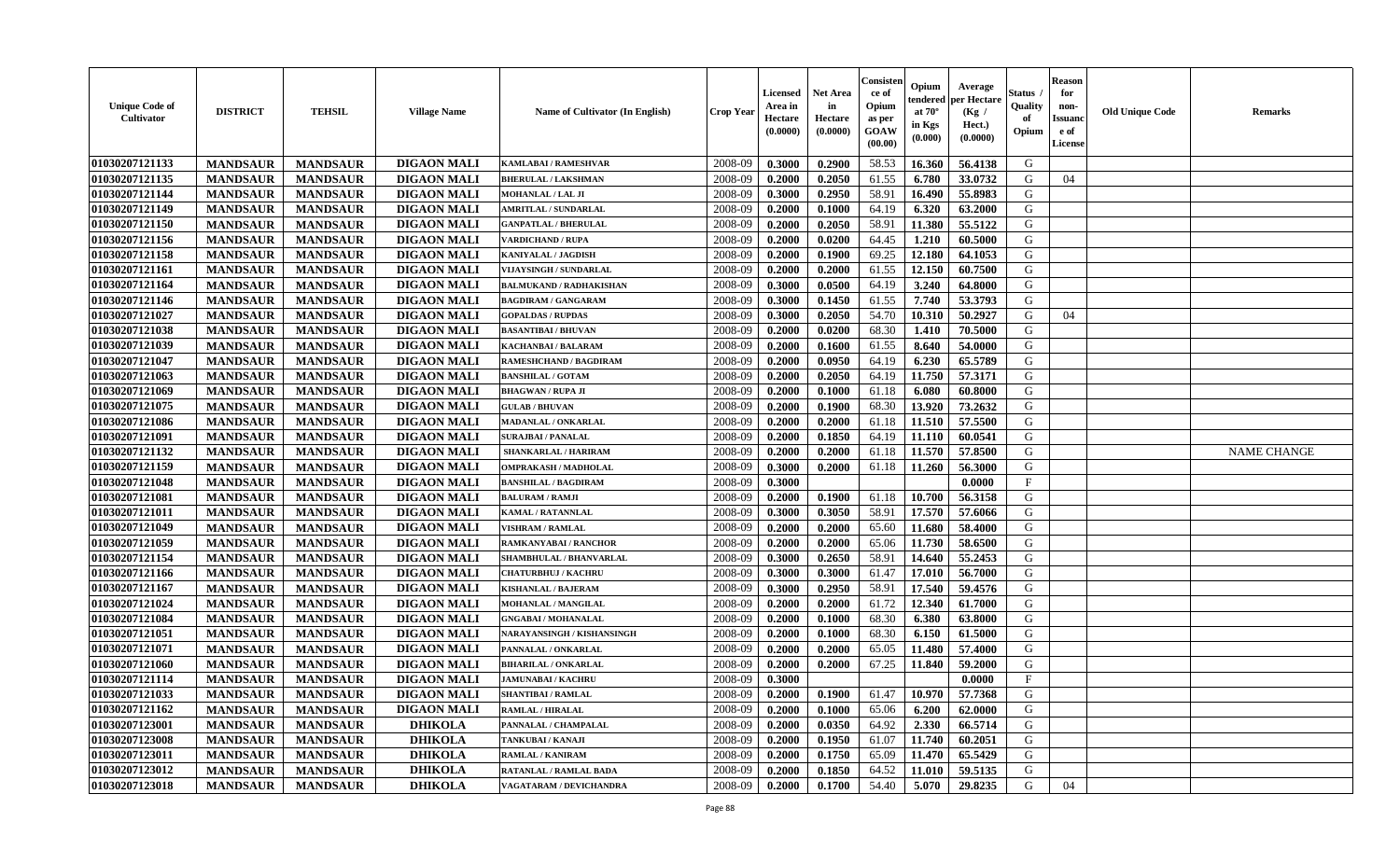| Unique Code of Cultivator | DISTRICT | TEHSIL | Village Name | Name of Cultivator (In English) | Crop Year | Licensed Area in Hectare (0.0000) | Net Area in Hectare (0.0000) | Consistence of Opium as per GOAW (00.00) | Opium tendered at 70° in Kgs (0.000) | Average per Hectare (Kg / Hect.) (0.0000) | Status / Quality of Opium | Reason for non-Issuance of License | Old Unique Code | Remarks |
|---|---|---|---|---|---|---|---|---|---|---|---|---|---|---|
| 01030207121133 | MANDSAUR | MANDSAUR | DIGAON MALI | KAMLABAI / RAMESHVAR | 2008-09 | 0.3000 | 0.2900 | 58.53 | 16.360 | 56.4138 | G | | | |
| 01030207121135 | MANDSAUR | MANDSAUR | DIGAON MALI | BHERULAL / LAKSHMAN | 2008-09 | 0.2000 | 0.2050 | 61.55 | 6.780 | 33.0732 | G | 04 | | |
| 01030207121144 | MANDSAUR | MANDSAUR | DIGAON MALI | MOHANLAL / LAL JI | 2008-09 | 0.3000 | 0.2950 | 58.91 | 16.490 | 55.8983 | G | | | |
| 01030207121149 | MANDSAUR | MANDSAUR | DIGAON MALI | AMRITLAL / SUNDARLAL | 2008-09 | 0.2000 | 0.1000 | 64.19 | 6.320 | 63.2000 | G | | | |
| 01030207121150 | MANDSAUR | MANDSAUR | DIGAON MALI | GANPATLAL / BHERULAL | 2008-09 | 0.2000 | 0.2050 | 58.91 | 11.380 | 55.5122 | G | | | |
| 01030207121156 | MANDSAUR | MANDSAUR | DIGAON MALI | VARDICHAND / RUPA | 2008-09 | 0.2000 | 0.0200 | 64.45 | 1.210 | 60.5000 | G | | | |
| 01030207121158 | MANDSAUR | MANDSAUR | DIGAON MALI | KANIYALAL / JAGDISH | 2008-09 | 0.2000 | 0.1900 | 69.25 | 12.180 | 64.1053 | G | | | |
| 01030207121161 | MANDSAUR | MANDSAUR | DIGAON MALI | VIJAYSINGH / SUNDARLAL | 2008-09 | 0.2000 | 0.2000 | 61.55 | 12.150 | 60.7500 | G | | | |
| 01030207121164 | MANDSAUR | MANDSAUR | DIGAON MALI | BALMUKAND / RADHAKISHAN | 2008-09 | 0.3000 | 0.0500 | 64.19 | 3.240 | 64.8000 | G | | | |
| 01030207121146 | MANDSAUR | MANDSAUR | DIGAON MALI | BAGDIRAM / GANGARAM | 2008-09 | 0.3000 | 0.1450 | 61.55 | 7.740 | 53.3793 | G | | | |
| 01030207121027 | MANDSAUR | MANDSAUR | DIGAON MALI | GOPALDAS / RUPDAS | 2008-09 | 0.3000 | 0.2050 | 54.70 | 10.310 | 50.2927 | G | 04 | | |
| 01030207121038 | MANDSAUR | MANDSAUR | DIGAON MALI | BASANTIBAI / BHUVAN | 2008-09 | 0.2000 | 0.0200 | 68.30 | 1.410 | 70.5000 | G | | | |
| 01030207121039 | MANDSAUR | MANDSAUR | DIGAON MALI | KACHANBAI / BALARAM | 2008-09 | 0.2000 | 0.1600 | 61.55 | 8.640 | 54.0000 | G | | | |
| 01030207121047 | MANDSAUR | MANDSAUR | DIGAON MALI | RAMESHCHAND / BAGDIRAM | 2008-09 | 0.2000 | 0.0950 | 64.19 | 6.230 | 65.5789 | G | | | |
| 01030207121063 | MANDSAUR | MANDSAUR | DIGAON MALI | BANSHILAL / GOTAM | 2008-09 | 0.2000 | 0.2050 | 64.19 | 11.750 | 57.3171 | G | | | |
| 01030207121069 | MANDSAUR | MANDSAUR | DIGAON MALI | BHAGWAN / RUPA JI | 2008-09 | 0.2000 | 0.1000 | 61.18 | 6.080 | 60.8000 | G | | | |
| 01030207121075 | MANDSAUR | MANDSAUR | DIGAON MALI | GULAB / BHUVAN | 2008-09 | 0.2000 | 0.1900 | 68.30 | 13.920 | 73.2632 | G | | | |
| 01030207121086 | MANDSAUR | MANDSAUR | DIGAON MALI | MADANLAL / ONKARLAL | 2008-09 | 0.2000 | 0.2000 | 61.18 | 11.510 | 57.5500 | G | | | |
| 01030207121091 | MANDSAUR | MANDSAUR | DIGAON MALI | SURAJBAI / PANALAL | 2008-09 | 0.2000 | 0.1850 | 64.19 | 11.110 | 60.0541 | G | | | |
| 01030207121132 | MANDSAUR | MANDSAUR | DIGAON MALI | SHANKARLAL / HARIRAM | 2008-09 | 0.2000 | 0.2000 | 61.18 | 11.570 | 57.8500 | G | | | NAME CHANGE |
| 01030207121159 | MANDSAUR | MANDSAUR | DIGAON MALI | OMPRAKASH / MADHOLAL | 2008-09 | 0.3000 | 0.2000 | 61.18 | 11.260 | 56.3000 | G | | | |
| 01030207121048 | MANDSAUR | MANDSAUR | DIGAON MALI | BANSHILAL / BAGDIRAM | 2008-09 | 0.3000 | | | | 0.0000 | F | | | |
| 01030207121081 | MANDSAUR | MANDSAUR | DIGAON MALI | BALURAM / RAMJI | 2008-09 | 0.2000 | 0.1900 | 61.18 | 10.700 | 56.3158 | G | | | |
| 01030207121011 | MANDSAUR | MANDSAUR | DIGAON MALI | KAMAL / RATANNLAL | 2008-09 | 0.3000 | 0.3050 | 58.91 | 17.570 | 57.6066 | G | | | |
| 01030207121049 | MANDSAUR | MANDSAUR | DIGAON MALI | VISHRAM / RAMLAL | 2008-09 | 0.2000 | 0.2000 | 65.60 | 11.680 | 58.4000 | G | | | |
| 01030207121059 | MANDSAUR | MANDSAUR | DIGAON MALI | RAMKANYABAI / RANCHOR | 2008-09 | 0.2000 | 0.2000 | 65.06 | 11.730 | 58.6500 | G | | | |
| 01030207121154 | MANDSAUR | MANDSAUR | DIGAON MALI | SHAMBHULAL / BHANVARLAL | 2008-09 | 0.3000 | 0.2650 | 58.91 | 14.640 | 55.2453 | G | | | |
| 01030207121166 | MANDSAUR | MANDSAUR | DIGAON MALI | CHATURBHUJ / KACHRU | 2008-09 | 0.3000 | 0.3000 | 61.47 | 17.010 | 56.7000 | G | | | |
| 01030207121167 | MANDSAUR | MANDSAUR | DIGAON MALI | KISHANLAL / BAJERAM | 2008-09 | 0.3000 | 0.2950 | 58.91 | 17.540 | 59.4576 | G | | | |
| 01030207121024 | MANDSAUR | MANDSAUR | DIGAON MALI | MOHANLAL / MANGILAL | 2008-09 | 0.2000 | 0.2000 | 61.72 | 12.340 | 61.7000 | G | | | |
| 01030207121084 | MANDSAUR | MANDSAUR | DIGAON MALI | GNGABAI / MOHANALAL | 2008-09 | 0.2000 | 0.1000 | 68.30 | 6.380 | 63.8000 | G | | | |
| 01030207121051 | MANDSAUR | MANDSAUR | DIGAON MALI | NARAYANSINGH / KISHANSINGH | 2008-09 | 0.2000 | 0.1000 | 68.30 | 6.150 | 61.5000 | G | | | |
| 01030207121071 | MANDSAUR | MANDSAUR | DIGAON MALI | PANNALAL / ONKARLAL | 2008-09 | 0.2000 | 0.2000 | 65.05 | 11.480 | 57.4000 | G | | | |
| 01030207121060 | MANDSAUR | MANDSAUR | DIGAON MALI | BIHARILAL / ONKARLAL | 2008-09 | 0.2000 | 0.2000 | 67.25 | 11.840 | 59.2000 | G | | | |
| 01030207121114 | MANDSAUR | MANDSAUR | DIGAON MALI | JAMUNABAI / KACHRU | 2008-09 | 0.3000 | | | | 0.0000 | F | | | |
| 01030207121033 | MANDSAUR | MANDSAUR | DIGAON MALI | SHANTIBAI / RAMLAL | 2008-09 | 0.2000 | 0.1900 | 61.47 | 10.970 | 57.7368 | G | | | |
| 01030207121162 | MANDSAUR | MANDSAUR | DIGAON MALI | RAMLAL / HIRALAL | 2008-09 | 0.2000 | 0.1000 | 65.06 | 6.200 | 62.0000 | G | | | |
| 01030207123001 | MANDSAUR | MANDSAUR | DHIKOLA | PANNALAL / CHAMPALAL | 2008-09 | 0.2000 | 0.0350 | 64.92 | 2.330 | 66.5714 | G | | | |
| 01030207123008 | MANDSAUR | MANDSAUR | DHIKOLA | TANKUBAI / KANAJI | 2008-09 | 0.2000 | 0.1950 | 61.07 | 11.740 | 60.2051 | G | | | |
| 01030207123011 | MANDSAUR | MANDSAUR | DHIKOLA | RAMLAL / KANIRAM | 2008-09 | 0.2000 | 0.1750 | 65.09 | 11.470 | 65.5429 | G | | | |
| 01030207123012 | MANDSAUR | MANDSAUR | DHIKOLA | RATANLAL / RAMLAL BADA | 2008-09 | 0.2000 | 0.1850 | 64.52 | 11.010 | 59.5135 | G | | | |
| 01030207123018 | MANDSAUR | MANDSAUR | DHIKOLA | VAGATARAM / DEVICHANDRA | 2008-09 | 0.2000 | 0.1700 | 54.40 | 5.070 | 29.8235 | G | 04 | | |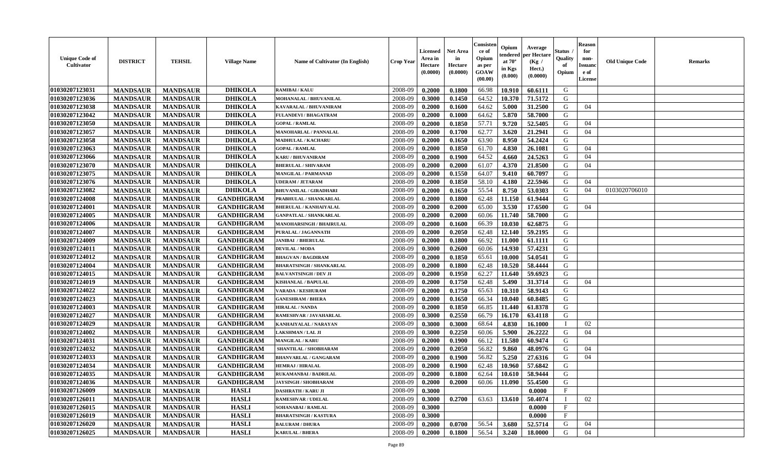| Unique Code of Cultivator | DISTRICT | TEHSIL | Village Name | Name of Cultivator (In English) | Crop Year | Licensed Area in Hectare (0.0000) | Net Area in Hectare (0.0000) | Consistence of Opium as per GOAW (00.00) | Opium tendered at 70° in Kgs (0.000) | Average per Hectare (Kg / Hect.) (0.0000) | Status / Quality of Opium | Reason for non-Issuance of License | Old Unique Code | Remarks |
|---|---|---|---|---|---|---|---|---|---|---|---|---|---|---|
| 01030207123031 | MANDSAUR | MANDSAUR | DHIKOLA | RAMIBAI / KALU | 2008-09 | 0.2000 | 0.1800 | 66.98 | 10.910 | 60.6111 | G | | | |
| 01030207123036 | MANDSAUR | MANDSAUR | DHIKOLA | MOHANALAL / BHUVANILAL | 2008-09 | 0.3000 | 0.1450 | 64.52 | 10.370 | 71.5172 | G | | | |
| 01030207123038 | MANDSAUR | MANDSAUR | DHIKOLA | KAVARALAL / BHUVANIRAM | 2008-09 | 0.2000 | 0.1600 | 64.62 | 5.000 | 31.2500 | G | 04 | | |
| 01030207123042 | MANDSAUR | MANDSAUR | DHIKOLA | FULANDEVI / BHAGATRAM | 2008-09 | 0.2000 | 0.1000 | 64.62 | 5.870 | 58.7000 | G | | | |
| 01030207123050 | MANDSAUR | MANDSAUR | DHIKOLA | GOPAL / RAMLAL | 2008-09 | 0.2000 | 0.1850 | 57.71 | 9.720 | 52.5405 | G | 04 | | |
| 01030207123057 | MANDSAUR | MANDSAUR | DHIKOLA | MANOHARLAL / PANNALAL | 2008-09 | 0.2000 | 0.1700 | 62.77 | 3.620 | 21.2941 | G | 04 | | |
| 01030207123058 | MANDSAUR | MANDSAUR | DHIKOLA | MADHULAL / KACHARU | 2008-09 | 0.2000 | 0.1650 | 63.90 | 8.950 | 54.2424 | G | | | |
| 01030207123063 | MANDSAUR | MANDSAUR | DHIKOLA | GOPAL / RAMLAL | 2008-09 | 0.2000 | 0.1850 | 61.70 | 4.830 | 26.1081 | G | 04 | | |
| 01030207123066 | MANDSAUR | MANDSAUR | DHIKOLA | KARU / BHUVANIRAM | 2008-09 | 0.2000 | 0.1900 | 64.52 | 4.660 | 24.5263 | G | 04 | | |
| 01030207123070 | MANDSAUR | MANDSAUR | DHIKOLA | BHERULAL / SHIVARAM | 2008-09 | 0.2000 | 0.2000 | 61.07 | 4.370 | 21.8500 | G | 04 | | |
| 01030207123075 | MANDSAUR | MANDSAUR | DHIKOLA | MANGILAL / PARMANAD | 2008-09 | 0.2000 | 0.1550 | 64.07 | 9.410 | 60.7097 | G | | | |
| 01030207123076 | MANDSAUR | MANDSAUR | DHIKOLA | UDERAM / JETARAM | 2008-09 | 0.2000 | 0.1850 | 58.10 | 4.180 | 22.5946 | G | 04 | | |
| 01030207123082 | MANDSAUR | MANDSAUR | DHIKOLA | BHUVANILAL / GIRADHARI | 2008-09 | 0.2000 | 0.1650 | 55.54 | 8.750 | 53.0303 | G | 04 | 0103020706010 | |
| 01030207124008 | MANDSAUR | MANDSAUR | GANDHIGRAM | PRABHULAL / SHANKARLAL | 2008-09 | 0.2000 | 0.1800 | 62.48 | 11.150 | 61.9444 | G | | | |
| 01030207124001 | MANDSAUR | MANDSAUR | GANDHIGRAM | BHERULAL / KANHAIYALAL | 2008-09 | 0.2000 | 0.2000 | 65.00 | 3.530 | 17.6500 | G | 04 | | |
| 01030207124005 | MANDSAUR | MANDSAUR | GANDHIGRAM | GANPATLAL / SHANKARLAL | 2008-09 | 0.2000 | 0.2000 | 60.06 | 11.740 | 58.7000 | G | | | |
| 01030207124006 | MANDSAUR | MANDSAUR | GANDHIGRAM | MANOHARSINGH / BHAIRULAL | 2008-09 | 0.2000 | 0.1600 | 66.39 | 10.030 | 62.6875 | G | | | |
| 01030207124007 | MANDSAUR | MANDSAUR | GANDHIGRAM | PURALAL / JAGANNATH | 2008-09 | 0.2000 | 0.2050 | 62.48 | 12.140 | 59.2195 | G | | | |
| 01030207124009 | MANDSAUR | MANDSAUR | GANDHIGRAM | JANIBAI / BHERULAL | 2008-09 | 0.2000 | 0.1800 | 66.92 | 11.000 | 61.1111 | G | | | |
| 01030207124011 | MANDSAUR | MANDSAUR | GANDHIGRAM | DEVILAL / MODA | 2008-09 | 0.3000 | 0.2600 | 60.06 | 14.930 | 57.4231 | G | | | |
| 01030207124012 | MANDSAUR | MANDSAUR | GANDHIGRAM | BHAGVAN / BAGDIRAM | 2008-09 | 0.2000 | 0.1850 | 65.61 | 10.000 | 54.0541 | G | | | |
| 01030207124004 | MANDSAUR | MANDSAUR | GANDHIGRAM | BHARATSINGH / SHANKARLAL | 2008-09 | 0.2000 | 0.1800 | 62.48 | 10.520 | 58.4444 | G | | | |
| 01030207124015 | MANDSAUR | MANDSAUR | GANDHIGRAM | BALVANTSINGH / DEV JI | 2008-09 | 0.2000 | 0.1950 | 62.27 | 11.640 | 59.6923 | G | | | |
| 01030207124019 | MANDSAUR | MANDSAUR | GANDHIGRAM | KISHANLAL / BAPULAL | 2008-09 | 0.2000 | 0.1750 | 62.48 | 5.490 | 31.3714 | G | 04 | | |
| 01030207124022 | MANDSAUR | MANDSAUR | GANDHIGRAM | VARADA / KESHURAM | 2008-09 | 0.2000 | 0.1750 | 65.63 | 10.310 | 58.9143 | G | | | |
| 01030207124023 | MANDSAUR | MANDSAUR | GANDHIGRAM | GANESHRAM / BHERA | 2008-09 | 0.2000 | 0.1650 | 66.34 | 10.040 | 60.8485 | G | | | |
| 01030207124003 | MANDSAUR | MANDSAUR | GANDHIGRAM | HIRALAL / NANDA | 2008-09 | 0.2000 | 0.1850 | 66.85 | 11.440 | 61.8378 | G | | | |
| 01030207124027 | MANDSAUR | MANDSAUR | GANDHIGRAM | RAMESHVAR / JAVAHARLAL | 2008-09 | 0.3000 | 0.2550 | 66.79 | 16.170 | 63.4118 | G | | | |
| 01030207124029 | MANDSAUR | MANDSAUR | GANDHIGRAM | KANHAIYALAL / NARAYAN | 2008-09 | 0.3000 | 0.3000 | 68.64 | 4.830 | 16.1000 | I | 02 | | |
| 01030207124002 | MANDSAUR | MANDSAUR | GANDHIGRAM | LAKSHMAN / LAL JI | 2008-09 | 0.3000 | 0.2250 | 60.06 | 5.900 | 26.2222 | G | 04 | | |
| 01030207124031 | MANDSAUR | MANDSAUR | GANDHIGRAM | MANGILAL / KARU | 2008-09 | 0.2000 | 0.1900 | 66.12 | 11.580 | 60.9474 | G | | | |
| 01030207124032 | MANDSAUR | MANDSAUR | GANDHIGRAM | SHANTILAL / SHOBHARAM | 2008-09 | 0.2000 | 0.2050 | 56.82 | 9.860 | 48.0976 | G | 04 | | |
| 01030207124033 | MANDSAUR | MANDSAUR | GANDHIGRAM | BHANVARLAL / GANGARAM | 2008-09 | 0.2000 | 0.1900 | 56.82 | 5.250 | 27.6316 | G | 04 | | |
| 01030207124034 | MANDSAUR | MANDSAUR | GANDHIGRAM | HEMRAJ / HIRALAL | 2008-09 | 0.2000 | 0.1900 | 62.48 | 10.960 | 57.6842 | G | | | |
| 01030207124035 | MANDSAUR | MANDSAUR | GANDHIGRAM | RUKAMANBAI / BADRILAL | 2008-09 | 0.2000 | 0.1800 | 62.64 | 10.610 | 58.9444 | G | | | |
| 01030207124036 | MANDSAUR | MANDSAUR | GANDHIGRAM | JAYSINGH / SHOBHARAM | 2008-09 | 0.2000 | 0.2000 | 60.06 | 11.090 | 55.4500 | G | | | |
| 01030207126009 | MANDSAUR | MANDSAUR | HASLI | DASHRATH / KARU JI | 2008-09 | 0.3000 | | | | 0.0000 | F | | | |
| 01030207126011 | MANDSAUR | MANDSAUR | HASLI | RAMESHVAR / UDELAL | 2008-09 | 0.3000 | 0.2700 | 63.63 | 13.610 | 50.4074 | I | 02 | | |
| 01030207126015 | MANDSAUR | MANDSAUR | HASLI | SOHANABAI / RAMLAL | 2008-09 | 0.3000 | | | | 0.0000 | F | | | |
| 01030207126019 | MANDSAUR | MANDSAUR | HASLI | BHARATSINGH / KASTURA | 2008-09 | 0.3000 | | | | 0.0000 | F | | | |
| 01030207126020 | MANDSAUR | MANDSAUR | HASLI | BALURAM / DHURA | 2008-09 | 0.2000 | 0.0700 | 56.54 | 3.680 | 52.5714 | G | 04 | | |
| 01030207126025 | MANDSAUR | MANDSAUR | HASLI | KARULAL / BHERA | 2008-09 | 0.2000 | 0.1800 | 56.54 | 3.240 | 18.0000 | G | 04 | | |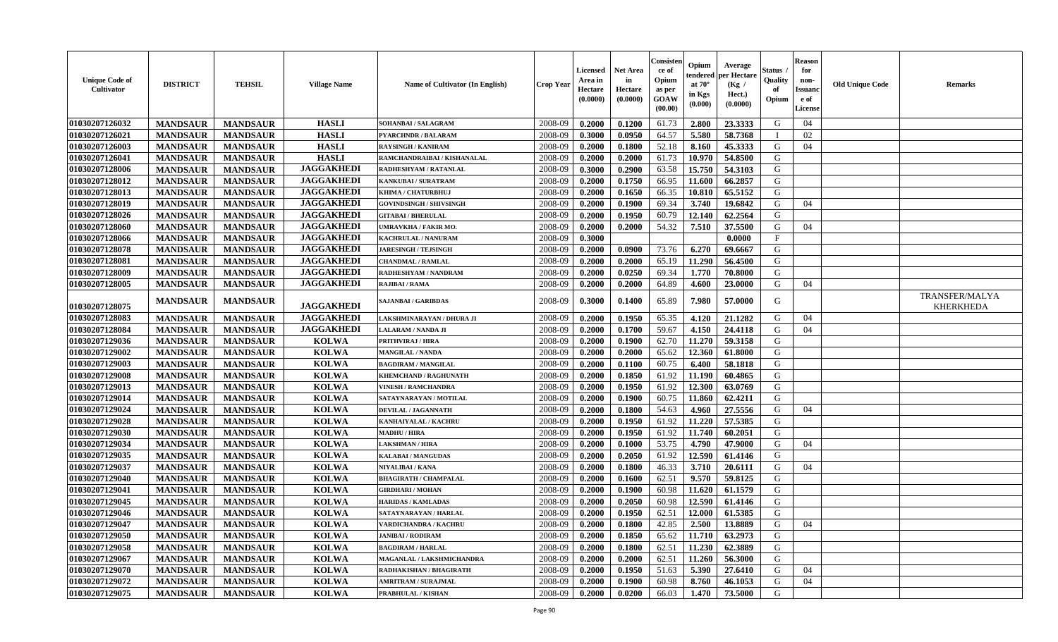| Unique Code of Cultivator | DISTRICT | TEHSIL | Village Name | Name of Cultivator (In English) | Crop Year | Licensed Area in Hectare (0.0000) | Net Area in Hectare (0.0000) | Consistence of Opium as per GOAW (00.00) | Opium tendered at 70° in Kgs (0.000) | Average per Hectare (Kg / Hect.) (0.0000) | Status / Quality of Opium | Reason for non-Issuance of License | Old Unique Code | Remarks |
|---|---|---|---|---|---|---|---|---|---|---|---|---|---|---|
| 01030207126032 | MANDSAUR | MANDSAUR | HASLI | SOHANBAI / SALAGRAM | 2008-09 | 0.2000 | 0.1200 | 61.73 | 2.800 | 23.3333 | G | 04 | | |
| 01030207126021 | MANDSAUR | MANDSAUR | HASLI | PYARCHNDR / BALARAM | 2008-09 | 0.3000 | 0.0950 | 64.57 | 5.580 | 58.7368 | I | 02 | | |
| 01030207126003 | MANDSAUR | MANDSAUR | HASLI | RAYSINGH / KANIRAM | 2008-09 | 0.2000 | 0.1800 | 52.18 | 8.160 | 45.3333 | G | 04 | | |
| 01030207126041 | MANDSAUR | MANDSAUR | HASLI | RAMCHANDRAIBAI / KISHANALAL | 2008-09 | 0.2000 | 0.2000 | 61.73 | 10.970 | 54.8500 | G | | | |
| 01030207128006 | MANDSAUR | MANDSAUR | JAGGAKHEDI | RADHESHYAM / RATANLAL | 2008-09 | 0.3000 | 0.2900 | 63.58 | 15.750 | 54.3103 | G | | | |
| 01030207128012 | MANDSAUR | MANDSAUR | JAGGAKHEDI | KANKUBAI / SURATRAM | 2008-09 | 0.2000 | 0.1750 | 66.95 | 11.600 | 66.2857 | G | | | |
| 01030207128013 | MANDSAUR | MANDSAUR | JAGGAKHEDI | KHIMA / CHATURBHUJ | 2008-09 | 0.2000 | 0.1650 | 66.35 | 10.810 | 65.5152 | G | | | |
| 01030207128019 | MANDSAUR | MANDSAUR | JAGGAKHEDI | GOVINDSINGH / SHIVSINGH | 2008-09 | 0.2000 | 0.1900 | 69.34 | 3.740 | 19.6842 | G | 04 | | |
| 01030207128026 | MANDSAUR | MANDSAUR | JAGGAKHEDI | GITABAI / BHERULAL | 2008-09 | 0.2000 | 0.1950 | 60.79 | 12.140 | 62.2564 | G | | | |
| 01030207128060 | MANDSAUR | MANDSAUR | JAGGAKHEDI | UMRAVKHA / FAKIR MO. | 2008-09 | 0.2000 | 0.2000 | 54.32 | 7.510 | 37.5500 | G | 04 | | |
| 01030207128066 | MANDSAUR | MANDSAUR | JAGGAKHEDI | KACHRULAL / NANURAM | 2008-09 | 0.3000 | | | | 0.0000 | F | | | |
| 01030207128078 | MANDSAUR | MANDSAUR | JAGGAKHEDI | JARESINGH / TEJSINGH | 2008-09 | 0.2000 | 0.0900 | 73.76 | 6.270 | 69.6667 | G | | | |
| 01030207128081 | MANDSAUR | MANDSAUR | JAGGAKHEDI | CHANDMAL / RAMLAL | 2008-09 | 0.2000 | 0.2000 | 65.19 | 11.290 | 56.4500 | G | | | |
| 01030207128009 | MANDSAUR | MANDSAUR | JAGGAKHEDI | RADHESHYAM / NANDRAM | 2008-09 | 0.2000 | 0.0250 | 69.34 | 1.770 | 70.8000 | G | | | |
| 01030207128005 | MANDSAUR | MANDSAUR | JAGGAKHEDI | RAJIBAI / RAMA | 2008-09 | 0.2000 | 0.2000 | 64.89 | 4.600 | 23.0000 | G | 04 | | |
| 01030207128075 | MANDSAUR | MANDSAUR | JAGGAKHEDI | SAJANBAI / GARIBDAS | 2008-09 | 0.3000 | 0.1400 | 65.89 | 7.980 | 57.0000 | G | | | TRANSFER/MALYA KHERKHEDA |
| 01030207128083 | MANDSAUR | MANDSAUR | JAGGAKHEDI | LAKSHMINARAYAN / DHURA JI | 2008-09 | 0.2000 | 0.1950 | 65.35 | 4.120 | 21.1282 | G | 04 | | |
| 01030207128084 | MANDSAUR | MANDSAUR | JAGGAKHEDI | LALARAM / NANDA JI | 2008-09 | 0.2000 | 0.1700 | 59.67 | 4.150 | 24.4118 | G | 04 | | |
| 01030207129036 | MANDSAUR | MANDSAUR | KOLWA | PRITHVIRAJ / HIRA | 2008-09 | 0.2000 | 0.1900 | 62.70 | 11.270 | 59.3158 | G | | | |
| 01030207129002 | MANDSAUR | MANDSAUR | KOLWA | MANGILAL / NANDA | 2008-09 | 0.2000 | 0.2000 | 65.62 | 12.360 | 61.8000 | G | | | |
| 01030207129003 | MANDSAUR | MANDSAUR | KOLWA | BAGDIRAM / MANGILAL | 2008-09 | 0.2000 | 0.1100 | 60.75 | 6.400 | 58.1818 | G | | | |
| 01030207129008 | MANDSAUR | MANDSAUR | KOLWA | KHEMCHAND / RAGHUNATH | 2008-09 | 0.2000 | 0.1850 | 61.92 | 11.190 | 60.4865 | G | | | |
| 01030207129013 | MANDSAUR | MANDSAUR | KOLWA | VINESH / RAMCHANDRA | 2008-09 | 0.2000 | 0.1950 | 61.92 | 12.300 | 63.0769 | G | | | |
| 01030207129014 | MANDSAUR | MANDSAUR | KOLWA | SATAYNARAYAN / MOTILAL | 2008-09 | 0.2000 | 0.1900 | 60.75 | 11.860 | 62.4211 | G | | | |
| 01030207129024 | MANDSAUR | MANDSAUR | KOLWA | DEVILAL / JAGANNATH | 2008-09 | 0.2000 | 0.1800 | 54.63 | 4.960 | 27.5556 | G | 04 | | |
| 01030207129028 | MANDSAUR | MANDSAUR | KOLWA | KANHAIYALAL / KACHRU | 2008-09 | 0.2000 | 0.1950 | 61.92 | 11.220 | 57.5385 | G | | | |
| 01030207129030 | MANDSAUR | MANDSAUR | KOLWA | MADHU / HIRA | 2008-09 | 0.2000 | 0.1950 | 61.92 | 11.740 | 60.2051 | G | | | |
| 01030207129034 | MANDSAUR | MANDSAUR | KOLWA | LAKSHMAN / HIRA | 2008-09 | 0.2000 | 0.1000 | 53.75 | 4.790 | 47.9000 | G | 04 | | |
| 01030207129035 | MANDSAUR | MANDSAUR | KOLWA | KALABAI / MANGUDAS | 2008-09 | 0.2000 | 0.2050 | 61.92 | 12.590 | 61.4146 | G | | | |
| 01030207129037 | MANDSAUR | MANDSAUR | KOLWA | NIYALIBAI / KANA | 2008-09 | 0.2000 | 0.1800 | 46.33 | 3.710 | 20.6111 | G | 04 | | |
| 01030207129040 | MANDSAUR | MANDSAUR | KOLWA | BHAGIRATH / CHAMPALAL | 2008-09 | 0.2000 | 0.1600 | 62.51 | 9.570 | 59.8125 | G | | | |
| 01030207129041 | MANDSAUR | MANDSAUR | KOLWA | GIRDHARI / MOHAN | 2008-09 | 0.2000 | 0.1900 | 60.98 | 11.620 | 61.1579 | G | | | |
| 01030207129045 | MANDSAUR | MANDSAUR | KOLWA | HARIDAS / KAMLADAS | 2008-09 | 0.2000 | 0.2050 | 60.98 | 12.590 | 61.4146 | G | | | |
| 01030207129046 | MANDSAUR | MANDSAUR | KOLWA | SATAYNARAYAN / HARLAL | 2008-09 | 0.2000 | 0.1950 | 62.51 | 12.000 | 61.5385 | G | | | |
| 01030207129047 | MANDSAUR | MANDSAUR | KOLWA | VARDICHANDRA / KACHRU | 2008-09 | 0.2000 | 0.1800 | 42.85 | 2.500 | 13.8889 | G | 04 | | |
| 01030207129050 | MANDSAUR | MANDSAUR | KOLWA | JANIBAI / RODIRAM | 2008-09 | 0.2000 | 0.1850 | 65.62 | 11.710 | 63.2973 | G | | | |
| 01030207129058 | MANDSAUR | MANDSAUR | KOLWA | BAGDIRAM / HARLAL | 2008-09 | 0.2000 | 0.1800 | 62.51 | 11.230 | 62.3889 | G | | | |
| 01030207129067 | MANDSAUR | MANDSAUR | KOLWA | MAGANLAL / LAKSHMICHANDRA | 2008-09 | 0.2000 | 0.2000 | 62.51 | 11.260 | 56.3000 | G | | | |
| 01030207129070 | MANDSAUR | MANDSAUR | KOLWA | RADHAKISHAN / BHAGIRATH | 2008-09 | 0.2000 | 0.1950 | 51.63 | 5.390 | 27.6410 | G | 04 | | |
| 01030207129072 | MANDSAUR | MANDSAUR | KOLWA | AMRITRAM / SURAJMAL | 2008-09 | 0.2000 | 0.1900 | 60.98 | 8.760 | 46.1053 | G | 04 | | |
| 01030207129075 | MANDSAUR | MANDSAUR | KOLWA | PRABHULAL / KISHAN | 2008-09 | 0.2000 | 0.0200 | 66.03 | 1.470 | 73.5000 | G | | | |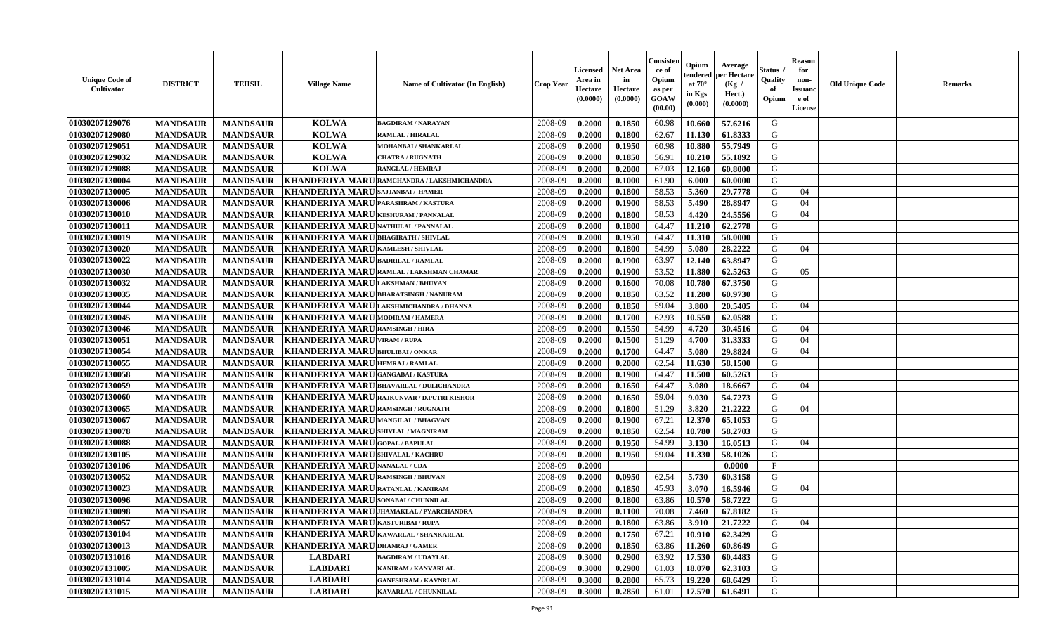| Unique Code of Cultivator | DISTRICT | TEHSIL | Village Name | Name of Cultivator (In English) | Crop Year | Licensed Area in Hectare (0.0000) | Net Area in Hectare (0.0000) | Consistence of Opium as per GOAW (00.00) | Opium tendered at 70° in Kgs (0.000) | Average per Hectare (Kg / Hect.) (0.0000) | Status / Quality of Opium | Reason for non-Issuance of License | Old Unique Code | Remarks |
|---|---|---|---|---|---|---|---|---|---|---|---|---|---|---|
| 01030207129076 | MANDSAUR | MANDSAUR | KOLWA | BAGDIRAM / NARAYAN | 2008-09 | 0.2000 | 0.1850 | 60.98 | 10.660 | 57.6216 | G | | | |
| 01030207129080 | MANDSAUR | MANDSAUR | KOLWA | RAMLAL / HIRALAL | 2008-09 | 0.2000 | 0.1800 | 62.67 | 11.130 | 61.8333 | G | | | |
| 01030207129051 | MANDSAUR | MANDSAUR | KOLWA | MOHANBAI / SHANKARLAL | 2008-09 | 0.2000 | 0.1950 | 60.98 | 10.880 | 55.7949 | G | | | |
| 01030207129032 | MANDSAUR | MANDSAUR | KOLWA | CHATRA / RUGNATH | 2008-09 | 0.2000 | 0.1850 | 56.91 | 10.210 | 55.1892 | G | | | |
| 01030207129088 | MANDSAUR | MANDSAUR | KOLWA | RANGLAL / HEMRAJ | 2008-09 | 0.2000 | 0.2000 | 67.03 | 12.160 | 60.8000 | G | | | |
| 01030207130004 | MANDSAUR | MANDSAUR | KHANDERIYA MARU | RAMCHANDRA / LAKSHMICHANDRA | 2008-09 | 0.2000 | 0.1000 | 61.90 | 6.000 | 60.0000 | G | | | |
| 01030207130005 | MANDSAUR | MANDSAUR | KHANDERIYA MARU | SAJJANBAI / HAMER | 2008-09 | 0.2000 | 0.1800 | 58.53 | 5.360 | 29.7778 | G | 04 | | |
| 01030207130006 | MANDSAUR | MANDSAUR | KHANDERIYA MARU | PARASHRAM / KASTURA | 2008-09 | 0.2000 | 0.1900 | 58.53 | 5.490 | 28.8947 | G | 04 | | |
| 01030207130010 | MANDSAUR | MANDSAUR | KHANDERIYA MARU | KESHURAM / PANNALAL | 2008-09 | 0.2000 | 0.1800 | 58.53 | 4.420 | 24.5556 | G | 04 | | |
| 01030207130011 | MANDSAUR | MANDSAUR | KHANDERIYA MARU | NATHULAL / PANNALAL | 2008-09 | 0.2000 | 0.1800 | 64.47 | 11.210 | 62.2778 | G | | | |
| 01030207130019 | MANDSAUR | MANDSAUR | KHANDERIYA MARU | BHAGIRATH / SHIVLAL | 2008-09 | 0.2000 | 0.1950 | 64.47 | 11.310 | 58.0000 | G | | | |
| 01030207130020 | MANDSAUR | MANDSAUR | KHANDERIYA MARU | KAMLESH / SHIVLAL | 2008-09 | 0.2000 | 0.1800 | 54.99 | 5.080 | 28.2222 | G | 04 | | |
| 01030207130022 | MANDSAUR | MANDSAUR | KHANDERIYA MARU | BADRILAL / RAMLAL | 2008-09 | 0.2000 | 0.1900 | 63.97 | 12.140 | 63.8947 | G | | | |
| 01030207130030 | MANDSAUR | MANDSAUR | KHANDERIYA MARU | RAMLAL / LAKSHMAN CHAMAR | 2008-09 | 0.2000 | 0.1900 | 53.52 | 11.880 | 62.5263 | G | 05 | | |
| 01030207130032 | MANDSAUR | MANDSAUR | KHANDERIYA MARU | LAKSHMAN / BHUVAN | 2008-09 | 0.2000 | 0.1600 | 70.08 | 10.780 | 67.3750 | G | | | |
| 01030207130035 | MANDSAUR | MANDSAUR | KHANDERIYA MARU | BHARATSINGH / NANURAM | 2008-09 | 0.2000 | 0.1850 | 63.52 | 11.280 | 60.9730 | G | | | |
| 01030207130044 | MANDSAUR | MANDSAUR | KHANDERIYA MARU | LAKSHMICHANDRA / DHANNA | 2008-09 | 0.2000 | 0.1850 | 59.04 | 3.800 | 20.5405 | G | 04 | | |
| 01030207130045 | MANDSAUR | MANDSAUR | KHANDERIYA MARU | MODIRAM / HAMERA | 2008-09 | 0.2000 | 0.1700 | 62.93 | 10.550 | 62.0588 | G | | | |
| 01030207130046 | MANDSAUR | MANDSAUR | KHANDERIYA MARU | RAMSINGH / HIRA | 2008-09 | 0.2000 | 0.1550 | 54.99 | 4.720 | 30.4516 | G | 04 | | |
| 01030207130051 | MANDSAUR | MANDSAUR | KHANDERIYA MARU | VIRAM / RUPA | 2008-09 | 0.2000 | 0.1500 | 51.29 | 4.700 | 31.3333 | G | 04 | | |
| 01030207130054 | MANDSAUR | MANDSAUR | KHANDERIYA MARU | BHULIBAI / ONKAR | 2008-09 | 0.2000 | 0.1700 | 64.47 | 5.080 | 29.8824 | G | 04 | | |
| 01030207130055 | MANDSAUR | MANDSAUR | KHANDERIYA MARU | HEMRAJ / RAMLAL | 2008-09 | 0.2000 | 0.2000 | 62.54 | 11.630 | 58.1500 | G | | | |
| 01030207130058 | MANDSAUR | MANDSAUR | KHANDERIYA MARU | GANGABAI / KASTURA | 2008-09 | 0.2000 | 0.1900 | 64.47 | 11.500 | 60.5263 | G | | | |
| 01030207130059 | MANDSAUR | MANDSAUR | KHANDERIYA MARU | BHAVARLAL / DULICHANDRA | 2008-09 | 0.2000 | 0.1650 | 64.47 | 3.080 | 18.6667 | G | 04 | | |
| 01030207130060 | MANDSAUR | MANDSAUR | KHANDERIYA MARU | RAJKUNVAR / D.PUTRI KISHOR | 2008-09 | 0.2000 | 0.1650 | 59.04 | 9.030 | 54.7273 | G | | | |
| 01030207130065 | MANDSAUR | MANDSAUR | KHANDERIYA MARU | RAMSINGH / RUGNATH | 2008-09 | 0.2000 | 0.1800 | 51.29 | 3.820 | 21.2222 | G | 04 | | |
| 01030207130067 | MANDSAUR | MANDSAUR | KHANDERIYA MARU | MANGILAL / BHAGVAN | 2008-09 | 0.2000 | 0.1900 | 67.21 | 12.370 | 65.1053 | G | | | |
| 01030207130078 | MANDSAUR | MANDSAUR | KHANDERIYA MARU | SHIVLAL / MAGNIRAM | 2008-09 | 0.2000 | 0.1850 | 62.54 | 10.780 | 58.2703 | G | | | |
| 01030207130088 | MANDSAUR | MANDSAUR | KHANDERIYA MARU | GOPAL / BAPULAL | 2008-09 | 0.2000 | 0.1950 | 54.99 | 3.130 | 16.0513 | G | 04 | | |
| 01030207130105 | MANDSAUR | MANDSAUR | KHANDERIYA MARU | SHIVALAL / KACHRU | 2008-09 | 0.2000 | 0.1950 | 59.04 | 11.330 | 58.1026 | G | | | |
| 01030207130106 | MANDSAUR | MANDSAUR | KHANDERIYA MARU | NANALAL / UDA | 2008-09 | 0.2000 | | | | 0.0000 | F | | | |
| 01030207130052 | MANDSAUR | MANDSAUR | KHANDERIYA MARU | RAMSINGH / BHUVAN | 2008-09 | 0.2000 | 0.0950 | 62.54 | 5.730 | 60.3158 | G | | | |
| 01030207130023 | MANDSAUR | MANDSAUR | KHANDERIYA MARU | RATANLAL / KANIRAM | 2008-09 | 0.2000 | 0.1850 | 45.93 | 3.070 | 16.5946 | G | 04 | | |
| 01030207130096 | MANDSAUR | MANDSAUR | KHANDERIYA MARU | SONABAI / CHUNNILAL | 2008-09 | 0.2000 | 0.1800 | 63.86 | 10.570 | 58.7222 | G | | | |
| 01030207130098 | MANDSAUR | MANDSAUR | KHANDERIYA MARU | JHAMAKLAL / PYARCHANDRA | 2008-09 | 0.2000 | 0.1100 | 70.08 | 7.460 | 67.8182 | G | | | |
| 01030207130057 | MANDSAUR | MANDSAUR | KHANDERIYA MARU | KASTURIBAI / RUPA | 2008-09 | 0.2000 | 0.1800 | 63.86 | 3.910 | 21.7222 | G | 04 | | |
| 01030207130104 | MANDSAUR | MANDSAUR | KHANDERIYA MARU | KAWARLAL / SHANKARLAL | 2008-09 | 0.2000 | 0.1750 | 67.21 | 10.910 | 62.3429 | G | | | |
| 01030207130013 | MANDSAUR | MANDSAUR | KHANDERIYA MARU | DHANRAJ / GAMER | 2008-09 | 0.2000 | 0.1850 | 63.86 | 11.260 | 60.8649 | G | | | |
| 01030207131016 | MANDSAUR | MANDSAUR | LABDARI | BAGDIRAM / UDAYLAL | 2008-09 | 0.3000 | 0.2900 | 63.92 | 17.530 | 60.4483 | G | | | |
| 01030207131005 | MANDSAUR | MANDSAUR | LABDARI | KANIRAM / KANVARLAL | 2008-09 | 0.3000 | 0.2900 | 61.03 | 18.070 | 62.3103 | G | | | |
| 01030207131014 | MANDSAUR | MANDSAUR | LABDARI | GANESHRAM / KAVNRLAL | 2008-09 | 0.3000 | 0.2800 | 65.73 | 19.220 | 68.6429 | G | | | |
| 01030207131015 | MANDSAUR | MANDSAUR | LABDARI | KAVARLAL / CHUNNILAL | 2008-09 | 0.3000 | 0.2850 | 61.01 | 17.570 | 61.6491 | G | | | |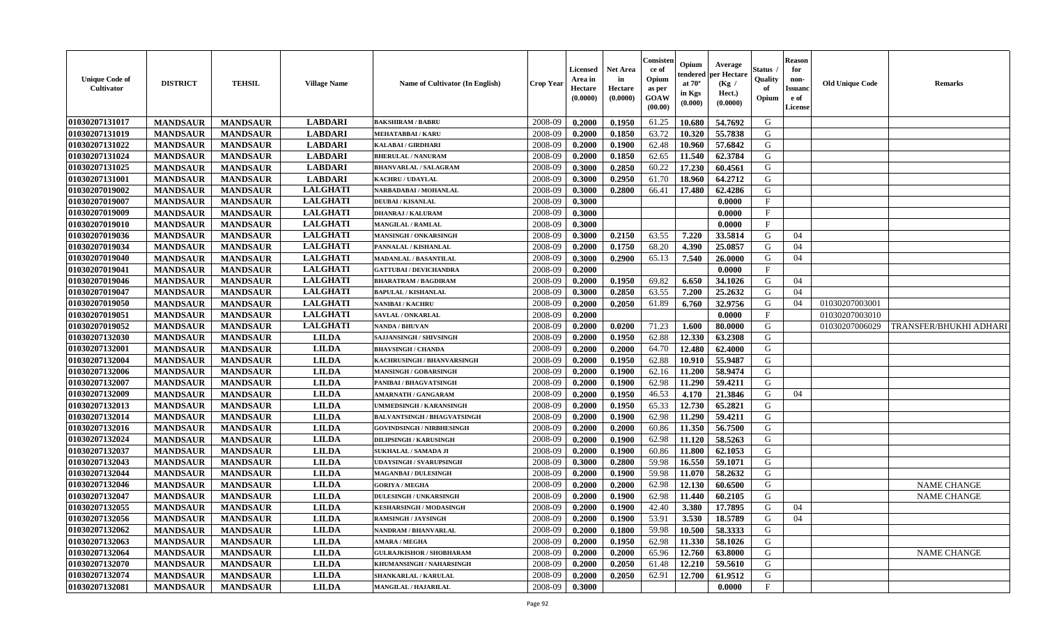| Unique Code of Cultivator | DISTRICT | TEHSIL | Village Name | Name of Cultivator (In English) | Crop Year | Licensed Area in Hectare (0.0000) | Net Area in Hectare (0.0000) | Consistence of Opium as per GOAW (00.00) | Opium tendered at 70° in Kgs (0.000) | Average per Hectare (Kg / Hect.) (0.0000) | Status / Quality of Opium | Reason for non-Issuance of License | Old Unique Code | Remarks |
|---|---|---|---|---|---|---|---|---|---|---|---|---|---|---|
| 01030207131017 | MANDSAUR | MANDSAUR | LABDARI | BAKSHIRAM / BABRU | 2008-09 | 0.2000 | 0.1950 | 61.25 | 10.680 | 54.7692 | G | | | |
| 01030207131019 | MANDSAUR | MANDSAUR | LABDARI | MEHATABBAI / KARU | 2008-09 | 0.2000 | 0.1850 | 63.72 | 10.320 | 55.7838 | G | | | |
| 01030207131022 | MANDSAUR | MANDSAUR | LABDARI | KALABAI / GIRDHARI | 2008-09 | 0.2000 | 0.1900 | 62.48 | 10.960 | 57.6842 | G | | | |
| 01030207131024 | MANDSAUR | MANDSAUR | LABDARI | BHERULAL / NANURAM | 2008-09 | 0.2000 | 0.1850 | 62.65 | 11.540 | 62.3784 | G | | | |
| 01030207131025 | MANDSAUR | MANDSAUR | LABDARI | BHANVARLAL / SALAGRAM | 2008-09 | 0.3000 | 0.2850 | 60.22 | 17.230 | 60.4561 | G | | | |
| 01030207131001 | MANDSAUR | MANDSAUR | LABDARI | KACHRU / UDAYLAL | 2008-09 | 0.3000 | 0.2950 | 61.70 | 18.960 | 64.2712 | G | | | |
| 01030207019002 | MANDSAUR | MANDSAUR | LALGHATI | NARBADABAI / MOHANLAL | 2008-09 | 0.3000 | 0.2800 | 66.41 | 17.480 | 62.4286 | G | | | |
| 01030207019007 | MANDSAUR | MANDSAUR | LALGHATI | DEUBAI / KISANLAL | 2008-09 | 0.3000 | | | | 0.0000 | F | | | |
| 01030207019009 | MANDSAUR | MANDSAUR | LALGHATI | DHANRAJ / KALURAM | 2008-09 | 0.3000 | | | | 0.0000 | F | | | |
| 01030207019010 | MANDSAUR | MANDSAUR | LALGHATI | MANGILAL / RAMLAL | 2008-09 | 0.3000 | | | | 0.0000 | F | | | |
| 01030207019036 | MANDSAUR | MANDSAUR | LALGHATI | MANSINGH / ONKARSINGH | 2008-09 | 0.3000 | 0.2150 | 63.55 | 7.220 | 33.5814 | G | 04 | | |
| 01030207019034 | MANDSAUR | MANDSAUR | LALGHATI | PANNALAL / KISHANLAL | 2008-09 | 0.2000 | 0.1750 | 68.20 | 4.390 | 25.0857 | G | 04 | | |
| 01030207019040 | MANDSAUR | MANDSAUR | LALGHATI | MADANLAL / BASANTILAL | 2008-09 | 0.3000 | 0.2900 | 65.13 | 7.540 | 26.0000 | G | 04 | | |
| 01030207019041 | MANDSAUR | MANDSAUR | LALGHATI | GATTUBAI / DEVICHANDRA | 2008-09 | 0.2000 | | | | 0.0000 | F | | | |
| 01030207019046 | MANDSAUR | MANDSAUR | LALGHATI | BHARATRAM / BAGDIRAM | 2008-09 | 0.2000 | 0.1950 | 69.82 | 6.650 | 34.1026 | G | 04 | | |
| 01030207019047 | MANDSAUR | MANDSAUR | LALGHATI | BAPULAL / KISHANLAL | 2008-09 | 0.3000 | 0.2850 | 63.55 | 7.200 | 25.2632 | G | 04 | | |
| 01030207019050 | MANDSAUR | MANDSAUR | LALGHATI | NANIBAI / KACHRU | 2008-09 | 0.2000 | 0.2050 | 61.89 | 6.760 | 32.9756 | G | 04 | 01030207003001 | |
| 01030207019051 | MANDSAUR | MANDSAUR | LALGHATI | SAVLAL / ONKARLAL | 2008-09 | 0.2000 | | | | 0.0000 | F | | 01030207003010 | |
| 01030207019052 | MANDSAUR | MANDSAUR | LALGHATI | NANDA / BHUVAN | 2008-09 | 0.2000 | 0.0200 | 71.23 | 1.600 | 80.0000 | G | | 01030207006029 | TRANSFER/BHUKHI ADHARI |
| 01030207132030 | MANDSAUR | MANDSAUR | LILDA | SAJJANSINGH / SHIVSINGH | 2008-09 | 0.2000 | 0.1950 | 62.88 | 12.330 | 63.2308 | G | | | |
| 01030207132001 | MANDSAUR | MANDSAUR | LILDA | BHAVSINGH / CHANDA | 2008-09 | 0.2000 | 0.2000 | 64.70 | 12.480 | 62.4000 | G | | | |
| 01030207132004 | MANDSAUR | MANDSAUR | LILDA | KACHRUSINGH / BHANVARSINGH | 2008-09 | 0.2000 | 0.1950 | 62.88 | 10.910 | 55.9487 | G | | | |
| 01030207132006 | MANDSAUR | MANDSAUR | LILDA | MANSINGH / GOBARSINGH | 2008-09 | 0.2000 | 0.1900 | 62.16 | 11.200 | 58.9474 | G | | | |
| 01030207132007 | MANDSAUR | MANDSAUR | LILDA | PANIBAI / BHAGVATSINGH | 2008-09 | 0.2000 | 0.1900 | 62.98 | 11.290 | 59.4211 | G | | | |
| 01030207132009 | MANDSAUR | MANDSAUR | LILDA | AMARNATH / GANGARAM | 2008-09 | 0.2000 | 0.1950 | 46.53 | 4.170 | 21.3846 | G | 04 | | |
| 01030207132013 | MANDSAUR | MANDSAUR | LILDA | UMMEDSINGH / KARANSINGH | 2008-09 | 0.2000 | 0.1950 | 65.33 | 12.730 | 65.2821 | G | | | |
| 01030207132014 | MANDSAUR | MANDSAUR | LILDA | BALVANTSINGH / BHAGVATSINGH | 2008-09 | 0.2000 | 0.1900 | 62.98 | 11.290 | 59.4211 | G | | | |
| 01030207132016 | MANDSAUR | MANDSAUR | LILDA | GOVINDSINGH / NIRBHESINGH | 2008-09 | 0.2000 | 0.2000 | 60.86 | 11.350 | 56.7500 | G | | | |
| 01030207132024 | MANDSAUR | MANDSAUR | LILDA | DILIPSINGH / KARUSINGH | 2008-09 | 0.2000 | 0.1900 | 62.98 | 11.120 | 58.5263 | G | | | |
| 01030207132037 | MANDSAUR | MANDSAUR | LILDA | SUKHALAL / SAMADA JI | 2008-09 | 0.2000 | 0.1900 | 60.86 | 11.800 | 62.1053 | G | | | |
| 01030207132043 | MANDSAUR | MANDSAUR | LILDA | UDAYSINGH / SVARUPSINGH | 2008-09 | 0.3000 | 0.2800 | 59.98 | 16.550 | 59.1071 | G | | | |
| 01030207132044 | MANDSAUR | MANDSAUR | LILDA | MAGANBAI / DULESINGH | 2008-09 | 0.2000 | 0.1900 | 59.98 | 11.070 | 58.2632 | G | | | |
| 01030207132046 | MANDSAUR | MANDSAUR | LILDA | GORIYA / MEGHA | 2008-09 | 0.2000 | 0.2000 | 62.98 | 12.130 | 60.6500 | G | | | NAME CHANGE |
| 01030207132047 | MANDSAUR | MANDSAUR | LILDA | DULESINGH / UNKARSINGH | 2008-09 | 0.2000 | 0.1900 | 62.98 | 11.440 | 60.2105 | G | | | NAME CHANGE |
| 01030207132055 | MANDSAUR | MANDSAUR | LILDA | KESHARSINGH / MODASINGH | 2008-09 | 0.2000 | 0.1900 | 42.40 | 3.380 | 17.7895 | G | 04 | | |
| 01030207132056 | MANDSAUR | MANDSAUR | LILDA | RAMSINGH / JAYSINGH | 2008-09 | 0.2000 | 0.1900 | 53.91 | 3.530 | 18.5789 | G | 04 | | |
| 01030207132062 | MANDSAUR | MANDSAUR | LILDA | NANDRAM / BHANVARLAL | 2008-09 | 0.2000 | 0.1800 | 59.98 | 10.500 | 58.3333 | G | | | |
| 01030207132063 | MANDSAUR | MANDSAUR | LILDA | AMARA / MEGHA | 2008-09 | 0.2000 | 0.1950 | 62.98 | 11.330 | 58.1026 | G | | | |
| 01030207132064 | MANDSAUR | MANDSAUR | LILDA | GULRAJKISHOR / SHOBHARAM | 2008-09 | 0.2000 | 0.2000 | 65.96 | 12.760 | 63.8000 | G | | | NAME CHANGE |
| 01030207132070 | MANDSAUR | MANDSAUR | LILDA | KHUMANSINGH / NAHARSINGH | 2008-09 | 0.2000 | 0.2050 | 61.48 | 12.210 | 59.5610 | G | | | |
| 01030207132074 | MANDSAUR | MANDSAUR | LILDA | SHANKARLAL / KARULAL | 2008-09 | 0.2000 | 0.2050 | 62.91 | 12.700 | 61.9512 | G | | | |
| 01030207132081 | MANDSAUR | MANDSAUR | LILDA | MANGILAL / HAJARILAL | 2008-09 | 0.3000 | | | | 0.0000 | F | | | |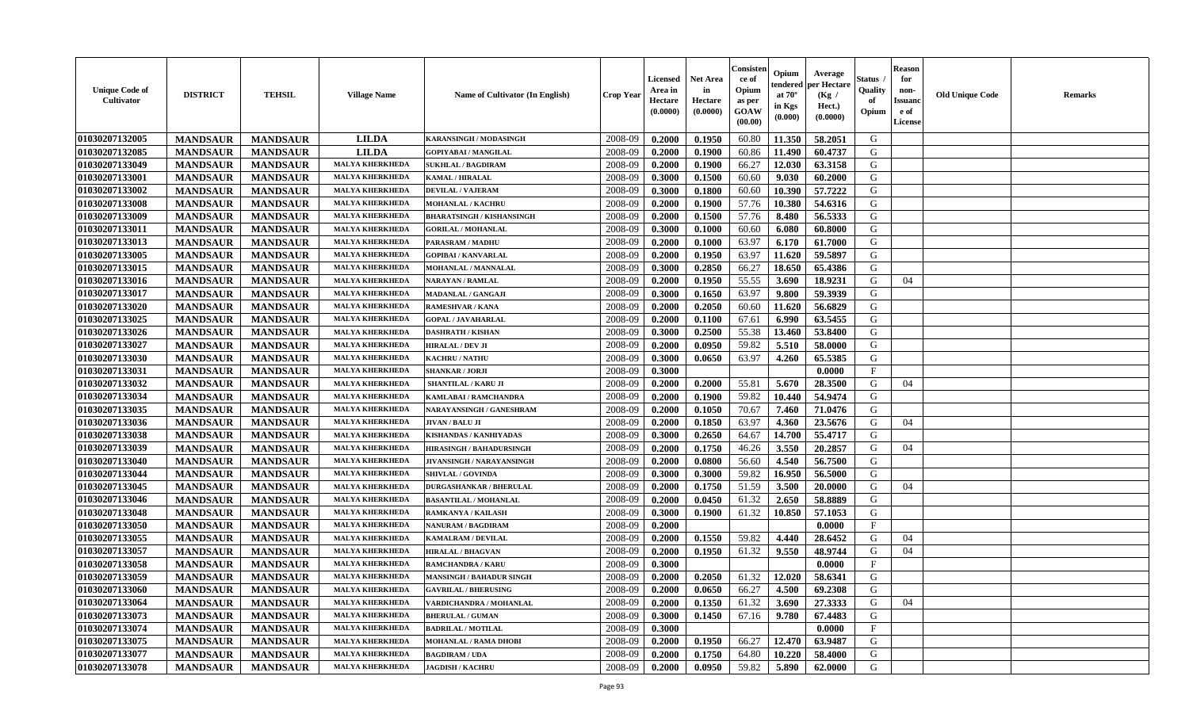| Unique Code of Cultivator | DISTRICT | TEHSIL | Village Name | Name of Cultivator (In English) | Crop Year | Licensed Area in Hectare (0.0000) | Net Area in Hectare (0.0000) | Consistence of Opium as per GOAW (00.00) | Opium tendered at 70° in Kgs (0.000) | Average per Hectare (Kg / Hect.) (0.0000) | Status / Quality of Opium | Reason for non-Issuance of License | Old Unique Code | Remarks |
|---|---|---|---|---|---|---|---|---|---|---|---|---|---|---|
| 01030207132005 | MANDSAUR | MANDSAUR | LILDA | KARANSINGH / MODASINGH | 2008-09 | 0.2000 | 0.1950 | 60.80 | 11.350 | 58.2051 | G | | | |
| 01030207132085 | MANDSAUR | MANDSAUR | LILDA | GOPIYABAI / MANGILAL | 2008-09 | 0.2000 | 0.1900 | 60.86 | 11.490 | 60.4737 | G | | | |
| 01030207133049 | MANDSAUR | MANDSAUR | MALYA KHERKHEDA | SUKHLAL / BAGDIRAM | 2008-09 | 0.2000 | 0.1900 | 66.27 | 12.030 | 63.3158 | G | | | |
| 01030207133001 | MANDSAUR | MANDSAUR | MALYA KHERKHEDA | KAMAL / HIRALAL | 2008-09 | 0.3000 | 0.1500 | 60.60 | 9.030 | 60.2000 | G | | | |
| 01030207133002 | MANDSAUR | MANDSAUR | MALYA KHERKHEDA | DEVILAL / VAJERAM | 2008-09 | 0.3000 | 0.1800 | 60.60 | 10.390 | 57.7222 | G | | | |
| 01030207133008 | MANDSAUR | MANDSAUR | MALYA KHERKHEDA | MOHANLAL / KACHRU | 2008-09 | 0.2000 | 0.1900 | 57.76 | 10.380 | 54.6316 | G | | | |
| 01030207133009 | MANDSAUR | MANDSAUR | MALYA KHERKHEDA | BHARATSINGH / KISHANSINGH | 2008-09 | 0.2000 | 0.1500 | 57.76 | 8.480 | 56.5333 | G | | | |
| 01030207133011 | MANDSAUR | MANDSAUR | MALYA KHERKHEDA | GORILAL / MOHANLAL | 2008-09 | 0.3000 | 0.1000 | 60.60 | 6.080 | 60.8000 | G | | | |
| 01030207133013 | MANDSAUR | MANDSAUR | MALYA KHERKHEDA | PARASRAM / MADHU | 2008-09 | 0.2000 | 0.1000 | 63.97 | 6.170 | 61.7000 | G | | | |
| 01030207133005 | MANDSAUR | MANDSAUR | MALYA KHERKHEDA | GOPIBAI / KANVARLAL | 2008-09 | 0.2000 | 0.1950 | 63.97 | 11.620 | 59.5897 | G | | | |
| 01030207133015 | MANDSAUR | MANDSAUR | MALYA KHERKHEDA | MOHANLAL / MANNALAL | 2008-09 | 0.3000 | 0.2850 | 66.27 | 18.650 | 65.4386 | G | | | |
| 01030207133016 | MANDSAUR | MANDSAUR | MALYA KHERKHEDA | NARAYAN / RAMLAL | 2008-09 | 0.2000 | 0.1950 | 55.55 | 3.690 | 18.9231 | G | 04 | | |
| 01030207133017 | MANDSAUR | MANDSAUR | MALYA KHERKHEDA | MADANLAL / GANGAJI | 2008-09 | 0.3000 | 0.1650 | 63.97 | 9.800 | 59.3939 | G | | | |
| 01030207133020 | MANDSAUR | MANDSAUR | MALYA KHERKHEDA | RAMESHVAR / KANA | 2008-09 | 0.2000 | 0.2050 | 60.60 | 11.620 | 56.6829 | G | | | |
| 01030207133025 | MANDSAUR | MANDSAUR | MALYA KHERKHEDA | GOPAL / JAVAHARLAL | 2008-09 | 0.2000 | 0.1100 | 67.61 | 6.990 | 63.5455 | G | | | |
| 01030207133026 | MANDSAUR | MANDSAUR | MALYA KHERKHEDA | DASHRATH / KISHAN | 2008-09 | 0.3000 | 0.2500 | 55.38 | 13.460 | 53.8400 | G | | | |
| 01030207133027 | MANDSAUR | MANDSAUR | MALYA KHERKHEDA | HIRALAL / DEV JI | 2008-09 | 0.2000 | 0.0950 | 59.82 | 5.510 | 58.0000 | G | | | |
| 01030207133030 | MANDSAUR | MANDSAUR | MALYA KHERKHEDA | KACHRU / NATHU | 2008-09 | 0.3000 | 0.0650 | 63.97 | 4.260 | 65.5385 | G | | | |
| 01030207133031 | MANDSAUR | MANDSAUR | MALYA KHERKHEDA | SHANKAR / JORJI | 2008-09 | 0.3000 | | | | 0.0000 | F | | | |
| 01030207133032 | MANDSAUR | MANDSAUR | MALYA KHERKHEDA | SHANTILAL / KARU JI | 2008-09 | 0.2000 | 0.2000 | 55.81 | 5.670 | 28.3500 | G | 04 | | |
| 01030207133034 | MANDSAUR | MANDSAUR | MALYA KHERKHEDA | KAMLABAI / RAMCHANDRA | 2008-09 | 0.2000 | 0.1900 | 59.82 | 10.440 | 54.9474 | G | | | |
| 01030207133035 | MANDSAUR | MANDSAUR | MALYA KHERKHEDA | NARAYANSINGH / GANESHRAM | 2008-09 | 0.2000 | 0.1050 | 70.67 | 7.460 | 71.0476 | G | | | |
| 01030207133036 | MANDSAUR | MANDSAUR | MALYA KHERKHEDA | JIVAN / BALU JI | 2008-09 | 0.2000 | 0.1850 | 63.97 | 4.360 | 23.5676 | G | 04 | | |
| 01030207133038 | MANDSAUR | MANDSAUR | MALYA KHERKHEDA | KISHANDAS / KANHIYADAS | 2008-09 | 0.3000 | 0.2650 | 64.67 | 14.700 | 55.4717 | G | | | |
| 01030207133039 | MANDSAUR | MANDSAUR | MALYA KHERKHEDA | HIRASINGH / BAHADURSINGH | 2008-09 | 0.2000 | 0.1750 | 46.26 | 3.550 | 20.2857 | G | 04 | | |
| 01030207133040 | MANDSAUR | MANDSAUR | MALYA KHERKHEDA | JIVANSINGH / NARAYANSINGH | 2008-09 | 0.2000 | 0.0800 | 56.60 | 4.540 | 56.7500 | G | | | |
| 01030207133044 | MANDSAUR | MANDSAUR | MALYA KHERKHEDA | SHIVLAL / GOVINDA | 2008-09 | 0.3000 | 0.3000 | 59.82 | 16.950 | 56.5000 | G | | | |
| 01030207133045 | MANDSAUR | MANDSAUR | MALYA KHERKHEDA | DURGASHANKAR / BHERULAL | 2008-09 | 0.2000 | 0.1750 | 51.59 | 3.500 | 20.0000 | G | 04 | | |
| 01030207133046 | MANDSAUR | MANDSAUR | MALYA KHERKHEDA | BASANTILAL / MOHANLAL | 2008-09 | 0.2000 | 0.0450 | 61.32 | 2.650 | 58.8889 | G | | | |
| 01030207133048 | MANDSAUR | MANDSAUR | MALYA KHERKHEDA | RAMKANYA / KAILASH | 2008-09 | 0.3000 | 0.1900 | 61.32 | 10.850 | 57.1053 | G | | | |
| 01030207133050 | MANDSAUR | MANDSAUR | MALYA KHERKHEDA | NANURAM / BAGDIRAM | 2008-09 | 0.2000 | | | | 0.0000 | F | | | |
| 01030207133055 | MANDSAUR | MANDSAUR | MALYA KHERKHEDA | KAMALRAM / DEVILAL | 2008-09 | 0.2000 | 0.1550 | 59.82 | 4.440 | 28.6452 | G | 04 | | |
| 01030207133057 | MANDSAUR | MANDSAUR | MALYA KHERKHEDA | HIRALAL / BHAGVAN | 2008-09 | 0.2000 | 0.1950 | 61.32 | 9.550 | 48.9744 | G | 04 | | |
| 01030207133058 | MANDSAUR | MANDSAUR | MALYA KHERKHEDA | RAMCHANDRA / KARU | 2008-09 | 0.3000 | | | | 0.0000 | F | | | |
| 01030207133059 | MANDSAUR | MANDSAUR | MALYA KHERKHEDA | MANSINGH / BAHADUR SINGH | 2008-09 | 0.2000 | 0.2050 | 61.32 | 12.020 | 58.6341 | G | | | |
| 01030207133060 | MANDSAUR | MANDSAUR | MALYA KHERKHEDA | GAVRILAL / BHERUSING | 2008-09 | 0.2000 | 0.0650 | 66.27 | 4.500 | 69.2308 | G | | | |
| 01030207133064 | MANDSAUR | MANDSAUR | MALYA KHERKHEDA | VARDICHANDRA / MOHANLAL | 2008-09 | 0.2000 | 0.1350 | 61.32 | 3.690 | 27.3333 | G | 04 | | |
| 01030207133073 | MANDSAUR | MANDSAUR | MALYA KHERKHEDA | BHERULAL / GUMAN | 2008-09 | 0.3000 | 0.1450 | 67.16 | 9.780 | 67.4483 | G | | | |
| 01030207133074 | MANDSAUR | MANDSAUR | MALYA KHERKHEDA | BADRILAL / MOTILAL | 2008-09 | 0.3000 | | | | 0.0000 | F | | | |
| 01030207133075 | MANDSAUR | MANDSAUR | MALYA KHERKHEDA | MOHANLAL / RAMA DHOBI | 2008-09 | 0.2000 | 0.1950 | 66.27 | 12.470 | 63.9487 | G | | | |
| 01030207133077 | MANDSAUR | MANDSAUR | MALYA KHERKHEDA | BAGDIRAM / UDA | 2008-09 | 0.2000 | 0.1750 | 64.80 | 10.220 | 58.4000 | G | | | |
| 01030207133078 | MANDSAUR | MANDSAUR | MALYA KHERKHEDA | JAGDISH / KACHRU | 2008-09 | 0.2000 | 0.0950 | 59.82 | 5.890 | 62.0000 | G | | | |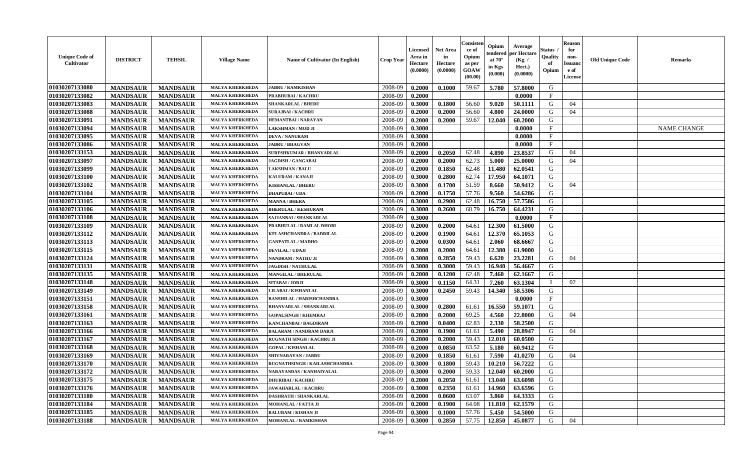| Unique Code of Cultivator | DISTRICT | TEHSIL | Village Name | Name of Cultivator (In English) | Crop Year | Licensed Area in Hectare (0.0000) | Net Area in Hectare (0.0000) | Consistence of Opium as per GOAW (00.00) | Opium tendered at 70° in Kgs (0.000) | Average per Hectare (Kg / Hect.) (0.0000) | Status / Quality of Opium | Reason for non-Issuance of License | Old Unique Code | Remarks |
|---|---|---|---|---|---|---|---|---|---|---|---|---|---|---|
| 01030207133080 | MANDSAUR | MANDSAUR | MALYA KHERKHEDA | JABRU / RAMKISHAN | 2008-09 | 0.2000 | 0.1000 | 59.67 | 5.780 | 57.8000 | G | | | |
| 01030207133082 | MANDSAUR | MANDSAUR | MALYA KHERKHEDA | PRABHUBAI / KACHRU | 2008-09 | 0.2000 | | | | 0.0000 | F | | | |
| 01030207133083 | MANDSAUR | MANDSAUR | MALYA KHERKHEDA | SHANKARLAL / BHERU | 2008-09 | 0.3000 | 0.1800 | 56.60 | 9.020 | 50.1111 | G | 04 | | |
| 01030207133088 | MANDSAUR | MANDSAUR | MALYA KHERKHEDA | SURAJBAI / KACHRU | 2008-09 | 0.2000 | 0.2000 | 56.60 | 4.800 | 24.0000 | G | 04 | | |
| 01030207133091 | MANDSAUR | MANDSAUR | MALYA KHERKHEDA | HEMANTBAI / NARAYAN | 2008-09 | 0.2000 | 0.2000 | 59.67 | 12.040 | 60.2000 | G | | | |
| 01030207133094 | MANDSAUR | MANDSAUR | MALYA KHERKHEDA | LAKSHMAN / MOD JI | 2008-09 | 0.3000 | | | | 0.0000 | F | | | NAME CHANGE |
| 01030207133095 | MANDSAUR | MANDSAUR | MALYA KHERKHEDA | DEVA / NANURAM | 2008-09 | 0.3000 | | | | 0.0000 | F | | | |
| 01030207133086 | MANDSAUR | MANDSAUR | MALYA KHERKHEDA | JABRU / BHAGVAN | 2008-09 | 0.2000 | | | | 0.0000 | F | | | |
| 01030207133153 | MANDSAUR | MANDSAUR | MALYA KHERKHEDA | SURESHKUMAR / BHANVARLAL | 2008-09 | 0.2000 | 0.2050 | 62.48 | 4.890 | 23.8537 | G | 04 | | |
| 01030207133097 | MANDSAUR | MANDSAUR | MALYA KHERKHEDA | JAGDISH / GANGABAI | 2008-09 | 0.2000 | 0.2000 | 62.73 | 5.000 | 25.0000 | G | 04 | | |
| 01030207133099 | MANDSAUR | MANDSAUR | MALYA KHERKHEDA | LAKSHMAN / BALU | 2008-09 | 0.2000 | 0.1850 | 62.48 | 11.480 | 62.0541 | G | | | |
| 01030207133100 | MANDSAUR | MANDSAUR | MALYA KHERKHEDA | KALURAM / KANAJI | 2008-09 | 0.3000 | 0.2800 | 62.74 | 17.950 | 64.1071 | G | | | |
| 01030207133102 | MANDSAUR | MANDSAUR | MALYA KHERKHEDA | KISHANLAL / BHERU | 2008-09 | 0.3000 | 0.1700 | 51.59 | 8.660 | 50.9412 | G | 04 | | |
| 01030207133104 | MANDSAUR | MANDSAUR | MALYA KHERKHEDA | DHAPUBAI / UDA | 2008-09 | 0.2000 | 0.1750 | 57.76 | 9.560 | 54.6286 | G | | | |
| 01030207133105 | MANDSAUR | MANDSAUR | MALYA KHERKHEDA | MANNA / BHERA | 2008-09 | 0.3000 | 0.2900 | 62.48 | 16.750 | 57.7586 | G | | | |
| 01030207133106 | MANDSAUR | MANDSAUR | MALYA KHERKHEDA | BHERULAL / KESHURAM | 2008-09 | 0.3000 | 0.2600 | 68.79 | 16.750 | 64.4231 | G | | | |
| 01030207133108 | MANDSAUR | MANDSAUR | MALYA KHERKHEDA | SAJJANBAI / SHANKARLAL | 2008-09 | 0.3000 | | | | 0.0000 | F | | | |
| 01030207133109 | MANDSAUR | MANDSAUR | MALYA KHERKHEDA | PRABHULAL / RAMLAL DHOBI | 2008-09 | 0.2000 | 0.2000 | 64.61 | 12.300 | 61.5000 | G | | | |
| 01030207133112 | MANDSAUR | MANDSAUR | MALYA KHERKHEDA | KELASHCHANDRA / BADRILAL | 2008-09 | 0.2000 | 0.1900 | 64.61 | 12.370 | 65.1053 | G | | | |
| 01030207133113 | MANDSAUR | MANDSAUR | MALYA KHERKHEDA | GANPATLAL / MADHO | 2008-09 | 0.2000 | 0.0300 | 64.61 | 2.060 | 68.6667 | G | | | |
| 01030207133115 | MANDSAUR | MANDSAUR | MALYA KHERKHEDA | DEVILAL / UDAJI | 2008-09 | 0.2000 | 0.2000 | 64.61 | 12.380 | 61.9000 | G | | | |
| 01030207133124 | MANDSAUR | MANDSAUR | MALYA KHERKHEDA | NANDRAM / NATHU JI | 2008-09 | 0.3000 | 0.2850 | 59.43 | 6.620 | 23.2281 | G | 04 | | |
| 01030207133131 | MANDSAUR | MANDSAUR | MALYA KHERKHEDA | JAGDISH / NATHULAL | 2008-09 | 0.3000 | 0.3000 | 59.43 | 16.940 | 56.4667 | G | | | |
| 01030207133135 | MANDSAUR | MANDSAUR | MALYA KHERKHEDA | MANGILAL / BHERULAL | 2008-09 | 0.2000 | 0.1200 | 62.48 | 7.460 | 62.1667 | G | | | |
| 01030207133148 | MANDSAUR | MANDSAUR | MALYA KHERKHEDA | SITABAI / JORJI | 2008-09 | 0.3000 | 0.1150 | 64.31 | 7.260 | 63.1304 | I | 02 | | |
| 01030207133149 | MANDSAUR | MANDSAUR | MALYA KHERKHEDA | LILABAI / KISHANLAL | 2008-09 | 0.3000 | 0.2450 | 59.43 | 14.340 | 58.5306 | G | | | |
| 01030207133151 | MANDSAUR | MANDSAUR | MALYA KHERKHEDA | BANSHILAL / HARISHCHANDRA | 2008-09 | 0.3000 | | | | 0.0000 | F | | | |
| 01030207133158 | MANDSAUR | MANDSAUR | MALYA KHERKHEDA | BHANVARLAL / SHANKARLAL | 2008-09 | 0.3000 | 0.2800 | 61.61 | 16.550 | 59.1071 | G | | | |
| 01030207133161 | MANDSAUR | MANDSAUR | MALYA KHERKHEDA | GOPALSINGH / KHEMRAJ | 2008-09 | 0.2000 | 0.2000 | 69.25 | 4.560 | 22.8000 | G | 04 | | |
| 01030207133163 | MANDSAUR | MANDSAUR | MALYA KHERKHEDA | KANCHANBAI / BAGDIRAM | 2008-09 | 0.2000 | 0.0400 | 62.83 | 2.330 | 58.2500 | G | | | |
| 01030207133166 | MANDSAUR | MANDSAUR | MALYA KHERKHEDA | BALARAM / NANDRAM DARJI | 2008-09 | 0.2000 | 0.1900 | 61.61 | 5.490 | 28.8947 | G | 04 | | |
| 01030207133167 | MANDSAUR | MANDSAUR | MALYA KHERKHEDA | RUGNATH SINGH / KACHRU JI | 2008-09 | 0.2000 | 0.2000 | 59.43 | 12.010 | 60.0500 | G | | | |
| 01030207133168 | MANDSAUR | MANDSAUR | MALYA KHERKHEDA | GOPAL / KISHANLAL | 2008-09 | 0.2000 | 0.0850 | 63.52 | 5.180 | 60.9412 | G | | | |
| 01030207133169 | MANDSAUR | MANDSAUR | MALYA KHERKHEDA | SHIVNARAYAN / JABRU | 2008-09 | 0.2000 | 0.1850 | 61.61 | 7.590 | 41.0270 | G | 04 | | |
| 01030207133170 | MANDSAUR | MANDSAUR | MALYA KHERKHEDA | RUGNATHSINGH / KAILASHCHANDRA | 2008-09 | 0.3000 | 0.1800 | 59.43 | 10.210 | 56.7222 | G | | | |
| 01030207133172 | MANDSAUR | MANDSAUR | MALYA KHERKHEDA | NARAYANDAS / KANHAIYALAL | 2008-09 | 0.3000 | 0.2000 | 59.33 | 12.040 | 60.2000 | G | | | |
| 01030207133175 | MANDSAUR | MANDSAUR | MALYA KHERKHEDA | DHURIBAI / KACHRU | 2008-09 | 0.2000 | 0.2050 | 61.61 | 13.040 | 63.6098 | G | | | |
| 01030207133176 | MANDSAUR | MANDSAUR | MALYA KHERKHEDA | JAWAHARLAL / KACHRU | 2008-09 | 0.3000 | 0.2350 | 61.61 | 14.960 | 63.6596 | G | | | |
| 01030207133180 | MANDSAUR | MANDSAUR | MALYA KHERKHEDA | DASHRATH / SHANKARLAL | 2008-09 | 0.2000 | 0.0600 | 63.07 | 3.860 | 64.3333 | G | | | |
| 01030207133184 | MANDSAUR | MANDSAUR | MALYA KHERKHEDA | MOHANLAL / FATTA JI | 2008-09 | 0.2000 | 0.1900 | 64.08 | 11.810 | 62.1579 | G | | | |
| 01030207133185 | MANDSAUR | MANDSAUR | MALYA KHERKHEDA | BALURAM / KISHAN JI | 2008-09 | 0.3000 | 0.1000 | 57.76 | 5.450 | 54.5000 | G | | | |
| 01030207133188 | MANDSAUR | MANDSAUR | MALYA KHERKHEDA | MOHANLAL / RAMKISHAN | 2008-09 | 0.3000 | 0.2850 | 57.75 | 12.850 | 45.0877 | G | 04 | | |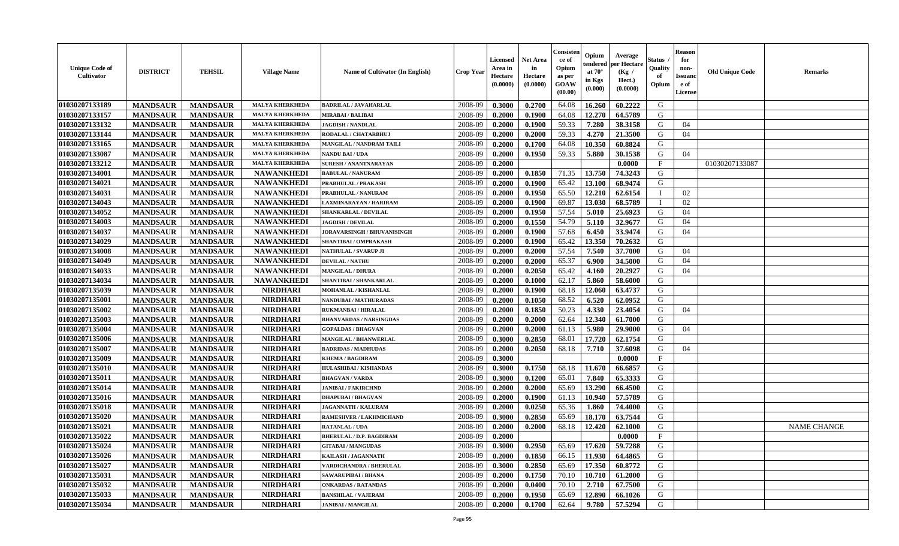| Unique Code of Cultivator | DISTRICT | TEHSIL | Village Name | Name of Cultivator (In English) | Crop Year | Licensed Area in Hectare (0.0000) | Net Area in Hectare (0.0000) | Consistence of Opium as per GOAW (00.00) | Opium tendered at 70° in Kgs (0.000) | Average per Hectare (Kg / Hect.) (0.0000) | Status / Quality of Opium | Reason for non-Issuance of License | Old Unique Code | Remarks |
|---|---|---|---|---|---|---|---|---|---|---|---|---|---|---|
| 01030207133189 | MANDSAUR | MANDSAUR | MALYA KHERKHEDA | BADRILAL / JAVAHARLAL | 2008-09 | 0.3000 | 0.2700 | 64.08 | 16.260 | 60.2222 | G | | | |
| 01030207133157 | MANDSAUR | MANDSAUR | MALYA KHERKHEDA | MIRABAI / BALIBAI | 2008-09 | 0.2000 | 0.1900 | 64.08 | 12.270 | 64.5789 | G | | | |
| 01030207133132 | MANDSAUR | MANDSAUR | MALYA KHERKHEDA | JAGDISH / NANDLAL | 2008-09 | 0.2000 | 0.1900 | 59.33 | 7.280 | 38.3158 | G | 04 | | |
| 01030207133144 | MANDSAUR | MANDSAUR | MALYA KHERKHEDA | RODALAL / CHATARBHUJ | 2008-09 | 0.2000 | 0.2000 | 59.33 | 4.270 | 21.3500 | G | 04 | | |
| 01030207133165 | MANDSAUR | MANDSAUR | MALYA KHERKHEDA | MANGILAL / NANDRAM TAILI | 2008-09 | 0.2000 | 0.1700 | 64.08 | 10.350 | 60.8824 | G | | | |
| 01030207133087 | MANDSAUR | MANDSAUR | MALYA KHERKHEDA | NANDU BAI / UDA | 2008-09 | 0.2000 | 0.1950 | 59.33 | 5.880 | 30.1538 | G | 04 | | |
| 01030207133212 | MANDSAUR | MANDSAUR | MALYA KHERKHEDA | SURESH / ANANTNARAYAN | 2008-09 | 0.2000 | | | | 0.0000 | F | | 01030207133087 | |
| 01030207134001 | MANDSAUR | MANDSAUR | NAWANKHEDI | BABULAL / NANURAM | 2008-09 | 0.2000 | 0.1850 | 71.35 | 13.750 | 74.3243 | G | | | |
| 01030207134021 | MANDSAUR | MANDSAUR | NAWANKHEDI | PRABHULAL / PRAKASH | 2008-09 | 0.2000 | 0.1900 | 65.42 | 13.100 | 68.9474 | G | | | |
| 01030207134031 | MANDSAUR | MANDSAUR | NAWANKHEDI | PRABHULAL / NANURAM | 2008-09 | 0.2000 | 0.1950 | 65.50 | 12.210 | 62.6154 | I | 02 | | |
| 01030207134043 | MANDSAUR | MANDSAUR | NAWANKHEDI | LAXMINARAYAN / HARIRAM | 2008-09 | 0.2000 | 0.1900 | 69.87 | 13.030 | 68.5789 | I | 02 | | |
| 01030207134052 | MANDSAUR | MANDSAUR | NAWANKHEDI | SHANKARLAL / DEVILAL | 2008-09 | 0.2000 | 0.1950 | 57.54 | 5.010 | 25.6923 | G | 04 | | |
| 01030207134003 | MANDSAUR | MANDSAUR | NAWANKHEDI | JAGDISH / DEVILAL | 2008-09 | 0.2000 | 0.1550 | 54.79 | 5.110 | 32.9677 | G | 04 | | |
| 01030207134037 | MANDSAUR | MANDSAUR | NAWANKHEDI | JORAVARSINGH / BHUVANISINGH | 2008-09 | 0.2000 | 0.1900 | 57.68 | 6.450 | 33.9474 | G | 04 | | |
| 01030207134029 | MANDSAUR | MANDSAUR | NAWANKHEDI | SHANTIBAI / OMPRAKASH | 2008-09 | 0.2000 | 0.1900 | 65.42 | 13.350 | 70.2632 | G | | | |
| 01030207134008 | MANDSAUR | MANDSAUR | NAWANKHEDI | NATHULAL / SVARUP JI | 2008-09 | 0.2000 | 0.2000 | 57.54 | 7.540 | 37.7000 | G | 04 | | |
| 01030207134049 | MANDSAUR | MANDSAUR | NAWANKHEDI | DEVILAL / NATHU | 2008-09 | 0.2000 | 0.2000 | 65.37 | 6.900 | 34.5000 | G | 04 | | |
| 01030207134033 | MANDSAUR | MANDSAUR | NAWANKHEDI | MANGILAL / DHURA | 2008-09 | 0.2000 | 0.2050 | 65.42 | 4.160 | 20.2927 | G | 04 | | |
| 01030207134034 | MANDSAUR | MANDSAUR | NAWANKHEDI | SHANTIBAI / SHANKARLAL | 2008-09 | 0.2000 | 0.1000 | 62.17 | 5.860 | 58.6000 | G | | | |
| 01030207135039 | MANDSAUR | MANDSAUR | NIRDHARI | MOHANLAL / KISHANLAL | 2008-09 | 0.2000 | 0.1900 | 68.18 | 12.060 | 63.4737 | G | | | |
| 01030207135001 | MANDSAUR | MANDSAUR | NIRDHARI | NANDUBAI / MATHURADAS | 2008-09 | 0.2000 | 0.1050 | 68.52 | 6.520 | 62.0952 | G | | | |
| 01030207135002 | MANDSAUR | MANDSAUR | NIRDHARI | RUKMANBAI / HIRALAL | 2008-09 | 0.2000 | 0.1850 | 50.23 | 4.330 | 23.4054 | G | 04 | | |
| 01030207135003 | MANDSAUR | MANDSAUR | NIRDHARI | BHANVARDAS / NARSINGDAS | 2008-09 | 0.2000 | 0.2000 | 62.64 | 12.340 | 61.7000 | G | | | |
| 01030207135004 | MANDSAUR | MANDSAUR | NIRDHARI | GOPALDAS / BHAGVAN | 2008-09 | 0.2000 | 0.2000 | 61.13 | 5.980 | 29.9000 | G | 04 | | |
| 01030207135006 | MANDSAUR | MANDSAUR | NIRDHARI | MANGILAL / BHANWERLAL | 2008-09 | 0.3000 | 0.2850 | 68.01 | 17.720 | 62.1754 | G | | | |
| 01030207135007 | MANDSAUR | MANDSAUR | NIRDHARI | BADRIDAS / MADHUDAS | 2008-09 | 0.2000 | 0.2050 | 68.18 | 7.710 | 37.6098 | G | 04 | | |
| 01030207135009 | MANDSAUR | MANDSAUR | NIRDHARI | KHEMA / BAGDIRAM | 2008-09 | 0.3000 | | | | 0.0000 | F | | | |
| 01030207135010 | MANDSAUR | MANDSAUR | NIRDHARI | HULASHIBAI / KISHANDAS | 2008-09 | 0.3000 | 0.1750 | 68.18 | 11.670 | 66.6857 | G | | | |
| 01030207135011 | MANDSAUR | MANDSAUR | NIRDHARI | BHAGVAN / VARDA | 2008-09 | 0.3000 | 0.1200 | 65.01 | 7.840 | 65.3333 | G | | | |
| 01030207135014 | MANDSAUR | MANDSAUR | NIRDHARI | JANIBAI / FAKIRCHND | 2008-09 | 0.2000 | 0.2000 | 65.69 | 13.290 | 66.4500 | G | | | |
| 01030207135016 | MANDSAUR | MANDSAUR | NIRDHARI | DHAPUBAI / BHAGVAN | 2008-09 | 0.2000 | 0.1900 | 61.13 | 10.940 | 57.5789 | G | | | |
| 01030207135018 | MANDSAUR | MANDSAUR | NIRDHARI | JAGANNATH / KALURAM | 2008-09 | 0.2000 | 0.0250 | 65.36 | 1.860 | 74.4000 | G | | | |
| 01030207135020 | MANDSAUR | MANDSAUR | NIRDHARI | RAMESHVER / LAKHMICHAND | 2008-09 | 0.3000 | 0.2850 | 65.69 | 18.170 | 63.7544 | G | | | |
| 01030207135021 | MANDSAUR | MANDSAUR | NIRDHARI | RATANLAL / UDA | 2008-09 | 0.2000 | 0.2000 | 68.18 | 12.420 | 62.1000 | G | | | NAME CHANGE |
| 01030207135022 | MANDSAUR | MANDSAUR | NIRDHARI | BHERULAL / D.P. BAGDIRAM | 2008-09 | 0.2000 | | | | 0.0000 | F | | | |
| 01030207135024 | MANDSAUR | MANDSAUR | NIRDHARI | GITABAI / MANGUDAS | 2008-09 | 0.3000 | 0.2950 | 65.69 | 17.620 | 59.7288 | G | | | |
| 01030207135026 | MANDSAUR | MANDSAUR | NIRDHARI | KAILASH / JAGANNATH | 2008-09 | 0.2000 | 0.1850 | 66.15 | 11.930 | 64.4865 | G | | | |
| 01030207135027 | MANDSAUR | MANDSAUR | NIRDHARI | VARDICHANDRA / BHERULAL | 2008-09 | 0.3000 | 0.2850 | 65.69 | 17.350 | 60.8772 | G | | | |
| 01030207135031 | MANDSAUR | MANDSAUR | NIRDHARI | SAWARUPIBAI / BHANA | 2008-09 | 0.2000 | 0.1750 | 70.10 | 10.710 | 61.2000 | G | | | |
| 01030207135032 | MANDSAUR | MANDSAUR | NIRDHARI | ONKARDAS / RATANDAS | 2008-09 | 0.2000 | 0.0400 | 70.10 | 2.710 | 67.7500 | G | | | |
| 01030207135033 | MANDSAUR | MANDSAUR | NIRDHARI | BANSHILAL / VAJERAM | 2008-09 | 0.2000 | 0.1950 | 65.69 | 12.890 | 66.1026 | G | | | |
| 01030207135034 | MANDSAUR | MANDSAUR | NIRDHARI | JANIBAI / MANGILAL | 2008-09 | 0.2000 | 0.1700 | 62.64 | 9.780 | 57.5294 | G | | | |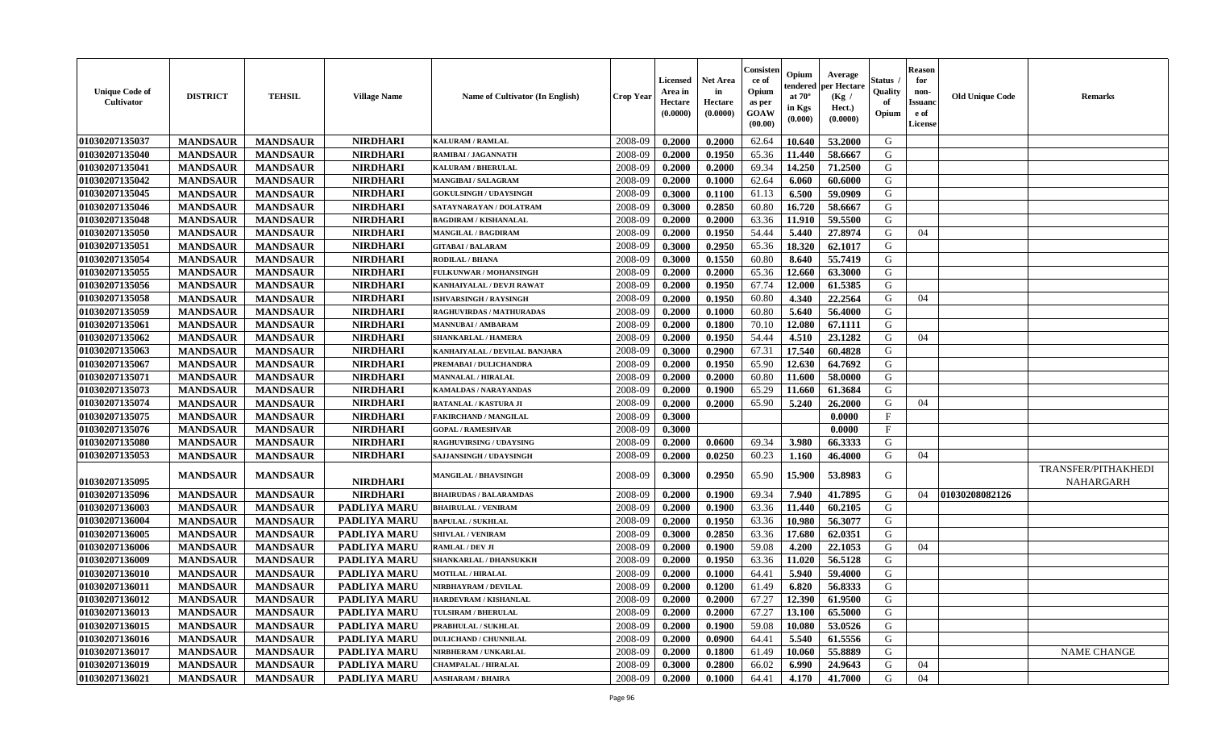| Unique Code of Cultivator | DISTRICT | TEHSIL | Village Name | Name of Cultivator (In English) | Crop Year | Licensed Area in Hectare (0.0000) | Net Area in Hectare (0.0000) | Consisten ce of Opium as per GOAW (00.00) | Opium tendered at 70° in Kgs (0.000) | Average per Hectare (Kg / Hect.) (0.0000) | Status / Quality of Opium | Reason for non-Issuanc e of License | Old Unique Code | Remarks |
|---|---|---|---|---|---|---|---|---|---|---|---|---|---|---|
| 01030207135037 | MANDSAUR | MANDSAUR | NIRDHARI | KALURAM / RAMLAL | 2008-09 | 0.2000 | 0.2000 | 62.64 | 10.640 | 53.2000 | G | | | |
| 01030207135040 | MANDSAUR | MANDSAUR | NIRDHARI | RAMIBAI / JAGANNATH | 2008-09 | 0.2000 | 0.1950 | 65.36 | 11.440 | 58.6667 | G | | | |
| 01030207135041 | MANDSAUR | MANDSAUR | NIRDHARI | KALURAM / BHERULAL | 2008-09 | 0.2000 | 0.2000 | 69.34 | 14.250 | 71.2500 | G | | | |
| 01030207135042 | MANDSAUR | MANDSAUR | NIRDHARI | MANGIBAI / SALAGRAM | 2008-09 | 0.2000 | 0.1000 | 62.64 | 6.060 | 60.6000 | G | | | |
| 01030207135045 | MANDSAUR | MANDSAUR | NIRDHARI | GOKULSINGH / UDAYSINGH | 2008-09 | 0.3000 | 0.1100 | 61.13 | 6.500 | 59.0909 | G | | | |
| 01030207135046 | MANDSAUR | MANDSAUR | NIRDHARI | SATAYNARAYAN / DOLATRAM | 2008-09 | 0.3000 | 0.2850 | 60.80 | 16.720 | 58.6667 | G | | | |
| 01030207135048 | MANDSAUR | MANDSAUR | NIRDHARI | BAGDIRAM / KISHANALAL | 2008-09 | 0.2000 | 0.2000 | 63.36 | 11.910 | 59.5500 | G | | | |
| 01030207135050 | MANDSAUR | MANDSAUR | NIRDHARI | MANGILAL / BAGDIRAM | 2008-09 | 0.2000 | 0.1950 | 54.44 | 5.440 | 27.8974 | G | 04 | | |
| 01030207135051 | MANDSAUR | MANDSAUR | NIRDHARI | GITABAI / BALARAM | 2008-09 | 0.3000 | 0.2950 | 65.36 | 18.320 | 62.1017 | G | | | |
| 01030207135054 | MANDSAUR | MANDSAUR | NIRDHARI | RODILAL / BHANA | 2008-09 | 0.3000 | 0.1550 | 60.80 | 8.640 | 55.7419 | G | | | |
| 01030207135055 | MANDSAUR | MANDSAUR | NIRDHARI | FULKUNWAR / MOHANSINGH | 2008-09 | 0.2000 | 0.2000 | 65.36 | 12.660 | 63.3000 | G | | | |
| 01030207135056 | MANDSAUR | MANDSAUR | NIRDHARI | KANHAIYALAL / DEVJI RAWAT | 2008-09 | 0.2000 | 0.1950 | 67.74 | 12.000 | 61.5385 | G | | | |
| 01030207135058 | MANDSAUR | MANDSAUR | NIRDHARI | ISHVARSINGH / RAYSINGH | 2008-09 | 0.2000 | 0.1950 | 60.80 | 4.340 | 22.2564 | G | 04 | | |
| 01030207135059 | MANDSAUR | MANDSAUR | NIRDHARI | RAGHUVIRDAS / MATHURADAS | 2008-09 | 0.2000 | 0.1000 | 60.80 | 5.640 | 56.4000 | G | | | |
| 01030207135061 | MANDSAUR | MANDSAUR | NIRDHARI | MANNUBAI / AMBARAM | 2008-09 | 0.2000 | 0.1800 | 70.10 | 12.080 | 67.1111 | G | | | |
| 01030207135062 | MANDSAUR | MANDSAUR | NIRDHARI | SHANKARLAL / HAMERA | 2008-09 | 0.2000 | 0.1950 | 54.44 | 4.510 | 23.1282 | G | 04 | | |
| 01030207135063 | MANDSAUR | MANDSAUR | NIRDHARI | KANHAIYALAL / DEVILAL BANJARA | 2008-09 | 0.3000 | 0.2900 | 67.31 | 17.540 | 60.4828 | G | | | |
| 01030207135067 | MANDSAUR | MANDSAUR | NIRDHARI | PREMABAI / DULICHANDRA | 2008-09 | 0.2000 | 0.1950 | 65.90 | 12.630 | 64.7692 | G | | | |
| 01030207135071 | MANDSAUR | MANDSAUR | NIRDHARI | MANNALAL / HIRALAL | 2008-09 | 0.2000 | 0.2000 | 60.80 | 11.600 | 58.0000 | G | | | |
| 01030207135073 | MANDSAUR | MANDSAUR | NIRDHARI | KAMALDAS / NARAYANDAS | 2008-09 | 0.2000 | 0.1900 | 65.29 | 11.660 | 61.3684 | G | | | |
| 01030207135074 | MANDSAUR | MANDSAUR | NIRDHARI | RATANLAL / KASTURA JI | 2008-09 | 0.2000 | 0.2000 | 65.90 | 5.240 | 26.2000 | G | 04 | | |
| 01030207135075 | MANDSAUR | MANDSAUR | NIRDHARI | FAKIRCHAND / MANGILAL | 2008-09 | 0.3000 | | | | 0.0000 | F | | | |
| 01030207135076 | MANDSAUR | MANDSAUR | NIRDHARI | GOPAL / RAMESHVAR | 2008-09 | 0.3000 | | | | 0.0000 | F | | | |
| 01030207135080 | MANDSAUR | MANDSAUR | NIRDHARI | RAGHUVIRSING / UDAYSING | 2008-09 | 0.2000 | 0.0600 | 69.34 | 3.980 | 66.3333 | G | | | |
| 01030207135053 | MANDSAUR | MANDSAUR | NIRDHARI | SAJJANSINGH / UDAYSINGH | 2008-09 | 0.2000 | 0.0250 | 60.23 | 1.160 | 46.4000 | G | 04 | | |
| 01030207135095 | MANDSAUR | MANDSAUR | NIRDHARI | MANGILAL / BHAVSINGH | 2008-09 | 0.3000 | 0.2950 | 65.90 | 15.900 | 53.8983 | G | | | TRANSFER/PITHAKHEDI NAHARGARH |
| 01030207135096 | MANDSAUR | MANDSAUR | NIRDHARI | BHAIRUDAS / BALARAMDAS | 2008-09 | 0.2000 | 0.1900 | 69.34 | 7.940 | 41.7895 | G | 04 | 01030208082126 | |
| 01030207136003 | MANDSAUR | MANDSAUR | PADLIYA MARU | BHAIRULAL / VENIRAM | 2008-09 | 0.2000 | 0.1900 | 63.36 | 11.440 | 60.2105 | G | | | |
| 01030207136004 | MANDSAUR | MANDSAUR | PADLIYA MARU | BAPULAL / SUKHLAL | 2008-09 | 0.2000 | 0.1950 | 63.36 | 10.980 | 56.3077 | G | | | |
| 01030207136005 | MANDSAUR | MANDSAUR | PADLIYA MARU | SHIVLAL / VENIRAM | 2008-09 | 0.3000 | 0.2850 | 63.36 | 17.680 | 62.0351 | G | | | |
| 01030207136006 | MANDSAUR | MANDSAUR | PADLIYA MARU | RAMLAL / DEV JI | 2008-09 | 0.2000 | 0.1900 | 59.08 | 4.200 | 22.1053 | G | 04 | | |
| 01030207136009 | MANDSAUR | MANDSAUR | PADLIYA MARU | SHANKARLAL / DHANSUKKH | 2008-09 | 0.2000 | 0.1950 | 63.36 | 11.020 | 56.5128 | G | | | |
| 01030207136010 | MANDSAUR | MANDSAUR | PADLIYA MARU | MOTILAL / HIRALAL | 2008-09 | 0.2000 | 0.1000 | 64.41 | 5.940 | 59.4000 | G | | | |
| 01030207136011 | MANDSAUR | MANDSAUR | PADLIYA MARU | NIRBHAYRAM / DEVILAL | 2008-09 | 0.2000 | 0.1200 | 61.49 | 6.820 | 56.8333 | G | | | |
| 01030207136012 | MANDSAUR | MANDSAUR | PADLIYA MARU | HARDEVRAM / KISHANLAL | 2008-09 | 0.2000 | 0.2000 | 67.27 | 12.390 | 61.9500 | G | | | |
| 01030207136013 | MANDSAUR | MANDSAUR | PADLIYA MARU | TULSIRAM / BHERULAL | 2008-09 | 0.2000 | 0.2000 | 67.27 | 13.100 | 65.5000 | G | | | |
| 01030207136015 | MANDSAUR | MANDSAUR | PADLIYA MARU | PRABHULAL / SUKHLAL | 2008-09 | 0.2000 | 0.1900 | 59.08 | 10.080 | 53.0526 | G | | | |
| 01030207136016 | MANDSAUR | MANDSAUR | PADLIYA MARU | DULICHAND / CHUNNILAL | 2008-09 | 0.2000 | 0.0900 | 64.41 | 5.540 | 61.5556 | G | | | |
| 01030207136017 | MANDSAUR | MANDSAUR | PADLIYA MARU | NIRBHERAM / UNKARLAL | 2008-09 | 0.2000 | 0.1800 | 61.49 | 10.060 | 55.8889 | G | | | NAME CHANGE |
| 01030207136019 | MANDSAUR | MANDSAUR | PADLIYA MARU | CHAMPALAL / HIRALAL | 2008-09 | 0.3000 | 0.2800 | 66.02 | 6.990 | 24.9643 | G | 04 | | |
| 01030207136021 | MANDSAUR | MANDSAUR | PADLIYA MARU | AASHARAM / BHAIRA | 2008-09 | 0.2000 | 0.1000 | 64.41 | 4.170 | 41.7000 | G | 04 | | |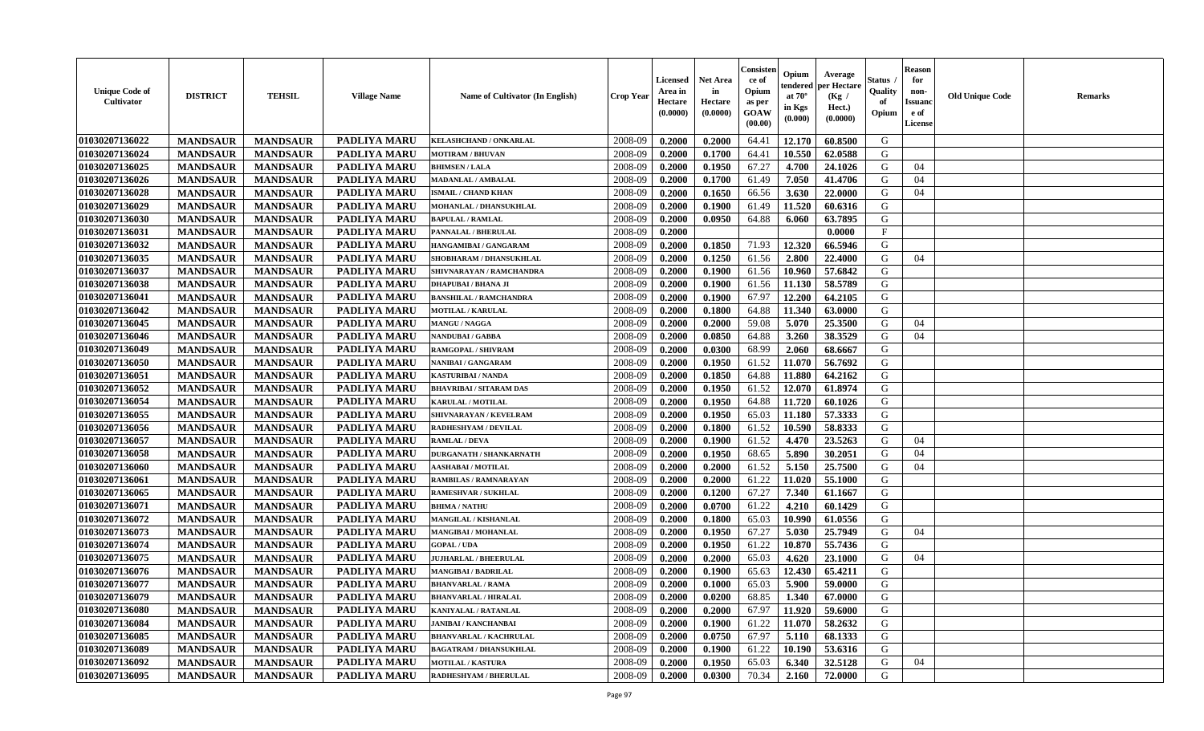| Unique Code of Cultivator | DISTRICT | TEHSIL | Village Name | Name of Cultivator (In English) | Crop Year | Licensed Area in Hectare (0.0000) | Net Area in Hectare (0.0000) | Consistence of Opium as per GOAW (00.00) | Opium tendered at 70° in Kgs (0.000) | Average per Hectare (Kg / Hect.) (0.0000) | Status / Quality of Opium | Reason for non-Issuance of License | Old Unique Code | Remarks |
|---|---|---|---|---|---|---|---|---|---|---|---|---|---|---|
| 01030207136022 | MANDSAUR | MANDSAUR | PADLIYA MARU | KELASHCHAND / ONKARLAL | 2008-09 | 0.2000 | 0.2000 | 64.41 | 12.170 | 60.8500 | G | | | |
| 01030207136024 | MANDSAUR | MANDSAUR | PADLIYA MARU | MOTIRAM / BHUVAN | 2008-09 | 0.2000 | 0.1700 | 64.41 | 10.550 | 62.0588 | G | | | |
| 01030207136025 | MANDSAUR | MANDSAUR | PADLIYA MARU | BHIMSEN / LALA | 2008-09 | 0.2000 | 0.1950 | 67.27 | 4.700 | 24.1026 | G | 04 | | |
| 01030207136026 | MANDSAUR | MANDSAUR | PADLIYA MARU | MADANLAL / AMBALAL | 2008-09 | 0.2000 | 0.1700 | 61.49 | 7.050 | 41.4706 | G | 04 | | |
| 01030207136028 | MANDSAUR | MANDSAUR | PADLIYA MARU | ISMAIL / CHAND KHAN | 2008-09 | 0.2000 | 0.1650 | 66.56 | 3.630 | 22.0000 | G | 04 | | |
| 01030207136029 | MANDSAUR | MANDSAUR | PADLIYA MARU | MOHANLAL / DHANSUKHLAL | 2008-09 | 0.2000 | 0.1900 | 61.49 | 11.520 | 60.6316 | G | | | |
| 01030207136030 | MANDSAUR | MANDSAUR | PADLIYA MARU | BAPULAL / RAMLAL | 2008-09 | 0.2000 | 0.0950 | 64.88 | 6.060 | 63.7895 | G | | | |
| 01030207136031 | MANDSAUR | MANDSAUR | PADLIYA MARU | PANNALAL / BHERULAL | 2008-09 | 0.2000 | | | | 0.0000 | F | | | |
| 01030207136032 | MANDSAUR | MANDSAUR | PADLIYA MARU | HANGAMIBAI / GANGARAM | 2008-09 | 0.2000 | 0.1850 | 71.93 | 12.320 | 66.5946 | G | | | |
| 01030207136035 | MANDSAUR | MANDSAUR | PADLIYA MARU | SHOBHARAM / DHANSUKHLAL | 2008-09 | 0.2000 | 0.1250 | 61.56 | 2.800 | 22.4000 | G | 04 | | |
| 01030207136037 | MANDSAUR | MANDSAUR | PADLIYA MARU | SHIVNARAYAN / RAMCHANDRA | 2008-09 | 0.2000 | 0.1900 | 61.56 | 10.960 | 57.6842 | G | | | |
| 01030207136038 | MANDSAUR | MANDSAUR | PADLIYA MARU | DHAPUBAI / BHANA JI | 2008-09 | 0.2000 | 0.1900 | 61.56 | 11.130 | 58.5789 | G | | | |
| 01030207136041 | MANDSAUR | MANDSAUR | PADLIYA MARU | BANSHILAL / RAMCHANDRA | 2008-09 | 0.2000 | 0.1900 | 67.97 | 12.200 | 64.2105 | G | | | |
| 01030207136042 | MANDSAUR | MANDSAUR | PADLIYA MARU | MOTILAL / KARULAL | 2008-09 | 0.2000 | 0.1800 | 64.88 | 11.340 | 63.0000 | G | | | |
| 01030207136045 | MANDSAUR | MANDSAUR | PADLIYA MARU | MANGU / NAGGA | 2008-09 | 0.2000 | 0.2000 | 59.08 | 5.070 | 25.3500 | G | 04 | | |
| 01030207136046 | MANDSAUR | MANDSAUR | PADLIYA MARU | NANDUBAI / GABBA | 2008-09 | 0.2000 | 0.0850 | 64.88 | 3.260 | 38.3529 | G | 04 | | |
| 01030207136049 | MANDSAUR | MANDSAUR | PADLIYA MARU | RAMGOPAL / SHIVRAM | 2008-09 | 0.2000 | 0.0300 | 68.99 | 2.060 | 68.6667 | G | | | |
| 01030207136050 | MANDSAUR | MANDSAUR | PADLIYA MARU | NANIBAI / GANGARAM | 2008-09 | 0.2000 | 0.1950 | 61.52 | 11.070 | 56.7692 | G | | | |
| 01030207136051 | MANDSAUR | MANDSAUR | PADLIYA MARU | KASTURIBAI / NANDA | 2008-09 | 0.2000 | 0.1850 | 64.88 | 11.880 | 64.2162 | G | | | |
| 01030207136052 | MANDSAUR | MANDSAUR | PADLIYA MARU | BHAVRIBAI / SITARAM DAS | 2008-09 | 0.2000 | 0.1950 | 61.52 | 12.070 | 61.8974 | G | | | |
| 01030207136054 | MANDSAUR | MANDSAUR | PADLIYA MARU | KARULAL / MOTILAL | 2008-09 | 0.2000 | 0.1950 | 64.88 | 11.720 | 60.1026 | G | | | |
| 01030207136055 | MANDSAUR | MANDSAUR | PADLIYA MARU | SHIVNARAYAN / KEVELRAM | 2008-09 | 0.2000 | 0.1950 | 65.03 | 11.180 | 57.3333 | G | | | |
| 01030207136056 | MANDSAUR | MANDSAUR | PADLIYA MARU | RADHESHYAM / DEVILAL | 2008-09 | 0.2000 | 0.1800 | 61.52 | 10.590 | 58.8333 | G | | | |
| 01030207136057 | MANDSAUR | MANDSAUR | PADLIYA MARU | RAMLAL / DEVA | 2008-09 | 0.2000 | 0.1900 | 61.52 | 4.470 | 23.5263 | G | 04 | | |
| 01030207136058 | MANDSAUR | MANDSAUR | PADLIYA MARU | DURGANATH / SHANKARNATH | 2008-09 | 0.2000 | 0.1950 | 68.65 | 5.890 | 30.2051 | G | 04 | | |
| 01030207136060 | MANDSAUR | MANDSAUR | PADLIYA MARU | AASHABAI / MOTILAL | 2008-09 | 0.2000 | 0.2000 | 61.52 | 5.150 | 25.7500 | G | 04 | | |
| 01030207136061 | MANDSAUR | MANDSAUR | PADLIYA MARU | RAMBILAS / RAMNARAYAN | 2008-09 | 0.2000 | 0.2000 | 61.22 | 11.020 | 55.1000 | G | | | |
| 01030207136065 | MANDSAUR | MANDSAUR | PADLIYA MARU | RAMESHVAR / SUKHLAL | 2008-09 | 0.2000 | 0.1200 | 67.27 | 7.340 | 61.1667 | G | | | |
| 01030207136071 | MANDSAUR | MANDSAUR | PADLIYA MARU | BHIMA / NATHU | 2008-09 | 0.2000 | 0.0700 | 61.22 | 4.210 | 60.1429 | G | | | |
| 01030207136072 | MANDSAUR | MANDSAUR | PADLIYA MARU | MANGILAL / KISHANLAL | 2008-09 | 0.2000 | 0.1800 | 65.03 | 10.990 | 61.0556 | G | | | |
| 01030207136073 | MANDSAUR | MANDSAUR | PADLIYA MARU | MANGIBAI / MOHANLAL | 2008-09 | 0.2000 | 0.1950 | 67.27 | 5.030 | 25.7949 | G | 04 | | |
| 01030207136074 | MANDSAUR | MANDSAUR | PADLIYA MARU | GOPAL / UDA | 2008-09 | 0.2000 | 0.1950 | 61.22 | 10.870 | 55.7436 | G | | | |
| 01030207136075 | MANDSAUR | MANDSAUR | PADLIYA MARU | JUJHARLAL / BHEERULAL | 2008-09 | 0.2000 | 0.2000 | 65.03 | 4.620 | 23.1000 | G | 04 | | |
| 01030207136076 | MANDSAUR | MANDSAUR | PADLIYA MARU | MANGIBAI / BADRILAL | 2008-09 | 0.2000 | 0.1900 | 65.63 | 12.430 | 65.4211 | G | | | |
| 01030207136077 | MANDSAUR | MANDSAUR | PADLIYA MARU | BHANVARLAL / RAMA | 2008-09 | 0.2000 | 0.1000 | 65.03 | 5.900 | 59.0000 | G | | | |
| 01030207136079 | MANDSAUR | MANDSAUR | PADLIYA MARU | BHANVARLAL / HIRALAL | 2008-09 | 0.2000 | 0.0200 | 68.85 | 1.340 | 67.0000 | G | | | |
| 01030207136080 | MANDSAUR | MANDSAUR | PADLIYA MARU | KANIYALAL / RATANLAL | 2008-09 | 0.2000 | 0.2000 | 67.97 | 11.920 | 59.6000 | G | | | |
| 01030207136084 | MANDSAUR | MANDSAUR | PADLIYA MARU | JANIBAI / KANCHANBAI | 2008-09 | 0.2000 | 0.1900 | 61.22 | 11.070 | 58.2632 | G | | | |
| 01030207136085 | MANDSAUR | MANDSAUR | PADLIYA MARU | BHANVARLAL / KACHRULAL | 2008-09 | 0.2000 | 0.0750 | 67.97 | 5.110 | 68.1333 | G | | | |
| 01030207136089 | MANDSAUR | MANDSAUR | PADLIYA MARU | BAGATRAM / DHANSUKHLAL | 2008-09 | 0.2000 | 0.1900 | 61.22 | 10.190 | 53.6316 | G | | | |
| 01030207136092 | MANDSAUR | MANDSAUR | PADLIYA MARU | MOTILAL / KASTURA | 2008-09 | 0.2000 | 0.1950 | 65.03 | 6.340 | 32.5128 | G | 04 | | |
| 01030207136095 | MANDSAUR | MANDSAUR | PADLIYA MARU | RADHESHYAM / BHERULAL | 2008-09 | 0.2000 | 0.0300 | 70.34 | 2.160 | 72.0000 | G | | | |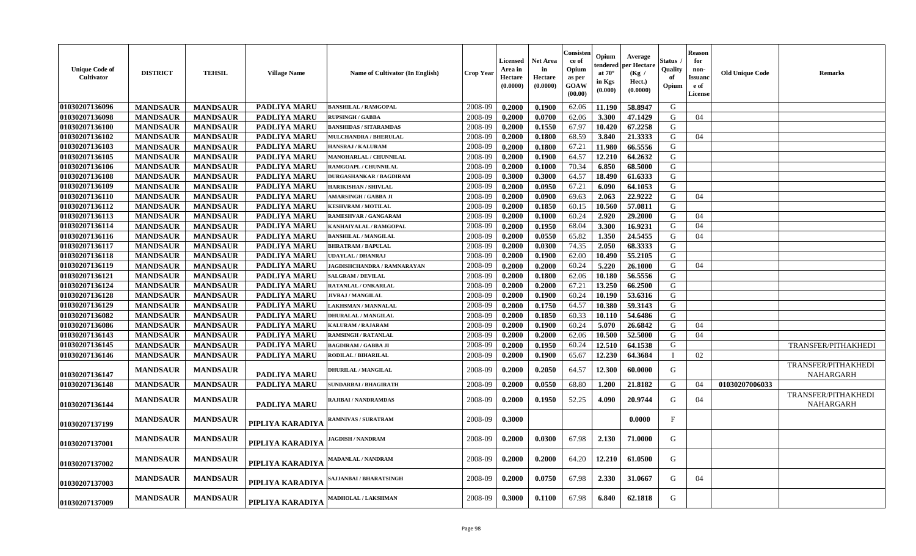| Unique Code of Cultivator | DISTRICT | TEHSIL | Village Name | Name of Cultivator (In English) | Crop Year | Licensed Area in Hectare (0.0000) | Net Area in Hectare (0.0000) | Consistence of Opium as per GOAW (00.00) | Opium tendered at 70° in Kgs (0.000) | Average per Hectare (Kg / Hect.) (0.0000) | Status / Quality of Opium | Reason for non-Issuance of License | Old Unique Code | Remarks |
|---|---|---|---|---|---|---|---|---|---|---|---|---|---|---|
| 01030207136096 | MANDSAUR | MANDSAUR | PADLIYA MARU | BANSHILAL / RAMGOPAL | 2008-09 | 0.2000 | 0.1900 | 62.06 | 11.190 | 58.8947 | G | | | |
| 01030207136098 | MANDSAUR | MANDSAUR | PADLIYA MARU | RUPSINGH / GABBA | 2008-09 | 0.2000 | 0.0700 | 62.06 | 3.300 | 47.1429 | G | 04 | | |
| 01030207136100 | MANDSAUR | MANDSAUR | PADLIYA MARU | BANSHIDAS / SITARAMDAS | 2008-09 | 0.2000 | 0.1550 | 67.97 | 10.420 | 67.2258 | G | | | |
| 01030207136102 | MANDSAUR | MANDSAUR | PADLIYA MARU | MULCHANDRA / BHERULAL | 2008-09 | 0.2000 | 0.1800 | 68.59 | 3.840 | 21.3333 | G | 04 | | |
| 01030207136103 | MANDSAUR | MANDSAUR | PADLIYA MARU | HANSRAJ / KALURAM | 2008-09 | 0.2000 | 0.1800 | 67.21 | 11.980 | 66.5556 | G | | | |
| 01030207136105 | MANDSAUR | MANDSAUR | PADLIYA MARU | MANOHARLAL / CHUNNILAL | 2008-09 | 0.2000 | 0.1900 | 64.57 | 12.210 | 64.2632 | G | | | |
| 01030207136106 | MANDSAUR | MANDSAUR | PADLIYA MARU | RAMGOAPL / CHUNNILAL | 2008-09 | 0.2000 | 0.1000 | 70.34 | 6.850 | 68.5000 | G | | | |
| 01030207136108 | MANDSAUR | MANDSAUR | PADLIYA MARU | DURGASHANKAR / BAGDIRAM | 2008-09 | 0.3000 | 0.3000 | 64.57 | 18.490 | 61.6333 | G | | | |
| 01030207136109 | MANDSAUR | MANDSAUR | PADLIYA MARU | HARIKISHAN / SHIVLAL | 2008-09 | 0.2000 | 0.0950 | 67.21 | 6.090 | 64.1053 | G | | | |
| 01030207136110 | MANDSAUR | MANDSAUR | PADLIYA MARU | AMARSINGH / GABBA JI | 2008-09 | 0.2000 | 0.0900 | 69.63 | 2.063 | 22.9222 | G | 04 | | |
| 01030207136112 | MANDSAUR | MANDSAUR | PADLIYA MARU | KESHVRAM / MOTILAL | 2008-09 | 0.2000 | 0.1850 | 60.15 | 10.560 | 57.0811 | G | | | |
| 01030207136113 | MANDSAUR | MANDSAUR | PADLIYA MARU | RAMESHVAR / GANGARAM | 2008-09 | 0.2000 | 0.1000 | 60.24 | 2.920 | 29.2000 | G | 04 | | |
| 01030207136114 | MANDSAUR | MANDSAUR | PADLIYA MARU | KANHAIYALAL / RAMGOPAL | 2008-09 | 0.2000 | 0.1950 | 68.04 | 3.300 | 16.9231 | G | 04 | | |
| 01030207136116 | MANDSAUR | MANDSAUR | PADLIYA MARU | BANSHILAL / MANGILAL | 2008-09 | 0.2000 | 0.0550 | 65.82 | 1.350 | 24.5455 | G | 04 | | |
| 01030207136117 | MANDSAUR | MANDSAUR | PADLIYA MARU | BHRATRAM / BAPULAL | 2008-09 | 0.2000 | 0.0300 | 74.35 | 2.050 | 68.3333 | G | | | |
| 01030207136118 | MANDSAUR | MANDSAUR | PADLIYA MARU | UDAYLAL / DHANRAJ | 2008-09 | 0.2000 | 0.1900 | 62.00 | 10.490 | 55.2105 | G | | | |
| 01030207136119 | MANDSAUR | MANDSAUR | PADLIYA MARU | JAGDISHCHANDRA / RAMNARAYAN | 2008-09 | 0.2000 | 0.2000 | 60.24 | 5.220 | 26.1000 | G | 04 | | |
| 01030207136121 | MANDSAUR | MANDSAUR | PADLIYA MARU | SALGRAM / DEVILAL | 2008-09 | 0.2000 | 0.1800 | 62.06 | 10.180 | 56.5556 | G | | | |
| 01030207136124 | MANDSAUR | MANDSAUR | PADLIYA MARU | RATANLAL / ONKARLAL | 2008-09 | 0.2000 | 0.2000 | 67.21 | 13.250 | 66.2500 | G | | | |
| 01030207136128 | MANDSAUR | MANDSAUR | PADLIYA MARU | JIVRAJ / MANGILAL | 2008-09 | 0.2000 | 0.1900 | 60.24 | 10.190 | 53.6316 | G | | | |
| 01030207136129 | MANDSAUR | MANDSAUR | PADLIYA MARU | LAKHSMAN / MANNALAL | 2008-09 | 0.2000 | 0.1750 | 64.57 | 10.380 | 59.3143 | G | | | |
| 01030207136082 | MANDSAUR | MANDSAUR | PADLIYA MARU | DHURALAL / MANGILAL | 2008-09 | 0.2000 | 0.1850 | 60.33 | 10.110 | 54.6486 | G | | | |
| 01030207136086 | MANDSAUR | MANDSAUR | PADLIYA MARU | KALURAM / RAJARAM | 2008-09 | 0.2000 | 0.1900 | 60.24 | 5.070 | 26.6842 | G | 04 | | |
| 01030207136143 | MANDSAUR | MANDSAUR | PADLIYA MARU | RAMSINGH / RATANLAL | 2008-09 | 0.2000 | 0.2000 | 62.06 | 10.500 | 52.5000 | G | 04 | | |
| 01030207136145 | MANDSAUR | MANDSAUR | PADLIYA MARU | BAGDIRAM / GABBA JI | 2008-09 | 0.2000 | 0.1950 | 60.24 | 12.510 | 64.1538 | G | | | TRANSFER/PITHAKHEDI |
| 01030207136146 | MANDSAUR | MANDSAUR | PADLIYA MARU | RODILAL / BIHARILAL | 2008-09 | 0.2000 | 0.1900 | 65.67 | 12.230 | 64.3684 | I | 02 | | |
| 01030207136147 | MANDSAUR | MANDSAUR | PADLIYA MARU | DHURILAL / MANGILAL | 2008-09 | 0.2000 | 0.2050 | 64.57 | 12.300 | 60.0000 | G | | | TRANSFER/PITHAKHEDI NAHARGARH |
| 01030207136148 | MANDSAUR | MANDSAUR | PADLIYA MARU | SUNDARBAI / BHAGIRATH | 2008-09 | 0.2000 | 0.0550 | 68.80 | 1.200 | 21.8182 | G | 04 | 01030207006033 | |
| 01030207136144 | MANDSAUR | MANDSAUR | PADLIYA MARU | RAJIBAI / NANDRAMDAS | 2008-09 | 0.2000 | 0.1950 | 52.25 | 4.090 | 20.9744 | G | 04 | | TRANSFER/PITHAKHEDI NAHARGARH |
| 01030207137199 | MANDSAUR | MANDSAUR | PIPLIYA KARADIYA | RAMNIVAS / SURATRAM | 2008-09 | 0.3000 | | | | 0.0000 | F | | | |
| 01030207137001 | MANDSAUR | MANDSAUR | PIPLIYA KARADIYA | JAGDISH / NANDRAM | 2008-09 | 0.2000 | 0.0300 | 67.98 | 2.130 | 71.0000 | G | | | |
| 01030207137002 | MANDSAUR | MANDSAUR | PIPLIYA KARADIYA | MADANLAL / NANDRAM | 2008-09 | 0.2000 | 0.2000 | 64.20 | 12.210 | 61.0500 | G | | | |
| 01030207137003 | MANDSAUR | MANDSAUR | PIPLIYA KARADIYA | SAJJANBAI / BHARATSINGH | 2008-09 | 0.2000 | 0.0750 | 67.98 | 2.330 | 31.0667 | G | 04 | | |
| 01030207137009 | MANDSAUR | MANDSAUR | PIPLIYA KARADIYA | MADHOLAL / LAKSHMAN | 2008-09 | 0.3000 | 0.1100 | 67.98 | 6.840 | 62.1818 | G | | | |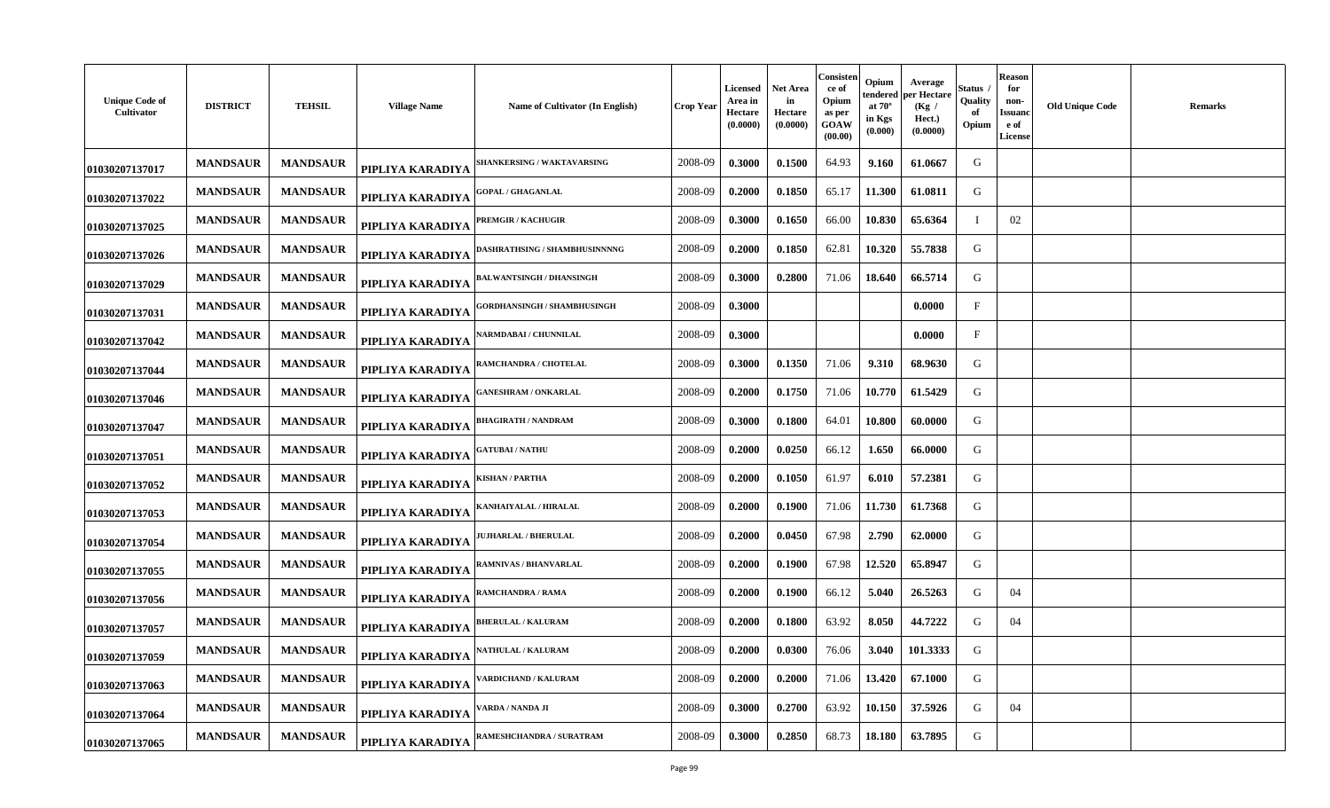| Unique Code of Cultivator | DISTRICT | TEHSIL | Village Name | Name of Cultivator (In English) | Crop Year | Licensed Area in Hectare (0.0000) | Net Area in Hectare (0.0000) | Consistence of Opium as per GOAW (00.00) | Opium tendered at 70° in Kgs (0.000) | Average per Hectare (Kg / Hect.) (0.0000) | Status / Quality of Opium | Reason for non-Issuance of License | Old Unique Code | Remarks |
|---|---|---|---|---|---|---|---|---|---|---|---|---|---|---|
| 01030207137017 | MANDSAUR | MANDSAUR | PIPLIYA KARADIYA | SHANKERSING / WAKTAVARSING | 2008-09 | 0.3000 | 0.1500 | 64.93 | 9.160 | 61.0667 | G | | | |
| 01030207137022 | MANDSAUR | MANDSAUR | PIPLIYA KARADIYA | GOPAL / GHAGANLAL | 2008-09 | 0.2000 | 0.1850 | 65.17 | 11.300 | 61.0811 | G | | | |
| 01030207137025 | MANDSAUR | MANDSAUR | PIPLIYA KARADIYA | PREMGIR / KACHUGIR | 2008-09 | 0.3000 | 0.1650 | 66.00 | 10.830 | 65.6364 | I | 02 | | |
| 01030207137026 | MANDSAUR | MANDSAUR | PIPLIYA KARADIYA | DASHRATHSING / SHAMBHUSINNNNG | 2008-09 | 0.2000 | 0.1850 | 62.81 | 10.320 | 55.7838 | G | | | |
| 01030207137029 | MANDSAUR | MANDSAUR | PIPLIYA KARADIYA | BALWANTSINGH / DHANSINGH | 2008-09 | 0.3000 | 0.2800 | 71.06 | 18.640 | 66.5714 | G | | | |
| 01030207137031 | MANDSAUR | MANDSAUR | PIPLIYA KARADIYA | GORDHANSINGH / SHAMBHUSINGH | 2008-09 | 0.3000 | | | | 0.0000 | F | | | |
| 01030207137042 | MANDSAUR | MANDSAUR | PIPLIYA KARADIYA | NARMDABAI / CHUNNILAL | 2008-09 | 0.3000 | | | | 0.0000 | F | | | |
| 01030207137044 | MANDSAUR | MANDSAUR | PIPLIYA KARADIYA | RAMCHANDRA / CHOTELAL | 2008-09 | 0.3000 | 0.1350 | 71.06 | 9.310 | 68.9630 | G | | | |
| 01030207137046 | MANDSAUR | MANDSAUR | PIPLIYA KARADIYA | GANESHRAM / ONKARLAL | 2008-09 | 0.2000 | 0.1750 | 71.06 | 10.770 | 61.5429 | G | | | |
| 01030207137047 | MANDSAUR | MANDSAUR | PIPLIYA KARADIYA | BHAGIRATH / NANDRAM | 2008-09 | 0.3000 | 0.1800 | 64.01 | 10.800 | 60.0000 | G | | | |
| 01030207137051 | MANDSAUR | MANDSAUR | PIPLIYA KARADIYA | GATUBAI / NATHU | 2008-09 | 0.2000 | 0.0250 | 66.12 | 1.650 | 66.0000 | G | | | |
| 01030207137052 | MANDSAUR | MANDSAUR | PIPLIYA KARADIYA | KISHAN / PARTHA | 2008-09 | 0.2000 | 0.1050 | 61.97 | 6.010 | 57.2381 | G | | | |
| 01030207137053 | MANDSAUR | MANDSAUR | PIPLIYA KARADIYA | KANHAIYALAL / HIRALAL | 2008-09 | 0.2000 | 0.1900 | 71.06 | 11.730 | 61.7368 | G | | | |
| 01030207137054 | MANDSAUR | MANDSAUR | PIPLIYA KARADIYA | JUJHARLAL / BHERULAL | 2008-09 | 0.2000 | 0.0450 | 67.98 | 2.790 | 62.0000 | G | | | |
| 01030207137055 | MANDSAUR | MANDSAUR | PIPLIYA KARADIYA | RAMNIVAS / BHANVARLAL | 2008-09 | 0.2000 | 0.1900 | 67.98 | 12.520 | 65.8947 | G | | | |
| 01030207137056 | MANDSAUR | MANDSAUR | PIPLIYA KARADIYA | RAMCHANDRA / RAMA | 2008-09 | 0.2000 | 0.1900 | 66.12 | 5.040 | 26.5263 | G | 04 | | |
| 01030207137057 | MANDSAUR | MANDSAUR | PIPLIYA KARADIYA | BHERULAL / KALURAM | 2008-09 | 0.2000 | 0.1800 | 63.92 | 8.050 | 44.7222 | G | 04 | | |
| 01030207137059 | MANDSAUR | MANDSAUR | PIPLIYA KARADIYA | NATHULAL / KALURAM | 2008-09 | 0.2000 | 0.0300 | 76.06 | 3.040 | 101.3333 | G | | | |
| 01030207137063 | MANDSAUR | MANDSAUR | PIPLIYA KARADIYA | VARDICHAND / KALURAM | 2008-09 | 0.2000 | 0.2000 | 71.06 | 13.420 | 67.1000 | G | | | |
| 01030207137064 | MANDSAUR | MANDSAUR | PIPLIYA KARADIYA | VARDA / NANDA JI | 2008-09 | 0.3000 | 0.2700 | 63.92 | 10.150 | 37.5926 | G | 04 | | |
| 01030207137065 | MANDSAUR | MANDSAUR | PIPLIYA KARADIYA | RAMESHCHANDRA / SURATRAM | 2008-09 | 0.3000 | 0.2850 | 68.73 | 18.180 | 63.7895 | G | | | |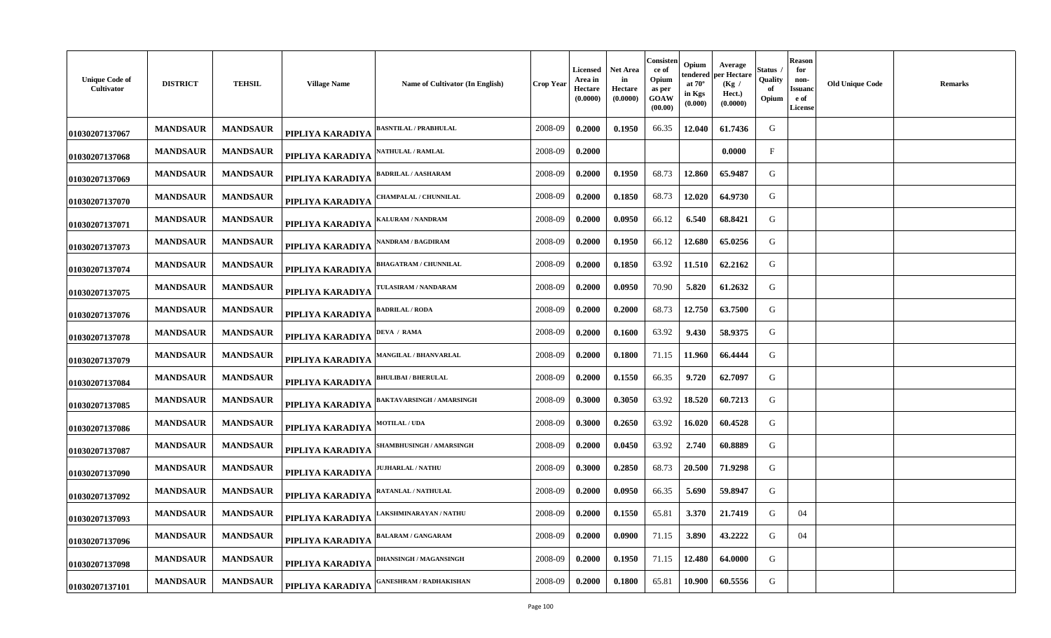| Unique Code of Cultivator | DISTRICT | TEHSIL | Village Name | Name of Cultivator (In English) | Crop Year | Licensed Area in Hectare (0.0000) | Net Area in Hectare (0.0000) | Consistence of Opium as per GOAW (00.00) | Opium tendered at 70° in Kgs (0.000) | Average per Hectare (Kg / Hect.) (0.0000) | Status / Quality of Opium | Reason for non-Issuance of License | Old Unique Code | Remarks |
|---|---|---|---|---|---|---|---|---|---|---|---|---|---|---|
| 01030207137067 | MANDSAUR | MANDSAUR | PIPLIYA KARADIYA | BASNTILAL / PRABHULAL | 2008-09 | 0.2000 | 0.1950 | 66.35 | 12.040 | 61.7436 | G | | | |
| 01030207137068 | MANDSAUR | MANDSAUR | PIPLIYA KARADIYA | NATHULAL / RAMLAL | 2008-09 | 0.2000 | | | | 0.0000 | F | | | |
| 01030207137069 | MANDSAUR | MANDSAUR | PIPLIYA KARADIYA | BADRILAL / AASHARAM | 2008-09 | 0.2000 | 0.1950 | 68.73 | 12.860 | 65.9487 | G | | | |
| 01030207137070 | MANDSAUR | MANDSAUR | PIPLIYA KARADIYA | CHAMPALAL / CHUNNILAL | 2008-09 | 0.2000 | 0.1850 | 68.73 | 12.020 | 64.9730 | G | | | |
| 01030207137071 | MANDSAUR | MANDSAUR | PIPLIYA KARADIYA | KALURAM / NANDRAM | 2008-09 | 0.2000 | 0.0950 | 66.12 | 6.540 | 68.8421 | G | | | |
| 01030207137073 | MANDSAUR | MANDSAUR | PIPLIYA KARADIYA | NANDRAM / BAGDIRAM | 2008-09 | 0.2000 | 0.1950 | 66.12 | 12.680 | 65.0256 | G | | | |
| 01030207137074 | MANDSAUR | MANDSAUR | PIPLIYA KARADIYA | BHAGATRAM / CHUNNILAL | 2008-09 | 0.2000 | 0.1850 | 63.92 | 11.510 | 62.2162 | G | | | |
| 01030207137075 | MANDSAUR | MANDSAUR | PIPLIYA KARADIYA | TULASIRAM / NANDARAM | 2008-09 | 0.2000 | 0.0950 | 70.90 | 5.820 | 61.2632 | G | | | |
| 01030207137076 | MANDSAUR | MANDSAUR | PIPLIYA KARADIYA | BADRILAL / RODA | 2008-09 | 0.2000 | 0.2000 | 68.73 | 12.750 | 63.7500 | G | | | |
| 01030207137078 | MANDSAUR | MANDSAUR | PIPLIYA KARADIYA | DEVA / RAMA | 2008-09 | 0.2000 | 0.1600 | 63.92 | 9.430 | 58.9375 | G | | | |
| 01030207137079 | MANDSAUR | MANDSAUR | PIPLIYA KARADIYA | MANGILAL / BHANVARLAL | 2008-09 | 0.2000 | 0.1800 | 71.15 | 11.960 | 66.4444 | G | | | |
| 01030207137084 | MANDSAUR | MANDSAUR | PIPLIYA KARADIYA | BHULIBAI / BHERULAL | 2008-09 | 0.2000 | 0.1550 | 66.35 | 9.720 | 62.7097 | G | | | |
| 01030207137085 | MANDSAUR | MANDSAUR | PIPLIYA KARADIYA | BAKTAVARSINGH / AMARSINGH | 2008-09 | 0.3000 | 0.3050 | 63.92 | 18.520 | 60.7213 | G | | | |
| 01030207137086 | MANDSAUR | MANDSAUR | PIPLIYA KARADIYA | MOTILAL / UDA | 2008-09 | 0.3000 | 0.2650 | 63.92 | 16.020 | 60.4528 | G | | | |
| 01030207137087 | MANDSAUR | MANDSAUR | PIPLIYA KARADIYA | SHAMBHUSINGH / AMARSINGH | 2008-09 | 0.2000 | 0.0450 | 63.92 | 2.740 | 60.8889 | G | | | |
| 01030207137090 | MANDSAUR | MANDSAUR | PIPLIYA KARADIYA | JUJHARLAL / NATHU | 2008-09 | 0.3000 | 0.2850 | 68.73 | 20.500 | 71.9298 | G | | | |
| 01030207137092 | MANDSAUR | MANDSAUR | PIPLIYA KARADIYA | RATANLAL / NATHULAL | 2008-09 | 0.2000 | 0.0950 | 66.35 | 5.690 | 59.8947 | G | | | |
| 01030207137093 | MANDSAUR | MANDSAUR | PIPLIYA KARADIYA | LAKSHMINARAYAN / NATHU | 2008-09 | 0.2000 | 0.1550 | 65.81 | 3.370 | 21.7419 | G | 04 | | |
| 01030207137096 | MANDSAUR | MANDSAUR | PIPLIYA KARADIYA | BALARAM / GANGARAM | 2008-09 | 0.2000 | 0.0900 | 71.15 | 3.890 | 43.2222 | G | 04 | | |
| 01030207137098 | MANDSAUR | MANDSAUR | PIPLIYA KARADIYA | DHANSINGH / MAGANSINGH | 2008-09 | 0.2000 | 0.1950 | 71.15 | 12.480 | 64.0000 | G | | | |
| 01030207137101 | MANDSAUR | MANDSAUR | PIPLIYA KARADIYA | GANESHRAM / RADHAKISHAN | 2008-09 | 0.2000 | 0.1800 | 65.81 | 10.900 | 60.5556 | G | | | |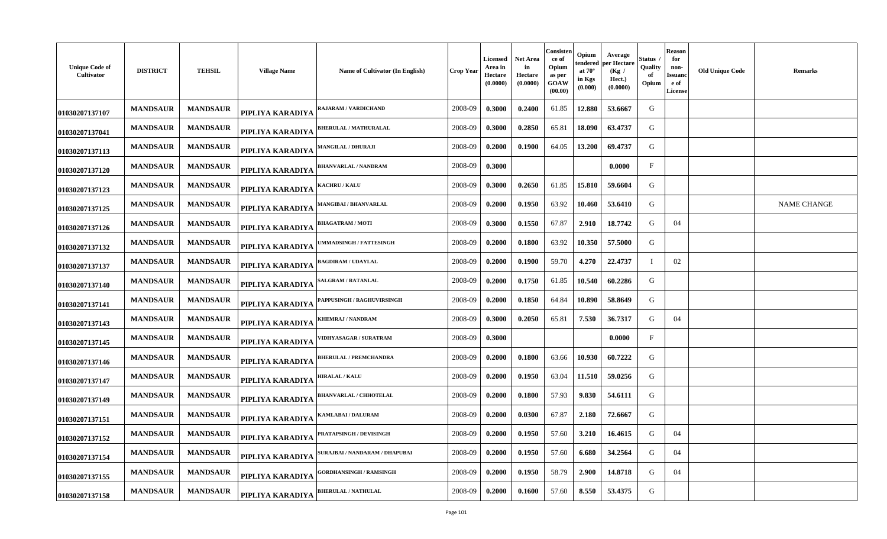| Unique Code of Cultivator | DISTRICT | TEHSIL | Village Name | Name of Cultivator (In English) | Crop Year | Licensed Area in Hectare (0.0000) | Net Area in Hectare (0.0000) | Consistence of Opium as per GOAW (00.00) | Opium tendered at 70° in Kgs (0.000) | Average per Hectare (Kg / Hect.) (0.0000) | Status / Quality of Opium | Reason for non-Issuance of License | Old Unique Code | Remarks |
|---|---|---|---|---|---|---|---|---|---|---|---|---|---|---|
| 01030207137107 | MANDSAUR | MANDSAUR | PIPLIYA KARADIYA | RAJARAM / VARDICHAND | 2008-09 | 0.3000 | 0.2400 | 61.85 | 12.880 | 53.6667 | G | | | |
| 01030207137041 | MANDSAUR | MANDSAUR | PIPLIYA KARADIYA | BHERULAL / MATHURALAL | 2008-09 | 0.3000 | 0.2850 | 65.81 | 18.090 | 63.4737 | G | | | |
| 01030207137113 | MANDSAUR | MANDSAUR | PIPLIYA KARADIYA | MANGILAL / DHURAJI | 2008-09 | 0.2000 | 0.1900 | 64.05 | 13.200 | 69.4737 | G | | | |
| 01030207137120 | MANDSAUR | MANDSAUR | PIPLIYA KARADIYA | BHANVARLAL / NANDRAM | 2008-09 | 0.3000 | | | | 0.0000 | F | | | |
| 01030207137123 | MANDSAUR | MANDSAUR | PIPLIYA KARADIYA | KACHRU / KALU | 2008-09 | 0.3000 | 0.2650 | 61.85 | 15.810 | 59.6604 | G | | | |
| 01030207137125 | MANDSAUR | MANDSAUR | PIPLIYA KARADIYA | MANGIBAI / BHANVARLAL | 2008-09 | 0.2000 | 0.1950 | 63.92 | 10.460 | 53.6410 | G | | | NAME CHANGE |
| 01030207137126 | MANDSAUR | MANDSAUR | PIPLIYA KARADIYA | BHAGATRAM / MOTI | 2008-09 | 0.3000 | 0.1550 | 67.87 | 2.910 | 18.7742 | G | 04 | | |
| 01030207137132 | MANDSAUR | MANDSAUR | PIPLIYA KARADIYA | UMMADSINGH / FATTESINGH | 2008-09 | 0.2000 | 0.1800 | 63.92 | 10.350 | 57.5000 | G | | | |
| 01030207137137 | MANDSAUR | MANDSAUR | PIPLIYA KARADIYA | BAGDIRAM / UDAYLAL | 2008-09 | 0.2000 | 0.1900 | 59.70 | 4.270 | 22.4737 | I | 02 | | |
| 01030207137140 | MANDSAUR | MANDSAUR | PIPLIYA KARADIYA | SALGRAM / RATANLAL | 2008-09 | 0.2000 | 0.1750 | 61.85 | 10.540 | 60.2286 | G | | | |
| 01030207137141 | MANDSAUR | MANDSAUR | PIPLIYA KARADIYA | PAPPUSINGH / RAGHUVIRSINGH | 2008-09 | 0.2000 | 0.1850 | 64.84 | 10.890 | 58.8649 | G | | | |
| 01030207137143 | MANDSAUR | MANDSAUR | PIPLIYA KARADIYA | KHEMRAJ / NANDRAM | 2008-09 | 0.3000 | 0.2050 | 65.81 | 7.530 | 36.7317 | G | 04 | | |
| 01030207137145 | MANDSAUR | MANDSAUR | PIPLIYA KARADIYA | VIDHYASAGAR / SURATRAM | 2008-09 | 0.3000 | | | | 0.0000 | F | | | |
| 01030207137146 | MANDSAUR | MANDSAUR | PIPLIYA KARADIYA | BHERULAL / PREMCHANDRA | 2008-09 | 0.2000 | 0.1800 | 63.66 | 10.930 | 60.7222 | G | | | |
| 01030207137147 | MANDSAUR | MANDSAUR | PIPLIYA KARADIYA | HIRALAL / KALU | 2008-09 | 0.2000 | 0.1950 | 63.04 | 11.510 | 59.0256 | G | | | |
| 01030207137149 | MANDSAUR | MANDSAUR | PIPLIYA KARADIYA | BHANVARLAL / CHHOTELAL | 2008-09 | 0.2000 | 0.1800 | 57.93 | 9.830 | 54.6111 | G | | | |
| 01030207137151 | MANDSAUR | MANDSAUR | PIPLIYA KARADIYA | KAMLABAI / DALURAM | 2008-09 | 0.2000 | 0.0300 | 67.87 | 2.180 | 72.6667 | G | | | |
| 01030207137152 | MANDSAUR | MANDSAUR | PIPLIYA KARADIYA | PRATAPSINGH / DEVISINGH | 2008-09 | 0.2000 | 0.1950 | 57.60 | 3.210 | 16.4615 | G | 04 | | |
| 01030207137154 | MANDSAUR | MANDSAUR | PIPLIYA KARADIYA | SURAJBAI / NANDARAM / DHAPUBAI | 2008-09 | 0.2000 | 0.1950 | 57.60 | 6.680 | 34.2564 | G | 04 | | |
| 01030207137155 | MANDSAUR | MANDSAUR | PIPLIYA KARADIYA | GORDHANSINGH / RAMSINGH | 2008-09 | 0.2000 | 0.1950 | 58.79 | 2.900 | 14.8718 | G | 04 | | |
| 01030207137158 | MANDSAUR | MANDSAUR | PIPLIYA KARADIYA | BHERULAL / NATHULAL | 2008-09 | 0.2000 | 0.1600 | 57.60 | 8.550 | 53.4375 | G | | | |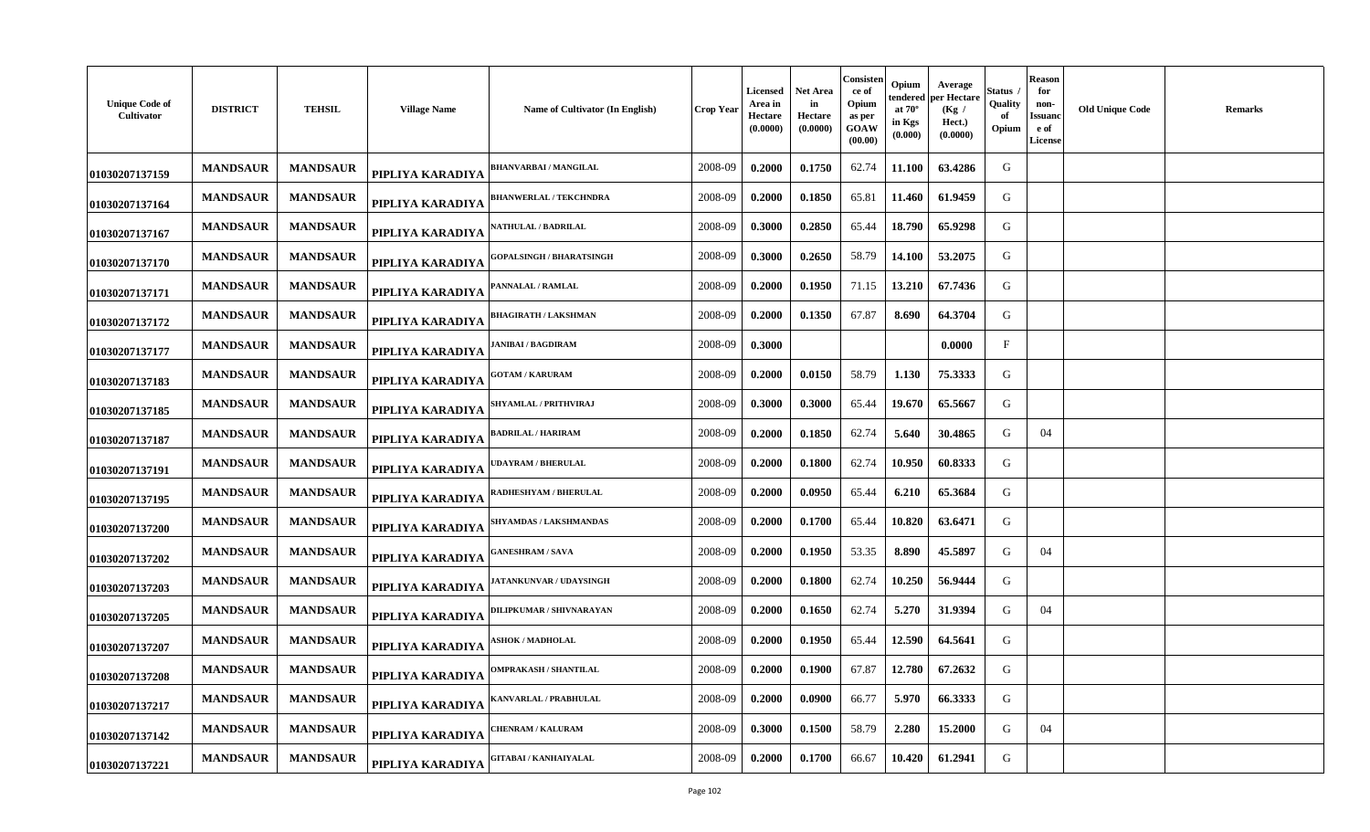| Unique Code of Cultivator | DISTRICT | TEHSIL | Village Name | Name of Cultivator (In English) | Crop Year | Licensed Area in Hectare (0.0000) | Net Area in Hectare (0.0000) | Consistence of Opium as per GOAW (00.00) | Opium tendered at 70° in Kgs (0.000) | Average per Hectare (Kg / Hect.) (0.0000) | Status / Quality of Opium | Reason for non-Issuance of License | Old Unique Code | Remarks |
|---|---|---|---|---|---|---|---|---|---|---|---|---|---|---|
| 01030207137159 | MANDSAUR | MANDSAUR | PIPLIYA KARADIYA | BHANVARBAI / MANGILAL | 2008-09 | 0.2000 | 0.1750 | 62.74 | 11.100 | 63.4286 | G | | | |
| 01030207137164 | MANDSAUR | MANDSAUR | PIPLIYA KARADIYA | BHANWERLAL / TEKCHNDRA | 2008-09 | 0.2000 | 0.1850 | 65.81 | 11.460 | 61.9459 | G | | | |
| 01030207137167 | MANDSAUR | MANDSAUR | PIPLIYA KARADIYA | NATHULAL / BADRILAL | 2008-09 | 0.3000 | 0.2850 | 65.44 | 18.790 | 65.9298 | G | | | |
| 01030207137170 | MANDSAUR | MANDSAUR | PIPLIYA KARADIYA | GOPALSINGH / BHARATSINGH | 2008-09 | 0.3000 | 0.2650 | 58.79 | 14.100 | 53.2075 | G | | | |
| 01030207137171 | MANDSAUR | MANDSAUR | PIPLIYA KARADIYA | PANNALAL / RAMLAL | 2008-09 | 0.2000 | 0.1950 | 71.15 | 13.210 | 67.7436 | G | | | |
| 01030207137172 | MANDSAUR | MANDSAUR | PIPLIYA KARADIYA | BHAGIRATH / LAKSHMAN | 2008-09 | 0.2000 | 0.1350 | 67.87 | 8.690 | 64.3704 | G | | | |
| 01030207137177 | MANDSAUR | MANDSAUR | PIPLIYA KARADIYA | JANIBAI / BAGDIRAM | 2008-09 | 0.3000 | | | | 0.0000 | F | | | |
| 01030207137183 | MANDSAUR | MANDSAUR | PIPLIYA KARADIYA | GOTAM / KARURAM | 2008-09 | 0.2000 | 0.0150 | 58.79 | 1.130 | 75.3333 | G | | | |
| 01030207137185 | MANDSAUR | MANDSAUR | PIPLIYA KARADIYA | SHYAMLAL / PRITHVIRAJ | 2008-09 | 0.3000 | 0.3000 | 65.44 | 19.670 | 65.5667 | G | | | |
| 01030207137187 | MANDSAUR | MANDSAUR | PIPLIYA KARADIYA | BADRILAL / HARIRAM | 2008-09 | 0.2000 | 0.1850 | 62.74 | 5.640 | 30.4865 | G | 04 | | |
| 01030207137191 | MANDSAUR | MANDSAUR | PIPLIYA KARADIYA | UDAYRAM / BHERULAL | 2008-09 | 0.2000 | 0.1800 | 62.74 | 10.950 | 60.8333 | G | | | |
| 01030207137195 | MANDSAUR | MANDSAUR | PIPLIYA KARADIYA | RADHESHYAM / BHERULAL | 2008-09 | 0.2000 | 0.0950 | 65.44 | 6.210 | 65.3684 | G | | | |
| 01030207137200 | MANDSAUR | MANDSAUR | PIPLIYA KARADIYA | SHYAMDAS / LAKSHMANDAS | 2008-09 | 0.2000 | 0.1700 | 65.44 | 10.820 | 63.6471 | G | | | |
| 01030207137202 | MANDSAUR | MANDSAUR | PIPLIYA KARADIYA | GANESHRAM / SAVA | 2008-09 | 0.2000 | 0.1950 | 53.35 | 8.890 | 45.5897 | G | 04 | | |
| 01030207137203 | MANDSAUR | MANDSAUR | PIPLIYA KARADIYA | JATANKUNVAR / UDAYSINGH | 2008-09 | 0.2000 | 0.1800 | 62.74 | 10.250 | 56.9444 | G | | | |
| 01030207137205 | MANDSAUR | MANDSAUR | PIPLIYA KARADIYA | DILIPKUMAR / SHIVNARAYAN | 2008-09 | 0.2000 | 0.1650 | 62.74 | 5.270 | 31.9394 | G | 04 | | |
| 01030207137207 | MANDSAUR | MANDSAUR | PIPLIYA KARADIYA | ASHOK / MADHOLAL | 2008-09 | 0.2000 | 0.1950 | 65.44 | 12.590 | 64.5641 | G | | | |
| 01030207137208 | MANDSAUR | MANDSAUR | PIPLIYA KARADIYA | OMPRAKASH / SHANTILAL | 2008-09 | 0.2000 | 0.1900 | 67.87 | 12.780 | 67.2632 | G | | | |
| 01030207137217 | MANDSAUR | MANDSAUR | PIPLIYA KARADIYA | KANVARLAL / PRABHULAL | 2008-09 | 0.2000 | 0.0900 | 66.77 | 5.970 | 66.3333 | G | | | |
| 01030207137142 | MANDSAUR | MANDSAUR | PIPLIYA KARADIYA | CHENRAM / KALURAM | 2008-09 | 0.3000 | 0.1500 | 58.79 | 2.280 | 15.2000 | G | 04 | | |
| 01030207137221 | MANDSAUR | MANDSAUR | PIPLIYA KARADIYA | GITABAI / KANHAIYALAL | 2008-09 | 0.2000 | 0.1700 | 66.67 | 10.420 | 61.2941 | G | | | |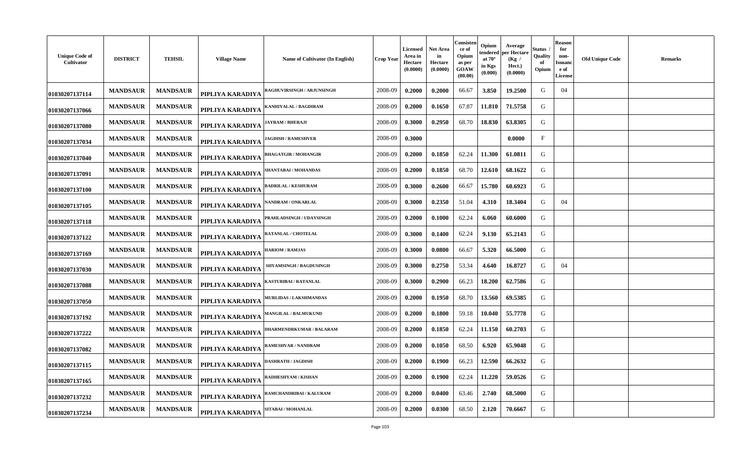| Unique Code of Cultivator | DISTRICT | TEHSIL | Village Name | Name of Cultivator (In English) | Crop Year | Licensed Area in Hectare (0.0000) | Net Area in Hectare (0.0000) | Consistence of Opium as per GOAW (00.00) | Opium tendered at 70° in Kgs (0.000) | Average per Hectare (Kg / Hect.) (0.0000) | Status / Quality of Opium | Reason for non-Issuance of License | Old Unique Code | Remarks |
|---|---|---|---|---|---|---|---|---|---|---|---|---|---|---|
| 01030207137114 | MANDSAUR | MANDSAUR | PIPLIYA KARADIYA | RAGHUVIRSINGH / ARJUNSINGH | 2008-09 | 0.2000 | 0.2000 | 66.67 | 3.850 | 19.2500 | G | 04 | | |
| 01030207137066 | MANDSAUR | MANDSAUR | PIPLIYA KARADIYA | KANHIYALAL / BAGDIRAM | 2008-09 | 0.2000 | 0.1650 | 67.87 | 11.810 | 71.5758 | G | | | |
| 01030207137080 | MANDSAUR | MANDSAUR | PIPLIYA KARADIYA | JAYRAM / BHERAJI | 2008-09 | 0.3000 | 0.2950 | 68.70 | 18.830 | 63.8305 | G | | | |
| 01030207137034 | MANDSAUR | MANDSAUR | PIPLIYA KARADIYA | JAGDISH / RAMESHVER | 2008-09 | 0.3000 | | | | 0.0000 | F | | | |
| 01030207137040 | MANDSAUR | MANDSAUR | PIPLIYA KARADIYA | BHAGATGIR / MOHANGIR | 2008-09 | 0.2000 | 0.1850 | 62.24 | 11.300 | 61.0811 | G | | | |
| 01030207137091 | MANDSAUR | MANDSAUR | PIPLIYA KARADIYA | SHANTABAI / MOHANDAS | 2008-09 | 0.2000 | 0.1850 | 68.70 | 12.610 | 68.1622 | G | | | |
| 01030207137100 | MANDSAUR | MANDSAUR | PIPLIYA KARADIYA | BADRILAL / KESHURAM | 2008-09 | 0.3000 | 0.2600 | 66.67 | 15.780 | 60.6923 | G | | | |
| 01030207137105 | MANDSAUR | MANDSAUR | PIPLIYA KARADIYA | NANDRAM / ONKARLAL | 2008-09 | 0.3000 | 0.2350 | 51.04 | 4.310 | 18.3404 | G | 04 | | |
| 01030207137118 | MANDSAUR | MANDSAUR | PIPLIYA KARADIYA | PRAHLADSINGH / UDAYSINGH | 2008-09 | 0.2000 | 0.1000 | 62.24 | 6.060 | 60.6000 | G | | | |
| 01030207137122 | MANDSAUR | MANDSAUR | PIPLIYA KARADIYA | RATANLAL / CHOTELAL | 2008-09 | 0.3000 | 0.1400 | 62.24 | 9.130 | 65.2143 | G | | | |
| 01030207137169 | MANDSAUR | MANDSAUR | PIPLIYA KARADIYA | HARIOM / RAMJAS | 2008-09 | 0.3000 | 0.0800 | 66.67 | 5.320 | 66.5000 | G | | | |
| 01030207137030 | MANDSAUR | MANDSAUR | PIPLIYA KARADIYA | SHYAMSINGH / BAGDUSINGH | 2008-09 | 0.3000 | 0.2750 | 53.34 | 4.640 | 16.8727 | G | 04 | | |
| 01030207137088 | MANDSAUR | MANDSAUR | PIPLIYA KARADIYA | KASTURIBAI / RATANLAL | 2008-09 | 0.3000 | 0.2900 | 66.23 | 18.200 | 62.7586 | G | | | |
| 01030207137050 | MANDSAUR | MANDSAUR | PIPLIYA KARADIYA | MURLIDAS / LAKSHMANDAS | 2008-09 | 0.2000 | 0.1950 | 68.70 | 13.560 | 69.5385 | G | | | |
| 01030207137192 | MANDSAUR | MANDSAUR | PIPLIYA KARADIYA | MANGILAL / BALMUKUND | 2008-09 | 0.2000 | 0.1800 | 59.18 | 10.040 | 55.7778 | G | | | |
| 01030207137222 | MANDSAUR | MANDSAUR | PIPLIYA KARADIYA | DHARMENDRKUMAR / BALARAM | 2008-09 | 0.2000 | 0.1850 | 62.24 | 11.150 | 60.2703 | G | | | |
| 01030207137082 | MANDSAUR | MANDSAUR | PIPLIYA KARADIYA | RAMESHVAR / NANDRAM | 2008-09 | 0.2000 | 0.1050 | 68.50 | 6.920 | 65.9048 | G | | | |
| 01030207137115 | MANDSAUR | MANDSAUR | PIPLIYA KARADIYA | DASHRATH / JAGDISH | 2008-09 | 0.2000 | 0.1900 | 66.23 | 12.590 | 66.2632 | G | | | |
| 01030207137165 | MANDSAUR | MANDSAUR | PIPLIYA KARADIYA | RADHESHYAM / KISHAN | 2008-09 | 0.2000 | 0.1900 | 62.24 | 11.220 | 59.0526 | G | | | |
| 01030207137232 | MANDSAUR | MANDSAUR | PIPLIYA KARADIYA | RAMCHANDRIBAI / KALURAM | 2008-09 | 0.2000 | 0.0400 | 63.46 | 2.740 | 68.5000 | G | | | |
| 01030207137234 | MANDSAUR | MANDSAUR | PIPLIYA KARADIYA | SITABAI / MOHANLAL | 2008-09 | 0.2000 | 0.0300 | 68.50 | 2.120 | 70.6667 | G | | | |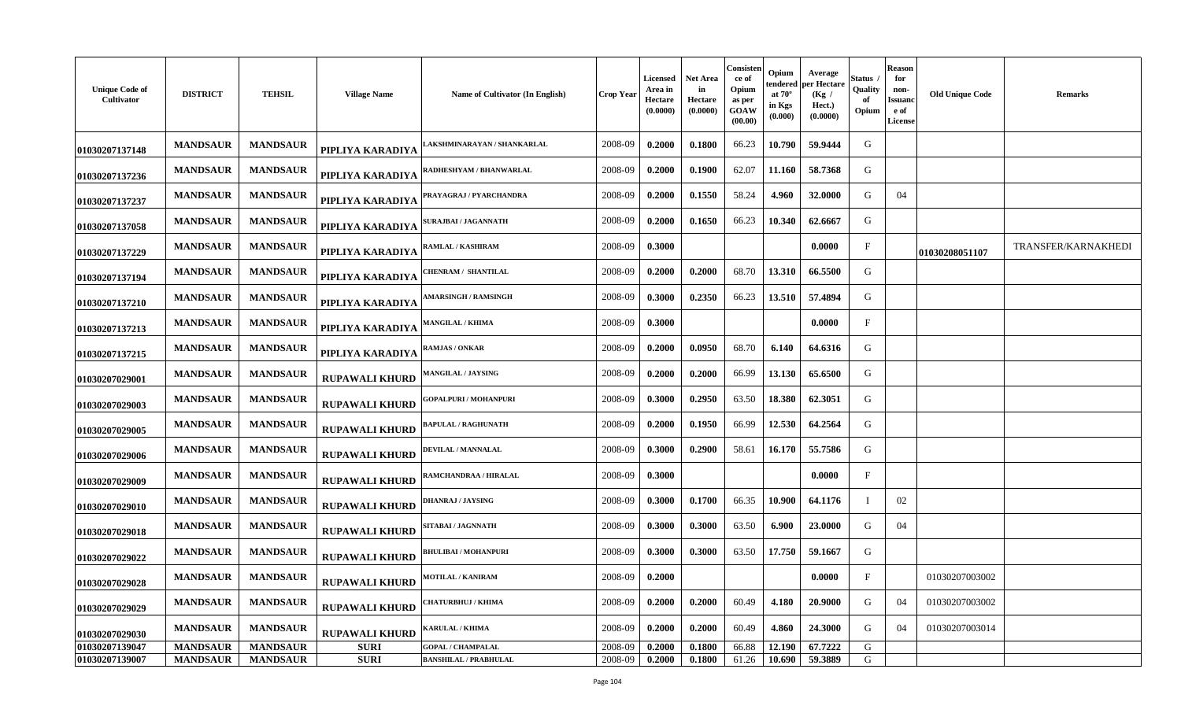| Unique Code of Cultivator | DISTRICT | TEHSIL | Village Name | Name of Cultivator (In English) | Crop Year | Licensed Area in Hectare (0.0000) | Net Area in Hectare (0.0000) | Consistence of Opium as per GOAW (00.00) | Opium tendered at 70° in Kgs (0.000) | Average per Hectare (Kg / Hect.) (0.0000) | Status / Quality of Opium | Reason for non-Issuance of License | Old Unique Code | Remarks |
|---|---|---|---|---|---|---|---|---|---|---|---|---|---|---|
| 01030207137148 | MANDSAUR | MANDSAUR | PIPLIYA KARADIYA | LAKSHMINARAYAN / SHANKARLAL | 2008-09 | 0.2000 | 0.1800 | 66.23 | 10.790 | 59.9444 | G | | | |
| 01030207137236 | MANDSAUR | MANDSAUR | PIPLIYA KARADIYA | RADHESHYAM / BHANWARLAL | 2008-09 | 0.2000 | 0.1900 | 62.07 | 11.160 | 58.7368 | G | | | |
| 01030207137237 | MANDSAUR | MANDSAUR | PIPLIYA KARADIYA | PRAYAGRAJ / PYARCHANDRA | 2008-09 | 0.2000 | 0.1550 | 58.24 | 4.960 | 32.0000 | G | 04 | | |
| 01030207137058 | MANDSAUR | MANDSAUR | PIPLIYA KARADIYA | SURAJBAI / JAGANNATH | 2008-09 | 0.2000 | 0.1650 | 66.23 | 10.340 | 62.6667 | G | | | |
| 01030207137229 | MANDSAUR | MANDSAUR | PIPLIYA KARADIYA | RAMLAL / KASHIRAM | 2008-09 | 0.3000 | | | | 0.0000 | F | | 01030208051107 | TRANSFER/KARNAKHEDI |
| 01030207137194 | MANDSAUR | MANDSAUR | PIPLIYA KARADIYA | CHENRAM / SHANTILAL | 2008-09 | 0.2000 | 0.2000 | 68.70 | 13.310 | 66.5500 | G | | | |
| 01030207137210 | MANDSAUR | MANDSAUR | PIPLIYA KARADIYA | AMARSINGH / RAMSINGH | 2008-09 | 0.3000 | 0.2350 | 66.23 | 13.510 | 57.4894 | G | | | |
| 01030207137213 | MANDSAUR | MANDSAUR | PIPLIYA KARADIYA | MANGILAL / KHIMA | 2008-09 | 0.3000 | | | | 0.0000 | F | | | |
| 01030207137215 | MANDSAUR | MANDSAUR | PIPLIYA KARADIYA | RAMJAS / ONKAR | 2008-09 | 0.2000 | 0.0950 | 68.70 | 6.140 | 64.6316 | G | | | |
| 01030207029001 | MANDSAUR | MANDSAUR | RUPAWALI KHURD | MANGILAL / JAYSING | 2008-09 | 0.2000 | 0.2000 | 66.99 | 13.130 | 65.6500 | G | | | |
| 01030207029003 | MANDSAUR | MANDSAUR | RUPAWALI KHURD | GOPALPURI / MOHANPURI | 2008-09 | 0.3000 | 0.2950 | 63.50 | 18.380 | 62.3051 | G | | | |
| 01030207029005 | MANDSAUR | MANDSAUR | RUPAWALI KHURD | BAPULAL / RAGHUNATH | 2008-09 | 0.2000 | 0.1950 | 66.99 | 12.530 | 64.2564 | G | | | |
| 01030207029006 | MANDSAUR | MANDSAUR | RUPAWALI KHURD | DEVILAL / MANNALAL | 2008-09 | 0.3000 | 0.2900 | 58.61 | 16.170 | 55.7586 | G | | | |
| 01030207029009 | MANDSAUR | MANDSAUR | RUPAWALI KHURD | RAMCHANDRAA / HIRALAL | 2008-09 | 0.3000 | | | | 0.0000 | F | | | |
| 01030207029010 | MANDSAUR | MANDSAUR | RUPAWALI KHURD | DHANRAJ / JAYSING | 2008-09 | 0.3000 | 0.1700 | 66.35 | 10.900 | 64.1176 | I | 02 | | |
| 01030207029018 | MANDSAUR | MANDSAUR | RUPAWALI KHURD | SITABAI / JAGNNATH | 2008-09 | 0.3000 | 0.3000 | 63.50 | 6.900 | 23.0000 | G | 04 | | |
| 01030207029022 | MANDSAUR | MANDSAUR | RUPAWALI KHURD | BHULIBAI / MOHANPURI | 2008-09 | 0.3000 | 0.3000 | 63.50 | 17.750 | 59.1667 | G | | | |
| 01030207029028 | MANDSAUR | MANDSAUR | RUPAWALI KHURD | MOTILAL / KANIRAM | 2008-09 | 0.2000 | | | | 0.0000 | F | | 01030207003002 | |
| 01030207029029 | MANDSAUR | MANDSAUR | RUPAWALI KHURD | CHATURBHUJ / KHIMA | 2008-09 | 0.2000 | 0.2000 | 60.49 | 4.180 | 20.9000 | G | 04 | 01030207003002 | |
| 01030207029030 | MANDSAUR | MANDSAUR | RUPAWALI KHURD | KARULAL / KHIMA | 2008-09 | 0.2000 | 0.2000 | 60.49 | 4.860 | 24.3000 | G | 04 | 01030207003014 | |
| 01030207139047 | MANDSAUR | MANDSAUR | SURI | GOPAL / CHAMPALAL | 2008-09 | 0.2000 | 0.1800 | 66.88 | 12.190 | 67.7222 | G | | | |
| 01030207139007 | MANDSAUR | MANDSAUR | SURI | BANSHILAL / PRABHULAL | 2008-09 | 0.2000 | 0.1800 | 61.26 | 10.690 | 59.3889 | G | | | |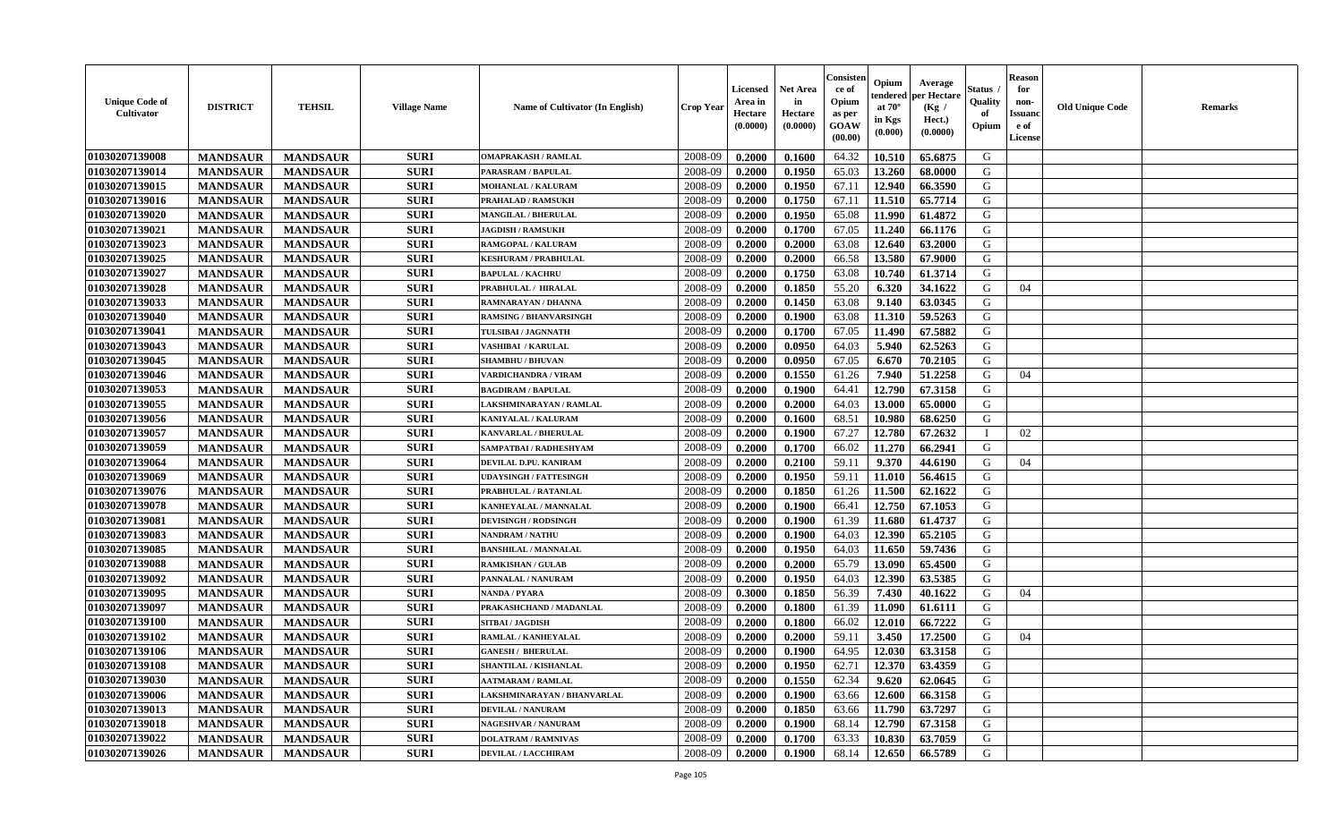| Unique Code of Cultivator | DISTRICT | TEHSIL | Village Name | Name of Cultivator (In English) | Crop Year | Licensed Area in Hectare (0.0000) | Net Area in Hectare (0.0000) | Consistence of Opium as per GOAW (00.00) | Opium tendered at 70° in Kgs (0.000) | Average per Hectare (Kg / Hect.) (0.0000) | Status / Quality of Opium | Reason for non-Issuance of License | Old Unique Code | Remarks |
|---|---|---|---|---|---|---|---|---|---|---|---|---|---|---|
| 01030207139008 | MANDSAUR | MANDSAUR | SURI | OMAPRAKASH / RAMLAL | 2008-09 | 0.2000 | 0.1600 | 64.32 | 10.510 | 65.6875 | G | | | |
| 01030207139014 | MANDSAUR | MANDSAUR | SURI | PARASRAM / BAPULAL | 2008-09 | 0.2000 | 0.1950 | 65.03 | 13.260 | 68.0000 | G | | | |
| 01030207139015 | MANDSAUR | MANDSAUR | SURI | MOHANLAL / KALURAM | 2008-09 | 0.2000 | 0.1950 | 67.11 | 12.940 | 66.3590 | G | | | |
| 01030207139016 | MANDSAUR | MANDSAUR | SURI | PRAHALAD / RAMSUKH | 2008-09 | 0.2000 | 0.1750 | 67.11 | 11.510 | 65.7714 | G | | | |
| 01030207139020 | MANDSAUR | MANDSAUR | SURI | MANGILAL / BHERULAL | 2008-09 | 0.2000 | 0.1950 | 65.08 | 11.990 | 61.4872 | G | | | |
| 01030207139021 | MANDSAUR | MANDSAUR | SURI | JAGDISH / RAMSUKH | 2008-09 | 0.2000 | 0.1700 | 67.05 | 11.240 | 66.1176 | G | | | |
| 01030207139023 | MANDSAUR | MANDSAUR | SURI | RAMGOPAL / KALURAM | 2008-09 | 0.2000 | 0.2000 | 63.08 | 12.640 | 63.2000 | G | | | |
| 01030207139025 | MANDSAUR | MANDSAUR | SURI | KESHURAM / PRABHULAL | 2008-09 | 0.2000 | 0.2000 | 66.58 | 13.580 | 67.9000 | G | | | |
| 01030207139027 | MANDSAUR | MANDSAUR | SURI | BAPULAL / KACHRU | 2008-09 | 0.2000 | 0.1750 | 63.08 | 10.740 | 61.3714 | G | | | |
| 01030207139028 | MANDSAUR | MANDSAUR | SURI | PRABHULAL / HIRALAL | 2008-09 | 0.2000 | 0.1850 | 55.20 | 6.320 | 34.1622 | G | 04 | | |
| 01030207139033 | MANDSAUR | MANDSAUR | SURI | RAMNARAYAN / DHANNA | 2008-09 | 0.2000 | 0.1450 | 63.08 | 9.140 | 63.0345 | G | | | |
| 01030207139040 | MANDSAUR | MANDSAUR | SURI | RAMSING / BHANVARSINGH | 2008-09 | 0.2000 | 0.1900 | 63.08 | 11.310 | 59.5263 | G | | | |
| 01030207139041 | MANDSAUR | MANDSAUR | SURI | TULSIBAI / JAGNNATH | 2008-09 | 0.2000 | 0.1700 | 67.05 | 11.490 | 67.5882 | G | | | |
| 01030207139043 | MANDSAUR | MANDSAUR | SURI | VASHIBAI / KARULAL | 2008-09 | 0.2000 | 0.0950 | 64.03 | 5.940 | 62.5263 | G | | | |
| 01030207139045 | MANDSAUR | MANDSAUR | SURI | SHAMBHU / BHUVAN | 2008-09 | 0.2000 | 0.0950 | 67.05 | 6.670 | 70.2105 | G | | | |
| 01030207139046 | MANDSAUR | MANDSAUR | SURI | VARDICHANDRA / VIRAM | 2008-09 | 0.2000 | 0.1550 | 61.26 | 7.940 | 51.2258 | G | 04 | | |
| 01030207139053 | MANDSAUR | MANDSAUR | SURI | BAGDIRAM / BAPULAL | 2008-09 | 0.2000 | 0.1900 | 64.41 | 12.790 | 67.3158 | G | | | |
| 01030207139055 | MANDSAUR | MANDSAUR | SURI | LAKSHMINARAYAN / RAMLAL | 2008-09 | 0.2000 | 0.2000 | 64.03 | 13.000 | 65.0000 | G | | | |
| 01030207139056 | MANDSAUR | MANDSAUR | SURI | KANIYALAL / KALURAM | 2008-09 | 0.2000 | 0.1600 | 68.51 | 10.980 | 68.6250 | G | | | |
| 01030207139057 | MANDSAUR | MANDSAUR | SURI | KANVARLAL / BHERULAL | 2008-09 | 0.2000 | 0.1900 | 67.27 | 12.780 | 67.2632 | I | 02 | | |
| 01030207139059 | MANDSAUR | MANDSAUR | SURI | SAMPATBAI / RADHESHYAM | 2008-09 | 0.2000 | 0.1700 | 66.02 | 11.270 | 66.2941 | G | | | |
| 01030207139064 | MANDSAUR | MANDSAUR | SURI | DEVILAL D.PU. KANIRAM | 2008-09 | 0.2000 | 0.2100 | 59.11 | 9.370 | 44.6190 | G | 04 | | |
| 01030207139069 | MANDSAUR | MANDSAUR | SURI | UDAYSINGH / FATTESINGH | 2008-09 | 0.2000 | 0.1950 | 59.11 | 11.010 | 56.4615 | G | | | |
| 01030207139076 | MANDSAUR | MANDSAUR | SURI | PRABHULAL / RATANLAL | 2008-09 | 0.2000 | 0.1850 | 61.26 | 11.500 | 62.1622 | G | | | |
| 01030207139078 | MANDSAUR | MANDSAUR | SURI | KANHEYALAL / MANNALAL | 2008-09 | 0.2000 | 0.1900 | 66.41 | 12.750 | 67.1053 | G | | | |
| 01030207139081 | MANDSAUR | MANDSAUR | SURI | DEVISINGH / RODSINGH | 2008-09 | 0.2000 | 0.1900 | 61.39 | 11.680 | 61.4737 | G | | | |
| 01030207139083 | MANDSAUR | MANDSAUR | SURI | NANDRAM / NATHU | 2008-09 | 0.2000 | 0.1900 | 64.03 | 12.390 | 65.2105 | G | | | |
| 01030207139085 | MANDSAUR | MANDSAUR | SURI | BANSHILAL / MANNALAL | 2008-09 | 0.2000 | 0.1950 | 64.03 | 11.650 | 59.7436 | G | | | |
| 01030207139088 | MANDSAUR | MANDSAUR | SURI | RAMKISHAN / GULAB | 2008-09 | 0.2000 | 0.2000 | 65.79 | 13.090 | 65.4500 | G | | | |
| 01030207139092 | MANDSAUR | MANDSAUR | SURI | PANNALAL / NANURAM | 2008-09 | 0.2000 | 0.1950 | 64.03 | 12.390 | 63.5385 | G | | | |
| 01030207139095 | MANDSAUR | MANDSAUR | SURI | NANDA / PYARA | 2008-09 | 0.3000 | 0.1850 | 56.39 | 7.430 | 40.1622 | G | 04 | | |
| 01030207139097 | MANDSAUR | MANDSAUR | SURI | PRAKASHCHAND / MADANLAL | 2008-09 | 0.2000 | 0.1800 | 61.39 | 11.090 | 61.6111 | G | | | |
| 01030207139100 | MANDSAUR | MANDSAUR | SURI | SITBAI / JAGDISH | 2008-09 | 0.2000 | 0.1800 | 66.02 | 12.010 | 66.7222 | G | | | |
| 01030207139102 | MANDSAUR | MANDSAUR | SURI | RAMLAL / KANHEYALAL | 2008-09 | 0.2000 | 0.2000 | 59.11 | 3.450 | 17.2500 | G | 04 | | |
| 01030207139106 | MANDSAUR | MANDSAUR | SURI | GANESH / BHERULAL | 2008-09 | 0.2000 | 0.1900 | 64.95 | 12.030 | 63.3158 | G | | | |
| 01030207139108 | MANDSAUR | MANDSAUR | SURI | SHANTILAL / KISHANLAL | 2008-09 | 0.2000 | 0.1950 | 62.71 | 12.370 | 63.4359 | G | | | |
| 01030207139030 | MANDSAUR | MANDSAUR | SURI | AATMARAM / RAMLAL | 2008-09 | 0.2000 | 0.1550 | 62.34 | 9.620 | 62.0645 | G | | | |
| 01030207139006 | MANDSAUR | MANDSAUR | SURI | LAKSHMINARAYAN / BHANVARLAL | 2008-09 | 0.2000 | 0.1900 | 63.66 | 12.600 | 66.3158 | G | | | |
| 01030207139013 | MANDSAUR | MANDSAUR | SURI | DEVILAL / NANURAM | 2008-09 | 0.2000 | 0.1850 | 63.66 | 11.790 | 63.7297 | G | | | |
| 01030207139018 | MANDSAUR | MANDSAUR | SURI | NAGESHVAR / NANURAM | 2008-09 | 0.2000 | 0.1900 | 68.14 | 12.790 | 67.3158 | G | | | |
| 01030207139022 | MANDSAUR | MANDSAUR | SURI | DOLATRAM / RAMNIVAS | 2008-09 | 0.2000 | 0.1700 | 63.33 | 10.830 | 63.7059 | G | | | |
| 01030207139026 | MANDSAUR | MANDSAUR | SURI | DEVILAL / LACCHIRAM | 2008-09 | 0.2000 | 0.1900 | 68.14 | 12.650 | 66.5789 | G | | | |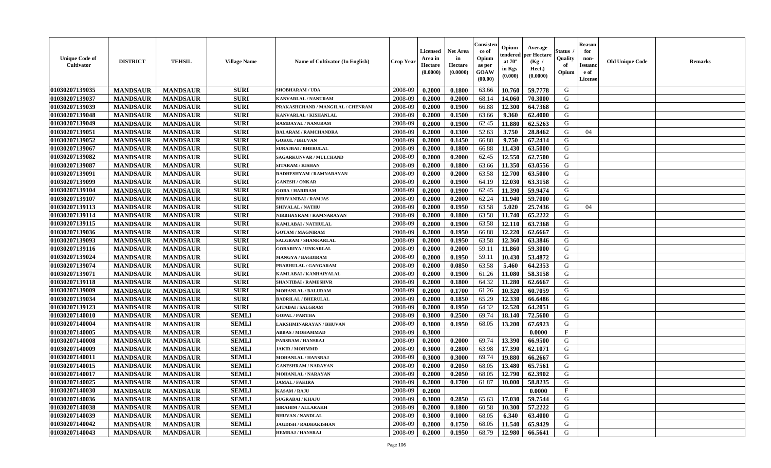| Unique Code of Cultivator | DISTRICT | TEHSIL | Village Name | Name of Cultivator (In English) | Crop Year | Licensed Area in Hectare (0.0000) | Net Area in Hectare (0.0000) | Consistence of Opium as per GOAW (00.00) | Opium tendered at 70° in Kgs (0.000) | Average per Hectare (Kg / Hect.) (0.0000) | Status / Quality of Opium | Reason for non-Issuance of License | Old Unique Code | Remarks |
|---|---|---|---|---|---|---|---|---|---|---|---|---|---|---|
| 01030207139035 | MANDSAUR | MANDSAUR | SURI | SHOBHARAM / UDA | 2008-09 | 0.2000 | 0.1800 | 63.66 | 10.760 | 59.7778 | G | | | |
| 01030207139037 | MANDSAUR | MANDSAUR | SURI | KANVARLAL / NANURAM | 2008-09 | 0.2000 | 0.2000 | 68.14 | 14.060 | 70.3000 | G | | | |
| 01030207139039 | MANDSAUR | MANDSAUR | SURI | PRAKASHCHAND / MANGILAL / CHENRAM | 2008-09 | 0.2000 | 0.1900 | 66.88 | 12.300 | 64.7368 | G | | | |
| 01030207139048 | MANDSAUR | MANDSAUR | SURI | KANVARLAL / KISHANLAL | 2008-09 | 0.2000 | 0.1500 | 63.66 | 9.360 | 62.4000 | G | | | |
| 01030207139049 | MANDSAUR | MANDSAUR | SURI | RAMDAYAL / NANURAM | 2008-09 | 0.2000 | 0.1900 | 62.45 | 11.880 | 62.5263 | G | | | |
| 01030207139051 | MANDSAUR | MANDSAUR | SURI | BALARAM / RAMCHANDRA | 2008-09 | 0.2000 | 0.1300 | 52.63 | 3.750 | 28.8462 | G | 04 | | |
| 01030207139052 | MANDSAUR | MANDSAUR | SURI | GOKUL / BHUVAN | 2008-09 | 0.2000 | 0.1450 | 66.88 | 9.750 | 67.2414 | G | | | |
| 01030207139067 | MANDSAUR | MANDSAUR | SURI | SURAJBAI / BHERULAL | 2008-09 | 0.2000 | 0.1800 | 66.88 | 11.430 | 63.5000 | G | | | |
| 01030207139082 | MANDSAUR | MANDSAUR | SURI | SAGARKUNVAR / MULCHAND | 2008-09 | 0.2000 | 0.2000 | 62.45 | 12.550 | 62.7500 | G | | | |
| 01030207139087 | MANDSAUR | MANDSAUR | SURI | SITARAM / KISHAN | 2008-09 | 0.2000 | 0.1800 | 63.66 | 11.350 | 63.0556 | G | | | |
| 01030207139091 | MANDSAUR | MANDSAUR | SURI | RADHESHYAM / RAMNARAYAN | 2008-09 | 0.2000 | 0.2000 | 63.58 | 12.700 | 63.5000 | G | | | |
| 01030207139099 | MANDSAUR | MANDSAUR | SURI | GANESH / ONKAR | 2008-09 | 0.2000 | 0.1900 | 64.19 | 12.030 | 63.3158 | G | | | |
| 01030207139104 | MANDSAUR | MANDSAUR | SURI | GOBA / HARIRAM | 2008-09 | 0.2000 | 0.1900 | 62.45 | 11.390 | 59.9474 | G | | | |
| 01030207139107 | MANDSAUR | MANDSAUR | SURI | BHUVANIBAI / RAMJAS | 2008-09 | 0.2000 | 0.2000 | 62.24 | 11.940 | 59.7000 | G | | | |
| 01030207139113 | MANDSAUR | MANDSAUR | SURI | SHIVALAL / NATHU | 2008-09 | 0.2000 | 0.1950 | 63.58 | 5.020 | 25.7436 | G | 04 | | |
| 01030207139114 | MANDSAUR | MANDSAUR | SURI | NIRBHAYRAM / RAMNARAYAN | 2008-09 | 0.2000 | 0.1800 | 63.58 | 11.740 | 65.2222 | G | | | |
| 01030207139115 | MANDSAUR | MANDSAUR | SURI | KAMLABAI / NATHULAL | 2008-09 | 0.2000 | 0.1900 | 63.58 | 12.110 | 63.7368 | G | | | |
| 01030207139036 | MANDSAUR | MANDSAUR | SURI | GOTAM / MAGNIRAM | 2008-09 | 0.2000 | 0.1950 | 66.88 | 12.220 | 62.6667 | G | | | |
| 01030207139093 | MANDSAUR | MANDSAUR | SURI | SALGRAM / SHANKARLAL | 2008-09 | 0.2000 | 0.1950 | 63.58 | 12.360 | 63.3846 | G | | | |
| 01030207139116 | MANDSAUR | MANDSAUR | SURI | GOBARIYA / UNKARLAL | 2008-09 | 0.2000 | 0.2000 | 59.11 | 11.860 | 59.3000 | G | | | |
| 01030207139024 | MANDSAUR | MANDSAUR | SURI | MANGYA / BAGDIRAM | 2008-09 | 0.2000 | 0.1950 | 59.11 | 10.430 | 53.4872 | G | | | |
| 01030207139074 | MANDSAUR | MANDSAUR | SURI | PRABHULAL / GANGARAM | 2008-09 | 0.2000 | 0.0850 | 63.58 | 5.460 | 64.2353 | G | | | |
| 01030207139071 | MANDSAUR | MANDSAUR | SURI | KAMLABAI / KANHAIYALAL | 2008-09 | 0.2000 | 0.1900 | 61.26 | 11.080 | 58.3158 | G | | | |
| 01030207139118 | MANDSAUR | MANDSAUR | SURI | SHANTIBAI / RAMESHVR | 2008-09 | 0.2000 | 0.1800 | 64.32 | 11.280 | 62.6667 | G | | | |
| 01030207139009 | MANDSAUR | MANDSAUR | SURI | MOHANLAL / BALURAM | 2008-09 | 0.2000 | 0.1700 | 61.26 | 10.320 | 60.7059 | G | | | |
| 01030207139034 | MANDSAUR | MANDSAUR | SURI | BADRILAL / BHERULAL | 2008-09 | 0.2000 | 0.1850 | 65.29 | 12.330 | 66.6486 | G | | | |
| 01030207139123 | MANDSAUR | MANDSAUR | SURI | GITABAI / SALGRAM | 2008-09 | 0.2000 | 0.1950 | 64.32 | 12.520 | 64.2051 | G | | | |
| 01030207140010 | MANDSAUR | MANDSAUR | SEMLI | GOPAL / PARTHA | 2008-09 | 0.3000 | 0.2500 | 69.74 | 18.140 | 72.5600 | G | | | |
| 01030207140004 | MANDSAUR | MANDSAUR | SEMLI | LAKSHMINARAYAN / BHUVAN | 2008-09 | 0.3000 | 0.1950 | 68.05 | 13.200 | 67.6923 | G | | | |
| 01030207140005 | MANDSAUR | MANDSAUR | SEMLI | ABBAS / MOHAMMAD | 2008-09 | 0.3000 | | | | 0.0000 | F | | | |
| 01030207140008 | MANDSAUR | MANDSAUR | SEMLI | PARSRAM / HANSRAJ | 2008-09 | 0.2000 | 0.2000 | 69.74 | 13.390 | 66.9500 | G | | | |
| 01030207140009 | MANDSAUR | MANDSAUR | SEMLI | JAKIR / MOHMMD | 2008-09 | 0.3000 | 0.2800 | 63.98 | 17.390 | 62.1071 | G | | | |
| 01030207140011 | MANDSAUR | MANDSAUR | SEMLI | MOHANLAL / HANSRAJ | 2008-09 | 0.3000 | 0.3000 | 69.74 | 19.880 | 66.2667 | G | | | |
| 01030207140015 | MANDSAUR | MANDSAUR | SEMLI | GANESHRAM / NARAYAN | 2008-09 | 0.2000 | 0.2050 | 68.05 | 13.480 | 65.7561 | G | | | |
| 01030207140017 | MANDSAUR | MANDSAUR | SEMLI | MOHANLAL / NARAYAN | 2008-09 | 0.2000 | 0.2050 | 68.05 | 12.790 | 62.3902 | G | | | |
| 01030207140025 | MANDSAUR | MANDSAUR | SEMLI | JAMAL / FAKIRA | 2008-09 | 0.2000 | 0.1700 | 61.87 | 10.000 | 58.8235 | G | | | |
| 01030207140030 | MANDSAUR | MANDSAUR | SEMLI | KASAM / RAJU | 2008-09 | 0.2000 | | | | 0.0000 | F | | | |
| 01030207140036 | MANDSAUR | MANDSAUR | SEMLI | SUGRABAI / KHAJU | 2008-09 | 0.3000 | 0.2850 | 65.63 | 17.030 | 59.7544 | G | | | |
| 01030207140038 | MANDSAUR | MANDSAUR | SEMLI | IBRAHIM / ALLARAKH | 2008-09 | 0.2000 | 0.1800 | 60.58 | 10.300 | 57.2222 | G | | | |
| 01030207140039 | MANDSAUR | MANDSAUR | SEMLI | BHUVAN / NANDLAL | 2008-09 | 0.3000 | 0.1000 | 68.05 | 6.340 | 63.4000 | G | | | |
| 01030207140042 | MANDSAUR | MANDSAUR | SEMLI | JAGDISH / RADHAKISHAN | 2008-09 | 0.2000 | 0.1750 | 68.05 | 11.540 | 65.9429 | G | | | |
| 01030207140043 | MANDSAUR | MANDSAUR | SEMLI | HEMRAJ / HANSRAJ | 2008-09 | 0.2000 | 0.1950 | 68.79 | 12.980 | 66.5641 | G | | | |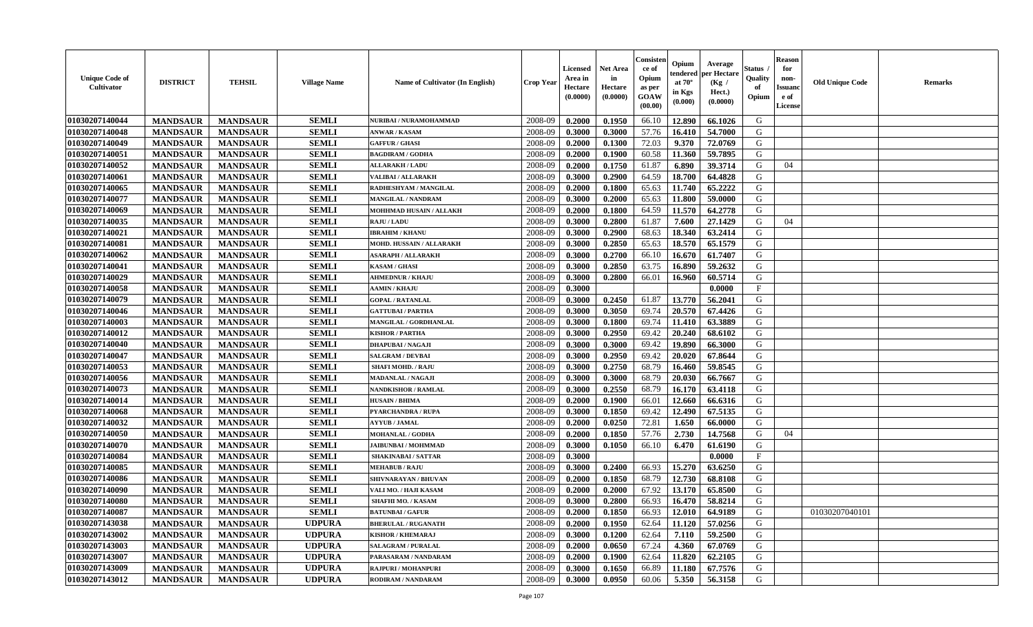| Unique Code of Cultivator | DISTRICT | TEHSIL | Village Name | Name of Cultivator (In English) | Crop Year | Licensed Area in Hectare (0.0000) | Net Area in Hectare (0.0000) | Consistence of Opium as per GOAW (00.00) | Opium tendered at 70° in Kgs (0.000) | Average per Hectare (Kg / Hect.) (0.0000) | Status / Quality of Opium | Reason for non-Issuance of License | Old Unique Code | Remarks |
|---|---|---|---|---|---|---|---|---|---|---|---|---|---|---|
| 01030207140044 | MANDSAUR | MANDSAUR | SEMLI | NURIBAI / NURAMOHAMMAD | 2008-09 | 0.2000 | 0.1950 | 66.10 | 12.890 | 66.1026 | G | | | |
| 01030207140048 | MANDSAUR | MANDSAUR | SEMLI | ANWAR / KASAM | 2008-09 | 0.3000 | 0.3000 | 57.76 | 16.410 | 54.7000 | G | | | |
| 01030207140049 | MANDSAUR | MANDSAUR | SEMLI | GAFFUR / GHASI | 2008-09 | 0.2000 | 0.1300 | 72.03 | 9.370 | 72.0769 | G | | | |
| 01030207140051 | MANDSAUR | MANDSAUR | SEMLI | BAGDIRAM / GODHA | 2008-09 | 0.2000 | 0.1900 | 60.58 | 11.360 | 59.7895 | G | | | |
| 01030207140052 | MANDSAUR | MANDSAUR | SEMLI | ALLARAKH / LADU | 2008-09 | 0.2000 | 0.1750 | 61.87 | 6.890 | 39.3714 | G | 04 | | |
| 01030207140061 | MANDSAUR | MANDSAUR | SEMLI | VALIBAI / ALLARAKH | 2008-09 | 0.3000 | 0.2900 | 64.59 | 18.700 | 64.4828 | G | | | |
| 01030207140065 | MANDSAUR | MANDSAUR | SEMLI | RADHESHYAM / MANGILAL | 2008-09 | 0.2000 | 0.1800 | 65.63 | 11.740 | 65.2222 | G | | | |
| 01030207140077 | MANDSAUR | MANDSAUR | SEMLI | MANGILAL / NANDRAM | 2008-09 | 0.3000 | 0.2000 | 65.63 | 11.800 | 59.0000 | G | | | |
| 01030207140069 | MANDSAUR | MANDSAUR | SEMLI | MOHHMAD HUSAIN / ALLAKH | 2008-09 | 0.2000 | 0.1800 | 64.59 | 11.570 | 64.2778 | G | | | |
| 01030207140035 | MANDSAUR | MANDSAUR | SEMLI | RAJU / LADU | 2008-09 | 0.3000 | 0.2800 | 61.87 | 7.600 | 27.1429 | G | 04 | | |
| 01030207140021 | MANDSAUR | MANDSAUR | SEMLI | IBRAHIM / KHANU | 2008-09 | 0.3000 | 0.2900 | 68.63 | 18.340 | 63.2414 | G | | | |
| 01030207140081 | MANDSAUR | MANDSAUR | SEMLI | MOHD. HUSSAIN / ALLARAKH | 2008-09 | 0.3000 | 0.2850 | 65.63 | 18.570 | 65.1579 | G | | | |
| 01030207140062 | MANDSAUR | MANDSAUR | SEMLI | ASARAPH / ALLARAKH | 2008-09 | 0.3000 | 0.2700 | 66.10 | 16.670 | 61.7407 | G | | | |
| 01030207140041 | MANDSAUR | MANDSAUR | SEMLI | KASAM / GHASI | 2008-09 | 0.3000 | 0.2850 | 63.75 | 16.890 | 59.2632 | G | | | |
| 01030207140029 | MANDSAUR | MANDSAUR | SEMLI | AHMEDNUR / KHAJU | 2008-09 | 0.3000 | 0.2800 | 66.01 | 16.960 | 60.5714 | G | | | |
| 01030207140058 | MANDSAUR | MANDSAUR | SEMLI | AAMIN / KHAJU | 2008-09 | 0.3000 | | | | 0.0000 | F | | | |
| 01030207140079 | MANDSAUR | MANDSAUR | SEMLI | GOPAL / RATANLAL | 2008-09 | 0.3000 | 0.2450 | 61.87 | 13.770 | 56.2041 | G | | | |
| 01030207140046 | MANDSAUR | MANDSAUR | SEMLI | GATTUBAI / PARTHA | 2008-09 | 0.3000 | 0.3050 | 69.74 | 20.570 | 67.4426 | G | | | |
| 01030207140003 | MANDSAUR | MANDSAUR | SEMLI | MANGILAL / GORDHANLAL | 2008-09 | 0.3000 | 0.1800 | 69.74 | 11.410 | 63.3889 | G | | | |
| 01030207140012 | MANDSAUR | MANDSAUR | SEMLI | KISHOR / PARTHA | 2008-09 | 0.3000 | 0.2950 | 69.42 | 20.240 | 68.6102 | G | | | |
| 01030207140040 | MANDSAUR | MANDSAUR | SEMLI | DHAPUBAI / NAGAJI | 2008-09 | 0.3000 | 0.3000 | 69.42 | 19.890 | 66.3000 | G | | | |
| 01030207140047 | MANDSAUR | MANDSAUR | SEMLI | SALGRAM / DEVBAI | 2008-09 | 0.3000 | 0.2950 | 69.42 | 20.020 | 67.8644 | G | | | |
| 01030207140053 | MANDSAUR | MANDSAUR | SEMLI | SHAFI MOHD. / RAJU | 2008-09 | 0.3000 | 0.2750 | 68.79 | 16.460 | 59.8545 | G | | | |
| 01030207140056 | MANDSAUR | MANDSAUR | SEMLI | MADANLAL / NAGAJI | 2008-09 | 0.3000 | 0.3000 | 68.79 | 20.030 | 66.7667 | G | | | |
| 01030207140073 | MANDSAUR | MANDSAUR | SEMLI | NANDKISHOR / RAMLAL | 2008-09 | 0.3000 | 0.2550 | 68.79 | 16.170 | 63.4118 | G | | | |
| 01030207140014 | MANDSAUR | MANDSAUR | SEMLI | HUSAIN / BHIMA | 2008-09 | 0.2000 | 0.1900 | 66.01 | 12.660 | 66.6316 | G | | | |
| 01030207140068 | MANDSAUR | MANDSAUR | SEMLI | PYARCHANDRA / RUPA | 2008-09 | 0.3000 | 0.1850 | 69.42 | 12.490 | 67.5135 | G | | | |
| 01030207140032 | MANDSAUR | MANDSAUR | SEMLI | AYYUB / JAMAL | 2008-09 | 0.2000 | 0.0250 | 72.81 | 1.650 | 66.0000 | G | | | |
| 01030207140050 | MANDSAUR | MANDSAUR | SEMLI | MOHANLAL / GODHA | 2008-09 | 0.2000 | 0.1850 | 57.76 | 2.730 | 14.7568 | G | 04 | | |
| 01030207140070 | MANDSAUR | MANDSAUR | SEMLI | JAIBUNBAI / MOHMMAD | 2008-09 | 0.3000 | 0.1050 | 66.10 | 6.470 | 61.6190 | G | | | |
| 01030207140084 | MANDSAUR | MANDSAUR | SEMLI | SHAKINABAI / SATTAR | 2008-09 | 0.3000 | | | | 0.0000 | F | | | |
| 01030207140085 | MANDSAUR | MANDSAUR | SEMLI | MEHABUB / RAJU | 2008-09 | 0.3000 | 0.2400 | 66.93 | 15.270 | 63.6250 | G | | | |
| 01030207140086 | MANDSAUR | MANDSAUR | SEMLI | SHIVNARAYAN / BHUVAN | 2008-09 | 0.2000 | 0.1850 | 68.79 | 12.730 | 68.8108 | G | | | |
| 01030207140090 | MANDSAUR | MANDSAUR | SEMLI | VALI MO. / HAJI KASAM | 2008-09 | 0.2000 | 0.2000 | 67.92 | 13.170 | 65.8500 | G | | | |
| 01030207140080 | MANDSAUR | MANDSAUR | SEMLI | SHAFHI MO. / KASAM | 2008-09 | 0.3000 | 0.2800 | 66.93 | 16.470 | 58.8214 | G | | | |
| 01030207140087 | MANDSAUR | MANDSAUR | SEMLI | BATUNBAI / GAFUR | 2008-09 | 0.2000 | 0.1850 | 66.93 | 12.010 | 64.9189 | G | | 01030207040101 | |
| 01030207143038 | MANDSAUR | MANDSAUR | UDPURA | BHERULAL / RUGANATH | 2008-09 | 0.2000 | 0.1950 | 62.64 | 11.120 | 57.0256 | G | | | |
| 01030207143002 | MANDSAUR | MANDSAUR | UDPURA | KISHOR / KHEMARAJ | 2008-09 | 0.3000 | 0.1200 | 62.64 | 7.110 | 59.2500 | G | | | |
| 01030207143003 | MANDSAUR | MANDSAUR | UDPURA | SALAGRAM / PURALAL | 2008-09 | 0.2000 | 0.0650 | 67.24 | 4.360 | 67.0769 | G | | | |
| 01030207143007 | MANDSAUR | MANDSAUR | UDPURA | PARASARAM / NANDARAM | 2008-09 | 0.2000 | 0.1900 | 62.64 | 11.820 | 62.2105 | G | | | |
| 01030207143009 | MANDSAUR | MANDSAUR | UDPURA | RAJPURI / MOHANPURI | 2008-09 | 0.3000 | 0.1650 | 66.89 | 11.180 | 67.7576 | G | | | |
| 01030207143012 | MANDSAUR | MANDSAUR | UDPURA | RODIRAM / NANDARAM | 2008-09 | 0.3000 | 0.0950 | 60.06 | 5.350 | 56.3158 | G | | | |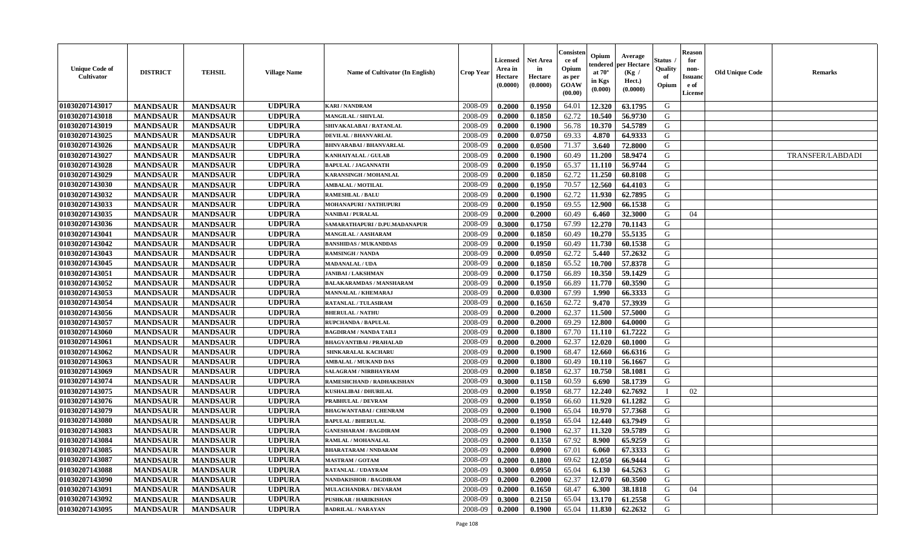| Unique Code of Cultivator | DISTRICT | TEHSIL | Village Name | Name of Cultivator (In English) | Crop Year | Licensed Area in Hectare (0.0000) | Net Area in Hectare (0.0000) | Consistence of Opium as per GOAW (00.00) | Opium tendered at 70° in Kgs (0.000) | Average per Hectare (Kg / Hect.) (0.0000) | Status / Quality of Opium | Reason for non-Issuance of License | Old Unique Code | Remarks |
|---|---|---|---|---|---|---|---|---|---|---|---|---|---|---|
| 01030207143017 | MANDSAUR | MANDSAUR | UDPURA | KARI / NANDRAM | 2008-09 | 0.2000 | 0.1950 | 64.01 | 12.320 | 63.1795 | G | | | |
| 01030207143018 | MANDSAUR | MANDSAUR | UDPURA | MANGILAL / SHIVLAL | 2008-09 | 0.2000 | 0.1850 | 62.72 | 10.540 | 56.9730 | G | | | |
| 01030207143019 | MANDSAUR | MANDSAUR | UDPURA | SHIVAKALABAI / RATANLAL | 2008-09 | 0.2000 | 0.1900 | 56.78 | 10.370 | 54.5789 | G | | | |
| 01030207143025 | MANDSAUR | MANDSAUR | UDPURA | DEVILAL / BHANVARLAL | 2008-09 | 0.2000 | 0.0750 | 69.33 | 4.870 | 64.9333 | G | | | |
| 01030207143026 | MANDSAUR | MANDSAUR | UDPURA | BHNVARABAI / BHANVARLAL | 2008-09 | 0.2000 | 0.0500 | 71.37 | 3.640 | 72.8000 | G | | | |
| 01030207143027 | MANDSAUR | MANDSAUR | UDPURA | KANHAIYALAL / GULAB | 2008-09 | 0.2000 | 0.1900 | 60.49 | 11.200 | 58.9474 | G | | | TRANSFER/LABDADI |
| 01030207143028 | MANDSAUR | MANDSAUR | UDPURA | BAPULAL / JAGANNATH | 2008-09 | 0.2000 | 0.1950 | 65.37 | 11.110 | 56.9744 | G | | | |
| 01030207143029 | MANDSAUR | MANDSAUR | UDPURA | KARANSINGH / MOHANLAL | 2008-09 | 0.2000 | 0.1850 | 62.72 | 11.250 | 60.8108 | G | | | |
| 01030207143030 | MANDSAUR | MANDSAUR | UDPURA | AMBALAL / MOTILAL | 2008-09 | 0.2000 | 0.1950 | 70.57 | 12.560 | 64.4103 | G | | | |
| 01030207143032 | MANDSAUR | MANDSAUR | UDPURA | RAMESHLAL / BALU | 2008-09 | 0.2000 | 0.1900 | 62.72 | 11.930 | 62.7895 | G | | | |
| 01030207143033 | MANDSAUR | MANDSAUR | UDPURA | MOHANAPURI / NATHUPURI | 2008-09 | 0.2000 | 0.1950 | 69.55 | 12.900 | 66.1538 | G | | | |
| 01030207143035 | MANDSAUR | MANDSAUR | UDPURA | NANIBAI / PURALAL | 2008-09 | 0.2000 | 0.2000 | 60.49 | 6.460 | 32.3000 | G | 04 | | |
| 01030207143036 | MANDSAUR | MANDSAUR | UDPURA | SAMARATHAPURI / D.PU.MADANAPUR | 2008-09 | 0.3000 | 0.1750 | 67.99 | 12.270 | 70.1143 | G | | | |
| 01030207143041 | MANDSAUR | MANDSAUR | UDPURA | MANGILAL / AASHARAM | 2008-09 | 0.2000 | 0.1850 | 60.49 | 10.270 | 55.5135 | G | | | |
| 01030207143042 | MANDSAUR | MANDSAUR | UDPURA | BANSHIDAS / MUKANDDAS | 2008-09 | 0.2000 | 0.1950 | 60.49 | 11.730 | 60.1538 | G | | | |
| 01030207143043 | MANDSAUR | MANDSAUR | UDPURA | RAMSINGH / NANDA | 2008-09 | 0.2000 | 0.0950 | 62.72 | 5.440 | 57.2632 | G | | | |
| 01030207143045 | MANDSAUR | MANDSAUR | UDPURA | MADANALAL / UDA | 2008-09 | 0.2000 | 0.1850 | 65.52 | 10.700 | 57.8378 | G | | | |
| 01030207143051 | MANDSAUR | MANDSAUR | UDPURA | JANIBAI / LAKSHMAN | 2008-09 | 0.2000 | 0.1750 | 66.89 | 10.350 | 59.1429 | G | | | |
| 01030207143052 | MANDSAUR | MANDSAUR | UDPURA | BALAKARAMDAS / MANSHARAM | 2008-09 | 0.2000 | 0.1950 | 66.89 | 11.770 | 60.3590 | G | | | |
| 01030207143053 | MANDSAUR | MANDSAUR | UDPURA | MANNALAL / KHEMARAJ | 2008-09 | 0.2000 | 0.0300 | 67.99 | 1.990 | 66.3333 | G | | | |
| 01030207143054 | MANDSAUR | MANDSAUR | UDPURA | RATANLAL / TULASIRAM | 2008-09 | 0.2000 | 0.1650 | 62.72 | 9.470 | 57.3939 | G | | | |
| 01030207143056 | MANDSAUR | MANDSAUR | UDPURA | BHERULAL / NATHU | 2008-09 | 0.2000 | 0.2000 | 62.37 | 11.500 | 57.5000 | G | | | |
| 01030207143057 | MANDSAUR | MANDSAUR | UDPURA | RUPCHANDA / BAPULAL | 2008-09 | 0.2000 | 0.2000 | 69.29 | 12.800 | 64.0000 | G | | | |
| 01030207143060 | MANDSAUR | MANDSAUR | UDPURA | BAGDIRAM / NANDA TAILI | 2008-09 | 0.2000 | 0.1800 | 67.70 | 11.110 | 61.7222 | G | | | |
| 01030207143061 | MANDSAUR | MANDSAUR | UDPURA | BHAGVANTIBAI / PRAHALAD | 2008-09 | 0.2000 | 0.2000 | 62.37 | 12.020 | 60.1000 | G | | | |
| 01030207143062 | MANDSAUR | MANDSAUR | UDPURA | SHNKARALAL KACHARU | 2008-09 | 0.2000 | 0.1900 | 68.47 | 12.660 | 66.6316 | G | | | |
| 01030207143063 | MANDSAUR | MANDSAUR | UDPURA | AMBALAL / MUKAND DAS | 2008-09 | 0.2000 | 0.1800 | 60.49 | 10.110 | 56.1667 | G | | | |
| 01030207143069 | MANDSAUR | MANDSAUR | UDPURA | SALAGRAM / NIRBHAYRAM | 2008-09 | 0.2000 | 0.1850 | 62.37 | 10.750 | 58.1081 | G | | | |
| 01030207143074 | MANDSAUR | MANDSAUR | UDPURA | RAMESHCHAND / RADHAKISHAN | 2008-09 | 0.3000 | 0.1150 | 60.59 | 6.690 | 58.1739 | G | | | |
| 01030207143075 | MANDSAUR | MANDSAUR | UDPURA | KUSHALIBAI / DHURILAL | 2008-09 | 0.2000 | 0.1950 | 68.77 | 12.240 | 62.7692 | I | 02 | | |
| 01030207143076 | MANDSAUR | MANDSAUR | UDPURA | PRABHULAL / DEVRAM | 2008-09 | 0.2000 | 0.1950 | 66.60 | 11.920 | 61.1282 | G | | | |
| 01030207143079 | MANDSAUR | MANDSAUR | UDPURA | BHAGWANTABAI / CHENRAM | 2008-09 | 0.2000 | 0.1900 | 65.04 | 10.970 | 57.7368 | G | | | |
| 01030207143080 | MANDSAUR | MANDSAUR | UDPURA | BAPULAL / BHERULAL | 2008-09 | 0.2000 | 0.1950 | 65.04 | 12.440 | 63.7949 | G | | | |
| 01030207143083 | MANDSAUR | MANDSAUR | UDPURA | GANESHARAM / BAGDIRAM | 2008-09 | 0.2000 | 0.1900 | 62.37 | 11.320 | 59.5789 | G | | | |
| 01030207143084 | MANDSAUR | MANDSAUR | UDPURA | RAMLAL / MOHANALAL | 2008-09 | 0.2000 | 0.1350 | 67.92 | 8.900 | 65.9259 | G | | | |
| 01030207143085 | MANDSAUR | MANDSAUR | UDPURA | BHARATARAM / NNDARAM | 2008-09 | 0.2000 | 0.0900 | 67.01 | 6.060 | 67.3333 | G | | | |
| 01030207143087 | MANDSAUR | MANDSAUR | UDPURA | MASTRAM / GOTAM | 2008-09 | 0.2000 | 0.1800 | 69.62 | 12.050 | 66.9444 | G | | | |
| 01030207143088 | MANDSAUR | MANDSAUR | UDPURA | RATANLAL / UDAYRAM | 2008-09 | 0.3000 | 0.0950 | 65.04 | 6.130 | 64.5263 | G | | | |
| 01030207143090 | MANDSAUR | MANDSAUR | UDPURA | NANDAKISHOR / BAGDIRAM | 2008-09 | 0.2000 | 0.2000 | 62.37 | 12.070 | 60.3500 | G | | | |
| 01030207143091 | MANDSAUR | MANDSAUR | UDPURA | MULACHANDRA / DEVARAM | 2008-09 | 0.2000 | 0.1650 | 68.47 | 6.300 | 38.1818 | G | 04 | | |
| 01030207143092 | MANDSAUR | MANDSAUR | UDPURA | PUSHKAR / HARIKISHAN | 2008-09 | 0.3000 | 0.2150 | 65.04 | 13.170 | 61.2558 | G | | | |
| 01030207143095 | MANDSAUR | MANDSAUR | UDPURA | BADRILAL / NARAYAN | 2008-09 | 0.2000 | 0.1900 | 65.04 | 11.830 | 62.2632 | G | | | |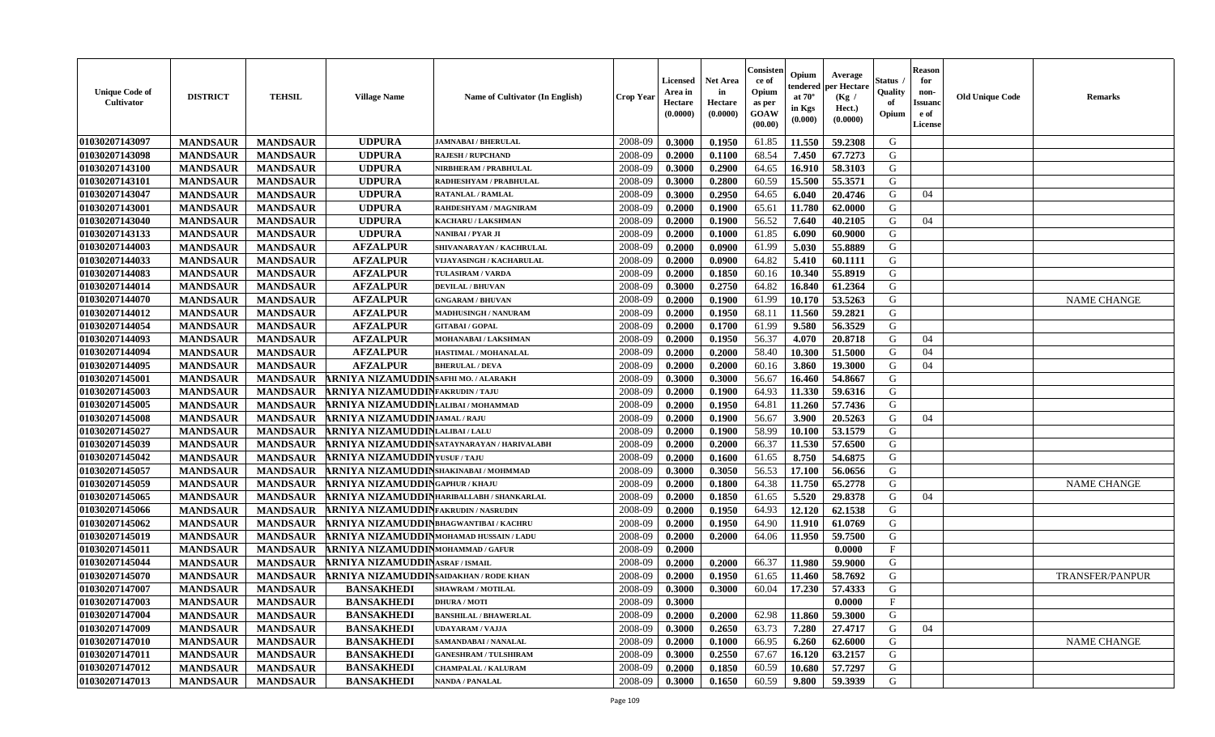| Unique Code of Cultivator | DISTRICT | TEHSIL | Village Name | Name of Cultivator (In English) | Crop Year | Licensed Area in Hectare (0.0000) | Net Area in Hectare (0.0000) | Consistence of Opium as per GOAW (00.00) | Opium tendered at 70° in Kgs (0.000) | Average per Hectare (Kg / Hect.) (0.0000) | Status / Quality of Opium | Reason for non-Issuance of License | Old Unique Code | Remarks |
|---|---|---|---|---|---|---|---|---|---|---|---|---|---|---|
| 01030207143097 | MANDSAUR | MANDSAUR | UDPURA | JAMNABAI / BHERULAL | 2008-09 | 0.3000 | 0.1950 | 61.85 | 11.550 | 59.2308 | G | | | |
| 01030207143098 | MANDSAUR | MANDSAUR | UDPURA | RAJESH / RUPCHAND | 2008-09 | 0.2000 | 0.1100 | 68.54 | 7.450 | 67.7273 | G | | | |
| 01030207143100 | MANDSAUR | MANDSAUR | UDPURA | NIRBHERAM / PRABHULAL | 2008-09 | 0.3000 | 0.2900 | 64.65 | 16.910 | 58.3103 | G | | | |
| 01030207143101 | MANDSAUR | MANDSAUR | UDPURA | RADHESHYAM / PRABHULAL | 2008-09 | 0.3000 | 0.2800 | 60.59 | 15.500 | 55.3571 | G | | | |
| 01030207143047 | MANDSAUR | MANDSAUR | UDPURA | RATANLAL / RAMLAL | 2008-09 | 0.3000 | 0.2950 | 64.65 | 6.040 | 20.4746 | G | 04 | | |
| 01030207143001 | MANDSAUR | MANDSAUR | UDPURA | RAHDESHYAM / MAGNIRAM | 2008-09 | 0.2000 | 0.1900 | 65.61 | 11.780 | 62.0000 | G | | | |
| 01030207143040 | MANDSAUR | MANDSAUR | UDPURA | KACHARU / LAKSHMAN | 2008-09 | 0.2000 | 0.1900 | 56.52 | 7.640 | 40.2105 | G | 04 | | |
| 01030207143133 | MANDSAUR | MANDSAUR | UDPURA | NANIBAI / PYAR JI | 2008-09 | 0.2000 | 0.1000 | 61.85 | 6.090 | 60.9000 | G | | | |
| 01030207144003 | MANDSAUR | MANDSAUR | AFZALPUR | SHIVANARAYAN / KACHRULAL | 2008-09 | 0.2000 | 0.0900 | 61.99 | 5.030 | 55.8889 | G | | | |
| 01030207144033 | MANDSAUR | MANDSAUR | AFZALPUR | VIJAYASINGH / KACHARULAL | 2008-09 | 0.2000 | 0.0900 | 64.82 | 5.410 | 60.1111 | G | | | |
| 01030207144083 | MANDSAUR | MANDSAUR | AFZALPUR | TULASIRAM / VARDA | 2008-09 | 0.2000 | 0.1850 | 60.16 | 10.340 | 55.8919 | G | | | |
| 01030207144014 | MANDSAUR | MANDSAUR | AFZALPUR | DEVILAL / BHUVAN | 2008-09 | 0.3000 | 0.2750 | 64.82 | 16.840 | 61.2364 | G | | | |
| 01030207144070 | MANDSAUR | MANDSAUR | AFZALPUR | GNGARAM / BHUVAN | 2008-09 | 0.2000 | 0.1900 | 61.99 | 10.170 | 53.5263 | G | | | NAME CHANGE |
| 01030207144012 | MANDSAUR | MANDSAUR | AFZALPUR | MADHUSINGH / NANURAM | 2008-09 | 0.2000 | 0.1950 | 68.11 | 11.560 | 59.2821 | G | | | |
| 01030207144054 | MANDSAUR | MANDSAUR | AFZALPUR | GITABAI / GOPAL | 2008-09 | 0.2000 | 0.1700 | 61.99 | 9.580 | 56.3529 | G | | | |
| 01030207144093 | MANDSAUR | MANDSAUR | AFZALPUR | MOHANABAI / LAKSHMAN | 2008-09 | 0.2000 | 0.1950 | 56.37 | 4.070 | 20.8718 | G | 04 | | |
| 01030207144094 | MANDSAUR | MANDSAUR | AFZALPUR | HASTIMAL / MOHANALAL | 2008-09 | 0.2000 | 0.2000 | 58.40 | 10.300 | 51.5000 | G | 04 | | |
| 01030207144095 | MANDSAUR | MANDSAUR | AFZALPUR | BHERULAL / DEVA | 2008-09 | 0.2000 | 0.2000 | 60.16 | 3.860 | 19.3000 | G | 04 | | |
| 01030207145001 | MANDSAUR | MANDSAUR | ARNIYA NIZAMUDDIN | SAFHI MO. / ALARAKH | 2008-09 | 0.3000 | 0.3000 | 56.67 | 16.460 | 54.8667 | G | | | |
| 01030207145003 | MANDSAUR | MANDSAUR | ARNIYA NIZAMUDDIN | FAKRUDIN / TAJU | 2008-09 | 0.2000 | 0.1900 | 64.93 | 11.330 | 59.6316 | G | | | |
| 01030207145005 | MANDSAUR | MANDSAUR | ARNIYA NIZAMUDDIN | LALIBAI / MOHAMMAD | 2008-09 | 0.2000 | 0.1950 | 64.81 | 11.260 | 57.7436 | G | | | |
| 01030207145008 | MANDSAUR | MANDSAUR | ARNIYA NIZAMUDDIN | JAMAL / RAJU | 2008-09 | 0.2000 | 0.1900 | 56.67 | 3.900 | 20.5263 | G | 04 | | |
| 01030207145027 | MANDSAUR | MANDSAUR | ARNIYA NIZAMUDDIN | LALIBAI / LALU | 2008-09 | 0.2000 | 0.1900 | 58.99 | 10.100 | 53.1579 | G | | | |
| 01030207145039 | MANDSAUR | MANDSAUR | ARNIYA NIZAMUDDIN | SATAYNARAYAN / HARIVALABH | 2008-09 | 0.2000 | 0.2000 | 66.37 | 11.530 | 57.6500 | G | | | |
| 01030207145042 | MANDSAUR | MANDSAUR | ARNIYA NIZAMUDDIN | YUSUF / TAJU | 2008-09 | 0.2000 | 0.1600 | 61.65 | 8.750 | 54.6875 | G | | | |
| 01030207145057 | MANDSAUR | MANDSAUR | ARNIYA NIZAMUDDIN | SHAKINABAI / MOHMMAD | 2008-09 | 0.3000 | 0.3050 | 56.53 | 17.100 | 56.0656 | G | | | |
| 01030207145059 | MANDSAUR | MANDSAUR | ARNIYA NIZAMUDDIN | GAPHUR / KHAJU | 2008-09 | 0.2000 | 0.1800 | 64.38 | 11.750 | 65.2778 | G | | | NAME CHANGE |
| 01030207145065 | MANDSAUR | MANDSAUR | ARNIYA NIZAMUDDIN | HARIBALLABH / SHANKARLAL | 2008-09 | 0.2000 | 0.1850 | 61.65 | 5.520 | 29.8378 | G | 04 | | |
| 01030207145066 | MANDSAUR | MANDSAUR | ARNIYA NIZAMUDDIN | FAKRUDIN / NASRUDIN | 2008-09 | 0.2000 | 0.1950 | 64.93 | 12.120 | 62.1538 | G | | | |
| 01030207145062 | MANDSAUR | MANDSAUR | ARNIYA NIZAMUDDIN | BHAGWANTIBAI / KACHRU | 2008-09 | 0.2000 | 0.1950 | 64.90 | 11.910 | 61.0769 | G | | | |
| 01030207145019 | MANDSAUR | MANDSAUR | ARNIYA NIZAMUDDIN | MOHAMAD HUSSAIN / LADU | 2008-09 | 0.2000 | 0.2000 | 64.06 | 11.950 | 59.7500 | G | | | |
| 01030207145011 | MANDSAUR | MANDSAUR | ARNIYA NIZAMUDDIN | MOHAMMAD / GAFUR | 2008-09 | 0.2000 | | | | 0.0000 | F | | | |
| 01030207145044 | MANDSAUR | MANDSAUR | ARNIYA NIZAMUDDIN | ASRAF / ISMAIL | 2008-09 | 0.2000 | 0.2000 | 66.37 | 11.980 | 59.9000 | G | | | |
| 01030207145070 | MANDSAUR | MANDSAUR | ARNIYA NIZAMUDDIN | SAIDAKHAN / RODE KHAN | 2008-09 | 0.2000 | 0.1950 | 61.65 | 11.460 | 58.7692 | G | | | TRANSFER/PANPUR |
| 01030207147007 | MANDSAUR | MANDSAUR | BANSAKHEDI | SHAWRAM / MOTILAL | 2008-09 | 0.3000 | 0.3000 | 60.04 | 17.230 | 57.4333 | G | | | |
| 01030207147003 | MANDSAUR | MANDSAUR | BANSAKHEDI | DHURA / MOTI | 2008-09 | 0.3000 | | | | 0.0000 | F | | | |
| 01030207147004 | MANDSAUR | MANDSAUR | BANSAKHEDI | BANSHILAL / BHAWERLAL | 2008-09 | 0.2000 | 0.2000 | 62.98 | 11.860 | 59.3000 | G | | | |
| 01030207147009 | MANDSAUR | MANDSAUR | BANSAKHEDI | UDAYARAM / VAJJA | 2008-09 | 0.3000 | 0.2650 | 63.73 | 7.280 | 27.4717 | G | 04 | | |
| 01030207147010 | MANDSAUR | MANDSAUR | BANSAKHEDI | SAMANDABAI / NANALAL | 2008-09 | 0.2000 | 0.1000 | 66.95 | 6.260 | 62.6000 | G | | | NAME CHANGE |
| 01030207147011 | MANDSAUR | MANDSAUR | BANSAKHEDI | GANESHRAM / TULSHIRAM | 2008-09 | 0.3000 | 0.2550 | 67.67 | 16.120 | 63.2157 | G | | | |
| 01030207147012 | MANDSAUR | MANDSAUR | BANSAKHEDI | CHAMPALAL / KALURAM | 2008-09 | 0.2000 | 0.1850 | 60.59 | 10.680 | 57.7297 | G | | | |
| 01030207147013 | MANDSAUR | MANDSAUR | BANSAKHEDI | NANDA / PANALAL | 2008-09 | 0.3000 | 0.1650 | 60.59 | 9.800 | 59.3939 | G | | | |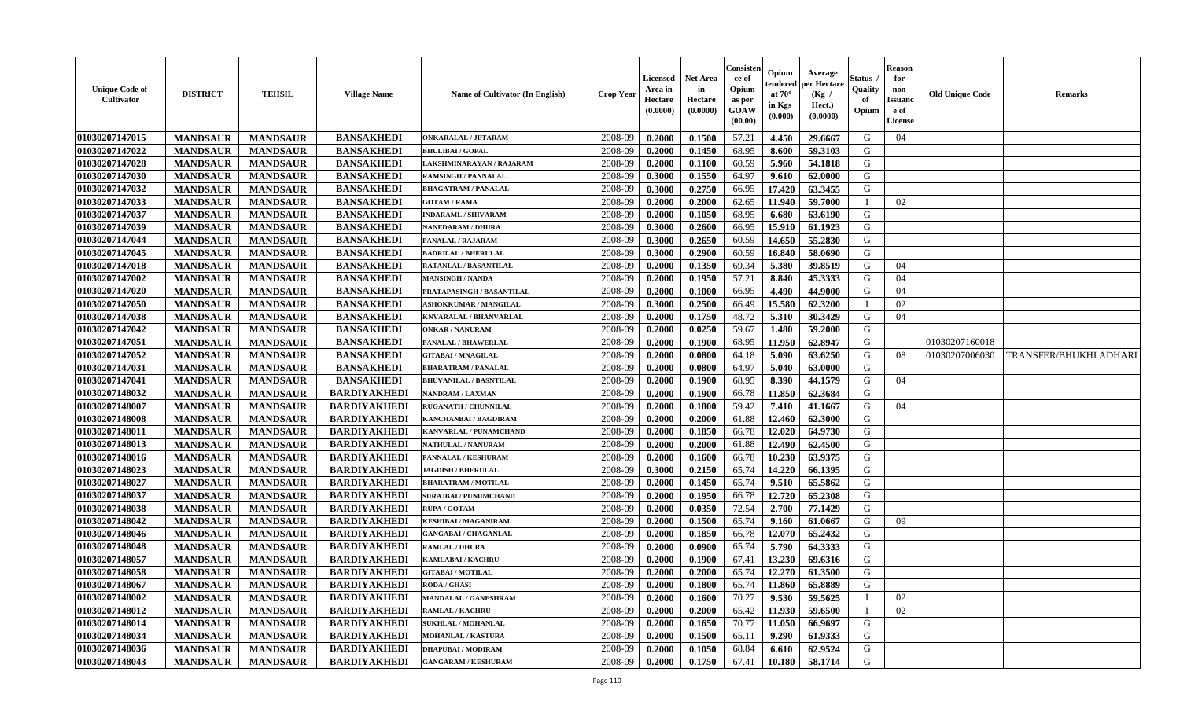| Unique Code of Cultivator | DISTRICT | TEHSIL | Village Name | Name of Cultivator (In English) | Crop Year | Licensed Area in Hectare (0.0000) | Net Area in Hectare (0.0000) | Consistence of Opium as per GOAW (00.00) | Opium tendered at 70° in Kgs (0.000) | Average per Hectare (Kg / Hect.) (0.0000) | Status / Quality of Opium | Reason for non-Issuance of License | Old Unique Code | Remarks |
|---|---|---|---|---|---|---|---|---|---|---|---|---|---|---|
| 01030207147015 | MANDSAUR | MANDSAUR | BANSAKHEDI | ONKARALAL / JETARAM | 2008-09 | 0.2000 | 0.1500 | 57.21 | 4.450 | 29.6667 | G | 04 | | |
| 01030207147022 | MANDSAUR | MANDSAUR | BANSAKHEDI | BHULIBAI / GOPAL | 2008-09 | 0.2000 | 0.1450 | 68.95 | 8.600 | 59.3103 | G | | | |
| 01030207147028 | MANDSAUR | MANDSAUR | BANSAKHEDI | LAKSHMINARAYAN / RAJARAM | 2008-09 | 0.2000 | 0.1100 | 60.59 | 5.960 | 54.1818 | G | | | |
| 01030207147030 | MANDSAUR | MANDSAUR | BANSAKHEDI | RAMSINGH / PANNALAL | 2008-09 | 0.3000 | 0.1550 | 64.97 | 9.610 | 62.0000 | G | | | |
| 01030207147032 | MANDSAUR | MANDSAUR | BANSAKHEDI | BHAGATRAM / PANALAL | 2008-09 | 0.3000 | 0.2750 | 66.95 | 17.420 | 63.3455 | G | | | |
| 01030207147033 | MANDSAUR | MANDSAUR | BANSAKHEDI | GOTAM / RAMA | 2008-09 | 0.2000 | 0.2000 | 62.65 | 11.940 | 59.7000 | I | 02 | | |
| 01030207147037 | MANDSAUR | MANDSAUR | BANSAKHEDI | INDARAML / SHIVARAM | 2008-09 | 0.2000 | 0.1050 | 68.95 | 6.680 | 63.6190 | G | | | |
| 01030207147039 | MANDSAUR | MANDSAUR | BANSAKHEDI | NANEDARAM / DHURA | 2008-09 | 0.3000 | 0.2600 | 66.95 | 15.910 | 61.1923 | G | | | |
| 01030207147044 | MANDSAUR | MANDSAUR | BANSAKHEDI | PANALAL / RAJARAM | 2008-09 | 0.3000 | 0.2650 | 60.59 | 14.650 | 55.2830 | G | | | |
| 01030207147045 | MANDSAUR | MANDSAUR | BANSAKHEDI | BADRILAL / BHERULAL | 2008-09 | 0.3000 | 0.2900 | 60.59 | 16.840 | 58.0690 | G | | | |
| 01030207147018 | MANDSAUR | MANDSAUR | BANSAKHEDI | RATANLAL / BASANTILAL | 2008-09 | 0.2000 | 0.1350 | 69.34 | 5.380 | 39.8519 | G | 04 | | |
| 01030207147002 | MANDSAUR | MANDSAUR | BANSAKHEDI | MANSINGH / NANDA | 2008-09 | 0.2000 | 0.1950 | 57.21 | 8.840 | 45.3333 | G | 04 | | |
| 01030207147020 | MANDSAUR | MANDSAUR | BANSAKHEDI | PRATAPASINGH / BASANTILAL | 2008-09 | 0.2000 | 0.1000 | 66.95 | 4.490 | 44.9000 | G | 04 | | |
| 01030207147050 | MANDSAUR | MANDSAUR | BANSAKHEDI | ASHOKKUMAR / MANGILAL | 2008-09 | 0.3000 | 0.2500 | 66.49 | 15.580 | 62.3200 | I | 02 | | |
| 01030207147038 | MANDSAUR | MANDSAUR | BANSAKHEDI | KNVARALAL / BHANVARLAL | 2008-09 | 0.2000 | 0.1750 | 48.72 | 5.310 | 30.3429 | G | 04 | | |
| 01030207147042 | MANDSAUR | MANDSAUR | BANSAKHEDI | ONKAR / NANURAM | 2008-09 | 0.2000 | 0.0250 | 59.67 | 1.480 | 59.2000 | G | | | |
| 01030207147051 | MANDSAUR | MANDSAUR | BANSAKHEDI | PANALAL / BHAWERLAL | 2008-09 | 0.2000 | 0.1900 | 68.95 | 11.950 | 62.8947 | G | | 01030207160018 | |
| 01030207147052 | MANDSAUR | MANDSAUR | BANSAKHEDI | GITABAI / MNAGILAL | 2008-09 | 0.2000 | 0.0800 | 64.18 | 5.090 | 63.6250 | G | 08 | 01030207006030 | TRANSFER/BHUKHI ADHARI |
| 01030207147031 | MANDSAUR | MANDSAUR | BANSAKHEDI | BHARATRAM / PANALAL | 2008-09 | 0.2000 | 0.0800 | 64.97 | 5.040 | 63.0000 | G | | | |
| 01030207147041 | MANDSAUR | MANDSAUR | BANSAKHEDI | BHUVANILAL / BASNTILAL | 2008-09 | 0.2000 | 0.1900 | 68.95 | 8.390 | 44.1579 | G | 04 | | |
| 01030207148032 | MANDSAUR | MANDSAUR | BARDIYAKHEDI | NANDRAM / LAXMAN | 2008-09 | 0.2000 | 0.1900 | 66.78 | 11.850 | 62.3684 | G | | | |
| 01030207148007 | MANDSAUR | MANDSAUR | BARDIYAKHEDI | RUGANATH / CHUNNILAL | 2008-09 | 0.2000 | 0.1800 | 59.42 | 7.410 | 41.1667 | G | 04 | | |
| 01030207148008 | MANDSAUR | MANDSAUR | BARDIYAKHEDI | KANCHANBAI / BAGDIRAM | 2008-09 | 0.2000 | 0.2000 | 61.88 | 12.460 | 62.3000 | G | | | |
| 01030207148011 | MANDSAUR | MANDSAUR | BARDIYAKHEDI | KANVARLAL / PUNAMCHAND | 2008-09 | 0.2000 | 0.1850 | 66.78 | 12.020 | 64.9730 | G | | | |
| 01030207148013 | MANDSAUR | MANDSAUR | BARDIYAKHEDI | NATHULAL / NANURAM | 2008-09 | 0.2000 | 0.2000 | 61.88 | 12.490 | 62.4500 | G | | | |
| 01030207148016 | MANDSAUR | MANDSAUR | BARDIYAKHEDI | PANNALAL / KESHURAM | 2008-09 | 0.2000 | 0.1600 | 66.78 | 10.230 | 63.9375 | G | | | |
| 01030207148023 | MANDSAUR | MANDSAUR | BARDIYAKHEDI | JAGDISH / BHERULAL | 2008-09 | 0.3000 | 0.2150 | 65.74 | 14.220 | 66.1395 | G | | | |
| 01030207148027 | MANDSAUR | MANDSAUR | BARDIYAKHEDI | BHARATRAM / MOTILAL | 2008-09 | 0.2000 | 0.1450 | 65.74 | 9.510 | 65.5862 | G | | | |
| 01030207148037 | MANDSAUR | MANDSAUR | BARDIYAKHEDI | SURAJBAI / PUNUMCHAND | 2008-09 | 0.2000 | 0.1950 | 66.78 | 12.720 | 65.2308 | G | | | |
| 01030207148038 | MANDSAUR | MANDSAUR | BARDIYAKHEDI | RUPA / GOTAM | 2008-09 | 0.2000 | 0.0350 | 72.54 | 2.700 | 77.1429 | G | | | |
| 01030207148042 | MANDSAUR | MANDSAUR | BARDIYAKHEDI | KESHIBAI / MAGANIRAM | 2008-09 | 0.2000 | 0.1500 | 65.74 | 9.160 | 61.0667 | G | 09 | | |
| 01030207148046 | MANDSAUR | MANDSAUR | BARDIYAKHEDI | GANGABAI / CHAGANLAL | 2008-09 | 0.2000 | 0.1850 | 66.78 | 12.070 | 65.2432 | G | | | |
| 01030207148048 | MANDSAUR | MANDSAUR | BARDIYAKHEDI | RAMLAL / DHURA | 2008-09 | 0.2000 | 0.0900 | 65.74 | 5.790 | 64.3333 | G | | | |
| 01030207148057 | MANDSAUR | MANDSAUR | BARDIYAKHEDI | KAMLABAI / KACHRU | 2008-09 | 0.2000 | 0.1900 | 67.41 | 13.230 | 69.6316 | G | | | |
| 01030207148058 | MANDSAUR | MANDSAUR | BARDIYAKHEDI | GITABAI / MOTILAL | 2008-09 | 0.2000 | 0.2000 | 65.74 | 12.270 | 61.3500 | G | | | |
| 01030207148067 | MANDSAUR | MANDSAUR | BARDIYAKHEDI | RODA / GHASI | 2008-09 | 0.2000 | 0.1800 | 65.74 | 11.860 | 65.8889 | G | | | |
| 01030207148002 | MANDSAUR | MANDSAUR | BARDIYAKHEDI | MANDALAL / GANESHRAM | 2008-09 | 0.2000 | 0.1600 | 70.27 | 9.530 | 59.5625 | I | 02 | | |
| 01030207148012 | MANDSAUR | MANDSAUR | BARDIYAKHEDI | RAMLAL / KACHRU | 2008-09 | 0.2000 | 0.2000 | 65.42 | 11.930 | 59.6500 | I | 02 | | |
| 01030207148014 | MANDSAUR | MANDSAUR | BARDIYAKHEDI | SUKHLAL / MOHANLAL | 2008-09 | 0.2000 | 0.1650 | 70.77 | 11.050 | 66.9697 | G | | | |
| 01030207148034 | MANDSAUR | MANDSAUR | BARDIYAKHEDI | MOHANLAL / KASTURA | 2008-09 | 0.2000 | 0.1500 | 65.11 | 9.290 | 61.9333 | G | | | |
| 01030207148036 | MANDSAUR | MANDSAUR | BARDIYAKHEDI | DHAPUBAI / MODIRAM | 2008-09 | 0.2000 | 0.1050 | 68.84 | 6.610 | 62.9524 | G | | | |
| 01030207148043 | MANDSAUR | MANDSAUR | BARDIYAKHEDI | GANGARAM / KESHURAM | 2008-09 | 0.2000 | 0.1750 | 67.41 | 10.180 | 58.1714 | G | | | |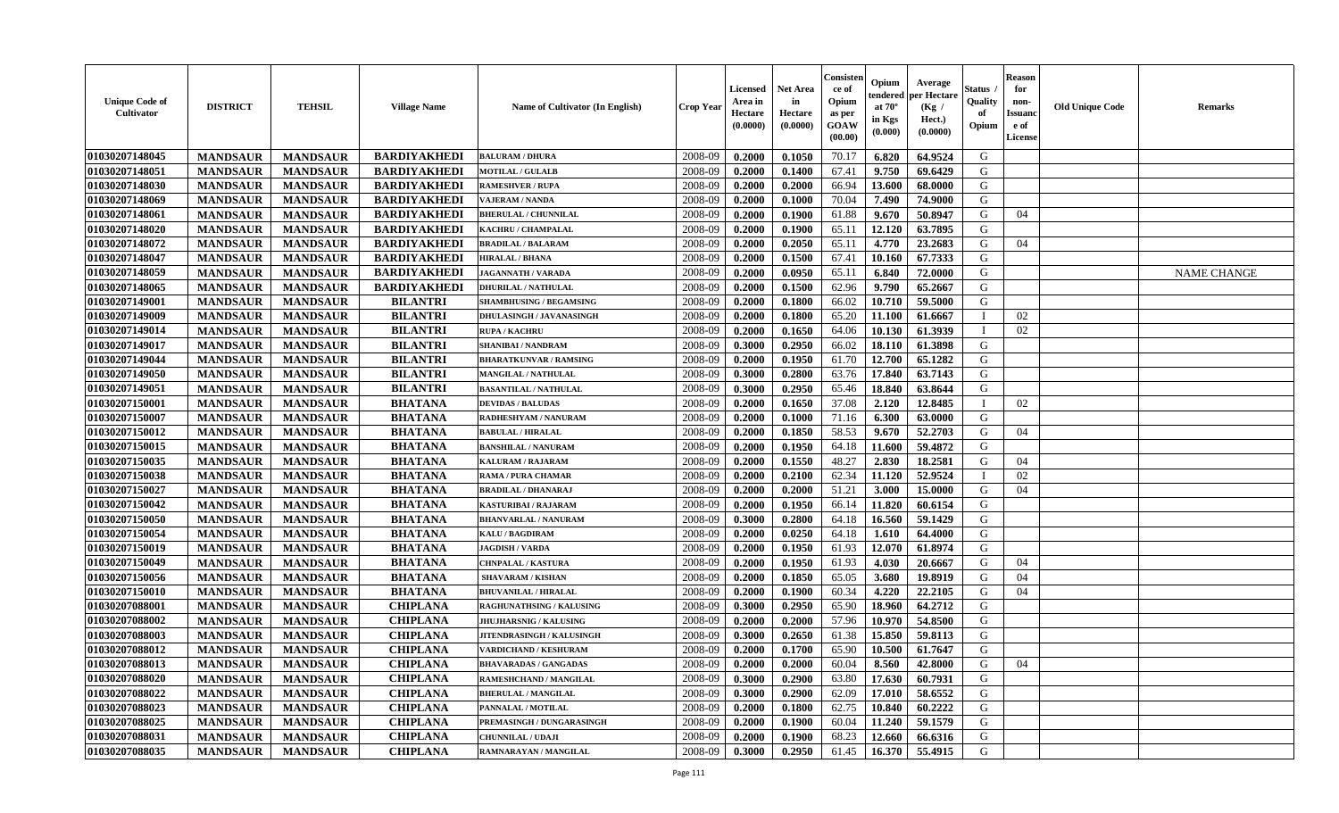| Unique Code of Cultivator | DISTRICT | TEHSIL | Village Name | Name of Cultivator (In English) | Crop Year | Licensed Area in Hectare (0.0000) | Net Area in Hectare (0.0000) | Consistence of Opium as per GOAW (00.00) | Opium tendered at 70° in Kgs (0.000) | Average per Hectare (Kg / Hect.) (0.0000) | Status / Quality of Opium | Reason for non-Issuance of License | Old Unique Code | Remarks |
|---|---|---|---|---|---|---|---|---|---|---|---|---|---|---|
| 01030207148045 | MANDSAUR | MANDSAUR | BARDIYAKHEDI | BALURAM / DHURA | 2008-09 | 0.2000 | 0.1050 | 70.17 | 6.820 | 64.9524 | G | | | |
| 01030207148051 | MANDSAUR | MANDSAUR | BARDIYAKHEDI | MOTILAL / GULALB | 2008-09 | 0.2000 | 0.1400 | 67.41 | 9.750 | 69.6429 | G | | | |
| 01030207148030 | MANDSAUR | MANDSAUR | BARDIYAKHEDI | RAMESHVER / RUPA | 2008-09 | 0.2000 | 0.2000 | 66.94 | 13.600 | 68.0000 | G | | | |
| 01030207148069 | MANDSAUR | MANDSAUR | BARDIYAKHEDI | VAJERAM / NANDA | 2008-09 | 0.2000 | 0.1000 | 70.04 | 7.490 | 74.9000 | G | | | |
| 01030207148061 | MANDSAUR | MANDSAUR | BARDIYAKHEDI | BHERULAL / CHUNNILAL | 2008-09 | 0.2000 | 0.1900 | 61.88 | 9.670 | 50.8947 | G | 04 | | |
| 01030207148020 | MANDSAUR | MANDSAUR | BARDIYAKHEDI | KACHRU / CHAMPALAL | 2008-09 | 0.2000 | 0.1900 | 65.11 | 12.120 | 63.7895 | G | | | |
| 01030207148072 | MANDSAUR | MANDSAUR | BARDIYAKHEDI | BRADILAL / BALARAM | 2008-09 | 0.2000 | 0.2050 | 65.11 | 4.770 | 23.2683 | G | 04 | | |
| 01030207148047 | MANDSAUR | MANDSAUR | BARDIYAKHEDI | HIRALAL / BHANA | 2008-09 | 0.2000 | 0.1500 | 67.41 | 10.160 | 67.7333 | G | | | |
| 01030207148059 | MANDSAUR | MANDSAUR | BARDIYAKHEDI | JAGANNATH / VARADA | 2008-09 | 0.2000 | 0.0950 | 65.11 | 6.840 | 72.0000 | G | | | NAME CHANGE |
| 01030207148065 | MANDSAUR | MANDSAUR | BARDIYAKHEDI | DHURILAL / NATHULAL | 2008-09 | 0.2000 | 0.1500 | 62.96 | 9.790 | 65.2667 | G | | | |
| 01030207149001 | MANDSAUR | MANDSAUR | BILANTRI | SHAMBHUSING / BEGAMSING | 2008-09 | 0.2000 | 0.1800 | 66.02 | 10.710 | 59.5000 | G | | | |
| 01030207149009 | MANDSAUR | MANDSAUR | BILANTRI | DHULASINGH / JAVANASINGH | 2008-09 | 0.2000 | 0.1800 | 65.20 | 11.100 | 61.6667 | I | 02 | | |
| 01030207149014 | MANDSAUR | MANDSAUR | BILANTRI | RUPA / KACHRU | 2008-09 | 0.2000 | 0.1650 | 64.06 | 10.130 | 61.3939 | I | 02 | | |
| 01030207149017 | MANDSAUR | MANDSAUR | BILANTRI | SHANIBAI / NANDRAM | 2008-09 | 0.3000 | 0.2950 | 66.02 | 18.110 | 61.3898 | G | | | |
| 01030207149044 | MANDSAUR | MANDSAUR | BILANTRI | BHARATKUNVAR / RAMSING | 2008-09 | 0.2000 | 0.1950 | 61.70 | 12.700 | 65.1282 | G | | | |
| 01030207149050 | MANDSAUR | MANDSAUR | BILANTRI | MANGILAL / NATHULAL | 2008-09 | 0.3000 | 0.2800 | 63.76 | 17.840 | 63.7143 | G | | | |
| 01030207149051 | MANDSAUR | MANDSAUR | BILANTRI | BASANTILAL / NATHULAL | 2008-09 | 0.3000 | 0.2950 | 65.46 | 18.840 | 63.8644 | G | | | |
| 01030207150001 | MANDSAUR | MANDSAUR | BHATANA | DEVIDAS / BALUDAS | 2008-09 | 0.2000 | 0.1650 | 37.08 | 2.120 | 12.8485 | I | 02 | | |
| 01030207150007 | MANDSAUR | MANDSAUR | BHATANA | RADHESHYAM / NANURAM | 2008-09 | 0.2000 | 0.1000 | 71.16 | 6.300 | 63.0000 | G | | | |
| 01030207150012 | MANDSAUR | MANDSAUR | BHATANA | BABULAL / HIRALAL | 2008-09 | 0.2000 | 0.1850 | 58.53 | 9.670 | 52.2703 | G | 04 | | |
| 01030207150015 | MANDSAUR | MANDSAUR | BHATANA | BANSHILAL / NANURAM | 2008-09 | 0.2000 | 0.1950 | 64.18 | 11.600 | 59.4872 | G | | | |
| 01030207150035 | MANDSAUR | MANDSAUR | BHATANA | KALURAM / RAJARAM | 2008-09 | 0.2000 | 0.1550 | 48.27 | 2.830 | 18.2581 | G | 04 | | |
| 01030207150038 | MANDSAUR | MANDSAUR | BHATANA | RAMA / PURA CHAMAR | 2008-09 | 0.2000 | 0.2100 | 62.34 | 11.120 | 52.9524 | I | 02 | | |
| 01030207150027 | MANDSAUR | MANDSAUR | BHATANA | BRADILAL / DHANARAJ | 2008-09 | 0.2000 | 0.2000 | 51.21 | 3.000 | 15.0000 | G | 04 | | |
| 01030207150042 | MANDSAUR | MANDSAUR | BHATANA | KASTURIBAI / RAJARAM | 2008-09 | 0.2000 | 0.1950 | 66.14 | 11.820 | 60.6154 | G | | | |
| 01030207150050 | MANDSAUR | MANDSAUR | BHATANA | BHANVARLAL / NANURAM | 2008-09 | 0.3000 | 0.2800 | 64.18 | 16.560 | 59.1429 | G | | | |
| 01030207150054 | MANDSAUR | MANDSAUR | BHATANA | KALU / BAGDIRAM | 2008-09 | 0.2000 | 0.0250 | 64.18 | 1.610 | 64.4000 | G | | | |
| 01030207150019 | MANDSAUR | MANDSAUR | BHATANA | JAGDISH / VARDA | 2008-09 | 0.2000 | 0.1950 | 61.93 | 12.070 | 61.8974 | G | | | |
| 01030207150049 | MANDSAUR | MANDSAUR | BHATANA | CHNPALAL / KASTURA | 2008-09 | 0.2000 | 0.1950 | 61.93 | 4.030 | 20.6667 | G | 04 | | |
| 01030207150056 | MANDSAUR | MANDSAUR | BHATANA | SHAVARAM / KISHAN | 2008-09 | 0.2000 | 0.1850 | 65.05 | 3.680 | 19.8919 | G | 04 | | |
| 01030207150010 | MANDSAUR | MANDSAUR | BHATANA | BHUVANILAL / HIRALAL | 2008-09 | 0.2000 | 0.1900 | 60.34 | 4.220 | 22.2105 | G | 04 | | |
| 01030207088001 | MANDSAUR | MANDSAUR | CHIPLANA | RAGHUNATHSING / KALUSING | 2008-09 | 0.3000 | 0.2950 | 65.90 | 18.960 | 64.2712 | G | | | |
| 01030207088002 | MANDSAUR | MANDSAUR | CHIPLANA | JHUJHARSNIG / KALUSING | 2008-09 | 0.2000 | 0.2000 | 57.96 | 10.970 | 54.8500 | G | | | |
| 01030207088003 | MANDSAUR | MANDSAUR | CHIPLANA | JITENDRASINGH / KALUSINGH | 2008-09 | 0.3000 | 0.2650 | 61.38 | 15.850 | 59.8113 | G | | | |
| 01030207088012 | MANDSAUR | MANDSAUR | CHIPLANA | VARDICHAND / KESHURAM | 2008-09 | 0.2000 | 0.1700 | 65.90 | 10.500 | 61.7647 | G | | | |
| 01030207088013 | MANDSAUR | MANDSAUR | CHIPLANA | BHAVARADAS / GANGADAS | 2008-09 | 0.2000 | 0.2000 | 60.04 | 8.560 | 42.8000 | G | 04 | | |
| 01030207088020 | MANDSAUR | MANDSAUR | CHIPLANA | RAMESHCHAND / MANGILAL | 2008-09 | 0.3000 | 0.2900 | 63.80 | 17.630 | 60.7931 | G | | | |
| 01030207088022 | MANDSAUR | MANDSAUR | CHIPLANA | BHERULAL / MANGILAL | 2008-09 | 0.3000 | 0.2900 | 62.09 | 17.010 | 58.6552 | G | | | |
| 01030207088023 | MANDSAUR | MANDSAUR | CHIPLANA | PANNALAL / MOTILAL | 2008-09 | 0.2000 | 0.1800 | 62.75 | 10.840 | 60.2222 | G | | | |
| 01030207088025 | MANDSAUR | MANDSAUR | CHIPLANA | PREMASINGH / DUNGARASINGH | 2008-09 | 0.2000 | 0.1900 | 60.04 | 11.240 | 59.1579 | G | | | |
| 01030207088031 | MANDSAUR | MANDSAUR | CHIPLANA | CHUNNILAL / UDAJI | 2008-09 | 0.2000 | 0.1900 | 68.23 | 12.660 | 66.6316 | G | | | |
| 01030207088035 | MANDSAUR | MANDSAUR | CHIPLANA | RAMNARAYAN / MANGILAL | 2008-09 | 0.3000 | 0.2950 | 61.45 | 16.370 | 55.4915 | G | | | |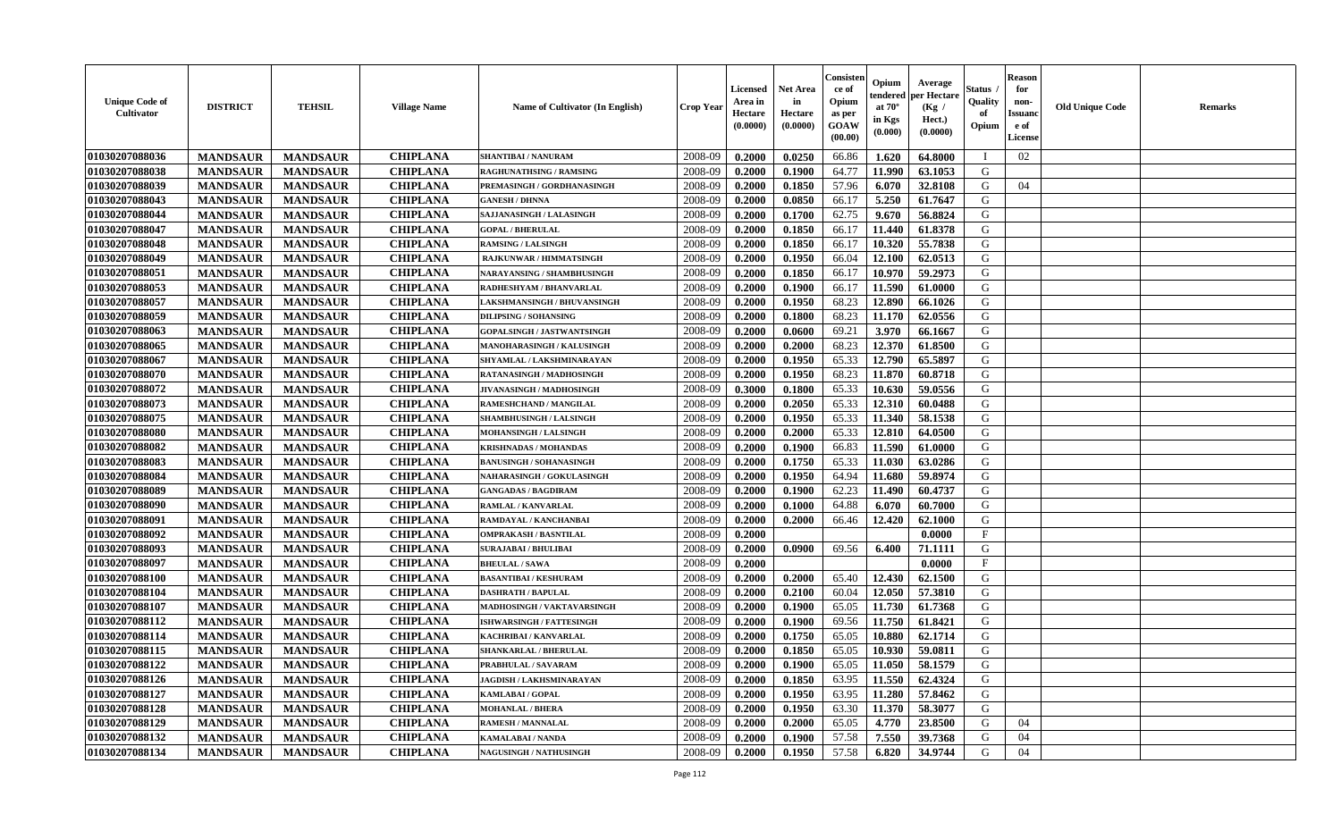| Unique Code of Cultivator | DISTRICT | TEHSIL | Village Name | Name of Cultivator (In English) | Crop Year | Licensed Area in Hectare (0.0000) | Net Area in Hectare (0.0000) | Consistence of Opium as per GOAW (00.00) | Opium tendered at 70° in Kgs (0.000) | Average per Hectare (Kg / Hect.) (0.0000) | Status / Quality of Opium | Reason for non-Issuance of License | Old Unique Code | Remarks |
|---|---|---|---|---|---|---|---|---|---|---|---|---|---|---|
| 01030207088036 | MANDSAUR | MANDSAUR | CHIPLANA | SHANTIBAI / NANURAM | 2008-09 | 0.2000 | 0.0250 | 66.86 | 1.620 | 64.8000 | I | 02 | | |
| 01030207088038 | MANDSAUR | MANDSAUR | CHIPLANA | RAGHUNATHSING / RAMSING | 2008-09 | 0.2000 | 0.1900 | 64.77 | 11.990 | 63.1053 | G | | | |
| 01030207088039 | MANDSAUR | MANDSAUR | CHIPLANA | PREMASINGH / GORDHANASINGH | 2008-09 | 0.2000 | 0.1850 | 57.96 | 6.070 | 32.8108 | G | 04 | | |
| 01030207088043 | MANDSAUR | MANDSAUR | CHIPLANA | GANESH / DHNNA | 2008-09 | 0.2000 | 0.0850 | 66.17 | 5.250 | 61.7647 | G | | | |
| 01030207088044 | MANDSAUR | MANDSAUR | CHIPLANA | SAJJANASINGH / LALASINGH | 2008-09 | 0.2000 | 0.1700 | 62.75 | 9.670 | 56.8824 | G | | | |
| 01030207088047 | MANDSAUR | MANDSAUR | CHIPLANA | GOPAL / BHERULAL | 2008-09 | 0.2000 | 0.1850 | 66.17 | 11.440 | 61.8378 | G | | | |
| 01030207088048 | MANDSAUR | MANDSAUR | CHIPLANA | RAMSING / LALSINGH | 2008-09 | 0.2000 | 0.1850 | 66.17 | 10.320 | 55.7838 | G | | | |
| 01030207088049 | MANDSAUR | MANDSAUR | CHIPLANA | RAJKUNWAR / HIMMATSINGH | 2008-09 | 0.2000 | 0.1950 | 66.04 | 12.100 | 62.0513 | G | | | |
| 01030207088051 | MANDSAUR | MANDSAUR | CHIPLANA | NARAYANSING / SHAMBHUSINGH | 2008-09 | 0.2000 | 0.1850 | 66.17 | 10.970 | 59.2973 | G | | | |
| 01030207088053 | MANDSAUR | MANDSAUR | CHIPLANA | RADHESHYAM / BHANVARLAL | 2008-09 | 0.2000 | 0.1900 | 66.17 | 11.590 | 61.0000 | G | | | |
| 01030207088057 | MANDSAUR | MANDSAUR | CHIPLANA | LAKSHMANSINGH / BHUVANSINGH | 2008-09 | 0.2000 | 0.1950 | 68.23 | 12.890 | 66.1026 | G | | | |
| 01030207088059 | MANDSAUR | MANDSAUR | CHIPLANA | DILIPSING / SOHANSING | 2008-09 | 0.2000 | 0.1800 | 68.23 | 11.170 | 62.0556 | G | | | |
| 01030207088063 | MANDSAUR | MANDSAUR | CHIPLANA | GOPALSINGH / JASTWANTSINGH | 2008-09 | 0.2000 | 0.0600 | 69.21 | 3.970 | 66.1667 | G | | | |
| 01030207088065 | MANDSAUR | MANDSAUR | CHIPLANA | MANOHARASINGH / KALUSINGH | 2008-09 | 0.2000 | 0.2000 | 68.23 | 12.370 | 61.8500 | G | | | |
| 01030207088067 | MANDSAUR | MANDSAUR | CHIPLANA | SHYAMLAL / LAKSHMINARAYAN | 2008-09 | 0.2000 | 0.1950 | 65.33 | 12.790 | 65.5897 | G | | | |
| 01030207088070 | MANDSAUR | MANDSAUR | CHIPLANA | RATANASINGH / MADHOSINGH | 2008-09 | 0.2000 | 0.1950 | 68.23 | 11.870 | 60.8718 | G | | | |
| 01030207088072 | MANDSAUR | MANDSAUR | CHIPLANA | JIVANASINGH / MADHOSINGH | 2008-09 | 0.3000 | 0.1800 | 65.33 | 10.630 | 59.0556 | G | | | |
| 01030207088073 | MANDSAUR | MANDSAUR | CHIPLANA | RAMESHCHAND / MANGILAL | 2008-09 | 0.2000 | 0.2050 | 65.33 | 12.310 | 60.0488 | G | | | |
| 01030207088075 | MANDSAUR | MANDSAUR | CHIPLANA | SHAMBHUSINGH / LALSINGH | 2008-09 | 0.2000 | 0.1950 | 65.33 | 11.340 | 58.1538 | G | | | |
| 01030207088080 | MANDSAUR | MANDSAUR | CHIPLANA | MOHANSINGH / LALSINGH | 2008-09 | 0.2000 | 0.2000 | 65.33 | 12.810 | 64.0500 | G | | | |
| 01030207088082 | MANDSAUR | MANDSAUR | CHIPLANA | KRISHNADAS / MOHANDAS | 2008-09 | 0.2000 | 0.1900 | 66.83 | 11.590 | 61.0000 | G | | | |
| 01030207088083 | MANDSAUR | MANDSAUR | CHIPLANA | BANUSINGH / SOHANASINGH | 2008-09 | 0.2000 | 0.1750 | 65.33 | 11.030 | 63.0286 | G | | | |
| 01030207088084 | MANDSAUR | MANDSAUR | CHIPLANA | NAHARASINGH / GOKULASINGH | 2008-09 | 0.2000 | 0.1950 | 64.94 | 11.680 | 59.8974 | G | | | |
| 01030207088089 | MANDSAUR | MANDSAUR | CHIPLANA | GANGADAS / BAGDIRAM | 2008-09 | 0.2000 | 0.1900 | 62.23 | 11.490 | 60.4737 | G | | | |
| 01030207088090 | MANDSAUR | MANDSAUR | CHIPLANA | RAMLAL / KANVARLAL | 2008-09 | 0.2000 | 0.1000 | 64.88 | 6.070 | 60.7000 | G | | | |
| 01030207088091 | MANDSAUR | MANDSAUR | CHIPLANA | RAMDAYAL / KANCHANBAI | 2008-09 | 0.2000 | 0.2000 | 66.46 | 12.420 | 62.1000 | G | | | |
| 01030207088092 | MANDSAUR | MANDSAUR | CHIPLANA | OMPRAKASH / BASNTILAL | 2008-09 | 0.2000 | | | | 0.0000 | F | | | |
| 01030207088093 | MANDSAUR | MANDSAUR | CHIPLANA | SURAJABAI / BHULIBAI | 2008-09 | 0.2000 | 0.0900 | 69.56 | 6.400 | 71.1111 | G | | | |
| 01030207088097 | MANDSAUR | MANDSAUR | CHIPLANA | BHEULAL / SAWA | 2008-09 | 0.2000 | | | | 0.0000 | F | | | |
| 01030207088100 | MANDSAUR | MANDSAUR | CHIPLANA | BASANTIBAI / KESHURAM | 2008-09 | 0.2000 | 0.2000 | 65.40 | 12.430 | 62.1500 | G | | | |
| 01030207088104 | MANDSAUR | MANDSAUR | CHIPLANA | DASHRATH / BAPULAL | 2008-09 | 0.2000 | 0.2100 | 60.04 | 12.050 | 57.3810 | G | | | |
| 01030207088107 | MANDSAUR | MANDSAUR | CHIPLANA | MADHOSINGH / VAKTAVARSINGH | 2008-09 | 0.2000 | 0.1900 | 65.05 | 11.730 | 61.7368 | G | | | |
| 01030207088112 | MANDSAUR | MANDSAUR | CHIPLANA | ISHWARSINGH / FATTESINGH | 2008-09 | 0.2000 | 0.1900 | 69.56 | 11.750 | 61.8421 | G | | | |
| 01030207088114 | MANDSAUR | MANDSAUR | CHIPLANA | KACHRIBAI / KANVARLAL | 2008-09 | 0.2000 | 0.1750 | 65.05 | 10.880 | 62.1714 | G | | | |
| 01030207088115 | MANDSAUR | MANDSAUR | CHIPLANA | SHANKARLAL / BHERULAL | 2008-09 | 0.2000 | 0.1850 | 65.05 | 10.930 | 59.0811 | G | | | |
| 01030207088122 | MANDSAUR | MANDSAUR | CHIPLANA | PRABHULAL / SAVARAM | 2008-09 | 0.2000 | 0.1900 | 65.05 | 11.050 | 58.1579 | G | | | |
| 01030207088126 | MANDSAUR | MANDSAUR | CHIPLANA | JAGDISH / LAKHSMINARAYAN | 2008-09 | 0.2000 | 0.1850 | 63.95 | 11.550 | 62.4324 | G | | | |
| 01030207088127 | MANDSAUR | MANDSAUR | CHIPLANA | KAMLABAI / GOPAL | 2008-09 | 0.2000 | 0.1950 | 63.95 | 11.280 | 57.8462 | G | | | |
| 01030207088128 | MANDSAUR | MANDSAUR | CHIPLANA | MOHANLAL / BHERA | 2008-09 | 0.2000 | 0.1950 | 63.30 | 11.370 | 58.3077 | G | | | |
| 01030207088129 | MANDSAUR | MANDSAUR | CHIPLANA | RAMESH / MANNALAL | 2008-09 | 0.2000 | 0.2000 | 65.05 | 4.770 | 23.8500 | G | 04 | | |
| 01030207088132 | MANDSAUR | MANDSAUR | CHIPLANA | KAMALABAI / NANDA | 2008-09 | 0.2000 | 0.1900 | 57.58 | 7.550 | 39.7368 | G | 04 | | |
| 01030207088134 | MANDSAUR | MANDSAUR | CHIPLANA | NAGUSINGH / NATHUSINGH | 2008-09 | 0.2000 | 0.1950 | 57.58 | 6.820 | 34.9744 | G | 04 | | |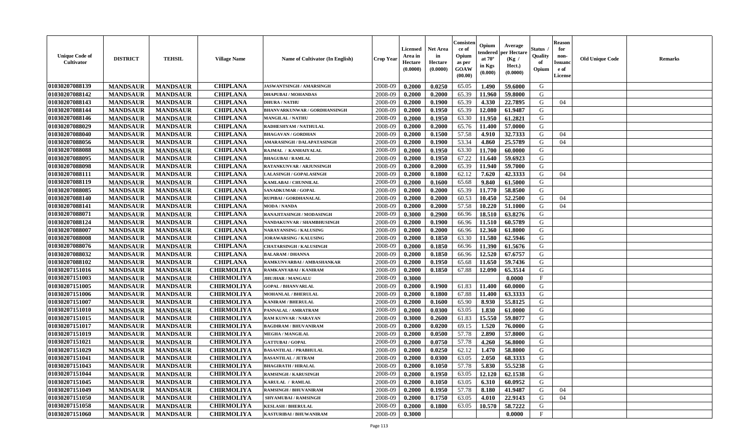| Unique Code of Cultivator | DISTRICT | TEHSIL | Village Name | Name of Cultivator (In English) | Crop Year | Licensed Area in Hectare (0.0000) | Net Area in Hectare (0.0000) | Consistence of Opium as per GOAW (00.00) | Opium tendered at 70° in Kgs (0.000) | Average per Hectare (Kg / Hect.) (0.0000) | Status / Quality of Opium | Reason for non-Issuance of License | Old Unique Code | Remarks |
|---|---|---|---|---|---|---|---|---|---|---|---|---|---|---|
| 01030207088139 | MANDSAUR | MANDSAUR | CHIPLANA | JASWANTSINGH / AMARSINGH | 2008-09 | 0.2000 | 0.0250 | 65.05 | 1.490 | 59.6000 | G | | | |
| 01030207088142 | MANDSAUR | MANDSAUR | CHIPLANA | DHAPUBAI / MOHANDAS | 2008-09 | 0.2000 | 0.2000 | 65.39 | 11.960 | 59.8000 | G | | | |
| 01030207088143 | MANDSAUR | MANDSAUR | CHIPLANA | DHURA / NATHU | 2008-09 | 0.2000 | 0.1900 | 65.39 | 4.330 | 22.7895 | G | 04 | | |
| 01030207088144 | MANDSAUR | MANDSAUR | CHIPLANA | BHANVARKUNWAR / GORDHANSINGH | 2008-09 | 0.2000 | 0.1950 | 65.39 | 12.080 | 61.9487 | G | | | |
| 01030207088146 | MANDSAUR | MANDSAUR | CHIPLANA | MANGILAL / NATHU | 2008-09 | 0.2000 | 0.1950 | 63.30 | 11.950 | 61.2821 | G | | | |
| 01030207088029 | MANDSAUR | MANDSAUR | CHIPLANA | RADHESHYAM / NATHULAL | 2008-09 | 0.2000 | 0.2000 | 65.76 | 11.400 | 57.0000 | G | | | |
| 01030207088040 | MANDSAUR | MANDSAUR | CHIPLANA | BHAGAVAN / GORDHAN | 2008-09 | 0.2000 | 0.1500 | 57.58 | 4.910 | 32.7333 | G | 04 | | |
| 01030207088056 | MANDSAUR | MANDSAUR | CHIPLANA | AMARASINGH / DALAPATASINGH | 2008-09 | 0.2000 | 0.1900 | 53.34 | 4.860 | 25.5789 | G | 04 | | |
| 01030207088088 | MANDSAUR | MANDSAUR | CHIPLANA | RAJMAL / KANHAIYALAL | 2008-09 | 0.2000 | 0.1950 | 63.30 | 11.700 | 60.0000 | G | | | |
| 01030207088095 | MANDSAUR | MANDSAUR | CHIPLANA | BHAGUBAI / RAMLAL | 2008-09 | 0.2000 | 0.1950 | 67.22 | 11.640 | 59.6923 | G | | | |
| 01030207088098 | MANDSAUR | MANDSAUR | CHIPLANA | RATANKUNVAR / ARJUNSINGH | 2008-09 | 0.2000 | 0.2000 | 65.39 | 11.940 | 59.7000 | G | | | |
| 01030207088111 | MANDSAUR | MANDSAUR | CHIPLANA | LALASINGH / GOPALASINGH | 2008-09 | 0.2000 | 0.1800 | 62.12 | 7.620 | 42.3333 | G | 04 | | |
| 01030207088119 | MANDSAUR | MANDSAUR | CHIPLANA | KAMLABAI / CHUNNILAL | 2008-09 | 0.2000 | 0.1600 | 65.68 | 9.840 | 61.5000 | G | | | |
| 01030207088085 | MANDSAUR | MANDSAUR | CHIPLANA | SANADKUMAR / GOPAL | 2008-09 | 0.2000 | 0.2000 | 65.39 | 11.770 | 58.8500 | G | | | |
| 01030207088140 | MANDSAUR | MANDSAUR | CHIPLANA | RUPIBAI / GORDHANALAL | 2008-09 | 0.2000 | 0.2000 | 60.53 | 10.450 | 52.2500 | G | 04 | | |
| 01030207088141 | MANDSAUR | MANDSAUR | CHIPLANA | MODA / NANDA | 2008-09 | 0.2000 | 0.2000 | 57.58 | 10.220 | 51.1000 | G | 04 | | |
| 01030207088071 | MANDSAUR | MANDSAUR | CHIPLANA | RANAJITASINGH / MODASINGH | 2008-09 | 0.3000 | 0.2900 | 66.96 | 18.510 | 63.8276 | G | | | |
| 01030207088124 | MANDSAUR | MANDSAUR | CHIPLANA | NANDAKUNVAR / SHAMBHUSINGH | 2008-09 | 0.2000 | 0.1900 | 66.96 | 11.510 | 60.5789 | G | | | |
| 01030207088007 | MANDSAUR | MANDSAUR | CHIPLANA | NARAYANSING / KALUSING | 2008-09 | 0.2000 | 0.2000 | 66.96 | 12.360 | 61.8000 | G | | | |
| 01030207088008 | MANDSAUR | MANDSAUR | CHIPLANA | JORAWARSING / KALUSING | 2008-09 | 0.2000 | 0.1850 | 63.30 | 11.580 | 62.5946 | G | | | |
| 01030207088076 | MANDSAUR | MANDSAUR | CHIPLANA | CHATARSINGH / KALUSINGH | 2008-09 | 0.2000 | 0.1850 | 66.96 | 11.390 | 61.5676 | G | | | |
| 01030207088032 | MANDSAUR | MANDSAUR | CHIPLANA | BALARAM / DHANNA | 2008-09 | 0.2000 | 0.1850 | 66.96 | 12.520 | 67.6757 | G | | | |
| 01030207088102 | MANDSAUR | MANDSAUR | CHIPLANA | RAMKUNVARBAI / AMBASHANKAR | 2008-09 | 0.2000 | 0.1950 | 65.68 | 11.650 | 59.7436 | G | | | |
| 01030207151016 | MANDSAUR | MANDSAUR | CHIRMOLIYA | RAMKANYABAI / KANIRAM | 2008-09 | 0.2000 | 0.1850 | 67.88 | 12.090 | 65.3514 | G | | | |
| 01030207151003 | MANDSAUR | MANDSAUR | CHIRMOLIYA | JHUJHAR / MANGALU | 2008-09 | 0.3000 | | | | 0.0000 | F | | | |
| 01030207151005 | MANDSAUR | MANDSAUR | CHIRMOLIYA | GOPAL / BHANVARLAL | 2008-09 | 0.2000 | 0.1900 | 61.83 | 11.400 | 60.0000 | G | | | |
| 01030207151006 | MANDSAUR | MANDSAUR | CHIRMOLIYA | MOHANLAL / BHERULAL | 2008-09 | 0.2000 | 0.1800 | 67.88 | 11.400 | 63.3333 | G | | | |
| 01030207151007 | MANDSAUR | MANDSAUR | CHIRMOLIYA | KANIRAM / BHERULAL | 2008-09 | 0.2000 | 0.1600 | 65.90 | 8.930 | 55.8125 | G | | | |
| 01030207151010 | MANDSAUR | MANDSAUR | CHIRMOLIYA | PANNALAL / AMRATRAM | 2008-09 | 0.2000 | 0.0300 | 63.05 | 1.830 | 61.0000 | G | | | |
| 01030207151015 | MANDSAUR | MANDSAUR | CHIRMOLIYA | RAM KUNVAR / NARAYAN | 2008-09 | 0.3000 | 0.2600 | 61.83 | 15.550 | 59.8077 | G | | | |
| 01030207151017 | MANDSAUR | MANDSAUR | CHIRMOLIYA | BAGDIRAM / BHUVANIRAM | 2008-09 | 0.2000 | 0.0200 | 69.15 | 1.520 | 76.0000 | G | | | |
| 01030207151019 | MANDSAUR | MANDSAUR | CHIRMOLIYA | MEGHA / MANGILAL | 2008-09 | 0.2000 | 0.0500 | 57.78 | 2.890 | 57.8000 | G | | | |
| 01030207151021 | MANDSAUR | MANDSAUR | CHIRMOLIYA | GATTUBAI / GOPAL | 2008-09 | 0.2000 | 0.0750 | 57.78 | 4.260 | 56.8000 | G | | | |
| 01030207151029 | MANDSAUR | MANDSAUR | CHIRMOLIYA | BASANTILAL / PRABHULAL | 2008-09 | 0.2000 | 0.0250 | 62.12 | 1.470 | 58.8000 | G | | | |
| 01030207151041 | MANDSAUR | MANDSAUR | CHIRMOLIYA | BASANTILAL / JETRAM | 2008-09 | 0.2000 | 0.0300 | 63.05 | 2.050 | 68.3333 | G | | | |
| 01030207151043 | MANDSAUR | MANDSAUR | CHIRMOLIYA | BHAGIRATH / HIRALAL | 2008-09 | 0.2000 | 0.1050 | 57.78 | 5.830 | 55.5238 | G | | | |
| 01030207151044 | MANDSAUR | MANDSAUR | CHIRMOLIYA | RAMSINGH / KARUSINGH | 2008-09 | 0.2000 | 0.1950 | 63.05 | 12.120 | 62.1538 | G | | | |
| 01030207151045 | MANDSAUR | MANDSAUR | CHIRMOLIYA | KARULAL / RAMLAL | 2008-09 | 0.2000 | 0.1050 | 63.05 | 6.310 | 60.0952 | G | | | |
| 01030207151049 | MANDSAUR | MANDSAUR | CHIRMOLIYA | RAMSINGH / BHUVANIRAM | 2008-09 | 0.2000 | 0.1950 | 57.78 | 8.180 | 41.9487 | G | 04 | | |
| 01030207151050 | MANDSAUR | MANDSAUR | CHIRMOLIYA | SHYAMUBAI / RAMSINGH | 2008-09 | 0.2000 | 0.1750 | 63.05 | 4.010 | 22.9143 | G | 04 | | |
| 01030207151058 | MANDSAUR | MANDSAUR | CHIRMOLIYA | KESLASH / BHERULAL | 2008-09 | 0.2000 | 0.1800 | 63.05 | 10.570 | 58.7222 | G | | | |
| 01030207151060 | MANDSAUR | MANDSAUR | CHIRMOLIYA | KASTURIBAI / BHUWANIRAM | 2008-09 | 0.3000 | | | | 0.0000 | F | | | |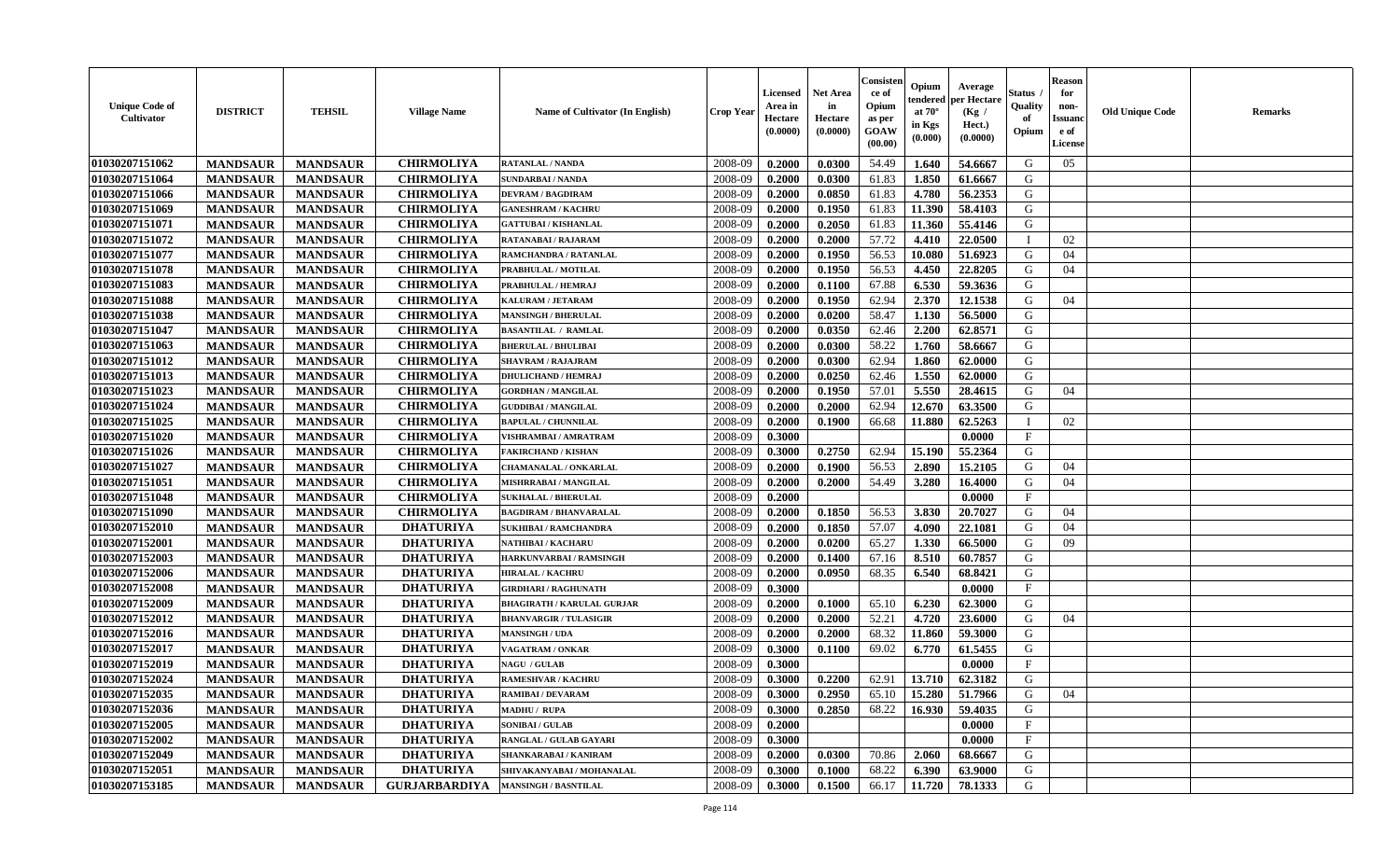| Unique Code of Cultivator | DISTRICT | TEHSIL | Village Name | Name of Cultivator (In English) | Crop Year | Licensed Area in Hectare (0.0000) | Net Area in Hectare (0.0000) | Consistence of Opium as per GOAW (00.00) | Opium tendered at 70° in Kgs (0.000) | Average per Hectare (Kg / Hect.) (0.0000) | Status / Quality of Opium | Reason for non-Issuance of License | Old Unique Code | Remarks |
|---|---|---|---|---|---|---|---|---|---|---|---|---|---|---|
| 01030207151062 | MANDSAUR | MANDSAUR | CHIRMOLIYA | RATANLAL / NANDA | 2008-09 | 0.2000 | 0.0300 | 54.49 | 1.640 | 54.6667 | G | 05 | | |
| 01030207151064 | MANDSAUR | MANDSAUR | CHIRMOLIYA | SUNDARBAI / NANDA | 2008-09 | 0.2000 | 0.0300 | 61.83 | 1.850 | 61.6667 | G | | | |
| 01030207151066 | MANDSAUR | MANDSAUR | CHIRMOLIYA | DEVRAM / BAGDIRAM | 2008-09 | 0.2000 | 0.0850 | 61.83 | 4.780 | 56.2353 | G | | | |
| 01030207151069 | MANDSAUR | MANDSAUR | CHIRMOLIYA | GANESHRAM / KACHRU | 2008-09 | 0.2000 | 0.1950 | 61.83 | 11.390 | 58.4103 | G | | | |
| 01030207151071 | MANDSAUR | MANDSAUR | CHIRMOLIYA | GATTUBAI / KISHANLAL | 2008-09 | 0.2000 | 0.2050 | 61.83 | 11.360 | 55.4146 | G | | | |
| 01030207151072 | MANDSAUR | MANDSAUR | CHIRMOLIYA | RATANABAI / RAJARAM | 2008-09 | 0.2000 | 0.2000 | 57.72 | 4.410 | 22.0500 | I | 02 | | |
| 01030207151077 | MANDSAUR | MANDSAUR | CHIRMOLIYA | RAMCHANDRA / RATANLAL | 2008-09 | 0.2000 | 0.1950 | 56.53 | 10.080 | 51.6923 | G | 04 | | |
| 01030207151078 | MANDSAUR | MANDSAUR | CHIRMOLIYA | PRABHULAL / MOTILAL | 2008-09 | 0.2000 | 0.1950 | 56.53 | 4.450 | 22.8205 | G | 04 | | |
| 01030207151083 | MANDSAUR | MANDSAUR | CHIRMOLIYA | PRABHULAL / HEMRAJ | 2008-09 | 0.2000 | 0.1100 | 67.88 | 6.530 | 59.3636 | G | | | |
| 01030207151088 | MANDSAUR | MANDSAUR | CHIRMOLIYA | KALURAM / JETARAM | 2008-09 | 0.2000 | 0.1950 | 62.94 | 2.370 | 12.1538 | G | 04 | | |
| 01030207151038 | MANDSAUR | MANDSAUR | CHIRMOLIYA | MANSINGH / BHERULAL | 2008-09 | 0.2000 | 0.0200 | 58.47 | 1.130 | 56.5000 | G | | | |
| 01030207151047 | MANDSAUR | MANDSAUR | CHIRMOLIYA | BASANTILAL / RAMLAL | 2008-09 | 0.2000 | 0.0350 | 62.46 | 2.200 | 62.8571 | G | | | |
| 01030207151063 | MANDSAUR | MANDSAUR | CHIRMOLIYA | BHERULAL / BHULIBAI | 2008-09 | 0.2000 | 0.0300 | 58.22 | 1.760 | 58.6667 | G | | | |
| 01030207151012 | MANDSAUR | MANDSAUR | CHIRMOLIYA | SHAVRAM / RAJAJRAM | 2008-09 | 0.2000 | 0.0300 | 62.94 | 1.860 | 62.0000 | G | | | |
| 01030207151013 | MANDSAUR | MANDSAUR | CHIRMOLIYA | DHULICHAND / HEMRAJ | 2008-09 | 0.2000 | 0.0250 | 62.46 | 1.550 | 62.0000 | G | | | |
| 01030207151023 | MANDSAUR | MANDSAUR | CHIRMOLIYA | GORDHAN / MANGILAL | 2008-09 | 0.2000 | 0.1950 | 57.01 | 5.550 | 28.4615 | G | 04 | | |
| 01030207151024 | MANDSAUR | MANDSAUR | CHIRMOLIYA | GUDDIBAI / MANGILAL | 2008-09 | 0.2000 | 0.2000 | 62.94 | 12.670 | 63.3500 | G | | | |
| 01030207151025 | MANDSAUR | MANDSAUR | CHIRMOLIYA | BAPULAL / CHUNNILAL | 2008-09 | 0.2000 | 0.1900 | 66.68 | 11.880 | 62.5263 | I | 02 | | |
| 01030207151020 | MANDSAUR | MANDSAUR | CHIRMOLIYA | VISHRAMBAI / AMRATRAM | 2008-09 | 0.3000 | | | | 0.0000 | F | | | |
| 01030207151026 | MANDSAUR | MANDSAUR | CHIRMOLIYA | FAKIRCHAND / KISHAN | 2008-09 | 0.3000 | 0.2750 | 62.94 | 15.190 | 55.2364 | G | | | |
| 01030207151027 | MANDSAUR | MANDSAUR | CHIRMOLIYA | CHAMANALAL / ONKARLAL | 2008-09 | 0.2000 | 0.1900 | 56.53 | 2.890 | 15.2105 | G | 04 | | |
| 01030207151051 | MANDSAUR | MANDSAUR | CHIRMOLIYA | MISHRRABAI / MANGILAL | 2008-09 | 0.2000 | 0.2000 | 54.49 | 3.280 | 16.4000 | G | 04 | | |
| 01030207151048 | MANDSAUR | MANDSAUR | CHIRMOLIYA | SUKHALAL / BHERULAL | 2008-09 | 0.2000 | | | | 0.0000 | F | | | |
| 01030207151090 | MANDSAUR | MANDSAUR | CHIRMOLIYA | BAGDIRAM / BHANVARALAL | 2008-09 | 0.2000 | 0.1850 | 56.53 | 3.830 | 20.7027 | G | 04 | | |
| 01030207152010 | MANDSAUR | MANDSAUR | DHATURIYA | SUKHIBAI / RAMCHANDRA | 2008-09 | 0.2000 | 0.1850 | 57.07 | 4.090 | 22.1081 | G | 04 | | |
| 01030207152001 | MANDSAUR | MANDSAUR | DHATURIYA | NATHIBAI / KACHARU | 2008-09 | 0.2000 | 0.0200 | 65.27 | 1.330 | 66.5000 | G | 09 | | |
| 01030207152003 | MANDSAUR | MANDSAUR | DHATURIYA | HARKUNVARBAI / RAMSINGH | 2008-09 | 0.2000 | 0.1400 | 67.16 | 8.510 | 60.7857 | G | | | |
| 01030207152006 | MANDSAUR | MANDSAUR | DHATURIYA | HIRALAL / KACHRU | 2008-09 | 0.2000 | 0.0950 | 68.35 | 6.540 | 68.8421 | G | | | |
| 01030207152008 | MANDSAUR | MANDSAUR | DHATURIYA | GIRDHARI / RAGHUNATH | 2008-09 | 0.3000 | | | | 0.0000 | F | | | |
| 01030207152009 | MANDSAUR | MANDSAUR | DHATURIYA | BHAGIRATH / KARULAL GURJAR | 2008-09 | 0.2000 | 0.1000 | 65.10 | 6.230 | 62.3000 | G | | | |
| 01030207152012 | MANDSAUR | MANDSAUR | DHATURIYA | BHANVARGIR / TULASIGIR | 2008-09 | 0.2000 | 0.2000 | 52.21 | 4.720 | 23.6000 | G | 04 | | |
| 01030207152016 | MANDSAUR | MANDSAUR | DHATURIYA | MANSINGH / UDA | 2008-09 | 0.2000 | 0.2000 | 68.32 | 11.860 | 59.3000 | G | | | |
| 01030207152017 | MANDSAUR | MANDSAUR | DHATURIYA | VAGATRAM / ONKAR | 2008-09 | 0.3000 | 0.1100 | 69.02 | 6.770 | 61.5455 | G | | | |
| 01030207152019 | MANDSAUR | MANDSAUR | DHATURIYA | NAGU / GULAB | 2008-09 | 0.3000 | | | | 0.0000 | F | | | |
| 01030207152024 | MANDSAUR | MANDSAUR | DHATURIYA | RAMESHVAR / KACHRU | 2008-09 | 0.3000 | 0.2200 | 62.91 | 13.710 | 62.3182 | G | | | |
| 01030207152035 | MANDSAUR | MANDSAUR | DHATURIYA | RAMIBAI / DEVARAM | 2008-09 | 0.3000 | 0.2950 | 65.10 | 15.280 | 51.7966 | G | 04 | | |
| 01030207152036 | MANDSAUR | MANDSAUR | DHATURIYA | MADHU / RUPA | 2008-09 | 0.3000 | 0.2850 | 68.22 | 16.930 | 59.4035 | G | | | |
| 01030207152005 | MANDSAUR | MANDSAUR | DHATURIYA | SONIBAI / GULAB | 2008-09 | 0.2000 | | | | 0.0000 | F | | | |
| 01030207152002 | MANDSAUR | MANDSAUR | DHATURIYA | RANGLAL / GULAB GAYARI | 2008-09 | 0.3000 | | | | 0.0000 | F | | | |
| 01030207152049 | MANDSAUR | MANDSAUR | DHATURIYA | SHANKARABAI / KANIRAM | 2008-09 | 0.2000 | 0.0300 | 70.86 | 2.060 | 68.6667 | G | | | |
| 01030207152051 | MANDSAUR | MANDSAUR | DHATURIYA | SHIVAKANYABAI / MOHANALAL | 2008-09 | 0.3000 | 0.1000 | 68.22 | 6.390 | 63.9000 | G | | | |
| 01030207153185 | MANDSAUR | MANDSAUR | GURJARBARDIYA | MANSINGH / BASNTILAL | 2008-09 | 0.3000 | 0.1500 | 66.17 | 11.720 | 78.1333 | G | | | |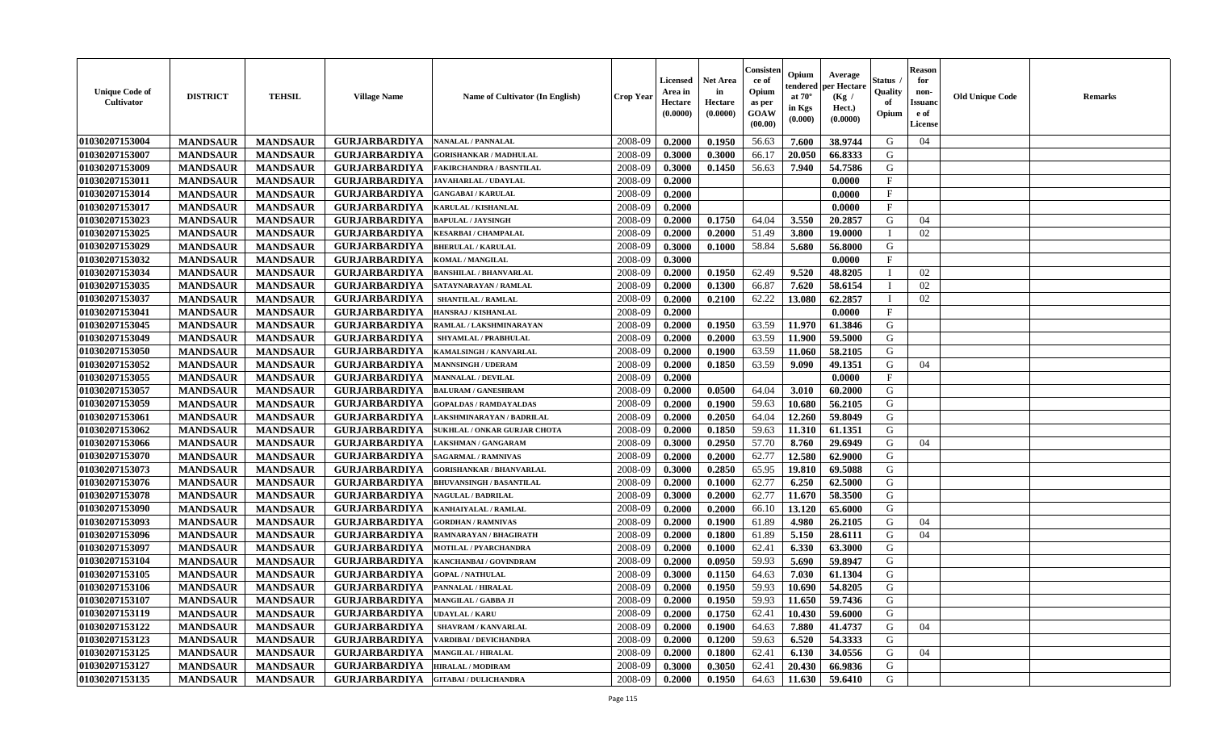| Unique Code of Cultivator | DISTRICT | TEHSIL | Village Name | Name of Cultivator (In English) | Crop Year | Licensed Area in Hectare (0.0000) | Net Area in Hectare (0.0000) | Consistence of Opium as per GOAW (00.00) | Opium tendered at 70° in Kgs (0.000) | Average per Hectare (Kg / Hect.) (0.0000) | Status / Quality of Opium | Reason for non-Issuance of License | Old Unique Code | Remarks |
|---|---|---|---|---|---|---|---|---|---|---|---|---|---|---|
| 01030207153004 | MANDSAUR | MANDSAUR | GURJARBARDIYA | NANALAL / PANNALAL | 2008-09 | 0.2000 | 0.1950 | 56.63 | 7.600 | 38.9744 | G | 04 | | |
| 01030207153007 | MANDSAUR | MANDSAUR | GURJARBARDIYA | GORISHANKAR / MADHULAL | 2008-09 | 0.3000 | 0.3000 | 66.17 | 20.050 | 66.8333 | G | | | |
| 01030207153009 | MANDSAUR | MANDSAUR | GURJARBARDIYA | FAKIRCHANDRA / BASNTILAL | 2008-09 | 0.3000 | 0.1450 | 56.63 | 7.940 | 54.7586 | G | | | |
| 01030207153011 | MANDSAUR | MANDSAUR | GURJARBARDIYA | JAVAHARLAL / UDAYLAL | 2008-09 | 0.2000 | | | | 0.0000 | F | | | |
| 01030207153014 | MANDSAUR | MANDSAUR | GURJARBARDIYA | GANGABAI / KARULAL | 2008-09 | 0.2000 | | | | 0.0000 | F | | | |
| 01030207153017 | MANDSAUR | MANDSAUR | GURJARBARDIYA | KARULAL / KISHANLAL | 2008-09 | 0.2000 | | | | 0.0000 | F | | | |
| 01030207153023 | MANDSAUR | MANDSAUR | GURJARBARDIYA | BAPULAL / JAYSINGH | 2008-09 | 0.2000 | 0.1750 | 64.04 | 3.550 | 20.2857 | G | 04 | | |
| 01030207153025 | MANDSAUR | MANDSAUR | GURJARBARDIYA | KESARBAI / CHAMPALAL | 2008-09 | 0.2000 | 0.2000 | 51.49 | 3.800 | 19.0000 | I | 02 | | |
| 01030207153029 | MANDSAUR | MANDSAUR | GURJARBARDIYA | BHERULAL / KARULAL | 2008-09 | 0.3000 | 0.1000 | 58.84 | 5.680 | 56.8000 | G | | | |
| 01030207153032 | MANDSAUR | MANDSAUR | GURJARBARDIYA | KOMAL / MANGILAL | 2008-09 | 0.3000 | | | | 0.0000 | F | | | |
| 01030207153034 | MANDSAUR | MANDSAUR | GURJARBARDIYA | BANSHILAL / BHANVARLAL | 2008-09 | 0.2000 | 0.1950 | 62.49 | 9.520 | 48.8205 | I | 02 | | |
| 01030207153035 | MANDSAUR | MANDSAUR | GURJARBARDIYA | SATAYNARAYAN / RAMLAL | 2008-09 | 0.2000 | 0.1300 | 66.87 | 7.620 | 58.6154 | I | 02 | | |
| 01030207153037 | MANDSAUR | MANDSAUR | GURJARBARDIYA | SHANTILAL / RAMLAL | 2008-09 | 0.2000 | 0.2100 | 62.22 | 13.080 | 62.2857 | I | 02 | | |
| 01030207153041 | MANDSAUR | MANDSAUR | GURJARBARDIYA | HANSRAJ / KISHANLAL | 2008-09 | 0.2000 | | | | 0.0000 | F | | | |
| 01030207153045 | MANDSAUR | MANDSAUR | GURJARBARDIYA | RAMLAL / LAKSHMINARAYAN | 2008-09 | 0.2000 | 0.1950 | 63.59 | 11.970 | 61.3846 | G | | | |
| 01030207153049 | MANDSAUR | MANDSAUR | GURJARBARDIYA | SHYAMLAL / PRABHULAL | 2008-09 | 0.2000 | 0.2000 | 63.59 | 11.900 | 59.5000 | G | | | |
| 01030207153050 | MANDSAUR | MANDSAUR | GURJARBARDIYA | KAMALSINGH / KANVARLAL | 2008-09 | 0.2000 | 0.1900 | 63.59 | 11.060 | 58.2105 | G | | | |
| 01030207153052 | MANDSAUR | MANDSAUR | GURJARBARDIYA | MANNSINGH / UDERAM | 2008-09 | 0.2000 | 0.1850 | 63.59 | 9.090 | 49.1351 | G | 04 | | |
| 01030207153055 | MANDSAUR | MANDSAUR | GURJARBARDIYA | MANNALAL / DEVILAL | 2008-09 | 0.2000 | | | | 0.0000 | F | | | |
| 01030207153057 | MANDSAUR | MANDSAUR | GURJARBARDIYA | BALURAM / GANESHRAM | 2008-09 | 0.2000 | 0.0500 | 64.04 | 3.010 | 60.2000 | G | | | |
| 01030207153059 | MANDSAUR | MANDSAUR | GURJARBARDIYA | GOPALDAS / RAMDAYALDAS | 2008-09 | 0.2000 | 0.1900 | 59.63 | 10.680 | 56.2105 | G | | | |
| 01030207153061 | MANDSAUR | MANDSAUR | GURJARBARDIYA | LAKSHMINARAYAN / BADRILAL | 2008-09 | 0.2000 | 0.2050 | 64.04 | 12.260 | 59.8049 | G | | | |
| 01030207153062 | MANDSAUR | MANDSAUR | GURJARBARDIYA | SUKHLAL / ONKAR GURJAR CHOTA | 2008-09 | 0.2000 | 0.1850 | 59.63 | 11.310 | 61.1351 | G | | | |
| 01030207153066 | MANDSAUR | MANDSAUR | GURJARBARDIYA | LAKSHMAN / GANGARAM | 2008-09 | 0.3000 | 0.2950 | 57.70 | 8.760 | 29.6949 | G | 04 | | |
| 01030207153070 | MANDSAUR | MANDSAUR | GURJARBARDIYA | SAGARMAL / RAMNIVAS | 2008-09 | 0.2000 | 0.2000 | 62.77 | 12.580 | 62.9000 | G | | | |
| 01030207153073 | MANDSAUR | MANDSAUR | GURJARBARDIYA | GORISHANKAR / BHANVARLAL | 2008-09 | 0.3000 | 0.2850 | 65.95 | 19.810 | 69.5088 | G | | | |
| 01030207153076 | MANDSAUR | MANDSAUR | GURJARBARDIYA | BHUVANSINGH / BASANTILAL | 2008-09 | 0.2000 | 0.1000 | 62.77 | 6.250 | 62.5000 | G | | | |
| 01030207153078 | MANDSAUR | MANDSAUR | GURJARBARDIYA | NAGULAL / BADRILAL | 2008-09 | 0.3000 | 0.2000 | 62.77 | 11.670 | 58.3500 | G | | | |
| 01030207153090 | MANDSAUR | MANDSAUR | GURJARBARDIYA | KANHAIYALAL / RAMLAL | 2008-09 | 0.2000 | 0.2000 | 66.10 | 13.120 | 65.6000 | G | | | |
| 01030207153093 | MANDSAUR | MANDSAUR | GURJARBARDIYA | GORDHAN / RAMNIVAS | 2008-09 | 0.2000 | 0.1900 | 61.89 | 4.980 | 26.2105 | G | 04 | | |
| 01030207153096 | MANDSAUR | MANDSAUR | GURJARBARDIYA | RAMNARAYAN / BHAGIRATH | 2008-09 | 0.2000 | 0.1800 | 61.89 | 5.150 | 28.6111 | G | 04 | | |
| 01030207153097 | MANDSAUR | MANDSAUR | GURJARBARDIYA | MOTILAL / PYARCHANDRA | 2008-09 | 0.2000 | 0.1000 | 62.41 | 6.330 | 63.3000 | G | | | |
| 01030207153104 | MANDSAUR | MANDSAUR | GURJARBARDIYA | KANCHANBAI / GOVINDRAM | 2008-09 | 0.2000 | 0.0950 | 59.93 | 5.690 | 59.8947 | G | | | |
| 01030207153105 | MANDSAUR | MANDSAUR | GURJARBARDIYA | GOPAL / NATHULAL | 2008-09 | 0.3000 | 0.1150 | 64.63 | 7.030 | 61.1304 | G | | | |
| 01030207153106 | MANDSAUR | MANDSAUR | GURJARBARDIYA | PANNALAL / HIRALAL | 2008-09 | 0.2000 | 0.1950 | 59.93 | 10.690 | 54.8205 | G | | | |
| 01030207153107 | MANDSAUR | MANDSAUR | GURJARBARDIYA | MANGILAL / GABBA JI | 2008-09 | 0.2000 | 0.1950 | 59.93 | 11.650 | 59.7436 | G | | | |
| 01030207153119 | MANDSAUR | MANDSAUR | GURJARBARDIYA | UDAYLAL / KARU | 2008-09 | 0.2000 | 0.1750 | 62.41 | 10.430 | 59.6000 | G | | | |
| 01030207153122 | MANDSAUR | MANDSAUR | GURJARBARDIYA | SHAVRAM / KANVARLAL | 2008-09 | 0.2000 | 0.1900 | 64.63 | 7.880 | 41.4737 | G | 04 | | |
| 01030207153123 | MANDSAUR | MANDSAUR | GURJARBARDIYA | VARDIBAI / DEVICHANDRA | 2008-09 | 0.2000 | 0.1200 | 59.63 | 6.520 | 54.3333 | G | | | |
| 01030207153125 | MANDSAUR | MANDSAUR | GURJARBARDIYA | MANGILAL / HIRALAL | 2008-09 | 0.2000 | 0.1800 | 62.41 | 6.130 | 34.0556 | G | 04 | | |
| 01030207153127 | MANDSAUR | MANDSAUR | GURJARBARDIYA | HIRALAL / MODIRAM | 2008-09 | 0.3000 | 0.3050 | 62.41 | 20.430 | 66.9836 | G | | | |
| 01030207153135 | MANDSAUR | MANDSAUR | GURJARBARDIYA | GITABAI / DULICHANDRA | 2008-09 | 0.2000 | 0.1950 | 64.63 | 11.630 | 59.6410 | G | | | |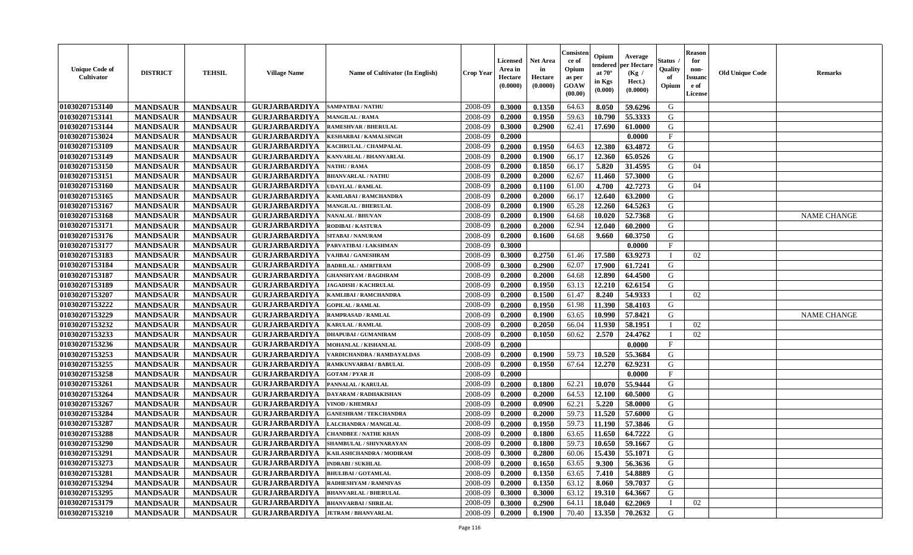| Unique Code of Cultivator | DISTRICT | TEHSIL | Village Name | Name of Cultivator (In English) | Crop Year | Licensed Area in Hectare (0.0000) | Net Area in Hectare (0.0000) | Consistence of Opium as per GOAW (00.00) | Opium tendered at 70° in Kgs (0.000) | Average per Hectare (Kg / Hect.) (0.0000) | Status / Quality of Opium | Reason for non-Issuance of License | Old Unique Code | Remarks |
|---|---|---|---|---|---|---|---|---|---|---|---|---|---|---|
| 01030207153140 | MANDSAUR | MANDSAUR | GURJARBARDIYA | SAMPATBAI / NATHU | 2008-09 | 0.3000 | 0.1350 | 64.63 | 8.050 | 59.6296 | G | | | |
| 01030207153141 | MANDSAUR | MANDSAUR | GURJARBARDIYA | MANGILAL / RAMA | 2008-09 | 0.2000 | 0.1950 | 59.63 | 10.790 | 55.3333 | G | | | |
| 01030207153144 | MANDSAUR | MANDSAUR | GURJARBARDIYA | RAMESHVAR / BHERULAL | 2008-09 | 0.3000 | 0.2900 | 62.41 | 17.690 | 61.0000 | G | | | |
| 01030207153024 | MANDSAUR | MANDSAUR | GURJARBARDIYA | KESHARBAI / KAMALSINGH | 2008-09 | 0.2000 | | | | 0.0000 | F | | | |
| 01030207153109 | MANDSAUR | MANDSAUR | GURJARBARDIYA | KACHRULAL / CHAMPALAL | 2008-09 | 0.2000 | 0.1950 | 64.63 | 12.380 | 63.4872 | G | | | |
| 01030207153149 | MANDSAUR | MANDSAUR | GURJARBARDIYA | KANVARLAL / BHANVARLAL | 2008-09 | 0.2000 | 0.1900 | 66.17 | 12.360 | 65.0526 | G | | | |
| 01030207153150 | MANDSAUR | MANDSAUR | GURJARBARDIYA | NATHU / RAMA | 2008-09 | 0.2000 | 0.1850 | 66.17 | 5.820 | 31.4595 | G | 04 | | |
| 01030207153151 | MANDSAUR | MANDSAUR | GURJARBARDIYA | BHANVARLAL / NATHU | 2008-09 | 0.2000 | 0.2000 | 62.67 | 11.460 | 57.3000 | G | | | |
| 01030207153160 | MANDSAUR | MANDSAUR | GURJARBARDIYA | UDAYLAL / RAMLAL | 2008-09 | 0.2000 | 0.1100 | 61.00 | 4.700 | 42.7273 | G | 04 | | |
| 01030207153165 | MANDSAUR | MANDSAUR | GURJARBARDIYA | KAMLABAI / RAMCHANDRA | 2008-09 | 0.2000 | 0.2000 | 66.17 | 12.640 | 63.2000 | G | | | |
| 01030207153167 | MANDSAUR | MANDSAUR | GURJARBARDIYA | MANGILAL / BHERULAL | 2008-09 | 0.2000 | 0.1900 | 65.28 | 12.260 | 64.5263 | G | | | |
| 01030207153168 | MANDSAUR | MANDSAUR | GURJARBARDIYA | NANALAL / BHUVAN | 2008-09 | 0.2000 | 0.1900 | 64.68 | 10.020 | 52.7368 | G | | | NAME CHANGE |
| 01030207153171 | MANDSAUR | MANDSAUR | GURJARBARDIYA | RODIBAI / KASTURA | 2008-09 | 0.2000 | 0.2000 | 62.94 | 12.040 | 60.2000 | G | | | |
| 01030207153176 | MANDSAUR | MANDSAUR | GURJARBARDIYA | SITABAI / NANURAM | 2008-09 | 0.2000 | 0.1600 | 64.68 | 9.660 | 60.3750 | G | | | |
| 01030207153177 | MANDSAUR | MANDSAUR | GURJARBARDIYA | PARVATIBAI / LAKSHMAN | 2008-09 | 0.3000 | | | | 0.0000 | F | | | |
| 01030207153183 | MANDSAUR | MANDSAUR | GURJARBARDIYA | VAJIBAI / GANESHRAM | 2008-09 | 0.3000 | 0.2750 | 61.46 | 17.580 | 63.9273 | I | 02 | | |
| 01030207153184 | MANDSAUR | MANDSAUR | GURJARBARDIYA | BADRILAL / AMRITRAM | 2008-09 | 0.3000 | 0.2900 | 62.07 | 17.900 | 61.7241 | G | | | |
| 01030207153187 | MANDSAUR | MANDSAUR | GURJARBARDIYA | GHANSHYAM / BAGDIRAM | 2008-09 | 0.2000 | 0.2000 | 64.68 | 12.890 | 64.4500 | G | | | |
| 01030207153189 | MANDSAUR | MANDSAUR | GURJARBARDIYA | JAGADISH / KACHRULAL | 2008-09 | 0.2000 | 0.1950 | 63.13 | 12.210 | 62.6154 | G | | | |
| 01030207153207 | MANDSAUR | MANDSAUR | GURJARBARDIYA | KAMLIBAI / RAMCHANDRA | 2008-09 | 0.2000 | 0.1500 | 61.47 | 8.240 | 54.9333 | I | 02 | | |
| 01030207153222 | MANDSAUR | MANDSAUR | GURJARBARDIYA | GOPILAL / RAMLAL | 2008-09 | 0.2000 | 0.1950 | 61.98 | 11.390 | 58.4103 | G | | | |
| 01030207153229 | MANDSAUR | MANDSAUR | GURJARBARDIYA | RAMPRASAD / RAMLAL | 2008-09 | 0.2000 | 0.1900 | 63.65 | 10.990 | 57.8421 | G | | | NAME CHANGE |
| 01030207153232 | MANDSAUR | MANDSAUR | GURJARBARDIYA | KARULAL / RAMLAL | 2008-09 | 0.2000 | 0.2050 | 66.04 | 11.930 | 58.1951 | I | 02 | | |
| 01030207153233 | MANDSAUR | MANDSAUR | GURJARBARDIYA | DHAPUBAI / GUMANIRAM | 2008-09 | 0.2000 | 0.1050 | 60.62 | 2.570 | 24.4762 | I | 02 | | |
| 01030207153236 | MANDSAUR | MANDSAUR | GURJARBARDIYA | MOHANLAL / KISHANLAL | 2008-09 | 0.2000 | | | | 0.0000 | F | | | |
| 01030207153253 | MANDSAUR | MANDSAUR | GURJARBARDIYA | VARDICHANDRA / RAMDAYALDAS | 2008-09 | 0.2000 | 0.1900 | 59.73 | 10.520 | 55.3684 | G | | | |
| 01030207153255 | MANDSAUR | MANDSAUR | GURJARBARDIYA | RAMKUNVARBAI / BABULAL | 2008-09 | 0.2000 | 0.1950 | 67.64 | 12.270 | 62.9231 | G | | | |
| 01030207153258 | MANDSAUR | MANDSAUR | GURJARBARDIYA | GOTAM / PYAR JI | 2008-09 | 0.2000 | | | | 0.0000 | F | | | |
| 01030207153261 | MANDSAUR | MANDSAUR | GURJARBARDIYA | PANNALAL / KARULAL | 2008-09 | 0.2000 | 0.1800 | 62.21 | 10.070 | 55.9444 | G | | | |
| 01030207153264 | MANDSAUR | MANDSAUR | GURJARBARDIYA | DAYARAM / RADHAKISHAN | 2008-09 | 0.2000 | 0.2000 | 64.53 | 12.100 | 60.5000 | G | | | |
| 01030207153267 | MANDSAUR | MANDSAUR | GURJARBARDIYA | VINOD / KHEMRAJ | 2008-09 | 0.2000 | 0.0900 | 62.21 | 5.220 | 58.0000 | G | | | |
| 01030207153284 | MANDSAUR | MANDSAUR | GURJARBARDIYA | GANESHRAM / TEKCHANDRA | 2008-09 | 0.2000 | 0.2000 | 59.73 | 11.520 | 57.6000 | G | | | |
| 01030207153287 | MANDSAUR | MANDSAUR | GURJARBARDIYA | LALCHANDRA / MANGILAL | 2008-09 | 0.2000 | 0.1950 | 59.73 | 11.190 | 57.3846 | G | | | |
| 01030207153288 | MANDSAUR | MANDSAUR | GURJARBARDIYA | CHANDBEE / NATHE KHAN | 2008-09 | 0.2000 | 0.1800 | 63.65 | 11.650 | 64.7222 | G | | | |
| 01030207153290 | MANDSAUR | MANDSAUR | GURJARBARDIYA | SHAMBULAL / SHIVNARAYAN | 2008-09 | 0.2000 | 0.1800 | 59.73 | 10.650 | 59.1667 | G | | | |
| 01030207153291 | MANDSAUR | MANDSAUR | GURJARBARDIYA | KAILASHCHANDRA / MODIRAM | 2008-09 | 0.3000 | 0.2800 | 60.06 | 15.430 | 55.1071 | G | | | |
| 01030207153273 | MANDSAUR | MANDSAUR | GURJARBARDIYA | INDRABI / SUKHLAL | 2008-09 | 0.2000 | 0.1650 | 63.65 | 9.300 | 56.3636 | G | | | |
| 01030207153281 | MANDSAUR | MANDSAUR | GURJARBARDIYA | BHULIBAI / GOTAMLAL | 2008-09 | 0.2000 | 0.1350 | 63.65 | 7.410 | 54.8889 | G | | | |
| 01030207153294 | MANDSAUR | MANDSAUR | GURJARBARDIYA | RADHESHYAM / RAMNIVAS | 2008-09 | 0.2000 | 0.1350 | 63.12 | 8.060 | 59.7037 | G | | | |
| 01030207153295 | MANDSAUR | MANDSAUR | GURJARBARDIYA | BHANVARLAL / BHERULAL | 2008-09 | 0.3000 | 0.3000 | 63.12 | 19.310 | 64.3667 | G | | | |
| 01030207153179 | MANDSAUR | MANDSAUR | GURJARBARDIYA | BHANVARBAI / SHRILAL | 2008-09 | 0.3000 | 0.2900 | 64.11 | 18.040 | 62.2069 | I | 02 | | |
| 01030207153210 | MANDSAUR | MANDSAUR | GURJARBARDIYA | JETRAM / BHANVARLAL | 2008-09 | 0.2000 | 0.1900 | 70.40 | 13.350 | 70.2632 | G | | | |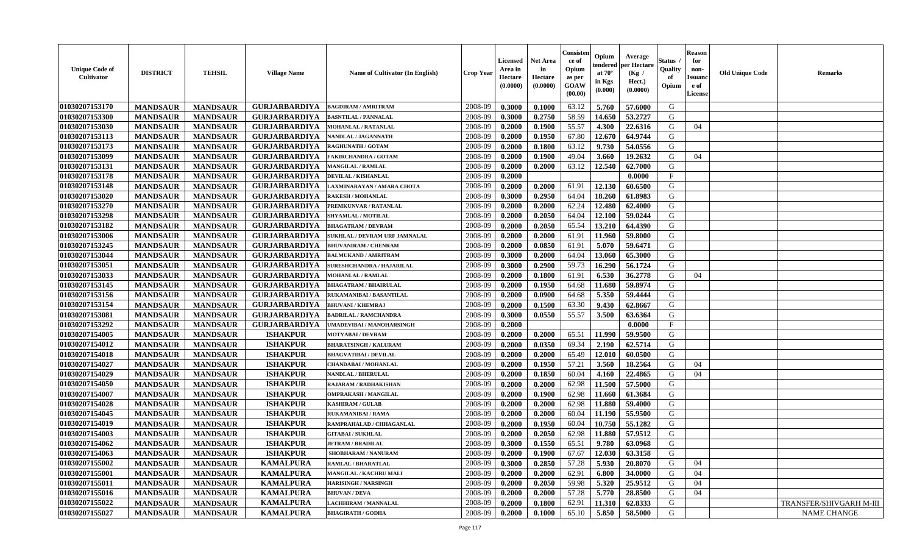| Unique Code of Cultivator | DISTRICT | TEHSIL | Village Name | Name of Cultivator (In English) | Crop Year | Licensed Area in Hectare (0.0000) | Net Area in Hectare (0.0000) | Consistence of Opium as per GOAW (00.00) | Opium tendered at 70° in Kgs (0.000) | Average per Hectare (Kg / Hect.) (0.0000) | Status / Quality of Opium | Reason for non-Issuance of License | Old Unique Code | Remarks |
|---|---|---|---|---|---|---|---|---|---|---|---|---|---|---|
| 01030207153170 | MANDSAUR | MANDSAUR | GURJARBARDIYA | BAGDIRAM / AMRITRAM | 2008-09 | 0.3000 | 0.1000 | 63.12 | 5.760 | 57.6000 | G | | | |
| 01030207153300 | MANDSAUR | MANDSAUR | GURJARBARDIYA | BASNTILAL / PANNALAL | 2008-09 | 0.3000 | 0.2750 | 58.59 | 14.650 | 53.2727 | G | | | |
| 01030207153030 | MANDSAUR | MANDSAUR | GURJARBARDIYA | MOHANLAL / RATANLAL | 2008-09 | 0.2000 | 0.1900 | 55.57 | 4.300 | 22.6316 | G | 04 | | |
| 01030207153113 | MANDSAUR | MANDSAUR | GURJARBARDIYA | NANDLAL / JAGANNATH | 2008-09 | 0.2000 | 0.1950 | 67.80 | 12.670 | 64.9744 | G | | | |
| 01030207153173 | MANDSAUR | MANDSAUR | GURJARBARDIYA | RAGHUNATH / GOTAM | 2008-09 | 0.2000 | 0.1800 | 63.12 | 9.730 | 54.0556 | G | | | |
| 01030207153099 | MANDSAUR | MANDSAUR | GURJARBARDIYA | FAKIRCHANDRA / GOTAM | 2008-09 | 0.2000 | 0.1900 | 49.04 | 3.660 | 19.2632 | G | 04 | | |
| 01030207153131 | MANDSAUR | MANDSAUR | GURJARBARDIYA | MANGILAL / RAMLAL | 2008-09 | 0.2000 | 0.2000 | 63.12 | 12.540 | 62.7000 | G | | | |
| 01030207153178 | MANDSAUR | MANDSAUR | GURJARBARDIYA | DEVILAL / KISHANLAL | 2008-09 | 0.2000 | | | | 0.0000 | F | | | |
| 01030207153148 | MANDSAUR | MANDSAUR | GURJARBARDIYA | LAXMINARAYAN / AMARA CHOTA | 2008-09 | 0.2000 | 0.2000 | 61.91 | 12.130 | 60.6500 | G | | | |
| 01030207153020 | MANDSAUR | MANDSAUR | GURJARBARDIYA | RAKESH / MOHANLAL | 2008-09 | 0.3000 | 0.2950 | 64.04 | 18.260 | 61.8983 | G | | | |
| 01030207153270 | MANDSAUR | MANDSAUR | GURJARBARDIYA | PREMKUNVAR / RATANLAL | 2008-09 | 0.2000 | 0.2000 | 62.24 | 12.480 | 62.4000 | G | | | |
| 01030207153298 | MANDSAUR | MANDSAUR | GURJARBARDIYA | SHYAMLAL / MOTILAL | 2008-09 | 0.2000 | 0.2050 | 64.04 | 12.100 | 59.0244 | G | | | |
| 01030207153182 | MANDSAUR | MANDSAUR | GURJARBARDIYA | BHAGATRAM / DEVRAM | 2008-09 | 0.2000 | 0.2050 | 65.54 | 13.210 | 64.4390 | G | | | |
| 01030207153006 | MANDSAUR | MANDSAUR | GURJARBARDIYA | SUKHLAL / DEVRAM URF JAMNALAL | 2008-09 | 0.2000 | 0.2000 | 61.91 | 11.960 | 59.8000 | G | | | |
| 01030207153245 | MANDSAUR | MANDSAUR | GURJARBARDIYA | BHUVANIRAM / CHENRAM | 2008-09 | 0.2000 | 0.0850 | 61.91 | 5.070 | 59.6471 | G | | | |
| 01030207153044 | MANDSAUR | MANDSAUR | GURJARBARDIYA | BALMUKAND / AMRITRAM | 2008-09 | 0.3000 | 0.2000 | 64.04 | 13.060 | 65.3000 | G | | | |
| 01030207153051 | MANDSAUR | MANDSAUR | GURJARBARDIYA | SURESHCHANDRA / HAJARILAL | 2008-09 | 0.3000 | 0.2900 | 59.73 | 16.290 | 56.1724 | G | | | |
| 01030207153033 | MANDSAUR | MANDSAUR | GURJARBARDIYA | MOHANLAL / RAMLAL | 2008-09 | 0.2000 | 0.1800 | 61.91 | 6.530 | 36.2778 | G | 04 | | |
| 01030207153145 | MANDSAUR | MANDSAUR | GURJARBARDIYA | BHAGATRAM / BHAIRULAL | 2008-09 | 0.2000 | 0.1950 | 64.68 | 11.680 | 59.8974 | G | | | |
| 01030207153156 | MANDSAUR | MANDSAUR | GURJARBARDIYA | RUKAMANIBAI / BASANTILAL | 2008-09 | 0.2000 | 0.0900 | 64.68 | 5.350 | 59.4444 | G | | | |
| 01030207153154 | MANDSAUR | MANDSAUR | GURJARBARDIYA | BHUVANI / KHEMRAJ | 2008-09 | 0.2000 | 0.1500 | 63.30 | 9.430 | 62.8667 | G | | | |
| 01030207153081 | MANDSAUR | MANDSAUR | GURJARBARDIYA | BADRILAL / RAMCHANDRA | 2008-09 | 0.3000 | 0.0550 | 55.57 | 3.500 | 63.6364 | G | | | |
| 01030207153292 | MANDSAUR | MANDSAUR | GURJARBARDIYA | UMADEVIBAI / MANOHARSINGH | 2008-09 | 0.2000 | | | | 0.0000 | F | | | |
| 01030207154005 | MANDSAUR | MANDSAUR | ISHAKPUR | MOTYABAI / DEVRAM | 2008-09 | 0.2000 | 0.2000 | 65.51 | 11.990 | 59.9500 | G | | | |
| 01030207154012 | MANDSAUR | MANDSAUR | ISHAKPUR | BHARATSINGH / KALURAM | 2008-09 | 0.2000 | 0.0350 | 69.34 | 2.190 | 62.5714 | G | | | |
| 01030207154018 | MANDSAUR | MANDSAUR | ISHAKPUR | BHAGVATIBAI / DEVILAL | 2008-09 | 0.2000 | 0.2000 | 65.49 | 12.010 | 60.0500 | G | | | |
| 01030207154027 | MANDSAUR | MANDSAUR | ISHAKPUR | CHANDABAI / MOHANLAL | 2008-09 | 0.2000 | 0.1950 | 57.21 | 3.560 | 18.2564 | G | 04 | | |
| 01030207154029 | MANDSAUR | MANDSAUR | ISHAKPUR | NANDLAL / BHERULAL | 2008-09 | 0.2000 | 0.1850 | 60.04 | 4.160 | 22.4865 | G | 04 | | |
| 01030207154050 | MANDSAUR | MANDSAUR | ISHAKPUR | RAJARAM / RADHAKISHAN | 2008-09 | 0.2000 | 0.2000 | 62.98 | 11.500 | 57.5000 | G | | | |
| 01030207154007 | MANDSAUR | MANDSAUR | ISHAKPUR | OMPRAKASH / MANGILAL | 2008-09 | 0.2000 | 0.1900 | 62.98 | 11.660 | 61.3684 | G | | | |
| 01030207154028 | MANDSAUR | MANDSAUR | ISHAKPUR | KASHIRAM / GULAB | 2008-09 | 0.2000 | 0.2000 | 62.98 | 11.880 | 59.4000 | G | | | |
| 01030207154045 | MANDSAUR | MANDSAUR | ISHAKPUR | RUKAMANIBAI / RAMA | 2008-09 | 0.2000 | 0.2000 | 60.04 | 11.190 | 55.9500 | G | | | |
| 01030207154019 | MANDSAUR | MANDSAUR | ISHAKPUR | RAMPRAHALAD / CHHAGANLAL | 2008-09 | 0.2000 | 0.1950 | 60.04 | 10.750 | 55.1282 | G | | | |
| 01030207154003 | MANDSAUR | MANDSAUR | ISHAKPUR | GITABAI / SUKHLAL | 2008-09 | 0.2000 | 0.2050 | 62.98 | 11.880 | 57.9512 | G | | | |
| 01030207154062 | MANDSAUR | MANDSAUR | ISHAKPUR | JETRAM / BRADILAL | 2008-09 | 0.3000 | 0.1550 | 65.51 | 9.780 | 63.0968 | G | | | |
| 01030207154063 | MANDSAUR | MANDSAUR | ISHAKPUR | SHOBHARAM / NANURAM | 2008-09 | 0.2000 | 0.1900 | 67.67 | 12.030 | 63.3158 | G | | | |
| 01030207155002 | MANDSAUR | MANDSAUR | KAMALPURA | RAMLAL / BHARATLAL | 2008-09 | 0.3000 | 0.2850 | 57.28 | 5.930 | 20.8070 | G | 04 | | |
| 01030207155001 | MANDSAUR | MANDSAUR | KAMALPURA | MANGILAL / KACHRU MALI | 2008-09 | 0.2000 | 0.2000 | 62.91 | 6.800 | 34.0000 | G | 04 | | |
| 01030207155011 | MANDSAUR | MANDSAUR | KAMALPURA | HARISINGH / NARSINGH | 2008-09 | 0.2000 | 0.2050 | 59.98 | 5.320 | 25.9512 | G | 04 | | |
| 01030207155016 | MANDSAUR | MANDSAUR | KAMALPURA | BHUVAN / DEVA | 2008-09 | 0.2000 | 0.2000 | 57.28 | 5.770 | 28.8500 | G | 04 | | |
| 01030207155022 | MANDSAUR | MANDSAUR | KAMALPURA | LACHHIRAM / MANNALAL | 2008-09 | 0.2000 | 0.1800 | 62.91 | 11.310 | 62.8333 | G | | | TRANSFER/SHIVGARH M-III |
| 01030207155027 | MANDSAUR | MANDSAUR | KAMALPURA | BHAGIRATH / GODHA | 2008-09 | 0.2000 | 0.1000 | 65.10 | 5.850 | 58.5000 | G | | | NAME CHANGE |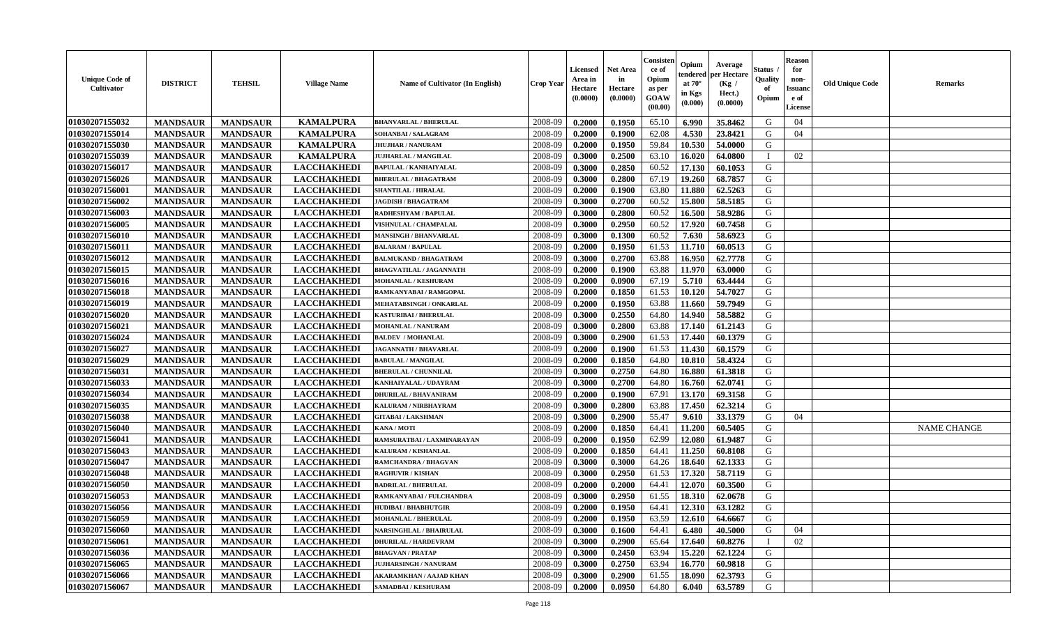| Unique Code of Cultivator | DISTRICT | TEHSIL | Village Name | Name of Cultivator (In English) | Crop Year | Licensed Area in Hectare (0.0000) | Net Area in Hectare (0.0000) | Consistence of Opium as per GOAW (00.00) | Opium tendered at 70° in Kgs (0.000) | Average per Hectare (Kg / Hect.) (0.0000) | Status / Quality of Opium | Reason for non-Issuance of License | Old Unique Code | Remarks |
|---|---|---|---|---|---|---|---|---|---|---|---|---|---|---|
| 01030207155032 | MANDSAUR | MANDSAUR | KAMALPURA | BHANVARLAL / BHERULAL | 2008-09 | 0.2000 | 0.1950 | 65.10 | 6.990 | 35.8462 | G | 04 | | |
| 01030207155014 | MANDSAUR | MANDSAUR | KAMALPURA | SOHANBAI / SALAGRAM | 2008-09 | 0.2000 | 0.1900 | 62.08 | 4.530 | 23.8421 | G | 04 | | |
| 01030207155030 | MANDSAUR | MANDSAUR | KAMALPURA | JHUJHAR / NANURAM | 2008-09 | 0.2000 | 0.1950 | 59.84 | 10.530 | 54.0000 | G | | | |
| 01030207155039 | MANDSAUR | MANDSAUR | KAMALPURA | JUJHARLAL / MANGILAL | 2008-09 | 0.3000 | 0.2500 | 63.10 | 16.020 | 64.0800 | I | 02 | | |
| 01030207156017 | MANDSAUR | MANDSAUR | LACCHAKHEDI | BAPULAL / KANHAIYALAL | 2008-09 | 0.3000 | 0.2850 | 60.52 | 17.130 | 60.1053 | G | | | |
| 01030207156026 | MANDSAUR | MANDSAUR | LACCHAKHEDI | BHERULAL / BHAGATRAM | 2008-09 | 0.3000 | 0.2800 | 67.19 | 19.260 | 68.7857 | G | | | |
| 01030207156001 | MANDSAUR | MANDSAUR | LACCHAKHEDI | SHANTILAL / HIRALAL | 2008-09 | 0.2000 | 0.1900 | 63.80 | 11.880 | 62.5263 | G | | | |
| 01030207156002 | MANDSAUR | MANDSAUR | LACCHAKHEDI | JAGDISH / BHAGATRAM | 2008-09 | 0.3000 | 0.2700 | 60.52 | 15.800 | 58.5185 | G | | | |
| 01030207156003 | MANDSAUR | MANDSAUR | LACCHAKHEDI | RADHESHYAM / BAPULAL | 2008-09 | 0.3000 | 0.2800 | 60.52 | 16.500 | 58.9286 | G | | | |
| 01030207156005 | MANDSAUR | MANDSAUR | LACCHAKHEDI | VISHNULAL / CHAMPALAL | 2008-09 | 0.3000 | 0.2950 | 60.52 | 17.920 | 60.7458 | G | | | |
| 01030207156010 | MANDSAUR | MANDSAUR | LACCHAKHEDI | MANSINGH / BHANVARLAL | 2008-09 | 0.3000 | 0.1300 | 60.52 | 7.630 | 58.6923 | G | | | |
| 01030207156011 | MANDSAUR | MANDSAUR | LACCHAKHEDI | BALARAM / BAPULAL | 2008-09 | 0.2000 | 0.1950 | 61.53 | 11.710 | 60.0513 | G | | | |
| 01030207156012 | MANDSAUR | MANDSAUR | LACCHAKHEDI | BALMUKAND / BHAGATRAM | 2008-09 | 0.3000 | 0.2700 | 63.88 | 16.950 | 62.7778 | G | | | |
| 01030207156015 | MANDSAUR | MANDSAUR | LACCHAKHEDI | BHAGVATILAL / JAGANNATH | 2008-09 | 0.2000 | 0.1900 | 63.88 | 11.970 | 63.0000 | G | | | |
| 01030207156016 | MANDSAUR | MANDSAUR | LACCHAKHEDI | MOHANLAL / KESHURAM | 2008-09 | 0.2000 | 0.0900 | 67.19 | 5.710 | 63.4444 | G | | | |
| 01030207156018 | MANDSAUR | MANDSAUR | LACCHAKHEDI | RAMKANYABAI / RAMGOPAL | 2008-09 | 0.2000 | 0.1850 | 61.53 | 10.120 | 54.7027 | G | | | |
| 01030207156019 | MANDSAUR | MANDSAUR | LACCHAKHEDI | MEHATABSINGH / ONKARLAL | 2008-09 | 0.2000 | 0.1950 | 63.88 | 11.660 | 59.7949 | G | | | |
| 01030207156020 | MANDSAUR | MANDSAUR | LACCHAKHEDI | KASTURIBAI / BHERULAL | 2008-09 | 0.3000 | 0.2550 | 64.80 | 14.940 | 58.5882 | G | | | |
| 01030207156021 | MANDSAUR | MANDSAUR | LACCHAKHEDI | MOHANLAL / NANURAM | 2008-09 | 0.3000 | 0.2800 | 63.88 | 17.140 | 61.2143 | G | | | |
| 01030207156024 | MANDSAUR | MANDSAUR | LACCHAKHEDI | BALDEV / MOHANLAL | 2008-09 | 0.3000 | 0.2900 | 61.53 | 17.440 | 60.1379 | G | | | |
| 01030207156027 | MANDSAUR | MANDSAUR | LACCHAKHEDI | JAGANNATH / BHAVARLAL | 2008-09 | 0.2000 | 0.1900 | 61.53 | 11.430 | 60.1579 | G | | | |
| 01030207156029 | MANDSAUR | MANDSAUR | LACCHAKHEDI | BABULAL / MANGILAL | 2008-09 | 0.2000 | 0.1850 | 64.80 | 10.810 | 58.4324 | G | | | |
| 01030207156031 | MANDSAUR | MANDSAUR | LACCHAKHEDI | BHERULAL / CHUNNILAL | 2008-09 | 0.3000 | 0.2750 | 64.80 | 16.880 | 61.3818 | G | | | |
| 01030207156033 | MANDSAUR | MANDSAUR | LACCHAKHEDI | KANHAIYALAL / UDAYRAM | 2008-09 | 0.3000 | 0.2700 | 64.80 | 16.760 | 62.0741 | G | | | |
| 01030207156034 | MANDSAUR | MANDSAUR | LACCHAKHEDI | DHURILAL / BHAVANIRAM | 2008-09 | 0.2000 | 0.1900 | 67.91 | 13.170 | 69.3158 | G | | | |
| 01030207156035 | MANDSAUR | MANDSAUR | LACCHAKHEDI | KALURAM / NIRBHAYRAM | 2008-09 | 0.3000 | 0.2800 | 63.88 | 17.450 | 62.3214 | G | | | |
| 01030207156038 | MANDSAUR | MANDSAUR | LACCHAKHEDI | GITABAI / LAKSHMAN | 2008-09 | 0.3000 | 0.2900 | 55.47 | 9.610 | 33.1379 | G | 04 | | |
| 01030207156040 | MANDSAUR | MANDSAUR | LACCHAKHEDI | KANA / MOTI | 2008-09 | 0.2000 | 0.1850 | 64.41 | 11.200 | 60.5405 | G | | | NAME CHANGE |
| 01030207156041 | MANDSAUR | MANDSAUR | LACCHAKHEDI | RAMSURATBAI / LAXMINARAYAN | 2008-09 | 0.2000 | 0.1950 | 62.99 | 12.080 | 61.9487 | G | | | |
| 01030207156043 | MANDSAUR | MANDSAUR | LACCHAKHEDI | KALURAM / KISHANLAL | 2008-09 | 0.2000 | 0.1850 | 64.41 | 11.250 | 60.8108 | G | | | |
| 01030207156047 | MANDSAUR | MANDSAUR | LACCHAKHEDI | RAMCHANDRA / BHAGVAN | 2008-09 | 0.3000 | 0.3000 | 64.26 | 18.640 | 62.1333 | G | | | |
| 01030207156048 | MANDSAUR | MANDSAUR | LACCHAKHEDI | RAGHUVIR / KISHAN | 2008-09 | 0.3000 | 0.2950 | 61.53 | 17.320 | 58.7119 | G | | | |
| 01030207156050 | MANDSAUR | MANDSAUR | LACCHAKHEDI | BADRILAL / BHERULAL | 2008-09 | 0.2000 | 0.2000 | 64.41 | 12.070 | 60.3500 | G | | | |
| 01030207156053 | MANDSAUR | MANDSAUR | LACCHAKHEDI | RAMKANYABAI / FULCHANDRA | 2008-09 | 0.3000 | 0.2950 | 61.55 | 18.310 | 62.0678 | G | | | |
| 01030207156056 | MANDSAUR | MANDSAUR | LACCHAKHEDI | HUDIBAI / BHABHUTGIR | 2008-09 | 0.2000 | 0.1950 | 64.41 | 12.310 | 63.1282 | G | | | |
| 01030207156059 | MANDSAUR | MANDSAUR | LACCHAKHEDI | MOHANLAL / BHERULAL | 2008-09 | 0.2000 | 0.1950 | 63.59 | 12.610 | 64.6667 | G | | | |
| 01030207156060 | MANDSAUR | MANDSAUR | LACCHAKHEDI | NARSINGHLAL / BHAIRULAL | 2008-09 | 0.3000 | 0.1600 | 64.41 | 6.480 | 40.5000 | G | 04 | | |
| 01030207156061 | MANDSAUR | MANDSAUR | LACCHAKHEDI | DHURILAL / HARDEVRAM | 2008-09 | 0.3000 | 0.2900 | 65.64 | 17.640 | 60.8276 | I | 02 | | |
| 01030207156036 | MANDSAUR | MANDSAUR | LACCHAKHEDI | BHAGVAN / PRATAP | 2008-09 | 0.3000 | 0.2450 | 63.94 | 15.220 | 62.1224 | G | | | |
| 01030207156065 | MANDSAUR | MANDSAUR | LACCHAKHEDI | JUJHARSINGH / NANURAM | 2008-09 | 0.3000 | 0.2750 | 63.94 | 16.770 | 60.9818 | G | | | |
| 01030207156066 | MANDSAUR | MANDSAUR | LACCHAKHEDI | AKARAMKHAN / AAJAD KHAN | 2008-09 | 0.3000 | 0.2900 | 61.55 | 18.090 | 62.3793 | G | | | |
| 01030207156067 | MANDSAUR | MANDSAUR | LACCHAKHEDI | SAMADBAI / KESHURAM | 2008-09 | 0.2000 | 0.0950 | 64.80 | 6.040 | 63.5789 | G | | | |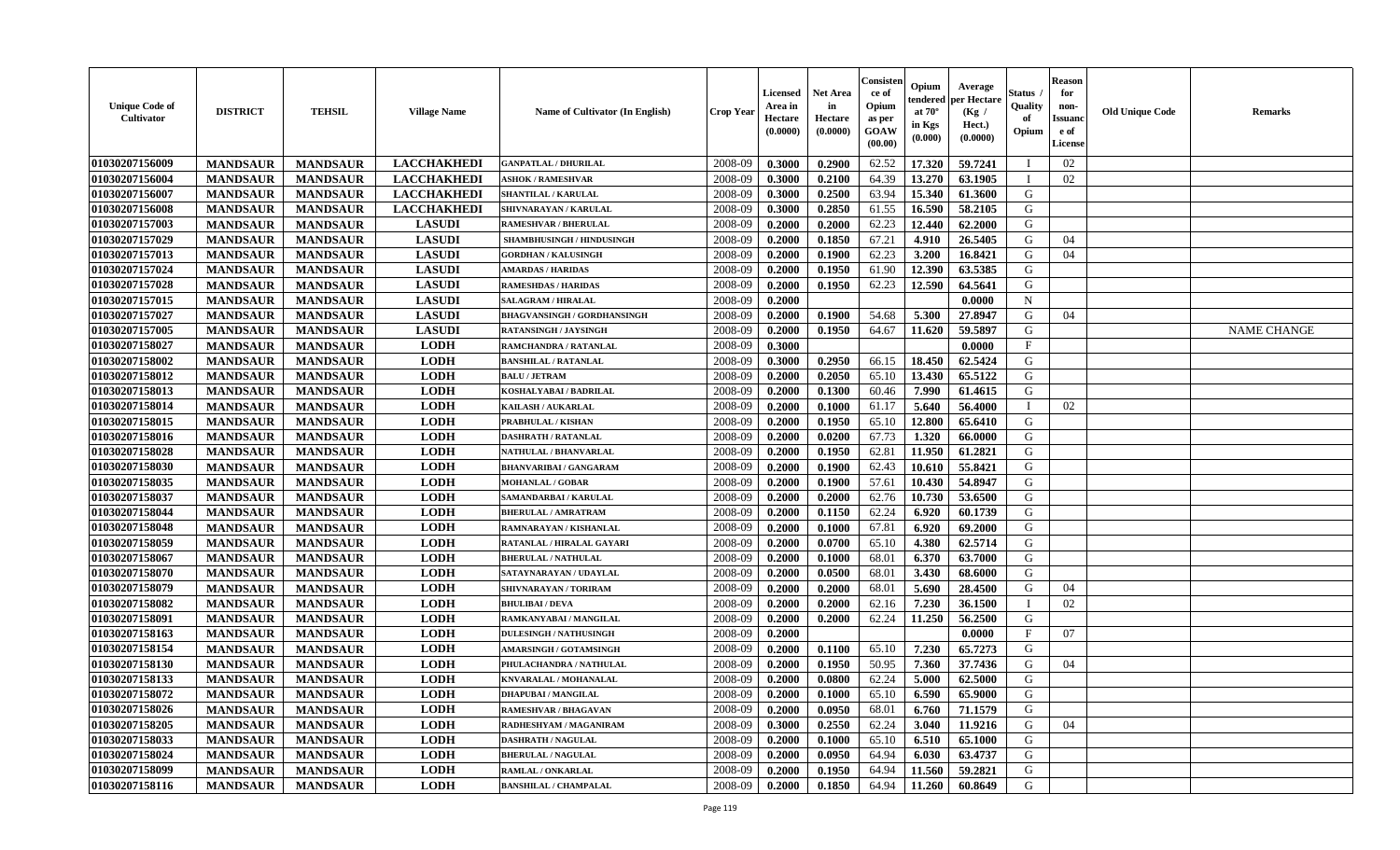| Unique Code of Cultivator | DISTRICT | TEHSIL | Village Name | Name of Cultivator (In English) | Crop Year | Licensed Area in Hectare (0.0000) | Net Area in Hectare (0.0000) | Consistence of Opium as per GOAW (00.00) | Opium tendered at 70° in Kgs (0.000) | Average per Hectare (Kg / Hect.) (0.0000) | Status / Quality of Opium | Reason for non-Issuance of License | Old Unique Code | Remarks |
|---|---|---|---|---|---|---|---|---|---|---|---|---|---|---|
| 01030207156009 | MANDSAUR | MANDSAUR | LACCHAKHEDI | GANPATLAL / DHURILAL | 2008-09 | 0.3000 | 0.2900 | 62.52 | 17.320 | 59.7241 | I | 02 | | |
| 01030207156004 | MANDSAUR | MANDSAUR | LACCHAKHEDI | ASHOK / RAMESHVAR | 2008-09 | 0.3000 | 0.2100 | 64.39 | 13.270 | 63.1905 | I | 02 | | |
| 01030207156007 | MANDSAUR | MANDSAUR | LACCHAKHEDI | SHANTILAL / KARULAL | 2008-09 | 0.3000 | 0.2500 | 63.94 | 15.340 | 61.3600 | G | | | |
| 01030207156008 | MANDSAUR | MANDSAUR | LACCHAKHEDI | SHIVNARAYAN / KARULAL | 2008-09 | 0.3000 | 0.2850 | 61.55 | 16.590 | 58.2105 | G | | | |
| 01030207157003 | MANDSAUR | MANDSAUR | LASUDI | RAMESHVAR / BHERULAL | 2008-09 | 0.2000 | 0.2000 | 62.23 | 12.440 | 62.2000 | G | | | |
| 01030207157029 | MANDSAUR | MANDSAUR | LASUDI | SHAMBHUSINGH / HINDUSINGH | 2008-09 | 0.2000 | 0.1850 | 67.21 | 4.910 | 26.5405 | G | 04 | | |
| 01030207157013 | MANDSAUR | MANDSAUR | LASUDI | GORDHAN / KALUSINGH | 2008-09 | 0.2000 | 0.1900 | 62.23 | 3.200 | 16.8421 | G | 04 | | |
| 01030207157024 | MANDSAUR | MANDSAUR | LASUDI | AMARDAS / HARIDAS | 2008-09 | 0.2000 | 0.1950 | 61.90 | 12.390 | 63.5385 | G | | | |
| 01030207157028 | MANDSAUR | MANDSAUR | LASUDI | RAMESHDAS / HARIDAS | 2008-09 | 0.2000 | 0.1950 | 62.23 | 12.590 | 64.5641 | G | | | |
| 01030207157015 | MANDSAUR | MANDSAUR | LASUDI | SALAGRAM / HIRALAL | 2008-09 | 0.2000 | | | | 0.0000 | N | | | |
| 01030207157027 | MANDSAUR | MANDSAUR | LASUDI | BHAGVANSINGH / GORDHANSINGH | 2008-09 | 0.2000 | 0.1900 | 54.68 | 5.300 | 27.8947 | G | 04 | | |
| 01030207157005 | MANDSAUR | MANDSAUR | LASUDI | RATANSINGH / JAYSINGH | 2008-09 | 0.2000 | 0.1950 | 64.67 | 11.620 | 59.5897 | G | | | NAME CHANGE |
| 01030207158027 | MANDSAUR | MANDSAUR | LODH | RAMCHANDRA / RATANLAL | 2008-09 | 0.3000 | | | | 0.0000 | F | | | |
| 01030207158002 | MANDSAUR | MANDSAUR | LODH | BANSHILAL / RATANLAL | 2008-09 | 0.3000 | 0.2950 | 66.15 | 18.450 | 62.5424 | G | | | |
| 01030207158012 | MANDSAUR | MANDSAUR | LODH | BALU / JETRAM | 2008-09 | 0.2000 | 0.2050 | 65.10 | 13.430 | 65.5122 | G | | | |
| 01030207158013 | MANDSAUR | MANDSAUR | LODH | KOSHALYABAI / BADRILAL | 2008-09 | 0.2000 | 0.1300 | 60.46 | 7.990 | 61.4615 | G | | | |
| 01030207158014 | MANDSAUR | MANDSAUR | LODH | KAILASH / AUKARLAL | 2008-09 | 0.2000 | 0.1000 | 61.17 | 5.640 | 56.4000 | I | 02 | | |
| 01030207158015 | MANDSAUR | MANDSAUR | LODH | PRABHULAL / KISHAN | 2008-09 | 0.2000 | 0.1950 | 65.10 | 12.800 | 65.6410 | G | | | |
| 01030207158016 | MANDSAUR | MANDSAUR | LODH | DASHRATH / RATANLAL | 2008-09 | 0.2000 | 0.0200 | 67.73 | 1.320 | 66.0000 | G | | | |
| 01030207158028 | MANDSAUR | MANDSAUR | LODH | NATHULAL / BHANVARLAL | 2008-09 | 0.2000 | 0.1950 | 62.81 | 11.950 | 61.2821 | G | | | |
| 01030207158030 | MANDSAUR | MANDSAUR | LODH | BHANVARIBAI / GANGARAM | 2008-09 | 0.2000 | 0.1900 | 62.43 | 10.610 | 55.8421 | G | | | |
| 01030207158035 | MANDSAUR | MANDSAUR | LODH | MOHANLAL / GOBAR | 2008-09 | 0.2000 | 0.1900 | 57.61 | 10.430 | 54.8947 | G | | | |
| 01030207158037 | MANDSAUR | MANDSAUR | LODH | SAMANDARBAI / KARULAL | 2008-09 | 0.2000 | 0.2000 | 62.76 | 10.730 | 53.6500 | G | | | |
| 01030207158044 | MANDSAUR | MANDSAUR | LODH | BHERULAL / AMRATRAM | 2008-09 | 0.2000 | 0.1150 | 62.24 | 6.920 | 60.1739 | G | | | |
| 01030207158048 | MANDSAUR | MANDSAUR | LODH | RAMNARAYAN / KISHANLAL | 2008-09 | 0.2000 | 0.1000 | 67.81 | 6.920 | 69.2000 | G | | | |
| 01030207158059 | MANDSAUR | MANDSAUR | LODH | RATANLAL / HIRALAL GAYARI | 2008-09 | 0.2000 | 0.0700 | 65.10 | 4.380 | 62.5714 | G | | | |
| 01030207158067 | MANDSAUR | MANDSAUR | LODH | BHERULAL / NATHULAL | 2008-09 | 0.2000 | 0.1000 | 68.01 | 6.370 | 63.7000 | G | | | |
| 01030207158070 | MANDSAUR | MANDSAUR | LODH | SATAYNARAYAN / UDAYLAL | 2008-09 | 0.2000 | 0.0500 | 68.01 | 3.430 | 68.6000 | G | | | |
| 01030207158079 | MANDSAUR | MANDSAUR | LODH | SHIVNARAYAN / TORIRAM | 2008-09 | 0.2000 | 0.2000 | 68.01 | 5.690 | 28.4500 | G | 04 | | |
| 01030207158082 | MANDSAUR | MANDSAUR | LODH | BHULIBAI / DEVA | 2008-09 | 0.2000 | 0.2000 | 62.16 | 7.230 | 36.1500 | I | 02 | | |
| 01030207158091 | MANDSAUR | MANDSAUR | LODH | RAMKANYABAI / MANGILAL | 2008-09 | 0.2000 | 0.2000 | 62.24 | 11.250 | 56.2500 | G | | | |
| 01030207158163 | MANDSAUR | MANDSAUR | LODH | DULESINGH / NATHUSINGH | 2008-09 | 0.2000 | | | | 0.0000 | F | 07 | | |
| 01030207158154 | MANDSAUR | MANDSAUR | LODH | AMARSINGH / GOTAMSINGH | 2008-09 | 0.2000 | 0.1100 | 65.10 | 7.230 | 65.7273 | G | | | |
| 01030207158130 | MANDSAUR | MANDSAUR | LODH | PHULACHANDRA / NATHULAL | 2008-09 | 0.2000 | 0.1950 | 50.95 | 7.360 | 37.7436 | G | 04 | | |
| 01030207158133 | MANDSAUR | MANDSAUR | LODH | KNVARALAL / MOHANALAL | 2008-09 | 0.2000 | 0.0800 | 62.24 | 5.000 | 62.5000 | G | | | |
| 01030207158072 | MANDSAUR | MANDSAUR | LODH | DHAPUBAI / MANGILAL | 2008-09 | 0.2000 | 0.1000 | 65.10 | 6.590 | 65.9000 | G | | | |
| 01030207158026 | MANDSAUR | MANDSAUR | LODH | RAMESHVAR / BHAGAVAN | 2008-09 | 0.2000 | 0.0950 | 68.01 | 6.760 | 71.1579 | G | | | |
| 01030207158205 | MANDSAUR | MANDSAUR | LODH | RADHESHYAM / MAGANIRAM | 2008-09 | 0.3000 | 0.2550 | 62.24 | 3.040 | 11.9216 | G | 04 | | |
| 01030207158033 | MANDSAUR | MANDSAUR | LODH | DASHRATH / NAGULAL | 2008-09 | 0.2000 | 0.1000 | 65.10 | 6.510 | 65.1000 | G | | | |
| 01030207158024 | MANDSAUR | MANDSAUR | LODH | BHERULAL / NAGULAL | 2008-09 | 0.2000 | 0.0950 | 64.94 | 6.030 | 63.4737 | G | | | |
| 01030207158099 | MANDSAUR | MANDSAUR | LODH | RAMLAL / ONKARLAL | 2008-09 | 0.2000 | 0.1950 | 64.94 | 11.560 | 59.2821 | G | | | |
| 01030207158116 | MANDSAUR | MANDSAUR | LODH | BANSHILAL / CHAMPALAL | 2008-09 | 0.2000 | 0.1850 | 64.94 | 11.260 | 60.8649 | G | | | |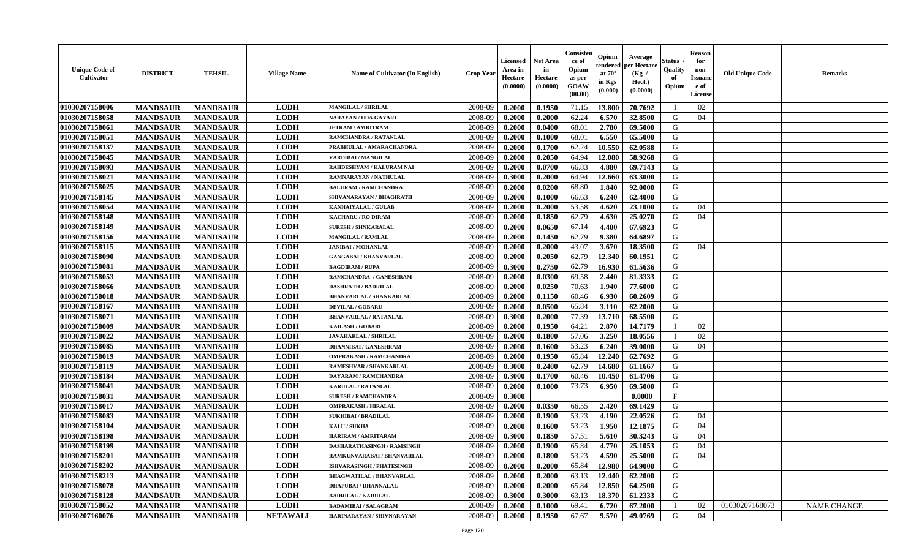| Unique Code of Cultivator | DISTRICT | TEHSIL | Village Name | Name of Cultivator (In English) | Crop Year | Licensed Area in Hectare (0.0000) | Net Area in Hectare (0.0000) | Consistence of Opium as per GOAW (00.00) | Opium tendered at 70° in Kgs (0.000) | Average per Hectare (Kg / Hect.) (0.0000) | Status / Quality of Opium | Reason for non-Issuance of License | Old Unique Code | Remarks |
|---|---|---|---|---|---|---|---|---|---|---|---|---|---|---|
| 01030207158006 | MANDSAUR | MANDSAUR | LODH | MANGILAL / SHRILAL | 2008-09 | 0.2000 | 0.1950 | 71.15 | 13.800 | 70.7692 | I | 02 | | |
| 01030207158058 | MANDSAUR | MANDSAUR | LODH | NARAYAN / UDA GAYARI | 2008-09 | 0.2000 | 0.2000 | 62.24 | 6.570 | 32.8500 | G | 04 | | |
| 01030207158061 | MANDSAUR | MANDSAUR | LODH | JETRAM / AMRITRAM | 2008-09 | 0.2000 | 0.0400 | 68.01 | 2.780 | 69.5000 | G | | | |
| 01030207158051 | MANDSAUR | MANDSAUR | LODH | RAMCHANDRA / RATANLAL | 2008-09 | 0.2000 | 0.1000 | 68.01 | 6.550 | 65.5000 | G | | | |
| 01030207158137 | MANDSAUR | MANDSAUR | LODH | PRABHULAL / AMARACHANDRA | 2008-09 | 0.2000 | 0.1700 | 62.24 | 10.550 | 62.0588 | G | | | |
| 01030207158045 | MANDSAUR | MANDSAUR | LODH | VARDIBAI / MANGILAL | 2008-09 | 0.2000 | 0.2050 | 64.94 | 12.080 | 58.9268 | G | | | |
| 01030207158093 | MANDSAUR | MANDSAUR | LODH | RAHDESHYAM / KALURAM NAI | 2008-09 | 0.2000 | 0.0700 | 66.83 | 4.880 | 69.7143 | G | | | |
| 01030207158021 | MANDSAUR | MANDSAUR | LODH | RAMNARAYAN / NATHULAL | 2008-09 | 0.3000 | 0.2000 | 64.94 | 12.660 | 63.3000 | G | | | |
| 01030207158025 | MANDSAUR | MANDSAUR | LODH | BALURAM / RAMCHANDRA | 2008-09 | 0.2000 | 0.0200 | 68.80 | 1.840 | 92.0000 | G | | | |
| 01030207158145 | MANDSAUR | MANDSAUR | LODH | SHIVANARAYAN / BHAGIRATH | 2008-09 | 0.2000 | 0.1000 | 66.63 | 6.240 | 62.4000 | G | | | |
| 01030207158054 | MANDSAUR | MANDSAUR | LODH | KANHAIYALAL / GULAB | 2008-09 | 0.2000 | 0.2000 | 53.58 | 4.620 | 23.1000 | G | 04 | | |
| 01030207158148 | MANDSAUR | MANDSAUR | LODH | KACHARU / RO DIRAM | 2008-09 | 0.2000 | 0.1850 | 62.79 | 4.630 | 25.0270 | G | 04 | | |
| 01030207158149 | MANDSAUR | MANDSAUR | LODH | SURESH / SHNKARALAL | 2008-09 | 0.2000 | 0.0650 | 67.14 | 4.400 | 67.6923 | G | | | |
| 01030207158156 | MANDSAUR | MANDSAUR | LODH | MANGILAL / RAMLAL | 2008-09 | 0.2000 | 0.1450 | 62.79 | 9.380 | 64.6897 | G | | | |
| 01030207158115 | MANDSAUR | MANDSAUR | LODH | JANIBAI / MOHANLAL | 2008-09 | 0.2000 | 0.2000 | 43.07 | 3.670 | 18.3500 | G | 04 | | |
| 01030207158090 | MANDSAUR | MANDSAUR | LODH | GANGABAI / BHANVARLAL | 2008-09 | 0.2000 | 0.2050 | 62.79 | 12.340 | 60.1951 | G | | | |
| 01030207158081 | MANDSAUR | MANDSAUR | LODH | BAGDIRAM / RUPA | 2008-09 | 0.3000 | 0.2750 | 62.79 | 16.930 | 61.5636 | G | | | |
| 01030207158053 | MANDSAUR | MANDSAUR | LODH | RAMCHANDRA / GANESHRAM | 2008-09 | 0.2000 | 0.0300 | 69.58 | 2.440 | 81.3333 | G | | | |
| 01030207158066 | MANDSAUR | MANDSAUR | LODH | DASHRATH / BADRILAL | 2008-09 | 0.2000 | 0.0250 | 70.63 | 1.940 | 77.6000 | G | | | |
| 01030207158018 | MANDSAUR | MANDSAUR | LODH | BHANVARLAL / SHANKARLAL | 2008-09 | 0.2000 | 0.1150 | 60.46 | 6.930 | 60.2609 | G | | | |
| 01030207158167 | MANDSAUR | MANDSAUR | LODH | DEVILAL / GOBARU | 2008-09 | 0.2000 | 0.0500 | 65.84 | 3.110 | 62.2000 | G | | | |
| 01030207158071 | MANDSAUR | MANDSAUR | LODH | BHANVARLAL / RATANLAL | 2008-09 | 0.3000 | 0.2000 | 77.39 | 13.710 | 68.5500 | G | | | |
| 01030207158009 | MANDSAUR | MANDSAUR | LODH | KAILASH / GOBARU | 2008-09 | 0.2000 | 0.1950 | 64.21 | 2.870 | 14.7179 | I | 02 | | |
| 01030207158022 | MANDSAUR | MANDSAUR | LODH | JAVAHARLAL / SHRILAL | 2008-09 | 0.2000 | 0.1800 | 57.06 | 3.250 | 18.0556 | I | 02 | | |
| 01030207158085 | MANDSAUR | MANDSAUR | LODH | DHANNIBAI / GANESHRAM | 2008-09 | 0.2000 | 0.1600 | 53.23 | 6.240 | 39.0000 | G | 04 | | |
| 01030207158019 | MANDSAUR | MANDSAUR | LODH | OMPRAKASH / RAMCHANDRA | 2008-09 | 0.2000 | 0.1950 | 65.84 | 12.240 | 62.7692 | G | | | |
| 01030207158119 | MANDSAUR | MANDSAUR | LODH | RAMESHVAR / SHANKARLAL | 2008-09 | 0.3000 | 0.2400 | 62.79 | 14.680 | 61.1667 | G | | | |
| 01030207158184 | MANDSAUR | MANDSAUR | LODH | DAYARAM / RAMCHANDRA | 2008-09 | 0.3000 | 0.1700 | 60.46 | 10.450 | 61.4706 | G | | | |
| 01030207158041 | MANDSAUR | MANDSAUR | LODH | KARULAL / RATANLAL | 2008-09 | 0.2000 | 0.1000 | 73.73 | 6.950 | 69.5000 | G | | | |
| 01030207158031 | MANDSAUR | MANDSAUR | LODH | SURESH / RAMCHANDRA | 2008-09 | 0.3000 | | | | 0.0000 | F | | | |
| 01030207158017 | MANDSAUR | MANDSAUR | LODH | OMPRAKASH / HIRALAL | 2008-09 | 0.2000 | 0.0350 | 66.55 | 2.420 | 69.1429 | G | | | |
| 01030207158083 | MANDSAUR | MANDSAUR | LODH | SUKHIBAI / BRADILAL | 2008-09 | 0.2000 | 0.1900 | 53.23 | 4.190 | 22.0526 | G | 04 | | |
| 01030207158104 | MANDSAUR | MANDSAUR | LODH | KALU / SUKHA | 2008-09 | 0.2000 | 0.1600 | 53.23 | 1.950 | 12.1875 | G | 04 | | |
| 01030207158198 | MANDSAUR | MANDSAUR | LODH | HARIRAM / AMRITARAM | 2008-09 | 0.3000 | 0.1850 | 57.51 | 5.610 | 30.3243 | G | 04 | | |
| 01030207158199 | MANDSAUR | MANDSAUR | LODH | DASHARATHASINGH / RAMSINGH | 2008-09 | 0.2000 | 0.1900 | 65.84 | 4.770 | 25.1053 | G | 04 | | |
| 01030207158201 | MANDSAUR | MANDSAUR | LODH | RAMKUNVARABAI / BHANVARLAL | 2008-09 | 0.2000 | 0.1800 | 53.23 | 4.590 | 25.5000 | G | 04 | | |
| 01030207158202 | MANDSAUR | MANDSAUR | LODH | ISHVARASINGH / PHATESINGH | 2008-09 | 0.2000 | 0.2000 | 65.84 | 12.980 | 64.9000 | G | | | |
| 01030207158213 | MANDSAUR | MANDSAUR | LODH | BHAGWATILAL / BHANVARLAL | 2008-09 | 0.2000 | 0.2000 | 63.13 | 12.440 | 62.2000 | G | | | |
| 01030207158078 | MANDSAUR | MANDSAUR | LODH | DHAPUBAI / DHANNALAL | 2008-09 | 0.2000 | 0.2000 | 65.84 | 12.850 | 64.2500 | G | | | |
| 01030207158128 | MANDSAUR | MANDSAUR | LODH | BADRILAL / KARULAL | 2008-09 | 0.3000 | 0.3000 | 63.13 | 18.370 | 61.2333 | G | | | |
| 01030207158052 | MANDSAUR | MANDSAUR | LODH | BADAMIBAI / SALAGRAM | 2008-09 | 0.2000 | 0.1000 | 69.41 | 6.720 | 67.2000 | I | 02 | 01030207168073 | NAME CHANGE |
| 01030207160076 | MANDSAUR | MANDSAUR | NETAWALI | HARINARAYAN / SHIVNARAYAN | 2008-09 | 0.2000 | 0.1950 | 67.67 | 9.570 | 49.0769 | G | 04 | | |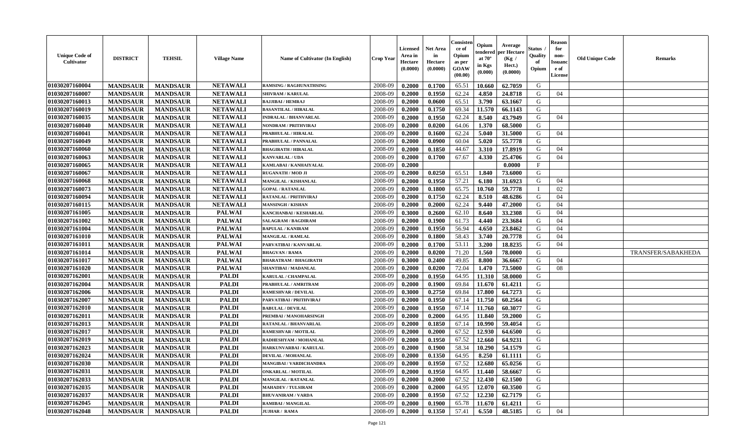| Unique Code of Cultivator | DISTRICT | TEHSIL | Village Name | Name of Cultivator (In English) | Crop Year | Licensed Area in Hectare (0.0000) | Net Area in Hectare (0.0000) | Consistence of Opium as per GOAW (00.00) | Opium tendered at 70° in Kgs (0.000) | Average per Hectare (Kg / Hect.) (0.0000) | Status / Quality of Opium | Reason for non-Issuance of License | Old Unique Code | Remarks |
|---|---|---|---|---|---|---|---|---|---|---|---|---|---|---|
| 01030207160004 | MANDSAUR | MANDSAUR | NETAWALI | RAMSING / RAGHUNATHSING | 2008-09 | 0.2000 | 0.1700 | 65.51 | 10.660 | 62.7059 | G | | | |
| 01030207160007 | MANDSAUR | MANDSAUR | NETAWALI | SHIVRAM / KARULAL | 2008-09 | 0.2000 | 0.1950 | 62.24 | 4.850 | 24.8718 | G | 04 | | |
| 01030207160013 | MANDSAUR | MANDSAUR | NETAWALI | BAJJIBAI / HEMRAJ | 2008-09 | 0.2000 | 0.0600 | 65.51 | 3.790 | 63.1667 | G | | | |
| 01030207160019 | MANDSAUR | MANDSAUR | NETAWALI | BASANTILAL / HIRALAL | 2008-09 | 0.2000 | 0.1750 | 69.34 | 11.570 | 66.1143 | G | | | |
| 01030207160035 | MANDSAUR | MANDSAUR | NETAWALI | INDRALAL / BHANVARLAL | 2008-09 | 0.2000 | 0.1950 | 62.24 | 8.540 | 43.7949 | G | 04 | | |
| 01030207160040 | MANDSAUR | MANDSAUR | NETAWALI | NONDRAM / PRITHVIRAJ | 2008-09 | 0.2000 | 0.0200 | 64.06 | 1.370 | 68.5000 | G | | | |
| 01030207160041 | MANDSAUR | MANDSAUR | NETAWALI | PRABHULAL / HIRALAL | 2008-09 | 0.2000 | 0.1600 | 62.24 | 5.040 | 31.5000 | G | 04 | | |
| 01030207160049 | MANDSAUR | MANDSAUR | NETAWALI | PRABHULAL / PANNALAL | 2008-09 | 0.2000 | 0.0900 | 60.04 | 5.020 | 55.7778 | G | | | |
| 01030207160060 | MANDSAUR | MANDSAUR | NETAWALI | BHAGIRATH / HIRALAL | 2008-09 | 0.2000 | 0.1850 | 44.67 | 3.310 | 17.8919 | G | 04 | | |
| 01030207160063 | MANDSAUR | MANDSAUR | NETAWALI | KANVARLAL / UDA | 2008-09 | 0.2000 | 0.1700 | 67.67 | 4.330 | 25.4706 | G | 04 | | |
| 01030207160065 | MANDSAUR | MANDSAUR | NETAWALI | KAMLABAI / KANHAIYALAL | 2008-09 | 0.2000 | | | | 0.0000 | F | | | |
| 01030207160067 | MANDSAUR | MANDSAUR | NETAWALI | RUGANATH / MOD JI | 2008-09 | 0.2000 | 0.0250 | 65.51 | 1.840 | 73.6000 | G | | | |
| 01030207160068 | MANDSAUR | MANDSAUR | NETAWALI | MANGILAL / KISHANLAL | 2008-09 | 0.2000 | 0.1950 | 57.21 | 6.180 | 31.6923 | G | 04 | | |
| 01030207160073 | MANDSAUR | MANDSAUR | NETAWALI | GOPAL / RATANLAL | 2008-09 | 0.2000 | 0.1800 | 65.75 | 10.760 | 59.7778 | I | 02 | | |
| 01030207160094 | MANDSAUR | MANDSAUR | NETAWALI | RATANLAL / PRITHVIRAJ | 2008-09 | 0.2000 | 0.1750 | 62.24 | 8.510 | 48.6286 | G | 04 | | |
| 01030207160115 | MANDSAUR | MANDSAUR | NETAWALI | MANSINGH / KISHAN | 2008-09 | 0.2000 | 0.2000 | 62.24 | 9.440 | 47.2000 | G | 04 | | |
| 01030207161005 | MANDSAUR | MANDSAUR | PALWAI | KANCHANBAI / KESHARLAL | 2008-09 | 0.3000 | 0.2600 | 62.10 | 8.640 | 33.2308 | G | 04 | | |
| 01030207161002 | MANDSAUR | MANDSAUR | PALWAI | SALAGRAM / BAGDIRAM | 2008-09 | 0.2000 | 0.1900 | 61.73 | 4.440 | 23.3684 | G | 04 | | |
| 01030207161004 | MANDSAUR | MANDSAUR | PALWAI | BAPULAL / KANIRAM | 2008-09 | 0.2000 | 0.1950 | 56.94 | 4.650 | 23.8462 | G | 04 | | |
| 01030207161010 | MANDSAUR | MANDSAUR | PALWAI | MANGILAL / RAMLAL | 2008-09 | 0.2000 | 0.1800 | 58.43 | 3.740 | 20.7778 | G | 04 | | |
| 01030207161011 | MANDSAUR | MANDSAUR | PALWAI | PARVATIBAI / KANVARLAL | 2008-09 | 0.2000 | 0.1700 | 53.11 | 3.200 | 18.8235 | G | 04 | | |
| 01030207161014 | MANDSAUR | MANDSAUR | PALWAI | BHAGVAN / RAMA | 2008-09 | 0.2000 | 0.0200 | 71.20 | 1.560 | 78.0000 | G | | | TRANSFER/SABAKHEDA |
| 01030207161017 | MANDSAUR | MANDSAUR | PALWAI | BHARATRAM / BHAGIRATH | 2008-09 | 0.3000 | 0.2400 | 49.85 | 8.800 | 36.6667 | G | 04 | | |
| 01030207161020 | MANDSAUR | MANDSAUR | PALWAI | SHANTIBAI / MADANLAL | 2008-09 | 0.2000 | 0.0200 | 72.04 | 1.470 | 73.5000 | G | 08 | | |
| 01030207162001 | MANDSAUR | MANDSAUR | PALDI | KARULAL / CHAMPALAL | 2008-09 | 0.2000 | 0.1950 | 64.95 | 11.310 | 58.0000 | G | | | |
| 01030207162004 | MANDSAUR | MANDSAUR | PALDI | PRABHULAL / AMRITRAM | 2008-09 | 0.2000 | 0.1900 | 69.84 | 11.670 | 61.4211 | G | | | |
| 01030207162006 | MANDSAUR | MANDSAUR | PALDI | RAMESHVAR / DEVILAL | 2008-09 | 0.3000 | 0.2750 | 69.84 | 17.800 | 64.7273 | G | | | |
| 01030207162007 | MANDSAUR | MANDSAUR | PALDI | PARVATIBAI / PRITHVIRAJ | 2008-09 | 0.2000 | 0.1950 | 67.14 | 11.750 | 60.2564 | G | | | |
| 01030207162010 | MANDSAUR | MANDSAUR | PALDI | BABULAL / DEVILAL | 2008-09 | 0.2000 | 0.1950 | 67.14 | 11.760 | 60.3077 | G | | | |
| 01030207162011 | MANDSAUR | MANDSAUR | PALDI | PREMBAI / MANOHARSINGH | 2008-09 | 0.2000 | 0.2000 | 64.95 | 11.840 | 59.2000 | G | | | |
| 01030207162013 | MANDSAUR | MANDSAUR | PALDI | RATANLAL / BHANVARLAL | 2008-09 | 0.2000 | 0.1850 | 67.14 | 10.990 | 59.4054 | G | | | |
| 01030207162017 | MANDSAUR | MANDSAUR | PALDI | RAMESHVAR / MOTILAL | 2008-09 | 0.2000 | 0.2000 | 67.52 | 12.930 | 64.6500 | G | | | |
| 01030207162019 | MANDSAUR | MANDSAUR | PALDI | RADHESHYAM / MOHANLAL | 2008-09 | 0.2000 | 0.1950 | 67.52 | 12.660 | 64.9231 | G | | | |
| 01030207162023 | MANDSAUR | MANDSAUR | PALDI | HARKUNVARBAI / KARULAL | 2008-09 | 0.2000 | 0.1900 | 58.34 | 10.290 | 54.1579 | G | | | |
| 01030207162024 | MANDSAUR | MANDSAUR | PALDI | DEVILAL / MOHANLAL | 2008-09 | 0.2000 | 0.1350 | 64.95 | 8.250 | 61.1111 | G | | | |
| 01030207162030 | MANDSAUR | MANDSAUR | PALDI | MANGIBAI / VARDICHANDRA | 2008-09 | 0.2000 | 0.1950 | 67.52 | 12.680 | 65.0256 | G | | | |
| 01030207162031 | MANDSAUR | MANDSAUR | PALDI | ONKARLAL / MOTILAL | 2008-09 | 0.2000 | 0.1950 | 64.95 | 11.440 | 58.6667 | G | | | |
| 01030207162033 | MANDSAUR | MANDSAUR | PALDI | MANGILAL / RATANLAL | 2008-09 | 0.2000 | 0.2000 | 67.52 | 12.430 | 62.1500 | G | | | |
| 01030207162035 | MANDSAUR | MANDSAUR | PALDI | MAHADEV / TULSIRAM | 2008-09 | 0.2000 | 0.2000 | 64.95 | 12.070 | 60.3500 | G | | | |
| 01030207162037 | MANDSAUR | MANDSAUR | PALDI | BHUVANIRAM / VARDA | 2008-09 | 0.2000 | 0.1950 | 67.52 | 12.230 | 62.7179 | G | | | |
| 01030207162045 | MANDSAUR | MANDSAUR | PALDI | RAMIBAI / MANGILAL | 2008-09 | 0.2000 | 0.1900 | 65.78 | 11.670 | 61.4211 | G | | | |
| 01030207162048 | MANDSAUR | MANDSAUR | PALDI | JUJHAR / RAMA | 2008-09 | 0.2000 | 0.1350 | 57.41 | 6.550 | 48.5185 | G | 04 | | |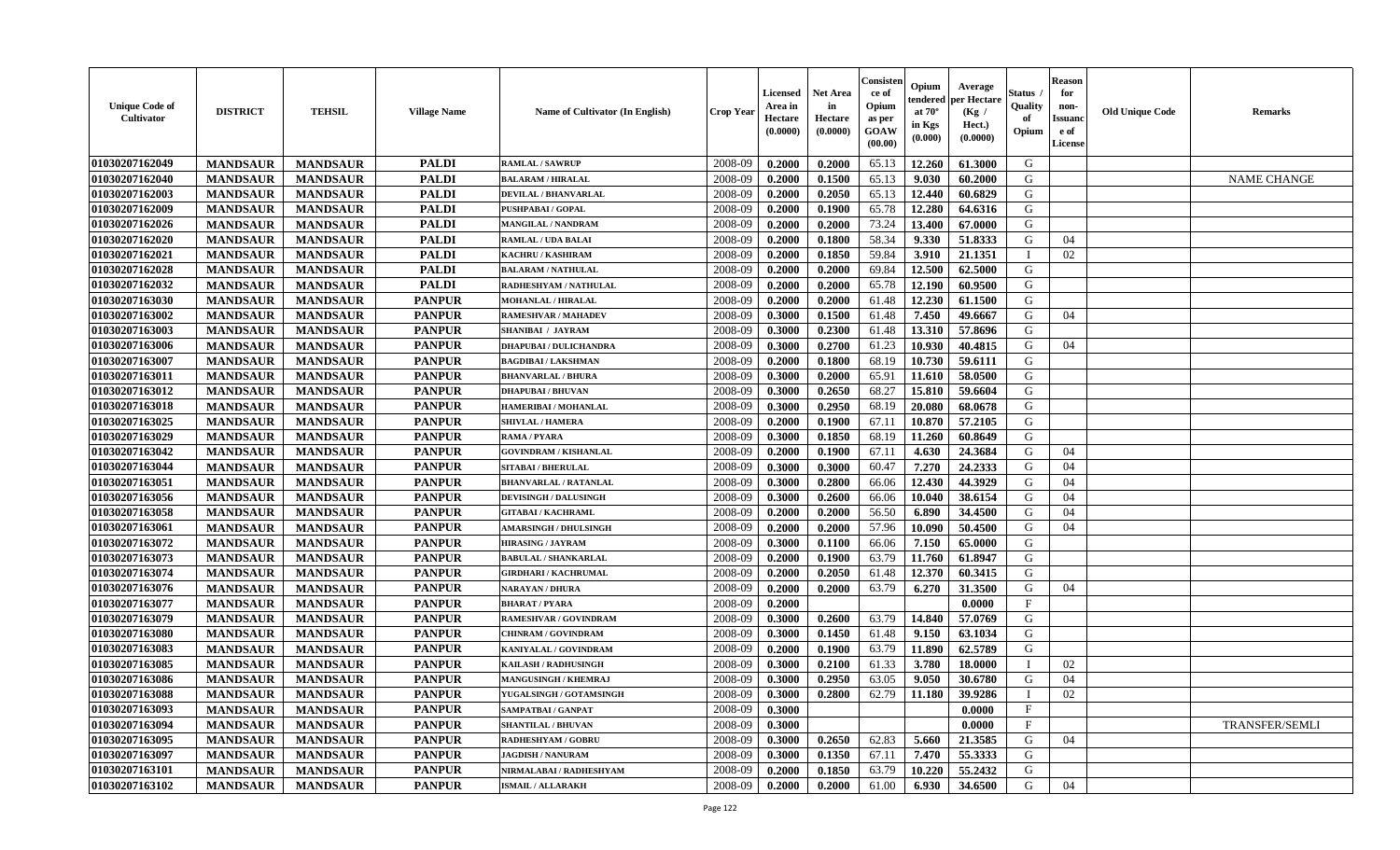| Unique Code of Cultivator | DISTRICT | TEHSIL | Village Name | Name of Cultivator (In English) | Crop Year | Licensed Area in Hectare (0.0000) | Net Area in Hectare (0.0000) | Consistence of Opium as per GOAW (00.00) | Opium tendered at 70° in Kgs (0.000) | Average per Hectare (Kg / Hect.) (0.0000) | Status / Quality of Opium | Reason for non-Issuance of License | Old Unique Code | Remarks |
|---|---|---|---|---|---|---|---|---|---|---|---|---|---|---|
| 01030207162049 | MANDSAUR | MANDSAUR | PALDI | RAMLAL / SAWRUP | 2008-09 | 0.2000 | 0.2000 | 65.13 | 12.260 | 61.3000 | G | | | |
| 01030207162040 | MANDSAUR | MANDSAUR | PALDI | BALARAM / HIRALAL | 2008-09 | 0.2000 | 0.1500 | 65.13 | 9.030 | 60.2000 | G | | | NAME CHANGE |
| 01030207162003 | MANDSAUR | MANDSAUR | PALDI | DEVILAL / BHANVARLAL | 2008-09 | 0.2000 | 0.2050 | 65.13 | 12.440 | 60.6829 | G | | | |
| 01030207162009 | MANDSAUR | MANDSAUR | PALDI | PUSHPABAI / GOPAL | 2008-09 | 0.2000 | 0.1900 | 65.78 | 12.280 | 64.6316 | G | | | |
| 01030207162026 | MANDSAUR | MANDSAUR | PALDI | MANGILAL / NANDRAM | 2008-09 | 0.2000 | 0.2000 | 73.24 | 13.400 | 67.0000 | G | | | |
| 01030207162020 | MANDSAUR | MANDSAUR | PALDI | RAMLAL / UDA BALAI | 2008-09 | 0.2000 | 0.1800 | 58.34 | 9.330 | 51.8333 | G | 04 | | |
| 01030207162021 | MANDSAUR | MANDSAUR | PALDI | KACHRU / KASHIRAM | 2008-09 | 0.2000 | 0.1850 | 59.84 | 3.910 | 21.1351 | I | 02 | | |
| 01030207162028 | MANDSAUR | MANDSAUR | PALDI | BALARAM / NATHULAL | 2008-09 | 0.2000 | 0.2000 | 69.84 | 12.500 | 62.5000 | G | | | |
| 01030207162032 | MANDSAUR | MANDSAUR | PALDI | RADHESHYAM / NATHULAL | 2008-09 | 0.2000 | 0.2000 | 65.78 | 12.190 | 60.9500 | G | | | |
| 01030207163030 | MANDSAUR | MANDSAUR | PANPUR | MOHANLAL / HIRALAL | 2008-09 | 0.2000 | 0.2000 | 61.48 | 12.230 | 61.1500 | G | | | |
| 01030207163002 | MANDSAUR | MANDSAUR | PANPUR | RAMESHVAR / MAHADEV | 2008-09 | 0.3000 | 0.1500 | 61.48 | 7.450 | 49.6667 | G | 04 | | |
| 01030207163003 | MANDSAUR | MANDSAUR | PANPUR | SHANIBAI / JAYRAM | 2008-09 | 0.3000 | 0.2300 | 61.48 | 13.310 | 57.8696 | G | | | |
| 01030207163006 | MANDSAUR | MANDSAUR | PANPUR | DHAPUBAI / DULICHANDRA | 2008-09 | 0.3000 | 0.2700 | 61.23 | 10.930 | 40.4815 | G | 04 | | |
| 01030207163007 | MANDSAUR | MANDSAUR | PANPUR | BAGDIBAI / LAKSHMAN | 2008-09 | 0.2000 | 0.1800 | 68.19 | 10.730 | 59.6111 | G | | | |
| 01030207163011 | MANDSAUR | MANDSAUR | PANPUR | BHANVARLAL / BHURA | 2008-09 | 0.3000 | 0.2000 | 65.91 | 11.610 | 58.0500 | G | | | |
| 01030207163012 | MANDSAUR | MANDSAUR | PANPUR | DHAPUBAI / BHUVAN | 2008-09 | 0.3000 | 0.2650 | 68.27 | 15.810 | 59.6604 | G | | | |
| 01030207163018 | MANDSAUR | MANDSAUR | PANPUR | HAMERIBAI / MOHANLAL | 2008-09 | 0.3000 | 0.2950 | 68.19 | 20.080 | 68.0678 | G | | | |
| 01030207163025 | MANDSAUR | MANDSAUR | PANPUR | SHIVLAL / HAMERA | 2008-09 | 0.2000 | 0.1900 | 67.11 | 10.870 | 57.2105 | G | | | |
| 01030207163029 | MANDSAUR | MANDSAUR | PANPUR | RAMA / PYARA | 2008-09 | 0.3000 | 0.1850 | 68.19 | 11.260 | 60.8649 | G | | | |
| 01030207163042 | MANDSAUR | MANDSAUR | PANPUR | GOVINDRAM / KISHANLAL | 2008-09 | 0.2000 | 0.1900 | 67.11 | 4.630 | 24.3684 | G | 04 | | |
| 01030207163044 | MANDSAUR | MANDSAUR | PANPUR | SITABAI / BHERULAL | 2008-09 | 0.3000 | 0.3000 | 60.47 | 7.270 | 24.2333 | G | 04 | | |
| 01030207163051 | MANDSAUR | MANDSAUR | PANPUR | BHANVARLAL / RATANLAL | 2008-09 | 0.3000 | 0.2800 | 66.06 | 12.430 | 44.3929 | G | 04 | | |
| 01030207163056 | MANDSAUR | MANDSAUR | PANPUR | DEVISINGH / DALUSINGH | 2008-09 | 0.3000 | 0.2600 | 66.06 | 10.040 | 38.6154 | G | 04 | | |
| 01030207163058 | MANDSAUR | MANDSAUR | PANPUR | GITABAI / KACHRAML | 2008-09 | 0.2000 | 0.2000 | 56.50 | 6.890 | 34.4500 | G | 04 | | |
| 01030207163061 | MANDSAUR | MANDSAUR | PANPUR | AMARSINGH / DHULSINGH | 2008-09 | 0.2000 | 0.2000 | 57.96 | 10.090 | 50.4500 | G | 04 | | |
| 01030207163072 | MANDSAUR | MANDSAUR | PANPUR | HIRASING / JAYRAM | 2008-09 | 0.3000 | 0.1100 | 66.06 | 7.150 | 65.0000 | G | | | |
| 01030207163073 | MANDSAUR | MANDSAUR | PANPUR | BABULAL / SHANKARLAL | 2008-09 | 0.2000 | 0.1900 | 63.79 | 11.760 | 61.8947 | G | | | |
| 01030207163074 | MANDSAUR | MANDSAUR | PANPUR | GIRDHARI / KACHRUMAL | 2008-09 | 0.2000 | 0.2050 | 61.48 | 12.370 | 60.3415 | G | | | |
| 01030207163076 | MANDSAUR | MANDSAUR | PANPUR | NARAYAN / DHURA | 2008-09 | 0.2000 | 0.2000 | 63.79 | 6.270 | 31.3500 | G | 04 | | |
| 01030207163077 | MANDSAUR | MANDSAUR | PANPUR | BHARAT / PYARA | 2008-09 | 0.2000 | | | | 0.0000 | F | | | |
| 01030207163079 | MANDSAUR | MANDSAUR | PANPUR | RAMESHVAR / GOVINDRAM | 2008-09 | 0.3000 | 0.2600 | 63.79 | 14.840 | 57.0769 | G | | | |
| 01030207163080 | MANDSAUR | MANDSAUR | PANPUR | CHINRAM / GOVINDRAM | 2008-09 | 0.3000 | 0.1450 | 61.48 | 9.150 | 63.1034 | G | | | |
| 01030207163083 | MANDSAUR | MANDSAUR | PANPUR | KANIYALAL / GOVINDRAM | 2008-09 | 0.2000 | 0.1900 | 63.79 | 11.890 | 62.5789 | G | | | |
| 01030207163085 | MANDSAUR | MANDSAUR | PANPUR | KAILASH / RADHUSINGH | 2008-09 | 0.3000 | 0.2100 | 61.33 | 3.780 | 18.0000 | I | 02 | | |
| 01030207163086 | MANDSAUR | MANDSAUR | PANPUR | MANGUSINGH / KHEMRAJ | 2008-09 | 0.3000 | 0.2950 | 63.05 | 9.050 | 30.6780 | G | 04 | | |
| 01030207163088 | MANDSAUR | MANDSAUR | PANPUR | YUGALSINGH / GOTAMSINGH | 2008-09 | 0.3000 | 0.2800 | 62.79 | 11.180 | 39.9286 | I | 02 | | |
| 01030207163093 | MANDSAUR | MANDSAUR | PANPUR | SAMPATBAI / GANPAT | 2008-09 | 0.3000 | | | | 0.0000 | F | | | |
| 01030207163094 | MANDSAUR | MANDSAUR | PANPUR | SHANTILAL / BHUVAN | 2008-09 | 0.3000 | | | | 0.0000 | F | | | TRANSFER/SEMLI |
| 01030207163095 | MANDSAUR | MANDSAUR | PANPUR | RADHESHYAM / GOBRU | 2008-09 | 0.3000 | 0.2650 | 62.83 | 5.660 | 21.3585 | G | 04 | | |
| 01030207163097 | MANDSAUR | MANDSAUR | PANPUR | JAGDISH / NANURAM | 2008-09 | 0.3000 | 0.1350 | 67.11 | 7.470 | 55.3333 | G | | | |
| 01030207163101 | MANDSAUR | MANDSAUR | PANPUR | NIRMALABAI / RADHESHYAM | 2008-09 | 0.2000 | 0.1850 | 63.79 | 10.220 | 55.2432 | G | | | |
| 01030207163102 | MANDSAUR | MANDSAUR | PANPUR | ISMAIL / ALLARAKH | 2008-09 | 0.2000 | 0.2000 | 61.00 | 6.930 | 34.6500 | G | 04 | | |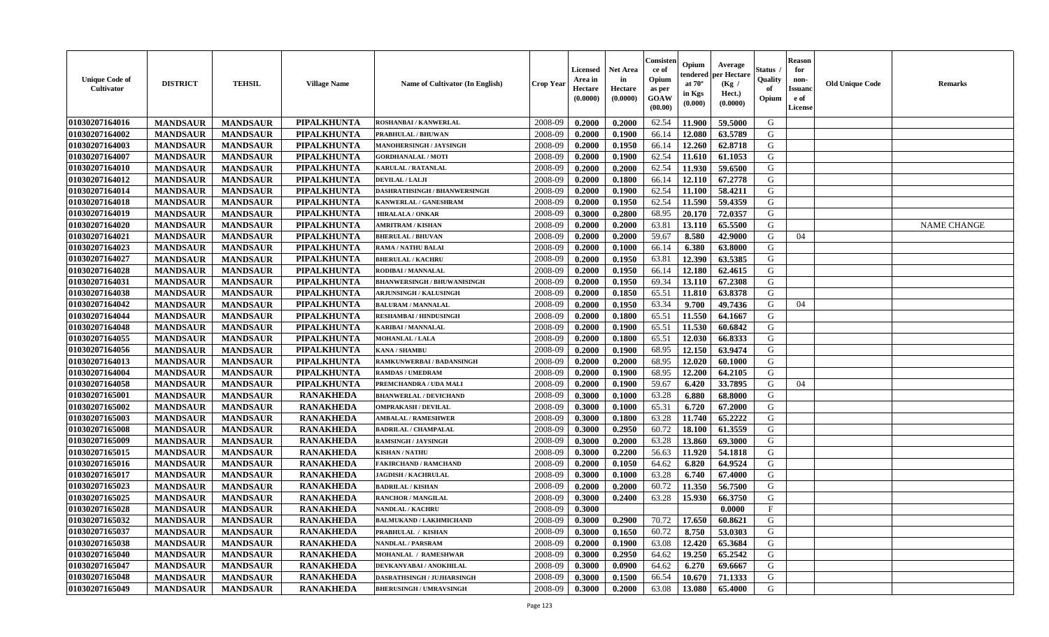| Unique Code of Cultivator | DISTRICT | TEHSIL | Village Name | Name of Cultivator (In English) | Crop Year | Licensed Area in Hectare (0.0000) | Net Area in Hectare (0.0000) | Consistence of Opium as per GOAW (00.00) | Opium tendered at 70° in Kgs (0.000) | Average per Hectare (Kg / Hect.) (0.0000) | Status / Quality of Opium | Reason for non-Issuance of License | Old Unique Code | Remarks |
|---|---|---|---|---|---|---|---|---|---|---|---|---|---|---|
| 01030207164016 | MANDSAUR | MANDSAUR | PIPALKHUNTA | ROSHANBAI / KANWERLAL | 2008-09 | 0.2000 | 0.2000 | 62.54 | 11.900 | 59.5000 | G | | | |
| 01030207164002 | MANDSAUR | MANDSAUR | PIPALKHUNTA | PRABHULAL / BHUWAN | 2008-09 | 0.2000 | 0.1900 | 66.14 | 12.080 | 63.5789 | G | | | |
| 01030207164003 | MANDSAUR | MANDSAUR | PIPALKHUNTA | MANOHERSINGH / JAYSINGH | 2008-09 | 0.2000 | 0.1950 | 66.14 | 12.260 | 62.8718 | G | | | |
| 01030207164007 | MANDSAUR | MANDSAUR | PIPALKHUNTA | GORDHANALAL / MOTI | 2008-09 | 0.2000 | 0.1900 | 62.54 | 11.610 | 61.1053 | G | | | |
| 01030207164010 | MANDSAUR | MANDSAUR | PIPALKHUNTA | KARULAL / RATANLAL | 2008-09 | 0.2000 | 0.2000 | 62.54 | 11.930 | 59.6500 | G | | | |
| 01030207164012 | MANDSAUR | MANDSAUR | PIPALKHUNTA | DEVILAL / LALJI | 2008-09 | 0.2000 | 0.1800 | 66.14 | 12.110 | 67.2778 | G | | | |
| 01030207164014 | MANDSAUR | MANDSAUR | PIPALKHUNTA | DASHRATHSINGH / BHANWERSINGH | 2008-09 | 0.2000 | 0.1900 | 62.54 | 11.100 | 58.4211 | G | | | |
| 01030207164018 | MANDSAUR | MANDSAUR | PIPALKHUNTA | KANWERLAL / GANESHRAM | 2008-09 | 0.2000 | 0.1950 | 62.54 | 11.590 | 59.4359 | G | | | |
| 01030207164019 | MANDSAUR | MANDSAUR | PIPALKHUNTA | HIRALALA / ONKAR | 2008-09 | 0.3000 | 0.2800 | 68.95 | 20.170 | 72.0357 | G | | | |
| 01030207164020 | MANDSAUR | MANDSAUR | PIPALKHUNTA | AMRITRAM / KISHAN | 2008-09 | 0.2000 | 0.2000 | 63.81 | 13.110 | 65.5500 | G | | | NAME CHANGE |
| 01030207164021 | MANDSAUR | MANDSAUR | PIPALKHUNTA | BHERULAL / BHUVAN | 2008-09 | 0.2000 | 0.2000 | 59.67 | 8.580 | 42.9000 | G | 04 | | |
| 01030207164023 | MANDSAUR | MANDSAUR | PIPALKHUNTA | RAMA / NATHU BALAI | 2008-09 | 0.2000 | 0.1000 | 66.14 | 6.380 | 63.8000 | G | | | |
| 01030207164027 | MANDSAUR | MANDSAUR | PIPALKHUNTA | BHERULAL / KACHRU | 2008-09 | 0.2000 | 0.1950 | 63.81 | 12.390 | 63.5385 | G | | | |
| 01030207164028 | MANDSAUR | MANDSAUR | PIPALKHUNTA | RODIBAI / MANNALAL | 2008-09 | 0.2000 | 0.1950 | 66.14 | 12.180 | 62.4615 | G | | | |
| 01030207164031 | MANDSAUR | MANDSAUR | PIPALKHUNTA | BHANWERSINGH / BHUWANISINGH | 2008-09 | 0.2000 | 0.1950 | 69.34 | 13.110 | 67.2308 | G | | | |
| 01030207164038 | MANDSAUR | MANDSAUR | PIPALKHUNTA | ARJUNSINGH / KALUSINGH | 2008-09 | 0.2000 | 0.1850 | 65.51 | 11.810 | 63.8378 | G | | | |
| 01030207164042 | MANDSAUR | MANDSAUR | PIPALKHUNTA | BALURAM / MANNALAL | 2008-09 | 0.2000 | 0.1950 | 63.34 | 9.700 | 49.7436 | G | 04 | | |
| 01030207164044 | MANDSAUR | MANDSAUR | PIPALKHUNTA | RESHAMBAI / HINDUSINGH | 2008-09 | 0.2000 | 0.1800 | 65.51 | 11.550 | 64.1667 | G | | | |
| 01030207164048 | MANDSAUR | MANDSAUR | PIPALKHUNTA | KARIBAI / MANNALAL | 2008-09 | 0.2000 | 0.1900 | 65.51 | 11.530 | 60.6842 | G | | | |
| 01030207164055 | MANDSAUR | MANDSAUR | PIPALKHUNTA | MOHANLAL / LALA | 2008-09 | 0.2000 | 0.1800 | 65.51 | 12.030 | 66.8333 | G | | | |
| 01030207164056 | MANDSAUR | MANDSAUR | PIPALKHUNTA | KANA / SHAMBU | 2008-09 | 0.2000 | 0.1900 | 68.95 | 12.150 | 63.9474 | G | | | |
| 01030207164013 | MANDSAUR | MANDSAUR | PIPALKHUNTA | RAMKUNWERBAI / BADANSINGH | 2008-09 | 0.2000 | 0.2000 | 68.95 | 12.020 | 60.1000 | G | | | |
| 01030207164004 | MANDSAUR | MANDSAUR | PIPALKHUNTA | RAMDAS / UMEDRAM | 2008-09 | 0.2000 | 0.1900 | 68.95 | 12.200 | 64.2105 | G | | | |
| 01030207164058 | MANDSAUR | MANDSAUR | PIPALKHUNTA | PREMCHANDRA / UDA MALI | 2008-09 | 0.2000 | 0.1900 | 59.67 | 6.420 | 33.7895 | G | 04 | | |
| 01030207165001 | MANDSAUR | MANDSAUR | RANAKHEDA | BHANWERLAL / DEVICHAND | 2008-09 | 0.3000 | 0.1000 | 63.28 | 6.880 | 68.8000 | G | | | |
| 01030207165002 | MANDSAUR | MANDSAUR | RANAKHEDA | OMPRAKASH / DEVILAL | 2008-09 | 0.3000 | 0.1000 | 65.31 | 6.720 | 67.2000 | G | | | |
| 01030207165003 | MANDSAUR | MANDSAUR | RANAKHEDA | AMBALAL / RAMESHWER | 2008-09 | 0.3000 | 0.1800 | 63.28 | 11.740 | 65.2222 | G | | | |
| 01030207165008 | MANDSAUR | MANDSAUR | RANAKHEDA | BADRILAL / CHAMPALAL | 2008-09 | 0.3000 | 0.2950 | 60.72 | 18.100 | 61.3559 | G | | | |
| 01030207165009 | MANDSAUR | MANDSAUR | RANAKHEDA | RAMSINGH / JAYSINGH | 2008-09 | 0.3000 | 0.2000 | 63.28 | 13.860 | 69.3000 | G | | | |
| 01030207165015 | MANDSAUR | MANDSAUR | RANAKHEDA | KISHAN / NATHU | 2008-09 | 0.3000 | 0.2200 | 56.63 | 11.920 | 54.1818 | G | | | |
| 01030207165016 | MANDSAUR | MANDSAUR | RANAKHEDA | FAKIRCHAND / RAMCHAND | 2008-09 | 0.2000 | 0.1050 | 64.62 | 6.820 | 64.9524 | G | | | |
| 01030207165017 | MANDSAUR | MANDSAUR | RANAKHEDA | JAGDISH / KACHRULAL | 2008-09 | 0.3000 | 0.1000 | 63.28 | 6.740 | 67.4000 | G | | | |
| 01030207165023 | MANDSAUR | MANDSAUR | RANAKHEDA | BADRILAL / KISHAN | 2008-09 | 0.2000 | 0.2000 | 60.72 | 11.350 | 56.7500 | G | | | |
| 01030207165025 | MANDSAUR | MANDSAUR | RANAKHEDA | RANCHOR / MANGILAL | 2008-09 | 0.3000 | 0.2400 | 63.28 | 15.930 | 66.3750 | G | | | |
| 01030207165028 | MANDSAUR | MANDSAUR | RANAKHEDA | NANDLAL / KACHRU | 2008-09 | 0.3000 | | | | 0.0000 | F | | | |
| 01030207165032 | MANDSAUR | MANDSAUR | RANAKHEDA | BALMUKAND / LAKHMICHAND | 2008-09 | 0.3000 | 0.2900 | 70.72 | 17.650 | 60.8621 | G | | | |
| 01030207165037 | MANDSAUR | MANDSAUR | RANAKHEDA | PRABHULAL / KISHAN | 2008-09 | 0.3000 | 0.1650 | 60.72 | 8.750 | 53.0303 | G | | | |
| 01030207165038 | MANDSAUR | MANDSAUR | RANAKHEDA | NANDLAL / PARSRAM | 2008-09 | 0.2000 | 0.1900 | 63.08 | 12.420 | 65.3684 | G | | | |
| 01030207165040 | MANDSAUR | MANDSAUR | RANAKHEDA | MOHANLAL / RAMESHWAR | 2008-09 | 0.3000 | 0.2950 | 64.62 | 19.250 | 65.2542 | G | | | |
| 01030207165047 | MANDSAUR | MANDSAUR | RANAKHEDA | DEVKANYABAI / ANOKHILAL | 2008-09 | 0.3000 | 0.0900 | 64.62 | 6.270 | 69.6667 | G | | | |
| 01030207165048 | MANDSAUR | MANDSAUR | RANAKHEDA | DASRATHSINGH / JUJHARSINGH | 2008-09 | 0.3000 | 0.1500 | 66.54 | 10.670 | 71.1333 | G | | | |
| 01030207165049 | MANDSAUR | MANDSAUR | RANAKHEDA | BHERUSINGH / UMRAVSINGH | 2008-09 | 0.3000 | 0.2000 | 63.08 | 13.080 | 65.4000 | G | | | |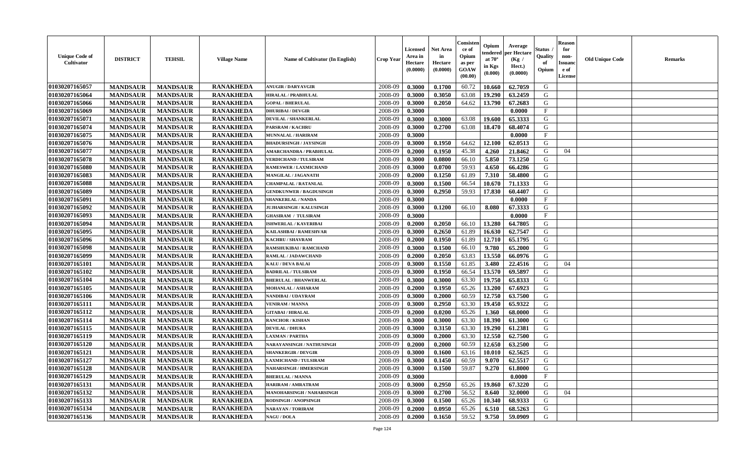| Unique Code of Cultivator | DISTRICT | TEHSIL | Village Name | Name of Cultivator (In English) | Crop Year | Licensed Area in Hectare (0.0000) | Net Area in Hectare (0.0000) | Consistence of Opium as per GOAW (00.00) | Opium tendered at 70° in Kgs (0.000) | Average per Hectare (Kg / Hect.) (0.0000) | Status / Quality of Opium | Reason for non-Issuance of License | Old Unique Code | Remarks |
|---|---|---|---|---|---|---|---|---|---|---|---|---|---|---|
| 01030207165057 | MANDSAUR | MANDSAUR | RANAKHEDA | ANUGIR / DARYAVGIR | 2008-09 | 0.3000 | 0.1700 | 60.72 | 10.660 | 62.7059 | G | | | |
| 01030207165064 | MANDSAUR | MANDSAUR | RANAKHEDA | HIRALAL / PRABHULAL | 2008-09 | 0.3000 | 0.3050 | 63.08 | 19.290 | 63.2459 | G | | | |
| 01030207165066 | MANDSAUR | MANDSAUR | RANAKHEDA | GOPAL / BHERULAL | 2008-09 | 0.3000 | 0.2050 | 64.62 | 13.790 | 67.2683 | G | | | |
| 01030207165069 | MANDSAUR | MANDSAUR | RANAKHEDA | DHURIBAI / DEVGIR | 2008-09 | 0.3000 | | | | 0.0000 | F | | | |
| 01030207165071 | MANDSAUR | MANDSAUR | RANAKHEDA | DEVILAL / SHANKERLAL | 2008-09 | 0.3000 | 0.3000 | 63.08 | 19.600 | 65.3333 | G | | | |
| 01030207165074 | MANDSAUR | MANDSAUR | RANAKHEDA | PARSRAM / KACHRU | 2008-09 | 0.3000 | 0.2700 | 63.08 | 18.470 | 68.4074 | G | | | |
| 01030207165075 | MANDSAUR | MANDSAUR | RANAKHEDA | MUNNALAL / HARIRAM | 2008-09 | 0.3000 | | | | 0.0000 | F | | | |
| 01030207165076 | MANDSAUR | MANDSAUR | RANAKHEDA | BHADURSINGH / JAYSINGH | 2008-09 | 0.3000 | 0.1950 | 64.62 | 12.100 | 62.0513 | G | | | |
| 01030207165077 | MANDSAUR | MANDSAUR | RANAKHEDA | AMARCHANDRA / PRABHULAL | 2008-09 | 0.2000 | 0.1950 | 45.38 | 4.260 | 21.8462 | G | 04 | | |
| 01030207165078 | MANDSAUR | MANDSAUR | RANAKHEDA | VERDICHAND / TULSIRAM | 2008-09 | 0.3000 | 0.0800 | 66.10 | 5.850 | 73.1250 | G | | | |
| 01030207165080 | MANDSAUR | MANDSAUR | RANAKHEDA | RAMESWER / LAXMICHAND | 2008-09 | 0.3000 | 0.0700 | 59.93 | 4.650 | 66.4286 | G | | | |
| 01030207165083 | MANDSAUR | MANDSAUR | RANAKHEDA | MANGILAL / JAGANATH | 2008-09 | 0.2000 | 0.1250 | 61.89 | 7.310 | 58.4800 | G | | | |
| 01030207165088 | MANDSAUR | MANDSAUR | RANAKHEDA | CHAMPALAL / RATANLAL | 2008-09 | 0.3000 | 0.1500 | 66.54 | 10.670 | 71.1333 | G | | | |
| 01030207165089 | MANDSAUR | MANDSAUR | RANAKHEDA | GENDKUNWER / BAGDUSINGH | 2008-09 | 0.3000 | 0.2950 | 59.93 | 17.830 | 60.4407 | G | | | |
| 01030207165091 | MANDSAUR | MANDSAUR | RANAKHEDA | SHANKERLAL / NANDA | 2008-09 | 0.3000 | | | | 0.0000 | F | | | |
| 01030207165092 | MANDSAUR | MANDSAUR | RANAKHEDA | JUJHARSINGH / KALUSINGH | 2008-09 | 0.3000 | 0.1200 | 66.10 | 8.080 | 67.3333 | G | | | |
| 01030207165093 | MANDSAUR | MANDSAUR | RANAKHEDA | GHASIRAM / TULSIRAM | 2008-09 | 0.3000 | | | | 0.0000 | F | | | |
| 01030207165094 | MANDSAUR | MANDSAUR | RANAKHEDA | ISHWERLAL / KAVERIBAI | 2008-09 | 0.2000 | 0.2050 | 66.10 | 13.280 | 64.7805 | G | | | |
| 01030207165095 | MANDSAUR | MANDSAUR | RANAKHEDA | KAILASHBAI / RAMESHVAR | 2008-09 | 0.3000 | 0.2650 | 61.89 | 16.630 | 62.7547 | G | | | |
| 01030207165096 | MANDSAUR | MANDSAUR | RANAKHEDA | KACHRU / SHAVRAM | 2008-09 | 0.2000 | 0.1950 | 61.89 | 12.710 | 65.1795 | G | | | |
| 01030207165098 | MANDSAUR | MANDSAUR | RANAKHEDA | RAMSHUKIBAI / RAMCHAND | 2008-09 | 0.3000 | 0.1500 | 66.10 | 9.780 | 65.2000 | G | | | |
| 01030207165099 | MANDSAUR | MANDSAUR | RANAKHEDA | RAMLAL / JADAWCHAND | 2008-09 | 0.2000 | 0.2050 | 63.83 | 13.550 | 66.0976 | G | | | |
| 01030207165101 | MANDSAUR | MANDSAUR | RANAKHEDA | KALU / DEVA BALAI | 2008-09 | 0.3000 | 0.1550 | 61.85 | 3.480 | 22.4516 | G | 04 | | |
| 01030207165102 | MANDSAUR | MANDSAUR | RANAKHEDA | BADRILAL / TULSIRAM | 2008-09 | 0.3000 | 0.1950 | 66.54 | 13.570 | 69.5897 | G | | | |
| 01030207165104 | MANDSAUR | MANDSAUR | RANAKHEDA | BHERULAL / BHANWERLAL | 2008-09 | 0.3000 | 0.3000 | 63.30 | 19.750 | 65.8333 | G | | | |
| 01030207165105 | MANDSAUR | MANDSAUR | RANAKHEDA | MOHANLAL / ASHARAM | 2008-09 | 0.2000 | 0.1950 | 65.26 | 13.200 | 67.6923 | G | | | |
| 01030207165106 | MANDSAUR | MANDSAUR | RANAKHEDA | NANDIBAI / UDAYRAM | 2008-09 | 0.3000 | 0.2000 | 60.59 | 12.750 | 63.7500 | G | | | |
| 01030207165111 | MANDSAUR | MANDSAUR | RANAKHEDA | VENIRAM / MANNA | 2008-09 | 0.3000 | 0.2950 | 63.30 | 19.450 | 65.9322 | G | | | |
| 01030207165112 | MANDSAUR | MANDSAUR | RANAKHEDA | GITABAI / HIRALAL | 2008-09 | 0.2000 | 0.0200 | 65.26 | 1.360 | 68.0000 | G | | | |
| 01030207165114 | MANDSAUR | MANDSAUR | RANAKHEDA | RANCHOR / KISHAN | 2008-09 | 0.3000 | 0.3000 | 63.30 | 18.390 | 61.3000 | G | | | |
| 01030207165115 | MANDSAUR | MANDSAUR | RANAKHEDA | DEVILAL / DHURA | 2008-09 | 0.3000 | 0.3150 | 63.30 | 19.290 | 61.2381 | G | | | |
| 01030207165119 | MANDSAUR | MANDSAUR | RANAKHEDA | LAXMAN / PARTHA | 2008-09 | 0.3000 | 0.2000 | 63.30 | 12.550 | 62.7500 | G | | | |
| 01030207165120 | MANDSAUR | MANDSAUR | RANAKHEDA | NARAYANSINGH / NATHUSINGH | 2008-09 | 0.2000 | 0.2000 | 60.59 | 12.650 | 63.2500 | G | | | |
| 01030207165121 | MANDSAUR | MANDSAUR | RANAKHEDA | SHANKERGIR / DEVGIR | 2008-09 | 0.3000 | 0.1600 | 63.16 | 10.010 | 62.5625 | G | | | |
| 01030207165127 | MANDSAUR | MANDSAUR | RANAKHEDA | LAXMICHAND / TULSIRAM | 2008-09 | 0.3000 | 0.1450 | 60.59 | 9.070 | 62.5517 | G | | | |
| 01030207165128 | MANDSAUR | MANDSAUR | RANAKHEDA | NAHARSINGH / HMERSINGH | 2008-09 | 0.3000 | 0.1500 | 59.87 | 9.270 | 61.8000 | G | | | |
| 01030207165129 | MANDSAUR | MANDSAUR | RANAKHEDA | BHERULAL / MANNA | 2008-09 | 0.3000 | | | | 0.0000 | F | | | |
| 01030207165131 | MANDSAUR | MANDSAUR | RANAKHEDA | HARIRAM / AMRATRAM | 2008-09 | 0.3000 | 0.2950 | 65.26 | 19.860 | 67.3220 | G | | | |
| 01030207165132 | MANDSAUR | MANDSAUR | RANAKHEDA | MANOHARSINGH / NAHARSINGH | 2008-09 | 0.3000 | 0.2700 | 56.52 | 8.640 | 32.0000 | G | 04 | | |
| 01030207165133 | MANDSAUR | MANDSAUR | RANAKHEDA | RODSINGH / ANOPSINGH | 2008-09 | 0.3000 | 0.1500 | 65.26 | 10.340 | 68.9333 | G | | | |
| 01030207165134 | MANDSAUR | MANDSAUR | RANAKHEDA | NARAYAN / TORIRAM | 2008-09 | 0.2000 | 0.0950 | 65.26 | 6.510 | 68.5263 | G | | | |
| 01030207165136 | MANDSAUR | MANDSAUR | RANAKHEDA | NAGU / DOLA | 2008-09 | 0.2000 | 0.1650 | 59.52 | 9.750 | 59.0909 | G | | | |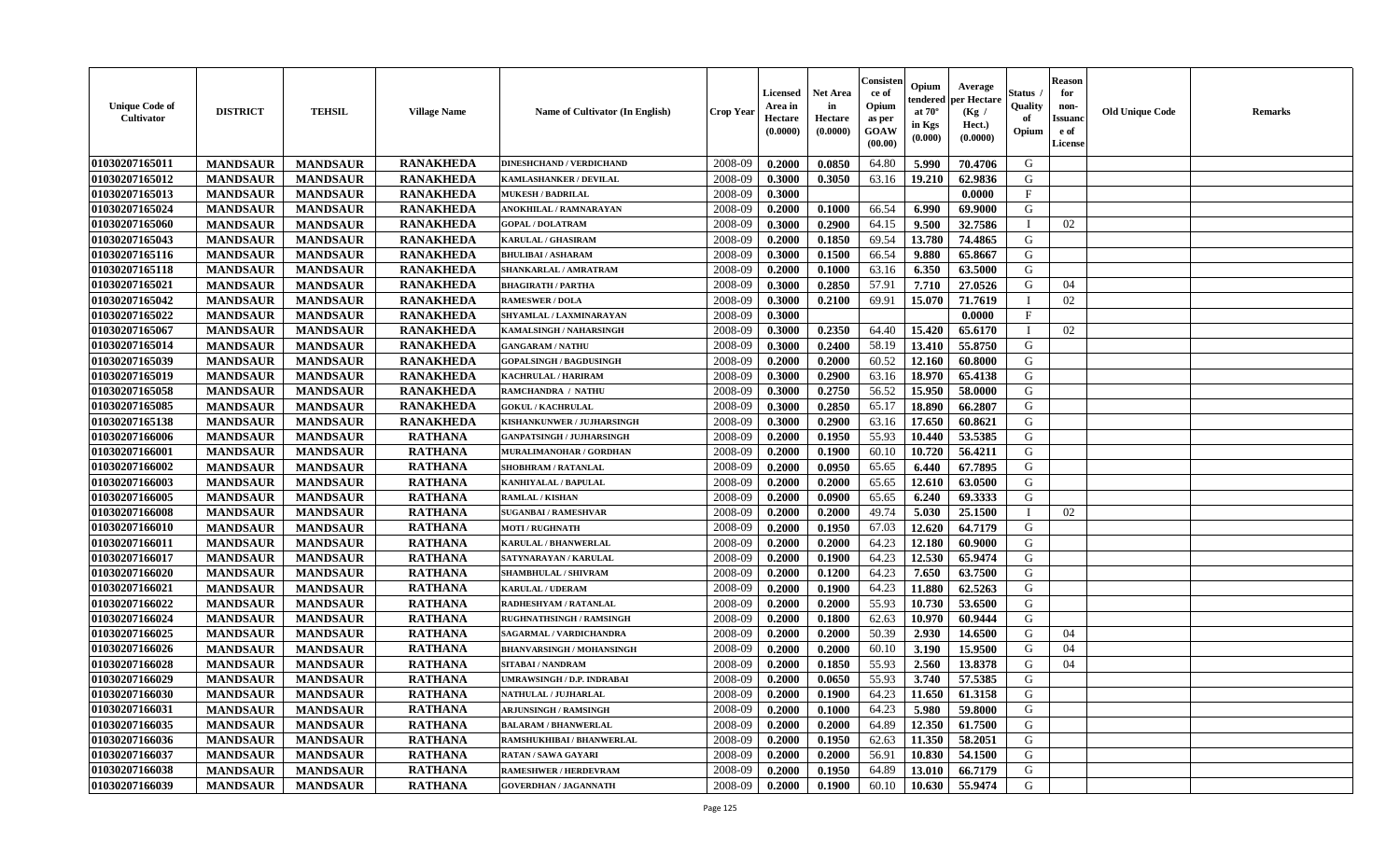| Unique Code of Cultivator | DISTRICT | TEHSIL | Village Name | Name of Cultivator (In English) | Crop Year | Licensed Area in Hectare (0.0000) | Net Area in Hectare (0.0000) | Consistence of Opium as per GOAW (00.00) | Opium tendered at 70° in Kgs (0.000) | Average per Hectare (Kg / Hect.) (0.0000) | Status / Quality of Opium | Reason for non-Issuance of License | Old Unique Code | Remarks |
|---|---|---|---|---|---|---|---|---|---|---|---|---|---|---|
| 01030207165011 | MANDSAUR | MANDSAUR | RANAKHEDA | DINESHCHAND / VERDICHAND | 2008-09 | 0.2000 | 0.0850 | 64.80 | 5.990 | 70.4706 | G | | | |
| 01030207165012 | MANDSAUR | MANDSAUR | RANAKHEDA | KAMLASHANKER / DEVILAL | 2008-09 | 0.3000 | 0.3050 | 63.16 | 19.210 | 62.9836 | G | | | |
| 01030207165013 | MANDSAUR | MANDSAUR | RANAKHEDA | MUKESH / BADRILAL | 2008-09 | 0.3000 | | | | 0.0000 | F | | | |
| 01030207165024 | MANDSAUR | MANDSAUR | RANAKHEDA | ANOKHILAL / RAMNARAYAN | 2008-09 | 0.2000 | 0.1000 | 66.54 | 6.990 | 69.9000 | G | | | |
| 01030207165060 | MANDSAUR | MANDSAUR | RANAKHEDA | GOPAL / DOLATRAM | 2008-09 | 0.3000 | 0.2900 | 64.15 | 9.500 | 32.7586 | I | 02 | | |
| 01030207165043 | MANDSAUR | MANDSAUR | RANAKHEDA | KARULAL / GHASIRAM | 2008-09 | 0.2000 | 0.1850 | 69.54 | 13.780 | 74.4865 | G | | | |
| 01030207165116 | MANDSAUR | MANDSAUR | RANAKHEDA | BHULIBAI / ASHARAM | 2008-09 | 0.3000 | 0.1500 | 66.54 | 9.880 | 65.8667 | G | | | |
| 01030207165118 | MANDSAUR | MANDSAUR | RANAKHEDA | SHANKARLAL / AMRATRAM | 2008-09 | 0.2000 | 0.1000 | 63.16 | 6.350 | 63.5000 | G | | | |
| 01030207165021 | MANDSAUR | MANDSAUR | RANAKHEDA | BHAGIRATH / PARTHA | 2008-09 | 0.3000 | 0.2850 | 57.91 | 7.710 | 27.0526 | G | 04 | | |
| 01030207165042 | MANDSAUR | MANDSAUR | RANAKHEDA | RAMESWER / DOLA | 2008-09 | 0.3000 | 0.2100 | 69.91 | 15.070 | 71.7619 | I | 02 | | |
| 01030207165022 | MANDSAUR | MANDSAUR | RANAKHEDA | SHYAMLAL / LAXMINARAYAN | 2008-09 | 0.3000 | | | | 0.0000 | F | | | |
| 01030207165067 | MANDSAUR | MANDSAUR | RANAKHEDA | KAMALSINGH / NAHARSINGH | 2008-09 | 0.3000 | 0.2350 | 64.40 | 15.420 | 65.6170 | I | 02 | | |
| 01030207165014 | MANDSAUR | MANDSAUR | RANAKHEDA | GANGARAM / NATHU | 2008-09 | 0.3000 | 0.2400 | 58.19 | 13.410 | 55.8750 | G | | | |
| 01030207165039 | MANDSAUR | MANDSAUR | RANAKHEDA | GOPALSINGH / BAGDUSINGH | 2008-09 | 0.2000 | 0.2000 | 60.52 | 12.160 | 60.8000 | G | | | |
| 01030207165019 | MANDSAUR | MANDSAUR | RANAKHEDA | KACHRULAL / HARIRAM | 2008-09 | 0.3000 | 0.2900 | 63.16 | 18.970 | 65.4138 | G | | | |
| 01030207165058 | MANDSAUR | MANDSAUR | RANAKHEDA | RAMCHANDRA / NATHU | 2008-09 | 0.3000 | 0.2750 | 56.52 | 15.950 | 58.0000 | G | | | |
| 01030207165085 | MANDSAUR | MANDSAUR | RANAKHEDA | GOKUL / KACHRULAL | 2008-09 | 0.3000 | 0.2850 | 65.17 | 18.890 | 66.2807 | G | | | |
| 01030207165138 | MANDSAUR | MANDSAUR | RANAKHEDA | KISHANKUNWER / JUJHARSINGH | 2008-09 | 0.3000 | 0.2900 | 63.16 | 17.650 | 60.8621 | G | | | |
| 01030207166006 | MANDSAUR | MANDSAUR | RATHANA | GANPATSINGH / JUJHARSINGH | 2008-09 | 0.2000 | 0.1950 | 55.93 | 10.440 | 53.5385 | G | | | |
| 01030207166001 | MANDSAUR | MANDSAUR | RATHANA | MURALIMANOHAR / GORDHAN | 2008-09 | 0.2000 | 0.1900 | 60.10 | 10.720 | 56.4211 | G | | | |
| 01030207166002 | MANDSAUR | MANDSAUR | RATHANA | SHOBHRAM / RATANLAL | 2008-09 | 0.2000 | 0.0950 | 65.65 | 6.440 | 67.7895 | G | | | |
| 01030207166003 | MANDSAUR | MANDSAUR | RATHANA | KANHIYALAL / BAPULAL | 2008-09 | 0.2000 | 0.2000 | 65.65 | 12.610 | 63.0500 | G | | | |
| 01030207166005 | MANDSAUR | MANDSAUR | RATHANA | RAMLAL / KISHAN | 2008-09 | 0.2000 | 0.0900 | 65.65 | 6.240 | 69.3333 | G | | | |
| 01030207166008 | MANDSAUR | MANDSAUR | RATHANA | SUGANBAI / RAMESHVAR | 2008-09 | 0.2000 | 0.2000 | 49.74 | 5.030 | 25.1500 | I | 02 | | |
| 01030207166010 | MANDSAUR | MANDSAUR | RATHANA | MOTI / RUGHNATH | 2008-09 | 0.2000 | 0.1950 | 67.03 | 12.620 | 64.7179 | G | | | |
| 01030207166011 | MANDSAUR | MANDSAUR | RATHANA | KARULAL / BHANWERLAL | 2008-09 | 0.2000 | 0.2000 | 64.23 | 12.180 | 60.9000 | G | | | |
| 01030207166017 | MANDSAUR | MANDSAUR | RATHANA | SATYNARAYAN / KARULAL | 2008-09 | 0.2000 | 0.1900 | 64.23 | 12.530 | 65.9474 | G | | | |
| 01030207166020 | MANDSAUR | MANDSAUR | RATHANA | SHAMBHULAL / SHIVRAM | 2008-09 | 0.2000 | 0.1200 | 64.23 | 7.650 | 63.7500 | G | | | |
| 01030207166021 | MANDSAUR | MANDSAUR | RATHANA | KARULAL / UDERAM | 2008-09 | 0.2000 | 0.1900 | 64.23 | 11.880 | 62.5263 | G | | | |
| 01030207166022 | MANDSAUR | MANDSAUR | RATHANA | RADHESHYAM / RATANLAL | 2008-09 | 0.2000 | 0.2000 | 55.93 | 10.730 | 53.6500 | G | | | |
| 01030207166024 | MANDSAUR | MANDSAUR | RATHANA | RUGHNATHSINGH / RAMSINGH | 2008-09 | 0.2000 | 0.1800 | 62.63 | 10.970 | 60.9444 | G | | | |
| 01030207166025 | MANDSAUR | MANDSAUR | RATHANA | SAGARMAL / VARDICHANDRA | 2008-09 | 0.2000 | 0.2000 | 50.39 | 2.930 | 14.6500 | G | 04 | | |
| 01030207166026 | MANDSAUR | MANDSAUR | RATHANA | BHANVARSINGH / MOHANSINGH | 2008-09 | 0.2000 | 0.2000 | 60.10 | 3.190 | 15.9500 | G | 04 | | |
| 01030207166028 | MANDSAUR | MANDSAUR | RATHANA | SITABAI / NANDRAM | 2008-09 | 0.2000 | 0.1850 | 55.93 | 2.560 | 13.8378 | G | 04 | | |
| 01030207166029 | MANDSAUR | MANDSAUR | RATHANA | UMRAWSINGH / D.P. INDRABAI | 2008-09 | 0.2000 | 0.0650 | 55.93 | 3.740 | 57.5385 | G | | | |
| 01030207166030 | MANDSAUR | MANDSAUR | RATHANA | NATHULAL / JUJHARLAL | 2008-09 | 0.2000 | 0.1900 | 64.23 | 11.650 | 61.3158 | G | | | |
| 01030207166031 | MANDSAUR | MANDSAUR | RATHANA | ARJUNSINGH / RAMSINGH | 2008-09 | 0.2000 | 0.1000 | 64.23 | 5.980 | 59.8000 | G | | | |
| 01030207166035 | MANDSAUR | MANDSAUR | RATHANA | BALARAM / BHANWERLAL | 2008-09 | 0.2000 | 0.2000 | 64.89 | 12.350 | 61.7500 | G | | | |
| 01030207166036 | MANDSAUR | MANDSAUR | RATHANA | RAMSHUKHIBAI / BHANWERLAL | 2008-09 | 0.2000 | 0.1950 | 62.63 | 11.350 | 58.2051 | G | | | |
| 01030207166037 | MANDSAUR | MANDSAUR | RATHANA | RATAN / SAWA GAYARI | 2008-09 | 0.2000 | 0.2000 | 56.91 | 10.830 | 54.1500 | G | | | |
| 01030207166038 | MANDSAUR | MANDSAUR | RATHANA | RAMESHWER / HERDEVRAM | 2008-09 | 0.2000 | 0.1950 | 64.89 | 13.010 | 66.7179 | G | | | |
| 01030207166039 | MANDSAUR | MANDSAUR | RATHANA | GOVERDHAN / JAGANNATH | 2008-09 | 0.2000 | 0.1900 | 60.10 | 10.630 | 55.9474 | G | | | |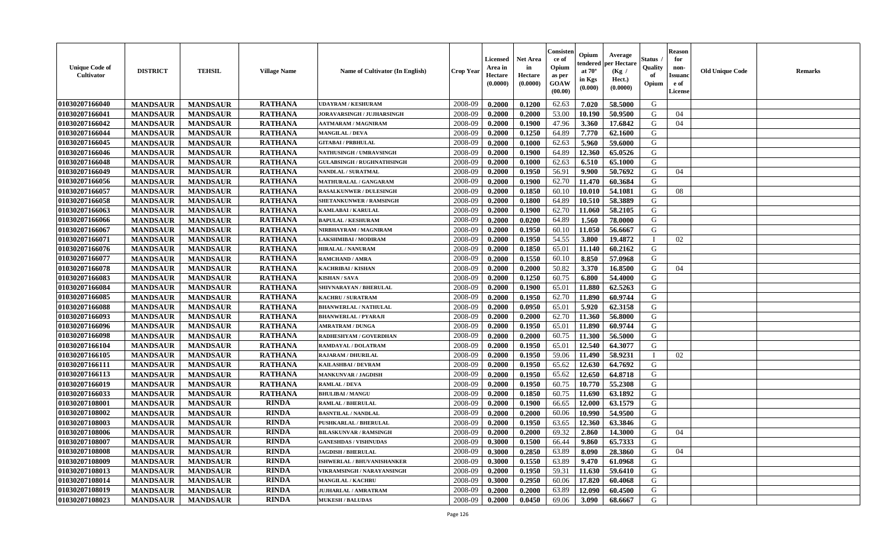| Unique Code of Cultivator | DISTRICT | TEHSIL | Village Name | Name of Cultivator (In English) | Crop Year | Licensed Area in Hectare (0.0000) | Net Area in Hectare (0.0000) | Consistence of Opium as per GOAW (00.00) | Opium tendered at 70° in Kgs (0.000) | Average per Hectare (Kg / Hect.) (0.0000) | Status / Quality of Opium | Reason for non-Issuance of License | Old Unique Code | Remarks |
|---|---|---|---|---|---|---|---|---|---|---|---|---|---|---|
| 01030207166040 | MANDSAUR | MANDSAUR | RATHANA | UDAYRAM / KESHURAM | 2008-09 | 0.2000 | 0.1200 | 62.63 | 7.020 | 58.5000 | G | | | |
| 01030207166041 | MANDSAUR | MANDSAUR | RATHANA | JORAVARSINGH / JUJHARSINGH | 2008-09 | 0.2000 | 0.2000 | 53.00 | 10.190 | 50.9500 | G | 04 | | |
| 01030207166042 | MANDSAUR | MANDSAUR | RATHANA | AATMARAM / MAGNIRAM | 2008-09 | 0.2000 | 0.1900 | 47.96 | 3.360 | 17.6842 | G | 04 | | |
| 01030207166044 | MANDSAUR | MANDSAUR | RATHANA | MANGILAL / DEVA | 2008-09 | 0.2000 | 0.1250 | 64.89 | 7.770 | 62.1600 | G | | | |
| 01030207166045 | MANDSAUR | MANDSAUR | RATHANA | GITABAI / PRBHULAL | 2008-09 | 0.2000 | 0.1000 | 62.63 | 5.960 | 59.6000 | G | | | |
| 01030207166046 | MANDSAUR | MANDSAUR | RATHANA | NATHUSINGH / UMRAVSINGH | 2008-09 | 0.2000 | 0.1900 | 64.89 | 12.360 | 65.0526 | G | | | |
| 01030207166048 | MANDSAUR | MANDSAUR | RATHANA | GULABSINGH / RUGHNATHSINGH | 2008-09 | 0.2000 | 0.1000 | 62.63 | 6.510 | 65.1000 | G | | | |
| 01030207166049 | MANDSAUR | MANDSAUR | RATHANA | NANDLAL / SURATMAL | 2008-09 | 0.2000 | 0.1950 | 56.91 | 9.900 | 50.7692 | G | 04 | | |
| 01030207166056 | MANDSAUR | MANDSAUR | RATHANA | MATHURALAL / GANGARAM | 2008-09 | 0.2000 | 0.1900 | 62.70 | 11.470 | 60.3684 | G | | | |
| 01030207166057 | MANDSAUR | MANDSAUR | RATHANA | RASALKUNWER / DULESINGH | 2008-09 | 0.2000 | 0.1850 | 60.10 | 10.010 | 54.1081 | G | 08 | | |
| 01030207166058 | MANDSAUR | MANDSAUR | RATHANA | SHETANKUNWER / RAMSINGH | 2008-09 | 0.2000 | 0.1800 | 64.89 | 10.510 | 58.3889 | G | | | |
| 01030207166063 | MANDSAUR | MANDSAUR | RATHANA | KAMLABAI / KARULAL | 2008-09 | 0.2000 | 0.1900 | 62.70 | 11.060 | 58.2105 | G | | | |
| 01030207166066 | MANDSAUR | MANDSAUR | RATHANA | BAPULAL / KESHURAM | 2008-09 | 0.2000 | 0.0200 | 64.89 | 1.560 | 78.0000 | G | | | |
| 01030207166067 | MANDSAUR | MANDSAUR | RATHANA | NIRBHAYRAM / MAGNIRAM | 2008-09 | 0.2000 | 0.1950 | 60.10 | 11.050 | 56.6667 | G | | | |
| 01030207166071 | MANDSAUR | MANDSAUR | RATHANA | LAKSHMIBAI / MODIRAM | 2008-09 | 0.2000 | 0.1950 | 54.55 | 3.800 | 19.4872 | I | 02 | | |
| 01030207166076 | MANDSAUR | MANDSAUR | RATHANA | HIRALAL / NANURAM | 2008-09 | 0.2000 | 0.1850 | 65.01 | 11.140 | 60.2162 | G | | | |
| 01030207166077 | MANDSAUR | MANDSAUR | RATHANA | RAMCHAND / AMRA | 2008-09 | 0.2000 | 0.1550 | 60.10 | 8.850 | 57.0968 | G | | | |
| 01030207166078 | MANDSAUR | MANDSAUR | RATHANA | KACHRIBAI / KISHAN | 2008-09 | 0.2000 | 0.2000 | 50.82 | 3.370 | 16.8500 | G | 04 | | |
| 01030207166083 | MANDSAUR | MANDSAUR | RATHANA | KISHAN / SAVA | 2008-09 | 0.2000 | 0.1250 | 60.75 | 6.800 | 54.4000 | G | | | |
| 01030207166084 | MANDSAUR | MANDSAUR | RATHANA | SHIVNARAYAN / BHERULAL | 2008-09 | 0.2000 | 0.1900 | 65.01 | 11.880 | 62.5263 | G | | | |
| 01030207166085 | MANDSAUR | MANDSAUR | RATHANA | KACHRU / SURATRAM | 2008-09 | 0.2000 | 0.1950 | 62.70 | 11.890 | 60.9744 | G | | | |
| 01030207166088 | MANDSAUR | MANDSAUR | RATHANA | BHANWERLAL / NATHULAL | 2008-09 | 0.2000 | 0.0950 | 65.01 | 5.920 | 62.3158 | G | | | |
| 01030207166093 | MANDSAUR | MANDSAUR | RATHANA | BHANWERLAL / PYARAJI | 2008-09 | 0.2000 | 0.2000 | 62.70 | 11.360 | 56.8000 | G | | | |
| 01030207166096 | MANDSAUR | MANDSAUR | RATHANA | AMRATRAM / DUNGA | 2008-09 | 0.2000 | 0.1950 | 65.01 | 11.890 | 60.9744 | G | | | |
| 01030207166098 | MANDSAUR | MANDSAUR | RATHANA | RADHESHYAM / GOVERDHAN | 2008-09 | 0.2000 | 0.2000 | 60.75 | 11.300 | 56.5000 | G | | | |
| 01030207166104 | MANDSAUR | MANDSAUR | RATHANA | RAMDAYAL / DOLATRAM | 2008-09 | 0.2000 | 0.1950 | 65.01 | 12.540 | 64.3077 | G | | | |
| 01030207166105 | MANDSAUR | MANDSAUR | RATHANA | RAJARAM / DHURILAL | 2008-09 | 0.2000 | 0.1950 | 59.06 | 11.490 | 58.9231 | I | 02 | | |
| 01030207166111 | MANDSAUR | MANDSAUR | RATHANA | KAILASHBAI / DEVRAM | 2008-09 | 0.2000 | 0.1950 | 65.62 | 12.630 | 64.7692 | G | | | |
| 01030207166113 | MANDSAUR | MANDSAUR | RATHANA | MANKUNVAR / JAGDISH | 2008-09 | 0.2000 | 0.1950 | 65.62 | 12.650 | 64.8718 | G | | | |
| 01030207166019 | MANDSAUR | MANDSAUR | RATHANA | RAMLAL / DEVA | 2008-09 | 0.2000 | 0.1950 | 60.75 | 10.770 | 55.2308 | G | | | |
| 01030207166033 | MANDSAUR | MANDSAUR | RATHANA | BHULIBAI / MANGU | 2008-09 | 0.2000 | 0.1850 | 60.75 | 11.690 | 63.1892 | G | | | |
| 01030207108001 | MANDSAUR | MANDSAUR | RINDA | RAMLAL / BHERULAL | 2008-09 | 0.2000 | 0.1900 | 66.65 | 12.000 | 63.1579 | G | | | |
| 01030207108002 | MANDSAUR | MANDSAUR | RINDA | BASNTILAL / NANDLAL | 2008-09 | 0.2000 | 0.2000 | 60.06 | 10.990 | 54.9500 | G | | | |
| 01030207108003 | MANDSAUR | MANDSAUR | RINDA | PUSHKARLAL / BHERULAL | 2008-09 | 0.2000 | 0.1950 | 63.65 | 12.360 | 63.3846 | G | | | |
| 01030207108006 | MANDSAUR | MANDSAUR | RINDA | BILASKUNVAR / RAMSINGH | 2008-09 | 0.2000 | 0.2000 | 69.32 | 2.860 | 14.3000 | G | 04 | | |
| 01030207108007 | MANDSAUR | MANDSAUR | RINDA | GANESHDAS / VISHNUDAS | 2008-09 | 0.3000 | 0.1500 | 66.44 | 9.860 | 65.7333 | G | | | |
| 01030207108008 | MANDSAUR | MANDSAUR | RINDA | JAGDISH / BHERULAL | 2008-09 | 0.3000 | 0.2850 | 63.89 | 8.090 | 28.3860 | G | 04 | | |
| 01030207108009 | MANDSAUR | MANDSAUR | RINDA | ISHWERLAL / BHUVANISHANKER | 2008-09 | 0.3000 | 0.1550 | 63.89 | 9.470 | 61.0968 | G | | | |
| 01030207108013 | MANDSAUR | MANDSAUR | RINDA | VIKRAMSINGH / NARAYANSINGH | 2008-09 | 0.2000 | 0.1950 | 59.31 | 11.630 | 59.6410 | G | | | |
| 01030207108014 | MANDSAUR | MANDSAUR | RINDA | MANGILAL / KACHRU | 2008-09 | 0.3000 | 0.2950 | 60.06 | 17.820 | 60.4068 | G | | | |
| 01030207108019 | MANDSAUR | MANDSAUR | RINDA | JUJHARLAL / AMRATRAM | 2008-09 | 0.2000 | 0.2000 | 63.89 | 12.090 | 60.4500 | G | | | |
| 01030207108023 | MANDSAUR | MANDSAUR | RINDA | MUKESH / BALUDAS | 2008-09 | 0.2000 | 0.0450 | 69.06 | 3.090 | 68.6667 | G | | | |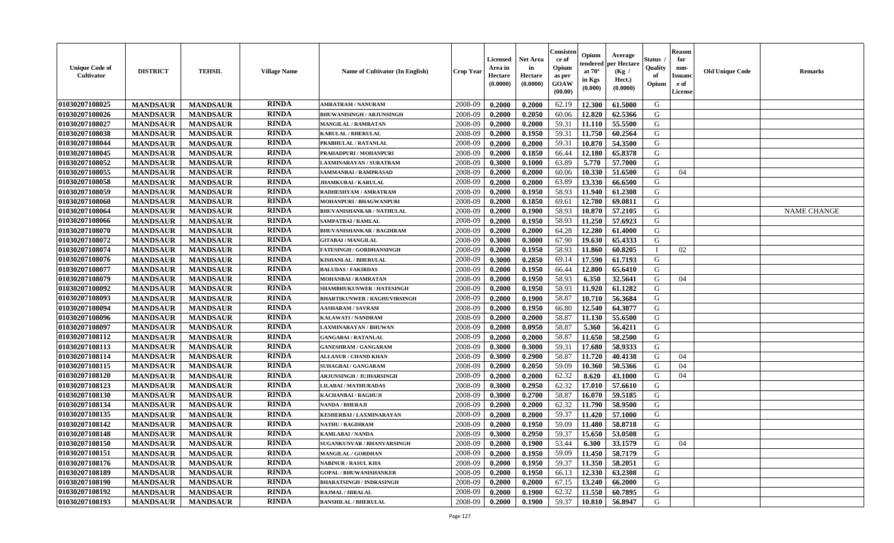| Unique Code of Cultivator | DISTRICT | TEHSIL | Village Name | Name of Cultivator (In English) | Crop Year | Licensed Area in Hectare (0.0000) | Net Area in Hectare (0.0000) | Consistence of Opium as per GOAW (00.00) | Opium tendered at 70° in Kgs (0.000) | Average per Hectare (Kg / Hect.) (0.0000) | Status / Quality of Opium | Reason for non-Issuance of License | Old Unique Code | Remarks |
|---|---|---|---|---|---|---|---|---|---|---|---|---|---|---|
| 01030207108025 | MANDSAUR | MANDSAUR | RINDA | AMRATRAM / NANURAM | 2008-09 | 0.2000 | 0.2000 | 62.19 | 12.300 | 61.5000 | G | | | |
| 01030207108026 | MANDSAUR | MANDSAUR | RINDA | BHUWANISINGH / ARJUNSINGH | 2008-09 | 0.2000 | 0.2050 | 60.06 | 12.820 | 62.5366 | G | | | |
| 01030207108027 | MANDSAUR | MANDSAUR | RINDA | MANGILAL / RAMRATAN | 2008-09 | 0.2000 | 0.2000 | 59.31 | 11.110 | 55.5500 | G | | | |
| 01030207108038 | MANDSAUR | MANDSAUR | RINDA | KARULAL / BHERULAL | 2008-09 | 0.2000 | 0.1950 | 59.31 | 11.750 | 60.2564 | G | | | |
| 01030207108044 | MANDSAUR | MANDSAUR | RINDA | PRABHULAL / RATANLAL | 2008-09 | 0.2000 | 0.2000 | 59.31 | 10.870 | 54.3500 | G | | | |
| 01030207108045 | MANDSAUR | MANDSAUR | RINDA | PRAHADPURI / MOHANPURI | 2008-09 | 0.2000 | 0.1850 | 66.44 | 12.180 | 65.8378 | G | | | |
| 01030207108052 | MANDSAUR | MANDSAUR | RINDA | LAXMINARAYAN / SURATRAM | 2008-09 | 0.3000 | 0.1000 | 63.89 | 5.770 | 57.7000 | G | | | |
| 01030207108055 | MANDSAUR | MANDSAUR | RINDA | SAMMANBAI / RAMPRASAD | 2008-09 | 0.2000 | 0.2000 | 60.06 | 10.330 | 51.6500 | G | 04 | | |
| 01030207108058 | MANDSAUR | MANDSAUR | RINDA | JHAMKUBAI / KARULAL | 2008-09 | 0.2000 | 0.2000 | 63.89 | 13.330 | 66.6500 | G | | | |
| 01030207108059 | MANDSAUR | MANDSAUR | RINDA | RADHESHYAM / AMRATRAM | 2008-09 | 0.2000 | 0.1950 | 58.93 | 11.940 | 61.2308 | G | | | |
| 01030207108060 | MANDSAUR | MANDSAUR | RINDA | MOHANPURI / BHAGWANPURI | 2008-09 | 0.2000 | 0.1850 | 69.61 | 12.780 | 69.0811 | G | | | |
| 01030207108064 | MANDSAUR | MANDSAUR | RINDA | BHUVANISHANKAR / NATHULAL | 2008-09 | 0.2000 | 0.1900 | 58.93 | 10.870 | 57.2105 | G | | | NAME CHANGE |
| 01030207108066 | MANDSAUR | MANDSAUR | RINDA | SAMPATBAI / RAMLAL | 2008-09 | 0.2000 | 0.1950 | 58.93 | 11.250 | 57.6923 | G | | | |
| 01030207108070 | MANDSAUR | MANDSAUR | RINDA | BHUVANISHANKAR / BAGDIRAM | 2008-09 | 0.2000 | 0.2000 | 64.28 | 12.280 | 61.4000 | G | | | |
| 01030207108072 | MANDSAUR | MANDSAUR | RINDA | GITABAI / MANGILAL | 2008-09 | 0.3000 | 0.3000 | 67.90 | 19.630 | 65.4333 | G | | | |
| 01030207108074 | MANDSAUR | MANDSAUR | RINDA | FATESINGH / GORDHANSINGH | 2008-09 | 0.2000 | 0.1950 | 58.93 | 11.860 | 60.8205 | I | 02 | | |
| 01030207108076 | MANDSAUR | MANDSAUR | RINDA | KISHANLAL / BHERULAL | 2008-09 | 0.3000 | 0.2850 | 69.14 | 17.590 | 61.7193 | G | | | |
| 01030207108077 | MANDSAUR | MANDSAUR | RINDA | BALUDAS / FAKIRDAS | 2008-09 | 0.2000 | 0.1950 | 66.44 | 12.800 | 65.6410 | G | | | |
| 01030207108079 | MANDSAUR | MANDSAUR | RINDA | MOHANBAI / RAMRATAN | 2008-09 | 0.2000 | 0.1950 | 58.93 | 6.350 | 32.5641 | G | 04 | | |
| 01030207108092 | MANDSAUR | MANDSAUR | RINDA | SHAMBHUKUNWER / HATESINGH | 2008-09 | 0.2000 | 0.1950 | 58.93 | 11.920 | 61.1282 | G | | | |
| 01030207108093 | MANDSAUR | MANDSAUR | RINDA | BHARTIKUNWER / RAGHUVIRSINGH | 2008-09 | 0.2000 | 0.1900 | 58.87 | 10.710 | 56.3684 | G | | | |
| 01030207108094 | MANDSAUR | MANDSAUR | RINDA | AASHARAM / SAVRAM | 2008-09 | 0.2000 | 0.1950 | 66.80 | 12.540 | 64.3077 | G | | | |
| 01030207108096 | MANDSAUR | MANDSAUR | RINDA | KALAWATI / NANDRAM | 2008-09 | 0.2000 | 0.2000 | 58.87 | 11.130 | 55.6500 | G | | | |
| 01030207108097 | MANDSAUR | MANDSAUR | RINDA | LAXMINARAYAN / BHUWAN | 2008-09 | 0.2000 | 0.0950 | 58.87 | 5.360 | 56.4211 | G | | | |
| 01030207108112 | MANDSAUR | MANDSAUR | RINDA | GANGABAI / RATANLAL | 2008-09 | 0.2000 | 0.2000 | 58.87 | 11.650 | 58.2500 | G | | | |
| 01030207108113 | MANDSAUR | MANDSAUR | RINDA | GANESHRAM / GANGARAM | 2008-09 | 0.3000 | 0.3000 | 59.31 | 17.680 | 58.9333 | G | | | |
| 01030207108114 | MANDSAUR | MANDSAUR | RINDA | ALLANUR / CHAND KHAN | 2008-09 | 0.3000 | 0.2900 | 58.87 | 11.720 | 40.4138 | G | 04 | | |
| 01030207108115 | MANDSAUR | MANDSAUR | RINDA | SUHAGBAI / GANGARAM | 2008-09 | 0.2000 | 0.2050 | 59.09 | 10.360 | 50.5366 | G | 04 | | |
| 01030207108120 | MANDSAUR | MANDSAUR | RINDA | ARJUNSINGH / JUJHARSINGH | 2008-09 | 0.2000 | 0.2000 | 62.32 | 8.620 | 43.1000 | G | 04 | | |
| 01030207108123 | MANDSAUR | MANDSAUR | RINDA | LILABAI / MATHURADAS | 2008-09 | 0.3000 | 0.2950 | 62.32 | 17.010 | 57.6610 | G | | | |
| 01030207108130 | MANDSAUR | MANDSAUR | RINDA | KACHANBAI / RAGHUJI | 2008-09 | 0.3000 | 0.2700 | 58.87 | 16.070 | 59.5185 | G | | | |
| 01030207108134 | MANDSAUR | MANDSAUR | RINDA | NANDA / BHERAJI | 2008-09 | 0.2000 | 0.2000 | 62.32 | 11.790 | 58.9500 | G | | | |
| 01030207108135 | MANDSAUR | MANDSAUR | RINDA | KESHERBAI / LAXMINARAYAN | 2008-09 | 0.2000 | 0.2000 | 59.37 | 11.420 | 57.1000 | G | | | |
| 01030207108142 | MANDSAUR | MANDSAUR | RINDA | NATHU / BAGDIRAM | 2008-09 | 0.2000 | 0.1950 | 59.09 | 11.480 | 58.8718 | G | | | |
| 01030207108148 | MANDSAUR | MANDSAUR | RINDA | KAMLABAI / NANDA | 2008-09 | 0.3000 | 0.2950 | 59.37 | 15.650 | 53.0508 | G | | | |
| 01030207108150 | MANDSAUR | MANDSAUR | RINDA | SUGANKUNVAR / BHANVARSINGH | 2008-09 | 0.2000 | 0.1900 | 53.44 | 6.300 | 33.1579 | G | 04 | | |
| 01030207108151 | MANDSAUR | MANDSAUR | RINDA | MANGILAL / GORDHAN | 2008-09 | 0.2000 | 0.1950 | 59.09 | 11.450 | 58.7179 | G | | | |
| 01030207108176 | MANDSAUR | MANDSAUR | RINDA | NABINUR / RASUL KHA | 2008-09 | 0.2000 | 0.1950 | 59.37 | 11.350 | 58.2051 | G | | | |
| 01030207108189 | MANDSAUR | MANDSAUR | RINDA | GOPAL / BHUWANISHANKER | 2008-09 | 0.2000 | 0.1950 | 66.13 | 12.330 | 63.2308 | G | | | |
| 01030207108190 | MANDSAUR | MANDSAUR | RINDA | BHARATSINGH / INDRASINGH | 2008-09 | 0.2000 | 0.2000 | 67.15 | 13.240 | 66.2000 | G | | | |
| 01030207108192 | MANDSAUR | MANDSAUR | RINDA | RAJMAL / HIRALAL | 2008-09 | 0.2000 | 0.1900 | 62.32 | 11.550 | 60.7895 | G | | | |
| 01030207108193 | MANDSAUR | MANDSAUR | RINDA | BANSHILAL / BHERULAL | 2008-09 | 0.2000 | 0.1900 | 59.37 | 10.810 | 56.8947 | G | | | |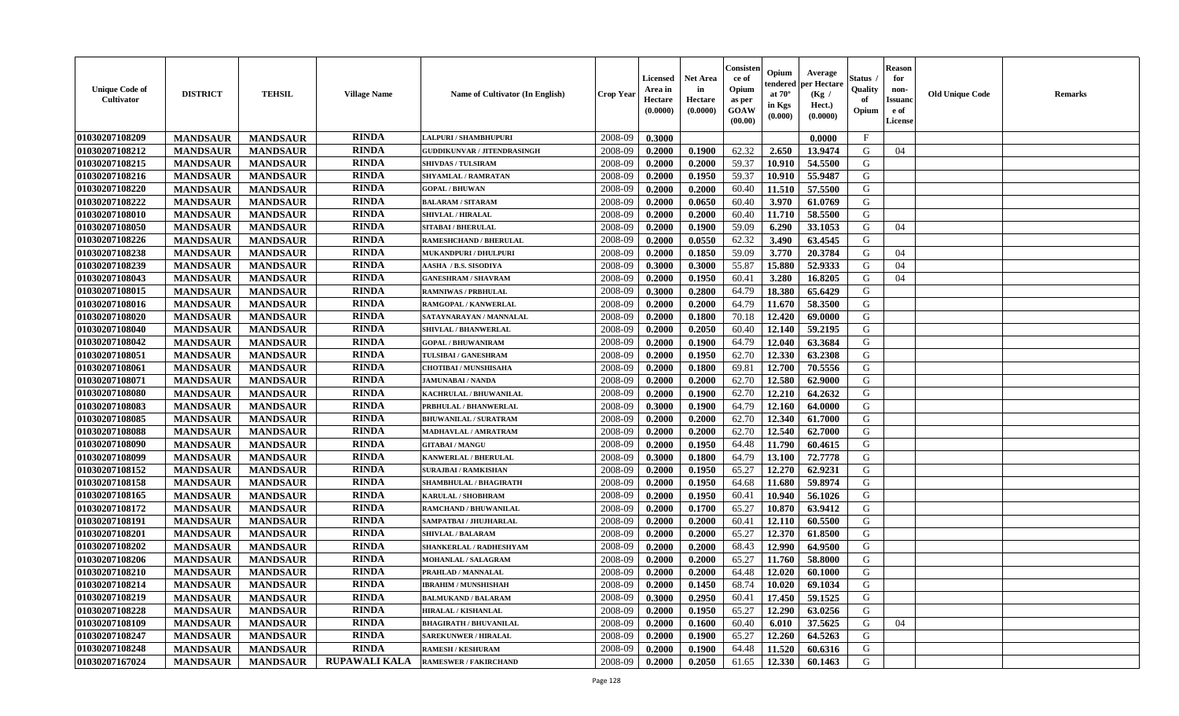| Unique Code of Cultivator | DISTRICT | TEHSIL | Village Name | Name of Cultivator (In English) | Crop Year | Licensed Area in Hectare (0.0000) | Net Area in Hectare (0.0000) | Consistence of Opium as per GOAW (00.00) | Opium tendered at 70° in Kgs (0.000) | Average per Hectare (Kg / Hect.) (0.0000) | Status / Quality of Opium | Reason for non-Issuance of License | Old Unique Code | Remarks |
|---|---|---|---|---|---|---|---|---|---|---|---|---|---|---|
| 01030207108209 | MANDSAUR | MANDSAUR | RINDA | LALPURI / SHAMBHUPURI | 2008-09 | 0.3000 | | | | 0.0000 | F | | | |
| 01030207108212 | MANDSAUR | MANDSAUR | RINDA | GUDDIKUNVAR / JITENDRASINGH | 2008-09 | 0.2000 | 0.1900 | 62.32 | 2.650 | 13.9474 | G | 04 | | |
| 01030207108215 | MANDSAUR | MANDSAUR | RINDA | SHIVDAS / TULSIRAM | 2008-09 | 0.2000 | 0.2000 | 59.37 | 10.910 | 54.5500 | G | | | |
| 01030207108216 | MANDSAUR | MANDSAUR | RINDA | SHYAMLAL / RAMRATAN | 2008-09 | 0.2000 | 0.1950 | 59.37 | 10.910 | 55.9487 | G | | | |
| 01030207108220 | MANDSAUR | MANDSAUR | RINDA | GOPAL / BHUWAN | 2008-09 | 0.2000 | 0.2000 | 60.40 | 11.510 | 57.5500 | G | | | |
| 01030207108222 | MANDSAUR | MANDSAUR | RINDA | BALARAM / SITARAM | 2008-09 | 0.2000 | 0.0650 | 60.40 | 3.970 | 61.0769 | G | | | |
| 01030207108010 | MANDSAUR | MANDSAUR | RINDA | SHIVLAL / HIRALAL | 2008-09 | 0.2000 | 0.2000 | 60.40 | 11.710 | 58.5500 | G | | | |
| 01030207108050 | MANDSAUR | MANDSAUR | RINDA | SITABAI / BHERULAL | 2008-09 | 0.2000 | 0.1900 | 59.09 | 6.290 | 33.1053 | G | 04 | | |
| 01030207108226 | MANDSAUR | MANDSAUR | RINDA | RAMESHCHAND / BHERULAL | 2008-09 | 0.2000 | 0.0550 | 62.32 | 3.490 | 63.4545 | G | | | |
| 01030207108238 | MANDSAUR | MANDSAUR | RINDA | MUKANDPURI / DHULPURI | 2008-09 | 0.2000 | 0.1850 | 59.09 | 3.770 | 20.3784 | G | 04 | | |
| 01030207108239 | MANDSAUR | MANDSAUR | RINDA | AASHA / B.S. SISODIYA | 2008-09 | 0.3000 | 0.3000 | 55.87 | 15.880 | 52.9333 | G | 04 | | |
| 01030207108043 | MANDSAUR | MANDSAUR | RINDA | GANESHRAM / SHAVRAM | 2008-09 | 0.2000 | 0.1950 | 60.41 | 3.280 | 16.8205 | G | 04 | | |
| 01030207108015 | MANDSAUR | MANDSAUR | RINDA | RAMNIWAS / PRBHULAL | 2008-09 | 0.3000 | 0.2800 | 64.79 | 18.380 | 65.6429 | G | | | |
| 01030207108016 | MANDSAUR | MANDSAUR | RINDA | RAMGOPAL / KANWERLAL | 2008-09 | 0.2000 | 0.2000 | 64.79 | 11.670 | 58.3500 | G | | | |
| 01030207108020 | MANDSAUR | MANDSAUR | RINDA | SATAYNARAYAN / MANNALAL | 2008-09 | 0.2000 | 0.1800 | 70.18 | 12.420 | 69.0000 | G | | | |
| 01030207108040 | MANDSAUR | MANDSAUR | RINDA | SHIVLAL / BHANWERLAL | 2008-09 | 0.2000 | 0.2050 | 60.40 | 12.140 | 59.2195 | G | | | |
| 01030207108042 | MANDSAUR | MANDSAUR | RINDA | GOPAL / BHUWANIRAM | 2008-09 | 0.2000 | 0.1900 | 64.79 | 12.040 | 63.3684 | G | | | |
| 01030207108051 | MANDSAUR | MANDSAUR | RINDA | TULSIBAI / GANESHRAM | 2008-09 | 0.2000 | 0.1950 | 62.70 | 12.330 | 63.2308 | G | | | |
| 01030207108061 | MANDSAUR | MANDSAUR | RINDA | CHOTIBAI / MUNSHISAHA | 2008-09 | 0.2000 | 0.1800 | 69.81 | 12.700 | 70.5556 | G | | | |
| 01030207108071 | MANDSAUR | MANDSAUR | RINDA | JAMUNABAI / NANDA | 2008-09 | 0.2000 | 0.2000 | 62.70 | 12.580 | 62.9000 | G | | | |
| 01030207108080 | MANDSAUR | MANDSAUR | RINDA | KACHRULAL / BHUWANILAL | 2008-09 | 0.2000 | 0.1900 | 62.70 | 12.210 | 64.2632 | G | | | |
| 01030207108083 | MANDSAUR | MANDSAUR | RINDA | PRBHULAL / BHANWERLAL | 2008-09 | 0.3000 | 0.1900 | 64.79 | 12.160 | 64.0000 | G | | | |
| 01030207108085 | MANDSAUR | MANDSAUR | RINDA | BHUWANILAL / SURATRAM | 2008-09 | 0.2000 | 0.2000 | 62.70 | 12.340 | 61.7000 | G | | | |
| 01030207108088 | MANDSAUR | MANDSAUR | RINDA | MADHAVLAL / AMRATRAM | 2008-09 | 0.2000 | 0.2000 | 62.70 | 12.540 | 62.7000 | G | | | |
| 01030207108090 | MANDSAUR | MANDSAUR | RINDA | GITABAI / MANGU | 2008-09 | 0.2000 | 0.1950 | 64.48 | 11.790 | 60.4615 | G | | | |
| 01030207108099 | MANDSAUR | MANDSAUR | RINDA | KANWERLAL / BHERULAL | 2008-09 | 0.3000 | 0.1800 | 64.79 | 13.100 | 72.7778 | G | | | |
| 01030207108152 | MANDSAUR | MANDSAUR | RINDA | SURAJBAI / RAMKISHAN | 2008-09 | 0.2000 | 0.1950 | 65.27 | 12.270 | 62.9231 | G | | | |
| 01030207108158 | MANDSAUR | MANDSAUR | RINDA | SHAMBHULAL / BHAGIRATH | 2008-09 | 0.2000 | 0.1950 | 64.68 | 11.680 | 59.8974 | G | | | |
| 01030207108165 | MANDSAUR | MANDSAUR | RINDA | KARULAL / SHOBHRAM | 2008-09 | 0.2000 | 0.1950 | 60.41 | 10.940 | 56.1026 | G | | | |
| 01030207108172 | MANDSAUR | MANDSAUR | RINDA | RAMCHAND / BHUWANILAL | 2008-09 | 0.2000 | 0.1700 | 65.27 | 10.870 | 63.9412 | G | | | |
| 01030207108191 | MANDSAUR | MANDSAUR | RINDA | SAMPATBAI / JHUJHARLAL | 2008-09 | 0.2000 | 0.2000 | 60.41 | 12.110 | 60.5500 | G | | | |
| 01030207108201 | MANDSAUR | MANDSAUR | RINDA | SHIVLAL / BALARAM | 2008-09 | 0.2000 | 0.2000 | 65.27 | 12.370 | 61.8500 | G | | | |
| 01030207108202 | MANDSAUR | MANDSAUR | RINDA | SHANKERLAL / RADHESHYAM | 2008-09 | 0.2000 | 0.2000 | 68.43 | 12.990 | 64.9500 | G | | | |
| 01030207108206 | MANDSAUR | MANDSAUR | RINDA | MOHANLAL / SALAGRAM | 2008-09 | 0.2000 | 0.2000 | 65.27 | 11.760 | 58.8000 | G | | | |
| 01030207108210 | MANDSAUR | MANDSAUR | RINDA | PRAHLAD / MANNALAL | 2008-09 | 0.2000 | 0.2000 | 64.48 | 12.020 | 60.1000 | G | | | |
| 01030207108214 | MANDSAUR | MANDSAUR | RINDA | IBRAHIM / MUNSHISHAH | 2008-09 | 0.2000 | 0.1450 | 68.74 | 10.020 | 69.1034 | G | | | |
| 01030207108219 | MANDSAUR | MANDSAUR | RINDA | BALMUKAND / BALARAM | 2008-09 | 0.3000 | 0.2950 | 60.41 | 17.450 | 59.1525 | G | | | |
| 01030207108228 | MANDSAUR | MANDSAUR | RINDA | HIRALAL / KISHANLAL | 2008-09 | 0.2000 | 0.1950 | 65.27 | 12.290 | 63.0256 | G | | | |
| 01030207108109 | MANDSAUR | MANDSAUR | RINDA | BHAGIRATH / BHUVANILAL | 2008-09 | 0.2000 | 0.1600 | 60.40 | 6.010 | 37.5625 | G | 04 | | |
| 01030207108247 | MANDSAUR | MANDSAUR | RINDA | SAREKUNWER / HIRALAL | 2008-09 | 0.2000 | 0.1900 | 65.27 | 12.260 | 64.5263 | G | | | |
| 01030207108248 | MANDSAUR | MANDSAUR | RINDA | RAMESH / KESHURAM | 2008-09 | 0.2000 | 0.1900 | 64.48 | 11.520 | 60.6316 | G | | | |
| 01030207167024 | MANDSAUR | MANDSAUR | RUPAWALI KALA | RAMESWER / FAKIRCHAND | 2008-09 | 0.2000 | 0.2050 | 61.65 | 12.330 | 60.1463 | G | | | |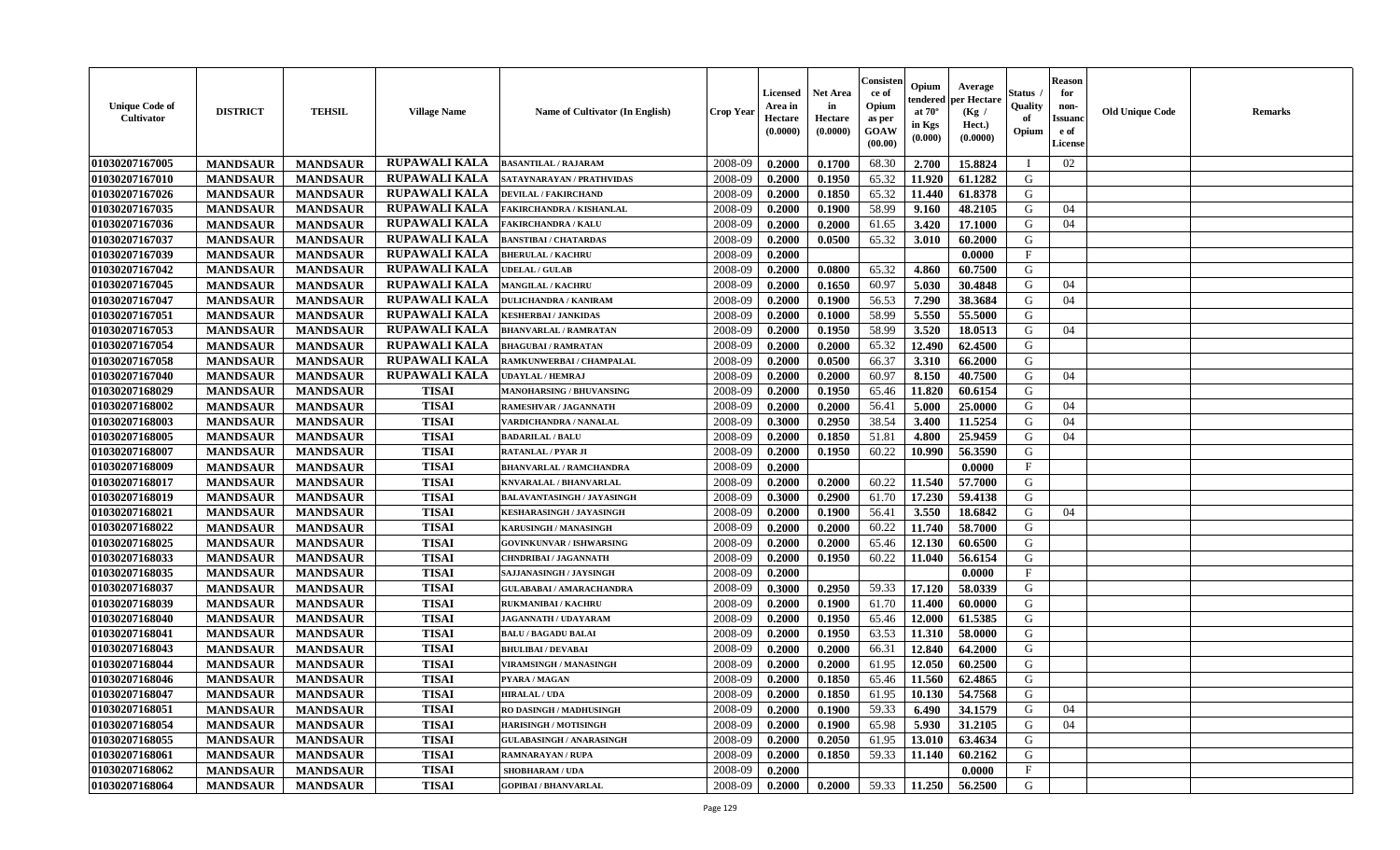| Unique Code of Cultivator | DISTRICT | TEHSIL | Village Name | Name of Cultivator (In English) | Crop Year | Licensed Area in Hectare (0.0000) | Net Area in Hectare (0.0000) | Consistence of Opium as per GOAW (00.00) | Opium tendered at 70° in Kgs (0.000) | Average per Hectare (Kg / Hect.) (0.0000) | Status / Quality of Opium | Reason for non-Issuance of License | Old Unique Code | Remarks |
|---|---|---|---|---|---|---|---|---|---|---|---|---|---|---|
| 01030207167005 | MANDSAUR | MANDSAUR | RUPAWALI KALA | BASANTILAL / RAJARAM | 2008-09 | 0.2000 | 0.1700 | 68.30 | 2.700 | 15.8824 | I | 02 | | |
| 01030207167010 | MANDSAUR | MANDSAUR | RUPAWALI KALA | SATAYNARAYAN / PRATHVIDAS | 2008-09 | 0.2000 | 0.1950 | 65.32 | 11.920 | 61.1282 | G | | | |
| 01030207167026 | MANDSAUR | MANDSAUR | RUPAWALI KALA | DEVILAL / FAKIRCHAND | 2008-09 | 0.2000 | 0.1850 | 65.32 | 11.440 | 61.8378 | G | | | |
| 01030207167035 | MANDSAUR | MANDSAUR | RUPAWALI KALA | FAKIRCHANDRA / KISHANLAL | 2008-09 | 0.2000 | 0.1900 | 58.99 | 9.160 | 48.2105 | G | 04 | | |
| 01030207167036 | MANDSAUR | MANDSAUR | RUPAWALI KALA | FAKIRCHANDRA / KALU | 2008-09 | 0.2000 | 0.2000 | 61.65 | 3.420 | 17.1000 | G | 04 | | |
| 01030207167037 | MANDSAUR | MANDSAUR | RUPAWALI KALA | BANSTIBAI / CHATARDAS | 2008-09 | 0.2000 | 0.0500 | 65.32 | 3.010 | 60.2000 | G | | | |
| 01030207167039 | MANDSAUR | MANDSAUR | RUPAWALI KALA | BHERULAL / KACHRU | 2008-09 | 0.2000 | | | | 0.0000 | F | | | |
| 01030207167042 | MANDSAUR | MANDSAUR | RUPAWALI KALA | UDELAL / GULAB | 2008-09 | 0.2000 | 0.0800 | 65.32 | 4.860 | 60.7500 | G | | | |
| 01030207167045 | MANDSAUR | MANDSAUR | RUPAWALI KALA | MANGILAL / KACHRU | 2008-09 | 0.2000 | 0.1650 | 60.97 | 5.030 | 30.4848 | G | 04 | | |
| 01030207167047 | MANDSAUR | MANDSAUR | RUPAWALI KALA | DULICHANDRA / KANIRAM | 2008-09 | 0.2000 | 0.1900 | 56.53 | 7.290 | 38.3684 | G | 04 | | |
| 01030207167051 | MANDSAUR | MANDSAUR | RUPAWALI KALA | KESHERBAI / JANKIDAS | 2008-09 | 0.2000 | 0.1000 | 58.99 | 5.550 | 55.5000 | G | | | |
| 01030207167053 | MANDSAUR | MANDSAUR | RUPAWALI KALA | BHANVARLAL / RAMRATAN | 2008-09 | 0.2000 | 0.1950 | 58.99 | 3.520 | 18.0513 | G | 04 | | |
| 01030207167054 | MANDSAUR | MANDSAUR | RUPAWALI KALA | BHAGUBAI / RAMRATAN | 2008-09 | 0.2000 | 0.2000 | 65.32 | 12.490 | 62.4500 | G | | | |
| 01030207167058 | MANDSAUR | MANDSAUR | RUPAWALI KALA | RAMKUNWERBAI / CHAMPALAL | 2008-09 | 0.2000 | 0.0500 | 66.37 | 3.310 | 66.2000 | G | | | |
| 01030207167040 | MANDSAUR | MANDSAUR | RUPAWALI KALA | UDAYLAL / HEMRAJ | 2008-09 | 0.2000 | 0.2000 | 60.97 | 8.150 | 40.7500 | G | 04 | | |
| 01030207168029 | MANDSAUR | MANDSAUR | TISAI | MANOHARSING / BHUVANSING | 2008-09 | 0.2000 | 0.1950 | 65.46 | 11.820 | 60.6154 | G | | | |
| 01030207168002 | MANDSAUR | MANDSAUR | TISAI | RAMESHVAR / JAGANNATH | 2008-09 | 0.2000 | 0.2000 | 56.41 | 5.000 | 25.0000 | G | 04 | | |
| 01030207168003 | MANDSAUR | MANDSAUR | TISAI | VARDICHANDRA / NANALAL | 2008-09 | 0.3000 | 0.2950 | 38.54 | 3.400 | 11.5254 | G | 04 | | |
| 01030207168005 | MANDSAUR | MANDSAUR | TISAI | BADARILAL / BALU | 2008-09 | 0.2000 | 0.1850 | 51.81 | 4.800 | 25.9459 | G | 04 | | |
| 01030207168007 | MANDSAUR | MANDSAUR | TISAI | RATANLAL / PYAR JI | 2008-09 | 0.2000 | 0.1950 | 60.22 | 10.990 | 56.3590 | G | | | |
| 01030207168009 | MANDSAUR | MANDSAUR | TISAI | BHANVARLAL / RAMCHANDRA | 2008-09 | 0.2000 | | | | 0.0000 | F | | | |
| 01030207168017 | MANDSAUR | MANDSAUR | TISAI | KNVARALAL / BHANVARLAL | 2008-09 | 0.2000 | 0.2000 | 60.22 | 11.540 | 57.7000 | G | | | |
| 01030207168019 | MANDSAUR | MANDSAUR | TISAI | BALAVANTASINGH / JAYASINGH | 2008-09 | 0.3000 | 0.2900 | 61.70 | 17.230 | 59.4138 | G | | | |
| 01030207168021 | MANDSAUR | MANDSAUR | TISAI | KESHARASINGH / JAYASINGH | 2008-09 | 0.2000 | 0.1900 | 56.41 | 3.550 | 18.6842 | G | 04 | | |
| 01030207168022 | MANDSAUR | MANDSAUR | TISAI | KARUSINGH / MANASINGH | 2008-09 | 0.2000 | 0.2000 | 60.22 | 11.740 | 58.7000 | G | | | |
| 01030207168025 | MANDSAUR | MANDSAUR | TISAI | GOVINKUNVAR / ISHWARSING | 2008-09 | 0.2000 | 0.2000 | 65.46 | 12.130 | 60.6500 | G | | | |
| 01030207168033 | MANDSAUR | MANDSAUR | TISAI | CHNDRIBAI / JAGANNATH | 2008-09 | 0.2000 | 0.1950 | 60.22 | 11.040 | 56.6154 | G | | | |
| 01030207168035 | MANDSAUR | MANDSAUR | TISAI | SAJJANASINGH / JAYSINGH | 2008-09 | 0.2000 | | | | 0.0000 | F | | | |
| 01030207168037 | MANDSAUR | MANDSAUR | TISAI | GULABABAI / AMARACHANDRA | 2008-09 | 0.3000 | 0.2950 | 59.33 | 17.120 | 58.0339 | G | | | |
| 01030207168039 | MANDSAUR | MANDSAUR | TISAI | RUKMANIBAI / KACHRU | 2008-09 | 0.2000 | 0.1900 | 61.70 | 11.400 | 60.0000 | G | | | |
| 01030207168040 | MANDSAUR | MANDSAUR | TISAI | JAGANNATH / UDAYARAM | 2008-09 | 0.2000 | 0.1950 | 65.46 | 12.000 | 61.5385 | G | | | |
| 01030207168041 | MANDSAUR | MANDSAUR | TISAI | BALU / BAGADU BALAI | 2008-09 | 0.2000 | 0.1950 | 63.53 | 11.310 | 58.0000 | G | | | |
| 01030207168043 | MANDSAUR | MANDSAUR | TISAI | BHULIBAI / DEVABAI | 2008-09 | 0.2000 | 0.2000 | 66.31 | 12.840 | 64.2000 | G | | | |
| 01030207168044 | MANDSAUR | MANDSAUR | TISAI | VIRAMSINGH / MANASINGH | 2008-09 | 0.2000 | 0.2000 | 61.95 | 12.050 | 60.2500 | G | | | |
| 01030207168046 | MANDSAUR | MANDSAUR | TISAI | PYARA / MAGAN | 2008-09 | 0.2000 | 0.1850 | 65.46 | 11.560 | 62.4865 | G | | | |
| 01030207168047 | MANDSAUR | MANDSAUR | TISAI | HIRALAL / UDA | 2008-09 | 0.2000 | 0.1850 | 61.95 | 10.130 | 54.7568 | G | | | |
| 01030207168051 | MANDSAUR | MANDSAUR | TISAI | RO DASINGH / MADHUSINGH | 2008-09 | 0.2000 | 0.1900 | 59.33 | 6.490 | 34.1579 | G | 04 | | |
| 01030207168054 | MANDSAUR | MANDSAUR | TISAI | HARISINGH / MOTISINGH | 2008-09 | 0.2000 | 0.1900 | 65.98 | 5.930 | 31.2105 | G | 04 | | |
| 01030207168055 | MANDSAUR | MANDSAUR | TISAI | GULABASINGH / ANARASINGH | 2008-09 | 0.2000 | 0.2050 | 61.95 | 13.010 | 63.4634 | G | | | |
| 01030207168061 | MANDSAUR | MANDSAUR | TISAI | RAMNARAYAN / RUPA | 2008-09 | 0.2000 | 0.1850 | 59.33 | 11.140 | 60.2162 | G | | | |
| 01030207168062 | MANDSAUR | MANDSAUR | TISAI | SHOBHARAM / UDA | 2008-09 | 0.2000 | | | | 0.0000 | F | | | |
| 01030207168064 | MANDSAUR | MANDSAUR | TISAI | GOPIBAI / BHANVARLAL | 2008-09 | 0.2000 | 0.2000 | 59.33 | 11.250 | 56.2500 | G | | | |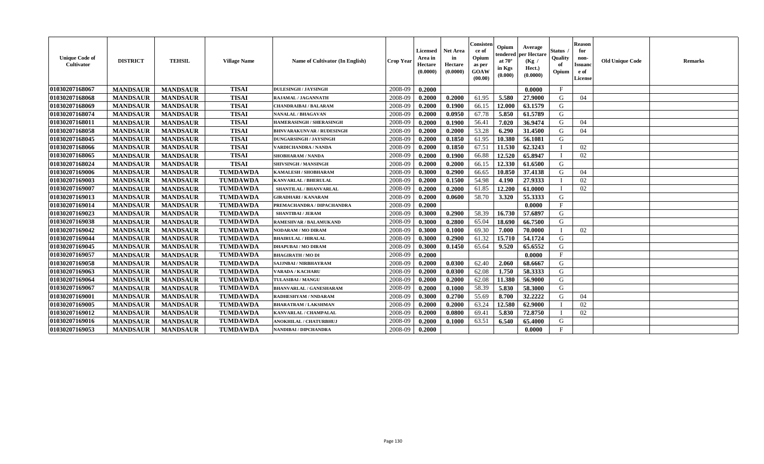| Unique Code of Cultivator | DISTRICT | TEHSIL | Village Name | Name of Cultivator (In English) | Crop Year | Licensed Area in Hectare (0.0000) | Net Area in Hectare (0.0000) | Consistence of Opium as per GOAW (00.00) | Opium tendered at 70° in Kgs (0.000) | Average per Hectare (Kg / Hect.) (0.0000) | Status / Quality of Opium | Reason for non-Issuance of License | Old Unique Code | Remarks |
|---|---|---|---|---|---|---|---|---|---|---|---|---|---|---|
| 01030207168067 | MANDSAUR | MANDSAUR | TISAI | DULESINGH / JAYSINGH | 2008-09 | 0.2000 | | | | 0.0000 | F | | | |
| 01030207168068 | MANDSAUR | MANDSAUR | TISAI | RAJAMAL / JAGANNATH | 2008-09 | 0.2000 | 0.2000 | 61.95 | 5.580 | 27.9000 | G | 04 | | |
| 01030207168069 | MANDSAUR | MANDSAUR | TISAI | CHANDRAIBAI / BALARAM | 2008-09 | 0.2000 | 0.1900 | 66.15 | 12.000 | 63.1579 | G | | | |
| 01030207168074 | MANDSAUR | MANDSAUR | TISAI | NANALAL / BHAGAVAN | 2008-09 | 0.2000 | 0.0950 | 67.78 | 5.850 | 61.5789 | G | | | |
| 01030207168011 | MANDSAUR | MANDSAUR | TISAI | HAMERASINGH / SHERASINGH | 2008-09 | 0.2000 | 0.1900 | 56.41 | 7.020 | 36.9474 | G | 04 | | |
| 01030207168058 | MANDSAUR | MANDSAUR | TISAI | BHNVARAKUNVAR / RUDESINGH | 2008-09 | 0.2000 | 0.2000 | 53.28 | 6.290 | 31.4500 | G | 04 | | |
| 01030207168045 | MANDSAUR | MANDSAUR | TISAI | DUNGARSINGH / JAYSINGH | 2008-09 | 0.2000 | 0.1850 | 61.95 | 10.380 | 56.1081 | G | | | |
| 01030207168066 | MANDSAUR | MANDSAUR | TISAI | VARDICHANDRA / NANDA | 2008-09 | 0.2000 | 0.1850 | 67.51 | 11.530 | 62.3243 | I | 02 | | |
| 01030207168065 | MANDSAUR | MANDSAUR | TISAI | SHOBHARAM / NANDA | 2008-09 | 0.2000 | 0.1900 | 66.88 | 12.520 | 65.8947 | I | 02 | | |
| 01030207168024 | MANDSAUR | MANDSAUR | TISAI | SHIVSINGH / MANSINGH | 2008-09 | 0.2000 | 0.2000 | 66.15 | 12.330 | 61.6500 | G | | | |
| 01030207169006 | MANDSAUR | MANDSAUR | TUMDAWDA | KAMALESH / SHOBHARAM | 2008-09 | 0.3000 | 0.2900 | 66.65 | 10.850 | 37.4138 | G | 04 | | |
| 01030207169003 | MANDSAUR | MANDSAUR | TUMDAWDA | KANVARLAL / BHERULAL | 2008-09 | 0.2000 | 0.1500 | 54.98 | 4.190 | 27.9333 | I | 02 | | |
| 01030207169007 | MANDSAUR | MANDSAUR | TUMDAWDA | SHANTILAL / BHANVARLAL | 2008-09 | 0.2000 | 0.2000 | 61.85 | 12.200 | 61.0000 | I | 02 | | |
| 01030207169013 | MANDSAUR | MANDSAUR | TUMDAWDA | GIRADHARI / KANARAM | 2008-09 | 0.2000 | 0.0600 | 58.70 | 3.320 | 55.3333 | G | | | |
| 01030207169014 | MANDSAUR | MANDSAUR | TUMDAWDA | PREMACHANDRA / DIPACHANDRA | 2008-09 | 0.2000 | | | | 0.0000 | F | | | |
| 01030207169023 | MANDSAUR | MANDSAUR | TUMDAWDA | SHANTIBAI / JERAM | 2008-09 | 0.3000 | 0.2900 | 58.39 | 16.730 | 57.6897 | G | | | |
| 01030207169038 | MANDSAUR | MANDSAUR | TUMDAWDA | RAMESHVAR / BALAMUKAND | 2008-09 | 0.3000 | 0.2800 | 65.04 | 18.690 | 66.7500 | G | | | |
| 01030207169042 | MANDSAUR | MANDSAUR | TUMDAWDA | NODARAM / MO DIRAM | 2008-09 | 0.3000 | 0.1000 | 69.30 | 7.000 | 70.0000 | I | 02 | | |
| 01030207169044 | MANDSAUR | MANDSAUR | TUMDAWDA | BHAIRULAL / HIRALAL | 2008-09 | 0.3000 | 0.2900 | 61.32 | 15.710 | 54.1724 | G | | | |
| 01030207169045 | MANDSAUR | MANDSAUR | TUMDAWDA | DHAPUBAI / MO DIRAM | 2008-09 | 0.3000 | 0.1450 | 65.64 | 9.520 | 65.6552 | G | | | |
| 01030207169057 | MANDSAUR | MANDSAUR | TUMDAWDA | BHAGIRATH / MO DI | 2008-09 | 0.2000 | | | | 0.0000 | F | | | |
| 01030207169058 | MANDSAUR | MANDSAUR | TUMDAWDA | SAJJNBAI / NIRBHAYRAM | 2008-09 | 0.2000 | 0.0300 | 62.40 | 2.060 | 68.6667 | G | | | |
| 01030207169063 | MANDSAUR | MANDSAUR | TUMDAWDA | VARADA / KACHARU | 2008-09 | 0.2000 | 0.0300 | 62.08 | 1.750 | 58.3333 | G | | | |
| 01030207169064 | MANDSAUR | MANDSAUR | TUMDAWDA | TULASIBAI / MANGU | 2008-09 | 0.2000 | 0.2000 | 62.08 | 11.380 | 56.9000 | G | | | |
| 01030207169067 | MANDSAUR | MANDSAUR | TUMDAWDA | BHANVARLAL / GANESHARAM | 2008-09 | 0.2000 | 0.1000 | 58.39 | 5.830 | 58.3000 | G | | | |
| 01030207169001 | MANDSAUR | MANDSAUR | TUMDAWDA | RADHESHYAM / NNDARAM | 2008-09 | 0.3000 | 0.2700 | 55.69 | 8.700 | 32.2222 | G | 04 | | |
| 01030207169005 | MANDSAUR | MANDSAUR | TUMDAWDA | BHARATRAM / LAKSHMAN | 2008-09 | 0.2000 | 0.2000 | 63.24 | 12.580 | 62.9000 | I | 02 | | |
| 01030207169012 | MANDSAUR | MANDSAUR | TUMDAWDA | KANVARLAL / CHAMPALAL | 2008-09 | 0.2000 | 0.0800 | 69.41 | 5.830 | 72.8750 | I | 02 | | |
| 01030207169016 | MANDSAUR | MANDSAUR | TUMDAWDA | ANOKHILAL / CHATURBHUJ | 2008-09 | 0.2000 | 0.1000 | 63.51 | 6.540 | 65.4000 | G | | | |
| 01030207169053 | MANDSAUR | MANDSAUR | TUMDAWDA | NANDIBAI / DIPCHANDRA | 2008-09 | 0.2000 | | | | 0.0000 | F | | | |